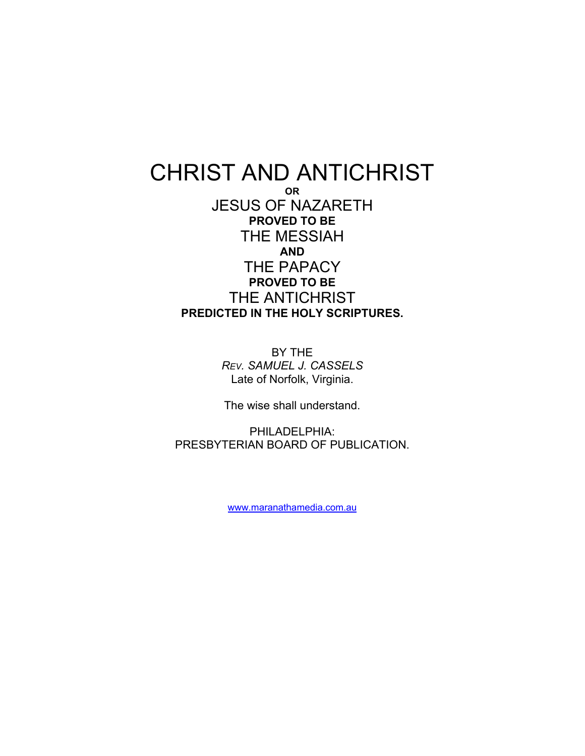# CHRIST AND ANTICHRIST

**OR**

## JESUS OF NAZARETH

**PROVED TO BE**

## THE MESSIAH

**AND**

## THE PAPACY

**PROVED TO BE**

## THE ANTICHRIST

**PREDICTED IN THE HOLY SCRIPTURES.**

BY THE

*REV. SAMUEL J. CASSELS*

Late of Norfolk, Virginia.

The wise shall understand.

PHILADELPHIA:
PRESBYTERIAN BOARD OF PUBLICATION.

www.maranathamedia.com.au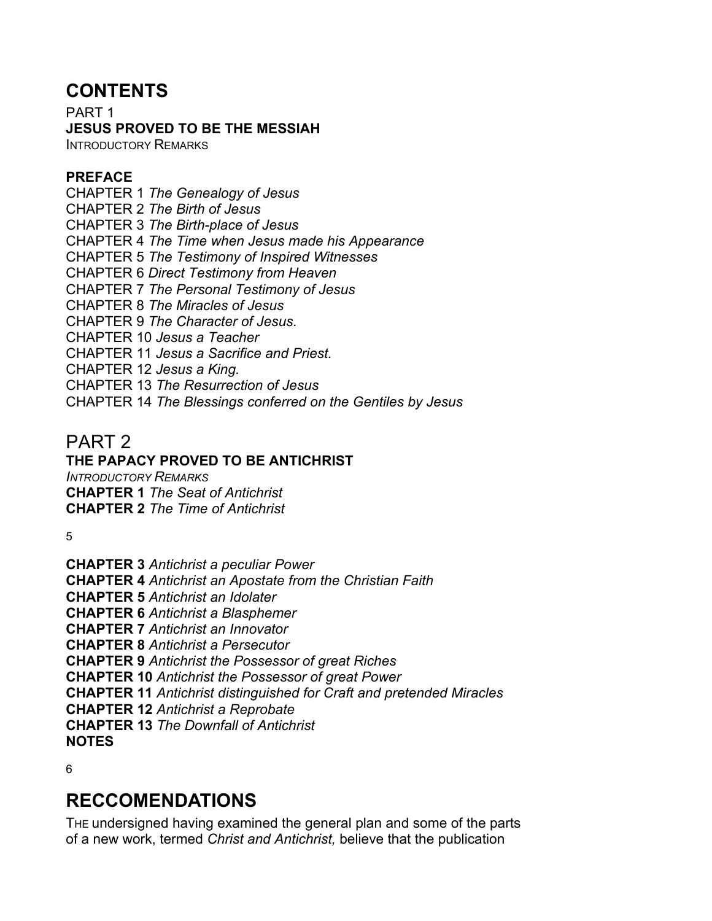# CONTENTS

PART 1

**JESUS PROVED TO BE THE MESSIAH**

INTRODUCTORY REMARKS

**PREFACE**

CHAPTER 1 *The Genealogy of Jesus*
CHAPTER 2 *The Birth of Jesus*
CHAPTER 3 *The Birth-place of Jesus*
CHAPTER 4 *The Time when Jesus made his Appearance*
CHAPTER 5 *The Testimony of Inspired Witnesses*
CHAPTER 6 *Direct Testimony from Heaven*
CHAPTER 7 *The Personal Testimony of Jesus*
CHAPTER 8 *The Miracles of Jesus*
CHAPTER 9 *The Character of Jesus.*
CHAPTER 10 *Jesus a Teacher*
CHAPTER 11 *Jesus a Sacrifice and Priest.*
CHAPTER 12 *Jesus a King.*
CHAPTER 13 *The Resurrection of Jesus*
CHAPTER 14 *The Blessings conferred on the Gentiles by Jesus*

## PART 2

**THE PAPACY PROVED TO BE ANTICHRIST**

*INTRODUCTORY REMARKS*

**CHAPTER 1** *The Seat of Antichrist*
**CHAPTER 2** *The Time of Antichrist*
**CHAPTER 3** *Antichrist a peculiar Power*
**CHAPTER 4** *Antichrist an Apostate from the Christian Faith*
**CHAPTER 5** *Antichrist an Idolater*
**CHAPTER 6** *Antichrist a Blasphemer*
**CHAPTER 7** *Antichrist an Innovator*
**CHAPTER 8** *Antichrist a Persecutor*
**CHAPTER 9** *Antichrist the Possessor of great Riches*
**CHAPTER 10** *Antichrist the Possessor of great Power*
**CHAPTER 11** *Antichrist distinguished for Craft and pretended Miracles*
**CHAPTER 12** *Antichrist a Reprobate*
**CHAPTER 13** *The Downfall of Antichrist*
**NOTES**

# RECCOMENDATIONS

THE undersigned having examined the general plan and some of the parts of a new work, termed *Christ and Antichrist,* believe that the publication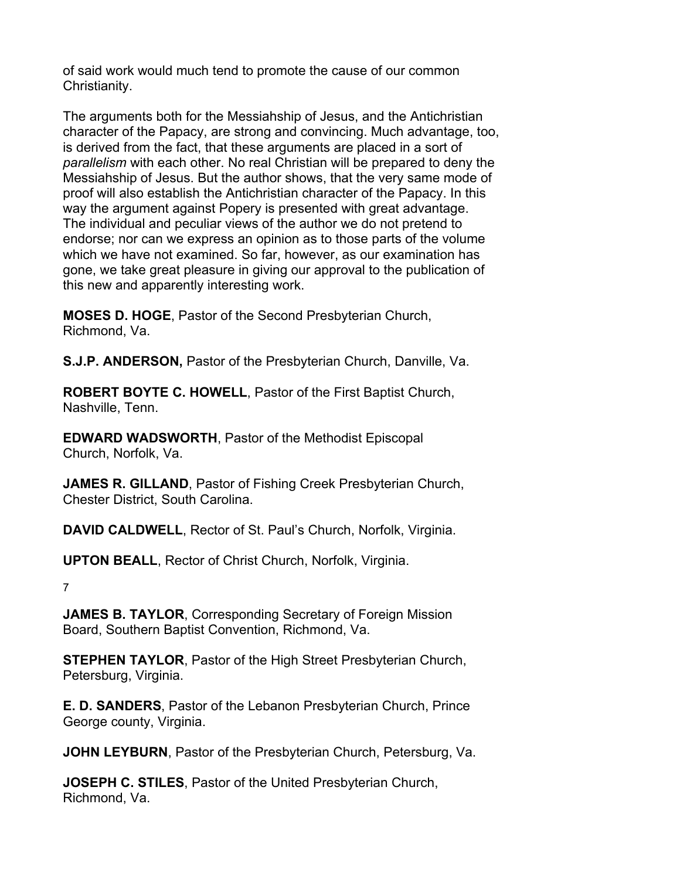of said work would much tend to promote the cause of our common Christianity.

The arguments both for the Messiahship of Jesus, and the Antichristian character of the Papacy, are strong and convincing. Much advantage, too, is derived from the fact, that these arguments are placed in a sort of *parallelism* with each other. No real Christian will be prepared to deny the Messiahship of Jesus. But the author shows, that the very same mode of proof will also establish the Antichristian character of the Papacy. In this way the argument against Popery is presented with great advantage. The individual and peculiar views of the author we do not pretend to endorse; nor can we express an opinion as to those parts of the volume which we have not examined. So far, however, as our examination has gone, we take great pleasure in giving our approval to the publication of this new and apparently interesting work.

**MOSES D. HOGE**, Pastor of the Second Presbyterian Church, Richmond, Va.

**S.J.P. ANDERSON,** Pastor of the Presbyterian Church, Danville, Va.

**ROBERT BOYTE C. HOWELL**, Pastor of the First Baptist Church, Nashville, Tenn.

**EDWARD WADSWORTH**, Pastor of the Methodist Episcopal Church, Norfolk, Va.

**JAMES R. GILLAND**, Pastor of Fishing Creek Presbyterian Church, Chester District, South Carolina.

**DAVID CALDWELL**, Rector of St. Paul's Church, Norfolk, Virginia.

**UPTON BEALL**, Rector of Christ Church, Norfolk, Virginia.

**JAMES B. TAYLOR**, Corresponding Secretary of Foreign Mission Board, Southern Baptist Convention, Richmond, Va.

**STEPHEN TAYLOR**, Pastor of the High Street Presbyterian Church, Petersburg, Virginia.

**E. D. SANDERS**, Pastor of the Lebanon Presbyterian Church, Prince George county, Virginia.

**JOHN LEYBURN**, Pastor of the Presbyterian Church, Petersburg, Va.

**JOSEPH C. STILES**, Pastor of the United Presbyterian Church, Richmond, Va.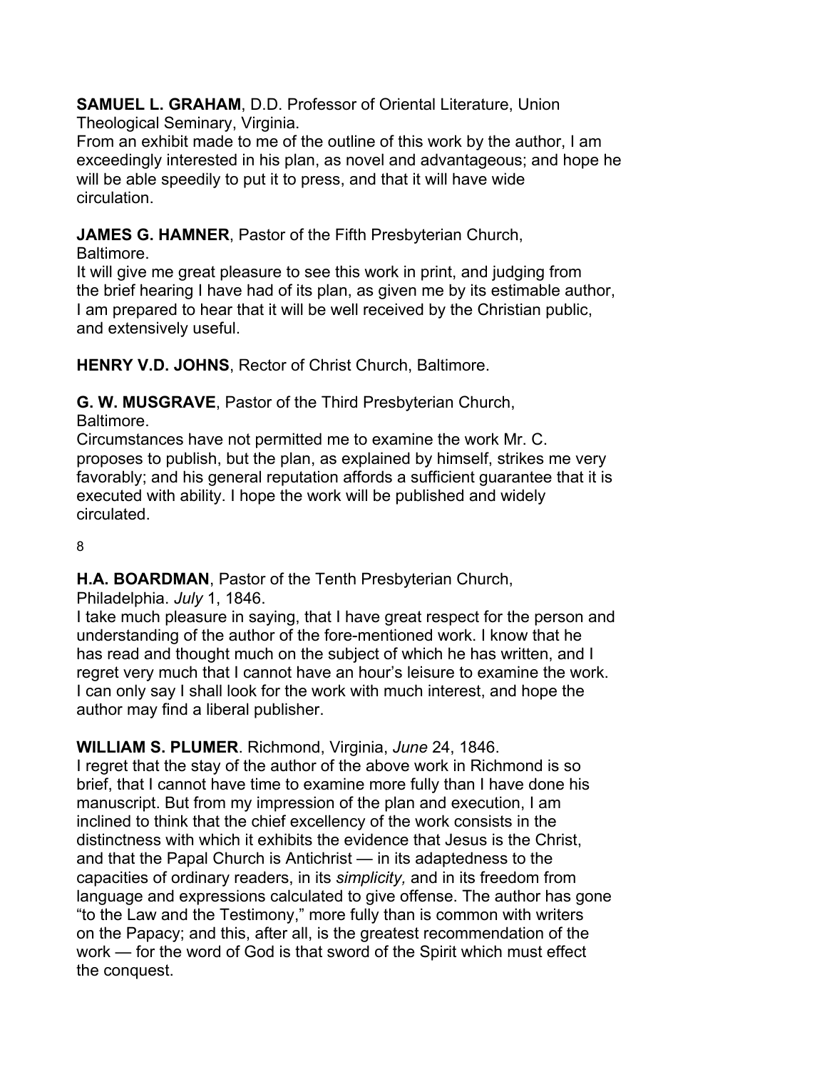**SAMUEL L. GRAHAM**, D.D. Professor of Oriental Literature, Union Theological Seminary, Virginia.
From an exhibit made to me of the outline of this work by the author, I am exceedingly interested in his plan, as novel and advantageous; and hope he will be able speedily to put it to press, and that it will have wide circulation.

**JAMES G. HAMNER**, Pastor of the Fifth Presbyterian Church, Baltimore.
It will give me great pleasure to see this work in print, and judging from the brief hearing I have had of its plan, as given me by its estimable author, I am prepared to hear that it will be well received by the Christian public, and extensively useful.

**HENRY V.D. JOHNS**, Rector of Christ Church, Baltimore.

**G. W. MUSGRAVE**, Pastor of the Third Presbyterian Church, Baltimore.
Circumstances have not permitted me to examine the work Mr. C. proposes to publish, but the plan, as explained by himself, strikes me very favorably; and his general reputation affords a sufficient guarantee that it is executed with ability. I hope the work will be published and widely circulated.

**H.A. BOARDMAN**, Pastor of the Tenth Presbyterian Church, Philadelphia. *July* 1, 1846.
I take much pleasure in saying, that I have great respect for the person and understanding of the author of the fore-mentioned work. I know that he has read and thought much on the subject of which he has written, and I regret very much that I cannot have an hour's leisure to examine the work. I can only say I shall look for the work with much interest, and hope the author may find a liberal publisher.

**WILLIAM S. PLUMER**. Richmond, Virginia, *June* 24, 1846.
I regret that the stay of the author of the above work in Richmond is so brief, that I cannot have time to examine more fully than I have done his manuscript. But from my impression of the plan and execution, I am inclined to think that the chief excellency of the work consists in the distinctness with which it exhibits the evidence that Jesus is the Christ, and that the Papal Church is Antichrist — in its adaptedness to the capacities of ordinary readers, in its *simplicity,* and in its freedom from language and expressions calculated to give offense. The author has gone "to the Law and the Testimony," more fully than is common with writers on the Papacy; and this, after all, is the greatest recommendation of the work — for the word of God is that sword of the Spirit which must effect the conquest.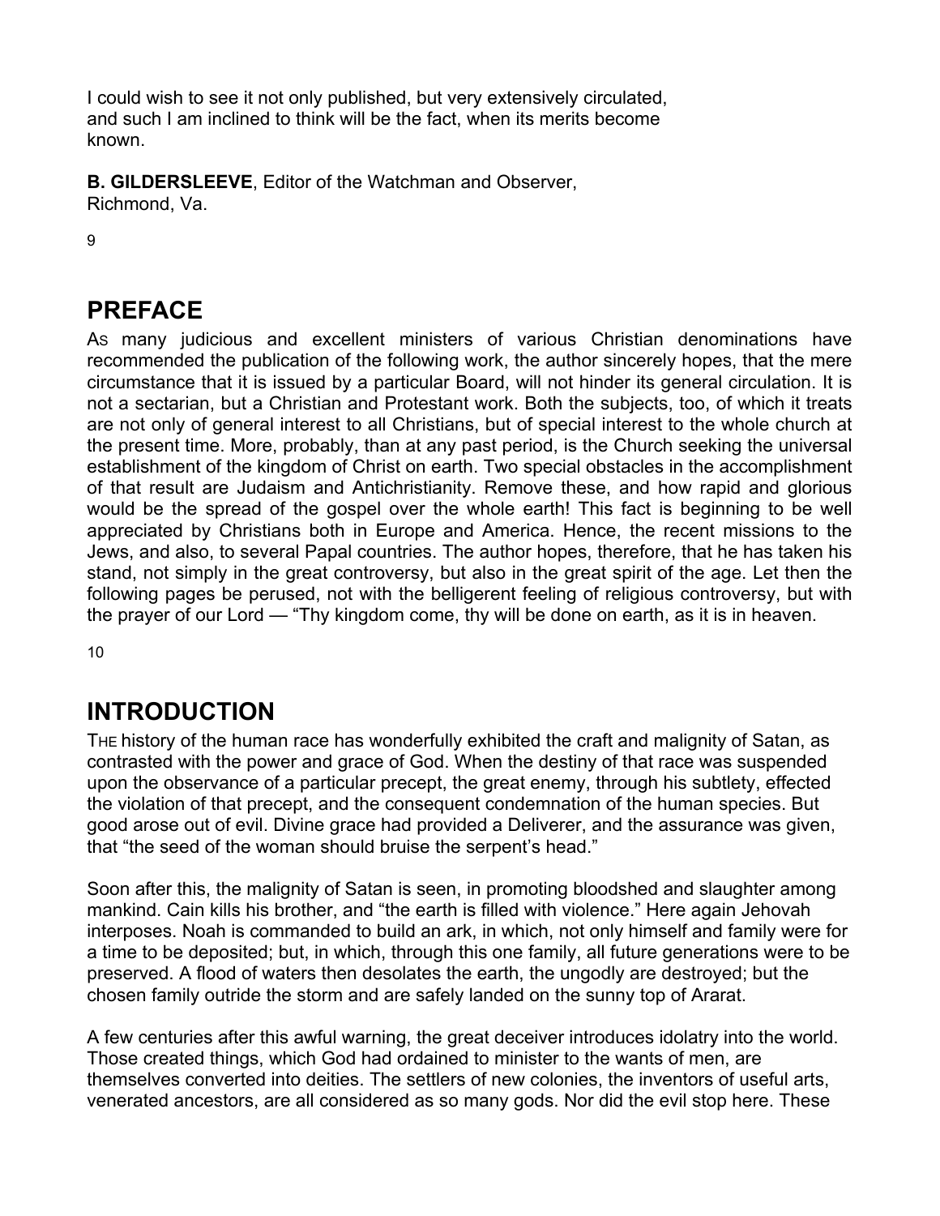I could wish to see it not only published, but very extensively circulated, and such I am inclined to think will be the fact, when its merits become known.

**B. GILDERSLEEVE**, Editor of the Watchman and Observer, Richmond, Va.

## PREFACE

As many judicious and excellent ministers of various Christian denominations have recommended the publication of the following work, the author sincerely hopes, that the mere circumstance that it is issued by a particular Board, will not hinder its general circulation. It is not a sectarian, but a Christian and Protestant work. Both the subjects, too, of which it treats are not only of general interest to all Christians, but of special interest to the whole church at the present time. More, probably, than at any past period, is the Church seeking the universal establishment of the kingdom of Christ on earth. Two special obstacles in the accomplishment of that result are Judaism and Antichristianity. Remove these, and how rapid and glorious would be the spread of the gospel over the whole earth! This fact is beginning to be well appreciated by Christians both in Europe and America. Hence, the recent missions to the Jews, and also, to several Papal countries. The author hopes, therefore, that he has taken his stand, not simply in the great controversy, but also in the great spirit of the age. Let then the following pages be perused, not with the belligerent feeling of religious controversy, but with the prayer of our Lord — "Thy kingdom come, thy will be done on earth, as it is in heaven.

## INTRODUCTION

The history of the human race has wonderfully exhibited the craft and malignity of Satan, as contrasted with the power and grace of God. When the destiny of that race was suspended upon the observance of a particular precept, the great enemy, through his subtlety, effected the violation of that precept, and the consequent condemnation of the human species. But good arose out of evil. Divine grace had provided a Deliverer, and the assurance was given, that "the seed of the woman should bruise the serpent's head."

Soon after this, the malignity of Satan is seen, in promoting bloodshed and slaughter among mankind. Cain kills his brother, and "the earth is filled with violence." Here again Jehovah interposes. Noah is commanded to build an ark, in which, not only himself and family were for a time to be deposited; but, in which, through this one family, all future generations were to be preserved. A flood of waters then desolates the earth, the ungodly are destroyed; but the chosen family outride the storm and are safely landed on the sunny top of Ararat.

A few centuries after this awful warning, the great deceiver introduces idolatry into the world. Those created things, which God had ordained to minister to the wants of men, are themselves converted into deities. The settlers of new colonies, the inventors of useful arts, venerated ancestors, are all considered as so many gods. Nor did the evil stop here. These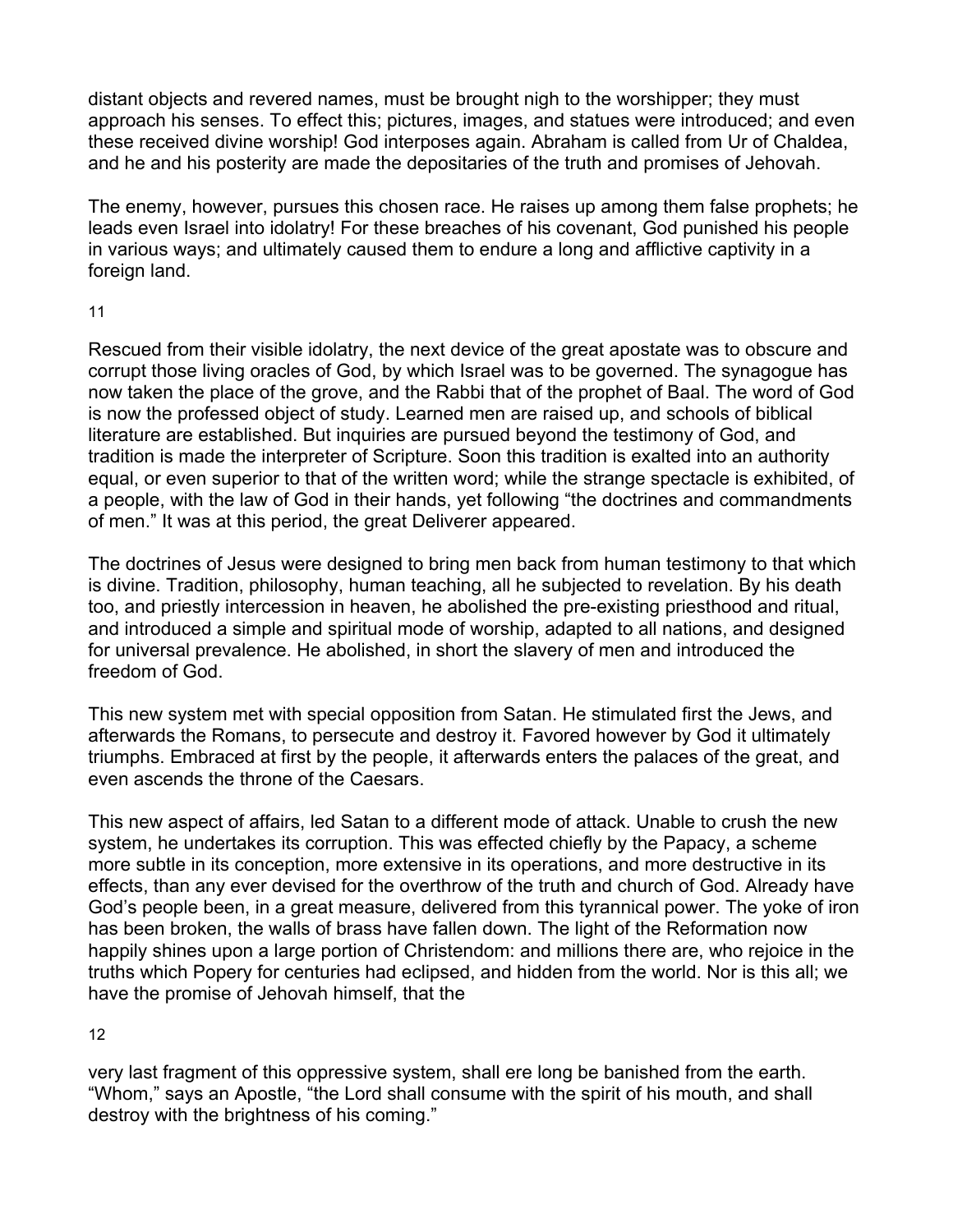distant objects and revered names, must be brought nigh to the worshipper; they must approach his senses. To effect this; pictures, images, and statues were introduced; and even these received divine worship! God interposes again. Abraham is called from Ur of Chaldea, and he and his posterity are made the depositaries of the truth and promises of Jehovah.

The enemy, however, pursues this chosen race. He raises up among them false prophets; he leads even Israel into idolatry! For these breaches of his covenant, God punished his people in various ways; and ultimately caused them to endure a long and afflictive captivity in a foreign land.

Rescued from their visible idolatry, the next device of the great apostate was to obscure and corrupt those living oracles of God, by which Israel was to be governed. The synagogue has now taken the place of the grove, and the Rabbi that of the prophet of Baal. The word of God is now the professed object of study. Learned men are raised up, and schools of biblical literature are established. But inquiries are pursued beyond the testimony of God, and tradition is made the interpreter of Scripture. Soon this tradition is exalted into an authority equal, or even superior to that of the written word; while the strange spectacle is exhibited, of a people, with the law of God in their hands, yet following "the doctrines and commandments of men." It was at this period, the great Deliverer appeared.

The doctrines of Jesus were designed to bring men back from human testimony to that which is divine. Tradition, philosophy, human teaching, all he subjected to revelation. By his death too, and priestly intercession in heaven, he abolished the pre-existing priesthood and ritual, and introduced a simple and spiritual mode of worship, adapted to all nations, and designed for universal prevalence. He abolished, in short the slavery of men and introduced the freedom of God.

This new system met with special opposition from Satan. He stimulated first the Jews, and afterwards the Romans, to persecute and destroy it. Favored however by God it ultimately triumphs. Embraced at first by the people, it afterwards enters the palaces of the great, and even ascends the throne of the Caesars.

This new aspect of affairs, led Satan to a different mode of attack. Unable to crush the new system, he undertakes its corruption. This was effected chiefly by the Papacy, a scheme more subtle in its conception, more extensive in its operations, and more destructive in its effects, than any ever devised for the overthrow of the truth and church of God. Already have God's people been, in a great measure, delivered from this tyrannical power. The yoke of iron has been broken, the walls of brass have fallen down. The light of the Reformation now happily shines upon a large portion of Christendom: and millions there are, who rejoice in the truths which Popery for centuries had eclipsed, and hidden from the world. Nor is this all; we have the promise of Jehovah himself, that the very last fragment of this oppressive system, shall ere long be banished from the earth. "Whom," says an Apostle, "the Lord shall consume with the spirit of his mouth, and shall destroy with the brightness of his coming."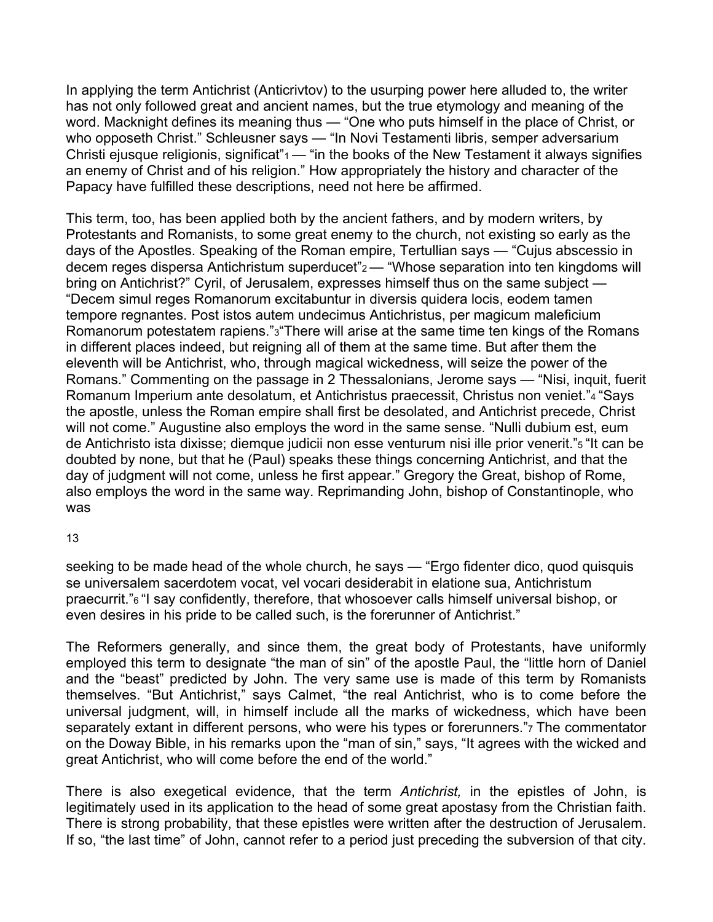In applying the term Antichrist (Anticrivtov) to the usurping power here alluded to, the writer has not only followed great and ancient names, but the true etymology and meaning of the word. Macknight defines its meaning thus — "One who puts himself in the place of Christ, or who opposeth Christ." Schleusner says — "In Novi Testamenti libris, semper adversarium Christi ejusque religionis, significat"[1] — "in the books of the New Testament it always signifies an enemy of Christ and of his religion." How appropriately the history and character of the Papacy have fulfilled these descriptions, need not here be affirmed.

This term, too, has been applied both by the ancient fathers, and by modern writers, by Protestants and Romanists, to some great enemy to the church, not existing so early as the days of the Apostles. Speaking of the Roman empire, Tertullian says — "Cujus abscessio in decem reges dispersa Antichristum superducet"[2] — "Whose separation into ten kingdoms will bring on Antichrist?" Cyril, of Jerusalem, expresses himself thus on the same subject — "Decem simul reges Romanorum excitabuntur in diversis quidera locis, eodem tamen tempore regnantes. Post istos autem undecimus Antichristus, per magicum maleficium Romanorum potestatem rapiens."[3] "There will arise at the same time ten kings of the Romans in different places indeed, but reigning all of them at the same time. But after them the eleventh will be Antichrist, who, through magical wickedness, will seize the power of the Romans." Commenting on the passage in 2 Thessalonians, Jerome says — "Nisi, inquit, fuerit Romanum Imperium ante desolatum, et Antichristus praecessit, Christus non veniet."[4] "Says the apostle, unless the Roman empire shall first be desolated, and Antichrist precede, Christ will not come." Augustine also employs the word in the same sense. "Nulli dubium est, eum de Antichristo ista dixisse; diemque judicii non esse venturum nisi ille prior venerit."[5] "It can be doubted by none, but that he (Paul) speaks these things concerning Antichrist, and that the day of judgment will not come, unless he first appear." Gregory the Great, bishop of Rome, also employs the word in the same way. Reprimanding John, bishop of Constantinople, who was seeking to be made head of the whole church, he says — "Ergo fidenter dico, quod quisquis se universalem sacerdotem vocat, vel vocari desiderabit in elatione sua, Antichristum praecurrit."[6] "I say confidently, therefore, that whosoever calls himself universal bishop, or even desires in his pride to be called such, is the forerunner of Antichrist."

The Reformers generally, and since them, the great body of Protestants, have uniformly employed this term to designate "the man of sin" of the apostle Paul, the "little horn of Daniel and the "beast" predicted by John. The very same use is made of this term by Romanists themselves. "But Antichrist," says Calmet, "the real Antichrist, who is to come before the universal judgment, will, in himself include all the marks of wickedness, which have been separately extant in different persons, who were his types or forerunners."[7] The commentator on the Doway Bible, in his remarks upon the "man of sin," says, "It agrees with the wicked and great Antichrist, who will come before the end of the world."

There is also exegetical evidence, that the term *Antichrist,* in the epistles of John, is legitimately used in its application to the head of some great apostasy from the Christian faith. There is strong probability, that these epistles were written after the destruction of Jerusalem. If so, "the last time" of John, cannot refer to a period just preceding the subversion of that city.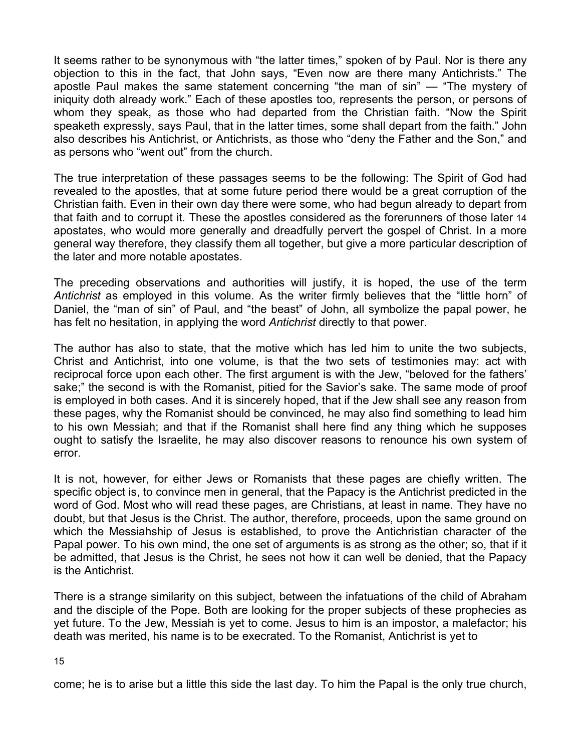It seems rather to be synonymous with "the latter times," spoken of by Paul. Nor is there any objection to this in the fact, that John says, "Even now are there many Antichrists." The apostle Paul makes the same statement concerning "the man of sin" — "The mystery of iniquity doth already work." Each of these apostles too, represents the person, or persons of whom they speak, as those who had departed from the Christian faith. "Now the Spirit speaketh expressly, says Paul, that in the latter times, some shall depart from the faith." John also describes his Antichrist, or Antichrists, as those who "deny the Father and the Son," and as persons who "went out" from the church.

The true interpretation of these passages seems to be the following: The Spirit of God had revealed to the apostles, that at some future period there would be a great corruption of the Christian faith. Even in their own day there were some, who had begun already to depart from that faith and to corrupt it. These the apostles considered as the forerunners of those later apostates, who would more generally and dreadfully pervert the gospel of Christ. In a more general way therefore, they classify them all together, but give a more particular description of the later and more notable apostates.

The preceding observations and authorities will justify, it is hoped, the use of the term *Antichrist* as employed in this volume. As the writer firmly believes that the "little horn" of Daniel, the "man of sin" of Paul, and "the beast" of John, all symbolize the papal power, he has felt no hesitation, in applying the word *Antichrist* directly to that power.

The author has also to state, that the motive which has led him to unite the two subjects, Christ and Antichrist, into one volume, is that the two sets of testimonies may: act with reciprocal force upon each other. The first argument is with the Jew, "beloved for the fathers' sake;" the second is with the Romanist, pitied for the Savior's sake. The same mode of proof is employed in both cases. And it is sincerely hoped, that if the Jew shall see any reason from these pages, why the Romanist should be convinced, he may also find something to lead him to his own Messiah; and that if the Romanist shall here find any thing which he supposes ought to satisfy the Israelite, he may also discover reasons to renounce his own system of error.

It is not, however, for either Jews or Romanists that these pages are chiefly written. The specific object is, to convince men in general, that the Papacy is the Antichrist predicted in the word of God. Most who will read these pages, are Christians, at least in name. They have no doubt, but that Jesus is the Christ. The author, therefore, proceeds, upon the same ground on which the Messiahship of Jesus is established, to prove the Antichristian character of the Papal power. To his own mind, the one set of arguments is as strong as the other; so, that if it be admitted, that Jesus is the Christ, he sees not how it can well be denied, that the Papacy is the Antichrist.

There is a strange similarity on this subject, between the infatuations of the child of Abraham and the disciple of the Pope. Both are looking for the proper subjects of these prophecies as yet future. To the Jew, Messiah is yet to come. Jesus to him is an impostor, a malefactor; his death was merited, his name is to be execrated. To the Romanist, Antichrist is yet to come; he is to arise but a little this side the last day. To him the Papal is the only true church,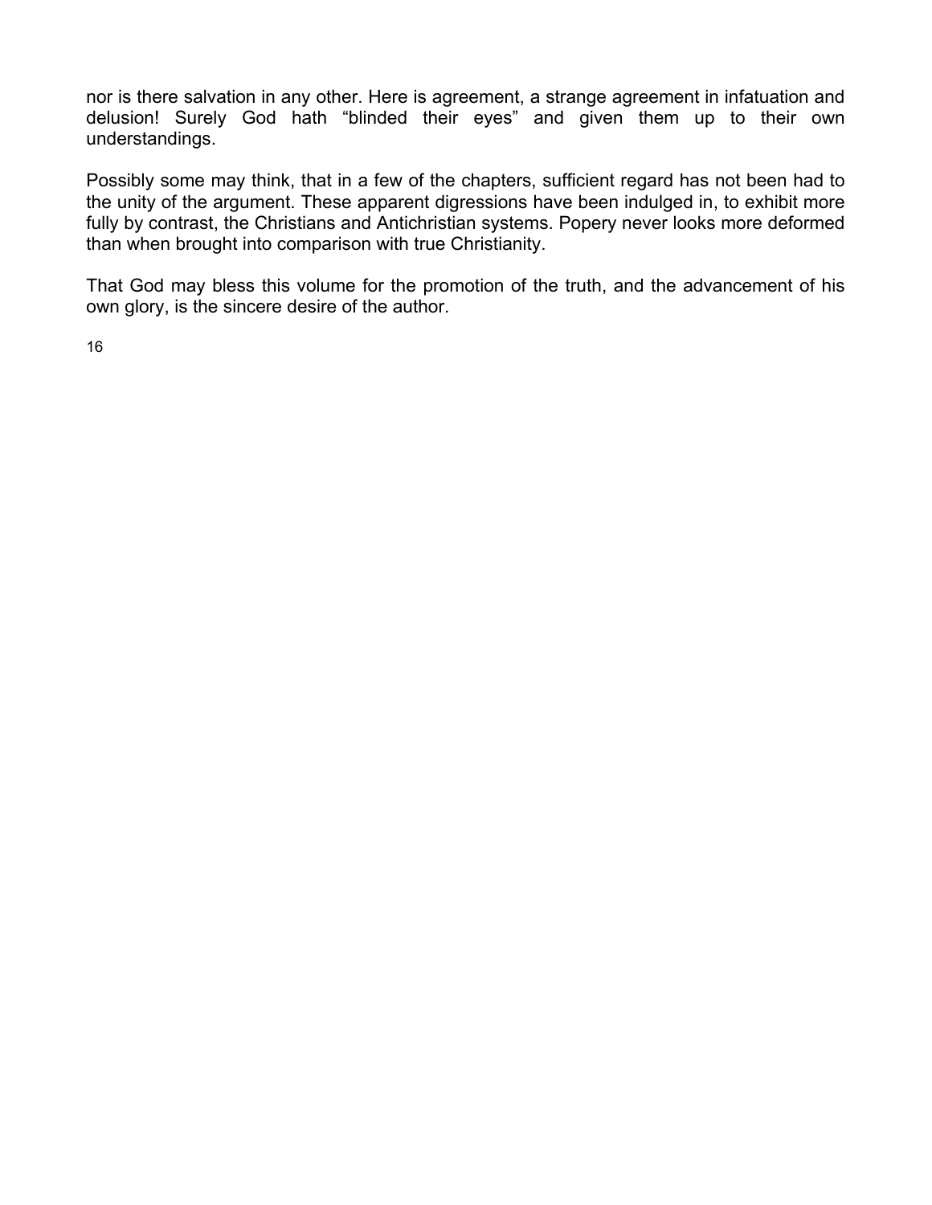nor is there salvation in any other. Here is agreement, a strange agreement in infatuation and delusion! Surely God hath "blinded their eyes" and given them up to their own understandings.

Possibly some may think, that in a few of the chapters, sufficient regard has not been had to the unity of the argument. These apparent digressions have been indulged in, to exhibit more fully by contrast, the Christians and Antichristian systems. Popery never looks more deformed than when brought into comparison with true Christianity.

That God may bless this volume for the promotion of the truth, and the advancement of his own glory, is the sincere desire of the author.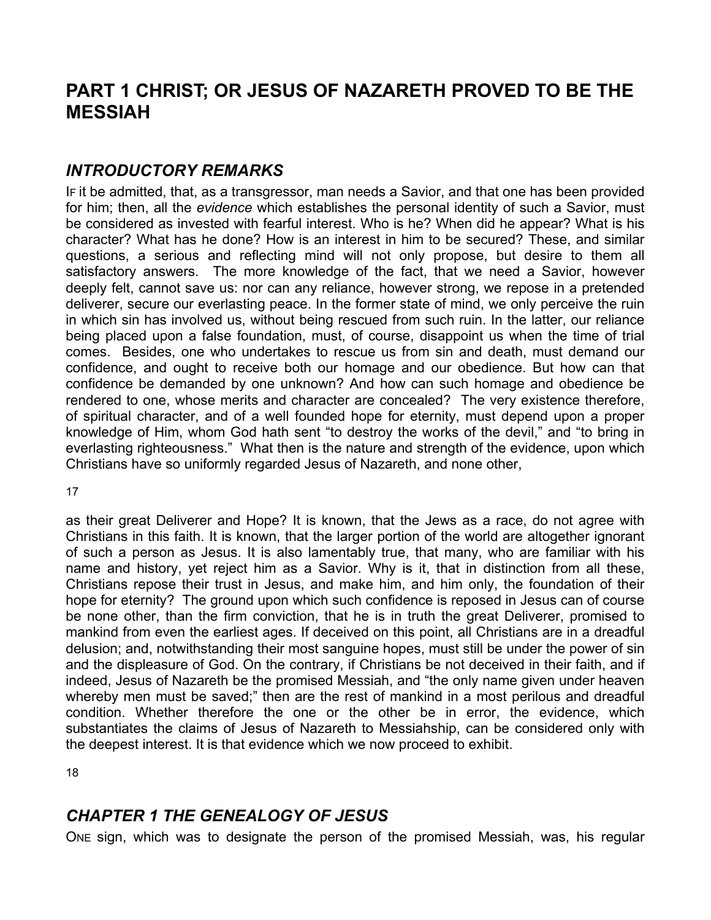# PART 1 CHRIST; OR JESUS OF NAZARETH PROVED TO BE THE MESSIAH

## *INTRODUCTORY REMARKS*

IF it be admitted, that, as a transgressor, man needs a Savior, and that one has been provided for him; then, all the *evidence* which establishes the personal identity of such a Savior, must be considered as invested with fearful interest. Who is he? When did he appear? What is his character? What has he done? How is an interest in him to be secured? These, and similar questions, a serious and reflecting mind will not only propose, but desire to them all satisfactory answers. The more knowledge of the fact, that we need a Savior, however deeply felt, cannot save us: nor can any reliance, however strong, we repose in a pretended deliverer, secure our everlasting peace. In the former state of mind, we only perceive the ruin in which sin has involved us, without being rescued from such ruin. In the latter, our reliance being placed upon a false foundation, must, of course, disappoint us when the time of trial comes. Besides, one who undertakes to rescue us from sin and death, must demand our confidence, and ought to receive both our homage and our obedience. But how can that confidence be demanded by one unknown? And how can such homage and obedience be rendered to one, whose merits and character are concealed? The very existence therefore, of spiritual character, and of a well founded hope for eternity, must depend upon a proper knowledge of Him, whom God hath sent "to destroy the works of the devil," and "to bring in everlasting righteousness." What then is the nature and strength of the evidence, upon which Christians have so uniformly regarded Jesus of Nazareth, and none other, as their great Deliverer and Hope? It is known, that the Jews as a race, do not agree with Christians in this faith. It is known, that the larger portion of the world are altogether ignorant of such a person as Jesus. It is also lamentably true, that many, who are familiar with his name and history, yet reject him as a Savior. Why is it, that in distinction from all these, Christians repose their trust in Jesus, and make him, and him only, the foundation of their hope for eternity? The ground upon which such confidence is reposed in Jesus can of course be none other, than the firm conviction, that he is in truth the great Deliverer, promised to mankind from even the earliest ages. If deceived on this point, all Christians are in a dreadful delusion; and, notwithstanding their most sanguine hopes, must still be under the power of sin and the displeasure of God. On the contrary, if Christians be not deceived in their faith, and if indeed, Jesus of Nazareth be the promised Messiah, and "the only name given under heaven whereby men must be saved;" then are the rest of mankind in a most perilous and dreadful condition. Whether therefore the one or the other be in error, the evidence, which substantiates the claims of Jesus of Nazareth to Messiahship, can be considered only with the deepest interest. It is that evidence which we now proceed to exhibit.

## *CHAPTER 1 THE GENEALOGY OF JESUS*

ONE sign, which was to designate the person of the promised Messiah, was, his regular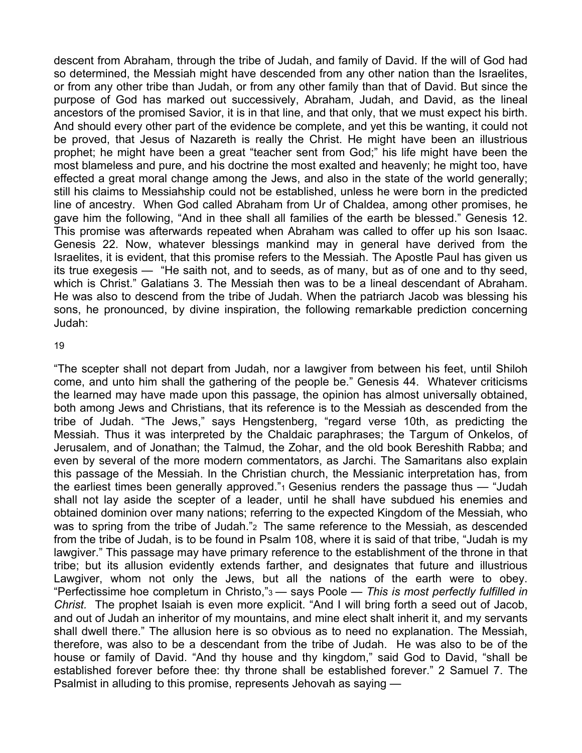descent from Abraham, through the tribe of Judah, and family of David. If the will of God had so determined, the Messiah might have descended from any other nation than the Israelites, or from any other tribe than Judah, or from any other family than that of David. But since the purpose of God has marked out successively, Abraham, Judah, and David, as the lineal ancestors of the promised Savior, it is in that line, and that only, that we must expect his birth. And should every other part of the evidence be complete, and yet this be wanting, it could not be proved, that Jesus of Nazareth is really the Christ. He might have been an illustrious prophet; he might have been a great "teacher sent from God;" his life might have been the most blameless and pure, and his doctrine the most exalted and heavenly; he might too, have effected a great moral change among the Jews, and also in the state of the world generally; still his claims to Messiahship could not be established, unless he were born in the predicted line of ancestry. When God called Abraham from Ur of Chaldea, among other promises, he gave him the following, "And in thee shall all families of the earth be blessed." Genesis 12. This promise was afterwards repeated when Abraham was called to offer up his son Isaac. Genesis 22. Now, whatever blessings mankind may in general have derived from the Israelites, it is evident, that this promise refers to the Messiah. The Apostle Paul has given us its true exegesis — "He saith not, and to seeds, as of many, but as of one and to thy seed, which is Christ." Galatians 3. The Messiah then was to be a lineal descendant of Abraham. He was also to descend from the tribe of Judah. When the patriarch Jacob was blessing his sons, he pronounced, by divine inspiration, the following remarkable prediction concerning Judah:

"The scepter shall not depart from Judah, nor a lawgiver from between his feet, until Shiloh come, and unto him shall the gathering of the people be." Genesis 44. Whatever criticisms the learned may have made upon this passage, the opinion has almost universally obtained, both among Jews and Christians, that its reference is to the Messiah as descended from the tribe of Judah. "The Jews," says Hengstenberg, "regard verse 10th, as predicting the Messiah. Thus it was interpreted by the Chaldaic paraphrases; the Targum of Onkelos, of Jerusalem, and of Jonathan; the Talmud, the Zohar, and the old book Bereshith Rabba; and even by several of the more modern commentators, as Jarchi. The Samaritans also explain this passage of the Messiah. In the Christian church, the Messianic interpretation has, from the earliest times been generally approved."[1] Gesenius renders the passage thus — "Judah shall not lay aside the scepter of a leader, until he shall have subdued his enemies and obtained dominion over many nations; referring to the expected Kingdom of the Messiah, who was to spring from the tribe of Judah."[2] The same reference to the Messiah, as descended from the tribe of Judah, is to be found in Psalm 108, where it is said of that tribe, "Judah is my lawgiver." This passage may have primary reference to the establishment of the throne in that tribe; but its allusion evidently extends farther, and designates that future and illustrious Lawgiver, whom not only the Jews, but all the nations of the earth were to obey. "Perfectissime hoe completum in Christo,"[3] — says Poole — *This is most perfectly fulfilled in Christ.* The prophet Isaiah is even more explicit. "And I will bring forth a seed out of Jacob, and out of Judah an inheritor of my mountains, and mine elect shalt inherit it, and my servants shall dwell there." The allusion here is so obvious as to need no explanation. The Messiah, therefore, was also to be a descendant from the tribe of Judah. He was also to be of the house or family of David. "And thy house and thy kingdom," said God to David, "shall be established forever before thee: thy throne shall be established forever." 2 Samuel 7. The Psalmist in alluding to this promise, represents Jehovah as saying —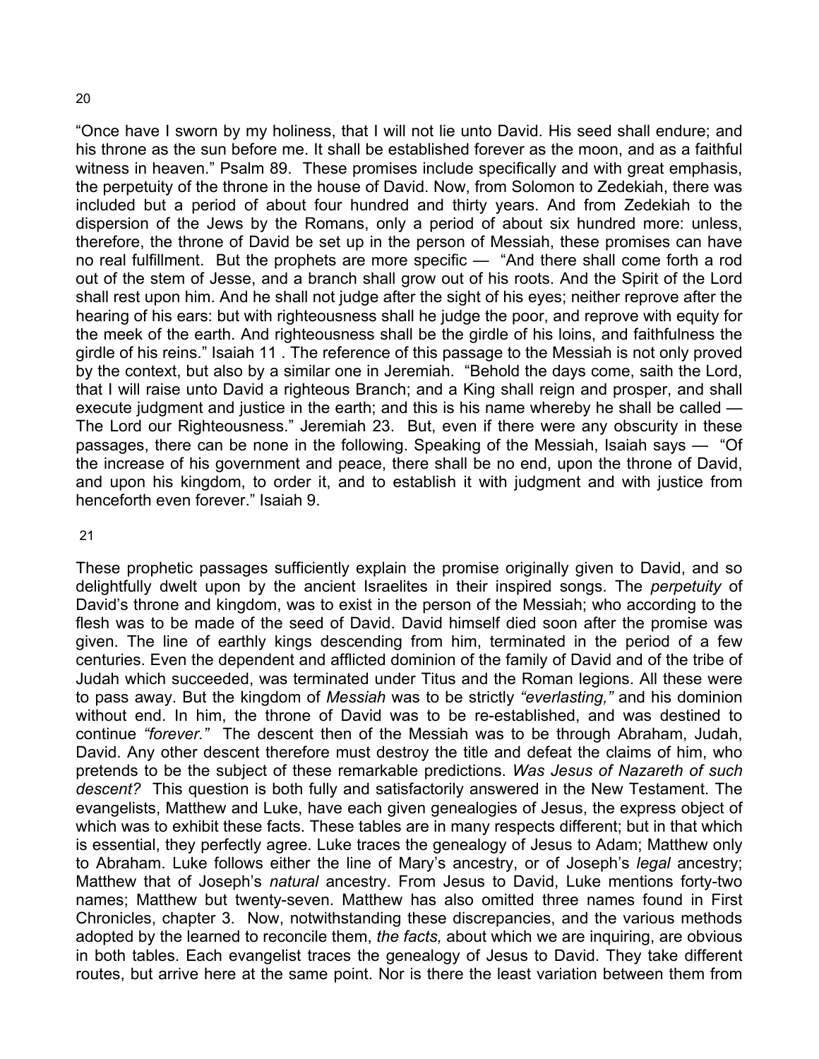20

"Once have I sworn by my holiness, that I will not lie unto David. His seed shall endure; and his throne as the sun before me. It shall be established forever as the moon, and as a faithful witness in heaven." Psalm 89. These promises include specifically and with great emphasis, the perpetuity of the throne in the house of David. Now, from Solomon to Zedekiah, there was included but a period of about four hundred and thirty years. And from Zedekiah to the dispersion of the Jews by the Romans, only a period of about six hundred more: unless, therefore, the throne of David be set up in the person of Messiah, these promises can have no real fulfillment. But the prophets are more specific — "And there shall come forth a rod out of the stem of Jesse, and a branch shall grow out of his roots. And the Spirit of the Lord shall rest upon him. And he shall not judge after the sight of his eyes; neither reprove after the hearing of his ears: but with righteousness shall he judge the poor, and reprove with equity for the meek of the earth. And righteousness shall be the girdle of his loins, and faithfulness the girdle of his reins." Isaiah 11 . The reference of this passage to the Messiah is not only proved by the context, but also by a similar one in Jeremiah. "Behold the days come, saith the Lord, that I will raise unto David a righteous Branch; and a King shall reign and prosper, and shall execute judgment and justice in the earth; and this is his name whereby he shall be called — The Lord our Righteousness." Jeremiah 23. But, even if there were any obscurity in these passages, there can be none in the following. Speaking of the Messiah, Isaiah says — "Of the increase of his government and peace, there shall be no end, upon the throne of David, and upon his kingdom, to order it, and to establish it with judgment and with justice from henceforth even forever." Isaiah 9.

21

These prophetic passages sufficiently explain the promise originally given to David, and so delightfully dwelt upon by the ancient Israelites in their inspired songs. The *perpetuity* of David's throne and kingdom, was to exist in the person of the Messiah; who according to the flesh was to be made of the seed of David. David himself died soon after the promise was given. The line of earthly kings descending from him, terminated in the period of a few centuries. Even the dependent and afflicted dominion of the family of David and of the tribe of Judah which succeeded, was terminated under Titus and the Roman legions. All these were to pass away. But the kingdom of *Messiah* was to be strictly *"everlasting,"* and his dominion without end. In him, the throne of David was to be re-established, and was destined to continue *"forever."* The descent then of the Messiah was to be through Abraham, Judah, David. Any other descent therefore must destroy the title and defeat the claims of him, who pretends to be the subject of these remarkable predictions. *Was Jesus of Nazareth of such descent?* This question is both fully and satisfactorily answered in the New Testament. The evangelists, Matthew and Luke, have each given genealogies of Jesus, the express object of which was to exhibit these facts. These tables are in many respects different; but in that which is essential, they perfectly agree. Luke traces the genealogy of Jesus to Adam; Matthew only to Abraham. Luke follows either the line of Mary's ancestry, or of Joseph's *legal* ancestry; Matthew that of Joseph's *natural* ancestry. From Jesus to David, Luke mentions forty-two names; Matthew but twenty-seven. Matthew has also omitted three names found in First Chronicles, chapter 3. Now, notwithstanding these discrepancies, and the various methods adopted by the learned to reconcile them, *the facts,* about which we are inquiring, are obvious in both tables. Each evangelist traces the genealogy of Jesus to David. They take different routes, but arrive here at the same point. Nor is there the least variation between them from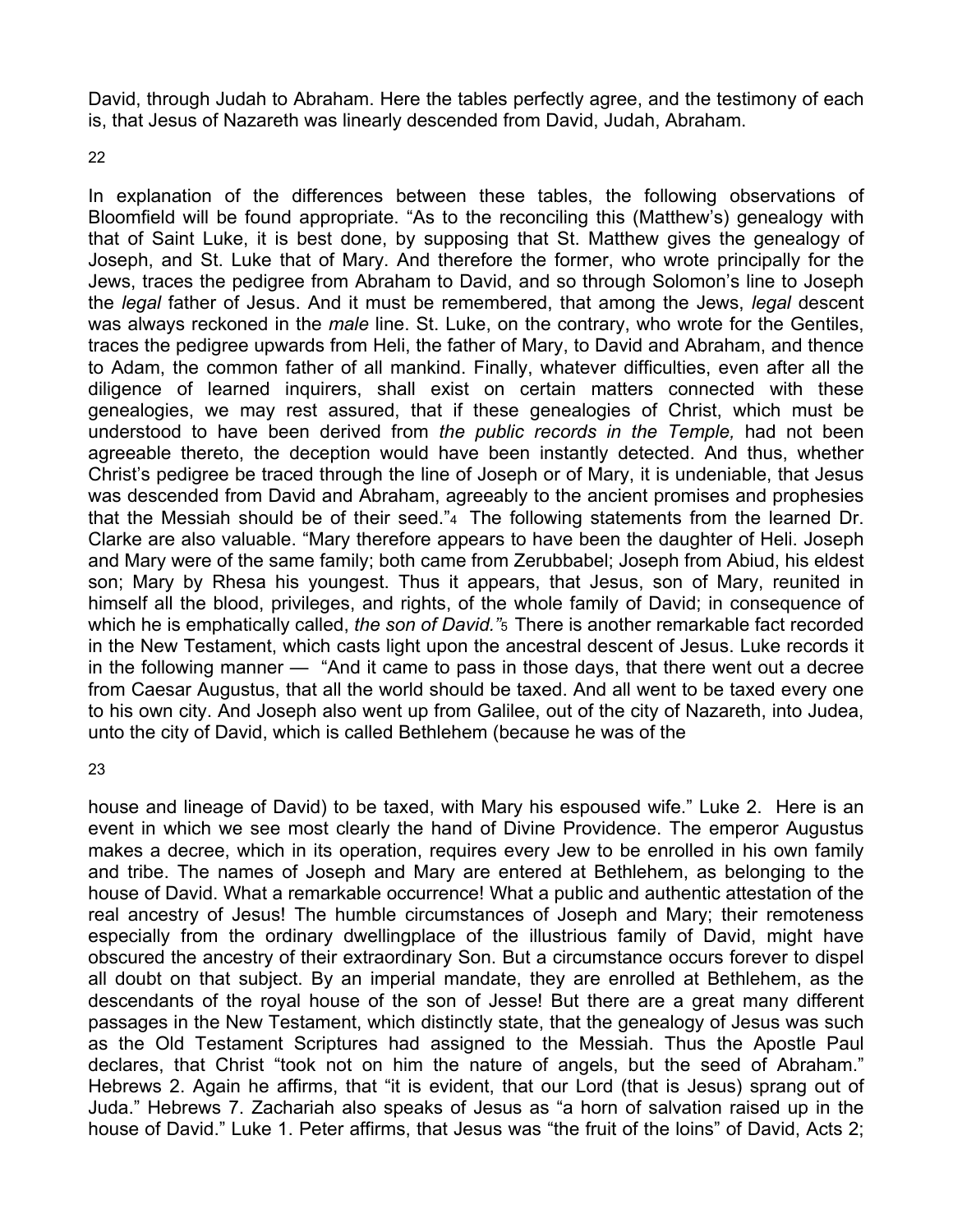David, through Judah to Abraham. Here the tables perfectly agree, and the testimony of each is, that Jesus of Nazareth was linearly descended from David, Judah, Abraham.

In explanation of the differences between these tables, the following observations of Bloomfield will be found appropriate. "As to the reconciling this (Matthew's) genealogy with that of Saint Luke, it is best done, by supposing that St. Matthew gives the genealogy of Joseph, and St. Luke that of Mary. And therefore the former, who wrote principally for the Jews, traces the pedigree from Abraham to David, and so through Solomon's line to Joseph the *legal* father of Jesus. And it must be remembered, that among the Jews, *legal* descent was always reckoned in the *male* line. St. Luke, on the contrary, who wrote for the Gentiles, traces the pedigree upwards from Heli, the father of Mary, to David and Abraham, and thence to Adam, the common father of all mankind. Finally, whatever difficulties, even after all the diligence of learned inquirers, shall exist on certain matters connected with these genealogies, we may rest assured, that if these genealogies of Christ, which must be understood to have been derived from *the public records in the Temple,* had not been agreeable thereto, the deception would have been instantly detected. And thus, whether Christ's pedigree be traced through the line of Joseph or of Mary, it is undeniable, that Jesus was descended from David and Abraham, agreeably to the ancient promises and prophesies that the Messiah should be of their seed."[4] The following statements from the learned Dr. Clarke are also valuable. "Mary therefore appears to have been the daughter of Heli. Joseph and Mary were of the same family; both came from Zerubbabel; Joseph from Abiud, his eldest son; Mary by Rhesa his youngest. Thus it appears, that Jesus, son of Mary, reunited in himself all the blood, privileges, and rights, of the whole family of David; in consequence of which he is emphatically called, *the son of David."*[5] There is another remarkable fact recorded in the New Testament, which casts light upon the ancestral descent of Jesus. Luke records it in the following manner — "And it came to pass in those days, that there went out a decree from Caesar Augustus, that all the world should be taxed. And all went to be taxed every one to his own city. And Joseph also went up from Galilee, out of the city of Nazareth, into Judea, unto the city of David, which is called Bethlehem (because he was of the house and lineage of David) to be taxed, with Mary his espoused wife." Luke 2. Here is an event in which we see most clearly the hand of Divine Providence. The emperor Augustus makes a decree, which in its operation, requires every Jew to be enrolled in his own family and tribe. The names of Joseph and Mary are entered at Bethlehem, as belonging to the house of David. What a remarkable occurrence! What a public and authentic attestation of the real ancestry of Jesus! The humble circumstances of Joseph and Mary; their remoteness especially from the ordinary dwellingplace of the illustrious family of David, might have obscured the ancestry of their extraordinary Son. But a circumstance occurs forever to dispel all doubt on that subject. By an imperial mandate, they are enrolled at Bethlehem, as the descendants of the royal house of the son of Jesse! But there are a great many different passages in the New Testament, which distinctly state, that the genealogy of Jesus was such as the Old Testament Scriptures had assigned to the Messiah. Thus the Apostle Paul declares, that Christ "took not on him the nature of angels, but the seed of Abraham." Hebrews 2. Again he affirms, that "it is evident, that our Lord (that is Jesus) sprang out of Juda." Hebrews 7. Zachariah also speaks of Jesus as "a horn of salvation raised up in the house of David." Luke 1. Peter affirms, that Jesus was "the fruit of the loins" of David, Acts 2;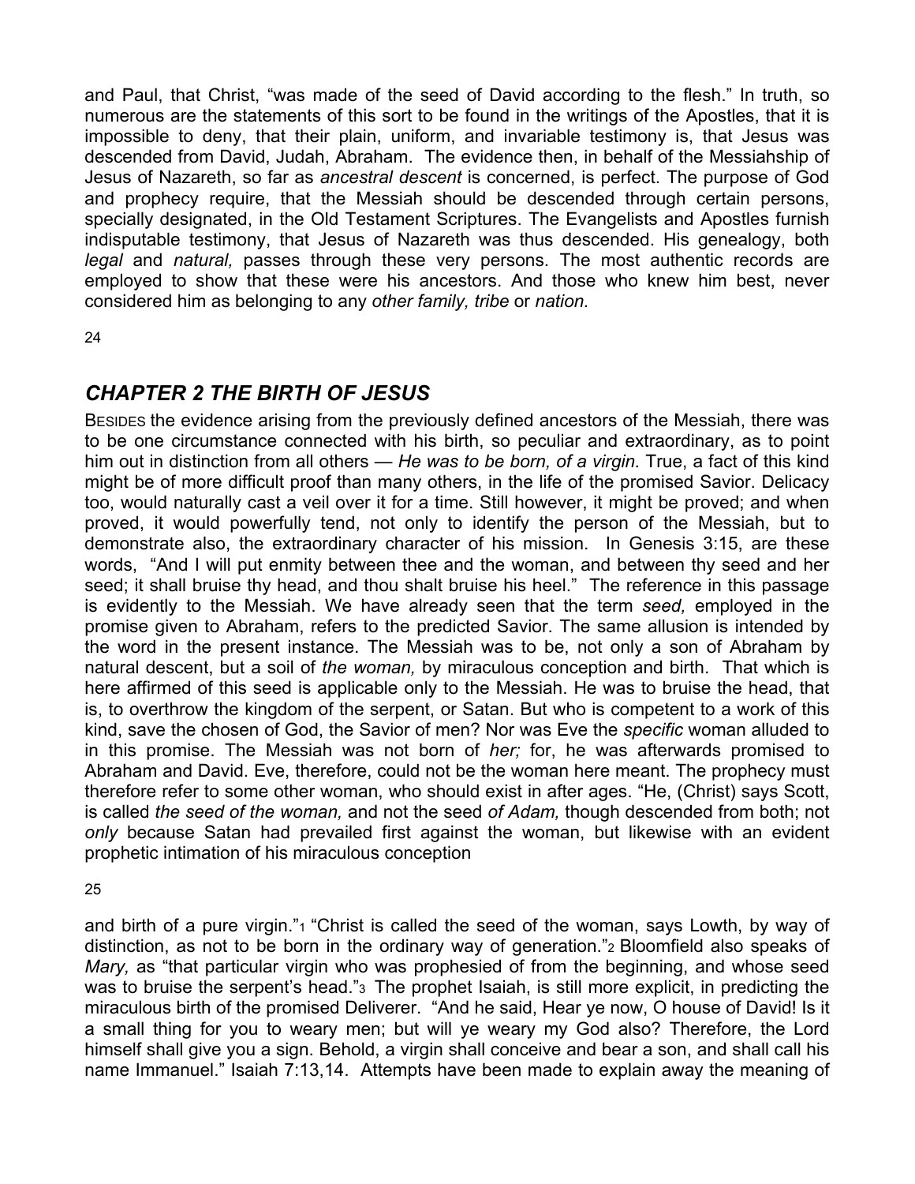and Paul, that Christ, "was made of the seed of David according to the flesh." In truth, so numerous are the statements of this sort to be found in the writings of the Apostles, that it is impossible to deny, that their plain, uniform, and invariable testimony is, that Jesus was descended from David, Judah, Abraham. The evidence then, in behalf of the Messiahship of Jesus of Nazareth, so far as *ancestral descent* is concerned, is perfect. The purpose of God and prophecy require, that the Messiah should be descended through certain persons, specially designated, in the Old Testament Scriptures. The Evangelists and Apostles furnish indisputable testimony, that Jesus of Nazareth was thus descended. His genealogy, both *legal* and *natural,* passes through these very persons. The most authentic records are employed to show that these were his ancestors. And those who knew him best, never considered him as belonging to any *other family, tribe* or *nation.*

## *CHAPTER 2 THE BIRTH OF JESUS*

BESIDES the evidence arising from the previously defined ancestors of the Messiah, there was to be one circumstance connected with his birth, so peculiar and extraordinary, as to point him out in distinction from all others — *He was to be born, of a virgin.* True, a fact of this kind might be of more difficult proof than many others, in the life of the promised Savior. Delicacy too, would naturally cast a veil over it for a time. Still however, it might be proved; and when proved, it would powerfully tend, not only to identify the person of the Messiah, but to demonstrate also, the extraordinary character of his mission. In Genesis 3:15, are these words, "And I will put enmity between thee and the woman, and between thy seed and her seed; it shall bruise thy head, and thou shalt bruise his heel." The reference in this passage is evidently to the Messiah. We have already seen that the term *seed,* employed in the promise given to Abraham, refers to the predicted Savior. The same allusion is intended by the word in the present instance. The Messiah was to be, not only a son of Abraham by natural descent, but a soil of *the woman,* by miraculous conception and birth. That which is here affirmed of this seed is applicable only to the Messiah. He was to bruise the head, that is, to overthrow the kingdom of the serpent, or Satan. But who is competent to a work of this kind, save the chosen of God, the Savior of men? Nor was Eve the *specific* woman alluded to in this promise. The Messiah was not born of *her;* for, he was afterwards promised to Abraham and David. Eve, therefore, could not be the woman here meant. The prophecy must therefore refer to some other woman, who should exist in after ages. "He, (Christ) says Scott, is called *the seed of the woman,* and not the seed *of Adam,* though descended from both; not *only* because Satan had prevailed first against the woman, but likewise with an evident prophetic intimation of his miraculous conception

and birth of a pure virgin."[1] "Christ is called the seed of the woman, says Lowth, by way of distinction, as not to be born in the ordinary way of generation."[2] Bloomfield also speaks of *Mary,* as "that particular virgin who was prophesied of from the beginning, and whose seed was to bruise the serpent's head."[3] The prophet Isaiah, is still more explicit, in predicting the miraculous birth of the promised Deliverer. "And he said, Hear ye now, O house of David! Is it a small thing for you to weary men; but will ye weary my God also? Therefore, the Lord himself shall give you a sign. Behold, a virgin shall conceive and bear a son, and shall call his name Immanuel." Isaiah 7:13,14. Attempts have been made to explain away the meaning of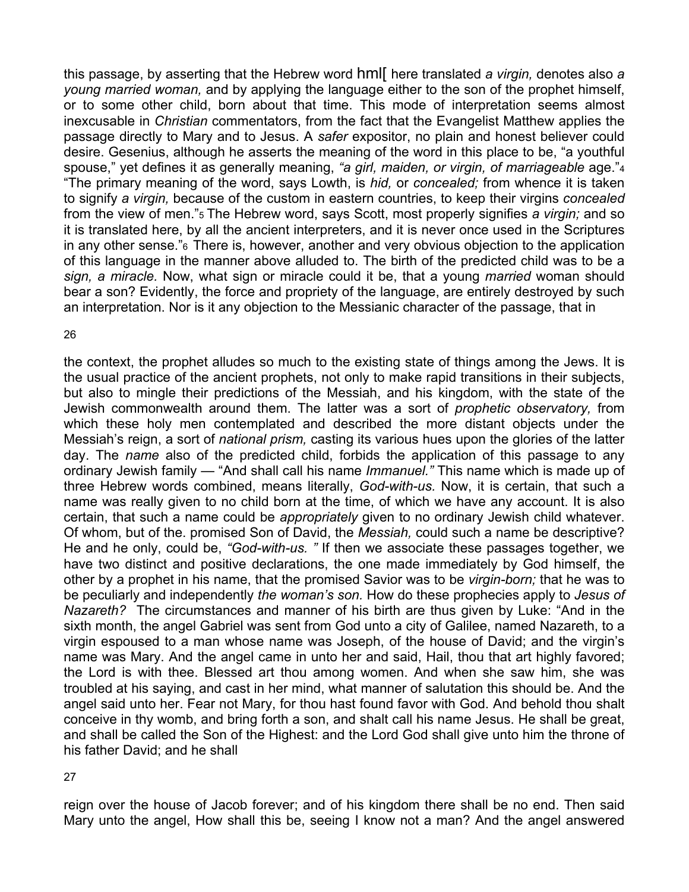this passage, by asserting that the Hebrew word hml[ here translated *a virgin,* denotes also *a young married woman,* and by applying the language either to the son of the prophet himself, or to some other child, born about that time. This mode of interpretation seems almost inexcusable in *Christian* commentators, from the fact that the Evangelist Matthew applies the passage directly to Mary and to Jesus. A *safer* expositor, no plain and honest believer could desire. Gesenius, although he asserts the meaning of the word in this place to be, "a youthful spouse," yet defines it as generally meaning, *"a girl, maiden, or virgin, of marriageable* age."[4] "The primary meaning of the word, says Lowth, is *hid,* or *concealed;* from whence it is taken to signify *a virgin,* because of the custom in eastern countries, to keep their virgins *concealed* from the view of men."[5] The Hebrew word, says Scott, most properly signifies *a virgin;* and so it is translated here, by all the ancient interpreters, and it is never once used in the Scriptures in any other sense."[6] There is, however, another and very obvious objection to the application of this language in the manner above alluded to. The birth of the predicted child was to be a *sign, a miracle.* Now, what sign or miracle could it be, that a young *married* woman should bear a son? Evidently, the force and propriety of the language, are entirely destroyed by such an interpretation. Nor is it any objection to the Messianic character of the passage, that in the context, the prophet alludes so much to the existing state of things among the Jews. It is the usual practice of the ancient prophets, not only to make rapid transitions in their subjects, but also to mingle their predictions of the Messiah, and his kingdom, with the state of the Jewish commonwealth around them. The latter was a sort of *prophetic observatory,* from which these holy men contemplated and described the more distant objects under the Messiah's reign, a sort of *national prism,* casting its various hues upon the glories of the latter day. The *name* also of the predicted child, forbids the application of this passage to any ordinary Jewish family — "And shall call his name *Immanuel."* This name which is made up of three Hebrew words combined, means literally, *God-with-us.* Now, it is certain, that such a name was really given to no child born at the time, of which we have any account. It is also certain, that such a name could be *appropriately* given to no ordinary Jewish child whatever. Of whom, but of the. promised Son of David, the *Messiah,* could such a name be descriptive? He and he only, could be, *"God-with-us. "* If then we associate these passages together, we have two distinct and positive declarations, the one made immediately by God himself, the other by a prophet in his name, that the promised Savior was to be *virgin-born;* that he was to be peculiarly and independently *the woman's son.* How do these prophecies apply to *Jesus of Nazareth?* The circumstances and manner of his birth are thus given by Luke: "And in the sixth month, the angel Gabriel was sent from God unto a city of Galilee, named Nazareth, to a virgin espoused to a man whose name was Joseph, of the house of David; and the virgin's name was Mary. And the angel came in unto her and said, Hail, thou that art highly favored; the Lord is with thee. Blessed art thou among women. And when she saw him, she was troubled at his saying, and cast in her mind, what manner of salutation this should be. And the angel said unto her. Fear not Mary, for thou hast found favor with God. And behold thou shalt conceive in thy womb, and bring forth a son, and shalt call his name Jesus. He shall be great, and shall be called the Son of the Highest: and the Lord God shall give unto him the throne of his father David; and he shall reign over the house of Jacob forever; and of his kingdom there shall be no end. Then said Mary unto the angel, How shall this be, seeing I know not a man? And the angel answered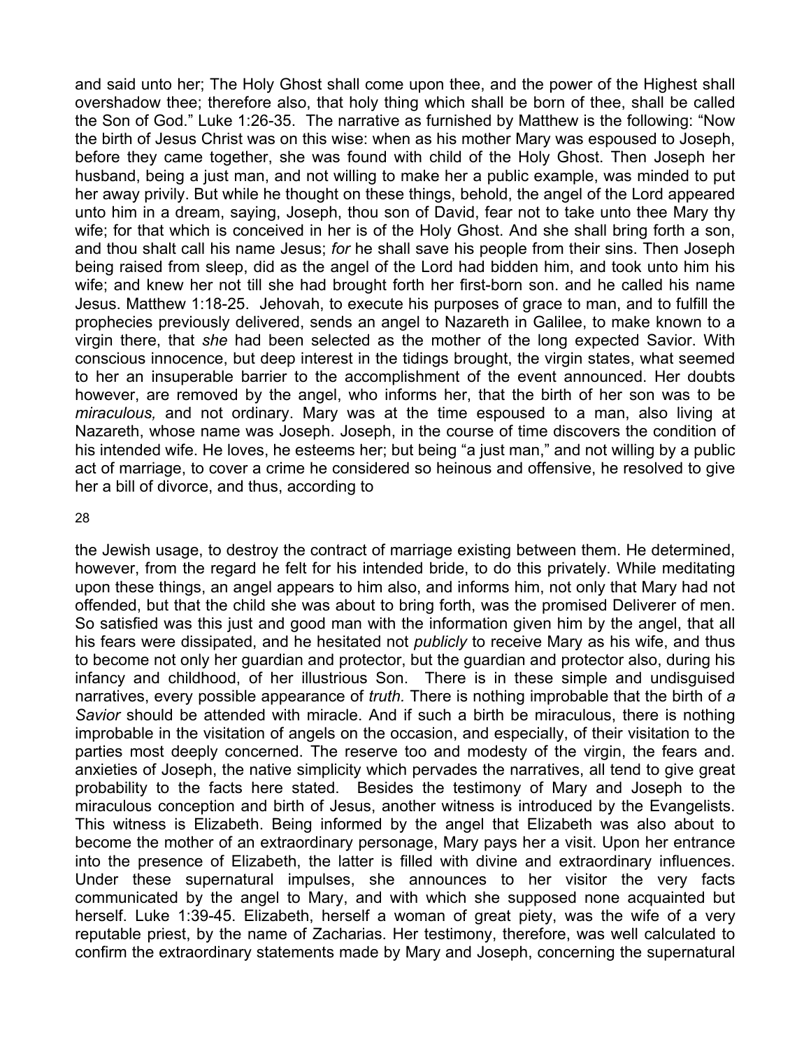and said unto her; The Holy Ghost shall come upon thee, and the power of the Highest shall overshadow thee; therefore also, that holy thing which shall be born of thee, shall be called the Son of God." Luke 1:26-35. The narrative as furnished by Matthew is the following: "Now the birth of Jesus Christ was on this wise: when as his mother Mary was espoused to Joseph, before they came together, she was found with child of the Holy Ghost. Then Joseph her husband, being a just man, and not willing to make her a public example, was minded to put her away privily. But while he thought on these things, behold, the angel of the Lord appeared unto him in a dream, saying, Joseph, thou son of David, fear not to take unto thee Mary thy wife; for that which is conceived in her is of the Holy Ghost. And she shall bring forth a son, and thou shalt call his name Jesus; *for* he shall save his people from their sins. Then Joseph being raised from sleep, did as the angel of the Lord had bidden him, and took unto him his wife; and knew her not till she had brought forth her first-born son. and he called his name Jesus. Matthew 1:18-25. Jehovah, to execute his purposes of grace to man, and to fulfill the prophecies previously delivered, sends an angel to Nazareth in Galilee, to make known to a virgin there, that *she* had been selected as the mother of the long expected Savior. With conscious innocence, but deep interest in the tidings brought, the virgin states, what seemed to her an insuperable barrier to the accomplishment of the event announced. Her doubts however, are removed by the angel, who informs her, that the birth of her son was to be *miraculous,* and not ordinary. Mary was at the time espoused to a man, also living at Nazareth, whose name was Joseph. Joseph, in the course of time discovers the condition of his intended wife. He loves, he esteems her; but being "a just man," and not willing by a public act of marriage, to cover a crime he considered so heinous and offensive, he resolved to give her a bill of divorce, and thus, according to the Jewish usage, to destroy the contract of marriage existing between them. He determined, however, from the regard he felt for his intended bride, to do this privately. While meditating upon these things, an angel appears to him also, and informs him, not only that Mary had not offended, but that the child she was about to bring forth, was the promised Deliverer of men. So satisfied was this just and good man with the information given him by the angel, that all his fears were dissipated, and he hesitated not *publicly* to receive Mary as his wife, and thus to become not only her guardian and protector, but the guardian and protector also, during his infancy and childhood, of her illustrious Son. There is in these simple and undisguised narratives, every possible appearance of *truth.* There is nothing improbable that the birth of *a Savior* should be attended with miracle. And if such a birth be miraculous, there is nothing improbable in the visitation of angels on the occasion, and especially, of their visitation to the parties most deeply concerned. The reserve too and modesty of the virgin, the fears and. anxieties of Joseph, the native simplicity which pervades the narratives, all tend to give great probability to the facts here stated. Besides the testimony of Mary and Joseph to the miraculous conception and birth of Jesus, another witness is introduced by the Evangelists. This witness is Elizabeth. Being informed by the angel that Elizabeth was also about to become the mother of an extraordinary personage, Mary pays her a visit. Upon her entrance into the presence of Elizabeth, the latter is filled with divine and extraordinary influences. Under these supernatural impulses, she announces to her visitor the very facts communicated by the angel to Mary, and with which she supposed none acquainted but herself. Luke 1:39-45. Elizabeth, herself a woman of great piety, was the wife of a very reputable priest, by the name of Zacharias. Her testimony, therefore, was well calculated to confirm the extraordinary statements made by Mary and Joseph, concerning the supernatural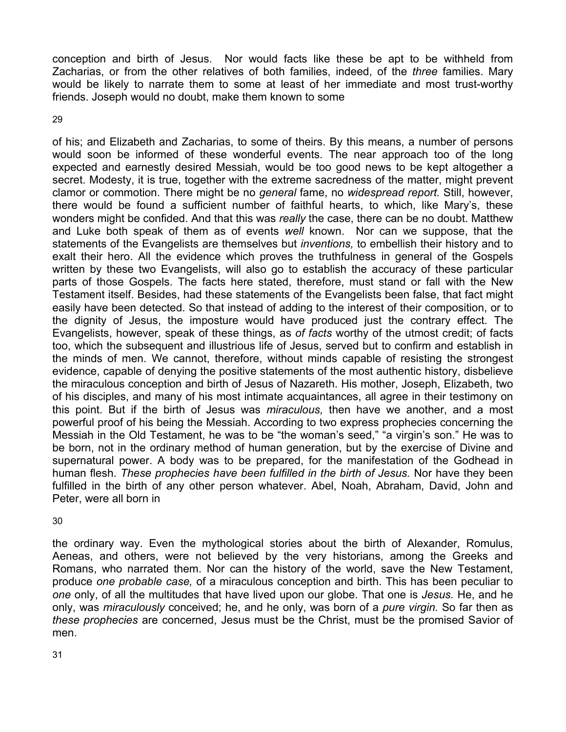conception and birth of Jesus. Nor would facts like these be apt to be withheld from Zacharias, or from the other relatives of both families, indeed, of the *three* families. Mary would be likely to narrate them to some at least of her immediate and most trust-worthy friends. Joseph would no doubt, make them known to some of his; and Elizabeth and Zacharias, to some of theirs. By this means, a number of persons would soon be informed of these wonderful events. The near approach too of the long expected and earnestly desired Messiah, would be too good news to be kept altogether a secret. Modesty, it is true, together with the extreme sacredness of the matter, might prevent clamor or commotion. There might be no *general* fame, no *widespread report.* Still, however, there would be found a sufficient number of faithful hearts, to which, like Mary's, these wonders might be confided. And that this was *really* the case, there can be no doubt. Matthew and Luke both speak of them as of events *well* known. Nor can we suppose, that the statements of the Evangelists are themselves but *inventions,* to embellish their history and to exalt their hero. All the evidence which proves the truthfulness in general of the Gospels written by these two Evangelists, will also go to establish the accuracy of these particular parts of those Gospels. The facts here stated, therefore, must stand or fall with the New Testament itself. Besides, had these statements of the Evangelists been false, that fact might easily have been detected. So that instead of adding to the interest of their composition, or to the dignity of Jesus, the imposture would have produced just the contrary effect. The Evangelists, however, speak of these things, as *of facts* worthy of the utmost credit; of facts too, which the subsequent and illustrious life of Jesus, served but to confirm and establish in the minds of men. We cannot, therefore, without minds capable of resisting the strongest evidence, capable of denying the positive statements of the most authentic history, disbelieve the miraculous conception and birth of Jesus of Nazareth. His mother, Joseph, Elizabeth, two of his disciples, and many of his most intimate acquaintances, all agree in their testimony on this point. But if the birth of Jesus was *miraculous,* then have we another, and a most powerful proof of his being the Messiah. According to two express prophecies concerning the Messiah in the Old Testament, he was to be "the woman's seed," "a virgin's son." He was to be born, not in the ordinary method of human generation, but by the exercise of Divine and supernatural power. A body was to be prepared, for the manifestation of the Godhead in human flesh. *These prophecies have been fulfilled in the birth of Jesus.* Nor have they been fulfilled in the birth of any other person whatever. Abel, Noah, Abraham, David, John and Peter, were all born in the ordinary way. Even the mythological stories about the birth of Alexander, Romulus, Aeneas, and others, were not believed by the very historians, among the Greeks and Romans, who narrated them. Nor can the history of the world, save the New Testament, produce *one probable case,* of a miraculous conception and birth. This has been peculiar to *one* only, of all the multitudes that have lived upon our globe. That one is *Jesus.* He, and he only, was *miraculously* conceived; he, and he only, was born of a *pure virgin.* So far then as *these prophecies* are concerned, Jesus must be the Christ, must be the promised Savior of men.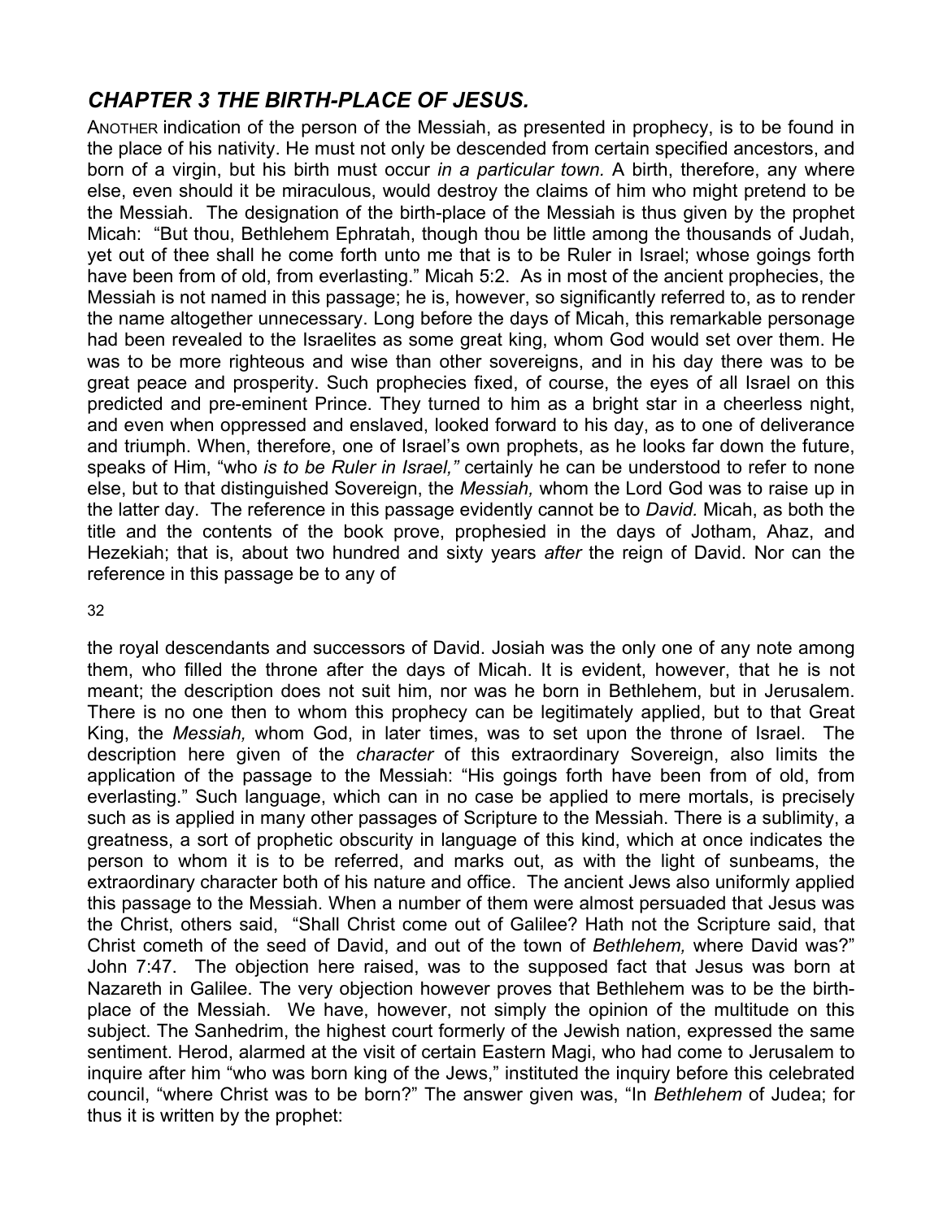## *CHAPTER 3 THE BIRTH-PLACE OF JESUS.*

ANOTHER indication of the person of the Messiah, as presented in prophecy, is to be found in the place of his nativity. He must not only be descended from certain specified ancestors, and born of a virgin, but his birth must occur *in a particular town.* A birth, therefore, any where else, even should it be miraculous, would destroy the claims of him who might pretend to be the Messiah. The designation of the birth-place of the Messiah is thus given by the prophet Micah: "But thou, Bethlehem Ephratah, though thou be little among the thousands of Judah, yet out of thee shall he come forth unto me that is to be Ruler in Israel; whose goings forth have been from of old, from everlasting." Micah 5:2. As in most of the ancient prophecies, the Messiah is not named in this passage; he is, however, so significantly referred to, as to render the name altogether unnecessary. Long before the days of Micah, this remarkable personage had been revealed to the Israelites as some great king, whom God would set over them. He was to be more righteous and wise than other sovereigns, and in his day there was to be great peace and prosperity. Such prophecies fixed, of course, the eyes of all Israel on this predicted and pre-eminent Prince. They turned to him as a bright star in a cheerless night, and even when oppressed and enslaved, looked forward to his day, as to one of deliverance and triumph. When, therefore, one of Israel's own prophets, as he looks far down the future, speaks of Him, "who *is to be Ruler in Israel,"* certainly he can be understood to refer to none else, but to that distinguished Sovereign, the *Messiah,* whom the Lord God was to raise up in the latter day. The reference in this passage evidently cannot be to *David.* Micah, as both the title and the contents of the book prove, prophesied in the days of Jotham, Ahaz, and Hezekiah; that is, about two hundred and sixty years *after* the reign of David. Nor can the reference in this passage be to any of the royal descendants and successors of David. Josiah was the only one of any note among them, who filled the throne after the days of Micah. It is evident, however, that he is not meant; the description does not suit him, nor was he born in Bethlehem, but in Jerusalem. There is no one then to whom this prophecy can be legitimately applied, but to that Great King, the *Messiah,* whom God, in later times, was to set upon the throne of Israel. The description here given of the *character* of this extraordinary Sovereign, also limits the application of the passage to the Messiah: "His goings forth have been from of old, from everlasting." Such language, which can in no case be applied to mere mortals, is precisely such as is applied in many other passages of Scripture to the Messiah. There is a sublimity, a greatness, a sort of prophetic obscurity in language of this kind, which at once indicates the person to whom it is to be referred, and marks out, as with the light of sunbeams, the extraordinary character both of his nature and office. The ancient Jews also uniformly applied this passage to the Messiah. When a number of them were almost persuaded that Jesus was the Christ, others said, "Shall Christ come out of Galilee? Hath not the Scripture said, that Christ cometh of the seed of David, and out of the town of *Bethlehem,* where David was?" John 7:47. The objection here raised, was to the supposed fact that Jesus was born at Nazareth in Galilee. The very objection however proves that Bethlehem was to be the birth-place of the Messiah. We have, however, not simply the opinion of the multitude on this subject. The Sanhedrim, the highest court formerly of the Jewish nation, expressed the same sentiment. Herod, alarmed at the visit of certain Eastern Magi, who had come to Jerusalem to inquire after him "who was born king of the Jews," instituted the inquiry before this celebrated council, "where Christ was to be born?" The answer given was, "In *Bethlehem* of Judea; for thus it is written by the prophet: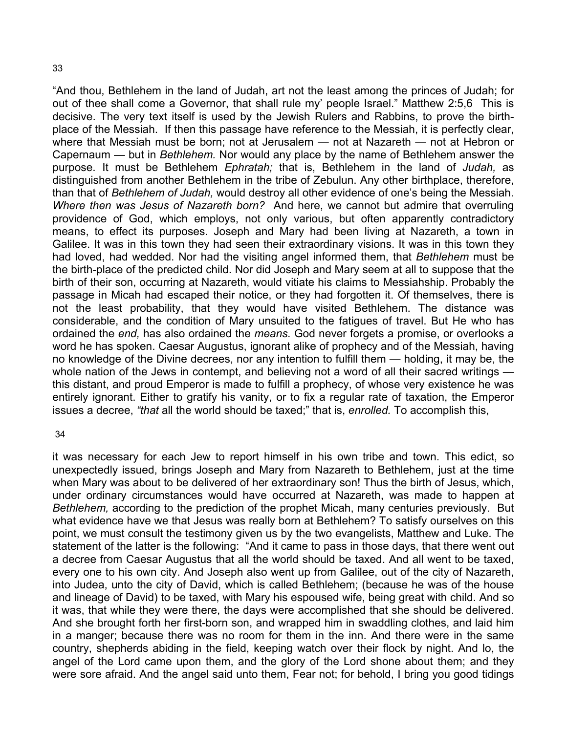“And thou, Bethlehem in the land of Judah, art not the least among the princes of Judah; for out of thee shall come a Governor, that shall rule my’ people Israel.” Matthew 2:5,6 This is decisive. The very text itself is used by the Jewish Rulers and Rabbins, to prove the birth-place of the Messiah. If then this passage have reference to the Messiah, it is perfectly clear, where that Messiah must be born; not at Jerusalem — not at Nazareth — not at Hebron or Capernaum — but in *Bethlehem.* Nor would any place by the name of Bethlehem answer the purpose. It must be Bethlehem *Ephratah;* that is, Bethlehem in the land of *Judah,* as distinguished from another Bethlehem in the tribe of Zebulun. Any other birthplace, therefore, than that of *Bethlehem of Judah,* would destroy all other evidence of one’s being the Messiah. *Where then was Jesus of Nazareth born?* And here, we cannot but admire that overruling providence of God, which employs, not only various, but often apparently contradictory means, to effect its purposes. Joseph and Mary had been living at Nazareth, a town in Galilee. It was in this town they had seen their extraordinary visions. It was in this town they had loved, had wedded. Nor had the visiting angel informed them, that *Bethlehem* must be the birth-place of the predicted child. Nor did Joseph and Mary seem at all to suppose that the birth of their son, occurring at Nazareth, would vitiate his claims to Messiahship. Probably the passage in Micah had escaped their notice, or they had forgotten it. Of themselves, there is not the least probability, that they would have visited Bethlehem. The distance was considerable, and the condition of Mary unsuited to the fatigues of travel. But He who has ordained the *end,* has also ordained the *means.* God never forgets a promise, or overlooks a word he has spoken. Caesar Augustus, ignorant alike of prophecy and of the Messiah, having no knowledge of the Divine decrees, nor any intention to fulfill them — holding, it may be, the whole nation of the Jews in contempt, and believing not a word of all their sacred writings — this distant, and proud Emperor is made to fulfill a prophecy, of whose very existence he was entirely ignorant. Either to gratify his vanity, or to fix a regular rate of taxation, the Emperor issues a decree, *“that* all the world should be taxed;” that is, *enrolled.* To accomplish this, it was necessary for each Jew to report himself in his own tribe and town. This edict, so unexpectedly issued, brings Joseph and Mary from Nazareth to Bethlehem, just at the time when Mary was about to be delivered of her extraordinary son! Thus the birth of Jesus, which, under ordinary circumstances would have occurred at Nazareth, was made to happen at *Bethlehem,* according to the prediction of the prophet Micah, many centuries previously. But what evidence have we that Jesus was really born at Bethlehem? To satisfy ourselves on this point, we must consult the testimony given us by the two evangelists, Matthew and Luke. The statement of the latter is the following: “And it came to pass in those days, that there went out a decree from Caesar Augustus that all the world should be taxed. And all went to be taxed, every one to his own city. And Joseph also went up from Galilee, out of the city of Nazareth, into Judea, unto the city of David, which is called Bethlehem; (because he was of the house and lineage of David) to be taxed, with Mary his espoused wife, being great with child. And so it was, that while they were there, the days were accomplished that she should be delivered. And she brought forth her first-born son, and wrapped him in swaddling clothes, and laid him in a manger; because there was no room for them in the inn. And there were in the same country, shepherds abiding in the field, keeping watch over their flock by night. And lo, the angel of the Lord came upon them, and the glory of the Lord shone about them; and they were sore afraid. And the angel said unto them, Fear not; for behold, I bring you good tidings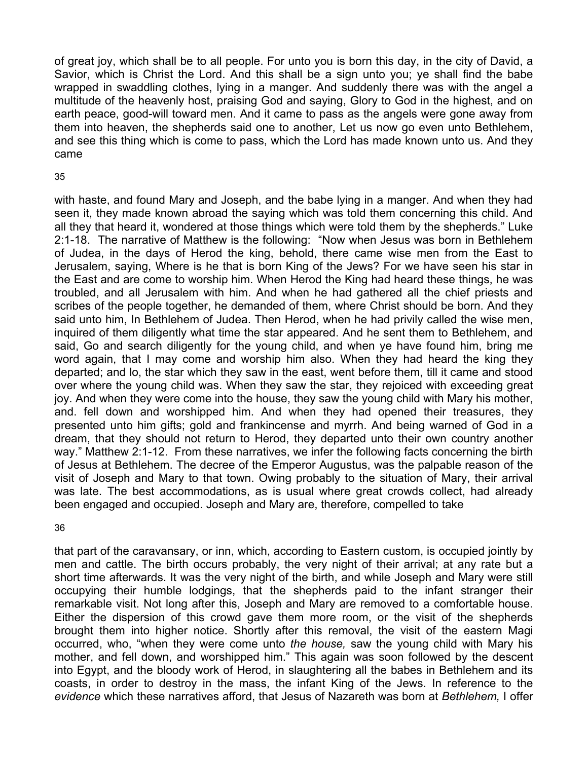of great joy, which shall be to all people. For unto you is born this day, in the city of David, a Savior, which is Christ the Lord. And this shall be a sign unto you; ye shall find the babe wrapped in swaddling clothes, lying in a manger. And suddenly there was with the angel a multitude of the heavenly host, praising God and saying, Glory to God in the highest, and on earth peace, good-will toward men. And it came to pass as the angels were gone away from them into heaven, the shepherds said one to another, Let us now go even unto Bethlehem, and see this thing which is come to pass, which the Lord has made known unto us. And they came with haste, and found Mary and Joseph, and the babe lying in a manger. And when they had seen it, they made known abroad the saying which was told them concerning this child. And all they that heard it, wondered at those things which were told them by the shepherds." Luke 2:1-18. The narrative of Matthew is the following: "Now when Jesus was born in Bethlehem of Judea, in the days of Herod the king, behold, there came wise men from the East to Jerusalem, saying, Where is he that is born King of the Jews? For we have seen his star in the East and are come to worship him. When Herod the King had heard these things, he was troubled, and all Jerusalem with him. And when he had gathered all the chief priests and scribes of the people together, he demanded of them, where Christ should be born. And they said unto him, In Bethlehem of Judea. Then Herod, when he had privily called the wise men, inquired of them diligently what time the star appeared. And he sent them to Bethlehem, and said, Go and search diligently for the young child, and when ye have found him, bring me word again, that I may come and worship him also. When they had heard the king they departed; and lo, the star which they saw in the east, went before them, till it came and stood over where the young child was. When they saw the star, they rejoiced with exceeding great joy. And when they were come into the house, they saw the young child with Mary his mother, and. fell down and worshipped him. And when they had opened their treasures, they presented unto him gifts; gold and frankincense and myrrh. And being warned of God in a dream, that they should not return to Herod, they departed unto their own country another way." Matthew 2:1-12. From these narratives, we infer the following facts concerning the birth of Jesus at Bethlehem. The decree of the Emperor Augustus, was the palpable reason of the visit of Joseph and Mary to that town. Owing probably to the situation of Mary, their arrival was late. The best accommodations, as is usual where great crowds collect, had already been engaged and occupied. Joseph and Mary are, therefore, compelled to take that part of the caravansary, or inn, which, according to Eastern custom, is occupied jointly by men and cattle. The birth occurs probably, the very night of their arrival; at any rate but a short time afterwards. It was the very night of the birth, and while Joseph and Mary were still occupying their humble lodgings, that the shepherds paid to the infant stranger their remarkable visit. Not long after this, Joseph and Mary are removed to a comfortable house. Either the dispersion of this crowd gave them more room, or the visit of the shepherds brought them into higher notice. Shortly after this removal, the visit of the eastern Magi occurred, who, "when they were come unto *the house,* saw the young child with Mary his mother, and fell down, and worshipped him." This again was soon followed by the descent into Egypt, and the bloody work of Herod, in slaughtering all the babes in Bethlehem and its coasts, in order to destroy in the mass, the infant King of the Jews. In reference to the *evidence* which these narratives afford, that Jesus of Nazareth was born at *Bethlehem,* I offer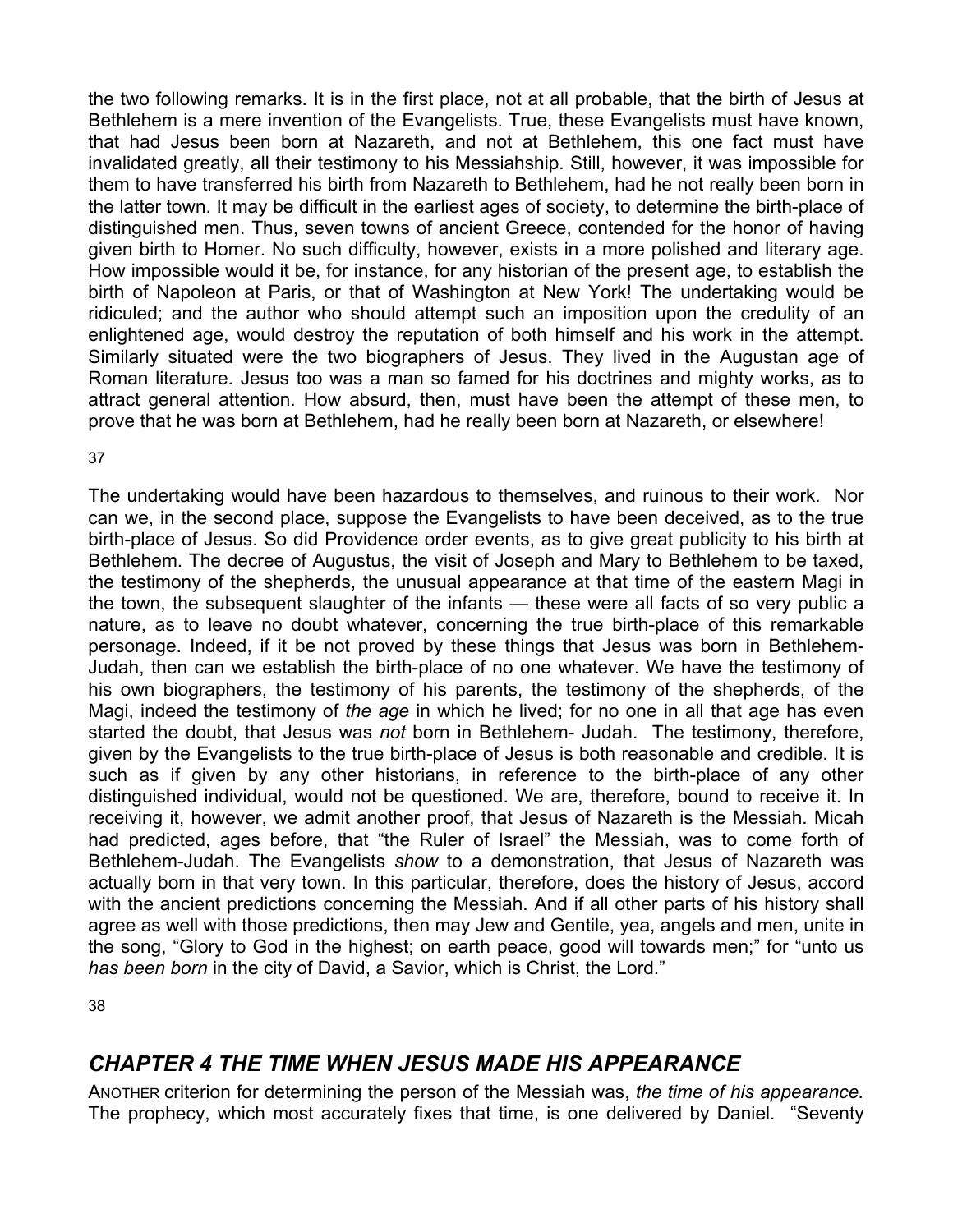the two following remarks. It is in the first place, not at all probable, that the birth of Jesus at Bethlehem is a mere invention of the Evangelists. True, these Evangelists must have known, that had Jesus been born at Nazareth, and not at Bethlehem, this one fact must have invalidated greatly, all their testimony to his Messiahship. Still, however, it was impossible for them to have transferred his birth from Nazareth to Bethlehem, had he not really been born in the latter town. It may be difficult in the earliest ages of society, to determine the birth-place of distinguished men. Thus, seven towns of ancient Greece, contended for the honor of having given birth to Homer. No such difficulty, however, exists in a more polished and literary age. How impossible would it be, for instance, for any historian of the present age, to establish the birth of Napoleon at Paris, or that of Washington at New York! The undertaking would be ridiculed; and the author who should attempt such an imposition upon the credulity of an enlightened age, would destroy the reputation of both himself and his work in the attempt. Similarly situated were the two biographers of Jesus. They lived in the Augustan age of Roman literature. Jesus too was a man so famed for his doctrines and mighty works, as to attract general attention. How absurd, then, must have been the attempt of these men, to prove that he was born at Bethlehem, had he really been born at Nazareth, or elsewhere!

The undertaking would have been hazardous to themselves, and ruinous to their work. Nor can we, in the second place, suppose the Evangelists to have been deceived, as to the true birth-place of Jesus. So did Providence order events, as to give great publicity to his birth at Bethlehem. The decree of Augustus, the visit of Joseph and Mary to Bethlehem to be taxed, the testimony of the shepherds, the unusual appearance at that time of the eastern Magi in the town, the subsequent slaughter of the infants — these were all facts of so very public a nature, as to leave no doubt whatever, concerning the true birth-place of this remarkable personage. Indeed, if it be not proved by these things that Jesus was born in Bethlehem-Judah, then can we establish the birth-place of no one whatever. We have the testimony of his own biographers, the testimony of his parents, the testimony of the shepherds, of the Magi, indeed the testimony of *the age* in which he lived; for no one in all that age has even started the doubt, that Jesus was *not* born in Bethlehem- Judah. The testimony, therefore, given by the Evangelists to the true birth-place of Jesus is both reasonable and credible. It is such as if given by any other historians, in reference to the birth-place of any other distinguished individual, would not be questioned. We are, therefore, bound to receive it. In receiving it, however, we admit another proof, that Jesus of Nazareth is the Messiah. Micah had predicted, ages before, that "the Ruler of Israel" the Messiah, was to come forth of Bethlehem-Judah. The Evangelists *show* to a demonstration, that Jesus of Nazareth was actually born in that very town. In this particular, therefore, does the history of Jesus, accord with the ancient predictions concerning the Messiah. And if all other parts of his history shall agree as well with those predictions, then may Jew and Gentile, yea, angels and men, unite in the song, "Glory to God in the highest; on earth peace, good will towards men;" for "unto us *has been born* in the city of David, a Savior, which is Christ, the Lord."

## *CHAPTER 4 THE TIME WHEN JESUS MADE HIS APPEARANCE*

ANOTHER criterion for determining the person of the Messiah was, *the time of his appearance.* The prophecy, which most accurately fixes that time, is one delivered by Daniel. "Seventy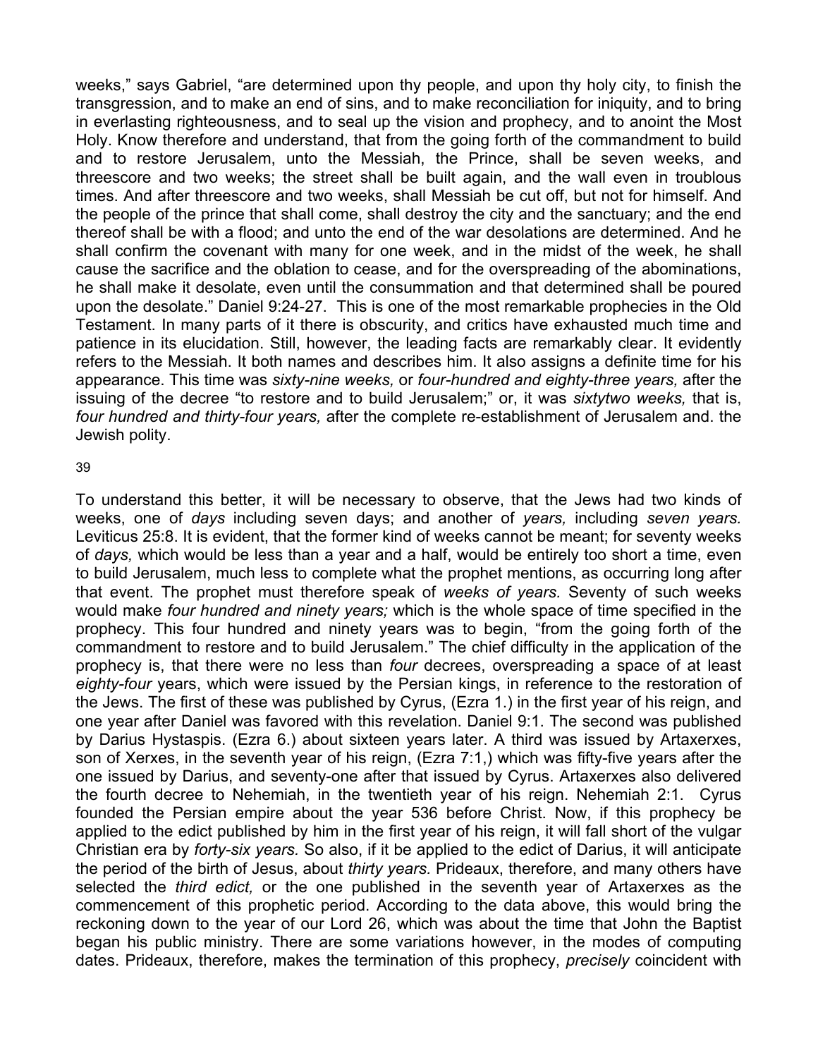weeks," says Gabriel, "are determined upon thy people, and upon thy holy city, to finish the transgression, and to make an end of sins, and to make reconciliation for iniquity, and to bring in everlasting righteousness, and to seal up the vision and prophecy, and to anoint the Most Holy. Know therefore and understand, that from the going forth of the commandment to build and to restore Jerusalem, unto the Messiah, the Prince, shall be seven weeks, and threescore and two weeks; the street shall be built again, and the wall even in troublous times. And after threescore and two weeks, shall Messiah be cut off, but not for himself. And the people of the prince that shall come, shall destroy the city and the sanctuary; and the end thereof shall be with a flood; and unto the end of the war desolations are determined. And he shall confirm the covenant with many for one week, and in the midst of the week, he shall cause the sacrifice and the oblation to cease, and for the overspreading of the abominations, he shall make it desolate, even until the consummation and that determined shall be poured upon the desolate." Daniel 9:24-27. This is one of the most remarkable prophecies in the Old Testament. In many parts of it there is obscurity, and critics have exhausted much time and patience in its elucidation. Still, however, the leading facts are remarkably clear. It evidently refers to the Messiah. It both names and describes him. It also assigns a definite time for his appearance. This time was *sixty-nine weeks,* or *four-hundred and eighty-three years,* after the issuing of the decree "to restore and to build Jerusalem;" or, it was *sixtytwo weeks,* that is, *four hundred and thirty-four years,* after the complete re-establishment of Jerusalem and. the Jewish polity.

To understand this better, it will be necessary to observe, that the Jews had two kinds of weeks, one of *days* including seven days; and another of *years,* including *seven years.* Leviticus 25:8. It is evident, that the former kind of weeks cannot be meant; for seventy weeks of *days,* which would be less than a year and a half, would be entirely too short a time, even to build Jerusalem, much less to complete what the prophet mentions, as occurring long after that event. The prophet must therefore speak of *weeks of years.* Seventy of such weeks would make *four hundred and ninety years;* which is the whole space of time specified in the prophecy. This four hundred and ninety years was to begin, "from the going forth of the commandment to restore and to build Jerusalem." The chief difficulty in the application of the prophecy is, that there were no less than *four* decrees, overspreading a space of at least *eighty-four* years, which were issued by the Persian kings, in reference to the restoration of the Jews. The first of these was published by Cyrus, (Ezra 1.) in the first year of his reign, and one year after Daniel was favored with this revelation. Daniel 9:1. The second was published by Darius Hystaspis. (Ezra 6.) about sixteen years later. A third was issued by Artaxerxes, son of Xerxes, in the seventh year of his reign, (Ezra 7:1,) which was fifty-five years after the one issued by Darius, and seventy-one after that issued by Cyrus. Artaxerxes also delivered the fourth decree to Nehemiah, in the twentieth year of his reign. Nehemiah 2:1. Cyrus founded the Persian empire about the year 536 before Christ. Now, if this prophecy be applied to the edict published by him in the first year of his reign, it will fall short of the vulgar Christian era by *forty-six years.* So also, if it be applied to the edict of Darius, it will anticipate the period of the birth of Jesus, about *thirty years.* Prideaux, therefore, and many others have selected the *third edict,* or the one published in the seventh year of Artaxerxes as the commencement of this prophetic period. According to the data above, this would bring the reckoning down to the year of our Lord 26, which was about the time that John the Baptist began his public ministry. There are some variations however, in the modes of computing dates. Prideaux, therefore, makes the termination of this prophecy, *precisely* coincident with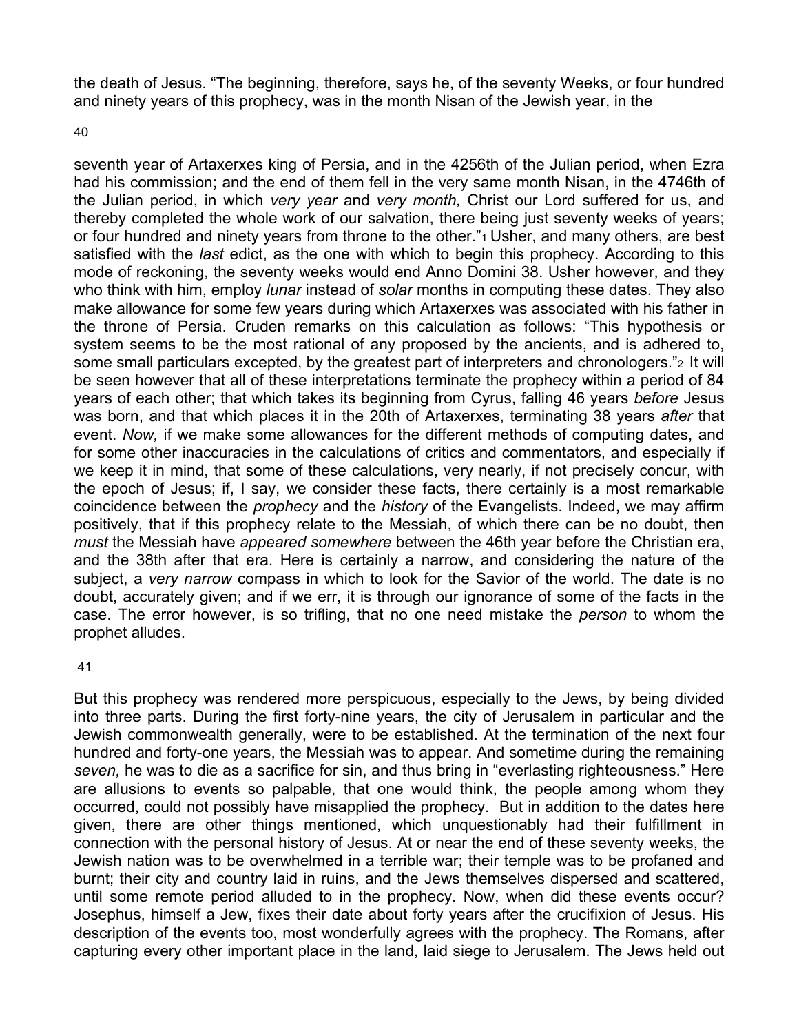the death of Jesus. "The beginning, therefore, says he, of the seventy Weeks, or four hundred and ninety years of this prophecy, was in the month Nisan of the Jewish year, in the

seventh year of Artaxerxes king of Persia, and in the 4256th of the Julian period, when Ezra had his commission; and the end of them fell in the very same month Nisan, in the 4746th of the Julian period, in which *very year* and *very month,* Christ our Lord suffered for us, and thereby completed the whole work of our salvation, there being just seventy weeks of years; or four hundred and ninety years from throne to the other."[1] Usher, and many others, are best satisfied with the *last* edict, as the one with which to begin this prophecy. According to this mode of reckoning, the seventy weeks would end Anno Domini 38. Usher however, and they who think with him, employ *lunar* instead of *solar* months in computing these dates. They also make allowance for some few years during which Artaxerxes was associated with his father in the throne of Persia. Cruden remarks on this calculation as follows: "This hypothesis or system seems to be the most rational of any proposed by the ancients, and is adhered to, some small particulars excepted, by the greatest part of interpreters and chronologers."[2] It will be seen however that all of these interpretations terminate the prophecy within a period of 84 years of each other; that which takes its beginning from Cyrus, falling 46 years *before* Jesus was born, and that which places it in the 20th of Artaxerxes, terminating 38 years *after* that event. *Now,* if we make some allowances for the different methods of computing dates, and for some other inaccuracies in the calculations of critics and commentators, and especially if we keep it in mind, that some of these calculations, very nearly, if not precisely concur, with the epoch of Jesus; if, I say, we consider these facts, there certainly is a most remarkable coincidence between the *prophecy* and the *history* of the Evangelists. Indeed, we may affirm positively, that if this prophecy relate to the Messiah, of which there can be no doubt, then *must* the Messiah have *appeared somewhere* between the 46th year before the Christian era, and the 38th after that era. Here is certainly a narrow, and considering the nature of the subject, a *very narrow* compass in which to look for the Savior of the world. The date is no doubt, accurately given; and if we err, it is through our ignorance of some of the facts in the case. The error however, is so trifling, that no one need mistake the *person* to whom the prophet alludes.

But this prophecy was rendered more perspicuous, especially to the Jews, by being divided into three parts. During the first forty-nine years, the city of Jerusalem in particular and the Jewish commonwealth generally, were to be established. At the termination of the next four hundred and forty-one years, the Messiah was to appear. And sometime during the remaining *seven,* he was to die as a sacrifice for sin, and thus bring in "everlasting righteousness." Here are allusions to events so palpable, that one would think, the people among whom they occurred, could not possibly have misapplied the prophecy. But in addition to the dates here given, there are other things mentioned, which unquestionably had their fulfillment in connection with the personal history of Jesus. At or near the end of these seventy weeks, the Jewish nation was to be overwhelmed in a terrible war; their temple was to be profaned and burnt; their city and country laid in ruins, and the Jews themselves dispersed and scattered, until some remote period alluded to in the prophecy. Now, when did these events occur? Josephus, himself a Jew, fixes their date about forty years after the crucifixion of Jesus. His description of the events too, most wonderfully agrees with the prophecy. The Romans, after capturing every other important place in the land, laid siege to Jerusalem. The Jews held out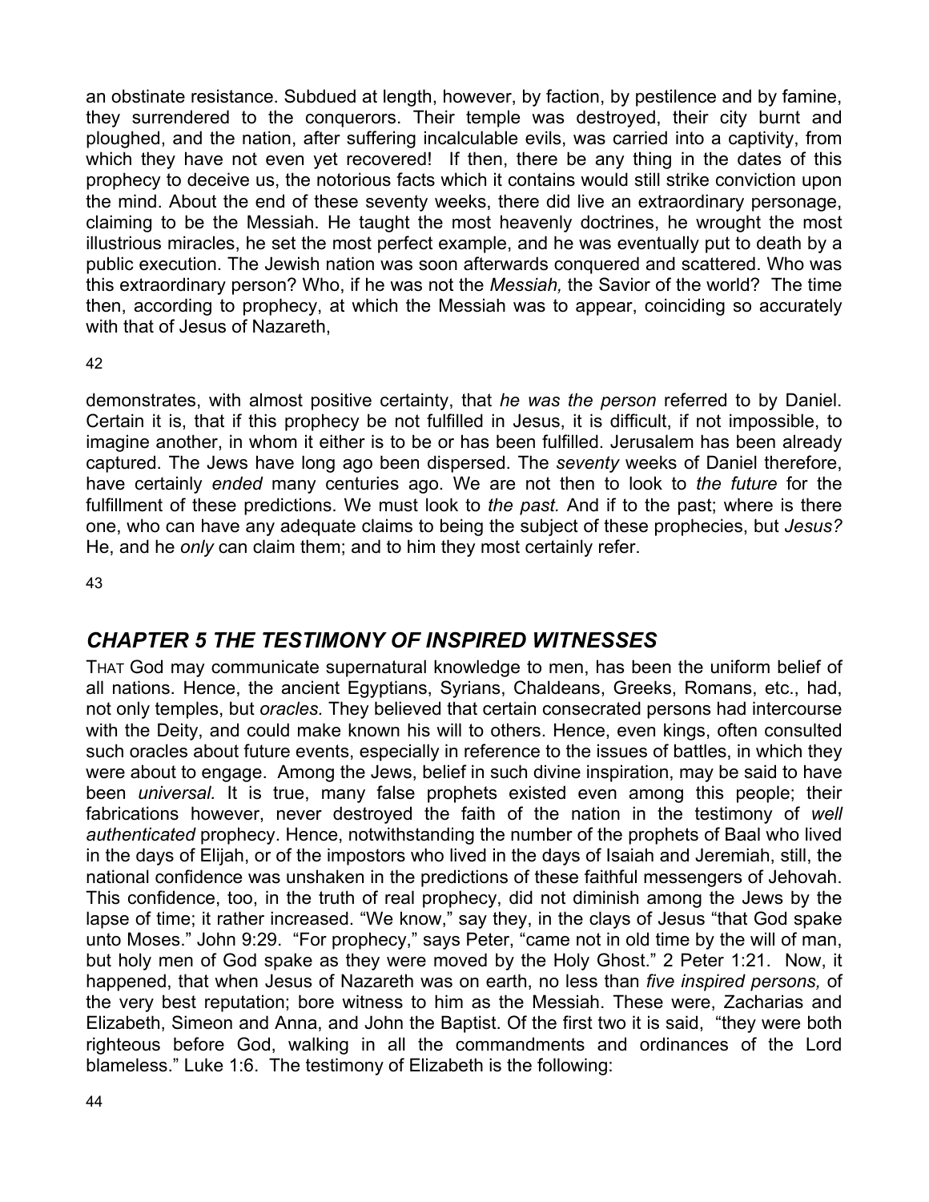an obstinate resistance. Subdued at length, however, by faction, by pestilence and by famine, they surrendered to the conquerors. Their temple was destroyed, their city burnt and ploughed, and the nation, after suffering incalculable evils, was carried into a captivity, from which they have not even yet recovered! If then, there be any thing in the dates of this prophecy to deceive us, the notorious facts which it contains would still strike conviction upon the mind. About the end of these seventy weeks, there did live an extraordinary personage, claiming to be the Messiah. He taught the most heavenly doctrines, he wrought the most illustrious miracles, he set the most perfect example, and he was eventually put to death by a public execution. The Jewish nation was soon afterwards conquered and scattered. Who was this extraordinary person? Who, if he was not the *Messiah,* the Savior of the world? The time then, according to prophecy, at which the Messiah was to appear, coinciding so accurately with that of Jesus of Nazareth,

demonstrates, with almost positive certainty, that *he was the person* referred to by Daniel. Certain it is, that if this prophecy be not fulfilled in Jesus, it is difficult, if not impossible, to imagine another, in whom it either is to be or has been fulfilled. Jerusalem has been already captured. The Jews have long ago been dispersed. The *seventy* weeks of Daniel therefore, have certainly *ended* many centuries ago. We are not then to look to *the future* for the fulfillment of these predictions. We must look to *the past.* And if to the past; where is there one, who can have any adequate claims to being the subject of these prophecies, but *Jesus?* He, and he *only* can claim them; and to him they most certainly refer.

## *CHAPTER 5 THE TESTIMONY OF INSPIRED WITNESSES*

THAT God may communicate supernatural knowledge to men, has been the uniform belief of all nations. Hence, the ancient Egyptians, Syrians, Chaldeans, Greeks, Romans, etc., had, not only temples, but *oracles.* They believed that certain consecrated persons had intercourse with the Deity, and could make known his will to others. Hence, even kings, often consulted such oracles about future events, especially in reference to the issues of battles, in which they were about to engage. Among the Jews, belief in such divine inspiration, may be said to have been *universal.* It is true, many false prophets existed even among this people; their fabrications however, never destroyed the faith of the nation in the testimony of *well authenticated* prophecy. Hence, notwithstanding the number of the prophets of Baal who lived in the days of Elijah, or of the impostors who lived in the days of Isaiah and Jeremiah, still, the national confidence was unshaken in the predictions of these faithful messengers of Jehovah. This confidence, too, in the truth of real prophecy, did not diminish among the Jews by the lapse of time; it rather increased. “We know,” say they, in the clays of Jesus “that God spake unto Moses.” John 9:29. “For prophecy,” says Peter, “came not in old time by the will of man, but holy men of God spake as they were moved by the Holy Ghost.” 2 Peter 1:21. Now, it happened, that when Jesus of Nazareth was on earth, no less than *five inspired persons,* of the very best reputation; bore witness to him as the Messiah. These were, Zacharias and Elizabeth, Simeon and Anna, and John the Baptist. Of the first two it is said, “they were both righteous before God, walking in all the commandments and ordinances of the Lord blameless.” Luke 1:6. The testimony of Elizabeth is the following: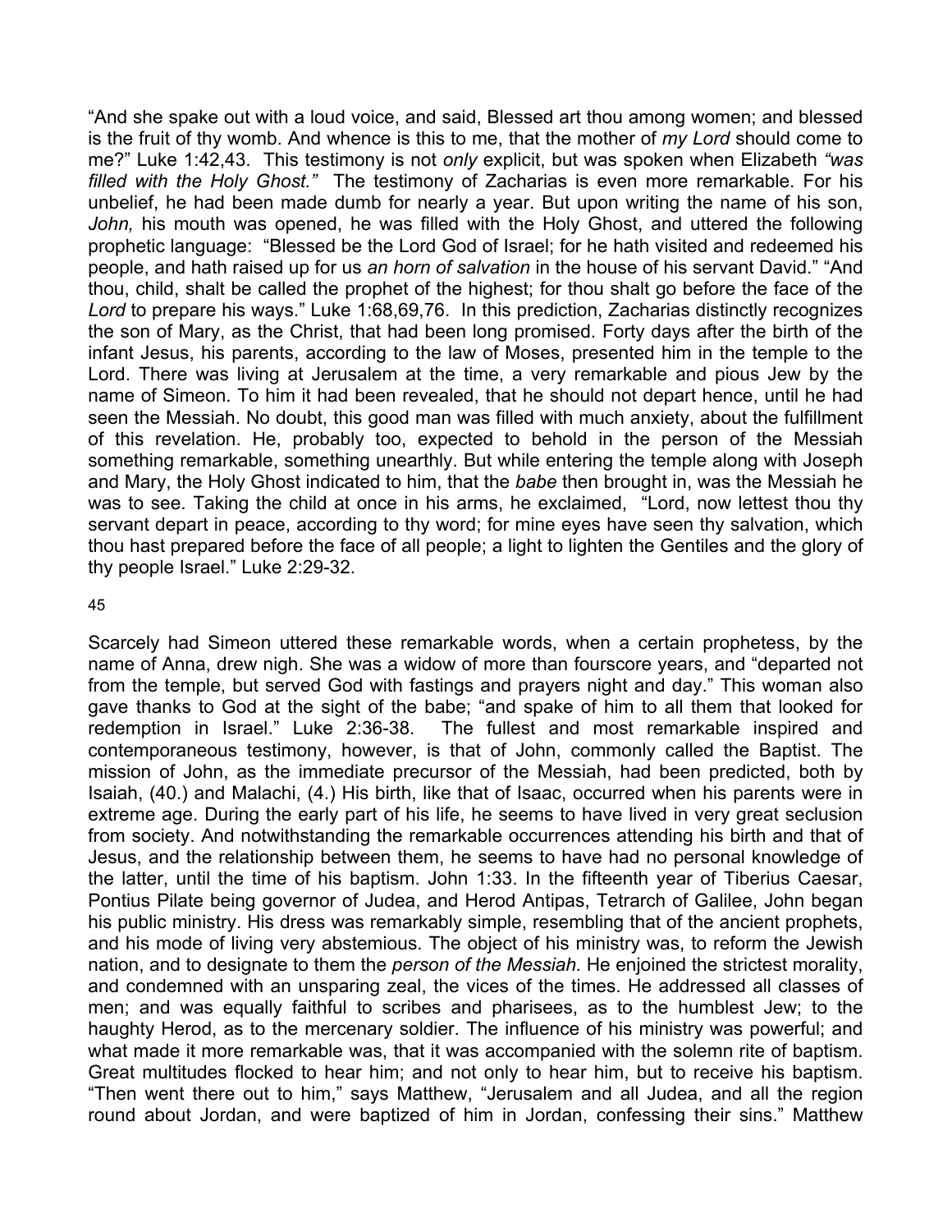"And she spake out with a loud voice, and said, Blessed art thou among women; and blessed is the fruit of thy womb. And whence is this to me, that the mother of *my Lord* should come to me?" Luke 1:42,43. This testimony is not *only* explicit, but was spoken when Elizabeth *"was filled with the Holy Ghost."* The testimony of Zacharias is even more remarkable. For his unbelief, he had been made dumb for nearly a year. But upon writing the name of his son, *John,* his mouth was opened, he was filled with the Holy Ghost, and uttered the following prophetic language: "Blessed be the Lord God of Israel; for he hath visited and redeemed his people, and hath raised up for us *an horn of salvation* in the house of his servant David." "And thou, child, shalt be called the prophet of the highest; for thou shalt go before the face of the *Lord* to prepare his ways." Luke 1:68,69,76. In this prediction, Zacharias distinctly recognizes the son of Mary, as the Christ, that had been long promised. Forty days after the birth of the infant Jesus, his parents, according to the law of Moses, presented him in the temple to the Lord. There was living at Jerusalem at the time, a very remarkable and pious Jew by the name of Simeon. To him it had been revealed, that he should not depart hence, until he had seen the Messiah. No doubt, this good man was filled with much anxiety, about the fulfillment of this revelation. He, probably too, expected to behold in the person of the Messiah something remarkable, something unearthly. But while entering the temple along with Joseph and Mary, the Holy Ghost indicated to him, that the *babe* then brought in, was the Messiah he was to see. Taking the child at once in his arms, he exclaimed, "Lord, now lettest thou thy servant depart in peace, according to thy word; for mine eyes have seen thy salvation, which thou hast prepared before the face of all people; a light to lighten the Gentiles and the glory of thy people Israel." Luke 2:29-32.

Scarcely had Simeon uttered these remarkable words, when a certain prophetess, by the name of Anna, drew nigh. She was a widow of more than fourscore years, and "departed not from the temple, but served God with fastings and prayers night and day." This woman also gave thanks to God at the sight of the babe; "and spake of him to all them that looked for redemption in Israel." Luke 2:36-38. The fullest and most remarkable inspired and contemporaneous testimony, however, is that of John, commonly called the Baptist. The mission of John, as the immediate precursor of the Messiah, had been predicted, both by Isaiah, (40.) and Malachi, (4.) His birth, like that of Isaac, occurred when his parents were in extreme age. During the early part of his life, he seems to have lived in very great seclusion from society. And notwithstanding the remarkable occurrences attending his birth and that of Jesus, and the relationship between them, he seems to have had no personal knowledge of the latter, until the time of his baptism. John 1:33. In the fifteenth year of Tiberius Caesar, Pontius Pilate being governor of Judea, and Herod Antipas, Tetrarch of Galilee, John began his public ministry. His dress was remarkably simple, resembling that of the ancient prophets, and his mode of living very abstemious. The object of his ministry was, to reform the Jewish nation, and to designate to them the *person of the Messiah.* He enjoined the strictest morality, and condemned with an unsparing zeal, the vices of the times. He addressed all classes of men; and was equally faithful to scribes and pharisees, as to the humblest Jew; to the haughty Herod, as to the mercenary soldier. The influence of his ministry was powerful; and what made it more remarkable was, that it was accompanied with the solemn rite of baptism. Great multitudes flocked to hear him; and not only to hear him, but to receive his baptism. "Then went there out to him," says Matthew, "Jerusalem and all Judea, and all the region round about Jordan, and were baptized of him in Jordan, confessing their sins." Matthew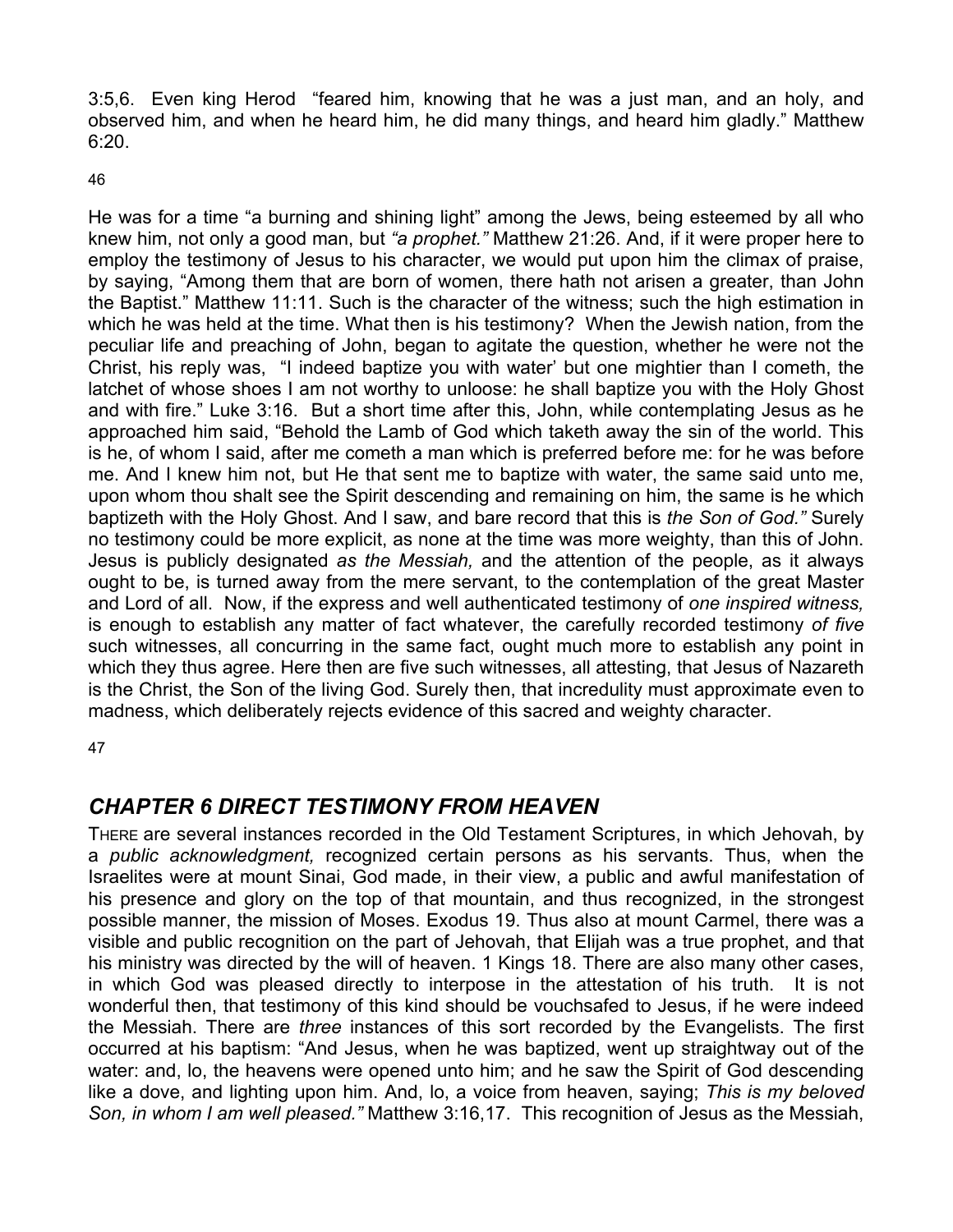3:5,6. Even king Herod "feared him, knowing that he was a just man, and an holy, and observed him, and when he heard him, he did many things, and heard him gladly." Matthew 6:20.

He was for a time "a burning and shining light" among the Jews, being esteemed by all who knew him, not only a good man, but *"a prophet."* Matthew 21:26. And, if it were proper here to employ the testimony of Jesus to his character, we would put upon him the climax of praise, by saying, "Among them that are born of women, there hath not arisen a greater, than John the Baptist." Matthew 11:11. Such is the character of the witness; such the high estimation in which he was held at the time. What then is his testimony? When the Jewish nation, from the peculiar life and preaching of John, began to agitate the question, whether he were not the Christ, his reply was, "I indeed baptize you with water' but one mightier than I cometh, the latchet of whose shoes I am not worthy to unloose: he shall baptize you with the Holy Ghost and with fire." Luke 3:16. But a short time after this, John, while contemplating Jesus as he approached him said, "Behold the Lamb of God which taketh away the sin of the world. This is he, of whom I said, after me cometh a man which is preferred before me: for he was before me. And I knew him not, but He that sent me to baptize with water, the same said unto me, upon whom thou shalt see the Spirit descending and remaining on him, the same is he which baptizeth with the Holy Ghost. And I saw, and bare record that this is *the Son of God."* Surely no testimony could be more explicit, as none at the time was more weighty, than this of John. Jesus is publicly designated *as the Messiah,* and the attention of the people, as it always ought to be, is turned away from the mere servant, to the contemplation of the great Master and Lord of all. Now, if the express and well authenticated testimony of *one inspired witness,* is enough to establish any matter of fact whatever, the carefully recorded testimony *of five* such witnesses, all concurring in the same fact, ought much more to establish any point in which they thus agree. Here then are five such witnesses, all attesting, that Jesus of Nazareth is the Christ, the Son of the living God. Surely then, that incredulity must approximate even to madness, which deliberately rejects evidence of this sacred and weighty character.

## *CHAPTER 6 DIRECT TESTIMONY FROM HEAVEN*

THERE are several instances recorded in the Old Testament Scriptures, in which Jehovah, by a *public acknowledgment,* recognized certain persons as his servants. Thus, when the Israelites were at mount Sinai, God made, in their view, a public and awful manifestation of his presence and glory on the top of that mountain, and thus recognized, in the strongest possible manner, the mission of Moses. Exodus 19. Thus also at mount Carmel, there was a visible and public recognition on the part of Jehovah, that Elijah was a true prophet, and that his ministry was directed by the will of heaven. 1 Kings 18. There are also many other cases, in which God was pleased directly to interpose in the attestation of his truth. It is not wonderful then, that testimony of this kind should be vouchsafed to Jesus, if he were indeed the Messiah. There are *three* instances of this sort recorded by the Evangelists. The first occurred at his baptism: "And Jesus, when he was baptized, went up straightway out of the water: and, lo, the heavens were opened unto him; and he saw the Spirit of God descending like a dove, and lighting upon him. And, lo, a voice from heaven, saying; *This is my beloved Son, in whom I am well pleased."* Matthew 3:16,17. This recognition of Jesus as the Messiah,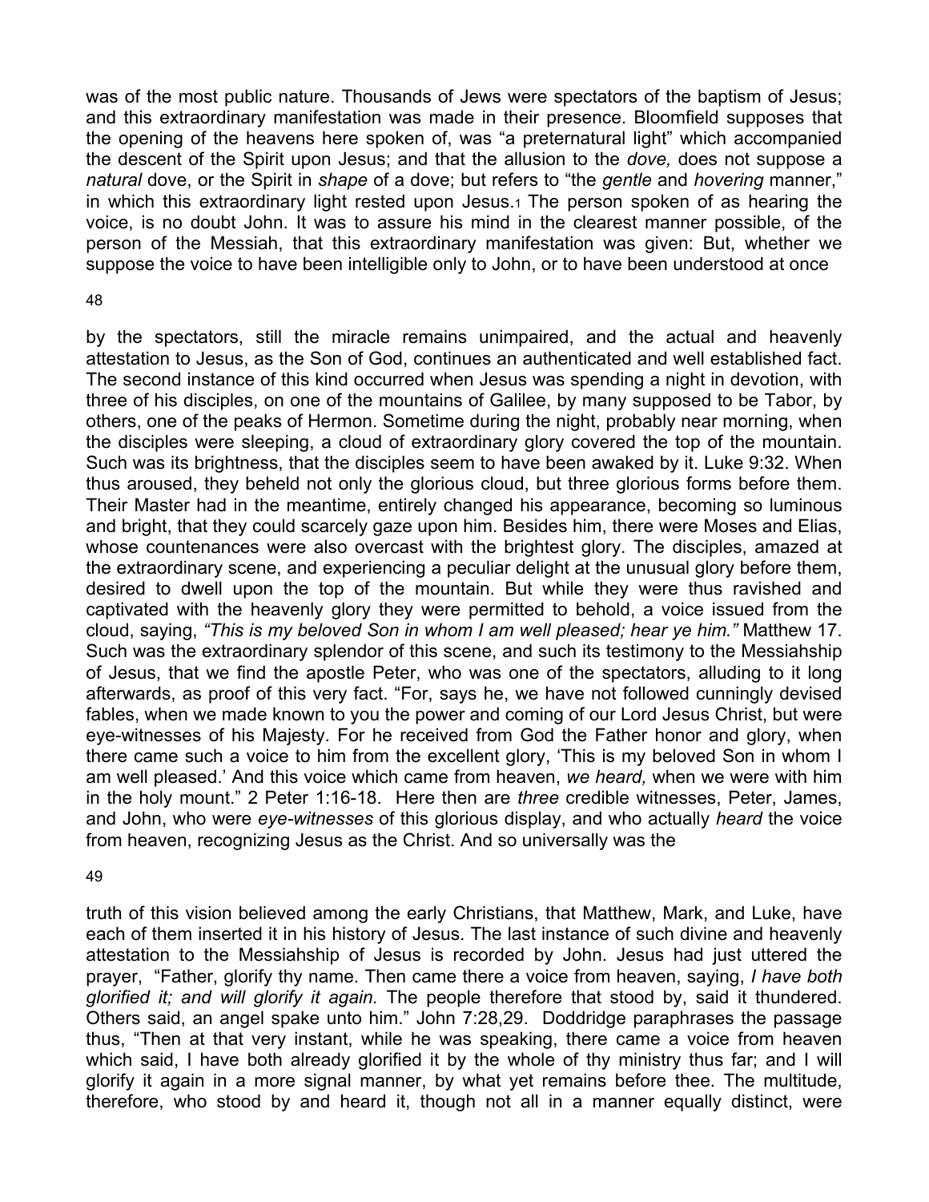was of the most public nature. Thousands of Jews were spectators of the baptism of Jesus; and this extraordinary manifestation was made in their presence. Bloomfield supposes that the opening of the heavens here spoken of, was "a preternatural light" which accompanied the descent of the Spirit upon Jesus; and that the allusion to the *dove,* does not suppose a *natural* dove, or the Spirit in *shape* of a dove; but refers to "the *gentle* and *hovering* manner," in which this extraordinary light rested upon Jesus.[1] The person spoken of as hearing the voice, is no doubt John. It was to assure his mind in the clearest manner possible, of the person of the Messiah, that this extraordinary manifestation was given: But, whether we suppose the voice to have been intelligible only to John, or to have been understood at once by the spectators, still the miracle remains unimpaired, and the actual and heavenly attestation to Jesus, as the Son of God, continues an authenticated and well established fact. The second instance of this kind occurred when Jesus was spending a night in devotion, with three of his disciples, on one of the mountains of Galilee, by many supposed to be Tabor, by others, one of the peaks of Hermon. Sometime during the night, probably near morning, when the disciples were sleeping, a cloud of extraordinary glory covered the top of the mountain. Such was its brightness, that the disciples seem to have been awaked by it. Luke 9:32. When thus aroused, they beheld not only the glorious cloud, but three glorious forms before them. Their Master had in the meantime, entirely changed his appearance, becoming so luminous and bright, that they could scarcely gaze upon him. Besides him, there were Moses and Elias, whose countenances were also overcast with the brightest glory. The disciples, amazed at the extraordinary scene, and experiencing a peculiar delight at the unusual glory before them, desired to dwell upon the top of the mountain. But while they were thus ravished and captivated with the heavenly glory they were permitted to behold, a voice issued from the cloud, saying, *"This is my beloved Son in whom I am well pleased; hear ye him."* Matthew 17. Such was the extraordinary splendor of this scene, and such its testimony to the Messiahship of Jesus, that we find the apostle Peter, who was one of the spectators, alluding to it long afterwards, as proof of this very fact. "For, says he, we have not followed cunningly devised fables, when we made known to you the power and coming of our Lord Jesus Christ, but were eye-witnesses of his Majesty. For he received from God the Father honor and glory, when there came such a voice to him from the excellent glory, 'This is my beloved Son in whom I am well pleased.' And this voice which came from heaven, *we heard,* when we were with him in the holy mount." 2 Peter 1:16-18. Here then are *three* credible witnesses, Peter, James, and John, who were *eye-witnesses* of this glorious display, and who actually *heard* the voice from heaven, recognizing Jesus as the Christ. And so universally was the truth of this vision believed among the early Christians, that Matthew, Mark, and Luke, have each of them inserted it in his history of Jesus. The last instance of such divine and heavenly attestation to the Messiahship of Jesus is recorded by John. Jesus had just uttered the prayer, "Father, glorify thy name. Then came there a voice from heaven, saying, *I have both glorified it; and will glorify it again.* The people therefore that stood by, said it thundered. Others said, an angel spake unto him." John 7:28,29. Doddridge paraphrases the passage thus, "Then at that very instant, while he was speaking, there came a voice from heaven which said, I have both already glorified it by the whole of thy ministry thus far; and I will glorify it again in a more signal manner, by what yet remains before thee. The multitude, therefore, who stood by and heard it, though not all in a manner equally distinct, were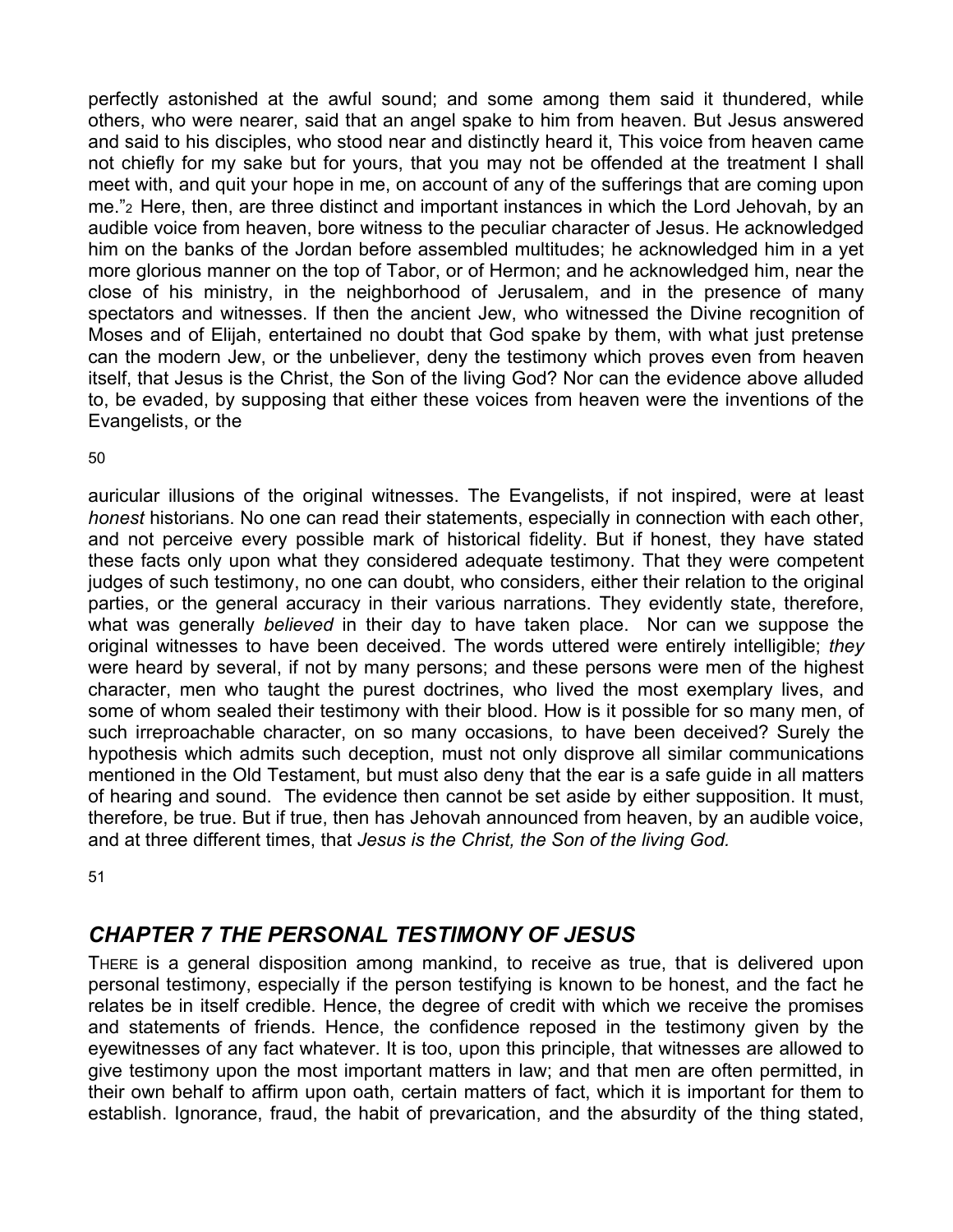perfectly astonished at the awful sound; and some among them said it thundered, while others, who were nearer, said that an angel spake to him from heaven. But Jesus answered and said to his disciples, who stood near and distinctly heard it, This voice from heaven came not chiefly for my sake but for yours, that you may not be offended at the treatment I shall meet with, and quit your hope in me, on account of any of the sufferings that are coming upon me."[2] Here, then, are three distinct and important instances in which the Lord Jehovah, by an audible voice from heaven, bore witness to the peculiar character of Jesus. He acknowledged him on the banks of the Jordan before assembled multitudes; he acknowledged him in a yet more glorious manner on the top of Tabor, or of Hermon; and he acknowledged him, near the close of his ministry, in the neighborhood of Jerusalem, and in the presence of many spectators and witnesses. If then the ancient Jew, who witnessed the Divine recognition of Moses and of Elijah, entertained no doubt that God spake by them, with what just pretense can the modern Jew, or the unbeliever, deny the testimony which proves even from heaven itself, that Jesus is the Christ, the Son of the living God? Nor can the evidence above alluded to, be evaded, by supposing that either these voices from heaven were the inventions of the Evangelists, or the auricular illusions of the original witnesses. The Evangelists, if not inspired, were at least *honest* historians. No one can read their statements, especially in connection with each other, and not perceive every possible mark of historical fidelity. But if honest, they have stated these facts only upon what they considered adequate testimony. That they were competent judges of such testimony, no one can doubt, who considers, either their relation to the original parties, or the general accuracy in their various narrations. They evidently state, therefore, what was generally *believed* in their day to have taken place. Nor can we suppose the original witnesses to have been deceived. The words uttered were entirely intelligible; *they* were heard by several, if not by many persons; and these persons were men of the highest character, men who taught the purest doctrines, who lived the most exemplary lives, and some of whom sealed their testimony with their blood. How is it possible for so many men, of such irreproachable character, on so many occasions, to have been deceived? Surely the hypothesis which admits such deception, must not only disprove all similar communications mentioned in the Old Testament, but must also deny that the ear is a safe guide in all matters of hearing and sound. The evidence then cannot be set aside by either supposition. It must, therefore, be true. But if true, then has Jehovah announced from heaven, by an audible voice, and at three different times, that *Jesus is the Christ, the Son of the living God.*

## *CHAPTER 7 THE PERSONAL TESTIMONY OF JESUS*

THERE is a general disposition among mankind, to receive as true, that is delivered upon personal testimony, especially if the person testifying is known to be honest, and the fact he relates be in itself credible. Hence, the degree of credit with which we receive the promises and statements of friends. Hence, the confidence reposed in the testimony given by the eyewitnesses of any fact whatever. It is too, upon this principle, that witnesses are allowed to give testimony upon the most important matters in law; and that men are often permitted, in their own behalf to affirm upon oath, certain matters of fact, which it is important for them to establish. Ignorance, fraud, the habit of prevarication, and the absurdity of the thing stated,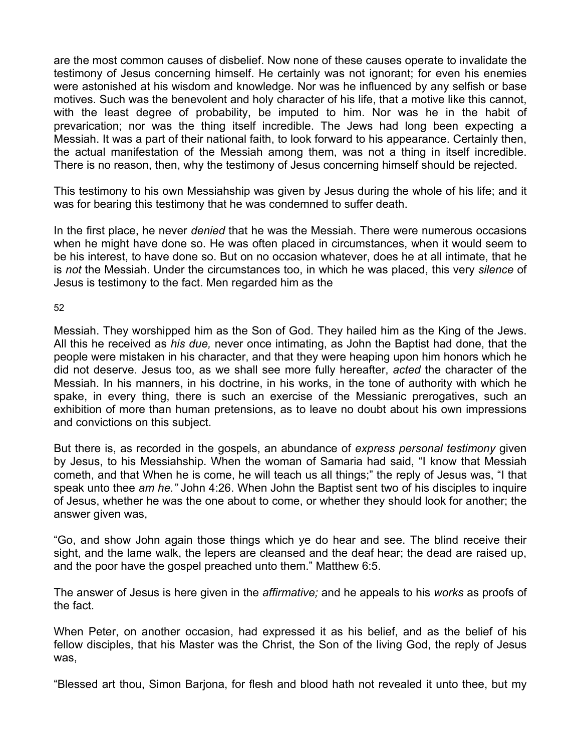are the most common causes of disbelief. Now none of these causes operate to invalidate the testimony of Jesus concerning himself. He certainly was not ignorant; for even his enemies were astonished at his wisdom and knowledge. Nor was he influenced by any selfish or base motives. Such was the benevolent and holy character of his life, that a motive like this cannot, with the least degree of probability, be imputed to him. Nor was he in the habit of prevarication; nor was the thing itself incredible. The Jews had long been expecting a Messiah. It was a part of their national faith, to look forward to his appearance. Certainly then, the actual manifestation of the Messiah among them, was not a thing in itself incredible. There is no reason, then, why the testimony of Jesus concerning himself should be rejected.

This testimony to his own Messiahship was given by Jesus during the whole of his life; and it was for bearing this testimony that he was condemned to suffer death.

In the first place, he never *denied* that he was the Messiah. There were numerous occasions when he might have done so. He was often placed in circumstances, when it would seem to be his interest, to have done so. But on no occasion whatever, does he at all intimate, that he is *not* the Messiah. Under the circumstances too, in which he was placed, this very *silence* of Jesus is testimony to the fact. Men regarded him as the Messiah. They worshipped him as the Son of God. They hailed him as the King of the Jews. All this he received as *his due,* never once intimating, as John the Baptist had done, that the people were mistaken in his character, and that they were heaping upon him honors which he did not deserve. Jesus too, as we shall see more fully hereafter, *acted* the character of the Messiah. In his manners, in his doctrine, in his works, in the tone of authority with which he spake, in every thing, there is such an exercise of the Messianic prerogatives, such an exhibition of more than human pretensions, as to leave no doubt about his own impressions and convictions on this subject.

But there is, as recorded in the gospels, an abundance of *express personal testimony* given by Jesus, to his Messiahship. When the woman of Samaria had said, "I know that Messiah cometh, and that When he is come, he will teach us all things;" the reply of Jesus was, "I that speak unto thee *am he."* John 4:26. When John the Baptist sent two of his disciples to inquire of Jesus, whether he was the one about to come, or whether they should look for another; the answer given was,

"Go, and show John again those things which ye do hear and see. The blind receive their sight, and the lame walk, the lepers are cleansed and the deaf hear; the dead are raised up, and the poor have the gospel preached unto them." Matthew 6:5.

The answer of Jesus is here given in the *affirmative;* and he appeals to his *works* as proofs of the fact.

When Peter, on another occasion, had expressed it as his belief, and as the belief of his fellow disciples, that his Master was the Christ, the Son of the living God, the reply of Jesus was,

"Blessed art thou, Simon Barjona, for flesh and blood hath not revealed it unto thee, but my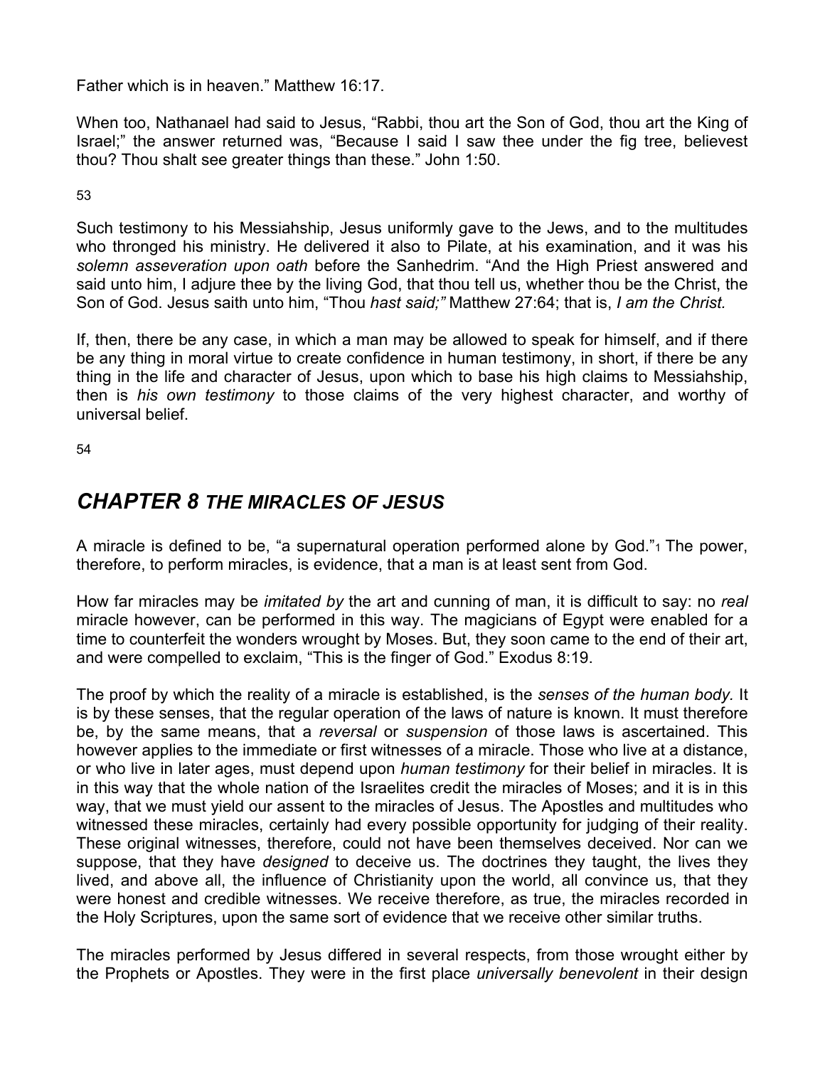Father which is in heaven." Matthew 16:17.

When too, Nathanael had said to Jesus, "Rabbi, thou art the Son of God, thou art the King of Israel;" the answer returned was, "Because I said I saw thee under the fig tree, believest thou? Thou shalt see greater things than these." John 1:50.

Such testimony to his Messiahship, Jesus uniformly gave to the Jews, and to the multitudes who thronged his ministry. He delivered it also to Pilate, at his examination, and it was his *solemn asseveration upon oath* before the Sanhedrim. "And the High Priest answered and said unto him, I adjure thee by the living God, that thou tell us, whether thou be the Christ, the Son of God. Jesus saith unto him, "Thou *hast said;"* Matthew 27:64; that is, *I am the Christ.*

If, then, there be any case, in which a man may be allowed to speak for himself, and if there be any thing in moral virtue to create confidence in human testimony, in short, if there be any thing in the life and character of Jesus, upon which to base his high claims to Messiahship, then is *his own testimony* to those claims of the very highest character, and worthy of universal belief.

## *CHAPTER 8 THE MIRACLES OF JESUS*

A miracle is defined to be, "a supernatural operation performed alone by God."[1] The power, therefore, to perform miracles, is evidence, that a man is at least sent from God.

How far miracles may be *imitated by* the art and cunning of man, it is difficult to say: no *real* miracle however, can be performed in this way. The magicians of Egypt were enabled for a time to counterfeit the wonders wrought by Moses. But, they soon came to the end of their art, and were compelled to exclaim, "This is the finger of God." Exodus 8:19.

The proof by which the reality of a miracle is established, is the *senses of the human body.* It is by these senses, that the regular operation of the laws of nature is known. It must therefore be, by the same means, that a *reversal* or *suspension* of those laws is ascertained. This however applies to the immediate or first witnesses of a miracle. Those who live at a distance, or who live in later ages, must depend upon *human testimony* for their belief in miracles. It is in this way that the whole nation of the Israelites credit the miracles of Moses; and it is in this way, that we must yield our assent to the miracles of Jesus. The Apostles and multitudes who witnessed these miracles, certainly had every possible opportunity for judging of their reality. These original witnesses, therefore, could not have been themselves deceived. Nor can we suppose, that they have *designed* to deceive us. The doctrines they taught, the lives they lived, and above all, the influence of Christianity upon the world, all convince us, that they were honest and credible witnesses. We receive therefore, as true, the miracles recorded in the Holy Scriptures, upon the same sort of evidence that we receive other similar truths.

The miracles performed by Jesus differed in several respects, from those wrought either by the Prophets or Apostles. They were in the first place *universally benevolent* in their design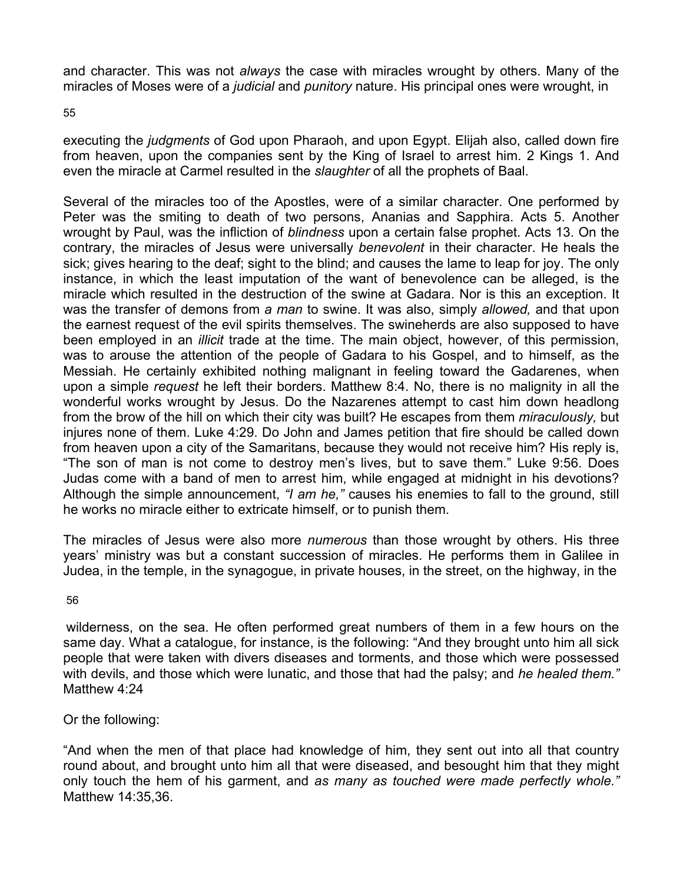and character. This was not *always* the case with miracles wrought by others. Many of the miracles of Moses were of a *judicial* and *punitory* nature. His principal ones were wrought, in

executing the *judgments* of God upon Pharaoh, and upon Egypt. Elijah also, called down fire from heaven, upon the companies sent by the King of Israel to arrest him. 2 Kings 1. And even the miracle at Carmel resulted in the *slaughter* of all the prophets of Baal.

Several of the miracles too of the Apostles, were of a similar character. One performed by Peter was the smiting to death of two persons, Ananias and Sapphira. Acts 5. Another wrought by Paul, was the infliction of *blindness* upon a certain false prophet. Acts 13. On the contrary, the miracles of Jesus were universally *benevolent* in their character. He heals the sick; gives hearing to the deaf; sight to the blind; and causes the lame to leap for joy. The only instance, in which the least imputation of the want of benevolence can be alleged, is the miracle which resulted in the destruction of the swine at Gadara. Nor is this an exception. It was the transfer of demons from *a man* to swine. It was also, simply *allowed,* and that upon the earnest request of the evil spirits themselves. The swineherds are also supposed to have been employed in an *illicit* trade at the time. The main object, however, of this permission, was to arouse the attention of the people of Gadara to his Gospel, and to himself, as the Messiah. He certainly exhibited nothing malignant in feeling toward the Gadarenes, when upon a simple *request* he left their borders. Matthew 8:4. No, there is no malignity in all the wonderful works wrought by Jesus. Do the Nazarenes attempt to cast him down headlong from the brow of the hill on which their city was built? He escapes from them *miraculously,* but injures none of them. Luke 4:29. Do John and James petition that fire should be called down from heaven upon a city of the Samaritans, because they would not receive him? His reply is, "The son of man is not come to destroy men's lives, but to save them." Luke 9:56. Does Judas come with a band of men to arrest him, while engaged at midnight in his devotions? Although the simple announcement, *"I am he,"* causes his enemies to fall to the ground, still he works no miracle either to extricate himself, or to punish them.

The miracles of Jesus were also more *numerous* than those wrought by others. His three years' ministry was but a constant succession of miracles. He performs them in Galilee in Judea, in the temple, in the synagogue, in private houses, in the street, on the highway, in the

wilderness, on the sea. He often performed great numbers of them in a few hours on the same day. What a catalogue, for instance, is the following: "And they brought unto him all sick people that were taken with divers diseases and torments, and those which were possessed with devils, and those which were lunatic, and those that had the palsy; and *he healed them."* Matthew 4:24

Or the following:

"And when the men of that place had knowledge of him, they sent out into all that country round about, and brought unto him all that were diseased, and besought him that they might only touch the hem of his garment, and *as many as touched were made perfectly whole."* Matthew 14:35,36.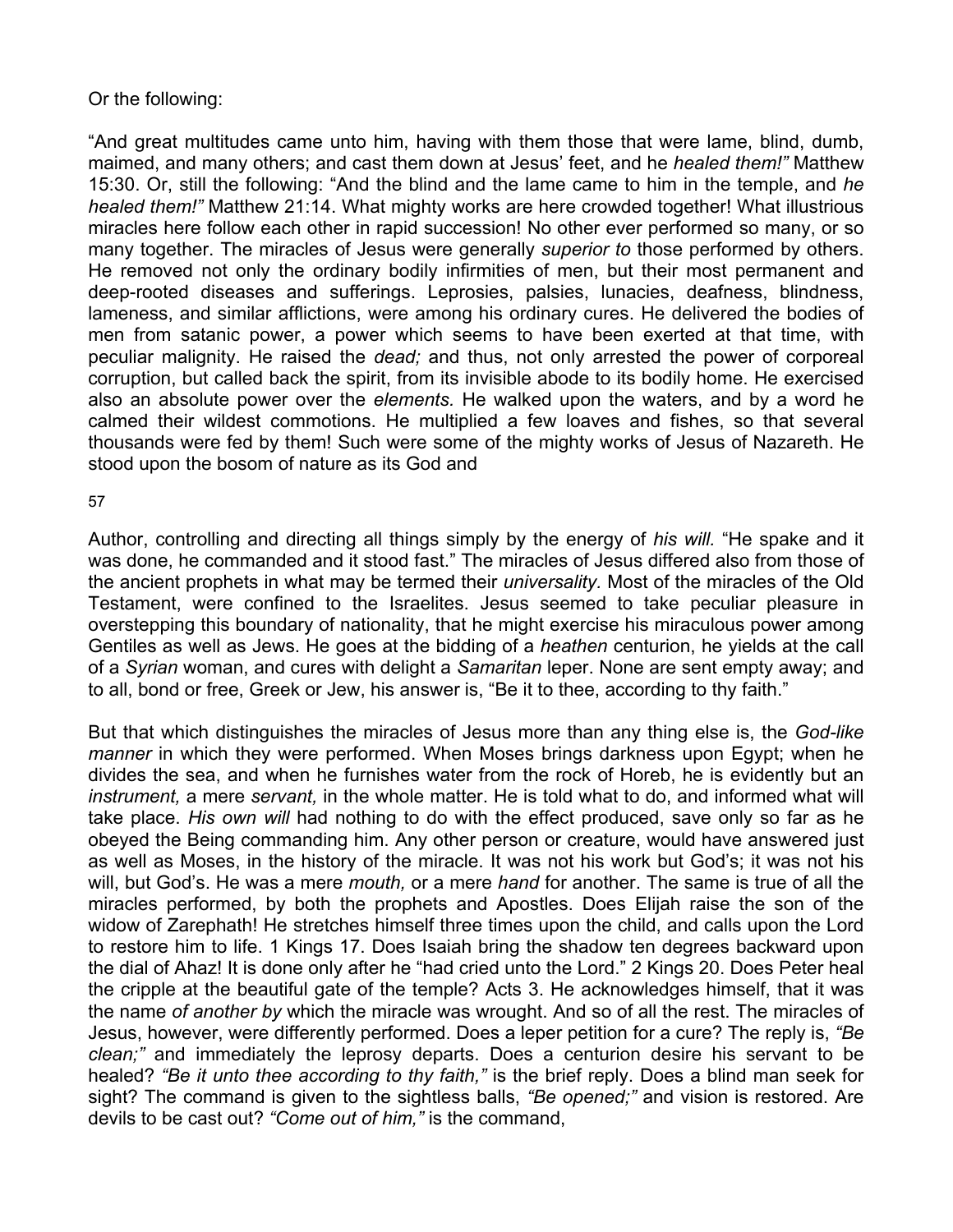Or the following:

"And great multitudes came unto him, having with them those that were lame, blind, dumb, maimed, and many others; and cast them down at Jesus' feet, and he *healed them!"* Matthew 15:30. Or, still the following: "And the blind and the lame came to him in the temple, and *he healed them!"* Matthew 21:14. What mighty works are here crowded together! What illustrious miracles here follow each other in rapid succession! No other ever performed so many, or so many together. The miracles of Jesus were generally *superior to* those performed by others. He removed not only the ordinary bodily infirmities of men, but their most permanent and deep-rooted diseases and sufferings. Leprosies, palsies, lunacies, deafness, blindness, lameness, and similar afflictions, were among his ordinary cures. He delivered the bodies of men from satanic power, a power which seems to have been exerted at that time, with peculiar malignity. He raised the *dead;* and thus, not only arrested the power of corporeal corruption, but called back the spirit, from its invisible abode to its bodily home. He exercised also an absolute power over the *elements.* He walked upon the waters, and by a word he calmed their wildest commotions. He multiplied a few loaves and fishes, so that several thousands were fed by them! Such were some of the mighty works of Jesus of Nazareth. He stood upon the bosom of nature as its God and Author, controlling and directing all things simply by the energy of *his will.* "He spake and it was done, he commanded and it stood fast." The miracles of Jesus differed also from those of the ancient prophets in what may be termed their *universality.* Most of the miracles of the Old Testament, were confined to the Israelites. Jesus seemed to take peculiar pleasure in overstepping this boundary of nationality, that he might exercise his miraculous power among Gentiles as well as Jews. He goes at the bidding of a *heathen* centurion, he yields at the call of a *Syrian* woman, and cures with delight a *Samaritan* leper. None are sent empty away; and to all, bond or free, Greek or Jew, his answer is, "Be it to thee, according to thy faith."

But that which distinguishes the miracles of Jesus more than any thing else is, the *God-like manner* in which they were performed. When Moses brings darkness upon Egypt; when he divides the sea, and when he furnishes water from the rock of Horeb, he is evidently but an *instrument,* a mere *servant,* in the whole matter. He is told what to do, and informed what will take place. *His own will* had nothing to do with the effect produced, save only so far as he obeyed the Being commanding him. Any other person or creature, would have answered just as well as Moses, in the history of the miracle. It was not his work but God's; it was not his will, but God's. He was a mere *mouth,* or a mere *hand* for another. The same is true of all the miracles performed, by both the prophets and Apostles. Does Elijah raise the son of the widow of Zarephath! He stretches himself three times upon the child, and calls upon the Lord to restore him to life. 1 Kings 17. Does Isaiah bring the shadow ten degrees backward upon the dial of Ahaz! It is done only after he "had cried unto the Lord." 2 Kings 20. Does Peter heal the cripple at the beautiful gate of the temple? Acts 3. He acknowledges himself, that it was the name *of another by* which the miracle was wrought. And so of all the rest. The miracles of Jesus, however, were differently performed. Does a leper petition for a cure? The reply is, *"Be clean;"* and immediately the leprosy departs. Does a centurion desire his servant to be healed? *"Be it unto thee according to thy faith,"* is the brief reply. Does a blind man seek for sight? The command is given to the sightless balls, *"Be opened;"* and vision is restored. Are devils to be cast out? *"Come out of him,"* is the command,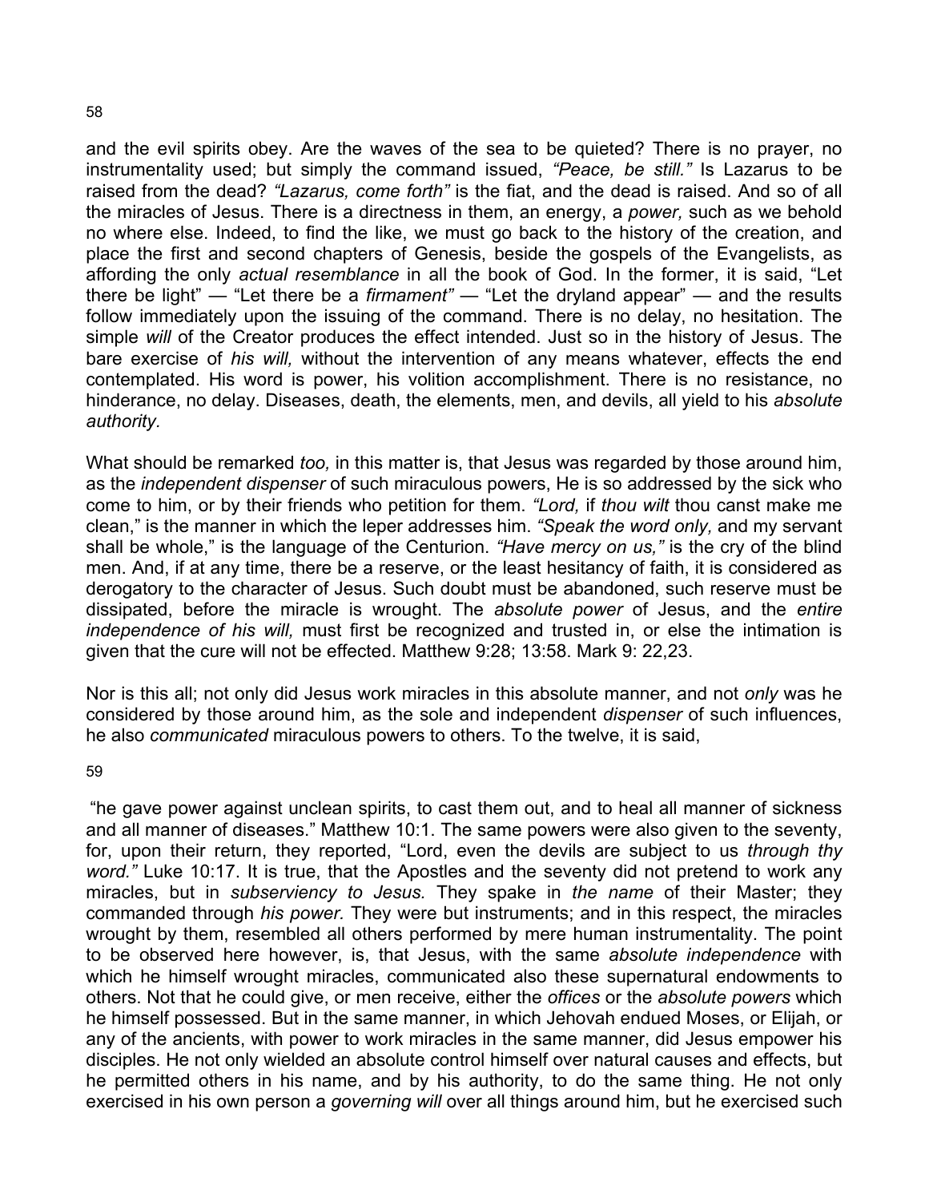and the evil spirits obey. Are the waves of the sea to be quieted? There is no prayer, no instrumentality used; but simply the command issued, *"Peace, be still."* Is Lazarus to be raised from the dead? *"Lazarus, come forth"* is the fiat, and the dead is raised. And so of all the miracles of Jesus. There is a directness in them, an energy, a *power,* such as we behold no where else. Indeed, to find the like, we must go back to the history of the creation, and place the first and second chapters of Genesis, beside the gospels of the Evangelists, as affording the only *actual resemblance* in all the book of God. In the former, it is said, "Let there be light" — "Let there be a *firmament"* — "Let the dryland appear" — and the results follow immediately upon the issuing of the command. There is no delay, no hesitation. The simple *will* of the Creator produces the effect intended. Just so in the history of Jesus. The bare exercise of *his will,* without the intervention of any means whatever, effects the end contemplated. His word is power, his volition accomplishment. There is no resistance, no hinderance, no delay. Diseases, death, the elements, men, and devils, all yield to his *absolute authority.*

What should be remarked *too,* in this matter is, that Jesus was regarded by those around him, as the *independent dispenser* of such miraculous powers, He is so addressed by the sick who come to him, or by their friends who petition for them. *"Lord,* if *thou wilt* thou canst make me clean," is the manner in which the leper addresses him. *"Speak the word only,* and my servant shall be whole," is the language of the Centurion. *"Have mercy on us,"* is the cry of the blind men. And, if at any time, there be a reserve, or the least hesitancy of faith, it is considered as derogatory to the character of Jesus. Such doubt must be abandoned, such reserve must be dissipated, before the miracle is wrought. The *absolute power* of Jesus, and the *entire independence of his will,* must first be recognized and trusted in, or else the intimation is given that the cure will not be effected. Matthew 9:28; 13:58. Mark 9: 22,23.

Nor is this all; not only did Jesus work miracles in this absolute manner, and not *only* was he considered by those around him, as the sole and independent *dispenser* of such influences, he also *communicated* miraculous powers to others. To the twelve, it is said, "he gave power against unclean spirits, to cast them out, and to heal all manner of sickness and all manner of diseases." Matthew 10:1. The same powers were also given to the seventy, for, upon their return, they reported, "Lord, even the devils are subject to us *through thy word."* Luke 10:17. It is true, that the Apostles and the seventy did not pretend to work any miracles, but in *subserviency to Jesus.* They spake in *the name* of their Master; they commanded through *his power.* They were but instruments; and in this respect, the miracles wrought by them, resembled all others performed by mere human instrumentality. The point to be observed here however, is, that Jesus, with the same *absolute independence* with which he himself wrought miracles, communicated also these supernatural endowments to others. Not that he could give, or men receive, either the *offices* or the *absolute powers* which he himself possessed. But in the same manner, in which Jehovah endued Moses, or Elijah, or any of the ancients, with power to work miracles in the same manner, did Jesus empower his disciples. He not only wielded an absolute control himself over natural causes and effects, but he permitted others in his name, and by his authority, to do the same thing. He not only exercised in his own person a *governing will* over all things around him, but he exercised such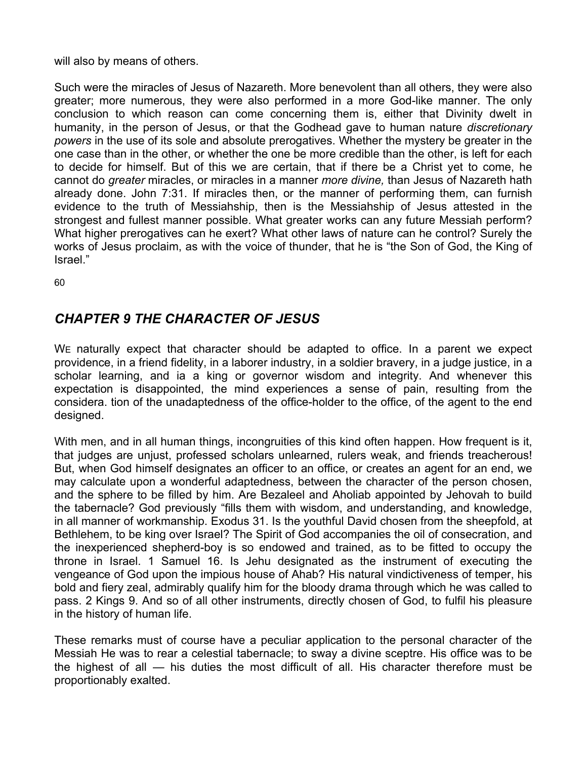will also by means of others.

Such were the miracles of Jesus of Nazareth. More benevolent than all others, they were also greater; more numerous, they were also performed in a more God-like manner. The only conclusion to which reason can come concerning them is, either that Divinity dwelt in humanity, in the person of Jesus, or that the Godhead gave to human nature *discretionary powers* in the use of its sole and absolute prerogatives. Whether the mystery be greater in the one case than in the other, or whether the one be more credible than the other, is left for each to decide for himself. But of this we are certain, that if there be a Christ yet to come, he cannot do *greater* miracles, or miracles in a manner *more divine,* than Jesus of Nazareth hath already done. John 7:31. If miracles then, or the manner of performing them, can furnish evidence to the truth of Messiahship, then is the Messiahship of Jesus attested in the strongest and fullest manner possible. What greater works can any future Messiah perform? What higher prerogatives can he exert? What other laws of nature can he control? Surely the works of Jesus proclaim, as with the voice of thunder, that he is "the Son of God, the King of Israel."

60

## *CHAPTER 9 THE CHARACTER OF JESUS*

WE naturally expect that character should be adapted to office. In a parent we expect providence, in a friend fidelity, in a laborer industry, in a soldier bravery, in a judge justice, in a scholar learning, and ia a king or governor wisdom and integrity. And whenever this expectation is disappointed, the mind experiences a sense of pain, resulting from the considera. tion of the unadaptedness of the office-holder to the office, of the agent to the end designed.

With men, and in all human things, incongruities of this kind often happen. How frequent is it, that judges are unjust, professed scholars unlearned, rulers weak, and friends treacherous! But, when God himself designates an officer to an office, or creates an agent for an end, we may calculate upon a wonderful adaptedness, between the character of the person chosen, and the sphere to be filled by him. Are Bezaleel and Aholiab appointed by Jehovah to build the tabernacle? God previously "fills them with wisdom, and understanding, and knowledge, in all manner of workmanship. Exodus 31. Is the youthful David chosen from the sheepfold, at Bethlehem, to be king over Israel? The Spirit of God accompanies the oil of consecration, and the inexperienced shepherd-boy is so endowed and trained, as to be fitted to occupy the throne in Israel. 1 Samuel 16. Is Jehu designated as the instrument of executing the vengeance of God upon the impious house of Ahab? His natural vindictiveness of temper, his bold and fiery zeal, admirably qualify him for the bloody drama through which he was called to pass. 2 Kings 9. And so of all other instruments, directly chosen of God, to fulfil his pleasure in the history of human life.

These remarks must of course have a peculiar application to the personal character of the Messiah He was to rear a celestial tabernacle; to sway a divine sceptre. His office was to be the highest of all — his duties the most difficult of all. His character therefore must be proportionably exalted.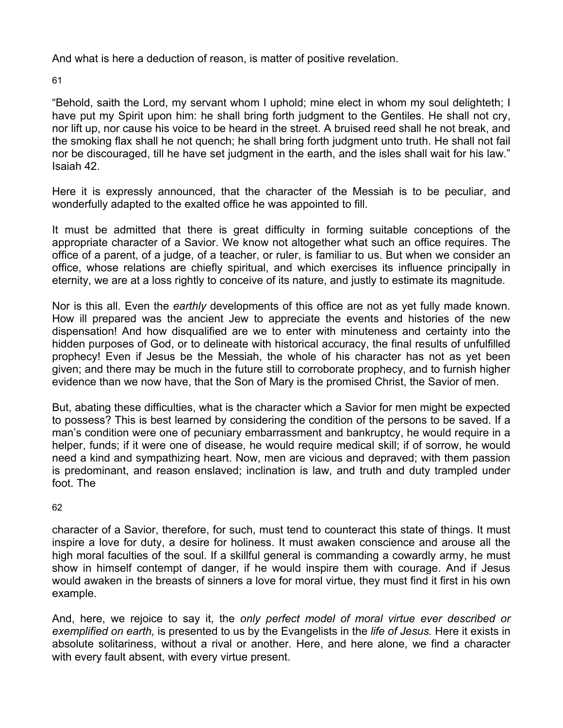And what is here a deduction of reason, is matter of positive revelation.

"Behold, saith the Lord, my servant whom I uphold; mine elect in whom my soul delighteth; I have put my Spirit upon him: he shall bring forth judgment to the Gentiles. He shall not cry, nor lift up, nor cause his voice to be heard in the street. A bruised reed shall he not break, and the smoking flax shall he not quench; he shall bring forth judgment unto truth. He shall not fail nor be discouraged, till he have set judgment in the earth, and the isles shall wait for his law." Isaiah 42.

Here it is expressly announced, that the character of the Messiah is to be peculiar, and wonderfully adapted to the exalted office he was appointed to fill.

It must be admitted that there is great difficulty in forming suitable conceptions of the appropriate character of a Savior. We know not altogether what such an office requires. The office of a parent, of a judge, of a teacher, or ruler, is familiar to us. But when we consider an office, whose relations are chiefly spiritual, and which exercises its influence principally in eternity, we are at a loss rightly to conceive of its nature, and justly to estimate its magnitude.

Nor is this all. Even the *earthly* developments of this office are not as yet fully made known. How ill prepared was the ancient Jew to appreciate the events and histories of the new dispensation! And how disqualified are we to enter with minuteness and certainty into the hidden purposes of God, or to delineate with historical accuracy, the final results of unfulfilled prophecy! Even if Jesus be the Messiah, the whole of his character has not as yet been given; and there may be much in the future still to corroborate prophecy, and to furnish higher evidence than we now have, that the Son of Mary is the promised Christ, the Savior of men.

But, abating these difficulties, what is the character which a Savior for men might be expected to possess? This is best learned by considering the condition of the persons to be saved. If a man's condition were one of pecuniary embarrassment and bankruptcy, he would require in a helper, funds; if it were one of disease, he would require medical skill; if of sorrow, he would need a kind and sympathizing heart. Now, men are vicious and depraved; with them passion is predominant, and reason enslaved; inclination is law, and truth and duty trampled under foot. The character of a Savior, therefore, for such, must tend to counteract this state of things. It must inspire a love for duty, a desire for holiness. It must awaken conscience and arouse all the high moral faculties of the soul. If a skillful general is commanding a cowardly army, he must show in himself contempt of danger, if he would inspire them with courage. And if Jesus would awaken in the breasts of sinners a love for moral virtue, they must find it first in his own example.

And, here, we rejoice to say it, the *only perfect model of moral virtue ever described or exemplified on earth,* is presented to us by the Evangelists in the *life of Jesus.* Here it exists in absolute solitariness, without a rival or another. Here, and here alone, we find a character with every fault absent, with every virtue present.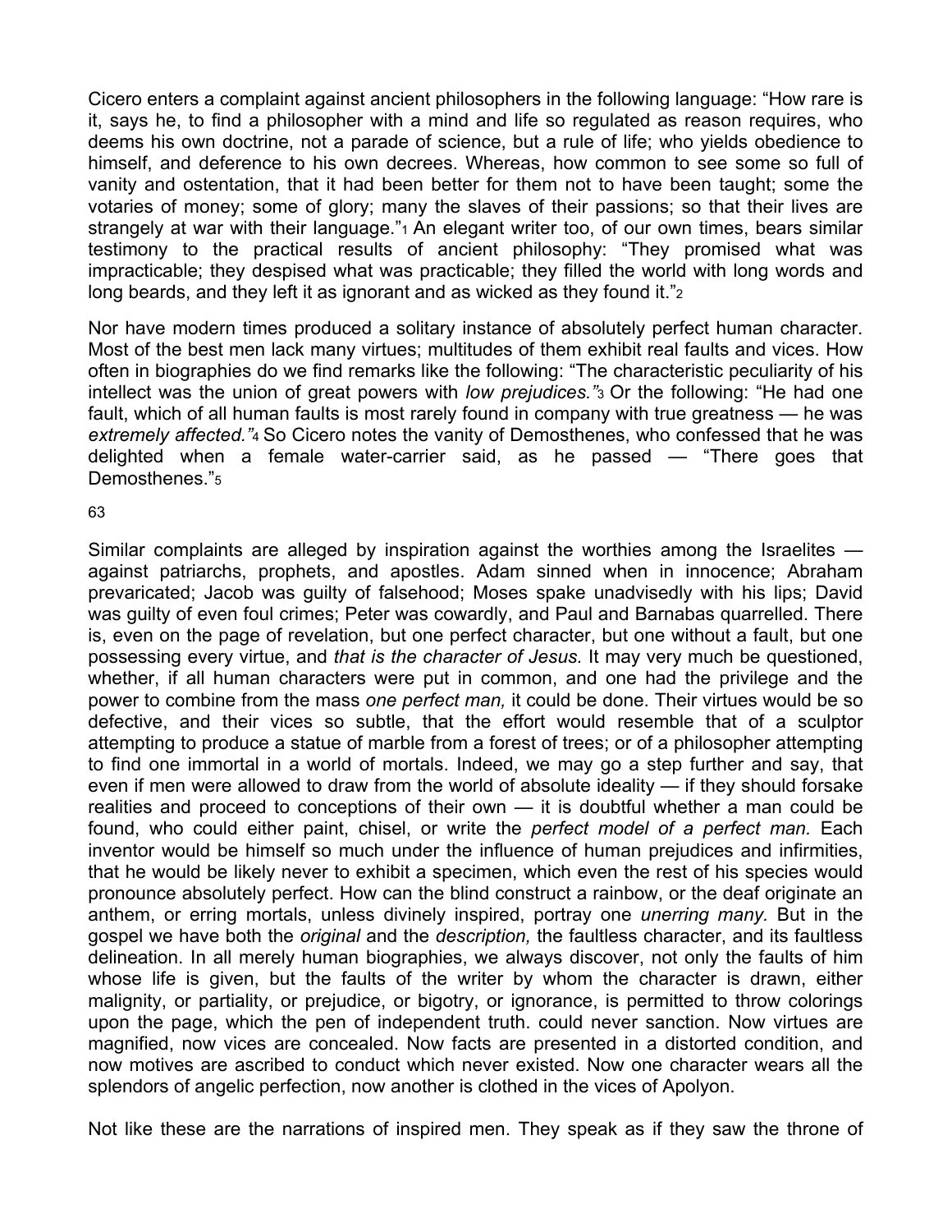Cicero enters a complaint against ancient philosophers in the following language: “How rare is it, says he, to find a philosopher with a mind and life so regulated as reason requires, who deems his own doctrine, not a parade of science, but a rule of life; who yields obedience to himself, and deference to his own decrees. Whereas, how common to see some so full of vanity and ostentation, that it had been better for them not to have been taught; some the votaries of money; some of glory; many the slaves of their passions; so that their lives are strangely at war with their language.”[1] An elegant writer too, of our own times, bears similar testimony to the practical results of ancient philosophy: “They promised what was impracticable; they despised what was practicable; they filled the world with long words and long beards, and they left it as ignorant and as wicked as they found it.”[2]

Nor have modern times produced a solitary instance of absolutely perfect human character. Most of the best men lack many virtues; multitudes of them exhibit real faults and vices. How often in biographies do we find remarks like the following: “The characteristic peculiarity of his intellect was the union of great powers with *low prejudices.”*[3] Or the following: “He had one fault, which of all human faults is most rarely found in company with true greatness — he was *extremely affected.”*[4] So Cicero notes the vanity of Demosthenes, who confessed that he was delighted when a female water-carrier said, as he passed — “There goes that Demosthenes.”[5]

63

Similar complaints are alleged by inspiration against the worthies among the Israelites — against patriarchs, prophets, and apostles. Adam sinned when in innocence; Abraham prevaricated; Jacob was guilty of falsehood; Moses spake unadvisedly with his lips; David was guilty of even foul crimes; Peter was cowardly, and Paul and Barnabas quarrelled. There is, even on the page of revelation, but one perfect character, but one without a fault, but one possessing every virtue, and *that is the character of Jesus.* It may very much be questioned, whether, if all human characters were put in common, and one had the privilege and the power to combine from the mass *one perfect man,* it could be done. Their virtues would be so defective, and their vices so subtle, that the effort would resemble that of a sculptor attempting to produce a statue of marble from a forest of trees; or of a philosopher attempting to find one immortal in a world of mortals. Indeed, we may go a step further and say, that even if men were allowed to draw from the world of absolute ideality — if they should forsake realities and proceed to conceptions of their own — it is doubtful whether a man could be found, who could either paint, chisel, or write the *perfect model of a perfect man.* Each inventor would be himself so much under the influence of human prejudices and infirmities, that he would be likely never to exhibit a specimen, which even the rest of his species would pronounce absolutely perfect. How can the blind construct a rainbow, or the deaf originate an anthem, or erring mortals, unless divinely inspired, portray one *unerring many.* But in the gospel we have both the *original* and the *description,* the faultless character, and its faultless delineation. In all merely human biographies, we always discover, not only the faults of him whose life is given, but the faults of the writer by whom the character is drawn, either malignity, or partiality, or prejudice, or bigotry, or ignorance, is permitted to throw colorings upon the page, which the pen of independent truth. could never sanction. Now virtues are magnified, now vices are concealed. Now facts are presented in a distorted condition, and now motives are ascribed to conduct which never existed. Now one character wears all the splendors of angelic perfection, now another is clothed in the vices of Apolyon.

Not like these are the narrations of inspired men. They speak as if they saw the throne of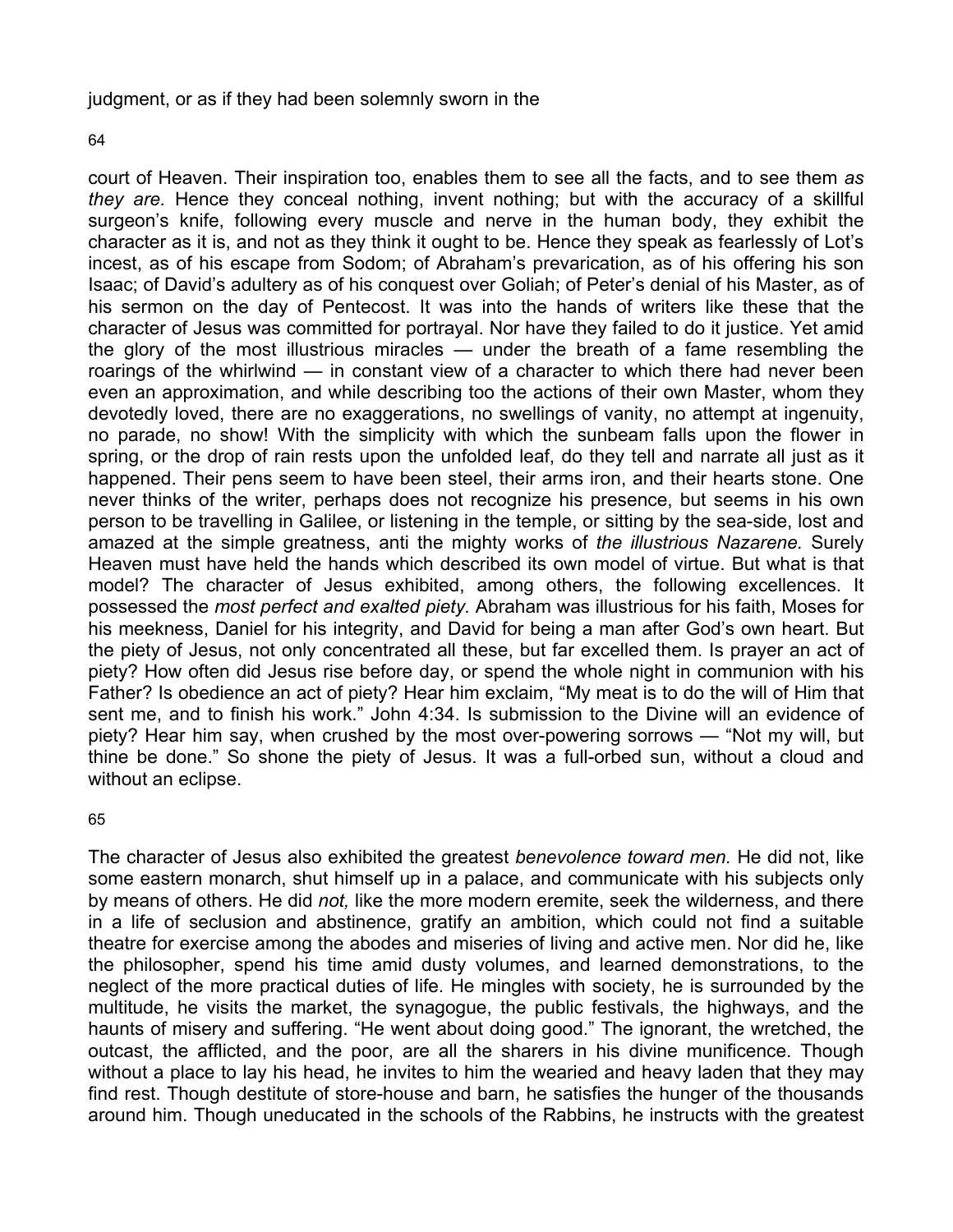judgment, or as if they had been solemnly sworn in the

court of Heaven. Their inspiration too, enables them to see all the facts, and to see them *as they are.* Hence they conceal nothing, invent nothing; but with the accuracy of a skillful surgeon's knife, following every muscle and nerve in the human body, they exhibit the character as it is, and not as they think it ought to be. Hence they speak as fearlessly of Lot's incest, as of his escape from Sodom; of Abraham's prevarication, as of his offering his son Isaac; of David's adultery as of his conquest over Goliah; of Peter's denial of his Master, as of his sermon on the day of Pentecost. It was into the hands of writers like these that the character of Jesus was committed for portrayal. Nor have they failed to do it justice. Yet amid the glory of the most illustrious miracles — under the breath of a fame resembling the roarings of the whirlwind — in constant view of a character to which there had never been even an approximation, and while describing too the actions of their own Master, whom they devotedly loved, there are no exaggerations, no swellings of vanity, no attempt at ingenuity, no parade, no show! With the simplicity with which the sunbeam falls upon the flower in spring, or the drop of rain rests upon the unfolded leaf, do they tell and narrate all just as it happened. Their pens seem to have been steel, their arms iron, and their hearts stone. One never thinks of the writer, perhaps does not recognize his presence, but seems in his own person to be travelling in Galilee, or listening in the temple, or sitting by the sea-side, lost and amazed at the simple greatness, anti the mighty works of *the illustrious Nazarene.* Surely Heaven must have held the hands which described its own model of virtue. But what is that model? The character of Jesus exhibited, among others, the following excellences. It possessed the *most perfect and exalted piety.* Abraham was illustrious for his faith, Moses for his meekness, Daniel for his integrity, and David for being a man after God's own heart. But the piety of Jesus, not only concentrated all these, but far excelled them. Is prayer an act of piety? How often did Jesus rise before day, or spend the whole night in communion with his Father? Is obedience an act of piety? Hear him exclaim, "My meat is to do the will of Him that sent me, and to finish his work." John 4:34. Is submission to the Divine will an evidence of piety? Hear him say, when crushed by the most over-powering sorrows — "Not my will, but thine be done." So shone the piety of Jesus. It was a full-orbed sun, without a cloud and without an eclipse.

The character of Jesus also exhibited the greatest *benevolence toward men.* He did not, like some eastern monarch, shut himself up in a palace, and communicate with his subjects only by means of others. He did *not,* like the more modern eremite, seek the wilderness, and there in a life of seclusion and abstinence, gratify an ambition, which could not find a suitable theatre for exercise among the abodes and miseries of living and active men. Nor did he, like the philosopher, spend his time amid dusty volumes, and learned demonstrations, to the neglect of the more practical duties of life. He mingles with society, he is surrounded by the multitude, he visits the market, the synagogue, the public festivals, the highways, and the haunts of misery and suffering. "He went about doing good." The ignorant, the wretched, the outcast, the afflicted, and the poor, are all the sharers in his divine munificence. Though without a place to lay his head, he invites to him the wearied and heavy laden that they may find rest. Though destitute of store-house and barn, he satisfies the hunger of the thousands around him. Though uneducated in the schools of the Rabbins, he instructs with the greatest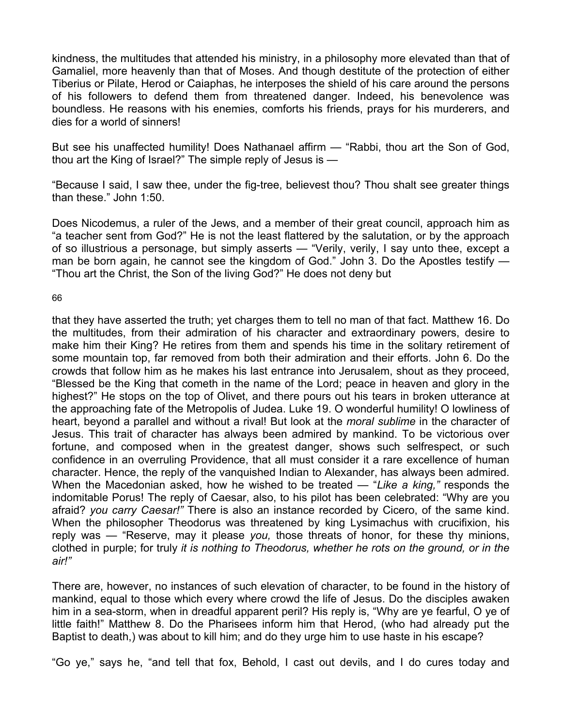kindness, the multitudes that attended his ministry, in a philosophy more elevated than that of Gamaliel, more heavenly than that of Moses. And though destitute of the protection of either Tiberius or Pilate, Herod or Caiaphas, he interposes the shield of his care around the persons of his followers to defend them from threatened danger. Indeed, his benevolence was boundless. He reasons with his enemies, comforts his friends, prays for his murderers, and dies for a world of sinners!

But see his unaffected humility! Does Nathanael affirm — "Rabbi, thou art the Son of God, thou art the King of Israel?" The simple reply of Jesus is —

"Because I said, I saw thee, under the fig-tree, believest thou? Thou shalt see greater things than these." John 1:50.

Does Nicodemus, a ruler of the Jews, and a member of their great council, approach him as "a teacher sent from God?" He is not the least flattered by the salutation, or by the approach of so illustrious a personage, but simply asserts — "Verily, verily, I say unto thee, except a man be born again, he cannot see the kingdom of God." John 3. Do the Apostles testify — "Thou art the Christ, the Son of the living God?" He does not deny but that they have asserted the truth; yet charges them to tell no man of that fact. Matthew 16. Do the multitudes, from their admiration of his character and extraordinary powers, desire to make him their King? He retires from them and spends his time in the solitary retirement of some mountain top, far removed from both their admiration and their efforts. John 6. Do the crowds that follow him as he makes his last entrance into Jerusalem, shout as they proceed, "Blessed be the King that cometh in the name of the Lord; peace in heaven and glory in the highest?" He stops on the top of Olivet, and there pours out his tears in broken utterance at the approaching fate of the Metropolis of Judea. Luke 19. O wonderful humility! O lowliness of heart, beyond a parallel and without a rival! But look at the *moral sublime* in the character of Jesus. This trait of character has always been admired by mankind. To be victorious over fortune, and composed when in the greatest danger, shows such selfrespect, or such confidence in an overruling Providence, that all must consider it a rare excellence of human character. Hence, the reply of the vanquished Indian to Alexander, has always been admired. When the Macedonian asked, how he wished to be treated — "*Like a king,"* responds the indomitable Porus! The reply of Caesar, also, to his pilot has been celebrated: "Why are you afraid? *you carry Caesar!"* There is also an instance recorded by Cicero, of the same kind. When the philosopher Theodorus was threatened by king Lysimachus with crucifixion, his reply was — "Reserve, may it please *you,* those threats of honor, for these thy minions, clothed in purple; for truly *it is nothing to Theodorus, whether he rots on the ground, or in the air!"*

There are, however, no instances of such elevation of character, to be found in the history of mankind, equal to those which every where crowd the life of Jesus. Do the disciples awaken him in a sea-storm, when in dreadful apparent peril? His reply is, "Why are ye fearful, O ye of little faith!" Matthew 8. Do the Pharisees inform him that Herod, (who had already put the Baptist to death,) was about to kill him; and do they urge him to use haste in his escape?

"Go ye," says he, "and tell that fox, Behold, I cast out devils, and I do cures today and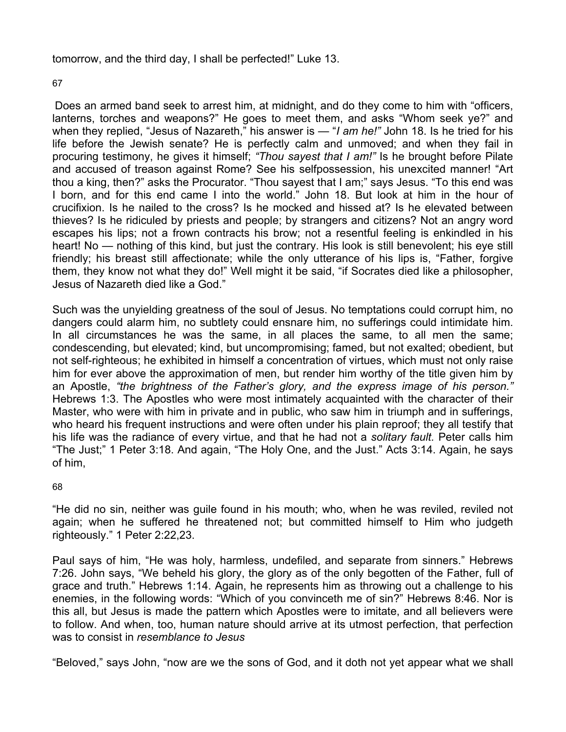tomorrow, and the third day, I shall be perfected!" Luke 13.

67

Does an armed band seek to arrest him, at midnight, and do they come to him with "officers, lanterns, torches and weapons?" He goes to meet them, and asks "Whom seek ye?" and when they replied, "Jesus of Nazareth," his answer is — "*I am he!*" John 18. Is he tried for his life before the Jewish senate? He is perfectly calm and unmoved; and when they fail in procuring testimony, he gives it himself; *"Thou sayest that I am!"* Is he brought before Pilate and accused of treason against Rome? See his selfpossession, his unexcited manner! "Art thou a king, then?" asks the Procurator. "Thou sayest that I am;" says Jesus. "To this end was I born, and for this end came I into the world." John 18. But look at him in the hour of crucifixion. Is he nailed to the cross? Is he mocked and hissed at? Is he elevated between thieves? Is he ridiculed by priests and people; by strangers and citizens? Not an angry word escapes his lips; not a frown contracts his brow; not a resentful feeling is enkindled in his heart! No — nothing of this kind, but just the contrary. His look is still benevolent; his eye still friendly; his breast still affectionate; while the only utterance of his lips is, "Father, forgive them, they know not what they do!" Well might it be said, "if Socrates died like a philosopher, Jesus of Nazareth died like a God."

Such was the unyielding greatness of the soul of Jesus. No temptations could corrupt him, no dangers could alarm him, no subtlety could ensnare him, no sufferings could intimidate him. In all circumstances he was the same, in all places the same, to all men the same; condescending, but elevated; kind, but uncompromising; famed, but not exalted; obedient, but not self-righteous; he exhibited in himself a concentration of virtues, which must not only raise him for ever above the approximation of men, but render him worthy of the title given him by an Apostle, *"the brightness of the Father's glory, and the express image of his person."* Hebrews 1:3. The Apostles who were most intimately acquainted with the character of their Master, who were with him in private and in public, who saw him in triumph and in sufferings, who heard his frequent instructions and were often under his plain reproof; they all testify that his life was the radiance of every virtue, and that he had not a *solitary fault.* Peter calls him "The Just;" 1 Peter 3:18. And again, "The Holy One, and the Just." Acts 3:14. Again, he says of him,

68

"He did no sin, neither was guile found in his mouth; who, when he was reviled, reviled not again; when he suffered he threatened not; but committed himself to Him who judgeth righteously." 1 Peter 2:22,23.

Paul says of him, "He was holy, harmless, undefiled, and separate from sinners." Hebrews 7:26. John says, "We beheld his glory, the glory as of the only begotten of the Father, full of grace and truth." Hebrews 1:14. Again, he represents him as throwing out a challenge to his enemies, in the following words: "Which of you convinceth me of sin?" Hebrews 8:46. Nor is this all, but Jesus is made the pattern which Apostles were to imitate, and all believers were to follow. And when, too, human nature should arrive at its utmost perfection, that perfection was to consist in *resemblance to Jesus*

"Beloved," says John, "now are we the sons of God, and it doth not yet appear what we shall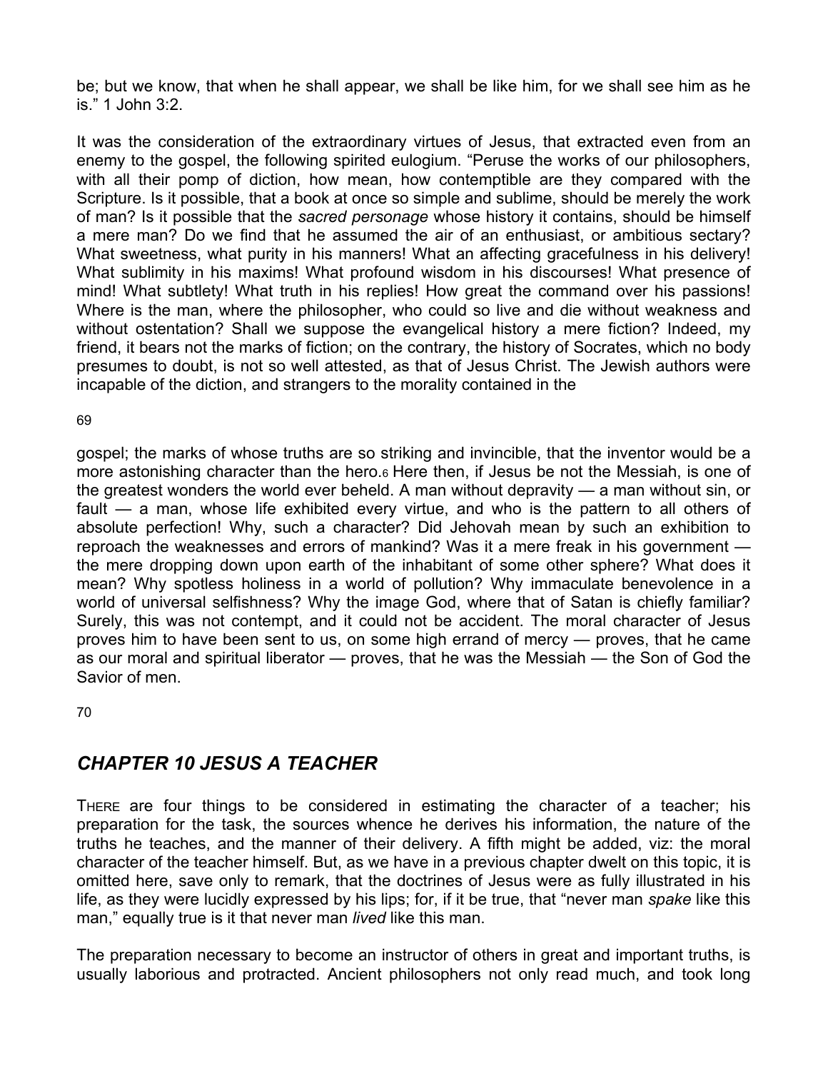be; but we know, that when he shall appear, we shall be like him, for we shall see him as he is." 1 John 3:2.

It was the consideration of the extraordinary virtues of Jesus, that extracted even from an enemy to the gospel, the following spirited eulogium. "Peruse the works of our philosophers, with all their pomp of diction, how mean, how contemptible are they compared with the Scripture. Is it possible, that a book at once so simple and sublime, should be merely the work of man? Is it possible that the *sacred personage* whose history it contains, should be himself a mere man? Do we find that he assumed the air of an enthusiast, or ambitious sectary? What sweetness, what purity in his manners! What an affecting gracefulness in his delivery! What sublimity in his maxims! What profound wisdom in his discourses! What presence of mind! What subtlety! What truth in his replies! How great the command over his passions! Where is the man, where the philosopher, who could so live and die without weakness and without ostentation? Shall we suppose the evangelical history a mere fiction? Indeed, my friend, it bears not the marks of fiction; on the contrary, the history of Socrates, which no body presumes to doubt, is not so well attested, as that of Jesus Christ. The Jewish authors were incapable of the diction, and strangers to the morality contained in the gospel; the marks of whose truths are so striking and invincible, that the inventor would be a more astonishing character than the hero.[6] Here then, if Jesus be not the Messiah, is one of the greatest wonders the world ever beheld. A man without depravity — a man without sin, or fault — a man, whose life exhibited every virtue, and who is the pattern to all others of absolute perfection! Why, such a character? Did Jehovah mean by such an exhibition to reproach the weaknesses and errors of mankind? Was it a mere freak in his government — the mere dropping down upon earth of the inhabitant of some other sphere? What does it mean? Why spotless holiness in a world of pollution? Why immaculate benevolence in a world of universal selfishness? Why the image God, where that of Satan is chiefly familiar? Surely, this was not contempt, and it could not be accident. The moral character of Jesus proves him to have been sent to us, on some high errand of mercy — proves, that he came as our moral and spiritual liberator — proves, that he was the Messiah — the Son of God the Savior of men.

## *CHAPTER 10 JESUS A TEACHER*

THERE are four things to be considered in estimating the character of a teacher; his preparation for the task, the sources whence he derives his information, the nature of the truths he teaches, and the manner of their delivery. A fifth might be added, viz: the moral character of the teacher himself. But, as we have in a previous chapter dwelt on this topic, it is omitted here, save only to remark, that the doctrines of Jesus were as fully illustrated in his life, as they were lucidly expressed by his lips; for, if it be true, that "never man *spake* like this man," equally true is it that never man *lived* like this man.

The preparation necessary to become an instructor of others in great and important truths, is usually laborious and protracted. Ancient philosophers not only read much, and took long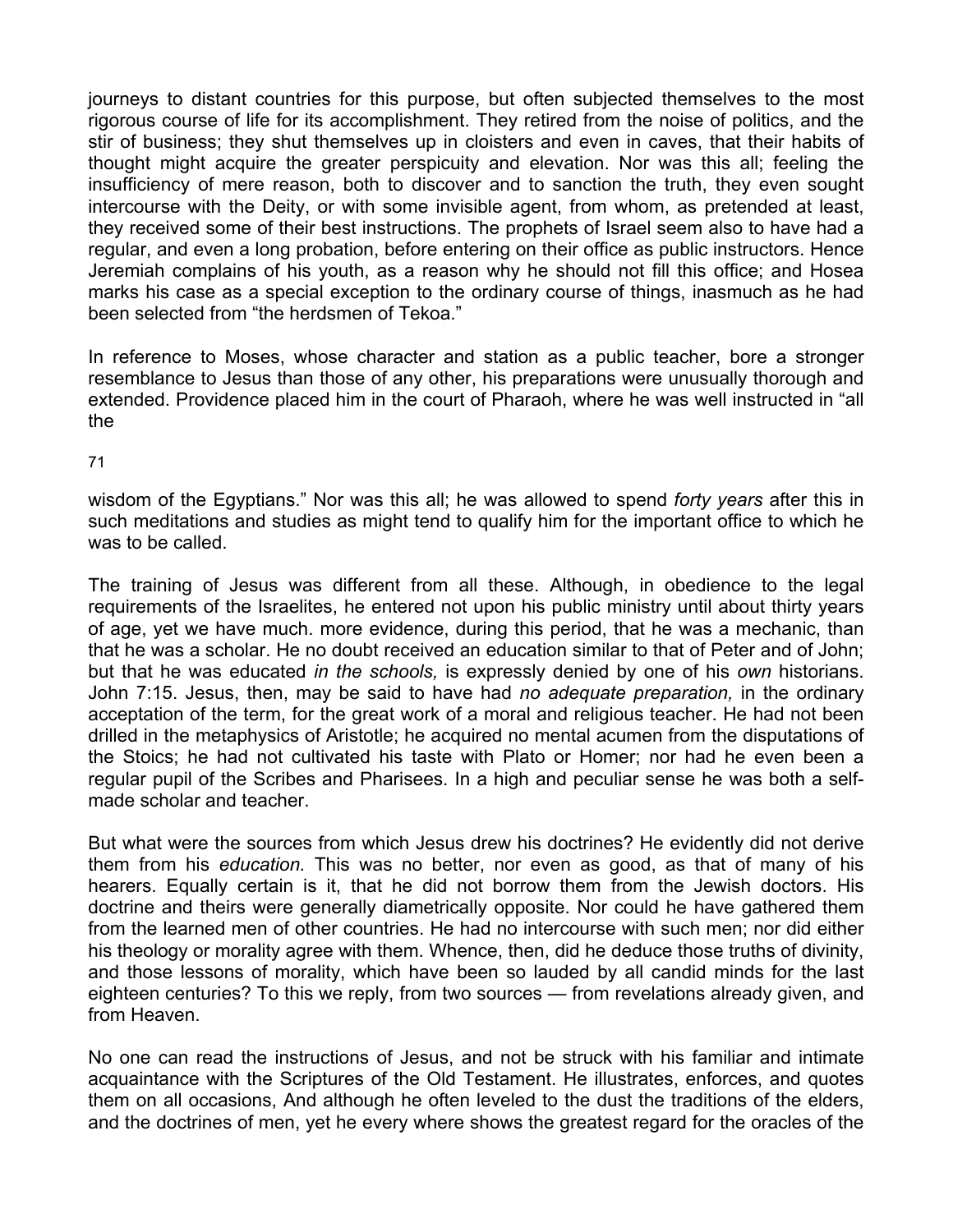journeys to distant countries for this purpose, but often subjected themselves to the most rigorous course of life for its accomplishment. They retired from the noise of politics, and the stir of business; they shut themselves up in cloisters and even in caves, that their habits of thought might acquire the greater perspicuity and elevation. Nor was this all; feeling the insufficiency of mere reason, both to discover and to sanction the truth, they even sought intercourse with the Deity, or with some invisible agent, from whom, as pretended at least, they received some of their best instructions. The prophets of Israel seem also to have had a regular, and even a long probation, before entering on their office as public instructors. Hence Jeremiah complains of his youth, as a reason why he should not fill this office; and Hosea marks his case as a special exception to the ordinary course of things, inasmuch as he had been selected from "the herdsmen of Tekoa."

In reference to Moses, whose character and station as a public teacher, bore a stronger resemblance to Jesus than those of any other, his preparations were unusually thorough and extended. Providence placed him in the court of Pharaoh, where he was well instructed in "all the wisdom of the Egyptians." Nor was this all; he was allowed to spend *forty years* after this in such meditations and studies as might tend to qualify him for the important office to which he was to be called.

The training of Jesus was different from all these. Although, in obedience to the legal requirements of the Israelites, he entered not upon his public ministry until about thirty years of age, yet we have much. more evidence, during this period, that he was a mechanic, than that he was a scholar. He no doubt received an education similar to that of Peter and of John; but that he was educated *in the schools,* is expressly denied by one of his *own* historians. John 7:15. Jesus, then, may be said to have had *no adequate preparation,* in the ordinary acceptation of the term, for the great work of a moral and religious teacher. He had not been drilled in the metaphysics of Aristotle; he acquired no mental acumen from the disputations of the Stoics; he had not cultivated his taste with Plato or Homer; nor had he even been a regular pupil of the Scribes and Pharisees. In a high and peculiar sense he was both a self-made scholar and teacher.

But what were the sources from which Jesus drew his doctrines? He evidently did not derive them from his *education.* This was no better, nor even as good, as that of many of his hearers. Equally certain is it, that he did not borrow them from the Jewish doctors. His doctrine and theirs were generally diametrically opposite. Nor could he have gathered them from the learned men of other countries. He had no intercourse with such men; nor did either his theology or morality agree with them. Whence, then, did he deduce those truths of divinity, and those lessons of morality, which have been so lauded by all candid minds for the last eighteen centuries? To this we reply, from two sources — from revelations already given, and from Heaven.

No one can read the instructions of Jesus, and not be struck with his familiar and intimate acquaintance with the Scriptures of the Old Testament. He illustrates, enforces, and quotes them on all occasions, And although he often leveled to the dust the traditions of the elders, and the doctrines of men, yet he every where shows the greatest regard for the oracles of the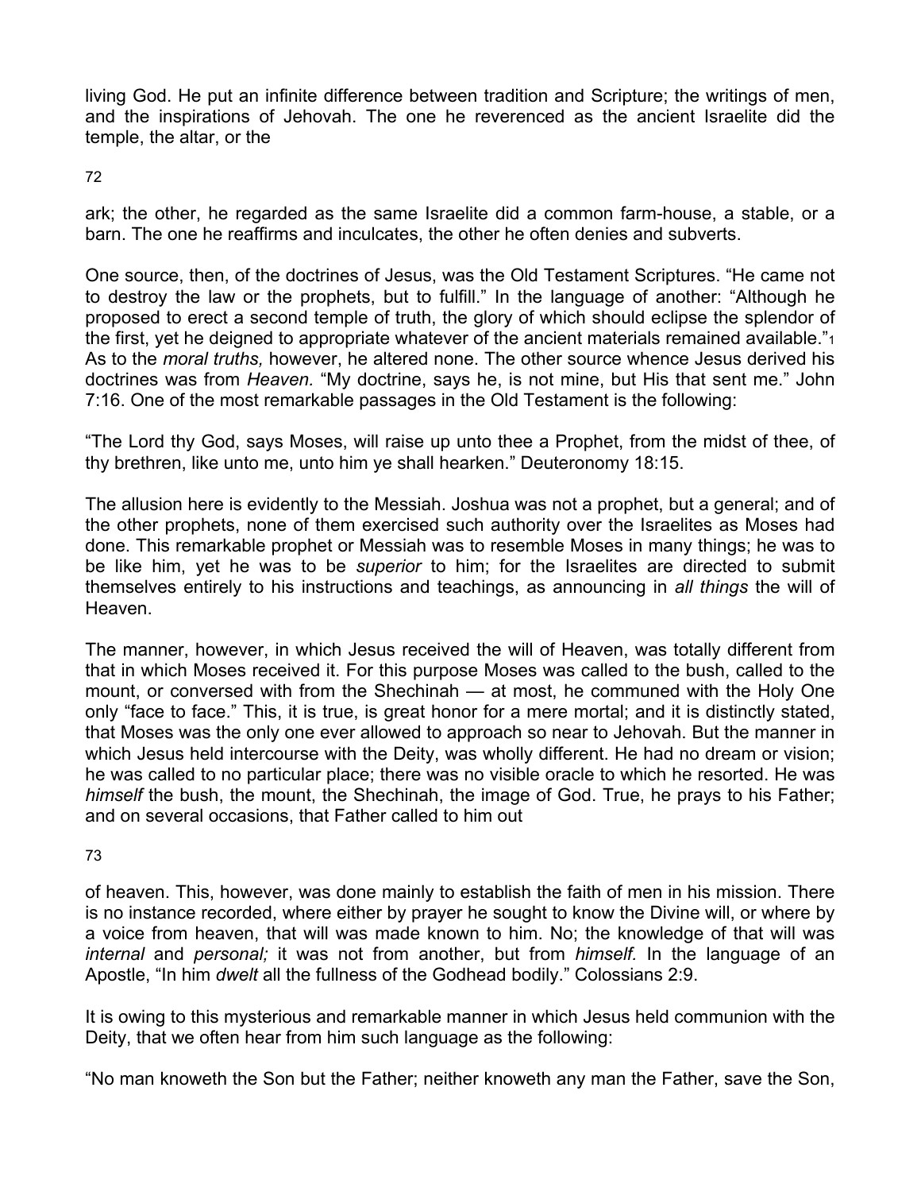living God. He put an infinite difference between tradition and Scripture; the writings of men, and the inspirations of Jehovah. The one he reverenced as the ancient Israelite did the temple, the altar, or the ark; the other, he regarded as the same Israelite did a common farm-house, a stable, or a barn. The one he reaffirms and inculcates, the other he often denies and subverts.

One source, then, of the doctrines of Jesus, was the Old Testament Scriptures. "He came not to destroy the law or the prophets, but to fulfill." In the language of another: "Although he proposed to erect a second temple of truth, the glory of which should eclipse the splendor of the first, yet he deigned to appropriate whatever of the ancient materials remained available."[1] As to the *moral truths,* however, he altered none. The other source whence Jesus derived his doctrines was from *Heaven.* "My doctrine, says he, is not mine, but His that sent me." John 7:16. One of the most remarkable passages in the Old Testament is the following:

"The Lord thy God, says Moses, will raise up unto thee a Prophet, from the midst of thee, of thy brethren, like unto me, unto him ye shall hearken." Deuteronomy 18:15.

The allusion here is evidently to the Messiah. Joshua was not a prophet, but a general; and of the other prophets, none of them exercised such authority over the Israelites as Moses had done. This remarkable prophet or Messiah was to resemble Moses in many things; he was to be like him, yet he was to be *superior* to him; for the Israelites are directed to submit themselves entirely to his instructions and teachings, as announcing in *all things* the will of Heaven.

The manner, however, in which Jesus received the will of Heaven, was totally different from that in which Moses received it. For this purpose Moses was called to the bush, called to the mount, or conversed with from the Shechinah — at most, he communed with the Holy One only "face to face." This, it is true, is great honor for a mere mortal; and it is distinctly stated, that Moses was the only one ever allowed to approach so near to Jehovah. But the manner in which Jesus held intercourse with the Deity, was wholly different. He had no dream or vision; he was called to no particular place; there was no visible oracle to which he resorted. He was *himself* the bush, the mount, the Shechinah, the image of God. True, he prays to his Father; and on several occasions, that Father called to him out of heaven. This, however, was done mainly to establish the faith of men in his mission. There is no instance recorded, where either by prayer he sought to know the Divine will, or where by a voice from heaven, that will was made known to him. No; the knowledge of that will was *internal* and *personal;* it was not from another, but from *himself.* In the language of an Apostle, "In him *dwelt* all the fullness of the Godhead bodily." Colossians 2:9.

It is owing to this mysterious and remarkable manner in which Jesus held communion with the Deity, that we often hear from him such language as the following:

"No man knoweth the Son but the Father; neither knoweth any man the Father, save the Son,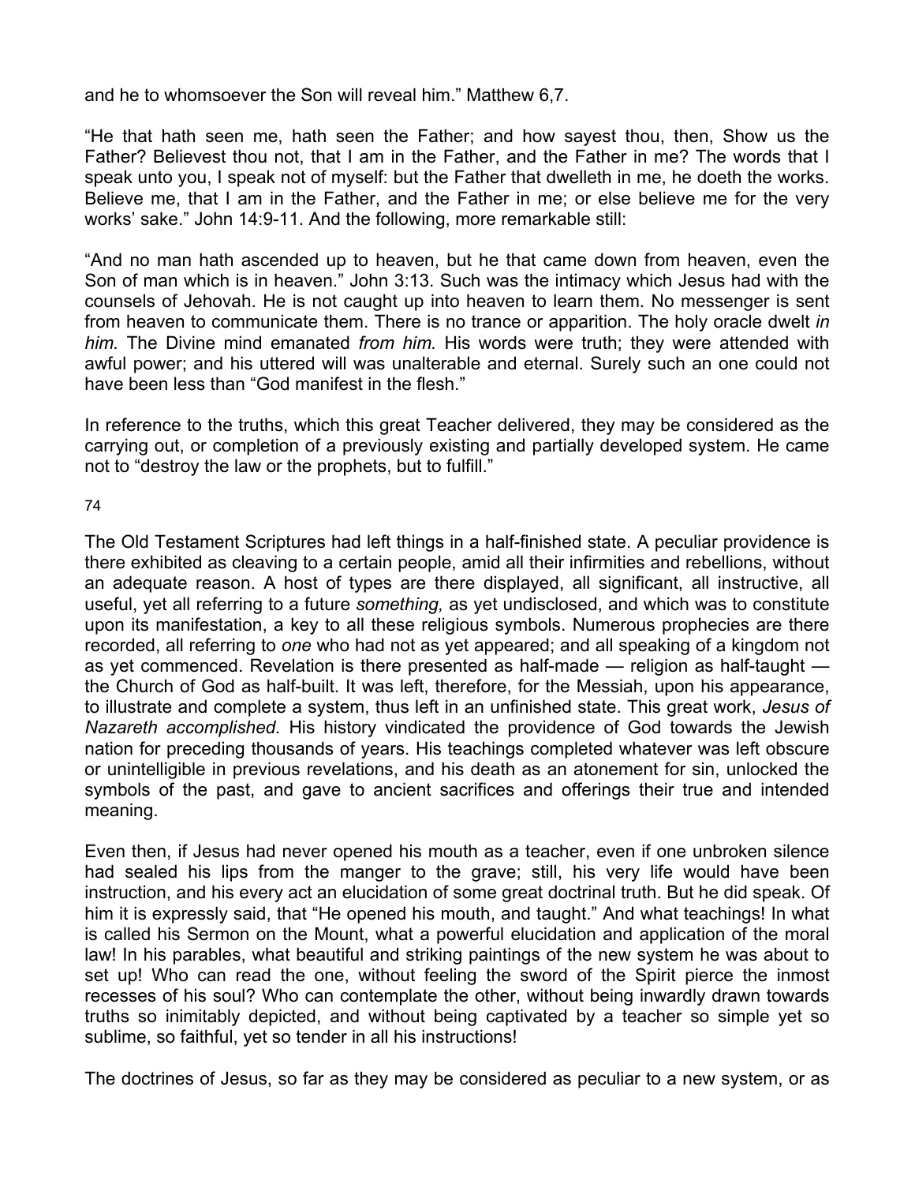and he to whomsoever the Son will reveal him." Matthew 6,7.

"He that hath seen me, hath seen the Father; and how sayest thou, then, Show us the Father? Believest thou not, that I am in the Father, and the Father in me? The words that I speak unto you, I speak not of myself: but the Father that dwelleth in me, he doeth the works. Believe me, that I am in the Father, and the Father in me; or else believe me for the very works' sake." John 14:9-11. And the following, more remarkable still:

"And no man hath ascended up to heaven, but he that came down from heaven, even the Son of man which is in heaven." John 3:13. Such was the intimacy which Jesus had with the counsels of Jehovah. He is not caught up into heaven to learn them. No messenger is sent from heaven to communicate them. There is no trance or apparition. The holy oracle dwelt *in him.* The Divine mind emanated *from him.* His words were truth; they were attended with awful power; and his uttered will was unalterable and eternal. Surely such an one could not have been less than "God manifest in the flesh."

In reference to the truths, which this great Teacher delivered, they may be considered as the carrying out, or completion of a previously existing and partially developed system. He came not to "destroy the law or the prophets, but to fulfill."

The Old Testament Scriptures had left things in a half-finished state. A peculiar providence is there exhibited as cleaving to a certain people, amid all their infirmities and rebellions, without an adequate reason. A host of types are there displayed, all significant, all instructive, all useful, yet all referring to a future *something,* as yet undisclosed, and which was to constitute upon its manifestation, a key to all these religious symbols. Numerous prophecies are there recorded, all referring to *one* who had not as yet appeared; and all speaking of a kingdom not as yet commenced. Revelation is there presented as half-made — religion as half-taught — the Church of God as half-built. It was left, therefore, for the Messiah, upon his appearance, to illustrate and complete a system, thus left in an unfinished state. This great work, *Jesus of Nazareth accomplished.* His history vindicated the providence of God towards the Jewish nation for preceding thousands of years. His teachings completed whatever was left obscure or unintelligible in previous revelations, and his death as an atonement for sin, unlocked the symbols of the past, and gave to ancient sacrifices and offerings their true and intended meaning.

Even then, if Jesus had never opened his mouth as a teacher, even if one unbroken silence had sealed his lips from the manger to the grave; still, his very life would have been instruction, and his every act an elucidation of some great doctrinal truth. But he did speak. Of him it is expressly said, that "He opened his mouth, and taught." And what teachings! In what is called his Sermon on the Mount, what a powerful elucidation and application of the moral law! In his parables, what beautiful and striking paintings of the new system he was about to set up! Who can read the one, without feeling the sword of the Spirit pierce the inmost recesses of his soul? Who can contemplate the other, without being inwardly drawn towards truths so inimitably depicted, and without being captivated by a teacher so simple yet so sublime, so faithful, yet so tender in all his instructions!

The doctrines of Jesus, so far as they may be considered as peculiar to a new system, or as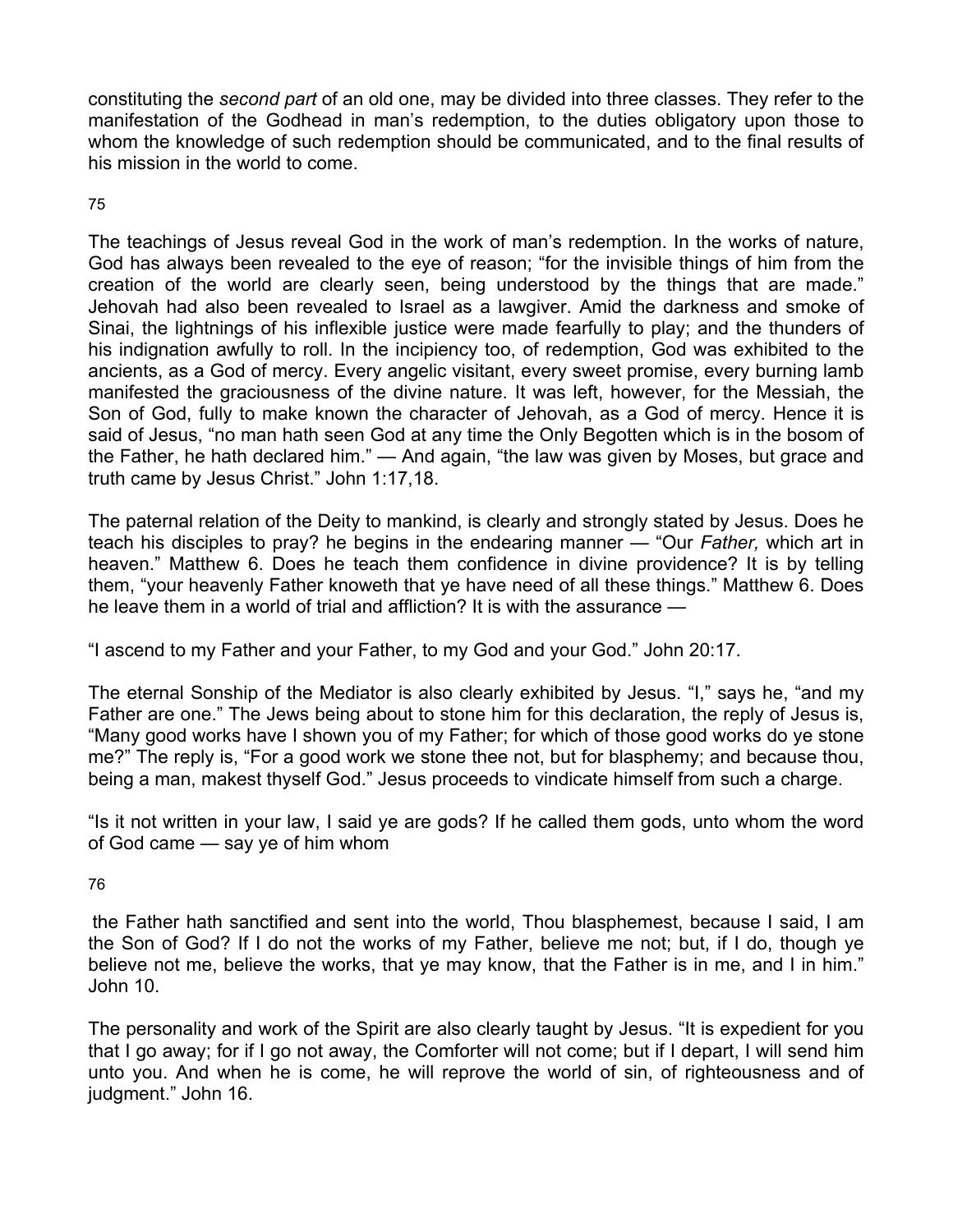constituting the *second part* of an old one, may be divided into three classes. They refer to the manifestation of the Godhead in man's redemption, to the duties obligatory upon those to whom the knowledge of such redemption should be communicated, and to the final results of his mission in the world to come.

The teachings of Jesus reveal God in the work of man's redemption. In the works of nature, God has always been revealed to the eye of reason; "for the invisible things of him from the creation of the world are clearly seen, being understood by the things that are made." Jehovah had also been revealed to Israel as a lawgiver. Amid the darkness and smoke of Sinai, the lightnings of his inflexible justice were made fearfully to play; and the thunders of his indignation awfully to roll. In the incipiency too, of redemption, God was exhibited to the ancients, as a God of mercy. Every angelic visitant, every sweet promise, every burning lamb manifested the graciousness of the divine nature. It was left, however, for the Messiah, the Son of God, fully to make known the character of Jehovah, as a God of mercy. Hence it is said of Jesus, "no man hath seen God at any time the Only Begotten which is in the bosom of the Father, he hath declared him." — And again, "the law was given by Moses, but grace and truth came by Jesus Christ." John 1:17,18.

The paternal relation of the Deity to mankind, is clearly and strongly stated by Jesus. Does he teach his disciples to pray? he begins in the endearing manner — "Our *Father,* which art in heaven." Matthew 6. Does he teach them confidence in divine providence? It is by telling them, "your heavenly Father knoweth that ye have need of all these things." Matthew 6. Does he leave them in a world of trial and affliction? It is with the assurance —

"I ascend to my Father and your Father, to my God and your God." John 20:17.

The eternal Sonship of the Mediator is also clearly exhibited by Jesus. "I," says he, "and my Father are one." The Jews being about to stone him for this declaration, the reply of Jesus is, "Many good works have I shown you of my Father; for which of those good works do ye stone me?" The reply is, "For a good work we stone thee not, but for blasphemy; and because thou, being a man, makest thyself God." Jesus proceeds to vindicate himself from such a charge.

"Is it not written in your law, I said ye are gods? If he called them gods, unto whom the word of God came — say ye of him whom the Father hath sanctified and sent into the world, Thou blasphemest, because I said, I am the Son of God? If I do not the works of my Father, believe me not; but, if I do, though ye believe not me, believe the works, that ye may know, that the Father is in me, and I in him." John 10.

The personality and work of the Spirit are also clearly taught by Jesus. "It is expedient for you that I go away; for if I go not away, the Comforter will not come; but if I depart, I will send him unto you. And when he is come, he will reprove the world of sin, of righteousness and of judgment." John 16.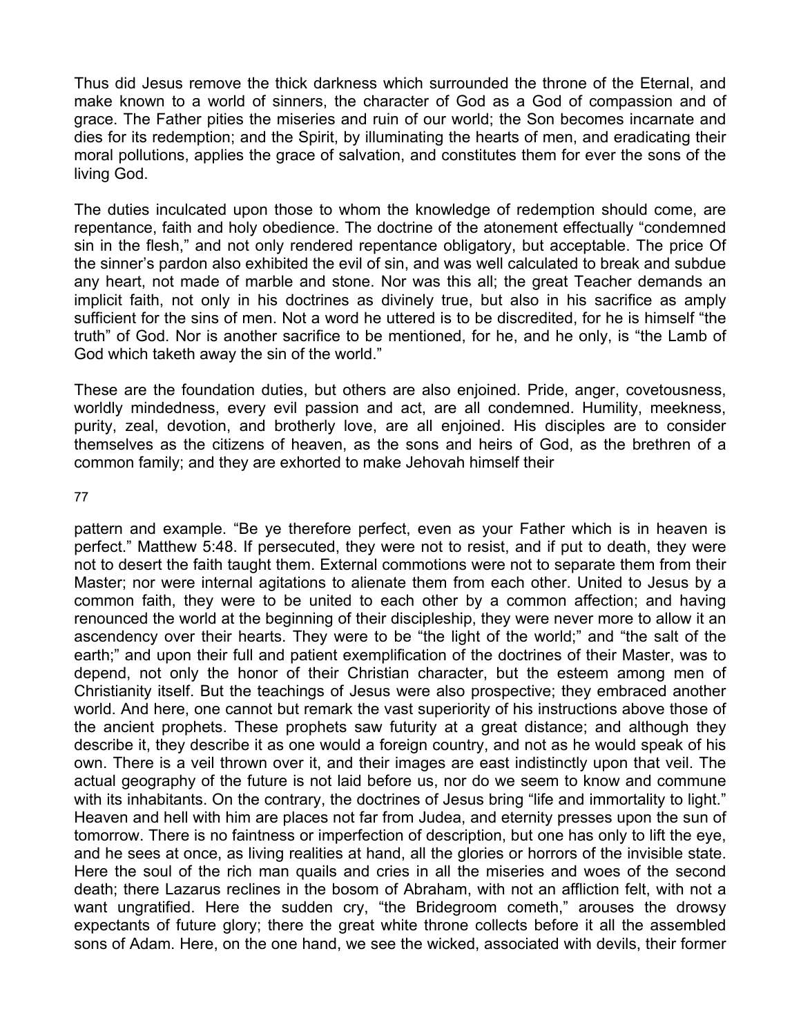Thus did Jesus remove the thick darkness which surrounded the throne of the Eternal, and make known to a world of sinners, the character of God as a God of compassion and of grace. The Father pities the miseries and ruin of our world; the Son becomes incarnate and dies for its redemption; and the Spirit, by illuminating the hearts of men, and eradicating their moral pollutions, applies the grace of salvation, and constitutes them for ever the sons of the living God.

The duties inculcated upon those to whom the knowledge of redemption should come, are repentance, faith and holy obedience. The doctrine of the atonement effectually "condemned sin in the flesh," and not only rendered repentance obligatory, but acceptable. The price Of the sinner's pardon also exhibited the evil of sin, and was well calculated to break and subdue any heart, not made of marble and stone. Nor was this all; the great Teacher demands an implicit faith, not only in his doctrines as divinely true, but also in his sacrifice as amply sufficient for the sins of men. Not a word he uttered is to be discredited, for he is himself "the truth" of God. Nor is another sacrifice to be mentioned, for he, and he only, is "the Lamb of God which taketh away the sin of the world."

These are the foundation duties, but others are also enjoined. Pride, anger, covetousness, worldly mindedness, every evil passion and act, are all condemned. Humility, meekness, purity, zeal, devotion, and brotherly love, are all enjoined. His disciples are to consider themselves as the citizens of heaven, as the sons and heirs of God, as the brethren of a common family; and they are exhorted to make Jehovah himself their pattern and example. "Be ye therefore perfect, even as your Father which is in heaven is perfect." Matthew 5:48. If persecuted, they were not to resist, and if put to death, they were not to desert the faith taught them. External commotions were not to separate them from their Master; nor were internal agitations to alienate them from each other. United to Jesus by a common faith, they were to be united to each other by a common affection; and having renounced the world at the beginning of their discipleship, they were never more to allow it an ascendency over their hearts. They were to be "the light of the world;" and "the salt of the earth;" and upon their full and patient exemplification of the doctrines of their Master, was to depend, not only the honor of their Christian character, but the esteem among men of Christianity itself. But the teachings of Jesus were also prospective; they embraced another world. And here, one cannot but remark the vast superiority of his instructions above those of the ancient prophets. These prophets saw futurity at a great distance; and although they describe it, they describe it as one would a foreign country, and not as he would speak of his own. There is a veil thrown over it, and their images are east indistinctly upon that veil. The actual geography of the future is not laid before us, nor do we seem to know and commune with its inhabitants. On the contrary, the doctrines of Jesus bring "life and immortality to light." Heaven and hell with him are places not far from Judea, and eternity presses upon the sun of tomorrow. There is no faintness or imperfection of description, but one has only to lift the eye, and he sees at once, as living realities at hand, all the glories or horrors of the invisible state. Here the soul of the rich man quails and cries in all the miseries and woes of the second death; there Lazarus reclines in the bosom of Abraham, with not an affliction felt, with not a want ungratified. Here the sudden cry, "the Bridegroom cometh," arouses the drowsy expectants of future glory; there the great white throne collects before it all the assembled sons of Adam. Here, on the one hand, we see the wicked, associated with devils, their former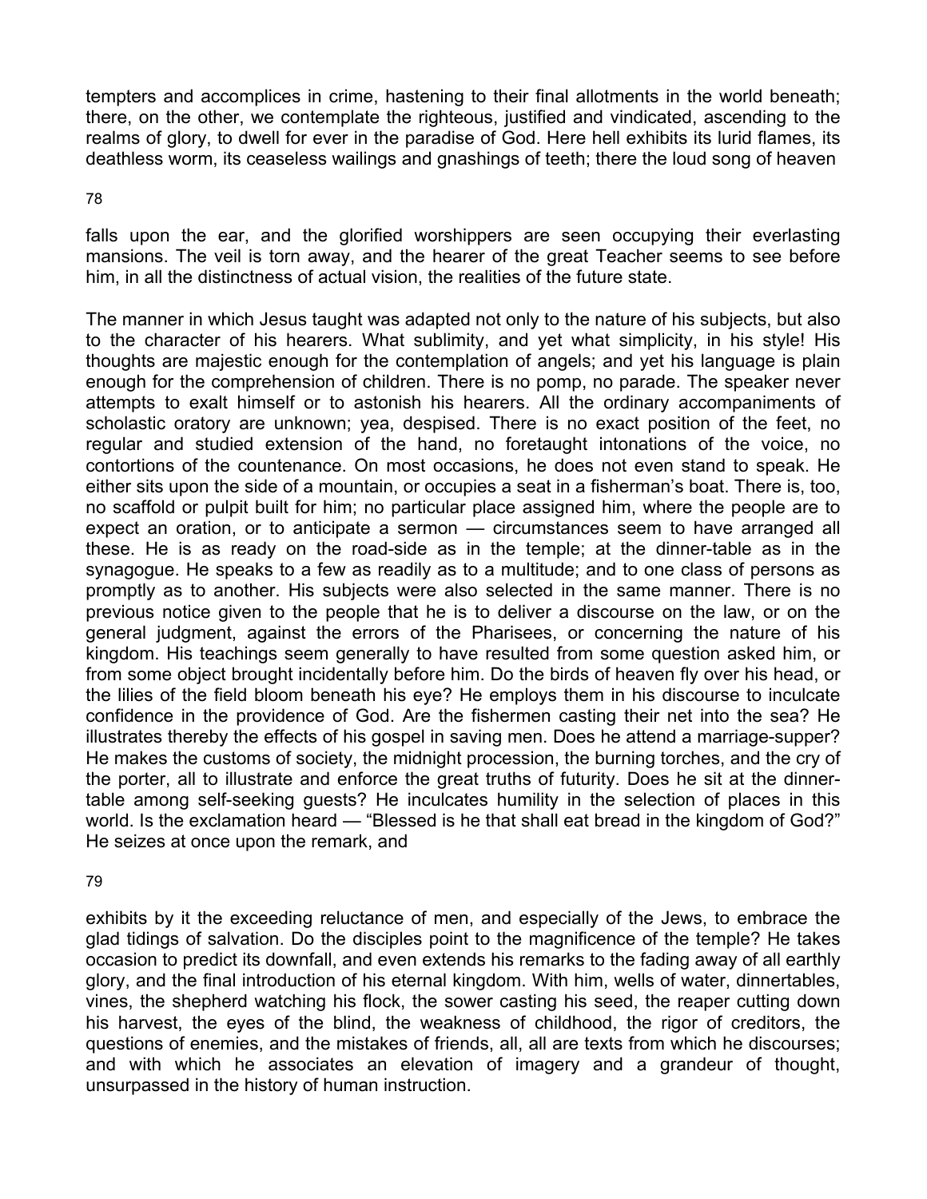tempters and accomplices in crime, hastening to their final allotments in the world beneath; there, on the other, we contemplate the righteous, justified and vindicated, ascending to the realms of glory, to dwell for ever in the paradise of God. Here hell exhibits its lurid flames, its deathless worm, its ceaseless wailings and gnashings of teeth; there the loud song of heaven falls upon the ear, and the glorified worshippers are seen occupying their everlasting mansions. The veil is torn away, and the hearer of the great Teacher seems to see before him, in all the distinctness of actual vision, the realities of the future state.

The manner in which Jesus taught was adapted not only to the nature of his subjects, but also to the character of his hearers. What sublimity, and yet what simplicity, in his style! His thoughts are majestic enough for the contemplation of angels; and yet his language is plain enough for the comprehension of children. There is no pomp, no parade. The speaker never attempts to exalt himself or to astonish his hearers. All the ordinary accompaniments of scholastic oratory are unknown; yea, despised. There is no exact position of the feet, no regular and studied extension of the hand, no foretaught intonations of the voice, no contortions of the countenance. On most occasions, he does not even stand to speak. He either sits upon the side of a mountain, or occupies a seat in a fisherman's boat. There is, too, no scaffold or pulpit built for him; no particular place assigned him, where the people are to expect an oration, or to anticipate a sermon — circumstances seem to have arranged all these. He is as ready on the road-side as in the temple; at the dinner-table as in the synagogue. He speaks to a few as readily as to a multitude; and to one class of persons as promptly as to another. His subjects were also selected in the same manner. There is no previous notice given to the people that he is to deliver a discourse on the law, or on the general judgment, against the errors of the Pharisees, or concerning the nature of his kingdom. His teachings seem generally to have resulted from some question asked him, or from some object brought incidentally before him. Do the birds of heaven fly over his head, or the lilies of the field bloom beneath his eye? He employs them in his discourse to inculcate confidence in the providence of God. Are the fishermen casting their net into the sea? He illustrates thereby the effects of his gospel in saving men. Does he attend a marriage-supper? He makes the customs of society, the midnight procession, the burning torches, and the cry of the porter, all to illustrate and enforce the great truths of futurity. Does he sit at the dinner-table among self-seeking guests? He inculcates humility in the selection of places in this world. Is the exclamation heard — "Blessed is he that shall eat bread in the kingdom of God?" He seizes at once upon the remark, and exhibits by it the exceeding reluctance of men, and especially of the Jews, to embrace the glad tidings of salvation. Do the disciples point to the magnificence of the temple? He takes occasion to predict its downfall, and even extends his remarks to the fading away of all earthly glory, and the final introduction of his eternal kingdom. With him, wells of water, dinnertables, vines, the shepherd watching his flock, the sower casting his seed, the reaper cutting down his harvest, the eyes of the blind, the weakness of childhood, the rigor of creditors, the questions of enemies, and the mistakes of friends, all, all are texts from which he discourses; and with which he associates an elevation of imagery and a grandeur of thought, unsurpassed in the history of human instruction.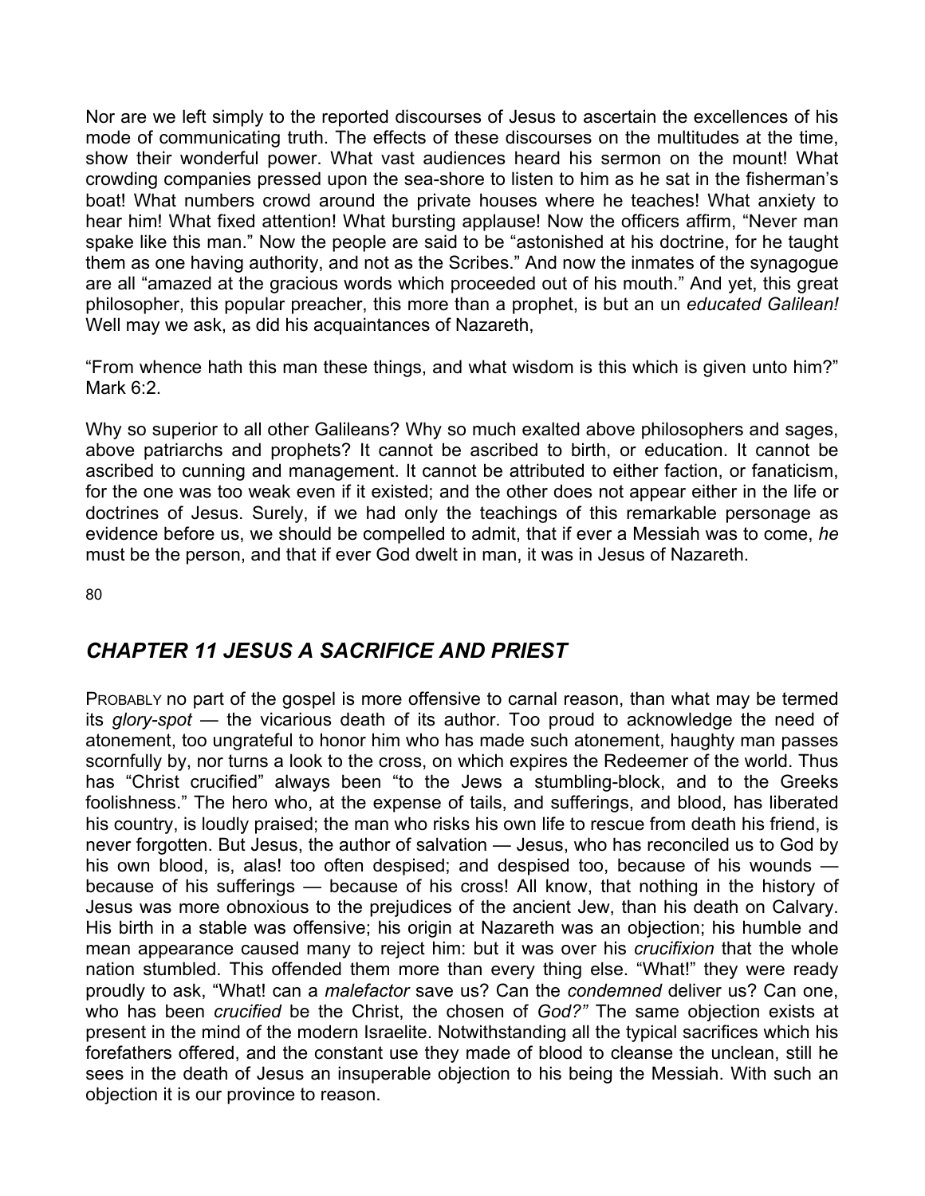Nor are we left simply to the reported discourses of Jesus to ascertain the excellences of his mode of communicating truth. The effects of these discourses on the multitudes at the time, show their wonderful power. What vast audiences heard his sermon on the mount! What crowding companies pressed upon the sea-shore to listen to him as he sat in the fisherman's boat! What numbers crowd around the private houses where he teaches! What anxiety to hear him! What fixed attention! What bursting applause! Now the officers affirm, "Never man spake like this man." Now the people are said to be "astonished at his doctrine, for he taught them as one having authority, and not as the Scribes." And now the inmates of the synagogue are all "amazed at the gracious words which proceeded out of his mouth." And yet, this great philosopher, this popular preacher, this more than a prophet, is but an un *educated Galilean!* Well may we ask, as did his acquaintances of Nazareth,

"From whence hath this man these things, and what wisdom is this which is given unto him?" Mark 6:2.

Why so superior to all other Galileans? Why so much exalted above philosophers and sages, above patriarchs and prophets? It cannot be ascribed to birth, or education. It cannot be ascribed to cunning and management. It cannot be attributed to either faction, or fanaticism, for the one was too weak even if it existed; and the other does not appear either in the life or doctrines of Jesus. Surely, if we had only the teachings of this remarkable personage as evidence before us, we should be compelled to admit, that if ever a Messiah was to come, *he* must be the person, and that if ever God dwelt in man, it was in Jesus of Nazareth.

## *CHAPTER 11 JESUS A SACRIFICE AND PRIEST*

PROBABLY no part of the gospel is more offensive to carnal reason, than what may be termed its *glory-spot* — the vicarious death of its author. Too proud to acknowledge the need of atonement, too ungrateful to honor him who has made such atonement, haughty man passes scornfully by, nor turns a look to the cross, on which expires the Redeemer of the world. Thus has "Christ crucified" always been "to the Jews a stumbling-block, and to the Greeks foolishness." The hero who, at the expense of tails, and sufferings, and blood, has liberated his country, is loudly praised; the man who risks his own life to rescue from death his friend, is never forgotten. But Jesus, the author of salvation — Jesus, who has reconciled us to God by his own blood, is, alas! too often despised; and despised too, because of his wounds — because of his sufferings — because of his cross! All know, that nothing in the history of Jesus was more obnoxious to the prejudices of the ancient Jew, than his death on Calvary. His birth in a stable was offensive; his origin at Nazareth was an objection; his humble and mean appearance caused many to reject him: but it was over his *crucifixion* that the whole nation stumbled. This offended them more than every thing else. "What!" they were ready proudly to ask, "What! can a *malefactor* save us? Can the *condemned* deliver us? Can one, who has been *crucified* be the Christ, the chosen of *God?"* The same objection exists at present in the mind of the modern Israelite. Notwithstanding all the typical sacrifices which his forefathers offered, and the constant use they made of blood to cleanse the unclean, still he sees in the death of Jesus an insuperable objection to his being the Messiah. With such an objection it is our province to reason.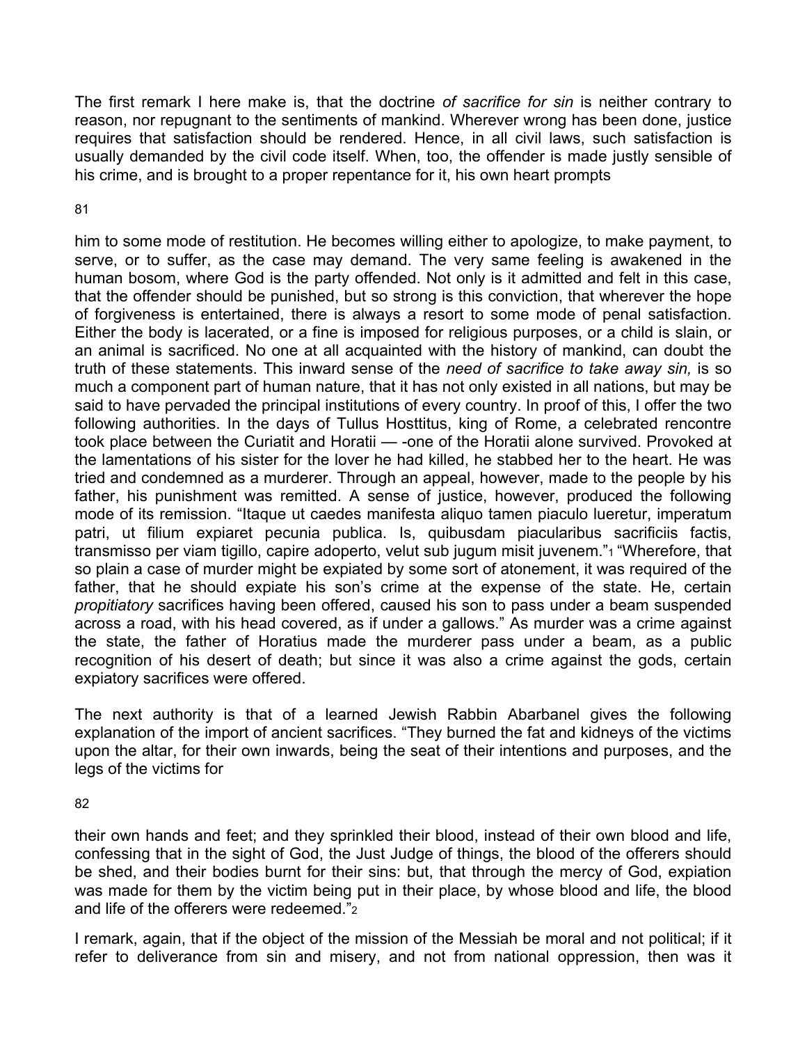The first remark I here make is, that the doctrine *of sacrifice for sin* is neither contrary to reason, nor repugnant to the sentiments of mankind. Wherever wrong has been done, justice requires that satisfaction should be rendered. Hence, in all civil laws, such satisfaction is usually demanded by the civil code itself. When, too, the offender is made justly sensible of his crime, and is brought to a proper repentance for it, his own heart prompts him to some mode of restitution. He becomes willing either to apologize, to make payment, to serve, or to suffer, as the case may demand. The very same feeling is awakened in the human bosom, where God is the party offended. Not only is it admitted and felt in this case, that the offender should be punished, but so strong is this conviction, that wherever the hope of forgiveness is entertained, there is always a resort to some mode of penal satisfaction. Either the body is lacerated, or a fine is imposed for religious purposes, or a child is slain, or an animal is sacrificed. No one at all acquainted with the history of mankind, can doubt the truth of these statements. This inward sense of the *need of sacrifice to take away sin,* is so much a component part of human nature, that it has not only existed in all nations, but may be said to have pervaded the principal institutions of every country. In proof of this, I offer the two following authorities. In the days of Tullus Hosttitus, king of Rome, a celebrated rencontre took place between the Curiatit and Horatii — -one of the Horatii alone survived. Provoked at the lamentations of his sister for the lover he had killed, he stabbed her to the heart. He was tried and condemned as a murderer. Through an appeal, however, made to the people by his father, his punishment was remitted. A sense of justice, however, produced the following mode of its remission. "Itaque ut caedes manifesta aliquo tamen piaculo lueretur, imperatum patri, ut filium expiaret pecunia publica. Is, quibusdam piacularibus sacrificiis factis, transmisso per viam tigillo, capire adoperto, velut sub jugum misit juvenem."[1] "Wherefore, that so plain a case of murder might be expiated by some sort of atonement, it was required of the father, that he should expiate his son's crime at the expense of the state. He, certain *propitiatory* sacrifices having been offered, caused his son to pass under a beam suspended across a road, with his head covered, as if under a gallows." As murder was a crime against the state, the father of Horatius made the murderer pass under a beam, as a public recognition of his desert of death; but since it was also a crime against the gods, certain expiatory sacrifices were offered.

The next authority is that of a learned Jewish Rabbin Abarbanel gives the following explanation of the import of ancient sacrifices. "They burned the fat and kidneys of the victims upon the altar, for their own inwards, being the seat of their intentions and purposes, and the legs of the victims for their own hands and feet; and they sprinkled their blood, instead of their own blood and life, confessing that in the sight of God, the Just Judge of things, the blood of the offerers should be shed, and their bodies burnt for their sins: but, that through the mercy of God, expiation was made for them by the victim being put in their place, by whose blood and life, the blood and life of the offerers were redeemed."[2]

I remark, again, that if the object of the mission of the Messiah be moral and not political; if it refer to deliverance from sin and misery, and not from national oppression, then was it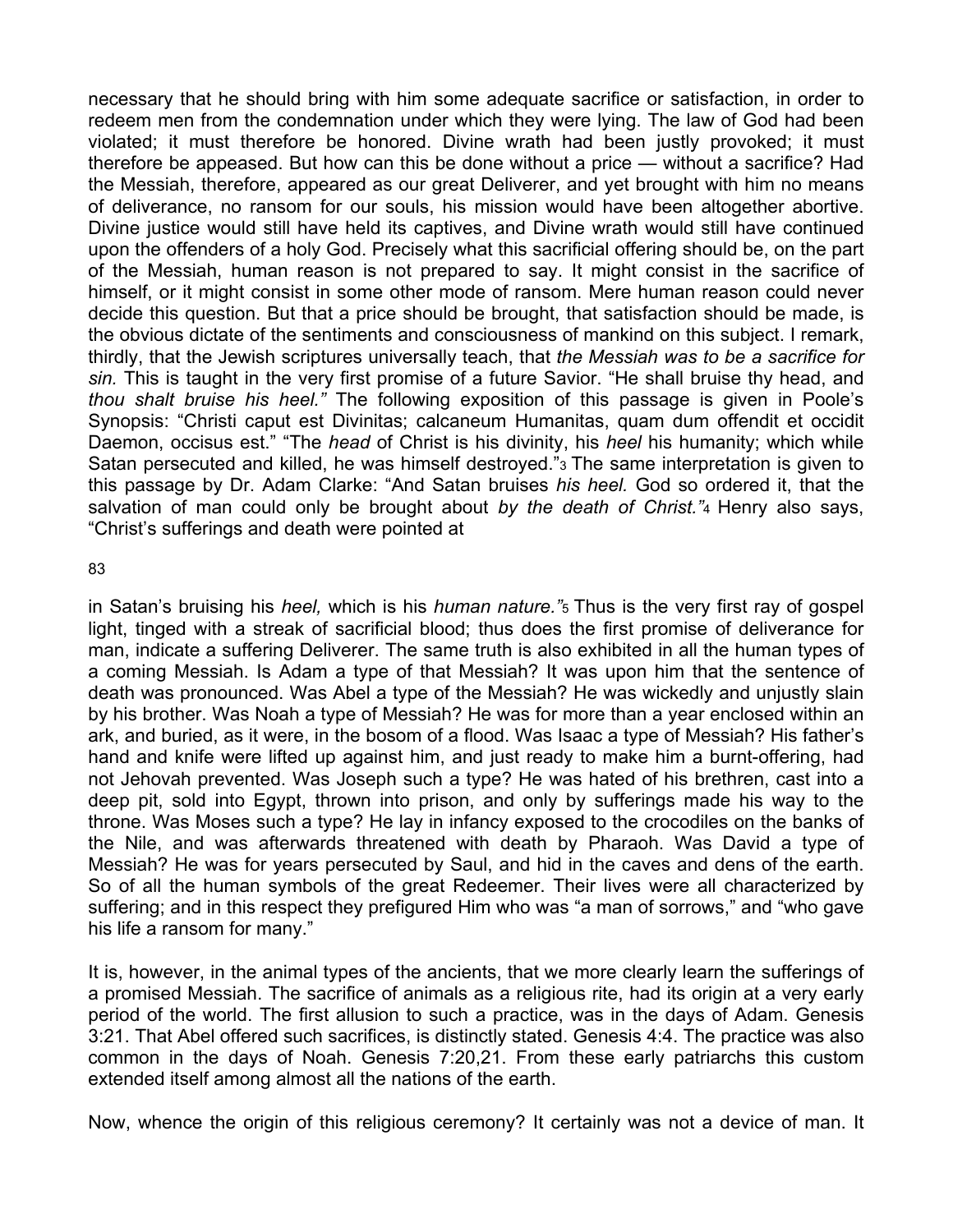necessary that he should bring with him some adequate sacrifice or satisfaction, in order to redeem men from the condemnation under which they were lying. The law of God had been violated; it must therefore be honored. Divine wrath had been justly provoked; it must therefore be appeased. But how can this be done without a price — without a sacrifice? Had the Messiah, therefore, appeared as our great Deliverer, and yet brought with him no means of deliverance, no ransom for our souls, his mission would have been altogether abortive. Divine justice would still have held its captives, and Divine wrath would still have continued upon the offenders of a holy God. Precisely what this sacrificial offering should be, on the part of the Messiah, human reason is not prepared to say. It might consist in the sacrifice of himself, or it might consist in some other mode of ransom. Mere human reason could never decide this question. But that a price should be brought, that satisfaction should be made, is the obvious dictate of the sentiments and consciousness of mankind on this subject. I remark, thirdly, that the Jewish scriptures universally teach, that *the Messiah was to be a sacrifice for sin.* This is taught in the very first promise of a future Savior. "He shall bruise thy head, and *thou shalt bruise his heel."* The following exposition of this passage is given in Poole's Synopsis: "Christi caput est Divinitas; calcaneum Humanitas, quam dum offendit et occidit Daemon, occisus est." "The *head* of Christ is his divinity, his *heel* his humanity; which while Satan persecuted and killed, he was himself destroyed."[3] The same interpretation is given to this passage by Dr. Adam Clarke: "And Satan bruises *his heel.* God so ordered it, that the salvation of man could only be brought about *by the death of Christ."*[4] Henry also says, "Christ's sufferings and death were pointed at in Satan's bruising his *heel,* which is his *human nature."*[5] Thus is the very first ray of gospel light, tinged with a streak of sacrificial blood; thus does the first promise of deliverance for man, indicate a suffering Deliverer. The same truth is also exhibited in all the human types of a coming Messiah. Is Adam a type of that Messiah? It was upon him that the sentence of death was pronounced. Was Abel a type of the Messiah? He was wickedly and unjustly slain by his brother. Was Noah a type of Messiah? He was for more than a year enclosed within an ark, and buried, as it were, in the bosom of a flood. Was Isaac a type of Messiah? His father's hand and knife were lifted up against him, and just ready to make him a burnt-offering, had not Jehovah prevented. Was Joseph such a type? He was hated of his brethren, cast into a deep pit, sold into Egypt, thrown into prison, and only by sufferings made his way to the throne. Was Moses such a type? He lay in infancy exposed to the crocodiles on the banks of the Nile, and was afterwards threatened with death by Pharaoh. Was David a type of Messiah? He was for years persecuted by Saul, and hid in the caves and dens of the earth. So of all the human symbols of the great Redeemer. Their lives were all characterized by suffering; and in this respect they prefigured Him who was "a man of sorrows," and "who gave his life a ransom for many."

It is, however, in the animal types of the ancients, that we more clearly learn the sufferings of a promised Messiah. The sacrifice of animals as a religious rite, had its origin at a very early period of the world. The first allusion to such a practice, was in the days of Adam. Genesis 3:21. That Abel offered such sacrifices, is distinctly stated. Genesis 4:4. The practice was also common in the days of Noah. Genesis 7:20,21. From these early patriarchs this custom extended itself among almost all the nations of the earth.

Now, whence the origin of this religious ceremony? It certainly was not a device of man. It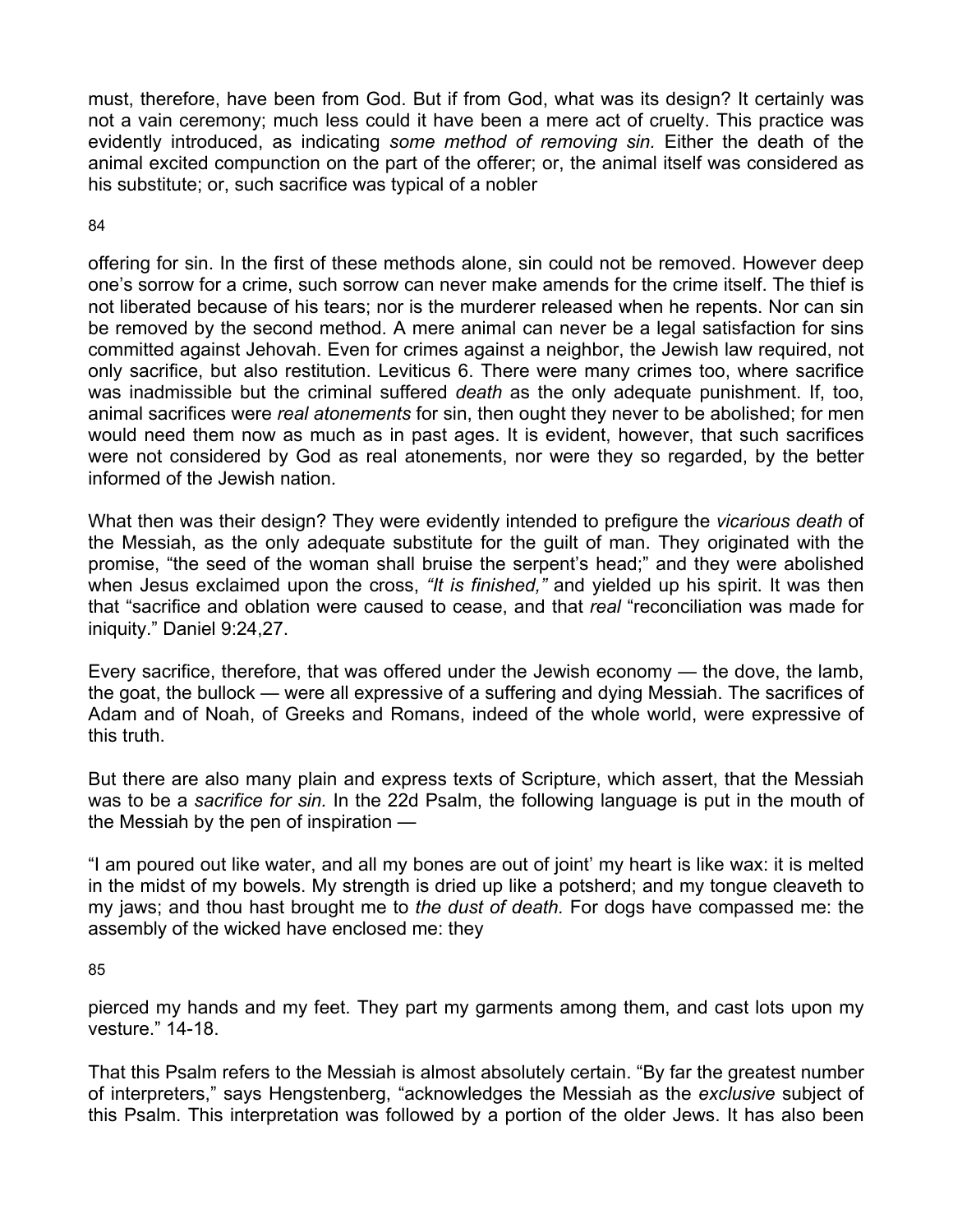must, therefore, have been from God. But if from God, what was its design? It certainly was not a vain ceremony; much less could it have been a mere act of cruelty. This practice was evidently introduced, as indicating *some method of removing sin.* Either the death of the animal excited compunction on the part of the offerer; or, the animal itself was considered as his substitute; or, such sacrifice was typical of a nobler

offering for sin. In the first of these methods alone, sin could not be removed. However deep one's sorrow for a crime, such sorrow can never make amends for the crime itself. The thief is not liberated because of his tears; nor is the murderer released when he repents. Nor can sin be removed by the second method. A mere animal can never be a legal satisfaction for sins committed against Jehovah. Even for crimes against a neighbor, the Jewish law required, not only sacrifice, but also restitution. Leviticus 6. There were many crimes too, where sacrifice was inadmissible but the criminal suffered *death* as the only adequate punishment. If, too, animal sacrifices were *real atonements* for sin, then ought they never to be abolished; for men would need them now as much as in past ages. It is evident, however, that such sacrifices were not considered by God as real atonements, nor were they so regarded, by the better informed of the Jewish nation.

What then was their design? They were evidently intended to prefigure the *vicarious death* of the Messiah, as the only adequate substitute for the guilt of man. They originated with the promise, "the seed of the woman shall bruise the serpent's head;" and they were abolished when Jesus exclaimed upon the cross, *"It is finished,"* and yielded up his spirit. It was then that "sacrifice and oblation were caused to cease, and that *real* "reconciliation was made for iniquity." Daniel 9:24,27.

Every sacrifice, therefore, that was offered under the Jewish economy — the dove, the lamb, the goat, the bullock — were all expressive of a suffering and dying Messiah. The sacrifices of Adam and of Noah, of Greeks and Romans, indeed of the whole world, were expressive of this truth.

But there are also many plain and express texts of Scripture, which assert, that the Messiah was to be a *sacrifice for sin.* In the 22d Psalm, the following language is put in the mouth of the Messiah by the pen of inspiration —

"I am poured out like water, and all my bones are out of joint' my heart is like wax: it is melted in the midst of my bowels. My strength is dried up like a potsherd; and my tongue cleaveth to my jaws; and thou hast brought me to *the dust of death.* For dogs have compassed me: the assembly of the wicked have enclosed me: they

pierced my hands and my feet. They part my garments among them, and cast lots upon my vesture." 14-18.

That this Psalm refers to the Messiah is almost absolutely certain. "By far the greatest number of interpreters," says Hengstenberg, "acknowledges the Messiah as the *exclusive* subject of this Psalm. This interpretation was followed by a portion of the older Jews. It has also been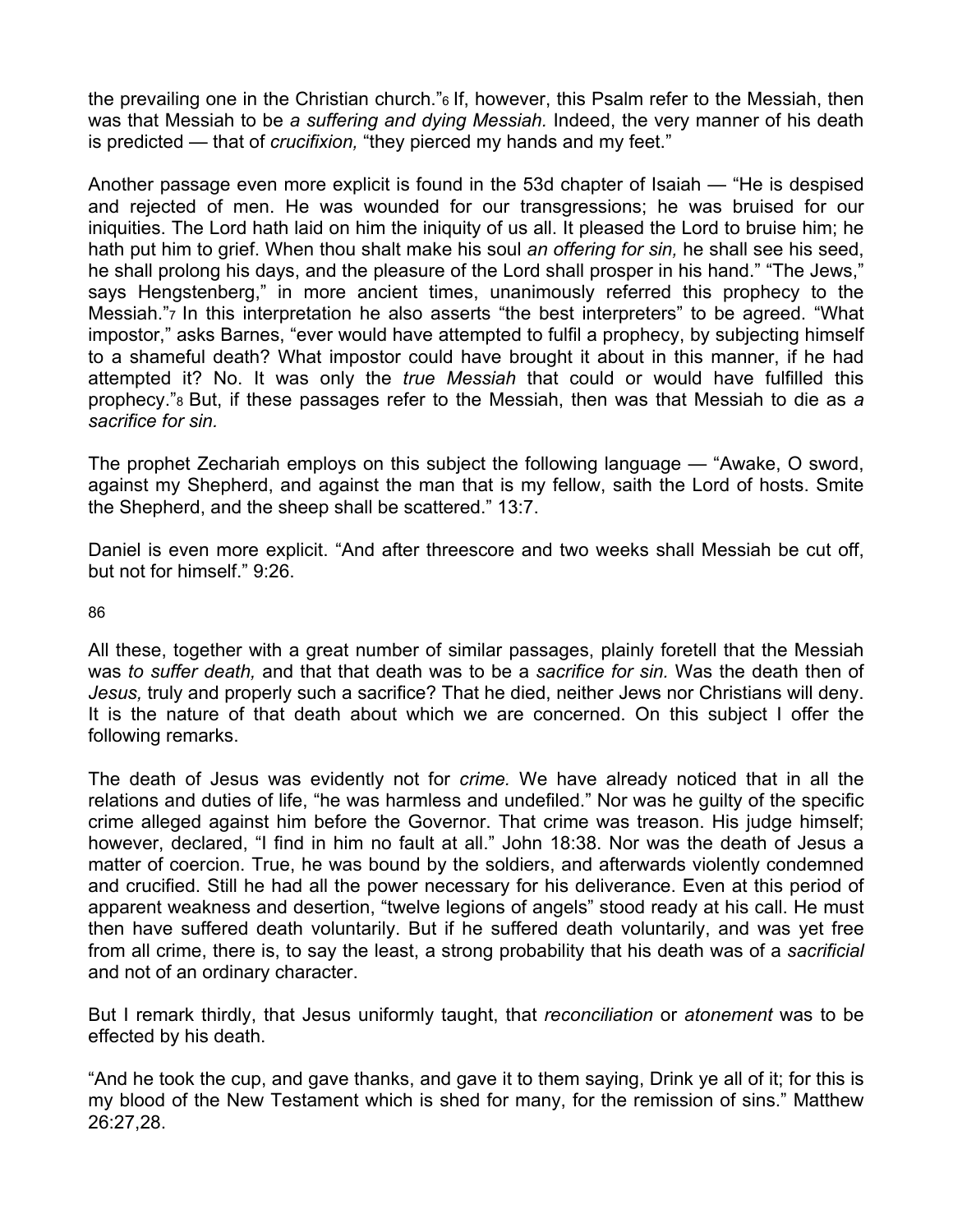the prevailing one in the Christian church."[6] If, however, this Psalm refer to the Messiah, then was that Messiah to be *a suffering and dying Messiah.* Indeed, the very manner of his death is predicted — that of *crucifixion,* "they pierced my hands and my feet."

Another passage even more explicit is found in the 53d chapter of Isaiah — "He is despised and rejected of men. He was wounded for our transgressions; he was bruised for our iniquities. The Lord hath laid on him the iniquity of us all. It pleased the Lord to bruise him; he hath put him to grief. When thou shalt make his soul *an offering for sin,* he shall see his seed, he shall prolong his days, and the pleasure of the Lord shall prosper in his hand." "The Jews," says Hengstenberg," in more ancient times, unanimously referred this prophecy to the Messiah."[7] In this interpretation he also asserts "the best interpreters" to be agreed. "What impostor," asks Barnes, "ever would have attempted to fulfil a prophecy, by subjecting himself to a shameful death? What impostor could have brought it about in this manner, if he had attempted it? No. It was only the *true Messiah* that could or would have fulfilled this prophecy."[8] But, if these passages refer to the Messiah, then was that Messiah to die as *a sacrifice for sin.*

The prophet Zechariah employs on this subject the following language — "Awake, O sword, against my Shepherd, and against the man that is my fellow, saith the Lord of hosts. Smite the Shepherd, and the sheep shall be scattered." 13:7.

Daniel is even more explicit. "And after threescore and two weeks shall Messiah be cut off, but not for himself." 9:26.

86

All these, together with a great number of similar passages, plainly foretell that the Messiah was *to suffer death,* and that that death was to be a *sacrifice for sin.* Was the death then of *Jesus,* truly and properly such a sacrifice? That he died, neither Jews nor Christians will deny. It is the nature of that death about which we are concerned. On this subject I offer the following remarks.

The death of Jesus was evidently not for *crime.* We have already noticed that in all the relations and duties of life, "he was harmless and undefiled." Nor was he guilty of the specific crime alleged against him before the Governor. That crime was treason. His judge himself; however, declared, "I find in him no fault at all." John 18:38. Nor was the death of Jesus a matter of coercion. True, he was bound by the soldiers, and afterwards violently condemned and crucified. Still he had all the power necessary for his deliverance. Even at this period of apparent weakness and desertion, "twelve legions of angels" stood ready at his call. He must then have suffered death voluntarily. But if he suffered death voluntarily, and was yet free from all crime, there is, to say the least, a strong probability that his death was of a *sacrificial* and not of an ordinary character.

But I remark thirdly, that Jesus uniformly taught, that *reconciliation* or *atonement* was to be effected by his death.

"And he took the cup, and gave thanks, and gave it to them saying, Drink ye all of it; for this is my blood of the New Testament which is shed for many, for the remission of sins." Matthew 26:27,28.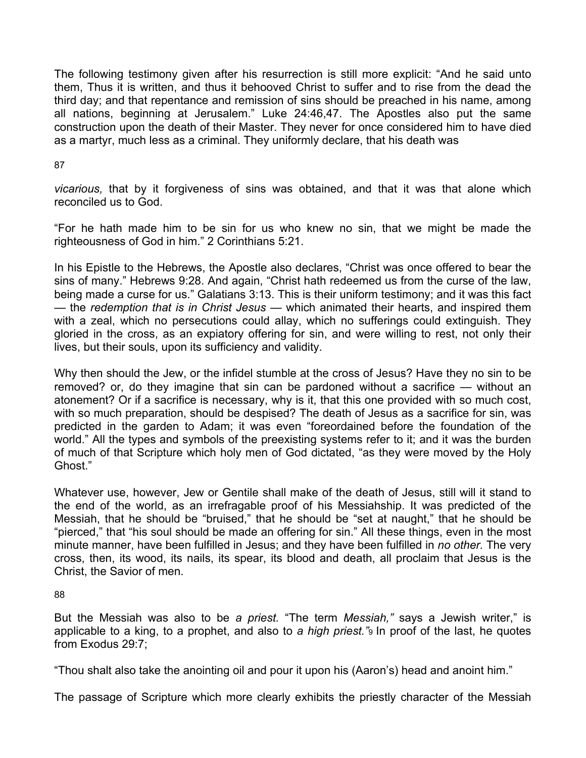The following testimony given after his resurrection is still more explicit: "And he said unto them, Thus it is written, and thus it behooved Christ to suffer and to rise from the dead the third day; and that repentance and remission of sins should be preached in his name, among all nations, beginning at Jerusalem." Luke 24:46,47. The Apostles also put the same construction upon the death of their Master. They never for once considered him to have died as a martyr, much less as a criminal. They uniformly declare, that his death was *vicarious,* that by it forgiveness of sins was obtained, and that it was that alone which reconciled us to God.

"For he hath made him to be sin for us who knew no sin, that we might be made the righteousness of God in him." 2 Corinthians 5:21.

In his Epistle to the Hebrews, the Apostle also declares, "Christ was once offered to bear the sins of many." Hebrews 9:28. And again, "Christ hath redeemed us from the curse of the law, being made a curse for us." Galatians 3:13. This is their uniform testimony; and it was this fact — the *redemption that is in Christ Jesus* — which animated their hearts, and inspired them with a zeal, which no persecutions could allay, which no sufferings could extinguish. They gloried in the cross, as an expiatory offering for sin, and were willing to rest, not only their lives, but their souls, upon its sufficiency and validity.

Why then should the Jew, or the infidel stumble at the cross of Jesus? Have they no sin to be removed? or, do they imagine that sin can be pardoned without a sacrifice — without an atonement? Or if a sacrifice is necessary, why is it, that this one provided with so much cost, with so much preparation, should be despised? The death of Jesus as a sacrifice for sin, was predicted in the garden to Adam; it was even "foreordained before the foundation of the world." All the types and symbols of the preexisting systems refer to it; and it was the burden of much of that Scripture which holy men of God dictated, "as they were moved by the Holy Ghost."

Whatever use, however, Jew or Gentile shall make of the death of Jesus, still will it stand to the end of the world, as an irrefragable proof of his Messiahship. It was predicted of the Messiah, that he should be "bruised," that he should be "set at naught," that he should be "pierced," that "his soul should be made an offering for sin." All these things, even in the most minute manner, have been fulfilled in Jesus; and they have been fulfilled in *no other.* The very cross, then, its wood, its nails, its spear, its blood and death, all proclaim that Jesus is the Christ, the Savior of men.

But the Messiah was also to be *a priest.* "The term *Messiah,"* says a Jewish writer," is applicable to a king, to a prophet, and also to *a high priest."*[9] In proof of the last, he quotes from Exodus 29:7;

"Thou shalt also take the anointing oil and pour it upon his (Aaron's) head and anoint him."

The passage of Scripture which more clearly exhibits the priestly character of the Messiah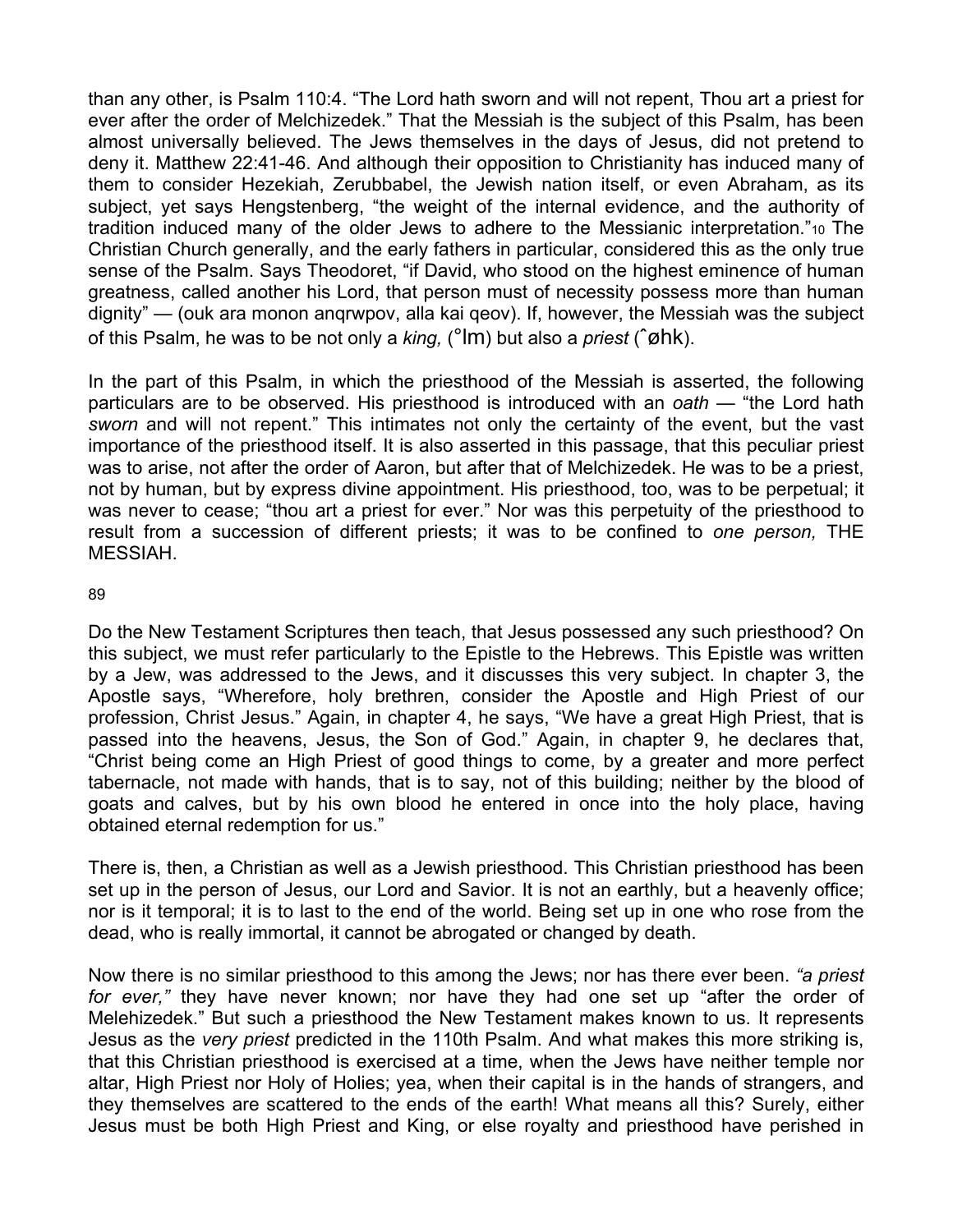than any other, is Psalm 110:4. "The Lord hath sworn and will not repent, Thou art a priest for ever after the order of Melchizedek." That the Messiah is the subject of this Psalm, has been almost universally believed. The Jews themselves in the days of Jesus, did not pretend to deny it. Matthew 22:41-46. And although their opposition to Christianity has induced many of them to consider Hezekiah, Zerubbabel, the Jewish nation itself, or even Abraham, as its subject, yet says Hengstenberg, "the weight of the internal evidence, and the authority of tradition induced many of the older Jews to adhere to the Messianic interpretation."[10] The Christian Church generally, and the early fathers in particular, considered this as the only true sense of the Psalm. Says Theodoret, "if David, who stood on the highest eminence of human greatness, called another his Lord, that person must of necessity possess more than human dignity" — (ouk ara monon anqrwpov, alla kai qeov). If, however, the Messiah was the subject of this Psalm, he was to be not only a *king,* (°lm) but also a *priest* (ˆøhk).

In the part of this Psalm, in which the priesthood of the Messiah is asserted, the following particulars are to be observed. His priesthood is introduced with an *oath* — "the Lord hath *sworn* and will not repent." This intimates not only the certainty of the event, but the vast importance of the priesthood itself. It is also asserted in this passage, that this peculiar priest was to arise, not after the order of Aaron, but after that of Melchizedek. He was to be a priest, not by human, but by express divine appointment. His priesthood, too, was to be perpetual; it was never to cease; "thou art a priest for ever." Nor was this perpetuity of the priesthood to result from a succession of different priests; it was to be confined to *one person,* THE MESSIAH.

Do the New Testament Scriptures then teach, that Jesus possessed any such priesthood? On this subject, we must refer particularly to the Epistle to the Hebrews. This Epistle was written by a Jew, was addressed to the Jews, and it discusses this very subject. In chapter 3, the Apostle says, "Wherefore, holy brethren, consider the Apostle and High Priest of our profession, Christ Jesus." Again, in chapter 4, he says, "We have a great High Priest, that is passed into the heavens, Jesus, the Son of God." Again, in chapter 9, he declares that, "Christ being come an High Priest of good things to come, by a greater and more perfect tabernacle, not made with hands, that is to say, not of this building; neither by the blood of goats and calves, but by his own blood he entered in once into the holy place, having obtained eternal redemption for us."

There is, then, a Christian as well as a Jewish priesthood. This Christian priesthood has been set up in the person of Jesus, our Lord and Savior. It is not an earthly, but a heavenly office; nor is it temporal; it is to last to the end of the world. Being set up in one who rose from the dead, who is really immortal, it cannot be abrogated or changed by death.

Now there is no similar priesthood to this among the Jews; nor has there ever been. *"a priest for ever,"* they have never known; nor have they had one set up "after the order of Melehizedek." But such a priesthood the New Testament makes known to us. It represents Jesus as the *very priest* predicted in the 110th Psalm. And what makes this more striking is, that this Christian priesthood is exercised at a time, when the Jews have neither temple nor altar, High Priest nor Holy of Holies; yea, when their capital is in the hands of strangers, and they themselves are scattered to the ends of the earth! What means all this? Surely, either Jesus must be both High Priest and King, or else royalty and priesthood have perished in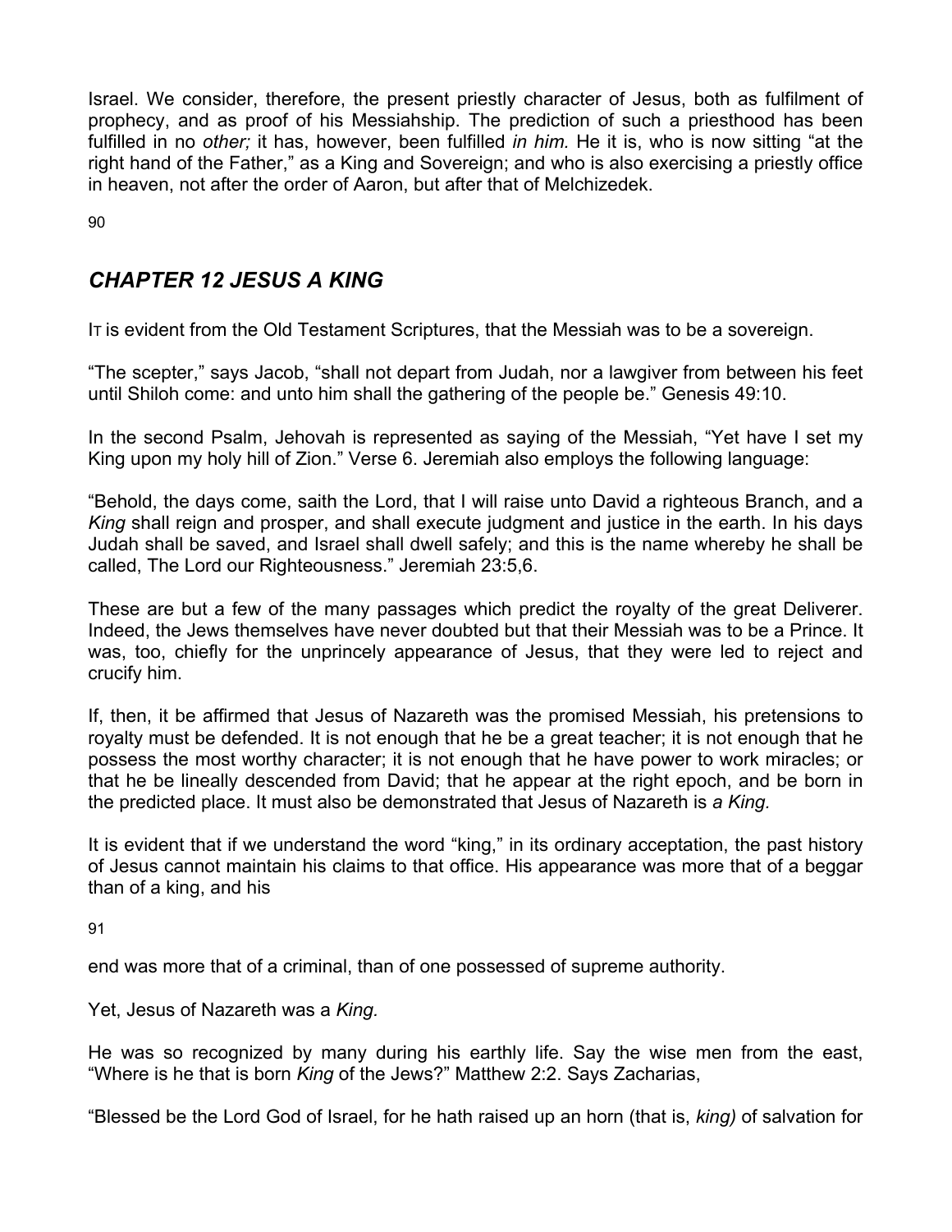Israel. We consider, therefore, the present priestly character of Jesus, both as fulfilment of prophecy, and as proof of his Messiahship. The prediction of such a priesthood has been fulfilled in no *other;* it has, however, been fulfilled *in him.* He it is, who is now sitting "at the right hand of the Father," as a King and Sovereign; and who is also exercising a priestly office in heaven, not after the order of Aaron, but after that of Melchizedek.

## *CHAPTER 12 JESUS A KING*

IT is evident from the Old Testament Scriptures, that the Messiah was to be a sovereign.

"The scepter," says Jacob, "shall not depart from Judah, nor a lawgiver from between his feet until Shiloh come: and unto him shall the gathering of the people be." Genesis 49:10.

In the second Psalm, Jehovah is represented as saying of the Messiah, "Yet have I set my King upon my holy hill of Zion." Verse 6. Jeremiah also employs the following language:

"Behold, the days come, saith the Lord, that I will raise unto David a righteous Branch, and a *King* shall reign and prosper, and shall execute judgment and justice in the earth. In his days Judah shall be saved, and Israel shall dwell safely; and this is the name whereby he shall be called, The Lord our Righteousness." Jeremiah 23:5,6.

These are but a few of the many passages which predict the royalty of the great Deliverer. Indeed, the Jews themselves have never doubted but that their Messiah was to be a Prince. It was, too, chiefly for the unprincely appearance of Jesus, that they were led to reject and crucify him.

If, then, it be affirmed that Jesus of Nazareth was the promised Messiah, his pretensions to royalty must be defended. It is not enough that he be a great teacher; it is not enough that he possess the most worthy character; it is not enough that he have power to work miracles; or that he be lineally descended from David; that he appear at the right epoch, and be born in the predicted place. It must also be demonstrated that Jesus of Nazareth is *a King.*

It is evident that if we understand the word "king," in its ordinary acceptation, the past history of Jesus cannot maintain his claims to that office. His appearance was more that of a beggar than of a king, and his end was more that of a criminal, than of one possessed of supreme authority.

Yet, Jesus of Nazareth was a *King.*

He was so recognized by many during his earthly life. Say the wise men from the east, "Where is he that is born *King* of the Jews?" Matthew 2:2. Says Zacharias,

"Blessed be the Lord God of Israel, for he hath raised up an horn (that is, *king)* of salvation for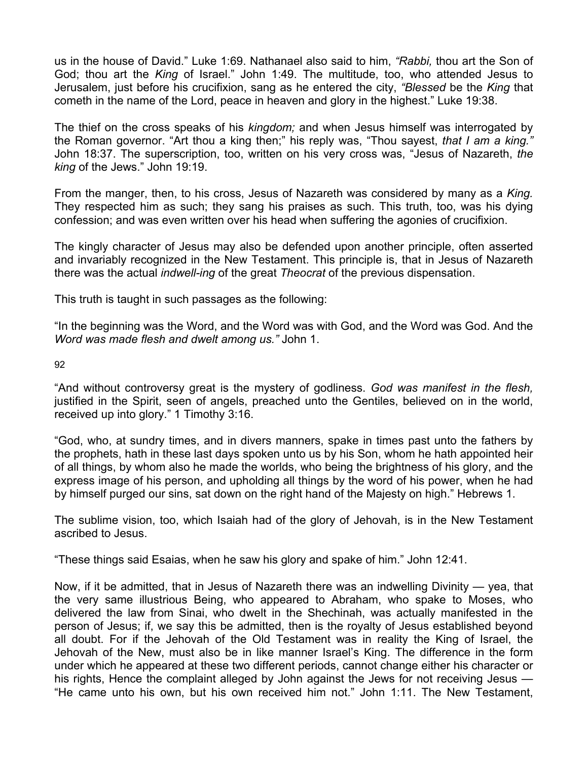us in the house of David." Luke 1:69. Nathanael also said to him, *"Rabbi,* thou art the Son of God; thou art the *King* of Israel." John 1:49. The multitude, too, who attended Jesus to Jerusalem, just before his crucifixion, sang as he entered the city, *"Blessed* be the *King* that cometh in the name of the Lord, peace in heaven and glory in the highest." Luke 19:38.

The thief on the cross speaks of his *kingdom;* and when Jesus himself was interrogated by the Roman governor. "Art thou a king then;" his reply was, "Thou sayest, *that I am a king."* John 18:37. The superscription, too, written on his very cross was, "Jesus of Nazareth, *the king* of the Jews." John 19:19.

From the manger, then, to his cross, Jesus of Nazareth was considered by many as a *King.* They respected him as such; they sang his praises as such. This truth, too, was his dying confession; and was even written over his head when suffering the agonies of crucifixion.

The kingly character of Jesus may also be defended upon another principle, often asserted and invariably recognized in the New Testament. This principle is, that in Jesus of Nazareth there was the actual *indwell-ing* of the great *Theocrat* of the previous dispensation.

This truth is taught in such passages as the following:

"In the beginning was the Word, and the Word was with God, and the Word was God. And the *Word was made flesh and dwelt among us."* John 1.

"And without controversy great is the mystery of godliness. *God was manifest in the flesh,* justified in the Spirit, seen of angels, preached unto the Gentiles, believed on in the world, received up into glory." 1 Timothy 3:16.

"God, who, at sundry times, and in divers manners, spake in times past unto the fathers by the prophets, hath in these last days spoken unto us by his Son, whom he hath appointed heir of all things, by whom also he made the worlds, who being the brightness of his glory, and the express image of his person, and upholding all things by the word of his power, when he had by himself purged our sins, sat down on the right hand of the Majesty on high." Hebrews 1.

The sublime vision, too, which Isaiah had of the glory of Jehovah, is in the New Testament ascribed to Jesus.

"These things said Esaias, when he saw his glory and spake of him." John 12:41.

Now, if it be admitted, that in Jesus of Nazareth there was an indwelling Divinity — yea, that the very same illustrious Being, who appeared to Abraham, who spake to Moses, who delivered the law from Sinai, who dwelt in the Shechinah, was actually manifested in the person of Jesus; if, we say this be admitted, then is the royalty of Jesus established beyond all doubt. For if the Jehovah of the Old Testament was in reality the King of Israel, the Jehovah of the New, must also be in like manner Israel's King. The difference in the form under which he appeared at these two different periods, cannot change either his character or his rights, Hence the complaint alleged by John against the Jews for not receiving Jesus — "He came unto his own, but his own received him not." John 1:11. The New Testament,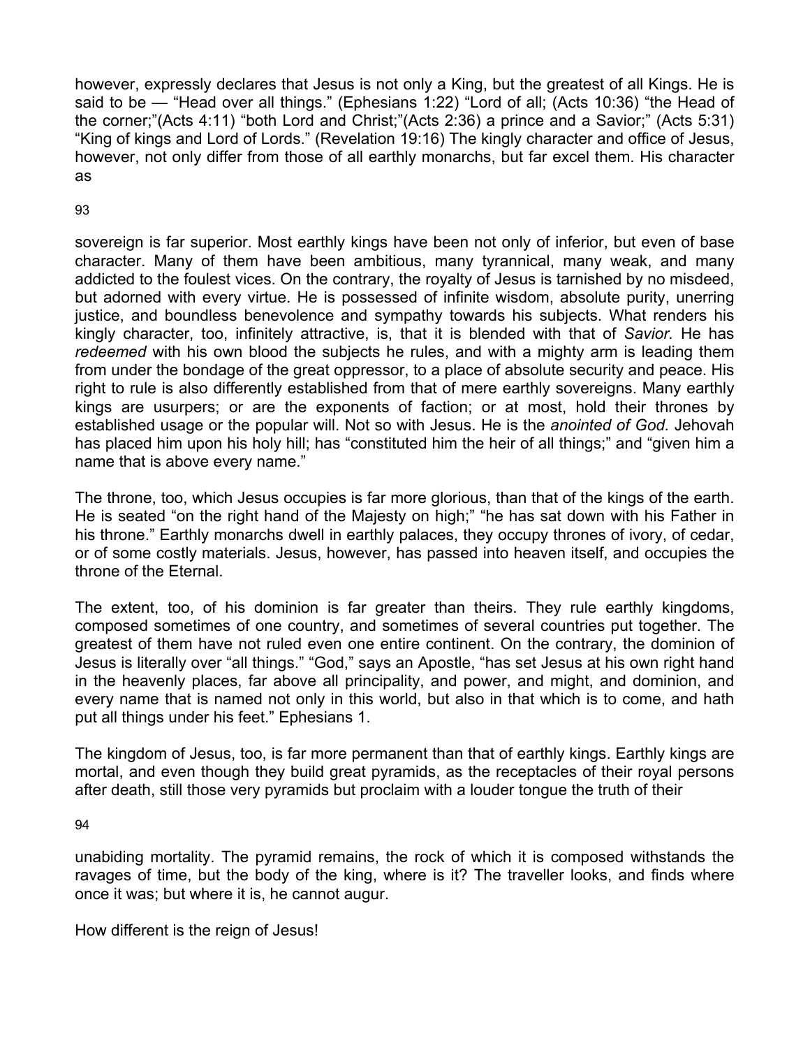however, expressly declares that Jesus is not only a King, but the greatest of all Kings. He is said to be — "Head over all things." (Ephesians 1:22) "Lord of all; (Acts 10:36) "the Head of the corner;"(Acts 4:11) "both Lord and Christ;"(Acts 2:36) a prince and a Savior;" (Acts 5:31) "King of kings and Lord of Lords." (Revelation 19:16) The kingly character and office of Jesus, however, not only differ from those of all earthly monarchs, but far excel them. His character as sovereign is far superior. Most earthly kings have been not only of inferior, but even of base character. Many of them have been ambitious, many tyrannical, many weak, and many addicted to the foulest vices. On the contrary, the royalty of Jesus is tarnished by no misdeed, but adorned with every virtue. He is possessed of infinite wisdom, absolute purity, unerring justice, and boundless benevolence and sympathy towards his subjects. What renders his kingly character, too, infinitely attractive, is, that it is blended with that of *Savior.* He has *redeemed* with his own blood the subjects he rules, and with a mighty arm is leading them from under the bondage of the great oppressor, to a place of absolute security and peace. His right to rule is also differently established from that of mere earthly sovereigns. Many earthly kings are usurpers; or are the exponents of faction; or at most, hold their thrones by established usage or the popular will. Not so with Jesus. He is the *anointed of God.* Jehovah has placed him upon his holy hill; has "constituted him the heir of all things;" and "given him a name that is above every name."

The throne, too, which Jesus occupies is far more glorious, than that of the kings of the earth. He is seated "on the right hand of the Majesty on high;" "he has sat down with his Father in his throne." Earthly monarchs dwell in earthly palaces, they occupy thrones of ivory, of cedar, or of some costly materials. Jesus, however, has passed into heaven itself, and occupies the throne of the Eternal.

The extent, too, of his dominion is far greater than theirs. They rule earthly kingdoms, composed sometimes of one country, and sometimes of several countries put together. The greatest of them have not ruled even one entire continent. On the contrary, the dominion of Jesus is literally over "all things." "God," says an Apostle, "has set Jesus at his own right hand in the heavenly places, far above all principality, and power, and might, and dominion, and every name that is named not only in this world, but also in that which is to come, and hath put all things under his feet." Ephesians 1.

The kingdom of Jesus, too, is far more permanent than that of earthly kings. Earthly kings are mortal, and even though they build great pyramids, as the receptacles of their royal persons after death, still those very pyramids but proclaim with a louder tongue the truth of their unabiding mortality. The pyramid remains, the rock of which it is composed withstands the ravages of time, but the body of the king, where is it? The traveller looks, and finds where once it was; but where it is, he cannot augur.

How different is the reign of Jesus!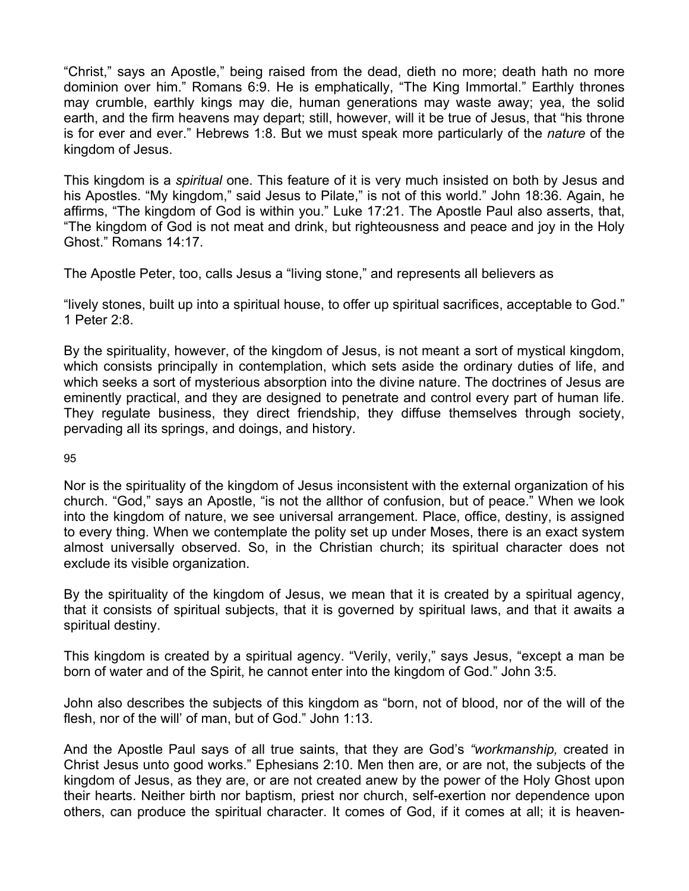“Christ,” says an Apostle,” being raised from the dead, dieth no more; death hath no more dominion over him.” Romans 6:9. He is emphatically, “The King Immortal.” Earthly thrones may crumble, earthly kings may die, human generations may waste away; yea, the solid earth, and the firm heavens may depart; still, however, will it be true of Jesus, that “his throne is for ever and ever.” Hebrews 1:8. But we must speak more particularly of the *nature* of the kingdom of Jesus.

This kingdom is a *spiritual* one. This feature of it is very much insisted on both by Jesus and his Apostles. “My kingdom,” said Jesus to Pilate,” is not of this world.” John 18:36. Again, he affirms, “The kingdom of God is within you.” Luke 17:21. The Apostle Paul also asserts, that, “The kingdom of God is not meat and drink, but righteousness and peace and joy in the Holy Ghost.” Romans 14:17.

The Apostle Peter, too, calls Jesus a “living stone,” and represents all believers as

“lively stones, built up into a spiritual house, to offer up spiritual sacrifices, acceptable to God.” 1 Peter 2:8.

By the spirituality, however, of the kingdom of Jesus, is not meant a sort of mystical kingdom, which consists principally in contemplation, which sets aside the ordinary duties of life, and which seeks a sort of mysterious absorption into the divine nature. The doctrines of Jesus are eminently practical, and they are designed to penetrate and control every part of human life. They regulate business, they direct friendship, they diffuse themselves through society, pervading all its springs, and doings, and history.

Nor is the spirituality of the kingdom of Jesus inconsistent with the external organization of his church. “God,” says an Apostle, “is not the allthor of confusion, but of peace.” When we look into the kingdom of nature, we see universal arrangement. Place, office, destiny, is assigned to every thing. When we contemplate the polity set up under Moses, there is an exact system almost universally observed. So, in the Christian church; its spiritual character does not exclude its visible organization.

By the spirituality of the kingdom of Jesus, we mean that it is created by a spiritual agency, that it consists of spiritual subjects, that it is governed by spiritual laws, and that it awaits a spiritual destiny.

This kingdom is created by a spiritual agency. “Verily, verily,” says Jesus, “except a man be born of water and of the Spirit, he cannot enter into the kingdom of God.” John 3:5.

John also describes the subjects of this kingdom as “born, not of blood, nor of the will of the flesh, nor of the will’ of man, but of God.” John 1:13.

And the Apostle Paul says of all true saints, that they are God’s *“workmanship,* created in Christ Jesus unto good works.” Ephesians 2:10. Men then are, or are not, the subjects of the kingdom of Jesus, as they are, or are not created anew by the power of the Holy Ghost upon their hearts. Neither birth nor baptism, priest nor church, self-exertion nor dependence upon others, can produce the spiritual character. It comes of God, if it comes at all; it is heaven-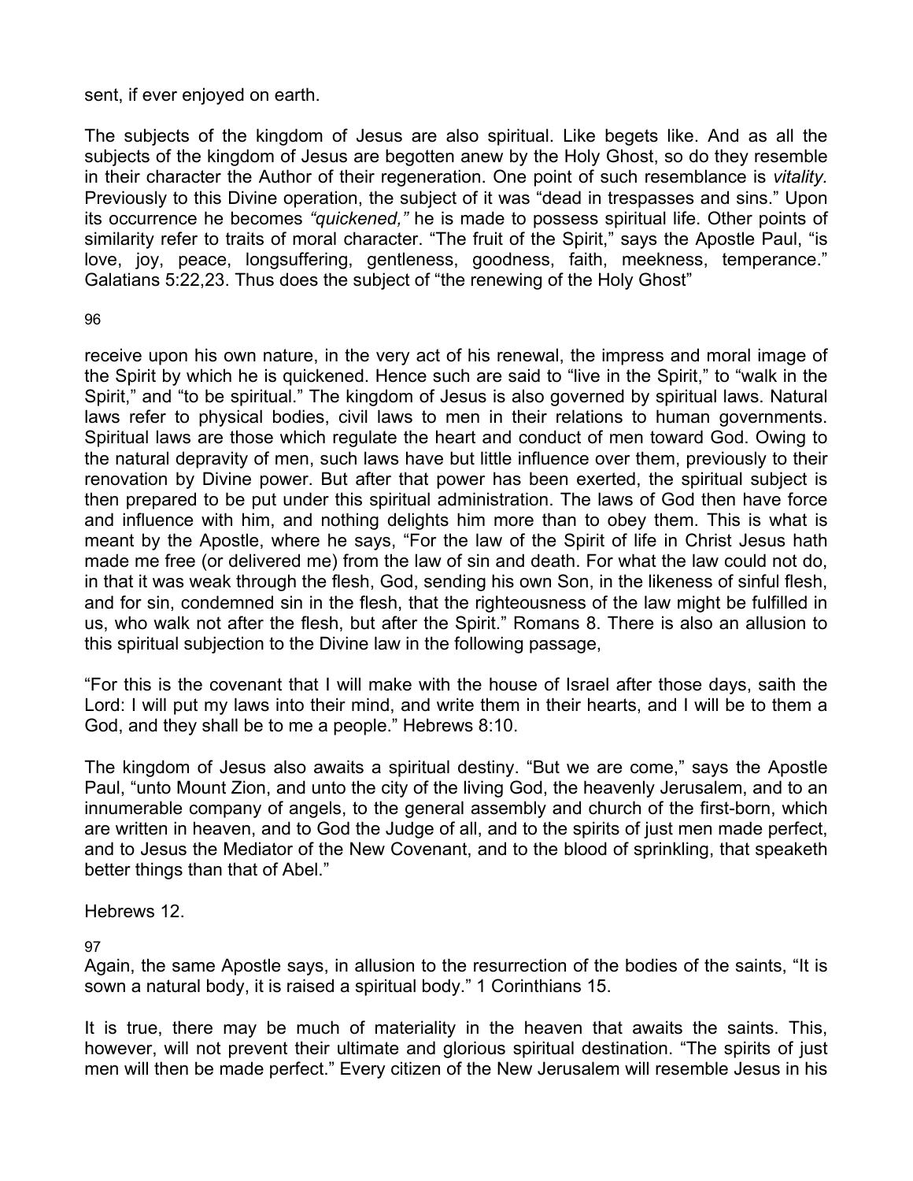sent, if ever enjoyed on earth.

The subjects of the kingdom of Jesus are also spiritual. Like begets like. And as all the subjects of the kingdom of Jesus are begotten anew by the Holy Ghost, so do they resemble in their character the Author of their regeneration. One point of such resemblance is *vitality.* Previously to this Divine operation, the subject of it was "dead in trespasses and sins." Upon its occurrence he becomes *"quickened,"* he is made to possess spiritual life. Other points of similarity refer to traits of moral character. "The fruit of the Spirit," says the Apostle Paul, "is love, joy, peace, longsuffering, gentleness, goodness, faith, meekness, temperance." Galatians 5:22,23. Thus does the subject of "the renewing of the Holy Ghost" receive upon his own nature, in the very act of his renewal, the impress and moral image of the Spirit by which he is quickened. Hence such are said to "live in the Spirit," to "walk in the Spirit," and "to be spiritual." The kingdom of Jesus is also governed by spiritual laws. Natural laws refer to physical bodies, civil laws to men in their relations to human governments. Spiritual laws are those which regulate the heart and conduct of men toward God. Owing to the natural depravity of men, such laws have but little influence over them, previously to their renovation by Divine power. But after that power has been exerted, the spiritual subject is then prepared to be put under this spiritual administration. The laws of God then have force and influence with him, and nothing delights him more than to obey them. This is what is meant by the Apostle, where he says, "For the law of the Spirit of life in Christ Jesus hath made me free (or delivered me) from the law of sin and death. For what the law could not do, in that it was weak through the flesh, God, sending his own Son, in the likeness of sinful flesh, and for sin, condemned sin in the flesh, that the righteousness of the law might be fulfilled in us, who walk not after the flesh, but after the Spirit." Romans 8. There is also an allusion to this spiritual subjection to the Divine law in the following passage,

"For this is the covenant that I will make with the house of Israel after those days, saith the Lord: I will put my laws into their mind, and write them in their hearts, and I will be to them a God, and they shall be to me a people." Hebrews 8:10.

The kingdom of Jesus also awaits a spiritual destiny. "But we are come," says the Apostle Paul, "unto Mount Zion, and unto the city of the living God, the heavenly Jerusalem, and to an innumerable company of angels, to the general assembly and church of the first-born, which are written in heaven, and to God the Judge of all, and to the spirits of just men made perfect, and to Jesus the Mediator of the New Covenant, and to the blood of sprinkling, that speaketh better things than that of Abel."

Hebrews 12.

Again, the same Apostle says, in allusion to the resurrection of the bodies of the saints, "It is sown a natural body, it is raised a spiritual body." 1 Corinthians 15.

It is true, there may be much of materiality in the heaven that awaits the saints. This, however, will not prevent their ultimate and glorious spiritual destination. "The spirits of just men will then be made perfect." Every citizen of the New Jerusalem will resemble Jesus in his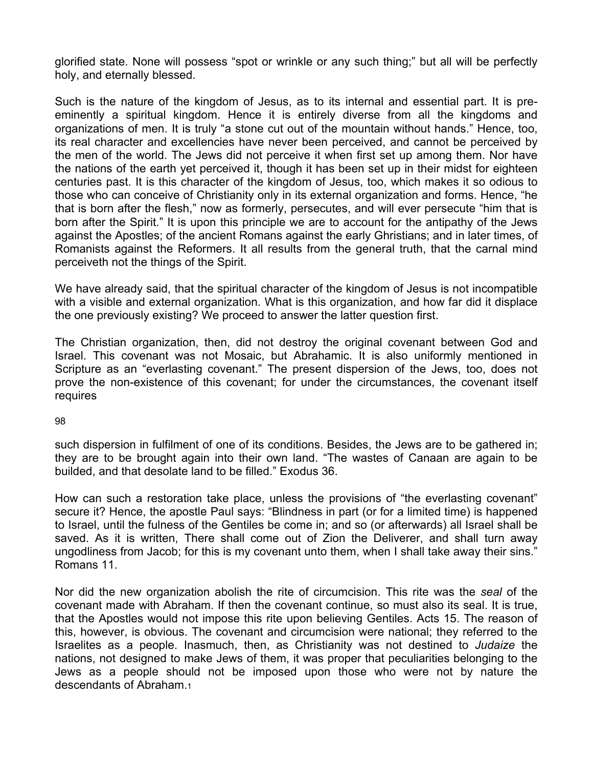glorified state. None will possess "spot or wrinkle or any such thing;" but all will be perfectly holy, and eternally blessed.

Such is the nature of the kingdom of Jesus, as to its internal and essential part. It is pre-eminently a spiritual kingdom. Hence it is entirely diverse from all the kingdoms and organizations of men. It is truly "a stone cut out of the mountain without hands." Hence, too, its real character and excellencies have never been perceived, and cannot be perceived by the men of the world. The Jews did not perceive it when first set up among them. Nor have the nations of the earth yet perceived it, though it has been set up in their midst for eighteen centuries past. It is this character of the kingdom of Jesus, too, which makes it so odious to those who can conceive of Christianity only in its external organization and forms. Hence, "he that is born after the flesh," now as formerly, persecutes, and will ever persecute "him that is born after the Spirit." It is upon this principle we are to account for the antipathy of the Jews against the Apostles; of the ancient Romans against the early Ghristians; and in later times, of Romanists against the Reformers. It all results from the general truth, that the carnal mind perceiveth not the things of the Spirit.

We have already said, that the spiritual character of the kingdom of Jesus is not incompatible with a visible and external organization. What is this organization, and how far did it displace the one previously existing? We proceed to answer the latter question first.

The Christian organization, then, did not destroy the original covenant between God and Israel. This covenant was not Mosaic, but Abrahamic. It is also uniformly mentioned in Scripture as an "everlasting covenant." The present dispersion of the Jews, too, does not prove the non-existence of this covenant; for under the circumstances, the covenant itself requires such dispersion in fulfilment of one of its conditions. Besides, the Jews are to be gathered in; they are to be brought again into their own land. "The wastes of Canaan are again to be builded, and that desolate land to be filled." Exodus 36.

How can such a restoration take place, unless the provisions of "the everlasting covenant" secure it? Hence, the apostle Paul says: "Blindness in part (or for a limited time) is happened to Israel, until the fulness of the Gentiles be come in; and so (or afterwards) all Israel shall be saved. As it is written, There shall come out of Zion the Deliverer, and shall turn away ungodliness from Jacob; for this is my covenant unto them, when I shall take away their sins." Romans 11.

Nor did the new organization abolish the rite of circumcision. This rite was the *seal* of the covenant made with Abraham. If then the covenant continue, so must also its seal. It is true, that the Apostles would not impose this rite upon believing Gentiles. Acts 15. The reason of this, however, is obvious. The covenant and circumcision were national; they referred to the Israelites as a people. Inasmuch, then, as Christianity was not destined to *Judaize* the nations, not designed to make Jews of them, it was proper that peculiarities belonging to the Jews as a people should not be imposed upon those who were not by nature the descendants of Abraham.[1]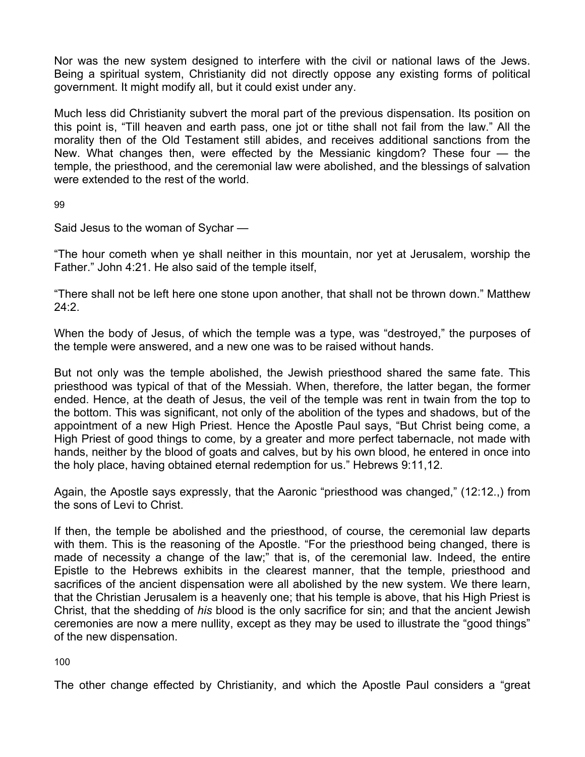Nor was the new system designed to interfere with the civil or national laws of the Jews. Being a spiritual system, Christianity did not directly oppose any existing forms of political government. It might modify all, but it could exist under any.

Much less did Christianity subvert the moral part of the previous dispensation. Its position on this point is, “Till heaven and earth pass, one jot or tithe shall not fail from the law.” All the morality then of the Old Testament still abides, and receives additional sanctions from the New. What changes then, were effected by the Messianic kingdom? These four — the temple, the priesthood, and the ceremonial law were abolished, and the blessings of salvation were extended to the rest of the world.

Said Jesus to the woman of Sychar —

“The hour cometh when ye shall neither in this mountain, nor yet at Jerusalem, worship the Father.” John 4:21. He also said of the temple itself,

“There shall not be left here one stone upon another, that shall not be thrown down.” Matthew 24:2.

When the body of Jesus, of which the temple was a type, was “destroyed,” the purposes of the temple were answered, and a new one was to be raised without hands.

But not only was the temple abolished, the Jewish priesthood shared the same fate. This priesthood was typical of that of the Messiah. When, therefore, the latter began, the former ended. Hence, at the death of Jesus, the veil of the temple was rent in twain from the top to the bottom. This was significant, not only of the abolition of the types and shadows, but of the appointment of a new High Priest. Hence the Apostle Paul says, “But Christ being come, a High Priest of good things to come, by a greater and more perfect tabernacle, not made with hands, neither by the blood of goats and calves, but by his own blood, he entered in once into the holy place, having obtained eternal redemption for us.” Hebrews 9:11,12.

Again, the Apostle says expressly, that the Aaronic “priesthood was changed,” (12:12.,) from the sons of Levi to Christ.

If then, the temple be abolished and the priesthood, of course, the ceremonial law departs with them. This is the reasoning of the Apostle. “For the priesthood being changed, there is made of necessity a change of the law;” that is, of the ceremonial law. Indeed, the entire Epistle to the Hebrews exhibits in the clearest manner, that the temple, priesthood and sacrifices of the ancient dispensation were all abolished by the new system. We there learn, that the Christian Jerusalem is a heavenly one; that his temple is above, that his High Priest is Christ, that the shedding of *his* blood is the only sacrifice for sin; and that the ancient Jewish ceremonies are now a mere nullity, except as they may be used to illustrate the “good things” of the new dispensation.

The other change effected by Christianity, and which the Apostle Paul considers a “great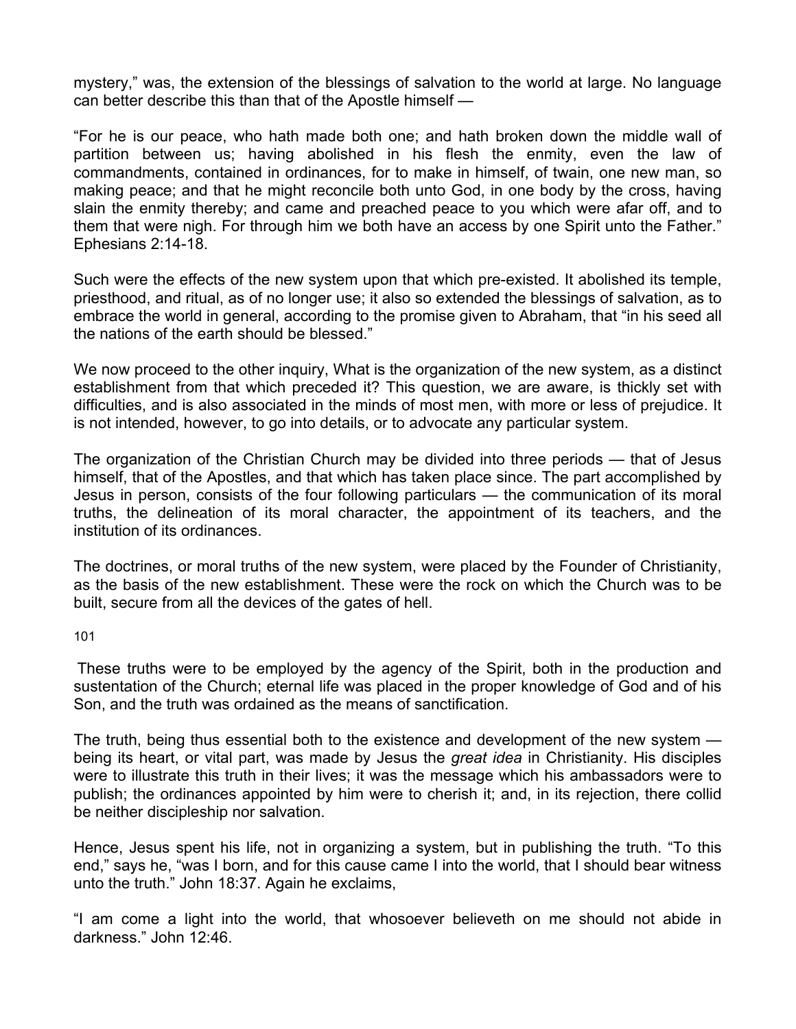mystery," was, the extension of the blessings of salvation to the world at large. No language can better describe this than that of the Apostle himself —

"For he is our peace, who hath made both one; and hath broken down the middle wall of partition between us; having abolished in his flesh the enmity, even the law of commandments, contained in ordinances, for to make in himself, of twain, one new man, so making peace; and that he might reconcile both unto God, in one body by the cross, having slain the enmity thereby; and came and preached peace to you which were afar off, and to them that were nigh. For through him we both have an access by one Spirit unto the Father." Ephesians 2:14-18.

Such were the effects of the new system upon that which pre-existed. It abolished its temple, priesthood, and ritual, as of no longer use; it also so extended the blessings of salvation, as to embrace the world in general, according to the promise given to Abraham, that "in his seed all the nations of the earth should be blessed."

We now proceed to the other inquiry, What is the organization of the new system, as a distinct establishment from that which preceded it? This question, we are aware, is thickly set with difficulties, and is also associated in the minds of most men, with more or less of prejudice. It is not intended, however, to go into details, or to advocate any particular system.

The organization of the Christian Church may be divided into three periods — that of Jesus himself, that of the Apostles, and that which has taken place since. The part accomplished by Jesus in person, consists of the four following particulars — the communication of its moral truths, the delineation of its moral character, the appointment of its teachers, and the institution of its ordinances.

The doctrines, or moral truths of the new system, were placed by the Founder of Christianity, as the basis of the new establishment. These were the rock on which the Church was to be built, secure from all the devices of the gates of hell.

These truths were to be employed by the agency of the Spirit, both in the production and sustentation of the Church; eternal life was placed in the proper knowledge of God and of his Son, and the truth was ordained as the means of sanctification.

The truth, being thus essential both to the existence and development of the new system — being its heart, or vital part, was made by Jesus the *great idea* in Christianity. His disciples were to illustrate this truth in their lives; it was the message which his ambassadors were to publish; the ordinances appointed by him were to cherish it; and, in its rejection, there collid be neither discipleship nor salvation.

Hence, Jesus spent his life, not in organizing a system, but in publishing the truth. "To this end," says he, "was I born, and for this cause came I into the world, that I should bear witness unto the truth." John 18:37. Again he exclaims,

"I am come a light into the world, that whosoever believeth on me should not abide in darkness." John 12:46.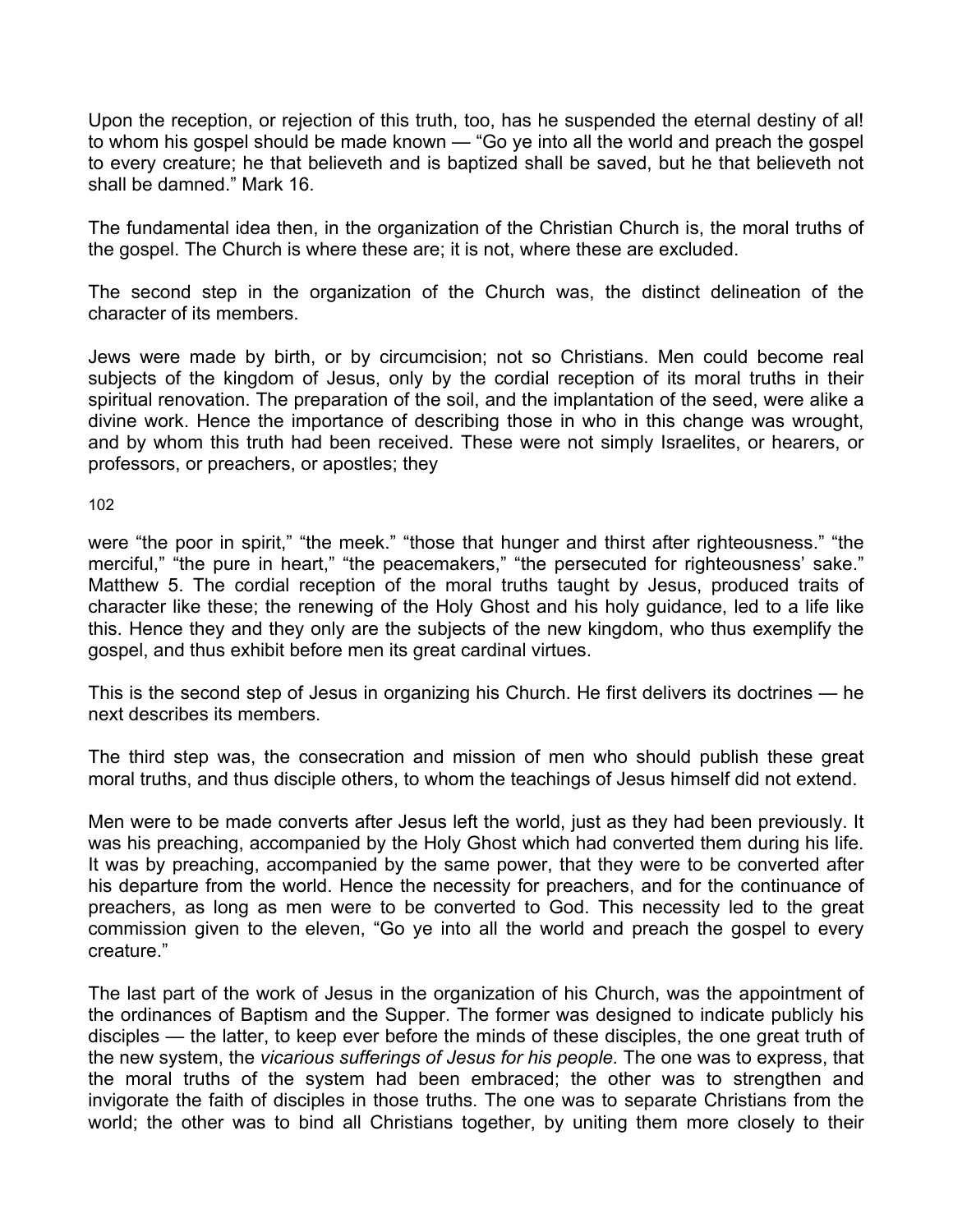Upon the reception, or rejection of this truth, too, has he suspended the eternal destiny of al! to whom his gospel should be made known — “Go ye into all the world and preach the gospel to every creature; he that believeth and is baptized shall be saved, but he that believeth not shall be damned.” Mark 16.

The fundamental idea then, in the organization of the Christian Church is, the moral truths of the gospel. The Church is where these are; it is not, where these are excluded.

The second step in the organization of the Church was, the distinct delineation of the character of its members.

Jews were made by birth, or by circumcision; not so Christians. Men could become real subjects of the kingdom of Jesus, only by the cordial reception of its moral truths in their spiritual renovation. The preparation of the soil, and the implantation of the seed, were alike a divine work. Hence the importance of describing those in who in this change was wrought, and by whom this truth had been received. These were not simply Israelites, or hearers, or professors, or preachers, or apostles; they were “the poor in spirit,” “the meek.” “those that hunger and thirst after righteousness.” “the merciful,” “the pure in heart,” “the peacemakers,” “the persecuted for righteousness’ sake.” Matthew 5. The cordial reception of the moral truths taught by Jesus, produced traits of character like these; the renewing of the Holy Ghost and his holy guidance, led to a life like this. Hence they and they only are the subjects of the new kingdom, who thus exemplify the gospel, and thus exhibit before men its great cardinal virtues.

This is the second step of Jesus in organizing his Church. He first delivers its doctrines — he next describes its members.

The third step was, the consecration and mission of men who should publish these great moral truths, and thus disciple others, to whom the teachings of Jesus himself did not extend.

Men were to be made converts after Jesus left the world, just as they had been previously. It was his preaching, accompanied by the Holy Ghost which had converted them during his life. It was by preaching, accompanied by the same power, that they were to be converted after his departure from the world. Hence the necessity for preachers, and for the continuance of preachers, as long as men were to be converted to God. This necessity led to the great commission given to the eleven, “Go ye into all the world and preach the gospel to every creature.”

The last part of the work of Jesus in the organization of his Church, was the appointment of the ordinances of Baptism and the Supper. The former was designed to indicate publicly his disciples — the latter, to keep ever before the minds of these disciples, the one great truth of the new system, the *vicarious sufferings of Jesus for his people.* The one was to express, that the moral truths of the system had been embraced; the other was to strengthen and invigorate the faith of disciples in those truths. The one was to separate Christians from the world; the other was to bind all Christians together, by uniting them more closely to their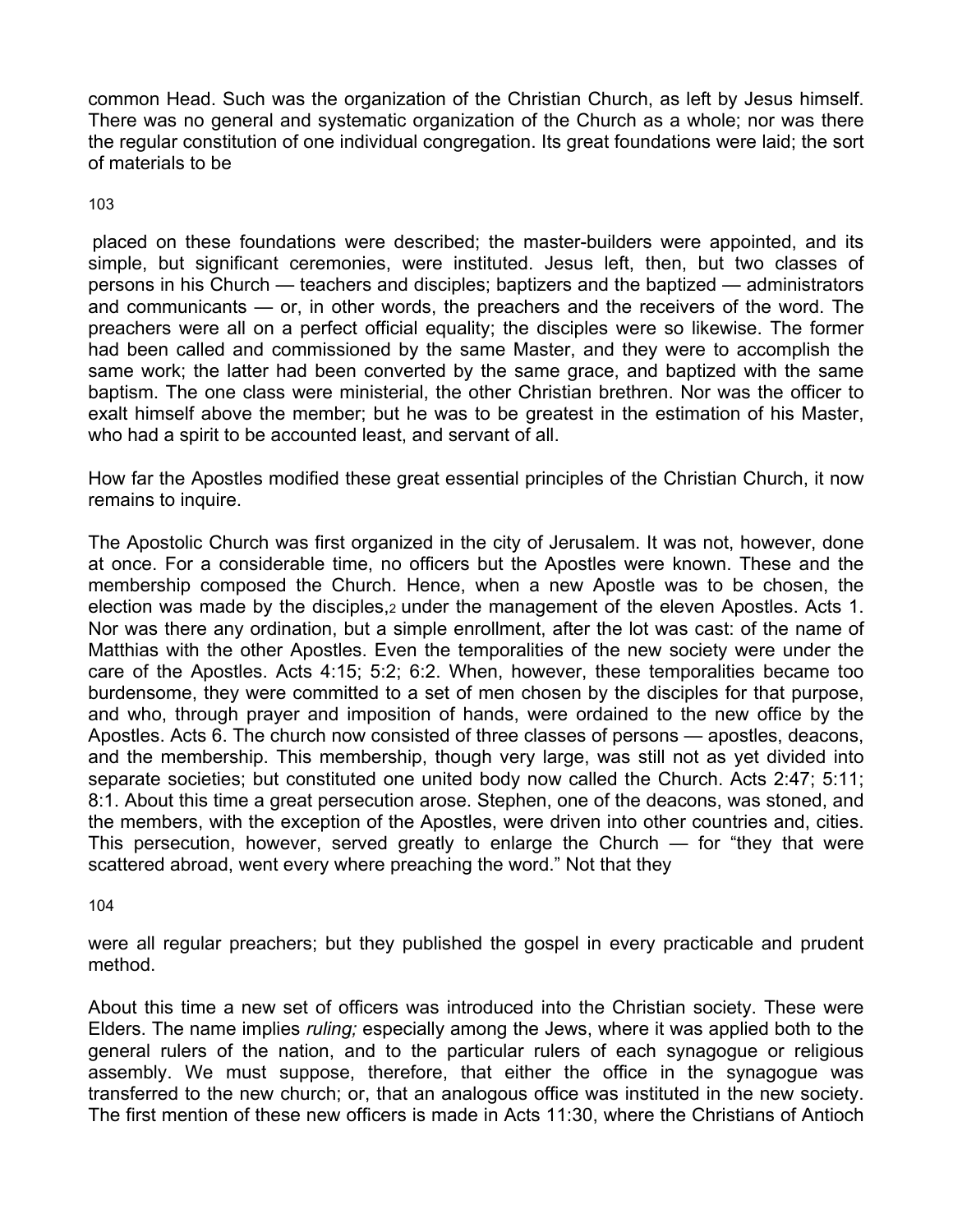common Head. Such was the organization of the Christian Church, as left by Jesus himself. There was no general and systematic organization of the Church as a whole; nor was there the regular constitution of one individual congregation. Its great foundations were laid; the sort of materials to be placed on these foundations were described; the master-builders were appointed, and its simple, but significant ceremonies, were instituted. Jesus left, then, but two classes of persons in his Church — teachers and disciples; baptizers and the baptized — administrators and communicants — or, in other words, the preachers and the receivers of the word. The preachers were all on a perfect official equality; the disciples were so likewise. The former had been called and commissioned by the same Master, and they were to accomplish the same work; the latter had been converted by the same grace, and baptized with the same baptism. The one class were ministerial, the other Christian brethren. Nor was the officer to exalt himself above the member; but he was to be greatest in the estimation of his Master, who had a spirit to be accounted least, and servant of all.

How far the Apostles modified these great essential principles of the Christian Church, it now remains to inquire.

The Apostolic Church was first organized in the city of Jerusalem. It was not, however, done at once. For a considerable time, no officers but the Apostles were known. These and the membership composed the Church. Hence, when a new Apostle was to be chosen, the election was made by the disciples,[2] under the management of the eleven Apostles. Acts 1. Nor was there any ordination, but a simple enrollment, after the lot was cast: of the name of Matthias with the other Apostles. Even the temporalities of the new society were under the care of the Apostles. Acts 4:15; 5:2; 6:2. When, however, these temporalities became too burdensome, they were committed to a set of men chosen by the disciples for that purpose, and who, through prayer and imposition of hands, were ordained to the new office by the Apostles. Acts 6. The church now consisted of three classes of persons — apostles, deacons, and the membership. This membership, though very large, was still not as yet divided into separate societies; but constituted one united body now called the Church. Acts 2:47; 5:11; 8:1. About this time a great persecution arose. Stephen, one of the deacons, was stoned, and the members, with the exception of the Apostles, were driven into other countries and, cities. This persecution, however, served greatly to enlarge the Church — for "they that were scattered abroad, went every where preaching the word." Not that they were all regular preachers; but they published the gospel in every practicable and prudent method.

About this time a new set of officers was introduced into the Christian society. These were Elders. The name implies *ruling;* especially among the Jews, where it was applied both to the general rulers of the nation, and to the particular rulers of each synagogue or religious assembly. We must suppose, therefore, that either the office in the synagogue was transferred to the new church; or, that an analogous office was instituted in the new society. The first mention of these new officers is made in Acts 11:30, where the Christians of Antioch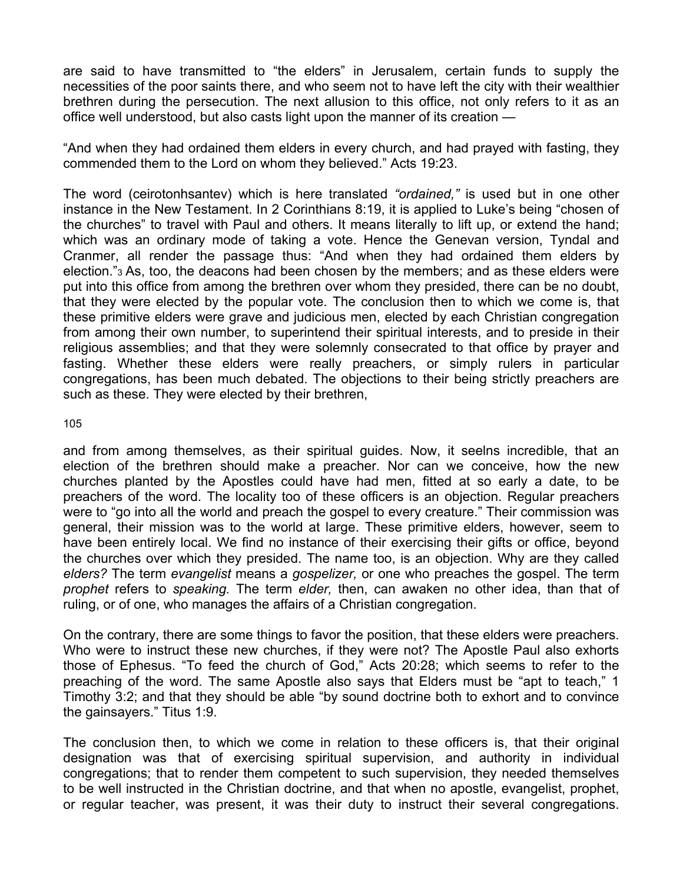are said to have transmitted to "the elders" in Jerusalem, certain funds to supply the necessities of the poor saints there, and who seem not to have left the city with their wealthier brethren during the persecution. The next allusion to this office, not only refers to it as an office well understood, but also casts light upon the manner of its creation —

"And when they had ordained them elders in every church, and had prayed with fasting, they commended them to the Lord on whom they believed." Acts 19:23.

The word (ceirotonhsantev) which is here translated *"ordained,"* is used but in one other instance in the New Testament. In 2 Corinthians 8:19, it is applied to Luke's being "chosen of the churches" to travel with Paul and others. It means literally to lift up, or extend the hand; which was an ordinary mode of taking a vote. Hence the Genevan version, Tyndal and Cranmer, all render the passage thus: "And when they had ordained them elders by election."[3] As, too, the deacons had been chosen by the members; and as these elders were put into this office from among the brethren over whom they presided, there can be no doubt, that they were elected by the popular vote. The conclusion then to which we come is, that these primitive elders were grave and judicious men, elected by each Christian congregation from among their own number, to superintend their spiritual interests, and to preside in their religious assemblies; and that they were solemnly consecrated to that office by prayer and fasting. Whether these elders were really preachers, or simply rulers in particular congregations, has been much debated. The objections to their being strictly preachers are such as these. They were elected by their brethren, and from among themselves, as their spiritual guides. Now, it seelns incredible, that an election of the brethren should make a preacher. Nor can we conceive, how the new churches planted by the Apostles could have had men, fitted at so early a date, to be preachers of the word. The locality too of these officers is an objection. Regular preachers were to "go into all the world and preach the gospel to every creature." Their commission was general, their mission was to the world at large. These primitive elders, however, seem to have been entirely local. We find no instance of their exercising their gifts or office, beyond the churches over which they presided. The name too, is an objection. Why are they called *elders?* The term *evangelist* means a *gospelizer,* or one who preaches the gospel. The term *prophet* refers to *speaking.* The term *elder,* then, can awaken no other idea, than that of ruling, or of one, who manages the affairs of a Christian congregation.

On the contrary, there are some things to favor the position, that these elders were preachers. Who were to instruct these new churches, if they were not? The Apostle Paul also exhorts those of Ephesus. "To feed the church of God," Acts 20:28; which seems to refer to the preaching of the word. The same Apostle also says that Elders must be "apt to teach," 1 Timothy 3:2; and that they should be able "by sound doctrine both to exhort and to convince the gainsayers." Titus 1:9.

The conclusion then, to which we come in relation to these officers is, that their original designation was that of exercising spiritual supervision, and authority in individual congregations; that to render them competent to such supervision, they needed themselves to be well instructed in the Christian doctrine, and that when no apostle, evangelist, prophet, or regular teacher, was present, it was their duty to instruct their several congregations.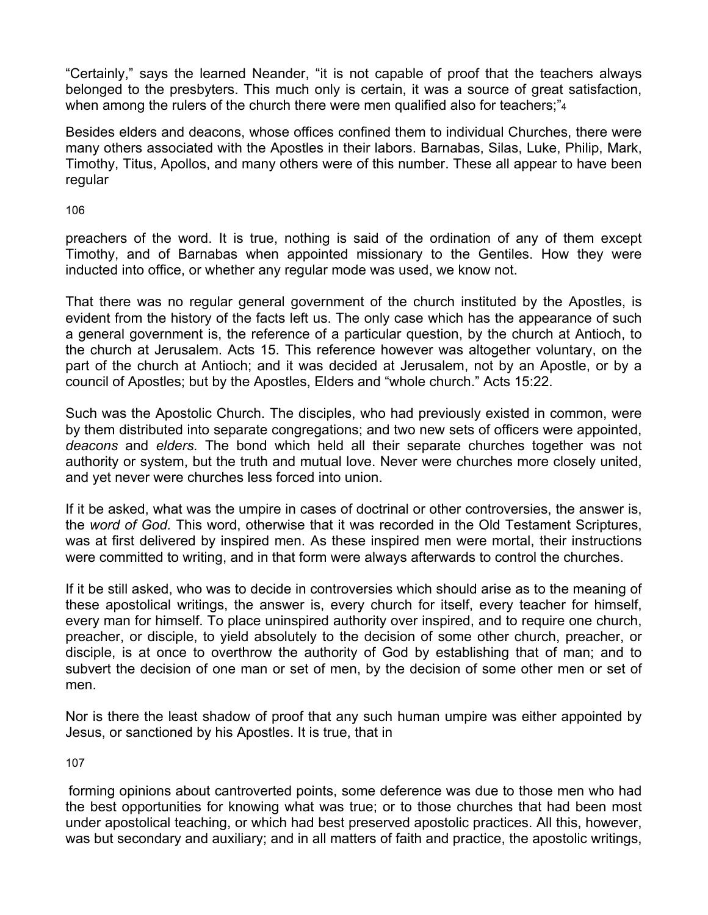"Certainly," says the learned Neander, "it is not capable of proof that the teachers always belonged to the presbyters. This much only is certain, it was a source of great satisfaction, when among the rulers of the church there were men qualified also for teachers;"[4]

Besides elders and deacons, whose offices confined them to individual Churches, there were many others associated with the Apostles in their labors. Barnabas, Silas, Luke, Philip, Mark, Timothy, Titus, Apollos, and many others were of this number. These all appear to have been regular preachers of the word. It is true, nothing is said of the ordination of any of them except Timothy, and of Barnabas when appointed missionary to the Gentiles. How they were inducted into office, or whether any regular mode was used, we know not.

That there was no regular general government of the church instituted by the Apostles, is evident from the history of the facts left us. The only case which has the appearance of such a general government is, the reference of a particular question, by the church at Antioch, to the church at Jerusalem. Acts 15. This reference however was altogether voluntary, on the part of the church at Antioch; and it was decided at Jerusalem, not by an Apostle, or by a council of Apostles; but by the Apostles, Elders and "whole church." Acts 15:22.

Such was the Apostolic Church. The disciples, who had previously existed in common, were by them distributed into separate congregations; and two new sets of officers were appointed, *deacons* and *elders.* The bond which held all their separate churches together was not authority or system, but the truth and mutual love. Never were churches more closely united, and yet never were churches less forced into union.

If it be asked, what was the umpire in cases of doctrinal or other controversies, the answer is, the *word of God.* This word, otherwise that it was recorded in the Old Testament Scriptures, was at first delivered by inspired men. As these inspired men were mortal, their instructions were committed to writing, and in that form were always afterwards to control the churches.

If it be still asked, who was to decide in controversies which should arise as to the meaning of these apostolical writings, the answer is, every church for itself, every teacher for himself, every man for himself. To place uninspired authority over inspired, and to require one church, preacher, or disciple, to yield absolutely to the decision of some other church, preacher, or disciple, is at once to overthrow the authority of God by establishing that of man; and to subvert the decision of one man or set of men, by the decision of some other men or set of men.

Nor is there the least shadow of proof that any such human umpire was either appointed by Jesus, or sanctioned by his Apostles. It is true, that in forming opinions about cantroverted points, some deference was due to those men who had the best opportunities for knowing what was true; or to those churches that had been most under apostolical teaching, or which had best preserved apostolic practices. All this, however, was but secondary and auxiliary; and in all matters of faith and practice, the apostolic writings,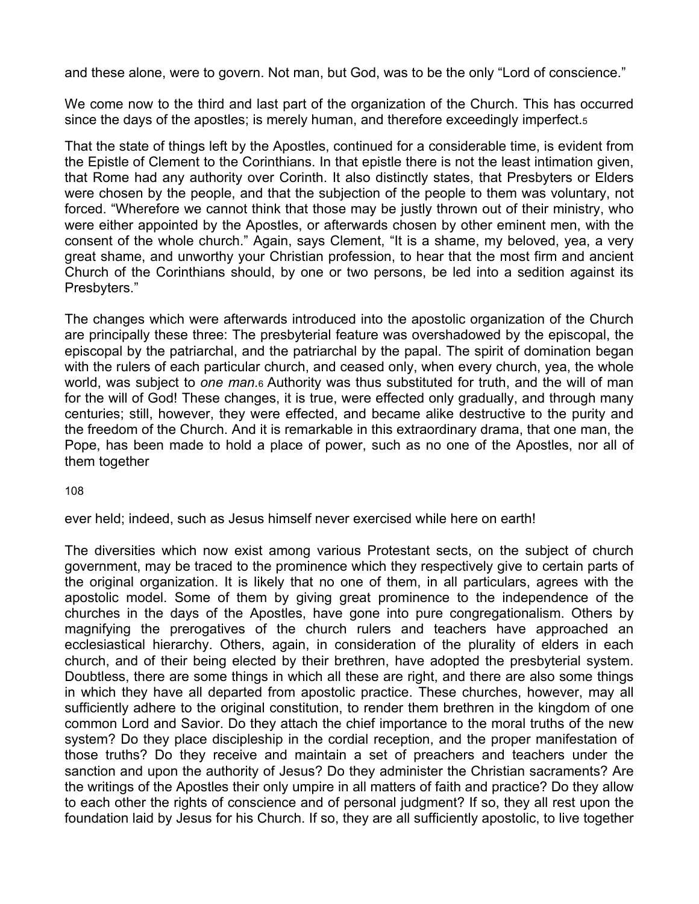and these alone, were to govern. Not man, but God, was to be the only “Lord of conscience.”

We come now to the third and last part of the organization of the Church. This has occurred since the days of the apostles; is merely human, and therefore exceedingly imperfect.[5]

That the state of things left by the Apostles, continued for a considerable time, is evident from the Epistle of Clement to the Corinthians. In that epistle there is not the least intimation given, that Rome had any authority over Corinth. It also distinctly states, that Presbyters or Elders were chosen by the people, and that the subjection of the people to them was voluntary, not forced. “Wherefore we cannot think that those may be justly thrown out of their ministry, who were either appointed by the Apostles, or afterwards chosen by other eminent men, with the consent of the whole church.” Again, says Clement, “It is a shame, my beloved, yea, a very great shame, and unworthy your Christian profession, to hear that the most firm and ancient Church of the Corinthians should, by one or two persons, be led into a sedition against its Presbyters.”

The changes which were afterwards introduced into the apostolic organization of the Church are principally these three: The presbyterial feature was overshadowed by the episcopal, the episcopal by the patriarchal, and the patriarchal by the papal. The spirit of domination began with the rulers of each particular church, and ceased only, when every church, yea, the whole world, was subject to *one man*.[6] Authority was thus substituted for truth, and the will of man for the will of God! These changes, it is true, were effected only gradually, and through many centuries; still, however, they were effected, and became alike destructive to the purity and the freedom of the Church. And it is remarkable in this extraordinary drama, that one man, the Pope, has been made to hold a place of power, such as no one of the Apostles, nor all of them together ever held; indeed, such as Jesus himself never exercised while here on earth!

The diversities which now exist among various Protestant sects, on the subject of church government, may be traced to the prominence which they respectively give to certain parts of the original organization. It is likely that no one of them, in all particulars, agrees with the apostolic model. Some of them by giving great prominence to the independence of the churches in the days of the Apostles, have gone into pure congregationalism. Others by magnifying the prerogatives of the church rulers and teachers have approached an ecclesiastical hierarchy. Others, again, in consideration of the plurality of elders in each church, and of their being elected by their brethren, have adopted the presbyterial system. Doubtless, there are some things in which all these are right, and there are also some things in which they have all departed from apostolic practice. These churches, however, may all sufficiently adhere to the original constitution, to render them brethren in the kingdom of one common Lord and Savior. Do they attach the chief importance to the moral truths of the new system? Do they place discipleship in the cordial reception, and the proper manifestation of those truths? Do they receive and maintain a set of preachers and teachers under the sanction and upon the authority of Jesus? Do they administer the Christian sacraments? Are the writings of the Apostles their only umpire in all matters of faith and practice? Do they allow to each other the rights of conscience and of personal judgment? If so, they all rest upon the foundation laid by Jesus for his Church. If so, they are all sufficiently apostolic, to live together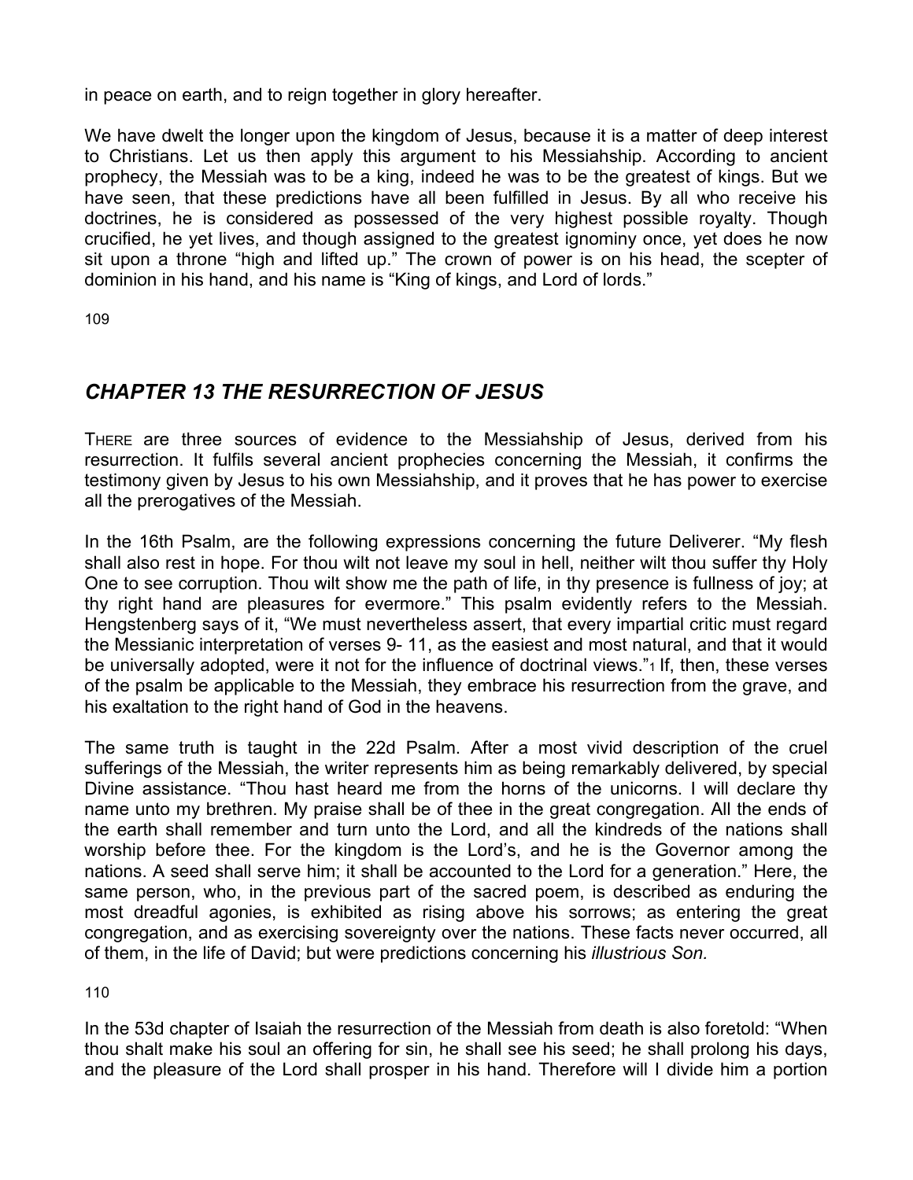in peace on earth, and to reign together in glory hereafter.

We have dwelt the longer upon the kingdom of Jesus, because it is a matter of deep interest to Christians. Let us then apply this argument to his Messiahship. According to ancient prophecy, the Messiah was to be a king, indeed he was to be the greatest of kings. But we have seen, that these predictions have all been fulfilled in Jesus. By all who receive his doctrines, he is considered as possessed of the very highest possible royalty. Though crucified, he yet lives, and though assigned to the greatest ignominy once, yet does he now sit upon a throne "high and lifted up." The crown of power is on his head, the scepter of dominion in his hand, and his name is "King of kings, and Lord of lords."

## *CHAPTER 13 THE RESURRECTION OF JESUS*

THERE are three sources of evidence to the Messiahship of Jesus, derived from his resurrection. It fulfils several ancient prophecies concerning the Messiah, it confirms the testimony given by Jesus to his own Messiahship, and it proves that he has power to exercise all the prerogatives of the Messiah.

In the 16th Psalm, are the following expressions concerning the future Deliverer. "My flesh shall also rest in hope. For thou wilt not leave my soul in hell, neither wilt thou suffer thy Holy One to see corruption. Thou wilt show me the path of life, in thy presence is fullness of joy; at thy right hand are pleasures for evermore." This psalm evidently refers to the Messiah. Hengstenberg says of it, "We must nevertheless assert, that every impartial critic must regard the Messianic interpretation of verses 9- 11, as the easiest and most natural, and that it would be universally adopted, were it not for the influence of doctrinal views."[1] If, then, these verses of the psalm be applicable to the Messiah, they embrace his resurrection from the grave, and his exaltation to the right hand of God in the heavens.

The same truth is taught in the 22d Psalm. After a most vivid description of the cruel sufferings of the Messiah, the writer represents him as being remarkably delivered, by special Divine assistance. "Thou hast heard me from the horns of the unicorns. I will declare thy name unto my brethren. My praise shall be of thee in the great congregation. All the ends of the earth shall remember and turn unto the Lord, and all the kindreds of the nations shall worship before thee. For the kingdom is the Lord's, and he is the Governor among the nations. A seed shall serve him; it shall be accounted to the Lord for a generation." Here, the same person, who, in the previous part of the sacred poem, is described as enduring the most dreadful agonies, is exhibited as rising above his sorrows; as entering the great congregation, and as exercising sovereignty over the nations. These facts never occurred, all of them, in the life of David; but were predictions concerning his *illustrious Son.*

In the 53d chapter of Isaiah the resurrection of the Messiah from death is also foretold: "When thou shalt make his soul an offering for sin, he shall see his seed; he shall prolong his days, and the pleasure of the Lord shall prosper in his hand. Therefore will I divide him a portion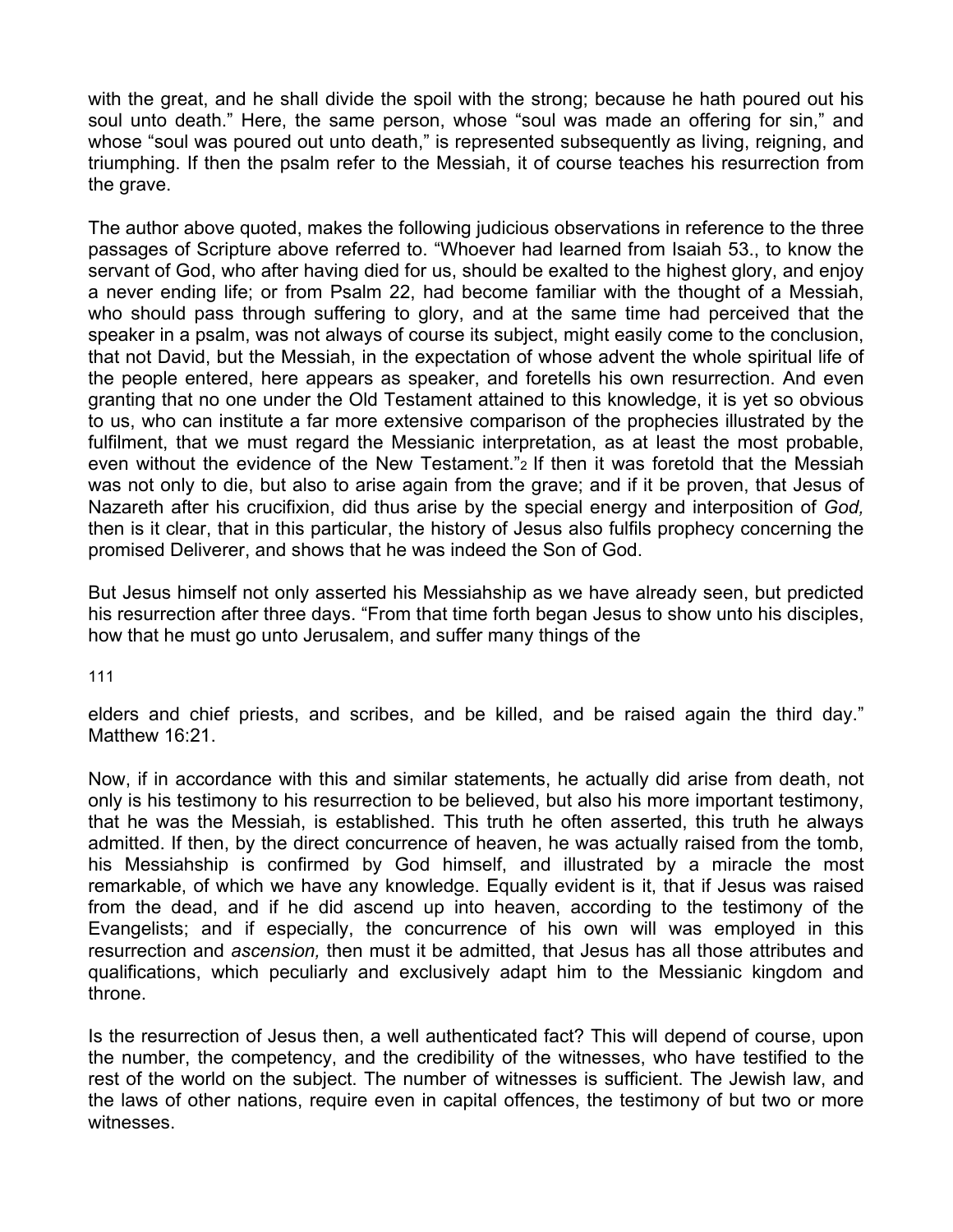with the great, and he shall divide the spoil with the strong; because he hath poured out his soul unto death." Here, the same person, whose "soul was made an offering for sin," and whose "soul was poured out unto death," is represented subsequently as living, reigning, and triumphing. If then the psalm refer to the Messiah, it of course teaches his resurrection from the grave.

The author above quoted, makes the following judicious observations in reference to the three passages of Scripture above referred to. "Whoever had learned from Isaiah 53., to know the servant of God, who after having died for us, should be exalted to the highest glory, and enjoy a never ending life; or from Psalm 22, had become familiar with the thought of a Messiah, who should pass through suffering to glory, and at the same time had perceived that the speaker in a psalm, was not always of course its subject, might easily come to the conclusion, that not David, but the Messiah, in the expectation of whose advent the whole spiritual life of the people entered, here appears as speaker, and foretells his own resurrection. And even granting that no one under the Old Testament attained to this knowledge, it is yet so obvious to us, who can institute a far more extensive comparison of the prophecies illustrated by the fulfilment, that we must regard the Messianic interpretation, as at least the most probable, even without the evidence of the New Testament."[2] If then it was foretold that the Messiah was not only to die, but also to arise again from the grave; and if it be proven, that Jesus of Nazareth after his crucifixion, did thus arise by the special energy and interposition of *God,* then is it clear, that in this particular, the history of Jesus also fulfils prophecy concerning the promised Deliverer, and shows that he was indeed the Son of God.

But Jesus himself not only asserted his Messiahship as we have already seen, but predicted his resurrection after three days. "From that time forth began Jesus to show unto his disciples, how that he must go unto Jerusalem, and suffer many things of the elders and chief priests, and scribes, and be killed, and be raised again the third day." Matthew 16:21.

Now, if in accordance with this and similar statements, he actually did arise from death, not only is his testimony to his resurrection to be believed, but also his more important testimony, that he was the Messiah, is established. This truth he often asserted, this truth he always admitted. If then, by the direct concurrence of heaven, he was actually raised from the tomb, his Messiahship is confirmed by God himself, and illustrated by a miracle the most remarkable, of which we have any knowledge. Equally evident is it, that if Jesus was raised from the dead, and if he did ascend up into heaven, according to the testimony of the Evangelists; and if especially, the concurrence of his own will was employed in this resurrection and *ascension,* then must it be admitted, that Jesus has all those attributes and qualifications, which peculiarly and exclusively adapt him to the Messianic kingdom and throne.

Is the resurrection of Jesus then, a well authenticated fact? This will depend of course, upon the number, the competency, and the credibility of the witnesses, who have testified to the rest of the world on the subject. The number of witnesses is sufficient. The Jewish law, and the laws of other nations, require even in capital offences, the testimony of but two or more witnesses.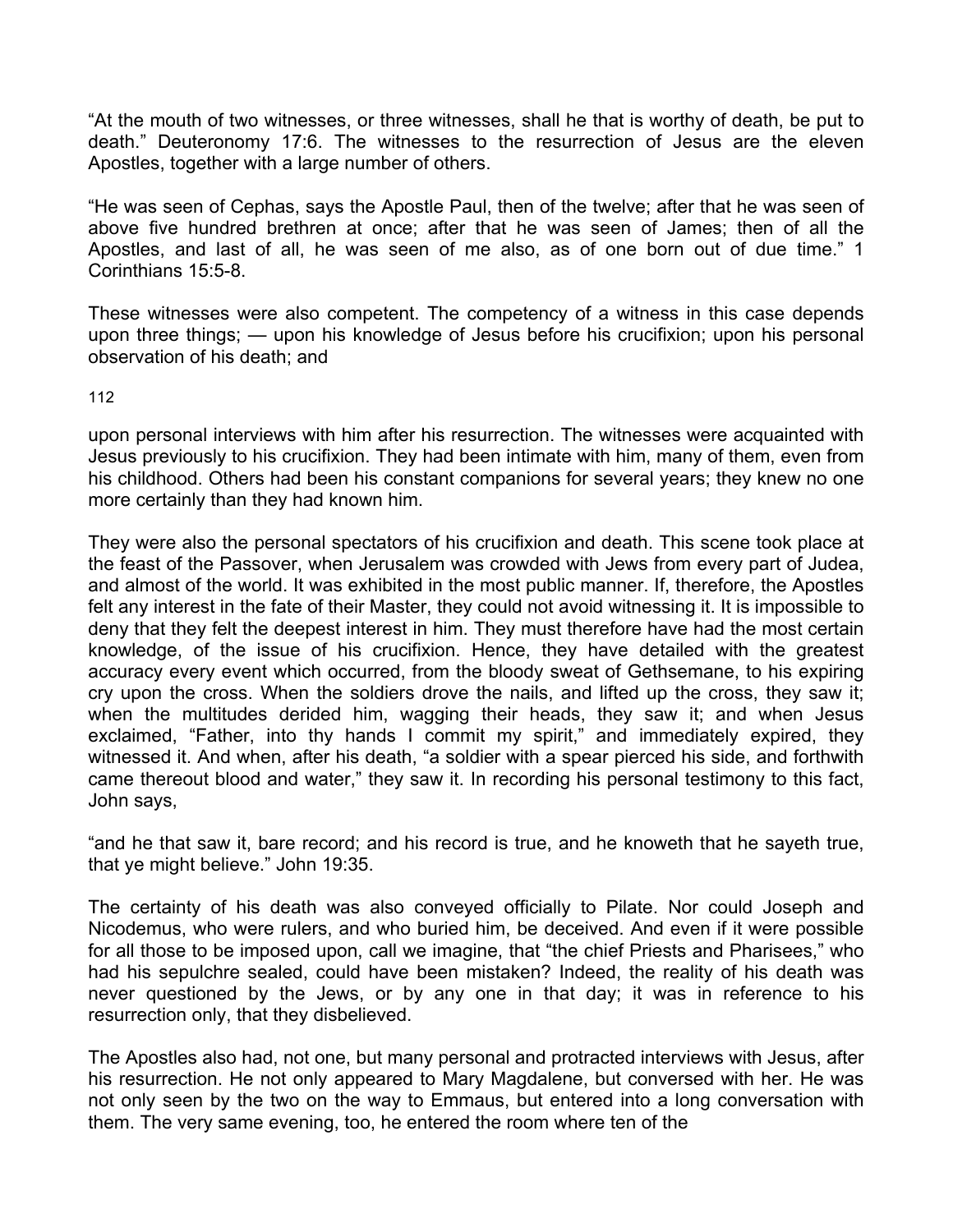"At the mouth of two witnesses, or three witnesses, shall he that is worthy of death, be put to death." Deuteronomy 17:6. The witnesses to the resurrection of Jesus are the eleven Apostles, together with a large number of others.

"He was seen of Cephas, says the Apostle Paul, then of the twelve; after that he was seen of above five hundred brethren at once; after that he was seen of James; then of all the Apostles, and last of all, he was seen of me also, as of one born out of due time." 1 Corinthians 15:5-8.

These witnesses were also competent. The competency of a witness in this case depends upon three things; — upon his knowledge of Jesus before his crucifixion; upon his personal observation of his death; and upon personal interviews with him after his resurrection. The witnesses were acquainted with Jesus previously to his crucifixion. They had been intimate with him, many of them, even from his childhood. Others had been his constant companions for several years; they knew no one more certainly than they had known him.

They were also the personal spectators of his crucifixion and death. This scene took place at the feast of the Passover, when Jerusalem was crowded with Jews from every part of Judea, and almost of the world. It was exhibited in the most public manner. If, therefore, the Apostles felt any interest in the fate of their Master, they could not avoid witnessing it. It is impossible to deny that they felt the deepest interest in him. They must therefore have had the most certain knowledge, of the issue of his crucifixion. Hence, they have detailed with the greatest accuracy every event which occurred, from the bloody sweat of Gethsemane, to his expiring cry upon the cross. When the soldiers drove the nails, and lifted up the cross, they saw it; when the multitudes derided him, wagging their heads, they saw it; and when Jesus exclaimed, "Father, into thy hands I commit my spirit," and immediately expired, they witnessed it. And when, after his death, "a soldier with a spear pierced his side, and forthwith came thereout blood and water," they saw it. In recording his personal testimony to this fact, John says,

"and he that saw it, bare record; and his record is true, and he knoweth that he sayeth true, that ye might believe." John 19:35.

The certainty of his death was also conveyed officially to Pilate. Nor could Joseph and Nicodemus, who were rulers, and who buried him, be deceived. And even if it were possible for all those to be imposed upon, call we imagine, that "the chief Priests and Pharisees," who had his sepulchre sealed, could have been mistaken? Indeed, the reality of his death was never questioned by the Jews, or by any one in that day; it was in reference to his resurrection only, that they disbelieved.

The Apostles also had, not one, but many personal and protracted interviews with Jesus, after his resurrection. He not only appeared to Mary Magdalene, but conversed with her. He was not only seen by the two on the way to Emmaus, but entered into a long conversation with them. The very same evening, too, he entered the room where ten of the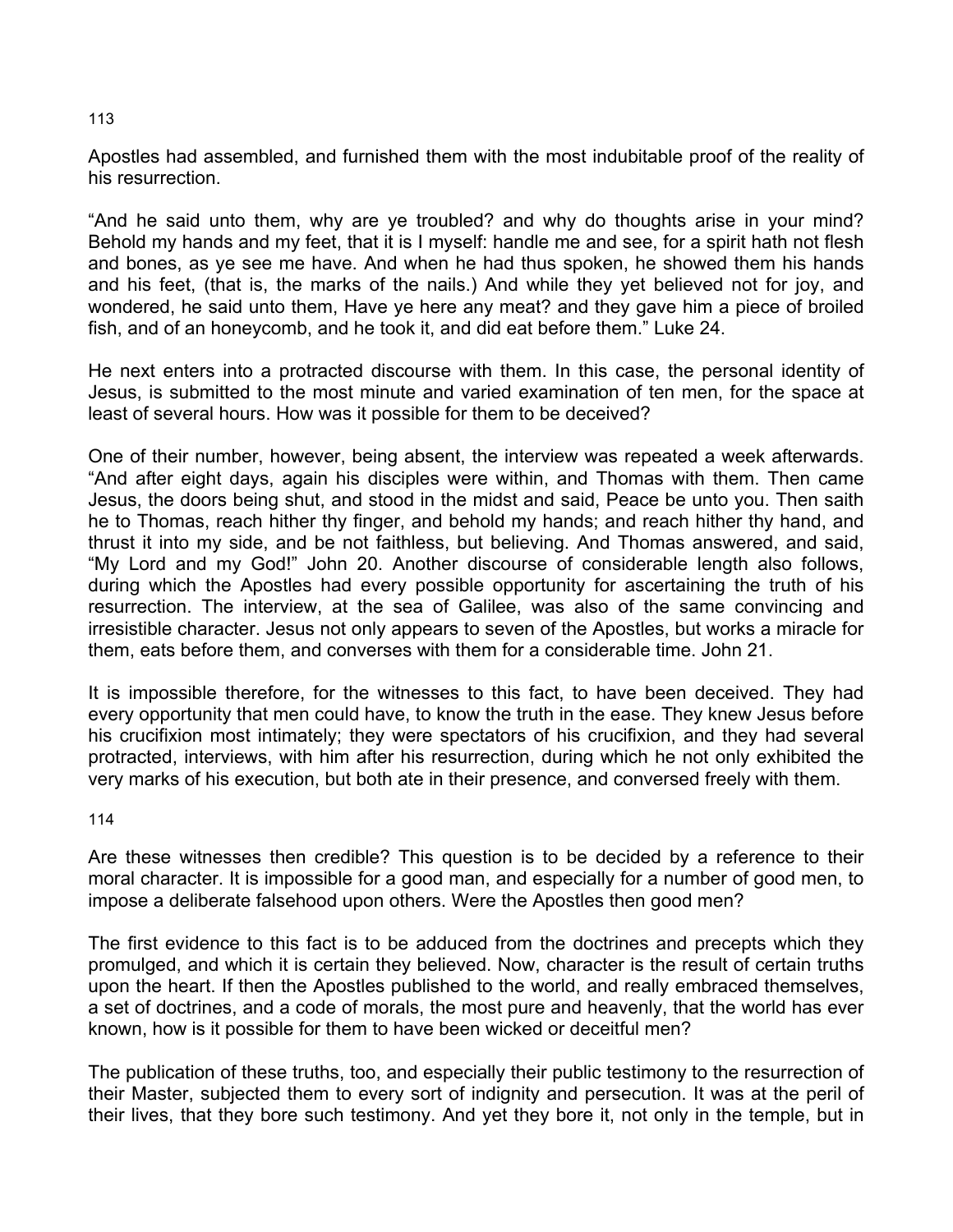Apostles had assembled, and furnished them with the most indubitable proof of the reality of his resurrection.

“And he said unto them, why are ye troubled? and why do thoughts arise in your mind? Behold my hands and my feet, that it is I myself: handle me and see, for a spirit hath not flesh and bones, as ye see me have. And when he had thus spoken, he showed them his hands and his feet, (that is, the marks of the nails.) And while they yet believed not for joy, and wondered, he said unto them, Have ye here any meat? and they gave him a piece of broiled fish, and of an honeycomb, and he took it, and did eat before them.” Luke 24.

He next enters into a protracted discourse with them. In this case, the personal identity of Jesus, is submitted to the most minute and varied examination of ten men, for the space at least of several hours. How was it possible for them to be deceived?

One of their number, however, being absent, the interview was repeated a week afterwards. “And after eight days, again his disciples were within, and Thomas with them. Then came Jesus, the doors being shut, and stood in the midst and said, Peace be unto you. Then saith he to Thomas, reach hither thy finger, and behold my hands; and reach hither thy hand, and thrust it into my side, and be not faithless, but believing. And Thomas answered, and said, “My Lord and my God!” John 20. Another discourse of considerable length also follows, during which the Apostles had every possible opportunity for ascertaining the truth of his resurrection. The interview, at the sea of Galilee, was also of the same convincing and irresistible character. Jesus not only appears to seven of the Apostles, but works a miracle for them, eats before them, and converses with them for a considerable time. John 21.

It is impossible therefore, for the witnesses to this fact, to have been deceived. They had every opportunity that men could have, to know the truth in the ease. They knew Jesus before his crucifixion most intimately; they were spectators of his crucifixion, and they had several protracted, interviews, with him after his resurrection, during which he not only exhibited the very marks of his execution, but both ate in their presence, and conversed freely with them.

Are these witnesses then credible? This question is to be decided by a reference to their moral character. It is impossible for a good man, and especially for a number of good men, to impose a deliberate falsehood upon others. Were the Apostles then good men?

The first evidence to this fact is to be adduced from the doctrines and precepts which they promulged, and which it is certain they believed. Now, character is the result of certain truths upon the heart. If then the Apostles published to the world, and really embraced themselves, a set of doctrines, and a code of morals, the most pure and heavenly, that the world has ever known, how is it possible for them to have been wicked or deceitful men?

The publication of these truths, too, and especially their public testimony to the resurrection of their Master, subjected them to every sort of indignity and persecution. It was at the peril of their lives, that they bore such testimony. And yet they bore it, not only in the temple, but in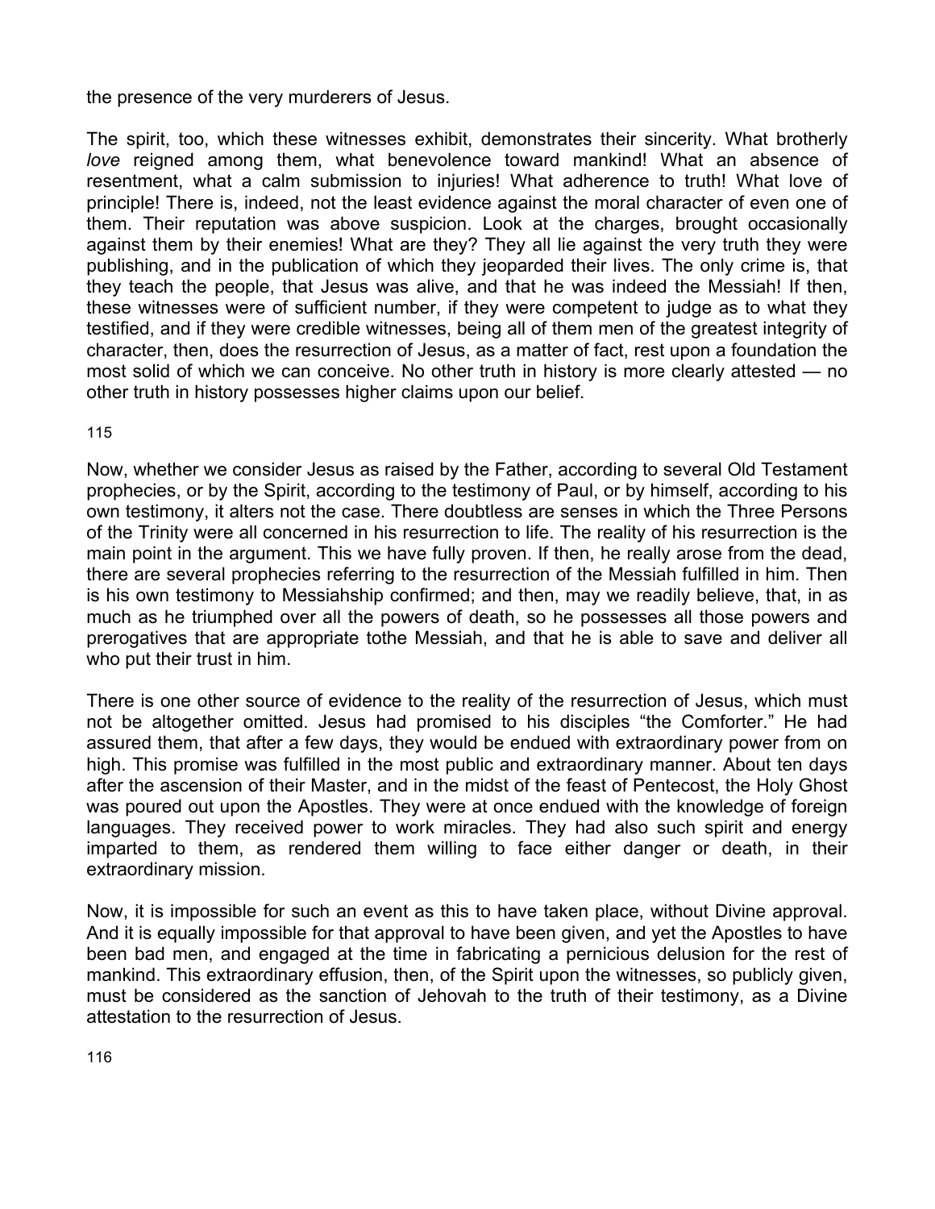the presence of the very murderers of Jesus.

The spirit, too, which these witnesses exhibit, demonstrates their sincerity. What brotherly *love* reigned among them, what benevolence toward mankind! What an absence of resentment, what a calm submission to injuries! What adherence to truth! What love of principle! There is, indeed, not the least evidence against the moral character of even one of them. Their reputation was above suspicion. Look at the charges, brought occasionally against them by their enemies! What are they? They all lie against the very truth they were publishing, and in the publication of which they jeoparded their lives. The only crime is, that they teach the people, that Jesus was alive, and that he was indeed the Messiah! If then, these witnesses were of sufficient number, if they were competent to judge as to what they testified, and if they were credible witnesses, being all of them men of the greatest integrity of character, then, does the resurrection of Jesus, as a matter of fact, rest upon a foundation the most solid of which we can conceive. No other truth in history is more clearly attested — no other truth in history possesses higher claims upon our belief.

115

Now, whether we consider Jesus as raised by the Father, according to several Old Testament prophecies, or by the Spirit, according to the testimony of Paul, or by himself, according to his own testimony, it alters not the case. There doubtless are senses in which the Three Persons of the Trinity were all concerned in his resurrection to life. The reality of his resurrection is the main point in the argument. This we have fully proven. If then, he really arose from the dead, there are several prophecies referring to the resurrection of the Messiah fulfilled in him. Then is his own testimony to Messiahship confirmed; and then, may we readily believe, that, in as much as he triumphed over all the powers of death, so he possesses all those powers and prerogatives that are appropriate tothe Messiah, and that he is able to save and deliver all who put their trust in him.

There is one other source of evidence to the reality of the resurrection of Jesus, which must not be altogether omitted. Jesus had promised to his disciples "the Comforter." He had assured them, that after a few days, they would be endued with extraordinary power from on high. This promise was fulfilled in the most public and extraordinary manner. About ten days after the ascension of their Master, and in the midst of the feast of Pentecost, the Holy Ghost was poured out upon the Apostles. They were at once endued with the knowledge of foreign languages. They received power to work miracles. They had also such spirit and energy imparted to them, as rendered them willing to face either danger or death, in their extraordinary mission.

Now, it is impossible for such an event as this to have taken place, without Divine approval. And it is equally impossible for that approval to have been given, and yet the Apostles to have been bad men, and engaged at the time in fabricating a pernicious delusion for the rest of mankind. This extraordinary effusion, then, of the Spirit upon the witnesses, so publicly given, must be considered as the sanction of Jehovah to the truth of their testimony, as a Divine attestation to the resurrection of Jesus.

116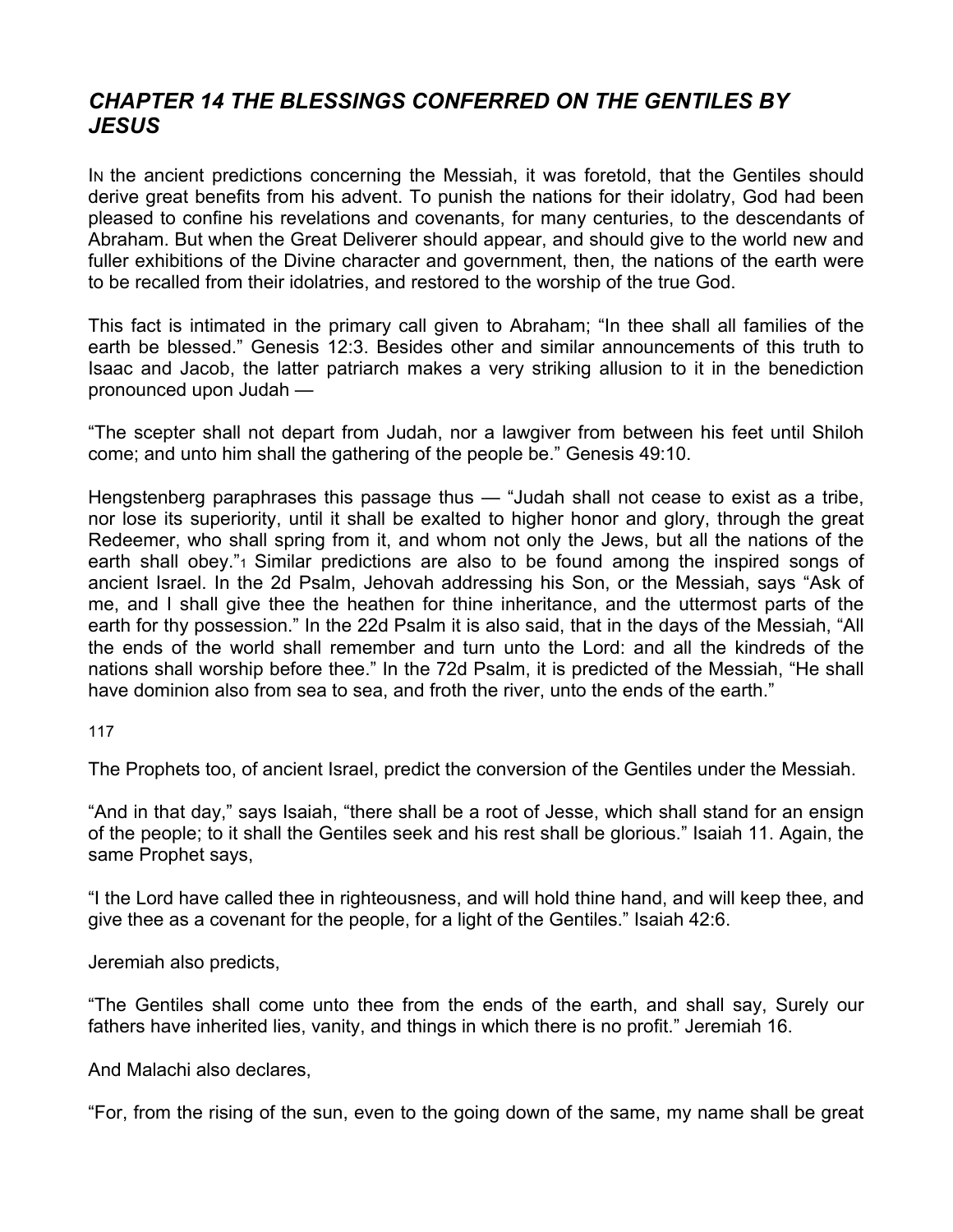## *CHAPTER 14 THE BLESSINGS CONFERRED ON THE GENTILES BY JESUS*

In the ancient predictions concerning the Messiah, it was foretold, that the Gentiles should derive great benefits from his advent. To punish the nations for their idolatry, God had been pleased to confine his revelations and covenants, for many centuries, to the descendants of Abraham. But when the Great Deliverer should appear, and should give to the world new and fuller exhibitions of the Divine character and government, then, the nations of the earth were to be recalled from their idolatries, and restored to the worship of the true God.

This fact is intimated in the primary call given to Abraham; "In thee shall all families of the earth be blessed." Genesis 12:3. Besides other and similar announcements of this truth to Isaac and Jacob, the latter patriarch makes a very striking allusion to it in the benediction pronounced upon Judah —

"The scepter shall not depart from Judah, nor a lawgiver from between his feet until Shiloh come; and unto him shall the gathering of the people be." Genesis 49:10.

Hengstenberg paraphrases this passage thus — "Judah shall not cease to exist as a tribe, nor lose its superiority, until it shall be exalted to higher honor and glory, through the great Redeemer, who shall spring from it, and whom not only the Jews, but all the nations of the earth shall obey."[1] Similar predictions are also to be found among the inspired songs of ancient Israel. In the 2d Psalm, Jehovah addressing his Son, or the Messiah, says "Ask of me, and I shall give thee the heathen for thine inheritance, and the uttermost parts of the earth for thy possession." In the 22d Psalm it is also said, that in the days of the Messiah, "All the ends of the world shall remember and turn unto the Lord: and all the kindreds of the nations shall worship before thee." In the 72d Psalm, it is predicted of the Messiah, "He shall have dominion also from sea to sea, and froth the river, unto the ends of the earth."

The Prophets too, of ancient Israel, predict the conversion of the Gentiles under the Messiah.

"And in that day," says Isaiah, "there shall be a root of Jesse, which shall stand for an ensign of the people; to it shall the Gentiles seek and his rest shall be glorious." Isaiah 11. Again, the same Prophet says,

"I the Lord have called thee in righteousness, and will hold thine hand, and will keep thee, and give thee as a covenant for the people, for a light of the Gentiles." Isaiah 42:6.

Jeremiah also predicts,

"The Gentiles shall come unto thee from the ends of the earth, and shall say, Surely our fathers have inherited lies, vanity, and things in which there is no profit." Jeremiah 16.

And Malachi also declares,

"For, from the rising of the sun, even to the going down of the same, my name shall be great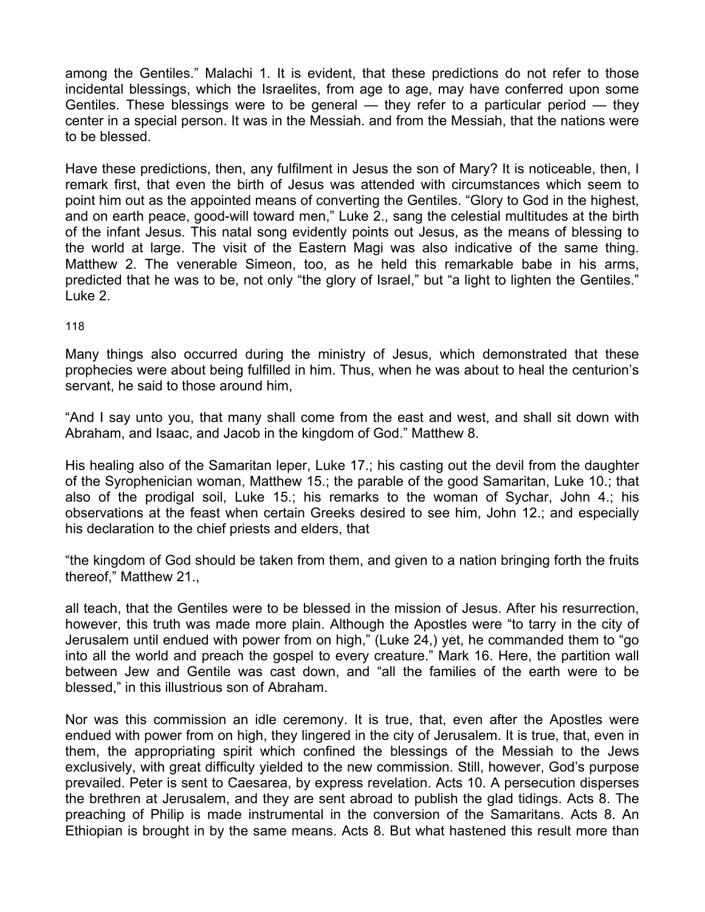among the Gentiles." Malachi 1. It is evident, that these predictions do not refer to those incidental blessings, which the Israelites, from age to age, may have conferred upon some Gentiles. These blessings were to be general — they refer to a particular period — they center in a special person. It was in the Messiah. and from the Messiah, that the nations were to be blessed.

Have these predictions, then, any fulfilment in Jesus the son of Mary? It is noticeable, then, I remark first, that even the birth of Jesus was attended with circumstances which seem to point him out as the appointed means of converting the Gentiles. "Glory to God in the highest, and on earth peace, good-will toward men," Luke 2., sang the celestial multitudes at the birth of the infant Jesus. This natal song evidently points out Jesus, as the means of blessing to the world at large. The visit of the Eastern Magi was also indicative of the same thing. Matthew 2. The venerable Simeon, too, as he held this remarkable babe in his arms, predicted that he was to be, not only "the glory of Israel," but "a light to lighten the Gentiles." Luke 2.

Many things also occurred during the ministry of Jesus, which demonstrated that these prophecies were about being fulfilled in him. Thus, when he was about to heal the centurion's servant, he said to those around him,

"And I say unto you, that many shall come from the east and west, and shall sit down with Abraham, and Isaac, and Jacob in the kingdom of God." Matthew 8.

His healing also of the Samaritan leper, Luke 17.; his casting out the devil from the daughter of the Syrophenician woman, Matthew 15.; the parable of the good Samaritan, Luke 10.; that also of the prodigal soil, Luke 15.; his remarks to the woman of Sychar, John 4.; his observations at the feast when certain Greeks desired to see him, John 12.; and especially his declaration to the chief priests and elders, that

"the kingdom of God should be taken from them, and given to a nation bringing forth the fruits thereof," Matthew 21.,

all teach, that the Gentiles were to be blessed in the mission of Jesus. After his resurrection, however, this truth was made more plain. Although the Apostles were "to tarry in the city of Jerusalem until endued with power from on high," (Luke 24,) yet, he commanded them to "go into all the world and preach the gospel to every creature." Mark 16. Here, the partition wall between Jew and Gentile was cast down, and "all the families of the earth were to be blessed," in this illustrious son of Abraham.

Nor was this commission an idle ceremony. It is true, that, even after the Apostles were endued with power from on high, they lingered in the city of Jerusalem. It is true, that, even in them, the appropriating spirit which confined the blessings of the Messiah to the Jews exclusively, with great difficulty yielded to the new commission. Still, however, God's purpose prevailed. Peter is sent to Caesarea, by express revelation. Acts 10. A persecution disperses the brethren at Jerusalem, and they are sent abroad to publish the glad tidings. Acts 8. The preaching of Philip is made instrumental in the conversion of the Samaritans. Acts 8. An Ethiopian is brought in by the same means. Acts 8. But what hastened this result more than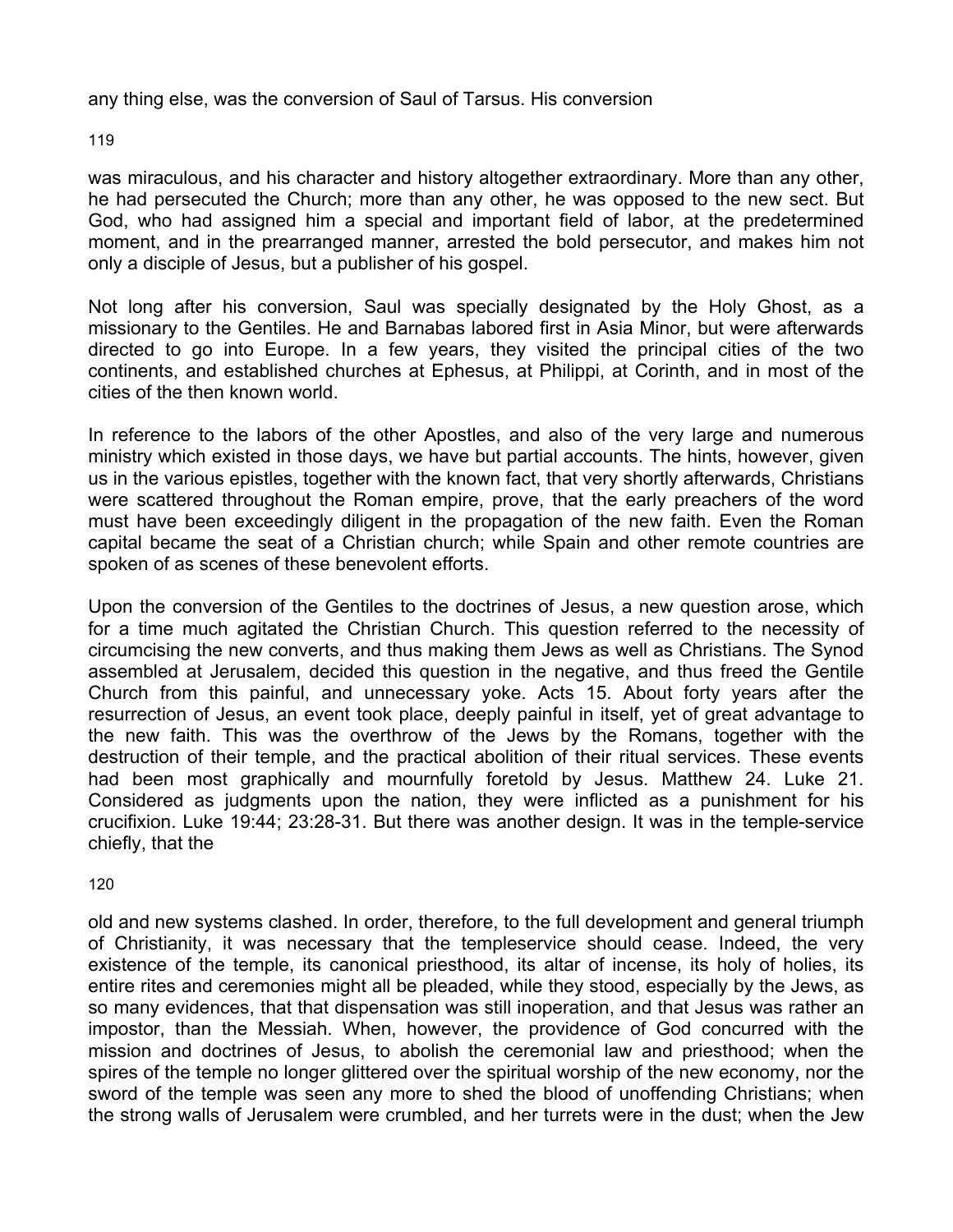any thing else, was the conversion of Saul of Tarsus. His conversion

was miraculous, and his character and history altogether extraordinary. More than any other, he had persecuted the Church; more than any other, he was opposed to the new sect. But God, who had assigned him a special and important field of labor, at the predetermined moment, and in the prearranged manner, arrested the bold persecutor, and makes him not only a disciple of Jesus, but a publisher of his gospel.

Not long after his conversion, Saul was specially designated by the Holy Ghost, as a missionary to the Gentiles. He and Barnabas labored first in Asia Minor, but were afterwards directed to go into Europe. In a few years, they visited the principal cities of the two continents, and established churches at Ephesus, at Philippi, at Corinth, and in most of the cities of the then known world.

In reference to the labors of the other Apostles, and also of the very large and numerous ministry which existed in those days, we have but partial accounts. The hints, however, given us in the various epistles, together with the known fact, that very shortly afterwards, Christians were scattered throughout the Roman empire, prove, that the early preachers of the word must have been exceedingly diligent in the propagation of the new faith. Even the Roman capital became the seat of a Christian church; while Spain and other remote countries are spoken of as scenes of these benevolent efforts.

Upon the conversion of the Gentiles to the doctrines of Jesus, a new question arose, which for a time much agitated the Christian Church. This question referred to the necessity of circumcising the new converts, and thus making them Jews as well as Christians. The Synod assembled at Jerusalem, decided this question in the negative, and thus freed the Gentile Church from this painful, and unnecessary yoke. Acts 15. About forty years after the resurrection of Jesus, an event took place, deeply painful in itself, yet of great advantage to the new faith. This was the overthrow of the Jews by the Romans, together with the destruction of their temple, and the practical abolition of their ritual services. These events had been most graphically and mournfully foretold by Jesus. Matthew 24. Luke 21. Considered as judgments upon the nation, they were inflicted as a punishment for his crucifixion. Luke 19:44; 23:28-31. But there was another design. It was in the temple-service chiefly, that the

old and new systems clashed. In order, therefore, to the full development and general triumph of Christianity, it was necessary that the templeservice should cease. Indeed, the very existence of the temple, its canonical priesthood, its altar of incense, its holy of holies, its entire rites and ceremonies might all be pleaded, while they stood, especially by the Jews, as so many evidences, that that dispensation was still inoperation, and that Jesus was rather an impostor, than the Messiah. When, however, the providence of God concurred with the mission and doctrines of Jesus, to abolish the ceremonial law and priesthood; when the spires of the temple no longer glittered over the spiritual worship of the new economy, nor the sword of the temple was seen any more to shed the blood of unoffending Christians; when the strong walls of Jerusalem were crumbled, and her turrets were in the dust; when the Jew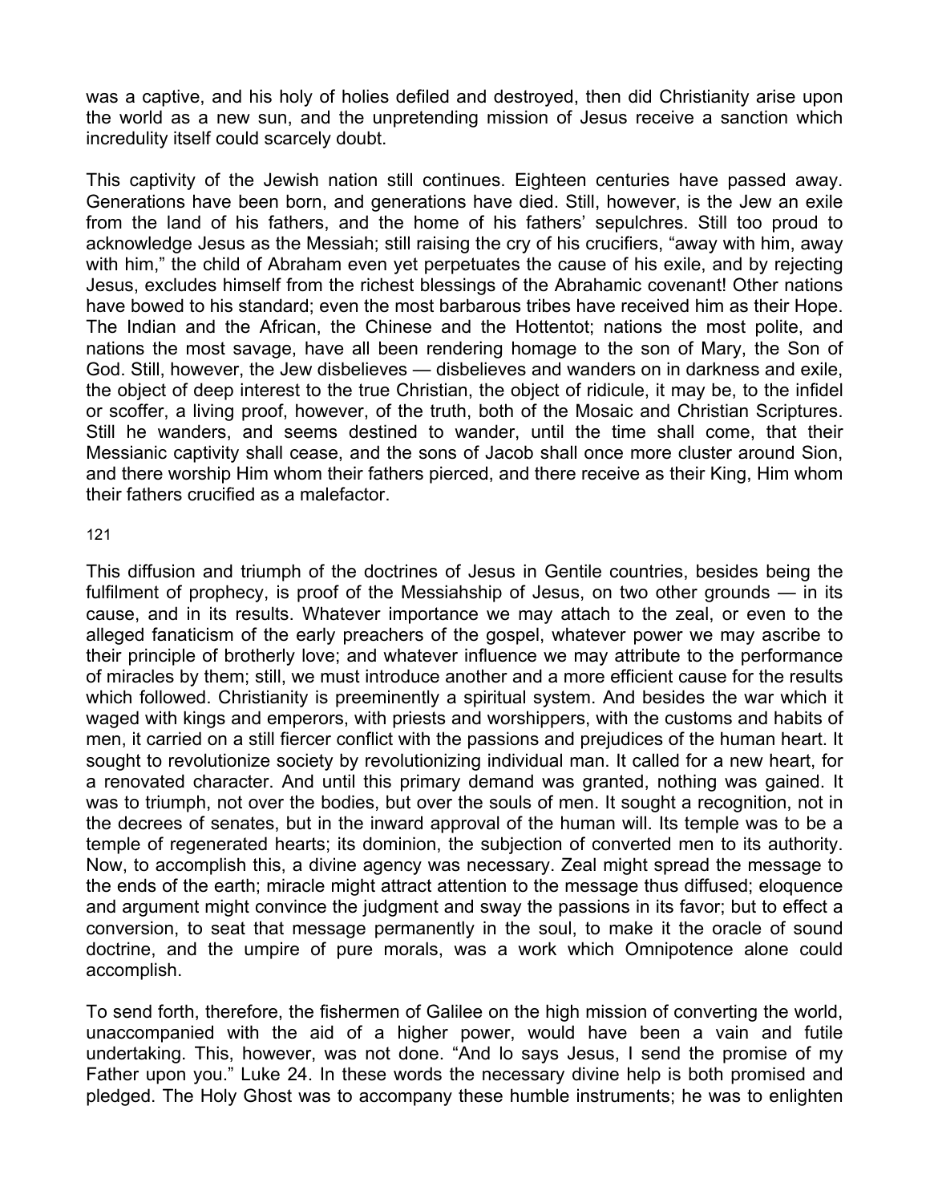was a captive, and his holy of holies defiled and destroyed, then did Christianity arise upon the world as a new sun, and the unpretending mission of Jesus receive a sanction which incredulity itself could scarcely doubt.

This captivity of the Jewish nation still continues. Eighteen centuries have passed away. Generations have been born, and generations have died. Still, however, is the Jew an exile from the land of his fathers, and the home of his fathers' sepulchres. Still too proud to acknowledge Jesus as the Messiah; still raising the cry of his crucifiers, "away with him, away with him," the child of Abraham even yet perpetuates the cause of his exile, and by rejecting Jesus, excludes himself from the richest blessings of the Abrahamic covenant! Other nations have bowed to his standard; even the most barbarous tribes have received him as their Hope. The Indian and the African, the Chinese and the Hottentot; nations the most polite, and nations the most savage, have all been rendering homage to the son of Mary, the Son of God. Still, however, the Jew disbelieves — disbelieves and wanders on in darkness and exile, the object of deep interest to the true Christian, the object of ridicule, it may be, to the infidel or scoffer, a living proof, however, of the truth, both of the Mosaic and Christian Scriptures. Still he wanders, and seems destined to wander, until the time shall come, that their Messianic captivity shall cease, and the sons of Jacob shall once more cluster around Sion, and there worship Him whom their fathers pierced, and there receive as their King, Him whom their fathers crucified as a malefactor.

This diffusion and triumph of the doctrines of Jesus in Gentile countries, besides being the fulfilment of prophecy, is proof of the Messiahship of Jesus, on two other grounds — in its cause, and in its results. Whatever importance we may attach to the zeal, or even to the alleged fanaticism of the early preachers of the gospel, whatever power we may ascribe to their principle of brotherly love; and whatever influence we may attribute to the performance of miracles by them; still, we must introduce another and a more efficient cause for the results which followed. Christianity is preeminently a spiritual system. And besides the war which it waged with kings and emperors, with priests and worshippers, with the customs and habits of men, it carried on a still fiercer conflict with the passions and prejudices of the human heart. It sought to revolutionize society by revolutionizing individual man. It called for a new heart, for a renovated character. And until this primary demand was granted, nothing was gained. It was to triumph, not over the bodies, but over the souls of men. It sought a recognition, not in the decrees of senates, but in the inward approval of the human will. Its temple was to be a temple of regenerated hearts; its dominion, the subjection of converted men to its authority. Now, to accomplish this, a divine agency was necessary. Zeal might spread the message to the ends of the earth; miracle might attract attention to the message thus diffused; eloquence and argument might convince the judgment and sway the passions in its favor; but to effect a conversion, to seat that message permanently in the soul, to make it the oracle of sound doctrine, and the umpire of pure morals, was a work which Omnipotence alone could accomplish.

To send forth, therefore, the fishermen of Galilee on the high mission of converting the world, unaccompanied with the aid of a higher power, would have been a vain and futile undertaking. This, however, was not done. "And lo says Jesus, I send the promise of my Father upon you." Luke 24. In these words the necessary divine help is both promised and pledged. The Holy Ghost was to accompany these humble instruments; he was to enlighten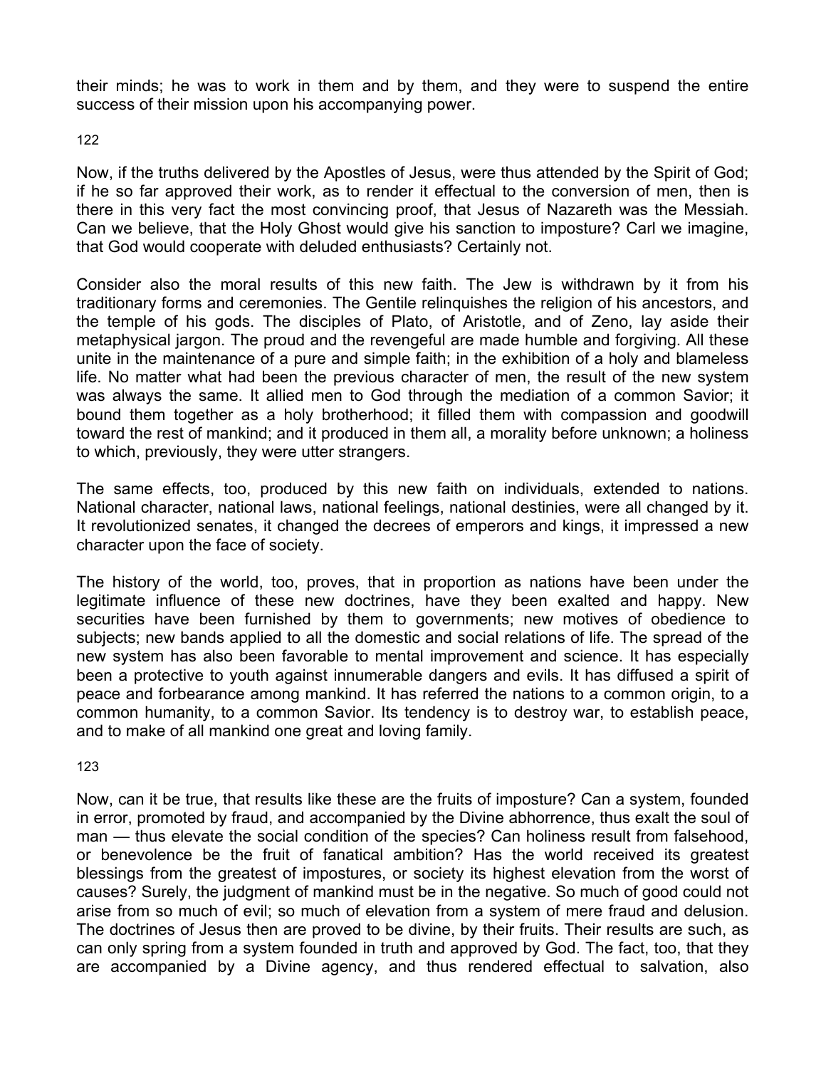their minds; he was to work in them and by them, and they were to suspend the entire success of their mission upon his accompanying power.

122

Now, if the truths delivered by the Apostles of Jesus, were thus attended by the Spirit of God; if he so far approved their work, as to render it effectual to the conversion of men, then is there in this very fact the most convincing proof, that Jesus of Nazareth was the Messiah. Can we believe, that the Holy Ghost would give his sanction to imposture? Carl we imagine, that God would cooperate with deluded enthusiasts? Certainly not.

Consider also the moral results of this new faith. The Jew is withdrawn by it from his traditionary forms and ceremonies. The Gentile relinquishes the religion of his ancestors, and the temple of his gods. The disciples of Plato, of Aristotle, and of Zeno, lay aside their metaphysical jargon. The proud and the revengeful are made humble and forgiving. All these unite in the maintenance of a pure and simple faith; in the exhibition of a holy and blameless life. No matter what had been the previous character of men, the result of the new system was always the same. It allied men to God through the mediation of a common Savior; it bound them together as a holy brotherhood; it filled them with compassion and goodwill toward the rest of mankind; and it produced in them all, a morality before unknown; a holiness to which, previously, they were utter strangers.

The same effects, too, produced by this new faith on individuals, extended to nations. National character, national laws, national feelings, national destinies, were all changed by it. It revolutionized senates, it changed the decrees of emperors and kings, it impressed a new character upon the face of society.

The history of the world, too, proves, that in proportion as nations have been under the legitimate influence of these new doctrines, have they been exalted and happy. New securities have been furnished by them to governments; new motives of obedience to subjects; new bands applied to all the domestic and social relations of life. The spread of the new system has also been favorable to mental improvement and science. It has especially been a protective to youth against innumerable dangers and evils. It has diffused a spirit of peace and forbearance among mankind. It has referred the nations to a common origin, to a common humanity, to a common Savior. Its tendency is to destroy war, to establish peace, and to make of all mankind one great and loving family.

123

Now, can it be true, that results like these are the fruits of imposture? Can a system, founded in error, promoted by fraud, and accompanied by the Divine abhorrence, thus exalt the soul of man — thus elevate the social condition of the species? Can holiness result from falsehood, or benevolence be the fruit of fanatical ambition? Has the world received its greatest blessings from the greatest of impostures, or society its highest elevation from the worst of causes? Surely, the judgment of mankind must be in the negative. So much of good could not arise from so much of evil; so much of elevation from a system of mere fraud and delusion. The doctrines of Jesus then are proved to be divine, by their fruits. Their results are such, as can only spring from a system founded in truth and approved by God. The fact, too, that they are accompanied by a Divine agency, and thus rendered effectual to salvation, also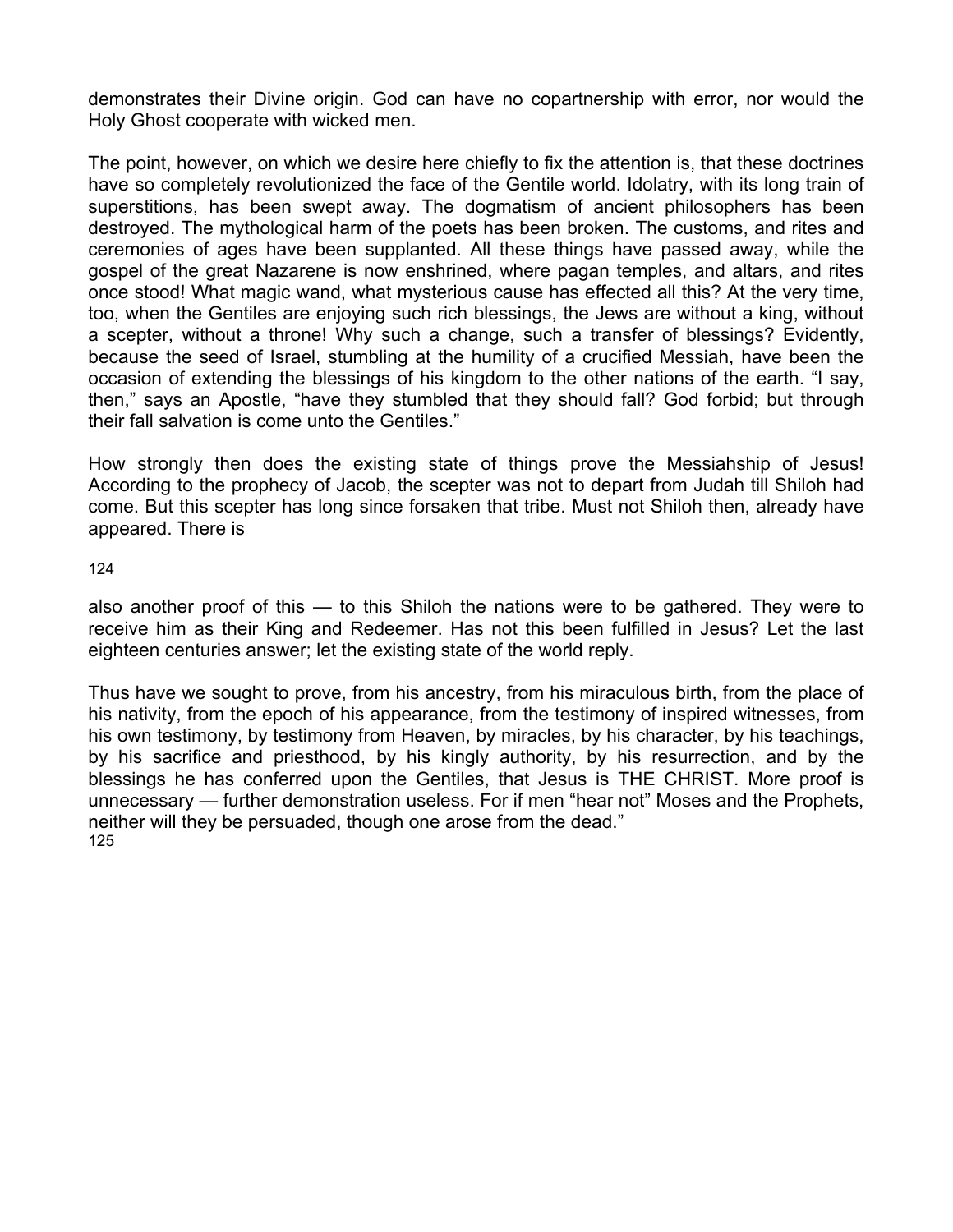demonstrates their Divine origin. God can have no copartnership with error, nor would the Holy Ghost cooperate with wicked men.

The point, however, on which we desire here chiefly to fix the attention is, that these doctrines have so completely revolutionized the face of the Gentile world. Idolatry, with its long train of superstitions, has been swept away. The dogmatism of ancient philosophers has been destroyed. The mythological harm of the poets has been broken. The customs, and rites and ceremonies of ages have been supplanted. All these things have passed away, while the gospel of the great Nazarene is now enshrined, where pagan temples, and altars, and rites once stood! What magic wand, what mysterious cause has effected all this? At the very time, too, when the Gentiles are enjoying such rich blessings, the Jews are without a king, without a scepter, without a throne! Why such a change, such a transfer of blessings? Evidently, because the seed of Israel, stumbling at the humility of a crucified Messiah, have been the occasion of extending the blessings of his kingdom to the other nations of the earth. "I say, then," says an Apostle, "have they stumbled that they should fall? God forbid; but through their fall salvation is come unto the Gentiles."

How strongly then does the existing state of things prove the Messiahship of Jesus! According to the prophecy of Jacob, the scepter was not to depart from Judah till Shiloh had come. But this scepter has long since forsaken that tribe. Must not Shiloh then, already have appeared. There is also another proof of this — to this Shiloh the nations were to be gathered. They were to receive him as their King and Redeemer. Has not this been fulfilled in Jesus? Let the last eighteen centuries answer; let the existing state of the world reply.

Thus have we sought to prove, from his ancestry, from his miraculous birth, from the place of his nativity, from the epoch of his appearance, from the testimony of inspired witnesses, from his own testimony, by testimony from Heaven, by miracles, by his character, by his teachings, by his sacrifice and priesthood, by his kingly authority, by his resurrection, and by the blessings he has conferred upon the Gentiles, that Jesus is THE CHRIST. More proof is unnecessary — further demonstration useless. For if men "hear not" Moses and the Prophets, neither will they be persuaded, though one arose from the dead."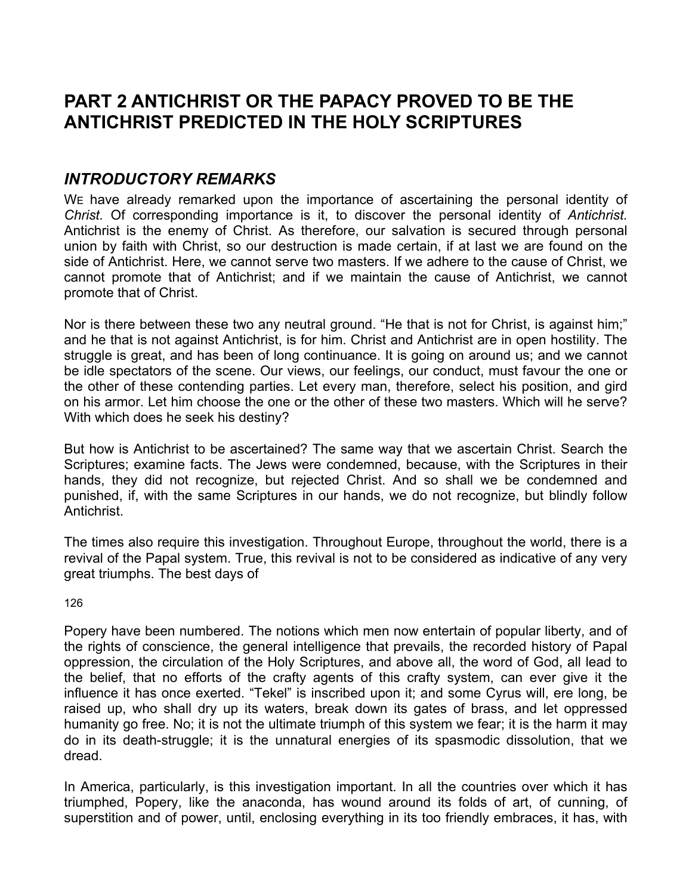# PART 2 ANTICHRIST OR THE PAPACY PROVED TO BE THE ANTICHRIST PREDICTED IN THE HOLY SCRIPTURES

## *INTRODUCTORY REMARKS*

WE have already remarked upon the importance of ascertaining the personal identity of *Christ.* Of corresponding importance is it, to discover the personal identity of *Antichrist.* Antichrist is the enemy of Christ. As therefore, our salvation is secured through personal union by faith with Christ, so our destruction is made certain, if at last we are found on the side of Antichrist. Here, we cannot serve two masters. If we adhere to the cause of Christ, we cannot promote that of Antichrist; and if we maintain the cause of Antichrist, we cannot promote that of Christ.

Nor is there between these two any neutral ground. "He that is not for Christ, is against him;" and he that is not against Antichrist, is for him. Christ and Antichrist are in open hostility. The struggle is great, and has been of long continuance. It is going on around us; and we cannot be idle spectators of the scene. Our views, our feelings, our conduct, must favour the one or the other of these contending parties. Let every man, therefore, select his position, and gird on his armor. Let him choose the one or the other of these two masters. Which will he serve? With which does he seek his destiny?

But how is Antichrist to be ascertained? The same way that we ascertain Christ. Search the Scriptures; examine facts. The Jews were condemned, because, with the Scriptures in their hands, they did not recognize, but rejected Christ. And so shall we be condemned and punished, if, with the same Scriptures in our hands, we do not recognize, but blindly follow Antichrist.

The times also require this investigation. Throughout Europe, throughout the world, there is a revival of the Papal system. True, this revival is not to be considered as indicative of any very great triumphs. The best days of Popery have been numbered. The notions which men now entertain of popular liberty, and of the rights of conscience, the general intelligence that prevails, the recorded history of Papal oppression, the circulation of the Holy Scriptures, and above all, the word of God, all lead to the belief, that no efforts of the crafty agents of this crafty system, can ever give it the influence it has once exerted. "Tekel" is inscribed upon it; and some Cyrus will, ere long, be raised up, who shall dry up its waters, break down its gates of brass, and let oppressed humanity go free. No; it is not the ultimate triumph of this system we fear; it is the harm it may do in its death-struggle; it is the unnatural energies of its spasmodic dissolution, that we dread.

In America, particularly, is this investigation important. In all the countries over which it has triumphed, Popery, like the anaconda, has wound around its folds of art, of cunning, of superstition and of power, until, enclosing everything in its too friendly embraces, it has, with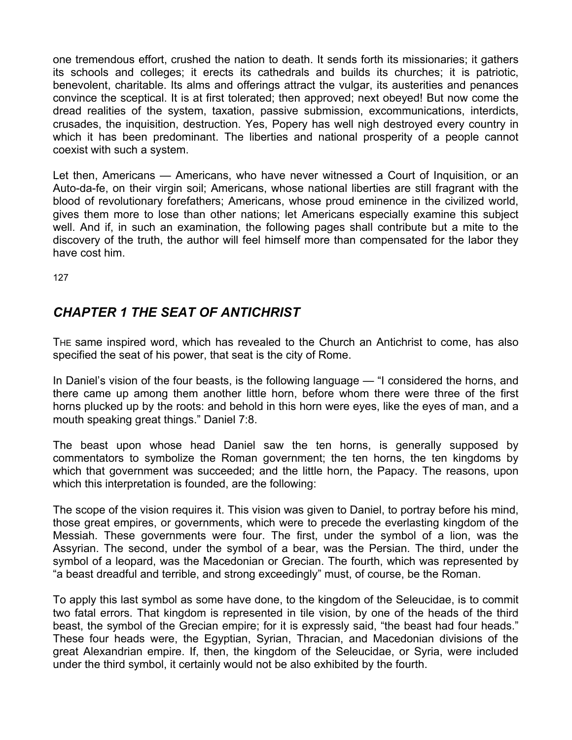one tremendous effort, crushed the nation to death. It sends forth its missionaries; it gathers its schools and colleges; it erects its cathedrals and builds its churches; it is patriotic, benevolent, charitable. Its alms and offerings attract the vulgar, its austerities and penances convince the sceptical. It is at first tolerated; then approved; next obeyed! But now come the dread realities of the system, taxation, passive submission, excommunications, interdicts, crusades, the inquisition, destruction. Yes, Popery has well nigh destroyed every country in which it has been predominant. The liberties and national prosperity of a people cannot coexist with such a system.

Let then, Americans — Americans, who have never witnessed a Court of Inquisition, or an Auto-da-fe, on their virgin soil; Americans, whose national liberties are still fragrant with the blood of revolutionary forefathers; Americans, whose proud eminence in the civilized world, gives them more to lose than other nations; let Americans especially examine this subject well. And if, in such an examination, the following pages shall contribute but a mite to the discovery of the truth, the author will feel himself more than compensated for the labor they have cost him.

127

## *CHAPTER 1 THE SEAT OF ANTICHRIST*

THE same inspired word, which has revealed to the Church an Antichrist to come, has also specified the seat of his power, that seat is the city of Rome.

In Daniel's vision of the four beasts, is the following language — "I considered the horns, and there came up among them another little horn, before whom there were three of the first horns plucked up by the roots: and behold in this horn were eyes, like the eyes of man, and a mouth speaking great things." Daniel 7:8.

The beast upon whose head Daniel saw the ten horns, is generally supposed by commentators to symbolize the Roman government; the ten horns, the ten kingdoms by which that government was succeeded; and the little horn, the Papacy. The reasons, upon which this interpretation is founded, are the following:

The scope of the vision requires it. This vision was given to Daniel, to portray before his mind, those great empires, or governments, which were to precede the everlasting kingdom of the Messiah. These governments were four. The first, under the symbol of a lion, was the Assyrian. The second, under the symbol of a bear, was the Persian. The third, under the symbol of a leopard, was the Macedonian or Grecian. The fourth, which was represented by "a beast dreadful and terrible, and strong exceedingly" must, of course, be the Roman.

To apply this last symbol as some have done, to the kingdom of the Seleucidae, is to commit two fatal errors. That kingdom is represented in tile vision, by one of the heads of the third beast, the symbol of the Grecian empire; for it is expressly said, "the beast had four heads." These four heads were, the Egyptian, Syrian, Thracian, and Macedonian divisions of the great Alexandrian empire. If, then, the kingdom of the Seleucidae, or Syria, were included under the third symbol, it certainly would not be also exhibited by the fourth.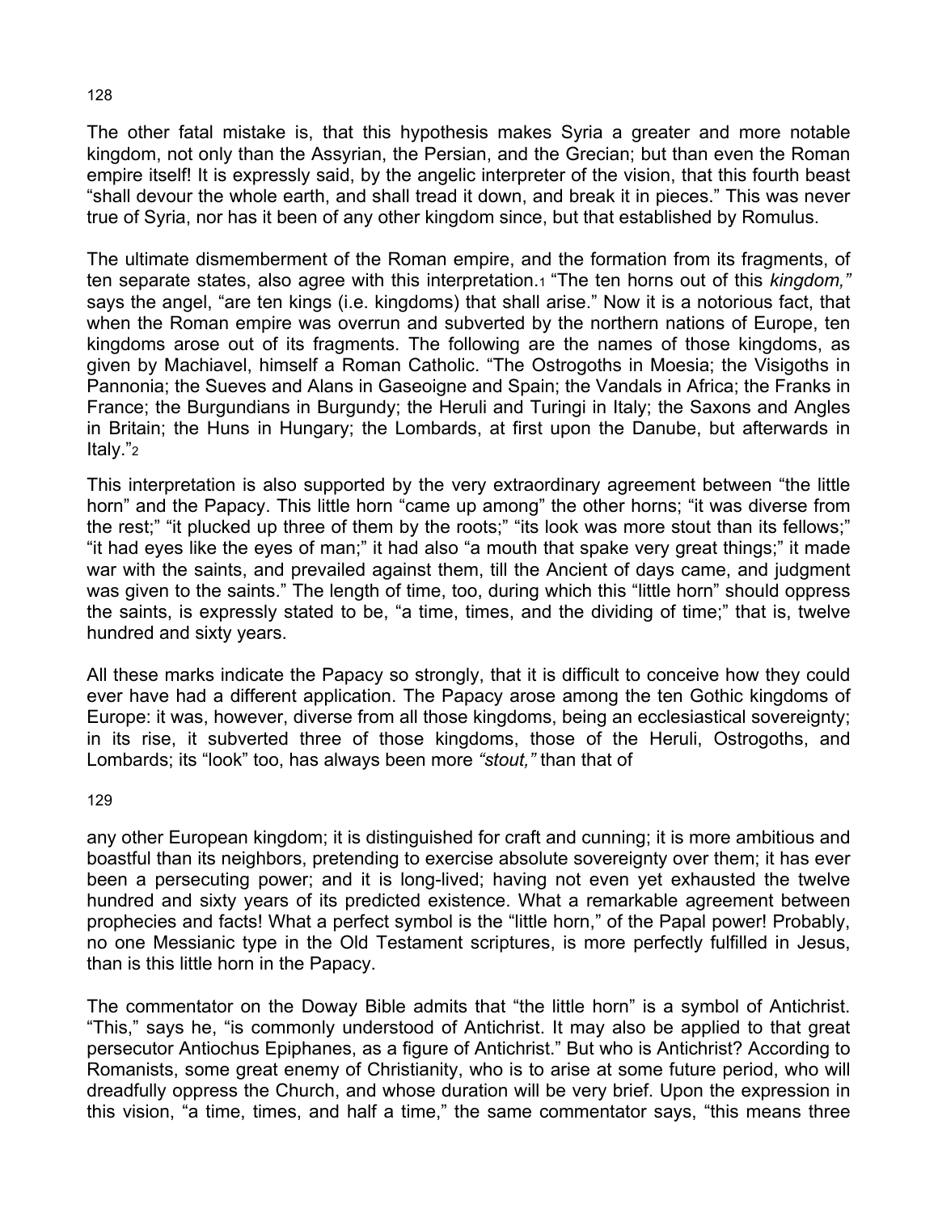The other fatal mistake is, that this hypothesis makes Syria a greater and more notable kingdom, not only than the Assyrian, the Persian, and the Grecian; but than even the Roman empire itself! It is expressly said, by the angelic interpreter of the vision, that this fourth beast "shall devour the whole earth, and shall tread it down, and break it in pieces." This was never true of Syria, nor has it been of any other kingdom since, but that established by Romulus.

The ultimate dismemberment of the Roman empire, and the formation from its fragments, of ten separate states, also agree with this interpretation.[1] "The ten horns out of this *kingdom,"* says the angel, "are ten kings (i.e. kingdoms) that shall arise." Now it is a notorious fact, that when the Roman empire was overrun and subverted by the northern nations of Europe, ten kingdoms arose out of its fragments. The following are the names of those kingdoms, as given by Machiavel, himself a Roman Catholic. "The Ostrogoths in Moesia; the Visigoths in Pannonia; the Sueves and Alans in Gaseoigne and Spain; the Vandals in Africa; the Franks in France; the Burgundians in Burgundy; the Heruli and Turingi in Italy; the Saxons and Angles in Britain; the Huns in Hungary; the Lombards, at first upon the Danube, but afterwards in Italy."[2]

This interpretation is also supported by the very extraordinary agreement between "the little horn" and the Papacy. This little horn "came up among" the other horns; "it was diverse from the rest;" "it plucked up three of them by the roots;" "its look was more stout than its fellows;" "it had eyes like the eyes of man;" it had also "a mouth that spake very great things;" it made war with the saints, and prevailed against them, till the Ancient of days came, and judgment was given to the saints." The length of time, too, during which this "little horn" should oppress the saints, is expressly stated to be, "a time, times, and the dividing of time;" that is, twelve hundred and sixty years.

All these marks indicate the Papacy so strongly, that it is difficult to conceive how they could ever have had a different application. The Papacy arose among the ten Gothic kingdoms of Europe: it was, however, diverse from all those kingdoms, being an ecclesiastical sovereignty; in its rise, it subverted three of those kingdoms, those of the Heruli, Ostrogoths, and Lombards; its "look" too, has always been more *"stout,"* than that of any other European kingdom; it is distinguished for craft and cunning; it is more ambitious and boastful than its neighbors, pretending to exercise absolute sovereignty over them; it has ever been a persecuting power; and it is long-lived; having not even yet exhausted the twelve hundred and sixty years of its predicted existence. What a remarkable agreement between prophecies and facts! What a perfect symbol is the "little horn," of the Papal power! Probably, no one Messianic type in the Old Testament scriptures, is more perfectly fulfilled in Jesus, than is this little horn in the Papacy.

The commentator on the Doway Bible admits that "the little horn" is a symbol of Antichrist. "This," says he, "is commonly understood of Antichrist. It may also be applied to that great persecutor Antiochus Epiphanes, as a figure of Antichrist." But who is Antichrist? According to Romanists, some great enemy of Christianity, who is to arise at some future period, who will dreadfully oppress the Church, and whose duration will be very brief. Upon the expression in this vision, "a time, times, and half a time," the same commentator says, "this means three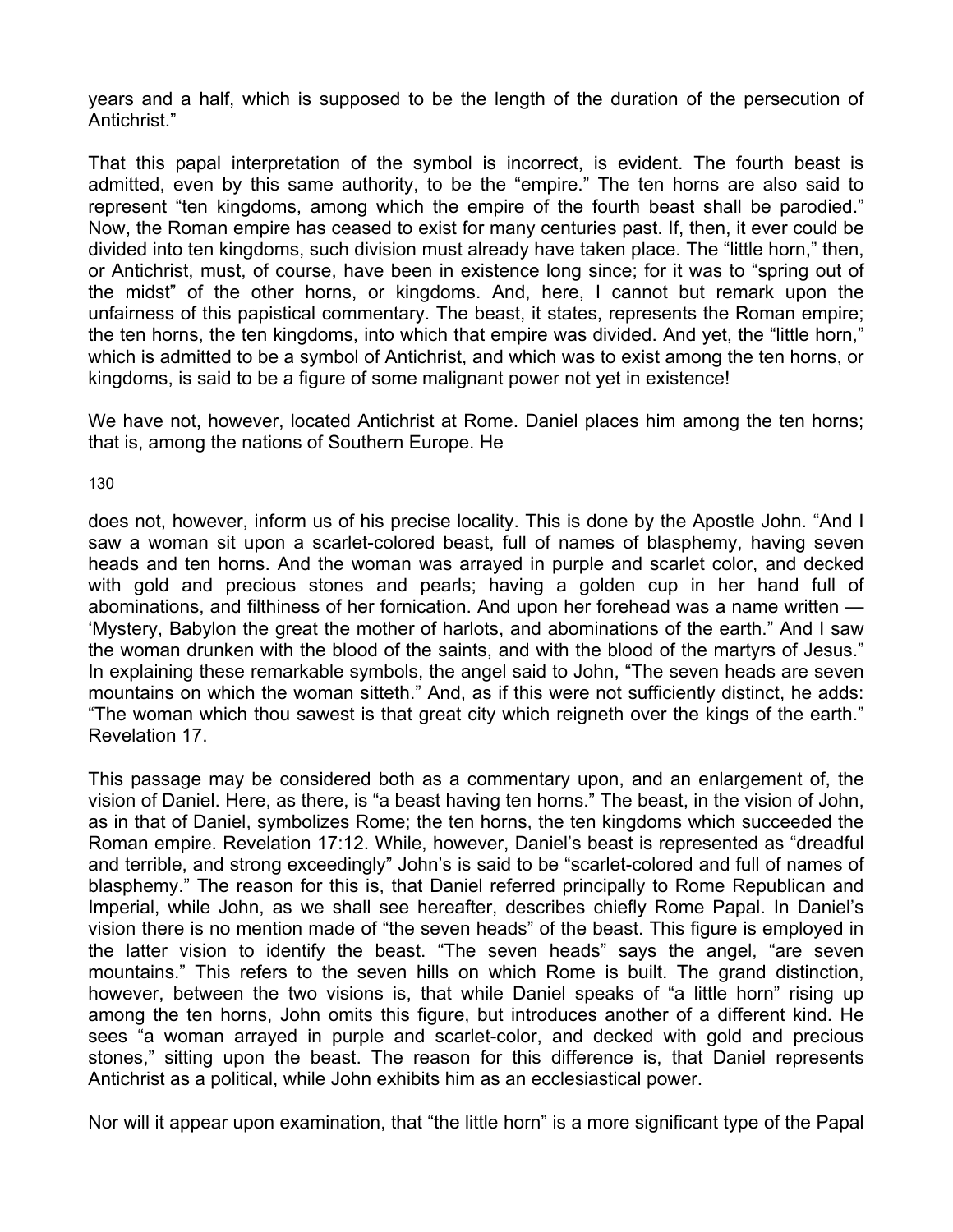years and a half, which is supposed to be the length of the duration of the persecution of Antichrist."

That this papal interpretation of the symbol is incorrect, is evident. The fourth beast is admitted, even by this same authority, to be the "empire." The ten horns are also said to represent "ten kingdoms, among which the empire of the fourth beast shall be parodied." Now, the Roman empire has ceased to exist for many centuries past. If, then, it ever could be divided into ten kingdoms, such division must already have taken place. The "little horn," then, or Antichrist, must, of course, have been in existence long since; for it was to "spring out of the midst" of the other horns, or kingdoms. And, here, I cannot but remark upon the unfairness of this papistical commentary. The beast, it states, represents the Roman empire; the ten horns, the ten kingdoms, into which that empire was divided. And yet, the "little horn," which is admitted to be a symbol of Antichrist, and which was to exist among the ten horns, or kingdoms, is said to be a figure of some malignant power not yet in existence!

We have not, however, located Antichrist at Rome. Daniel places him among the ten horns; that is, among the nations of Southern Europe. He does not, however, inform us of his precise locality. This is done by the Apostle John. "And I saw a woman sit upon a scarlet-colored beast, full of names of blasphemy, having seven heads and ten horns. And the woman was arrayed in purple and scarlet color, and decked with gold and precious stones and pearls; having a golden cup in her hand full of abominations, and filthiness of her fornication. And upon her forehead was a name written — 'Mystery, Babylon the great the mother of harlots, and abominations of the earth." And I saw the woman drunken with the blood of the saints, and with the blood of the martyrs of Jesus." In explaining these remarkable symbols, the angel said to John, "The seven heads are seven mountains on which the woman sitteth." And, as if this were not sufficiently distinct, he adds: "The woman which thou sawest is that great city which reigneth over the kings of the earth." Revelation 17.

This passage may be considered both as a commentary upon, and an enlargement of, the vision of Daniel. Here, as there, is "a beast having ten horns." The beast, in the vision of John, as in that of Daniel, symbolizes Rome; the ten horns, the ten kingdoms which succeeded the Roman empire. Revelation 17:12. While, however, Daniel's beast is represented as "dreadful and terrible, and strong exceedingly" John's is said to be "scarlet-colored and full of names of blasphemy." The reason for this is, that Daniel referred principally to Rome Republican and Imperial, while John, as we shall see hereafter, describes chiefly Rome Papal. In Daniel's vision there is no mention made of "the seven heads" of the beast. This figure is employed in the latter vision to identify the beast. "The seven heads" says the angel, "are seven mountains." This refers to the seven hills on which Rome is built. The grand distinction, however, between the two visions is, that while Daniel speaks of "a little horn" rising up among the ten horns, John omits this figure, but introduces another of a different kind. He sees "a woman arrayed in purple and scarlet-color, and decked with gold and precious stones," sitting upon the beast. The reason for this difference is, that Daniel represents Antichrist as a political, while John exhibits him as an ecclesiastical power.

Nor will it appear upon examination, that "the little horn" is a more significant type of the Papal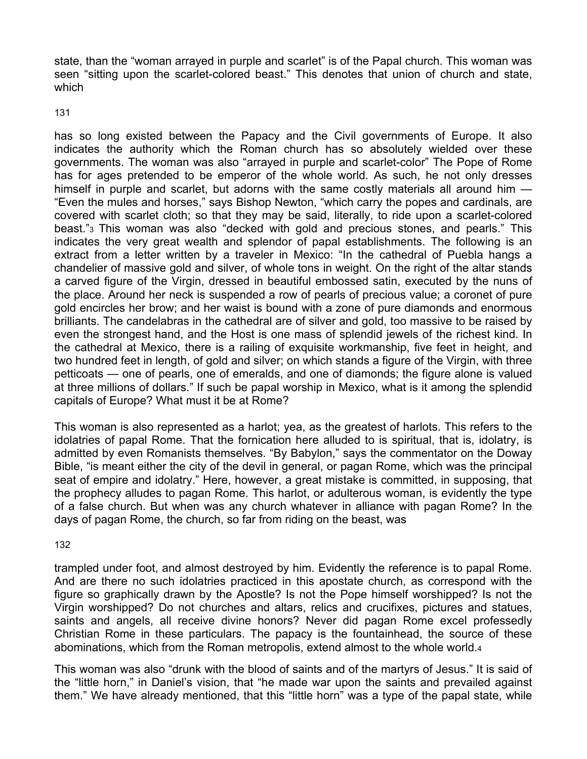state, than the "woman arrayed in purple and scarlet" is of the Papal church. This woman was seen "sitting upon the scarlet-colored beast." This denotes that union of church and state, which has so long existed between the Papacy and the Civil governments of Europe. It also indicates the authority which the Roman church has so absolutely wielded over these governments. The woman was also "arrayed in purple and scarlet-color" The Pope of Rome has for ages pretended to be emperor of the whole world. As such, he not only dresses himself in purple and scarlet, but adorns with the same costly materials all around him — "Even the mules and horses," says Bishop Newton, "which carry the popes and cardinals, are covered with scarlet cloth; so that they may be said, literally, to ride upon a scarlet-colored beast."[3] This woman was also "decked with gold and precious stones, and pearls." This indicates the very great wealth and splendor of papal establishments. The following is an extract from a letter written by a traveler in Mexico: "In the cathedral of Puebla hangs a chandelier of massive gold and silver, of whole tons in weight. On the right of the altar stands a carved figure of the Virgin, dressed in beautiful embossed satin, executed by the nuns of the place. Around her neck is suspended a row of pearls of precious value; a coronet of pure gold encircles her brow; and her waist is bound with a zone of pure diamonds and enormous brilliants. The candelabras in the cathedral are of silver and gold, too massive to be raised by even the strongest hand, and the Host is one mass of splendid jewels of the richest kind. In the cathedral at Mexico, there is a railing of exquisite workmanship, five feet in height, and two hundred feet in length, of gold and silver; on which stands a figure of the Virgin, with three petticoats — one of pearls, one of emeralds, and one of diamonds; the figure alone is valued at three millions of dollars." If such be papal worship in Mexico, what is it among the splendid capitals of Europe? What must it be at Rome?

This woman is also represented as a harlot; yea, as the greatest of harlots. This refers to the idolatries of papal Rome. That the fornication here alluded to is spiritual, that is, idolatry, is admitted by even Romanists themselves. "By Babylon," says the commentator on the Doway Bible, "is meant either the city of the devil in general, or pagan Rome, which was the principal seat of empire and idolatry." Here, however, a great mistake is committed, in supposing, that the prophecy alludes to pagan Rome. This harlot, or adulterous woman, is evidently the type of a false church. But when was any church whatever in alliance with pagan Rome? In the days of pagan Rome, the church, so far from riding on the beast, was trampled under foot, and almost destroyed by him. Evidently the reference is to papal Rome. And are there no such idolatries practiced in this apostate church, as correspond with the figure so graphically drawn by the Apostle? Is not the Pope himself worshipped? Is not the Virgin worshipped? Do not churches and altars, relics and crucifixes, pictures and statues, saints and angels, all receive divine honors? Never did pagan Rome excel professedly Christian Rome in these particulars. The papacy is the fountainhead, the source of these abominations, which from the Roman metropolis, extend almost to the whole world.[4]

This woman was also "drunk with the blood of saints and of the martyrs of Jesus." It is said of the "little horn," in Daniel's vision, that "he made war upon the saints and prevailed against them." We have already mentioned, that this "little horn" was a type of the papal state, while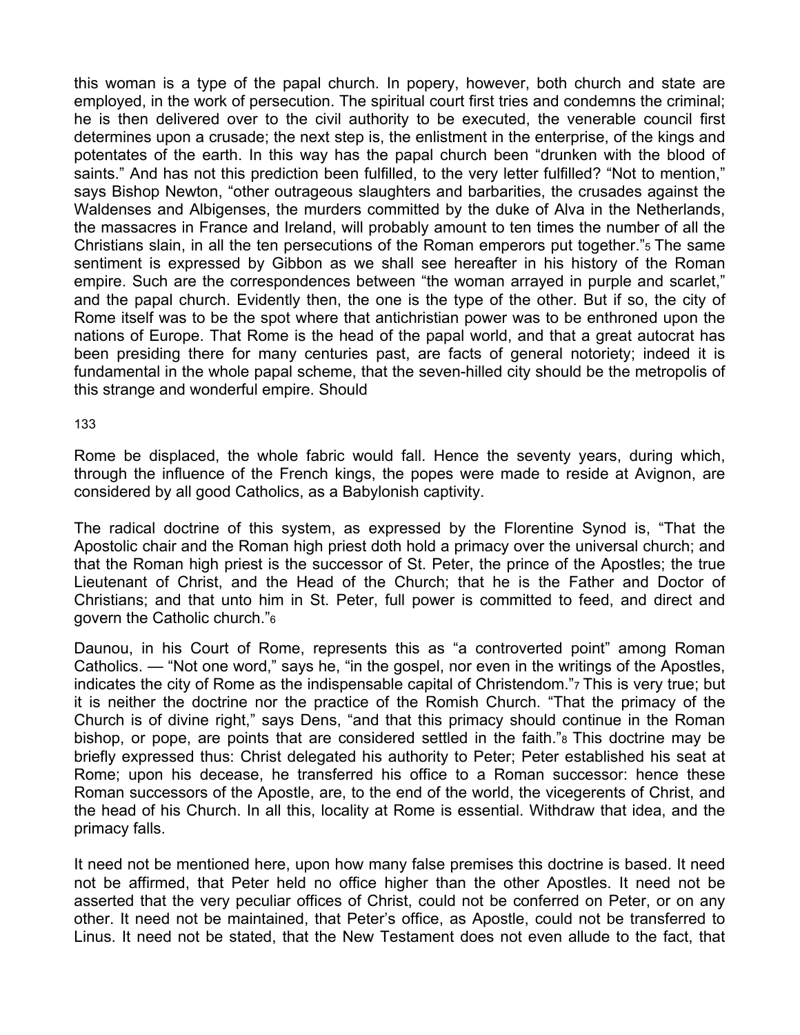this woman is a type of the papal church. In popery, however, both church and state are employed, in the work of persecution. The spiritual court first tries and condemns the criminal; he is then delivered over to the civil authority to be executed, the venerable council first determines upon a crusade; the next step is, the enlistment in the enterprise, of the kings and potentates of the earth. In this way has the papal church been "drunken with the blood of saints." And has not this prediction been fulfilled, to the very letter fulfilled? "Not to mention," says Bishop Newton, "other outrageous slaughters and barbarities, the crusades against the Waldenses and Albigenses, the murders committed by the duke of Alva in the Netherlands, the massacres in France and Ireland, will probably amount to ten times the number of all the Christians slain, in all the ten persecutions of the Roman emperors put together."[5] The same sentiment is expressed by Gibbon as we shall see hereafter in his history of the Roman empire. Such are the correspondences between "the woman arrayed in purple and scarlet," and the papal church. Evidently then, the one is the type of the other. But if so, the city of Rome itself was to be the spot where that antichristian power was to be enthroned upon the nations of Europe. That Rome is the head of the papal world, and that a great autocrat has been presiding there for many centuries past, are facts of general notoriety; indeed it is fundamental in the whole papal scheme, that the seven-hilled city should be the metropolis of this strange and wonderful empire. Should Rome be displaced, the whole fabric would fall. Hence the seventy years, during which, through the influence of the French kings, the popes were made to reside at Avignon, are considered by all good Catholics, as a Babylonish captivity.

The radical doctrine of this system, as expressed by the Florentine Synod is, "That the Apostolic chair and the Roman high priest doth hold a primacy over the universal church; and that the Roman high priest is the successor of St. Peter, the prince of the Apostles; the true Lieutenant of Christ, and the Head of the Church; that he is the Father and Doctor of Christians; and that unto him in St. Peter, full power is committed to feed, and direct and govern the Catholic church."[6]

Daunou, in his Court of Rome, represents this as "a controverted point" among Roman Catholics. — "Not one word," says he, "in the gospel, nor even in the writings of the Apostles, indicates the city of Rome as the indispensable capital of Christendom."[7] This is very true; but it is neither the doctrine nor the practice of the Romish Church. "That the primacy of the Church is of divine right," says Dens, "and that this primacy should continue in the Roman bishop, or pope, are points that are considered settled in the faith."[8] This doctrine may be briefly expressed thus: Christ delegated his authority to Peter; Peter established his seat at Rome; upon his decease, he transferred his office to a Roman successor: hence these Roman successors of the Apostle, are, to the end of the world, the vicegerents of Christ, and the head of his Church. In all this, locality at Rome is essential. Withdraw that idea, and the primacy falls.

It need not be mentioned here, upon how many false premises this doctrine is based. It need not be affirmed, that Peter held no office higher than the other Apostles. It need not be asserted that the very peculiar offices of Christ, could not be conferred on Peter, or on any other. It need not be maintained, that Peter's office, as Apostle, could not be transferred to Linus. It need not be stated, that the New Testament does not even allude to the fact, that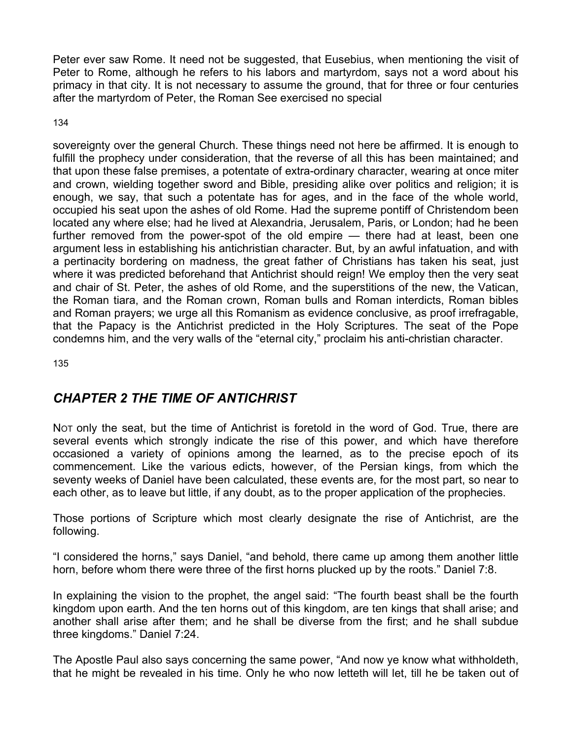Peter ever saw Rome. It need not be suggested, that Eusebius, when mentioning the visit of Peter to Rome, although he refers to his labors and martyrdom, says not a word about his primacy in that city. It is not necessary to assume the ground, that for three or four centuries after the martyrdom of Peter, the Roman See exercised no special sovereignty over the general Church. These things need not here be affirmed. It is enough to fulfill the prophecy under consideration, that the reverse of all this has been maintained; and that upon these false premises, a potentate of extra-ordinary character, wearing at once miter and crown, wielding together sword and Bible, presiding alike over politics and religion; it is enough, we say, that such a potentate has for ages, and in the face of the whole world, occupied his seat upon the ashes of old Rome. Had the supreme pontiff of Christendom been located any where else; had he lived at Alexandria, Jerusalem, Paris, or London; had he been further removed from the power-spot of the old empire — there had at least, been one argument less in establishing his antichristian character. But, by an awful infatuation, and with a pertinacity bordering on madness, the great father of Christians has taken his seat, just where it was predicted beforehand that Antichrist should reign! We employ then the very seat and chair of St. Peter, the ashes of old Rome, and the superstitions of the new, the Vatican, the Roman tiara, and the Roman crown, Roman bulls and Roman interdicts, Roman bibles and Roman prayers; we urge all this Romanism as evidence conclusive, as proof irrefragable, that the Papacy is the Antichrist predicted in the Holy Scriptures. The seat of the Pope condemns him, and the very walls of the "eternal city," proclaim his anti-christian character.

## *CHAPTER 2 THE TIME OF ANTICHRIST*

NOT only the seat, but the time of Antichrist is foretold in the word of God. True, there are several events which strongly indicate the rise of this power, and which have therefore occasioned a variety of opinions among the learned, as to the precise epoch of its commencement. Like the various edicts, however, of the Persian kings, from which the seventy weeks of Daniel have been calculated, these events are, for the most part, so near to each other, as to leave but little, if any doubt, as to the proper application of the prophecies.

Those portions of Scripture which most clearly designate the rise of Antichrist, are the following.

"I considered the horns," says Daniel, "and behold, there came up among them another little horn, before whom there were three of the first horns plucked up by the roots." Daniel 7:8.

In explaining the vision to the prophet, the angel said: "The fourth beast shall be the fourth kingdom upon earth. And the ten horns out of this kingdom, are ten kings that shall arise; and another shall arise after them; and he shall be diverse from the first; and he shall subdue three kingdoms." Daniel 7:24.

The Apostle Paul also says concerning the same power, "And now ye know what withholdeth, that he might be revealed in his time. Only he who now letteth will let, till he be taken out of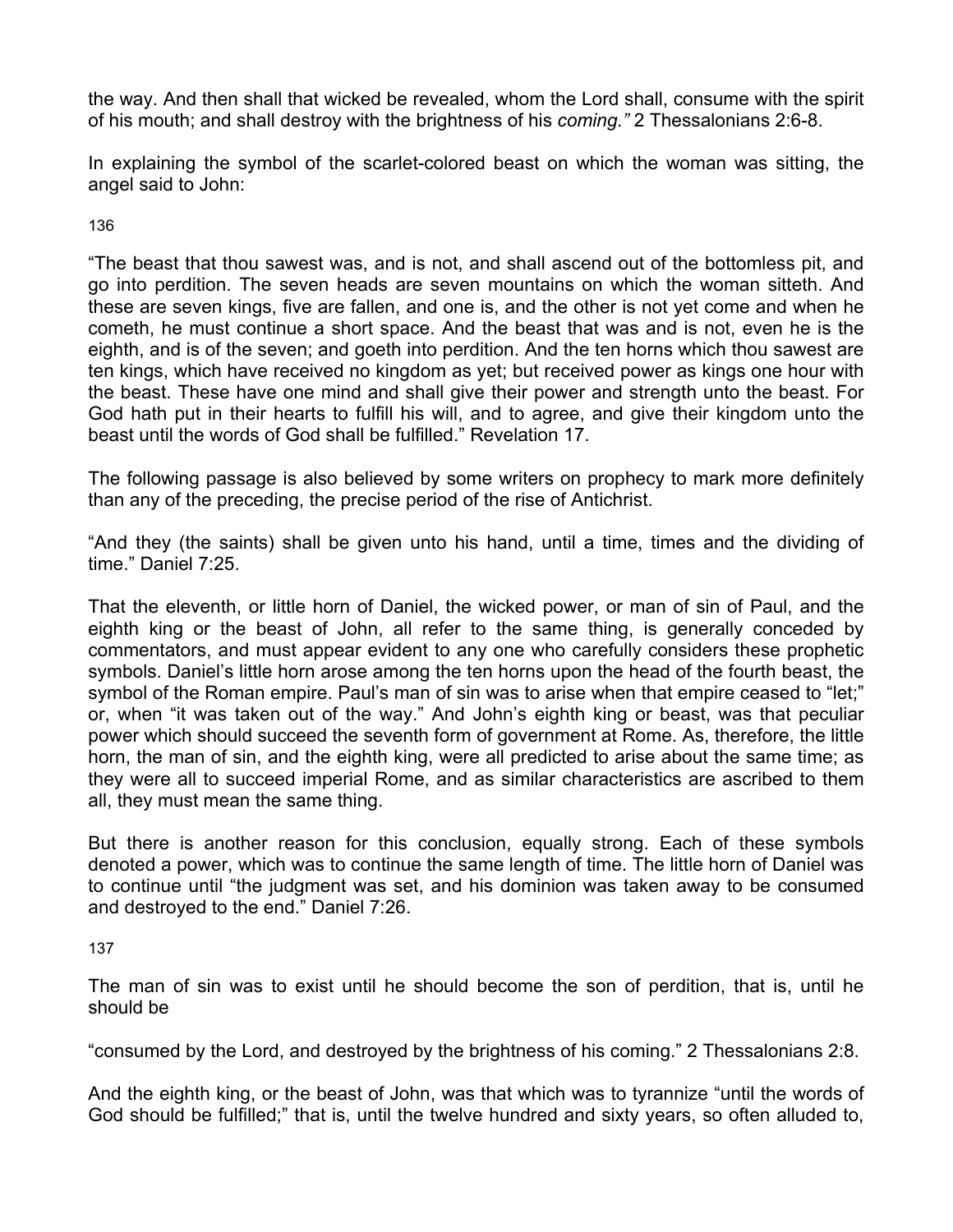the way. And then shall that wicked be revealed, whom the Lord shall, consume with the spirit of his mouth; and shall destroy with the brightness of his *coming."* 2 Thessalonians 2:6-8.

In explaining the symbol of the scarlet-colored beast on which the woman was sitting, the angel said to John:

"The beast that thou sawest was, and is not, and shall ascend out of the bottomless pit, and go into perdition. The seven heads are seven mountains on which the woman sitteth. And these are seven kings, five are fallen, and one is, and the other is not yet come and when he cometh, he must continue a short space. And the beast that was and is not, even he is the eighth, and is of the seven; and goeth into perdition. And the ten horns which thou sawest are ten kings, which have received no kingdom as yet; but received power as kings one hour with the beast. These have one mind and shall give their power and strength unto the beast. For God hath put in their hearts to fulfill his will, and to agree, and give their kingdom unto the beast until the words of God shall be fulfilled." Revelation 17.

The following passage is also believed by some writers on prophecy to mark more definitely than any of the preceding, the precise period of the rise of Antichrist.

"And they (the saints) shall be given unto his hand, until a time, times and the dividing of time." Daniel 7:25.

That the eleventh, or little horn of Daniel, the wicked power, or man of sin of Paul, and the eighth king or the beast of John, all refer to the same thing, is generally conceded by commentators, and must appear evident to any one who carefully considers these prophetic symbols. Daniel's little horn arose among the ten horns upon the head of the fourth beast, the symbol of the Roman empire. Paul's man of sin was to arise when that empire ceased to "let;" or, when "it was taken out of the way." And John's eighth king or beast, was that peculiar power which should succeed the seventh form of government at Rome. As, therefore, the little horn, the man of sin, and the eighth king, were all predicted to arise about the same time; as they were all to succeed imperial Rome, and as similar characteristics are ascribed to them all, they must mean the same thing.

But there is another reason for this conclusion, equally strong. Each of these symbols denoted a power, which was to continue the same length of time. The little horn of Daniel was to continue until "the judgment was set, and his dominion was taken away to be consumed and destroyed to the end." Daniel 7:26.

The man of sin was to exist until he should become the son of perdition, that is, until he should be

"consumed by the Lord, and destroyed by the brightness of his coming." 2 Thessalonians 2:8.

And the eighth king, or the beast of John, was that which was to tyrannize "until the words of God should be fulfilled;" that is, until the twelve hundred and sixty years, so often alluded to,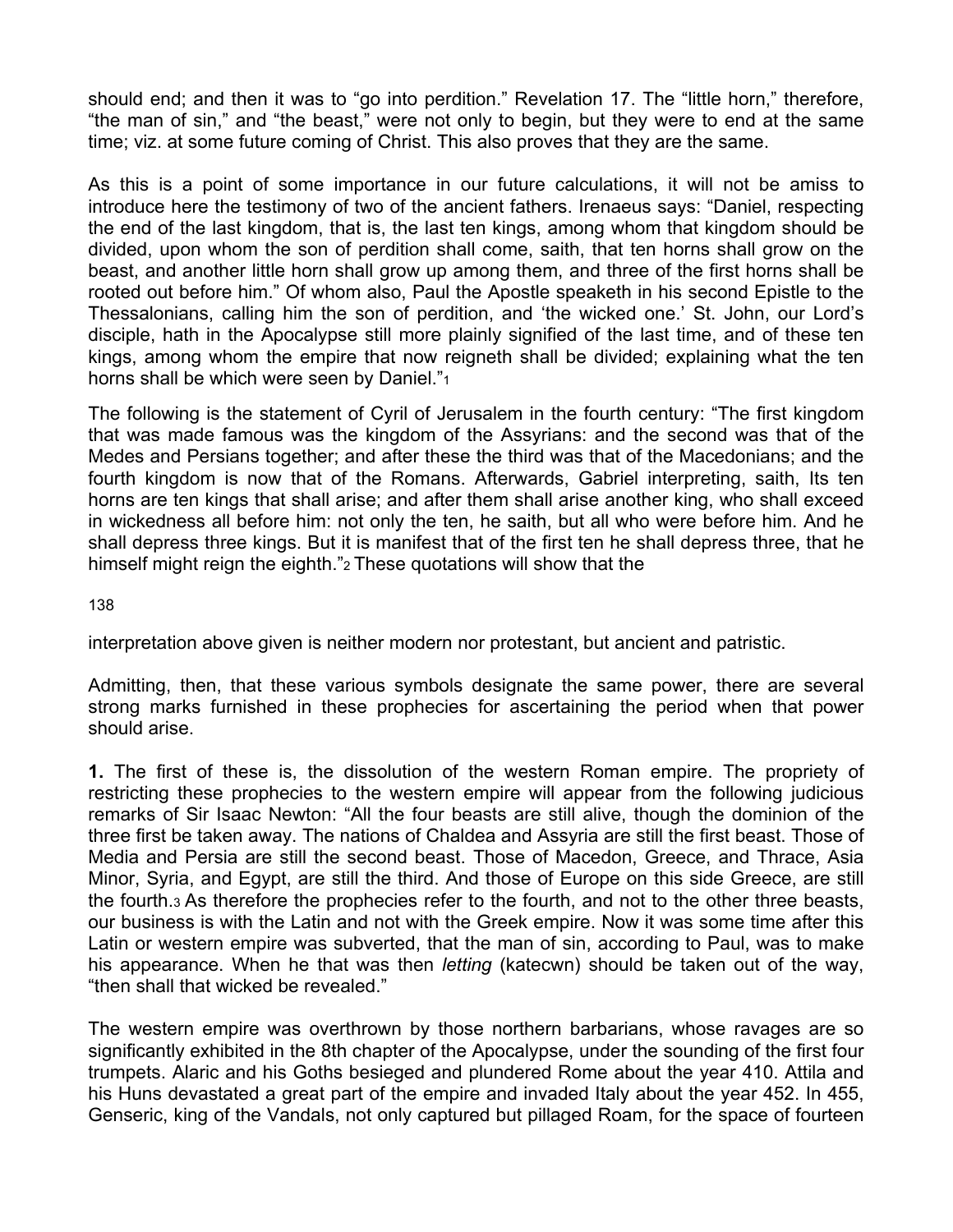should end; and then it was to "go into perdition." Revelation 17. The "little horn," therefore, "the man of sin," and "the beast," were not only to begin, but they were to end at the same time; viz. at some future coming of Christ. This also proves that they are the same.

As this is a point of some importance in our future calculations, it will not be amiss to introduce here the testimony of two of the ancient fathers. Irenaeus says: "Daniel, respecting the end of the last kingdom, that is, the last ten kings, among whom that kingdom should be divided, upon whom the son of perdition shall come, saith, that ten horns shall grow on the beast, and another little horn shall grow up among them, and three of the first horns shall be rooted out before him." Of whom also, Paul the Apostle speaketh in his second Epistle to the Thessalonians, calling him the son of perdition, and 'the wicked one.' St. John, our Lord's disciple, hath in the Apocalypse still more plainly signified of the last time, and of these ten kings, among whom the empire that now reigneth shall be divided; explaining what the ten horns shall be which were seen by Daniel."[1]

The following is the statement of Cyril of Jerusalem in the fourth century: "The first kingdom that was made famous was the kingdom of the Assyrians: and the second was that of the Medes and Persians together; and after these the third was that of the Macedonians; and the fourth kingdom is now that of the Romans. Afterwards, Gabriel interpreting, saith, Its ten horns are ten kings that shall arise; and after them shall arise another king, who shall exceed in wickedness all before him: not only the ten, he saith, but all who were before him. And he shall depress three kings. But it is manifest that of the first ten he shall depress three, that he himself might reign the eighth."[2] These quotations will show that the interpretation above given is neither modern nor protestant, but ancient and patristic.

Admitting, then, that these various symbols designate the same power, there are several strong marks furnished in these prophecies for ascertaining the period when that power should arise.

**1.** The first of these is, the dissolution of the western Roman empire. The propriety of restricting these prophecies to the western empire will appear from the following judicious remarks of Sir Isaac Newton: "All the four beasts are still alive, though the dominion of the three first be taken away. The nations of Chaldea and Assyria are still the first beast. Those of Media and Persia are still the second beast. Those of Macedon, Greece, and Thrace, Asia Minor, Syria, and Egypt, are still the third. And those of Europe on this side Greece, are still the fourth.[3] As therefore the prophecies refer to the fourth, and not to the other three beasts, our business is with the Latin and not with the Greek empire. Now it was some time after this Latin or western empire was subverted, that the man of sin, according to Paul, was to make his appearance. When he that was then *letting* (katecwn) should be taken out of the way, "then shall that wicked be revealed."

The western empire was overthrown by those northern barbarians, whose ravages are so significantly exhibited in the 8th chapter of the Apocalypse, under the sounding of the first four trumpets. Alaric and his Goths besieged and plundered Rome about the year 410. Attila and his Huns devastated a great part of the empire and invaded Italy about the year 452. In 455, Genseric, king of the Vandals, not only captured but pillaged Roam, for the space of fourteen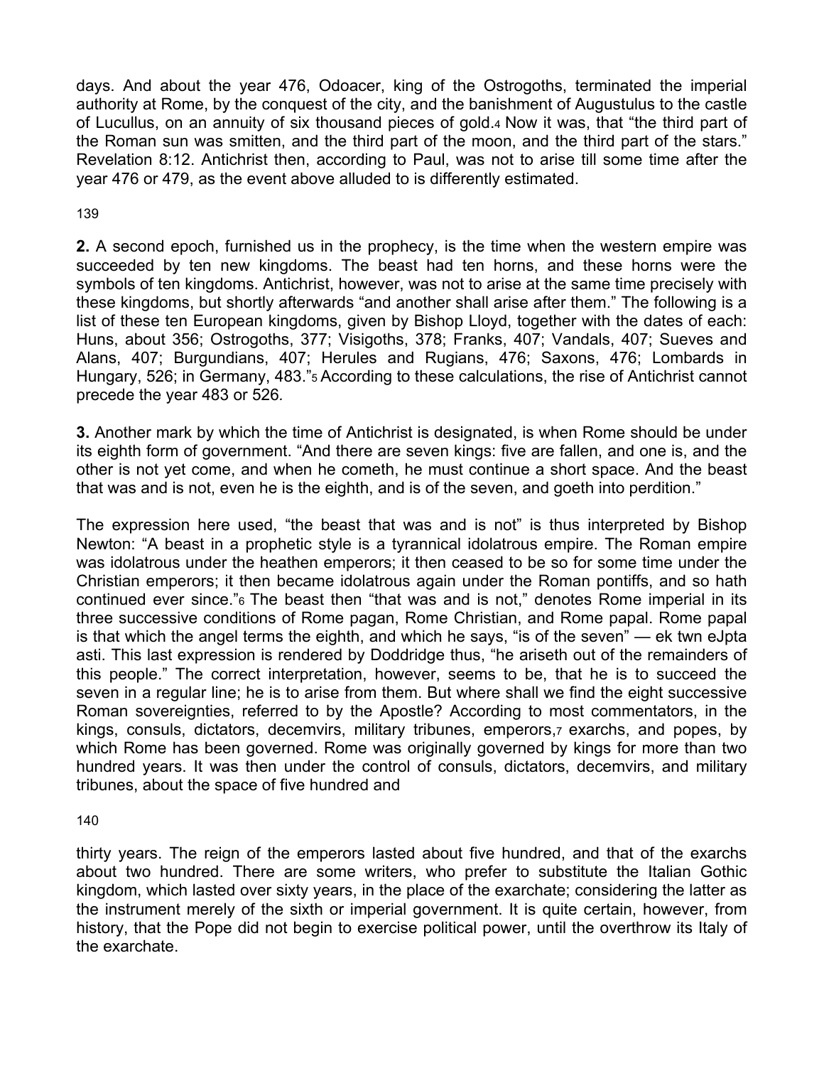days. And about the year 476, Odoacer, king of the Ostrogoths, terminated the imperial authority at Rome, by the conquest of the city, and the banishment of Augustulus to the castle of Lucullus, on an annuity of six thousand pieces of gold.[4] Now it was, that "the third part of the Roman sun was smitten, and the third part of the moon, and the third part of the stars." Revelation 8:12. Antichrist then, according to Paul, was not to arise till some time after the year 476 or 479, as the event above alluded to is differently estimated.

**2.** A second epoch, furnished us in the prophecy, is the time when the western empire was succeeded by ten new kingdoms. The beast had ten horns, and these horns were the symbols of ten kingdoms. Antichrist, however, was not to arise at the same time precisely with these kingdoms, but shortly afterwards "and another shall arise after them." The following is a list of these ten European kingdoms, given by Bishop Lloyd, together with the dates of each: Huns, about 356; Ostrogoths, 377; Visigoths, 378; Franks, 407; Vandals, 407; Sueves and Alans, 407; Burgundians, 407; Herules and Rugians, 476; Saxons, 476; Lombards in Hungary, 526; in Germany, 483."[5] According to these calculations, the rise of Antichrist cannot precede the year 483 or 526.

**3.** Another mark by which the time of Antichrist is designated, is when Rome should be under its eighth form of government. "And there are seven kings: five are fallen, and one is, and the other is not yet come, and when he cometh, he must continue a short space. And the beast that was and is not, even he is the eighth, and is of the seven, and goeth into perdition."

The expression here used, "the beast that was and is not" is thus interpreted by Bishop Newton: "A beast in a prophetic style is a tyrannical idolatrous empire. The Roman empire was idolatrous under the heathen emperors; it then ceased to be so for some time under the Christian emperors; it then became idolatrous again under the Roman pontiffs, and so hath continued ever since."[6] The beast then "that was and is not," denotes Rome imperial in its three successive conditions of Rome pagan, Rome Christian, and Rome papal. Rome papal is that which the angel terms the eighth, and which he says, "is of the seven" — ek twn eJpta asti. This last expression is rendered by Doddridge thus, "he ariseth out of the remainders of this people." The correct interpretation, however, seems to be, that he is to succeed the seven in a regular line; he is to arise from them. But where shall we find the eight successive Roman sovereignties, referred to by the Apostle? According to most commentators, in the kings, consuls, dictators, decemvirs, military tribunes, emperors,[7] exarchs, and popes, by which Rome has been governed. Rome was originally governed by kings for more than two hundred years. It was then under the control of consuls, dictators, decemvirs, and military tribunes, about the space of five hundred and thirty years. The reign of the emperors lasted about five hundred, and that of the exarchs about two hundred. There are some writers, who prefer to substitute the Italian Gothic kingdom, which lasted over sixty years, in the place of the exarchate; considering the latter as the instrument merely of the sixth or imperial government. It is quite certain, however, from history, that the Pope did not begin to exercise political power, until the overthrow its Italy of the exarchate.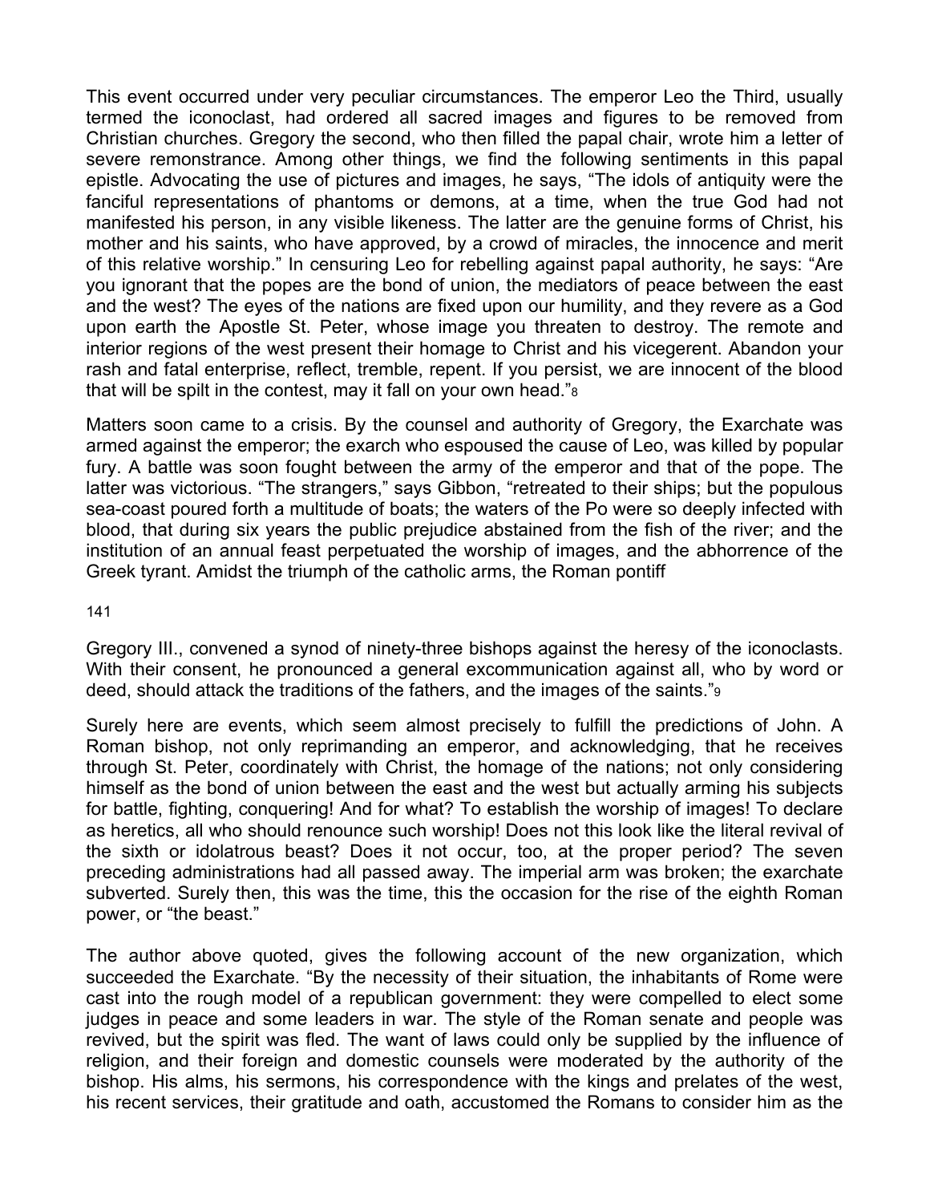This event occurred under very peculiar circumstances. The emperor Leo the Third, usually termed the iconoclast, had ordered all sacred images and figures to be removed from Christian churches. Gregory the second, who then filled the papal chair, wrote him a letter of severe remonstrance. Among other things, we find the following sentiments in this papal epistle. Advocating the use of pictures and images, he says, "The idols of antiquity were the fanciful representations of phantoms or demons, at a time, when the true God had not manifested his person, in any visible likeness. The latter are the genuine forms of Christ, his mother and his saints, who have approved, by a crowd of miracles, the innocence and merit of this relative worship." In censuring Leo for rebelling against papal authority, he says: "Are you ignorant that the popes are the bond of union, the mediators of peace between the east and the west? The eyes of the nations are fixed upon our humility, and they revere as a God upon earth the Apostle St. Peter, whose image you threaten to destroy. The remote and interior regions of the west present their homage to Christ and his vicegerent. Abandon your rash and fatal enterprise, reflect, tremble, repent. If you persist, we are innocent of the blood that will be spilt in the contest, may it fall on your own head."[8]

Matters soon came to a crisis. By the counsel and authority of Gregory, the Exarchate was armed against the emperor; the exarch who espoused the cause of Leo, was killed by popular fury. A battle was soon fought between the army of the emperor and that of the pope. The latter was victorious. "The strangers," says Gibbon, "retreated to their ships; but the populous sea-coast poured forth a multitude of boats; the waters of the Po were so deeply infected with blood, that during six years the public prejudice abstained from the fish of the river; and the institution of an annual feast perpetuated the worship of images, and the abhorrence of the Greek tyrant. Amidst the triumph of the catholic arms, the Roman pontiff Gregory III., convened a synod of ninety-three bishops against the heresy of the iconoclasts. With their consent, he pronounced a general excommunication against all, who by word or deed, should attack the traditions of the fathers, and the images of the saints."[9]

Surely here are events, which seem almost precisely to fulfill the predictions of John. A Roman bishop, not only reprimanding an emperor, and acknowledging, that he receives through St. Peter, coordinately with Christ, the homage of the nations; not only considering himself as the bond of union between the east and the west but actually arming his subjects for battle, fighting, conquering! And for what? To establish the worship of images! To declare as heretics, all who should renounce such worship! Does not this look like the literal revival of the sixth or idolatrous beast? Does it not occur, too, at the proper period? The seven preceding administrations had all passed away. The imperial arm was broken; the exarchate subverted. Surely then, this was the time, this the occasion for the rise of the eighth Roman power, or "the beast."

The author above quoted, gives the following account of the new organization, which succeeded the Exarchate. "By the necessity of their situation, the inhabitants of Rome were cast into the rough model of a republican government: they were compelled to elect some judges in peace and some leaders in war. The style of the Roman senate and people was revived, but the spirit was fled. The want of laws could only be supplied by the influence of religion, and their foreign and domestic counsels were moderated by the authority of the bishop. His alms, his sermons, his correspondence with the kings and prelates of the west, his recent services, their gratitude and oath, accustomed the Romans to consider him as the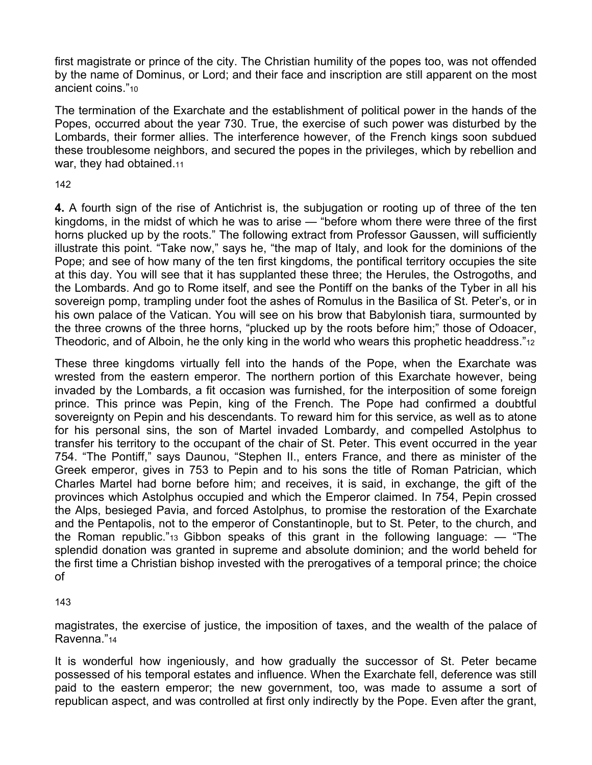first magistrate or prince of the city. The Christian humility of the popes too, was not offended by the name of Dominus, or Lord; and their face and inscription are still apparent on the most ancient coins."[10]

The termination of the Exarchate and the establishment of political power in the hands of the Popes, occurred about the year 730. True, the exercise of such power was disturbed by the Lombards, their former allies. The interference however, of the French kings soon subdued these troublesome neighbors, and secured the popes in the privileges, which by rebellion and war, they had obtained.[11]

**4.** A fourth sign of the rise of Antichrist is, the subjugation or rooting up of three of the ten kingdoms, in the midst of which he was to arise — "before whom there were three of the first horns plucked up by the roots." The following extract from Professor Gaussen, will sufficiently illustrate this point. "Take now," says he, "the map of Italy, and look for the dominions of the Pope; and see of how many of the ten first kingdoms, the pontifical territory occupies the site at this day. You will see that it has supplanted these three; the Herules, the Ostrogoths, and the Lombards. And go to Rome itself, and see the Pontiff on the banks of the Tyber in all his sovereign pomp, trampling under foot the ashes of Romulus in the Basilica of St. Peter's, or in his own palace of the Vatican. You will see on his brow that Babylonish tiara, surmounted by the three crowns of the three horns, "plucked up by the roots before him;" those of Odoacer, Theodoric, and of Alboin, he the only king in the world who wears this prophetic headdress."[12]

These three kingdoms virtually fell into the hands of the Pope, when the Exarchate was wrested from the eastern emperor. The northern portion of this Exarchate however, being invaded by the Lombards, a fit occasion was furnished, for the interposition of some foreign prince. This prince was Pepin, king of the French. The Pope had confirmed a doubtful sovereignty on Pepin and his descendants. To reward him for this service, as well as to atone for his personal sins, the son of Martel invaded Lombardy, and compelled Astolphus to transfer his territory to the occupant of the chair of St. Peter. This event occurred in the year 754. "The Pontiff," says Daunou, "Stephen II., enters France, and there as minister of the Greek emperor, gives in 753 to Pepin and to his sons the title of Roman Patrician, which Charles Martel had borne before him; and receives, it is said, in exchange, the gift of the provinces which Astolphus occupied and which the Emperor claimed. In 754, Pepin crossed the Alps, besieged Pavia, and forced Astolphus, to promise the restoration of the Exarchate and the Pentapolis, not to the emperor of Constantinople, but to St. Peter, to the church, and the Roman republic."[13] Gibbon speaks of this grant in the following language: — "The splendid donation was granted in supreme and absolute dominion; and the world beheld for the first time a Christian bishop invested with the prerogatives of a temporal prince; the choice of magistrates, the exercise of justice, the imposition of taxes, and the wealth of the palace of Ravenna."[14]

It is wonderful how ingeniously, and how gradually the successor of St. Peter became possessed of his temporal estates and influence. When the Exarchate fell, deference was still paid to the eastern emperor; the new government, too, was made to assume a sort of republican aspect, and was controlled at first only indirectly by the Pope. Even after the grant,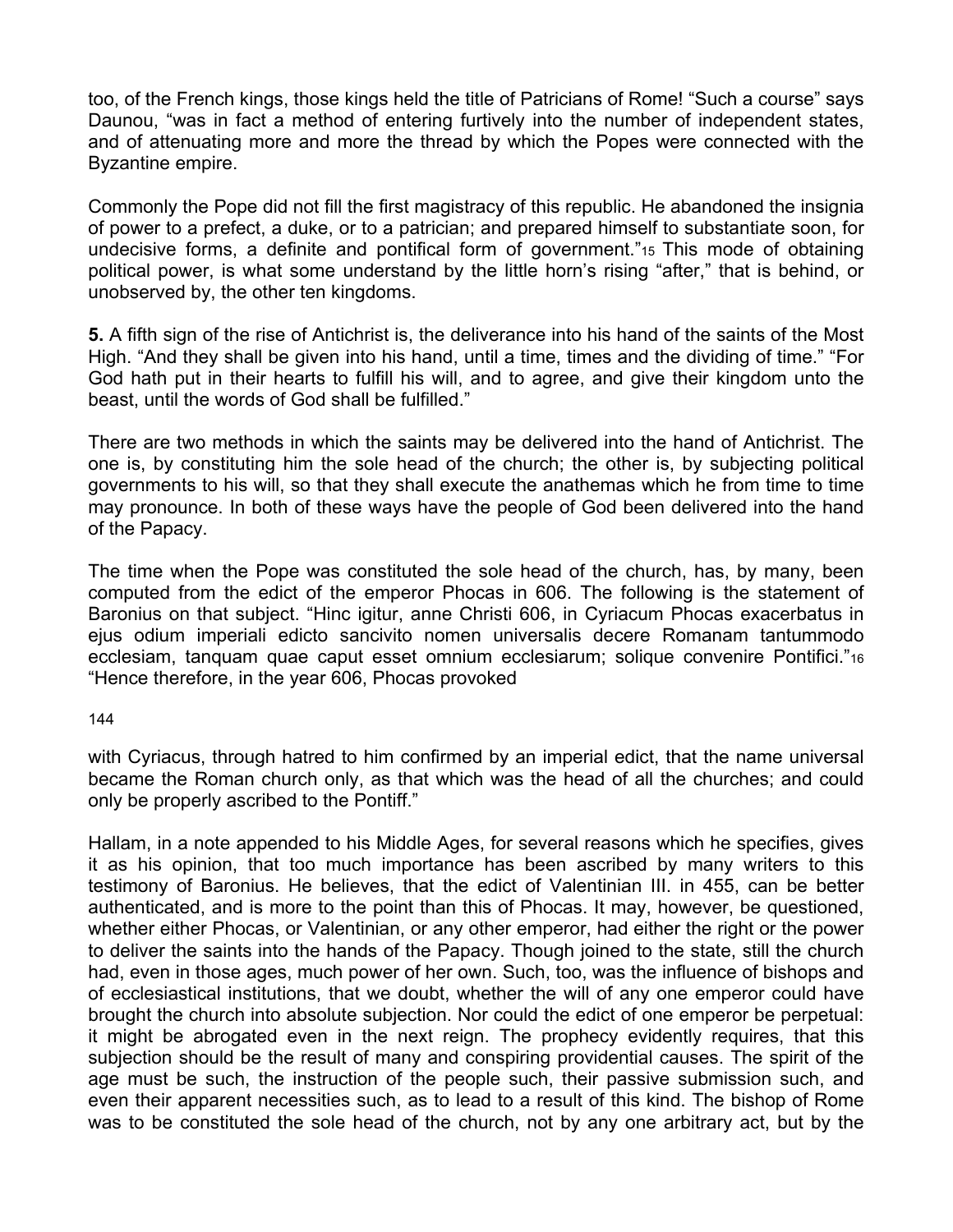too, of the French kings, those kings held the title of Patricians of Rome! "Such a course" says Daunou, "was in fact a method of entering furtively into the number of independent states, and of attenuating more and more the thread by which the Popes were connected with the Byzantine empire.

Commonly the Pope did not fill the first magistracy of this republic. He abandoned the insignia of power to a prefect, a duke, or to a patrician; and prepared himself to substantiate soon, for undecisive forms, a definite and pontifical form of government."[15] This mode of obtaining political power, is what some understand by the little horn's rising "after," that is behind, or unobserved by, the other ten kingdoms.

**5.** A fifth sign of the rise of Antichrist is, the deliverance into his hand of the saints of the Most High. "And they shall be given into his hand, until a time, times and the dividing of time." "For God hath put in their hearts to fulfill his will, and to agree, and give their kingdom unto the beast, until the words of God shall be fulfilled."

There are two methods in which the saints may be delivered into the hand of Antichrist. The one is, by constituting him the sole head of the church; the other is, by subjecting political governments to his will, so that they shall execute the anathemas which he from time to time may pronounce. In both of these ways have the people of God been delivered into the hand of the Papacy.

The time when the Pope was constituted the sole head of the church, has, by many, been computed from the edict of the emperor Phocas in 606. The following is the statement of Baronius on that subject. "Hinc igitur, anne Christi 606, in Cyriacum Phocas exacerbatus in ejus odium imperiali edicto sancivito nomen universalis decere Romanam tantummodo ecclesiam, tanquam quae caput esset omnium ecclesiarum; solique convenire Pontifici."[16] "Hence therefore, in the year 606, Phocas provoked with Cyriacus, through hatred to him confirmed by an imperial edict, that the name universal became the Roman church only, as that which was the head of all the churches; and could only be properly ascribed to the Pontiff."

Hallam, in a note appended to his Middle Ages, for several reasons which he specifies, gives it as his opinion, that too much importance has been ascribed by many writers to this testimony of Baronius. He believes, that the edict of Valentinian III. in 455, can be better authenticated, and is more to the point than this of Phocas. It may, however, be questioned, whether either Phocas, or Valentinian, or any other emperor, had either the right or the power to deliver the saints into the hands of the Papacy. Though joined to the state, still the church had, even in those ages, much power of her own. Such, too, was the influence of bishops and of ecclesiastical institutions, that we doubt, whether the will of any one emperor could have brought the church into absolute subjection. Nor could the edict of one emperor be perpetual: it might be abrogated even in the next reign. The prophecy evidently requires, that this subjection should be the result of many and conspiring providential causes. The spirit of the age must be such, the instruction of the people such, their passive submission such, and even their apparent necessities such, as to lead to a result of this kind. The bishop of Rome was to be constituted the sole head of the church, not by any one arbitrary act, but by the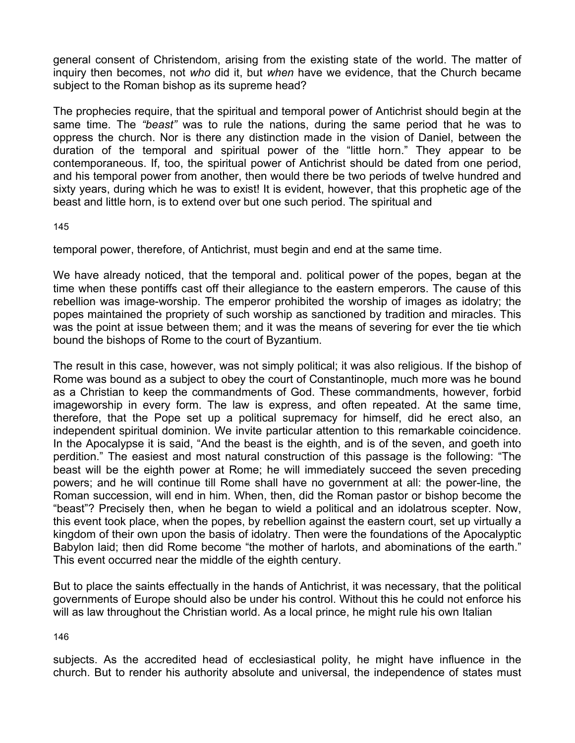general consent of Christendom, arising from the existing state of the world. The matter of inquiry then becomes, not *who* did it, but *when* have we evidence, that the Church became subject to the Roman bishop as its supreme head?

The prophecies require, that the spiritual and temporal power of Antichrist should begin at the same time. The *"beast"* was to rule the nations, during the same period that he was to oppress the church. Nor is there any distinction made in the vision of Daniel, between the duration of the temporal and spiritual power of the "little horn." They appear to be contemporaneous. If, too, the spiritual power of Antichrist should be dated from one period, and his temporal power from another, then would there be two periods of twelve hundred and sixty years, during which he was to exist! It is evident, however, that this prophetic age of the beast and little horn, is to extend over but one such period. The spiritual and temporal power, therefore, of Antichrist, must begin and end at the same time.

We have already noticed, that the temporal and. political power of the popes, began at the time when these pontiffs cast off their allegiance to the eastern emperors. The cause of this rebellion was image-worship. The emperor prohibited the worship of images as idolatry; the popes maintained the propriety of such worship as sanctioned by tradition and miracles. This was the point at issue between them; and it was the means of severing for ever the tie which bound the bishops of Rome to the court of Byzantium.

The result in this case, however, was not simply political; it was also religious. If the bishop of Rome was bound as a subject to obey the court of Constantinople, much more was he bound as a Christian to keep the commandments of God. These commandments, however, forbid imageworship in every form. The law is express, and often repeated. At the same time, therefore, that the Pope set up a political supremacy for himself, did he erect also, an independent spiritual dominion. We invite particular attention to this remarkable coincidence. In the Apocalypse it is said, "And the beast is the eighth, and is of the seven, and goeth into perdition." The easiest and most natural construction of this passage is the following: "The beast will be the eighth power at Rome; he will immediately succeed the seven preceding powers; and he will continue till Rome shall have no government at all: the power-line, the Roman succession, will end in him. When, then, did the Roman pastor or bishop become the "beast"? Precisely then, when he began to wield a political and an idolatrous scepter. Now, this event took place, when the popes, by rebellion against the eastern court, set up virtually a kingdom of their own upon the basis of idolatry. Then were the foundations of the Apocalyptic Babylon laid; then did Rome become "the mother of harlots, and abominations of the earth." This event occurred near the middle of the eighth century.

But to place the saints effectually in the hands of Antichrist, it was necessary, that the political governments of Europe should also be under his control. Without this he could not enforce his will as law throughout the Christian world. As a local prince, he might rule his own Italian subjects. As the accredited head of ecclesiastical polity, he might have influence in the church. But to render his authority absolute and universal, the independence of states must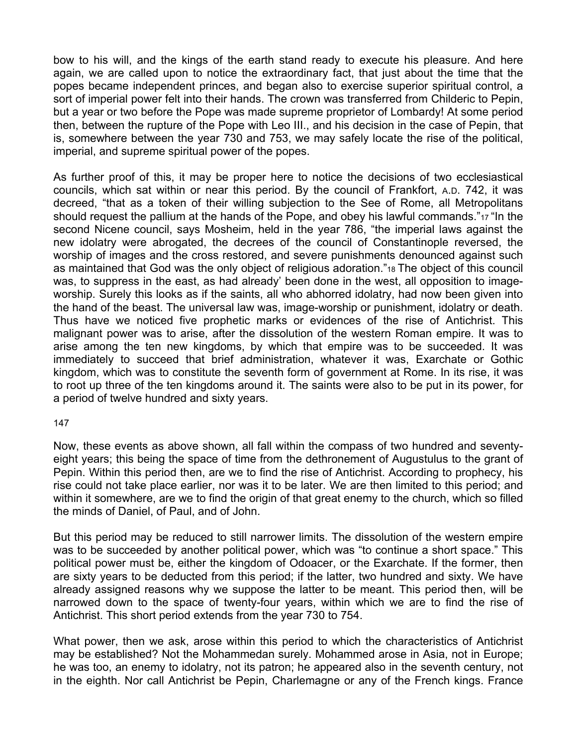bow to his will, and the kings of the earth stand ready to execute his pleasure. And here again, we are called upon to notice the extraordinary fact, that just about the time that the popes became independent princes, and began also to exercise superior spiritual control, a sort of imperial power felt into their hands. The crown was transferred from Childeric to Pepin, but a year or two before the Pope was made supreme proprietor of Lombardy! At some period then, between the rupture of the Pope with Leo III., and his decision in the case of Pepin, that is, somewhere between the year 730 and 753, we may safely locate the rise of the political, imperial, and supreme spiritual power of the popes.

As further proof of this, it may be proper here to notice the decisions of two ecclesiastical councils, which sat within or near this period. By the council of Frankfort, A.D. 742, it was decreed, "that as a token of their willing subjection to the See of Rome, all Metropolitans should request the pallium at the hands of the Pope, and obey his lawful commands."[17] "In the second Nicene council, says Mosheim, held in the year 786, "the imperial laws against the new idolatry were abrogated, the decrees of the council of Constantinople reversed, the worship of images and the cross restored, and severe punishments denounced against such as maintained that God was the only object of religious adoration."[18] The object of this council was, to suppress in the east, as had already' been done in the west, all opposition to image-worship. Surely this looks as if the saints, all who abhorred idolatry, had now been given into the hand of the beast. The universal law was, image-worship or punishment, idolatry or death. Thus have we noticed five prophetic marks or evidences of the rise of Antichrist. This malignant power was to arise, after the dissolution of the western Roman empire. It was to arise among the ten new kingdoms, by which that empire was to be succeeded. It was immediately to succeed that brief administration, whatever it was, Exarchate or Gothic kingdom, which was to constitute the seventh form of government at Rome. In its rise, it was to root up three of the ten kingdoms around it. The saints were also to be put in its power, for a period of twelve hundred and sixty years.

147

Now, these events as above shown, all fall within the compass of two hundred and seventy-eight years; this being the space of time from the dethronement of Augustulus to the grant of Pepin. Within this period then, are we to find the rise of Antichrist. According to prophecy, his rise could not take place earlier, nor was it to be later. We are then limited to this period; and within it somewhere, are we to find the origin of that great enemy to the church, which so filled the minds of Daniel, of Paul, and of John.

But this period may be reduced to still narrower limits. The dissolution of the western empire was to be succeeded by another political power, which was "to continue a short space." This political power must be, either the kingdom of Odoacer, or the Exarchate. If the former, then are sixty years to be deducted from this period; if the latter, two hundred and sixty. We have already assigned reasons why we suppose the latter to be meant. This period then, will be narrowed down to the space of twenty-four years, within which we are to find the rise of Antichrist. This short period extends from the year 730 to 754.

What power, then we ask, arose within this period to which the characteristics of Antichrist may be established? Not the Mohammedan surely. Mohammed arose in Asia, not in Europe; he was too, an enemy to idolatry, not its patron; he appeared also in the seventh century, not in the eighth. Nor call Antichrist be Pepin, Charlemagne or any of the French kings. France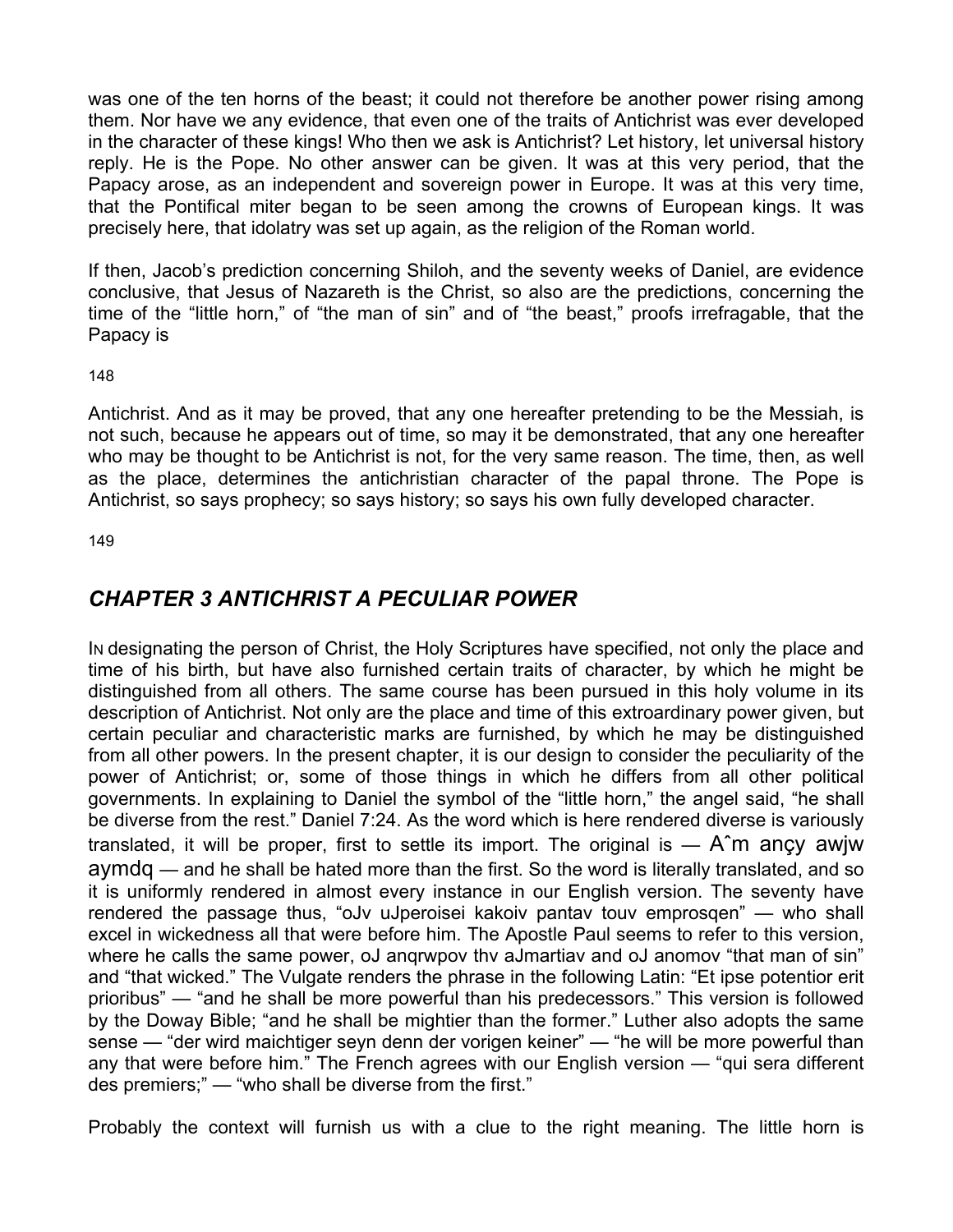was one of the ten horns of the beast; it could not therefore be another power rising among them. Nor have we any evidence, that even one of the traits of Antichrist was ever developed in the character of these kings! Who then we ask is Antichrist? Let history, let universal history reply. He is the Pope. No other answer can be given. It was at this very period, that the Papacy arose, as an independent and sovereign power in Europe. It was at this very time, that the Pontifical miter began to be seen among the crowns of European kings. It was precisely here, that idolatry was set up again, as the religion of the Roman world.

If then, Jacob's prediction concerning Shiloh, and the seventy weeks of Daniel, are evidence conclusive, that Jesus of Nazareth is the Christ, so also are the predictions, concerning the time of the "little horn," of "the man of sin" and of "the beast," proofs irrefragable, that the Papacy is

Antichrist. And as it may be proved, that any one hereafter pretending to be the Messiah, is not such, because he appears out of time, so may it be demonstrated, that any one hereafter who may be thought to be Antichrist is not, for the very same reason. The time, then, as well as the place, determines the antichristian character of the papal throne. The Pope is Antichrist, so says prophecy; so says history; so says his own fully developed character.

## *CHAPTER 3 ANTICHRIST A PECULIAR POWER*

In designating the person of Christ, the Holy Scriptures have specified, not only the place and time of his birth, but have also furnished certain traits of character, by which he might be distinguished from all others. The same course has been pursued in this holy volume in its description of Antichrist. Not only are the place and time of this extraordinary power given, but certain peculiar and characteristic marks are furnished, by which he may be distinguished from all other powers. In the present chapter, it is our design to consider the peculiarity of the power of Antichrist; or, some of those things in which he differs from all other political governments. In explaining to Daniel the symbol of the "little horn," the angel said, "he shall be diverse from the rest." Daniel 7:24. As the word which is here rendered diverse is variously translated, it will be proper, first to settle its import. The original is — Aˆm ançy awjw aymdq — and he shall be hated more than the first. So the word is literally translated, and so it is uniformly rendered in almost every instance in our English version. The seventy have rendered the passage thus, "oJv uJperoisei kakoiv pantav touv emprosqen" — who shall excel in wickedness all that were before him. The Apostle Paul seems to refer to this version, where he calls the same power, oJ anqrwpov thv aJmartiav and oJ anomov "that man of sin" and "that wicked." The Vulgate renders the phrase in the following Latin: "Et ipse potentior erit prioribus" — "and he shall be more powerful than his predecessors." This version is followed by the Doway Bible; "and he shall be mightier than the former." Luther also adopts the same sense — "der wird maichtiger seyn denn der vorigen keiner" — "he will be more powerful than any that were before him." The French agrees with our English version — "qui sera different des premiers;" — "who shall be diverse from the first."

Probably the context will furnish us with a clue to the right meaning. The little horn is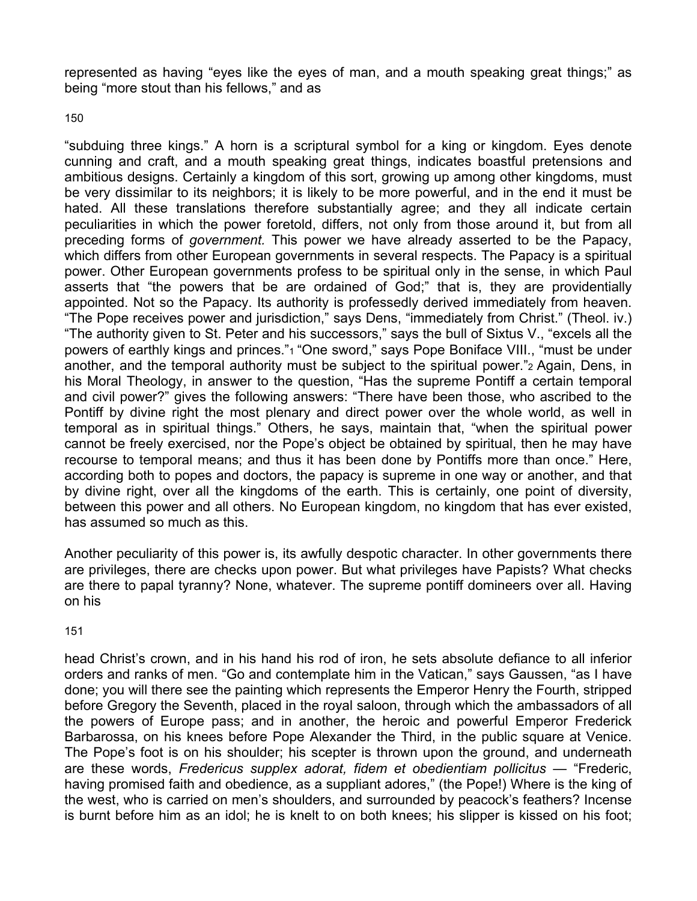represented as having “eyes like the eyes of man, and a mouth speaking great things;” as being “more stout than his fellows,” and as

“subduing three kings.” A horn is a scriptural symbol for a king or kingdom. Eyes denote cunning and craft, and a mouth speaking great things, indicates boastful pretensions and ambitious designs. Certainly a kingdom of this sort, growing up among other kingdoms, must be very dissimilar to its neighbors; it is likely to be more powerful, and in the end it must be hated. All these translations therefore substantially agree; and they all indicate certain peculiarities in which the power foretold, differs, not only from those around it, but from all preceding forms of *government.* This power we have already asserted to be the Papacy, which differs from other European governments in several respects. The Papacy is a spiritual power. Other European governments profess to be spiritual only in the sense, in which Paul asserts that “the powers that be are ordained of God;” that is, they are providentially appointed. Not so the Papacy. Its authority is professedly derived immediately from heaven. “The Pope receives power and jurisdiction,” says Dens, “immediately from Christ.” (Theol. iv.) “The authority given to St. Peter and his successors,” says the bull of Sixtus V., “excels all the powers of earthly kings and princes.”[1] “One sword,” says Pope Boniface VIII., “must be under another, and the temporal authority must be subject to the spiritual power.”[2] Again, Dens, in his Moral Theology, in answer to the question, “Has the supreme Pontiff a certain temporal and civil power?” gives the following answers: “There have been those, who ascribed to the Pontiff by divine right the most plenary and direct power over the whole world, as well in temporal as in spiritual things.” Others, he says, maintain that, “when the spiritual power cannot be freely exercised, nor the Pope’s object be obtained by spiritual, then he may have recourse to temporal means; and thus it has been done by Pontiffs more than once.” Here, according both to popes and doctors, the papacy is supreme in one way or another, and that by divine right, over all the kingdoms of the earth. This is certainly, one point of diversity, between this power and all others. No European kingdom, no kingdom that has ever existed, has assumed so much as this.

Another peculiarity of this power is, its awfully despotic character. In other governments there are privileges, there are checks upon power. But what privileges have Papists? What checks are there to papal tyranny? None, whatever. The supreme pontiff domineers over all. Having on his

head Christ’s crown, and in his hand his rod of iron, he sets absolute defiance to all inferior orders and ranks of men. “Go and contemplate him in the Vatican,” says Gaussen, “as I have done; you will there see the painting which represents the Emperor Henry the Fourth, stripped before Gregory the Seventh, placed in the royal saloon, through which the ambassadors of all the powers of Europe pass; and in another, the heroic and powerful Emperor Frederick Barbarossa, on his knees before Pope Alexander the Third, in the public square at Venice. The Pope’s foot is on his shoulder; his scepter is thrown upon the ground, and underneath are these words, *Fredericus supplex adorat, fidem et obedientiam pollicitus* — “Frederic, having promised faith and obedience, as a suppliant adores,” (the Pope!) Where is the king of the west, who is carried on men’s shoulders, and surrounded by peacock’s feathers? Incense is burnt before him as an idol; he is knelt to on both knees; his slipper is kissed on his foot;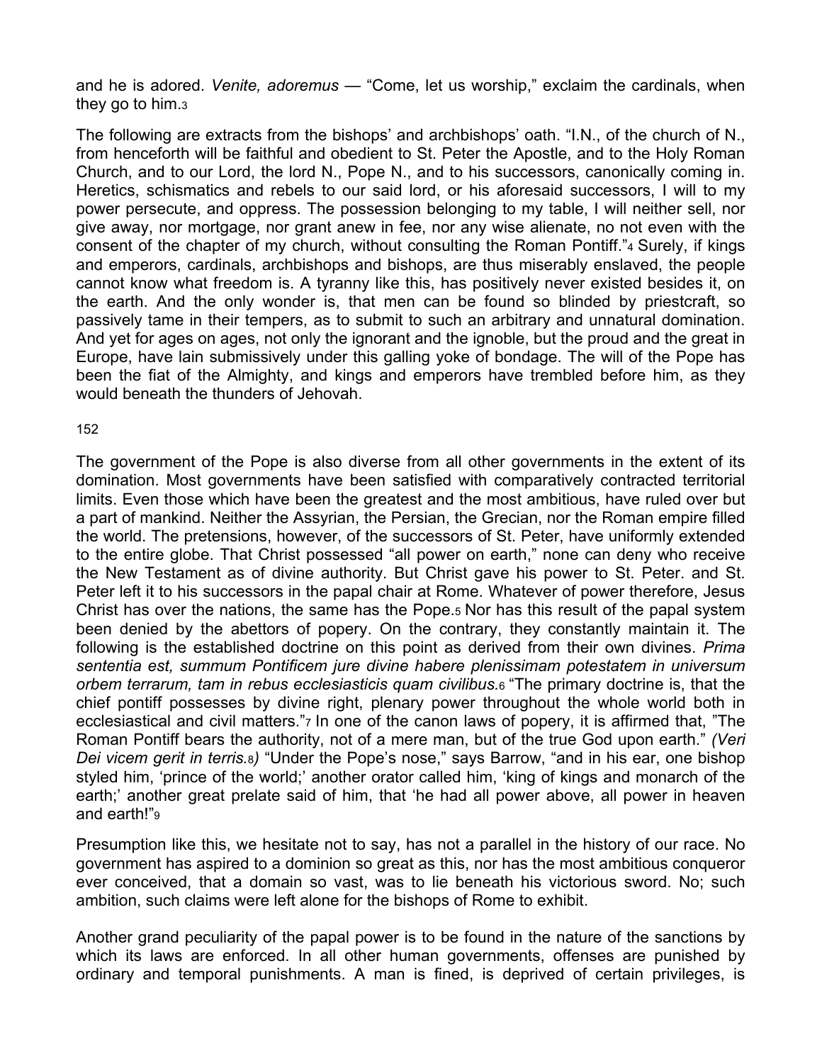and he is adored. *Venite, adoremus* — "Come, let us worship," exclaim the cardinals, when they go to him.[3]

The following are extracts from the bishops' and archbishops' oath. "I.N., of the church of N., from henceforth will be faithful and obedient to St. Peter the Apostle, and to the Holy Roman Church, and to our Lord, the lord N., Pope N., and to his successors, canonically coming in. Heretics, schismatics and rebels to our said lord, or his aforesaid successors, I will to my power persecute, and oppress. The possession belonging to my table, I will neither sell, nor give away, nor mortgage, nor grant anew in fee, nor any wise alienate, no not even with the consent of the chapter of my church, without consulting the Roman Pontiff."[4] Surely, if kings and emperors, cardinals, archbishops and bishops, are thus miserably enslaved, the people cannot know what freedom is. A tyranny like this, has positively never existed besides it, on the earth. And the only wonder is, that men can be found so blinded by priestcraft, so passively tame in their tempers, as to submit to such an arbitrary and unnatural domination. And yet for ages on ages, not only the ignorant and the ignoble, but the proud and the great in Europe, have lain submissively under this galling yoke of bondage. The will of the Pope has been the fiat of the Almighty, and kings and emperors have trembled before him, as they would beneath the thunders of Jehovah.

152

The government of the Pope is also diverse from all other governments in the extent of its domination. Most governments have been satisfied with comparatively contracted territorial limits. Even those which have been the greatest and the most ambitious, have ruled over but a part of mankind. Neither the Assyrian, the Persian, the Grecian, nor the Roman empire filled the world. The pretensions, however, of the successors of St. Peter, have uniformly extended to the entire globe. That Christ possessed "all power on earth," none can deny who receive the New Testament as of divine authority. But Christ gave his power to St. Peter. and St. Peter left it to his successors in the papal chair at Rome. Whatever of power therefore, Jesus Christ has over the nations, the same has the Pope.[5] Nor has this result of the papal system been denied by the abettors of popery. On the contrary, they constantly maintain it. The following is the established doctrine on this point as derived from their own divines. *Prima sententia est, summum Pontificem jure divine habere plenissimam potestatem in universum orbem terrarum, tam in rebus ecclesiasticis quam civilibus.*[6] "The primary doctrine is, that the chief pontiff possesses by divine right, plenary power throughout the whole world both in ecclesiastical and civil matters."[7] In one of the canon laws of popery, it is affirmed that, "The Roman Pontiff bears the authority, not of a mere man, but of the true God upon earth." *(Veri Dei vicem gerit in terris.*[8]*)* "Under the Pope's nose," says Barrow, "and in his ear, one bishop styled him, 'prince of the world;' another orator called him, 'king of kings and monarch of the earth;' another great prelate said of him, that 'he had all power above, all power in heaven and earth!"[9]

Presumption like this, we hesitate not to say, has not a parallel in the history of our race. No government has aspired to a dominion so great as this, nor has the most ambitious conqueror ever conceived, that a domain so vast, was to lie beneath his victorious sword. No; such ambition, such claims were left alone for the bishops of Rome to exhibit.

Another grand peculiarity of the papal power is to be found in the nature of the sanctions by which its laws are enforced. In all other human governments, offenses are punished by ordinary and temporal punishments. A man is fined, is deprived of certain privileges, is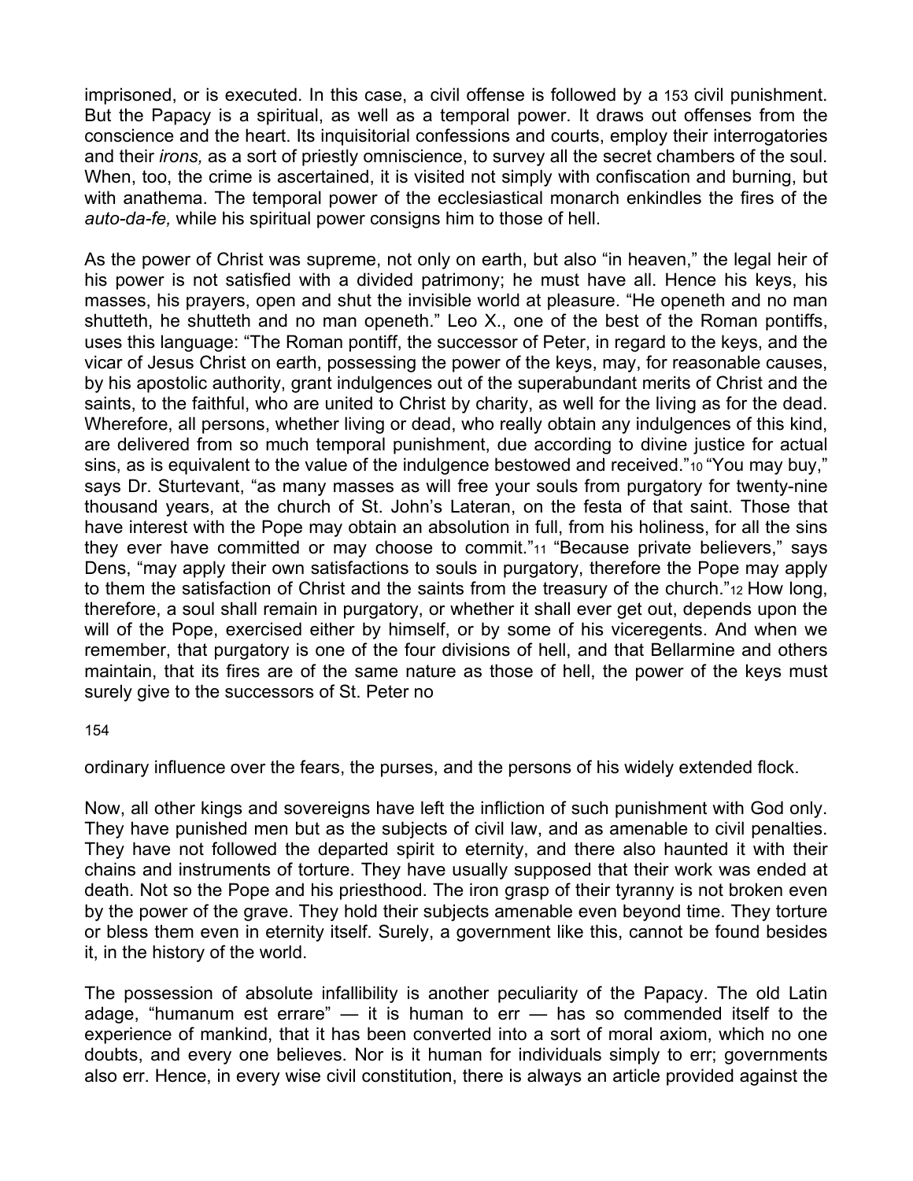imprisoned, or is executed. In this case, a civil offense is followed by a civil punishment. But the Papacy is a spiritual, as well as a temporal power. It draws out offenses from the conscience and the heart. Its inquisitorial confessions and courts, employ their interrogatories and their *irons,* as a sort of priestly omniscience, to survey all the secret chambers of the soul. When, too, the crime is ascertained, it is visited not simply with confiscation and burning, but with anathema. The temporal power of the ecclesiastical monarch enkindles the fires of the *auto-da-fe,* while his spiritual power consigns him to those of hell.

As the power of Christ was supreme, not only on earth, but also "in heaven," the legal heir of his power is not satisfied with a divided patrimony; he must have all. Hence his keys, his masses, his prayers, open and shut the invisible world at pleasure. "He openeth and no man shutteth, he shutteth and no man openeth." Leo X., one of the best of the Roman pontiffs, uses this language: "The Roman pontiff, the successor of Peter, in regard to the keys, and the vicar of Jesus Christ on earth, possessing the power of the keys, may, for reasonable causes, by his apostolic authority, grant indulgences out of the superabundant merits of Christ and the saints, to the faithful, who are united to Christ by charity, as well for the living as for the dead. Wherefore, all persons, whether living or dead, who really obtain any indulgences of this kind, are delivered from so much temporal punishment, due according to divine justice for actual sins, as is equivalent to the value of the indulgence bestowed and received."[10] "You may buy," says Dr. Sturtevant, "as many masses as will free your souls from purgatory for twenty-nine thousand years, at the church of St. John's Lateran, on the festa of that saint. Those that have interest with the Pope may obtain an absolution in full, from his holiness, for all the sins they ever have committed or may choose to commit."[11] "Because private believers," says Dens, "may apply their own satisfactions to souls in purgatory, therefore the Pope may apply to them the satisfaction of Christ and the saints from the treasury of the church."[12] How long, therefore, a soul shall remain in purgatory, or whether it shall ever get out, depends upon the will of the Pope, exercised either by himself, or by some of his viceregents. And when we remember, that purgatory is one of the four divisions of hell, and that Bellarmine and others maintain, that its fires are of the same nature as those of hell, the power of the keys must surely give to the successors of St. Peter no ordinary influence over the fears, the purses, and the persons of his widely extended flock.

Now, all other kings and sovereigns have left the infliction of such punishment with God only. They have punished men but as the subjects of civil law, and as amenable to civil penalties. They have not followed the departed spirit to eternity, and there also haunted it with their chains and instruments of torture. They have usually supposed that their work was ended at death. Not so the Pope and his priesthood. The iron grasp of their tyranny is not broken even by the power of the grave. They hold their subjects amenable even beyond time. They torture or bless them even in eternity itself. Surely, a government like this, cannot be found besides it, in the history of the world.

The possession of absolute infallibility is another peculiarity of the Papacy. The old Latin adage, "humanum est errare" — it is human to err — has so commended itself to the experience of mankind, that it has been converted into a sort of moral axiom, which no one doubts, and every one believes. Nor is it human for individuals simply to err; governments also err. Hence, in every wise civil constitution, there is always an article provided against the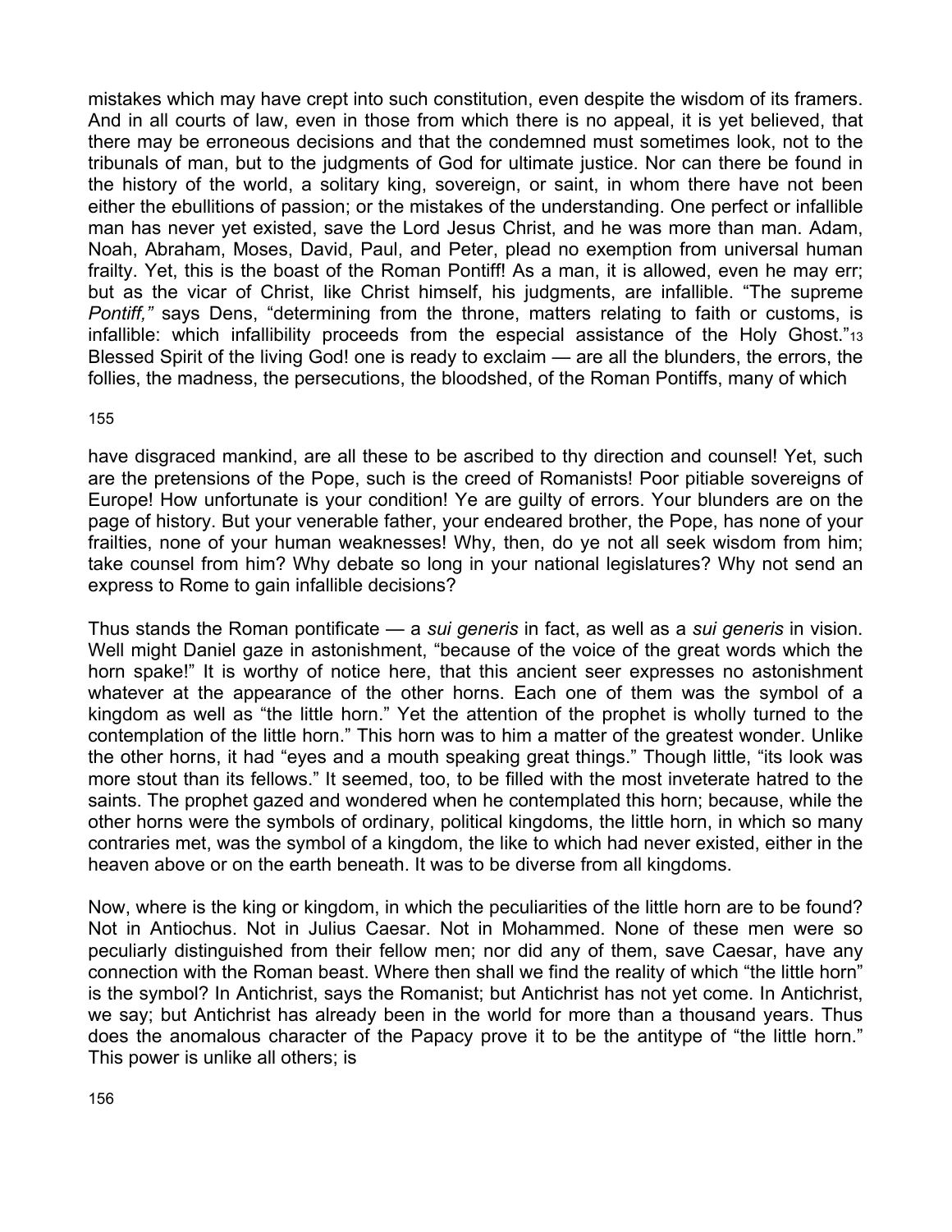mistakes which may have crept into such constitution, even despite the wisdom of its framers. And in all courts of law, even in those from which there is no appeal, it is yet believed, that there may be erroneous decisions and that the condemned must sometimes look, not to the tribunals of man, but to the judgments of God for ultimate justice. Nor can there be found in the history of the world, a solitary king, sovereign, or saint, in whom there have not been either the ebullitions of passion; or the mistakes of the understanding. One perfect or infallible man has never yet existed, save the Lord Jesus Christ, and he was more than man. Adam, Noah, Abraham, Moses, David, Paul, and Peter, plead no exemption from universal human frailty. Yet, this is the boast of the Roman Pontiff! As a man, it is allowed, even he may err; but as the vicar of Christ, like Christ himself, his judgments, are infallible. "The supreme *Pontiff,"* says Dens, "determining from the throne, matters relating to faith or customs, is infallible: which infallibility proceeds from the especial assistance of the Holy Ghost."[13] Blessed Spirit of the living God! one is ready to exclaim — are all the blunders, the errors, the follies, the madness, the persecutions, the bloodshed, of the Roman Pontiffs, many of which have disgraced mankind, are all these to be ascribed to thy direction and counsel! Yet, such are the pretensions of the Pope, such is the creed of Romanists! Poor pitiable sovereigns of Europe! How unfortunate is your condition! Ye are guilty of errors. Your blunders are on the page of history. But your venerable father, your endeared brother, the Pope, has none of your frailties, none of your human weaknesses! Why, then, do ye not all seek wisdom from him; take counsel from him? Why debate so long in your national legislatures? Why not send an express to Rome to gain infallible decisions?

Thus stands the Roman pontificate — a *sui generis* in fact, as well as a *sui generis* in vision. Well might Daniel gaze in astonishment, "because of the voice of the great words which the horn spake!" It is worthy of notice here, that this ancient seer expresses no astonishment whatever at the appearance of the other horns. Each one of them was the symbol of a kingdom as well as "the little horn." Yet the attention of the prophet is wholly turned to the contemplation of the little horn." This horn was to him a matter of the greatest wonder. Unlike the other horns, it had "eyes and a mouth speaking great things." Though little, "its look was more stout than its fellows." It seemed, too, to be filled with the most inveterate hatred to the saints. The prophet gazed and wondered when he contemplated this horn; because, while the other horns were the symbols of ordinary, political kingdoms, the little horn, in which so many contraries met, was the symbol of a kingdom, the like to which had never existed, either in the heaven above or on the earth beneath. It was to be diverse from all kingdoms.

Now, where is the king or kingdom, in which the peculiarities of the little horn are to be found? Not in Antiochus. Not in Julius Caesar. Not in Mohammed. None of these men were so peculiarly distinguished from their fellow men; nor did any of them, save Caesar, have any connection with the Roman beast. Where then shall we find the reality of which "the little horn" is the symbol? In Antichrist, says the Romanist; but Antichrist has not yet come. In Antichrist, we say; but Antichrist has already been in the world for more than a thousand years. Thus does the anomalous character of the Papacy prove it to be the antitype of "the little horn." This power is unlike all others; is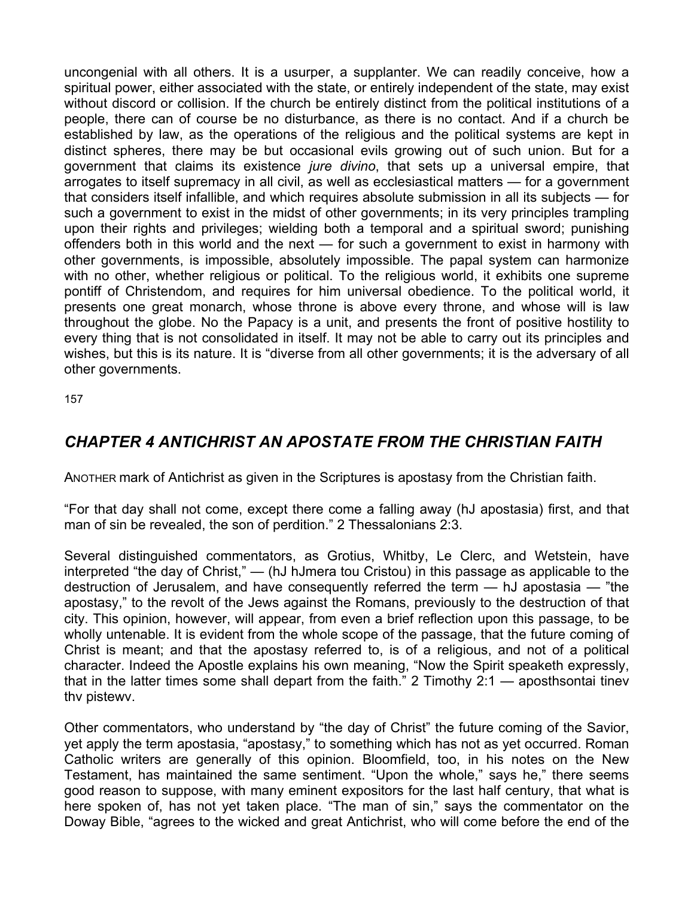uncongenial with all others. It is a usurper, a supplanter. We can readily conceive, how a spiritual power, either associated with the state, or entirely independent of the state, may exist without discord or collision. If the church be entirely distinct from the political institutions of a people, there can of course be no disturbance, as there is no contact. And if a church be established by law, as the operations of the religious and the political systems are kept in distinct spheres, there may be but occasional evils growing out of such union. But for a government that claims its existence *jure divino*, that sets up a universal empire, that arrogates to itself supremacy in all civil, as well as ecclesiastical matters — for a government that considers itself infallible, and which requires absolute submission in all its subjects — for such a government to exist in the midst of other governments; in its very principles trampling upon their rights and privileges; wielding both a temporal and a spiritual sword; punishing offenders both in this world and the next — for such a government to exist in harmony with other governments, is impossible, absolutely impossible. The papal system can harmonize with no other, whether religious or political. To the religious world, it exhibits one supreme pontiff of Christendom, and requires for him universal obedience. To the political world, it presents one great monarch, whose throne is above every throne, and whose will is law throughout the globe. No the Papacy is a unit, and presents the front of positive hostility to every thing that is not consolidated in itself. It may not be able to carry out its principles and wishes, but this is its nature. It is "diverse from all other governments; it is the adversary of all other governments.

157

## *CHAPTER 4 ANTICHRIST AN APOSTATE FROM THE CHRISTIAN FAITH*

ANOTHER mark of Antichrist as given in the Scriptures is apostasy from the Christian faith.

"For that day shall not come, except there come a falling away (hJ apostasia) first, and that man of sin be revealed, the son of perdition." 2 Thessalonians 2:3.

Several distinguished commentators, as Grotius, Whitby, Le Clerc, and Wetstein, have interpreted "the day of Christ," — (hJ hJmera tou Cristou) in this passage as applicable to the destruction of Jerusalem, and have consequently referred the term — hJ apostasia — "the apostasy," to the revolt of the Jews against the Romans, previously to the destruction of that city. This opinion, however, will appear, from even a brief reflection upon this passage, to be wholly untenable. It is evident from the whole scope of the passage, that the future coming of Christ is meant; and that the apostasy referred to, is of a religious, and not of a political character. Indeed the Apostle explains his own meaning, "Now the Spirit speaketh expressly, that in the latter times some shall depart from the faith." 2 Timothy 2:1 — aposthsontai tinev thv pistewv.

Other commentators, who understand by "the day of Christ" the future coming of the Savior, yet apply the term apostasia, "apostasy," to something which has not as yet occurred. Roman Catholic writers are generally of this opinion. Bloomfield, too, in his notes on the New Testament, has maintained the same sentiment. "Upon the whole," says he," there seems good reason to suppose, with many eminent expositors for the last half century, that what is here spoken of, has not yet taken place. "The man of sin," says the commentator on the Doway Bible, "agrees to the wicked and great Antichrist, who will come before the end of the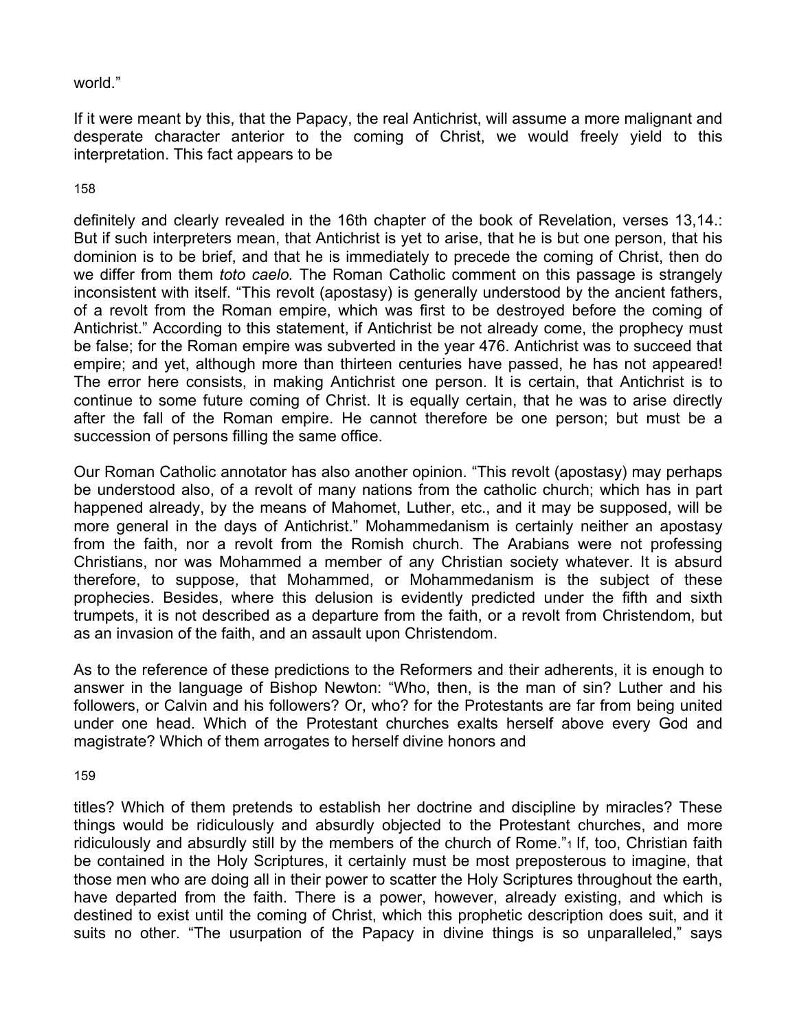world."

If it were meant by this, that the Papacy, the real Antichrist, will assume a more malignant and desperate character anterior to the coming of Christ, we would freely yield to this interpretation. This fact appears to be definitely and clearly revealed in the 16th chapter of the book of Revelation, verses 13,14.: But if such interpreters mean, that Antichrist is yet to arise, that he is but one person, that his dominion is to be brief, and that he is immediately to precede the coming of Christ, then do we differ from them *toto caelo.* The Roman Catholic comment on this passage is strangely inconsistent with itself. "This revolt (apostasy) is generally understood by the ancient fathers, of a revolt from the Roman empire, which was first to be destroyed before the coming of Antichrist." According to this statement, if Antichrist be not already come, the prophecy must be false; for the Roman empire was subverted in the year 476. Antichrist was to succeed that empire; and yet, although more than thirteen centuries have passed, he has not appeared! The error here consists, in making Antichrist one person. It is certain, that Antichrist is to continue to some future coming of Christ. It is equally certain, that he was to arise directly after the fall of the Roman empire. He cannot therefore be one person; but must be a succession of persons filling the same office.

Our Roman Catholic annotator has also another opinion. "This revolt (apostasy) may perhaps be understood also, of a revolt of many nations from the catholic church; which has in part happened already, by the means of Mahomet, Luther, etc., and it may be supposed, will be more general in the days of Antichrist." Mohammedanism is certainly neither an apostasy from the faith, nor a revolt from the Romish church. The Arabians were not professing Christians, nor was Mohammed a member of any Christian society whatever. It is absurd therefore, to suppose, that Mohammed, or Mohammedanism is the subject of these prophecies. Besides, where this delusion is evidently predicted under the fifth and sixth trumpets, it is not described as a departure from the faith, or a revolt from Christendom, but as an invasion of the faith, and an assault upon Christendom.

As to the reference of these predictions to the Reformers and their adherents, it is enough to answer in the language of Bishop Newton: "Who, then, is the man of sin? Luther and his followers, or Calvin and his followers? Or, who? for the Protestants are far from being united under one head. Which of the Protestant churches exalts herself above every God and magistrate? Which of them arrogates to herself divine honors and titles? Which of them pretends to establish her doctrine and discipline by miracles? These things would be ridiculously and absurdly objected to the Protestant churches, and more ridiculously and absurdly still by the members of the church of Rome."[1] If, too, Christian faith be contained in the Holy Scriptures, it certainly must be most preposterous to imagine, that those men who are doing all in their power to scatter the Holy Scriptures throughout the earth, have departed from the faith. There is a power, however, already existing, and which is destined to exist until the coming of Christ, which this prophetic description does suit, and it suits no other. "The usurpation of the Papacy in divine things is so unparalleled," says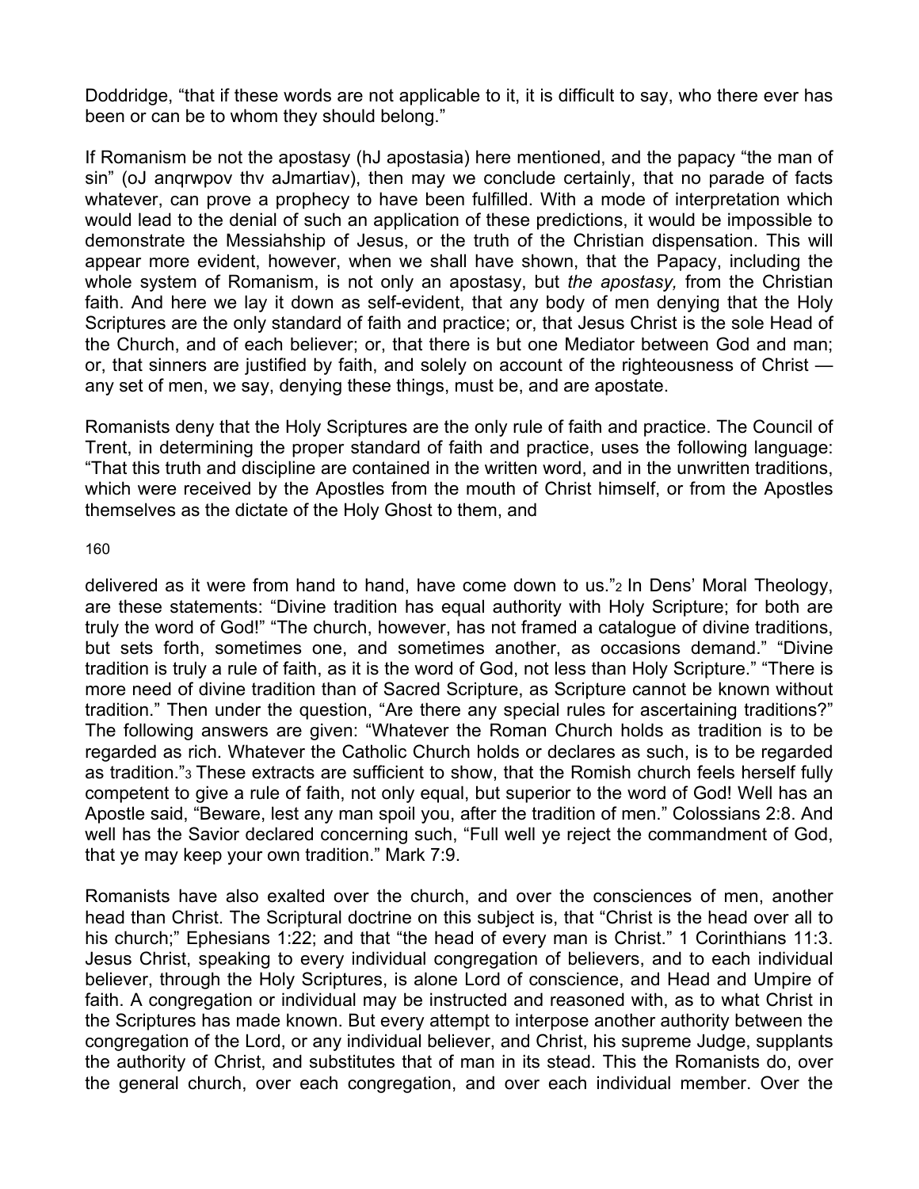Doddridge, "that if these words are not applicable to it, it is difficult to say, who there ever has been or can be to whom they should belong."

If Romanism be not the apostasy (hJ apostasia) here mentioned, and the papacy "the man of sin" (oJ anqrwpov thv aJmartiav), then may we conclude certainly, that no parade of facts whatever, can prove a prophecy to have been fulfilled. With a mode of interpretation which would lead to the denial of such an application of these predictions, it would be impossible to demonstrate the Messiahship of Jesus, or the truth of the Christian dispensation. This will appear more evident, however, when we shall have shown, that the Papacy, including the whole system of Romanism, is not only an apostasy, but *the apostasy,* from the Christian faith. And here we lay it down as self-evident, that any body of men denying that the Holy Scriptures are the only standard of faith and practice; or, that Jesus Christ is the sole Head of the Church, and of each believer; or, that there is but one Mediator between God and man; or, that sinners are justified by faith, and solely on account of the righteousness of Christ — any set of men, we say, denying these things, must be, and are apostate.

Romanists deny that the Holy Scriptures are the only rule of faith and practice. The Council of Trent, in determining the proper standard of faith and practice, uses the following language: "That this truth and discipline are contained in the written word, and in the unwritten traditions, which were received by the Apostles from the mouth of Christ himself, or from the Apostles themselves as the dictate of the Holy Ghost to them, and delivered as it were from hand to hand, have come down to us."[2] In Dens' Moral Theology, are these statements: "Divine tradition has equal authority with Holy Scripture; for both are truly the word of God!" "The church, however, has not framed a catalogue of divine traditions, but sets forth, sometimes one, and sometimes another, as occasions demand." "Divine tradition is truly a rule of faith, as it is the word of God, not less than Holy Scripture." "There is more need of divine tradition than of Sacred Scripture, as Scripture cannot be known without tradition." Then under the question, "Are there any special rules for ascertaining traditions?" The following answers are given: "Whatever the Roman Church holds as tradition is to be regarded as rich. Whatever the Catholic Church holds or declares as such, is to be regarded as tradition."[3] These extracts are sufficient to show, that the Romish church feels herself fully competent to give a rule of faith, not only equal, but superior to the word of God! Well has an Apostle said, "Beware, lest any man spoil you, after the tradition of men." Colossians 2:8. And well has the Savior declared concerning such, "Full well ye reject the commandment of God, that ye may keep your own tradition." Mark 7:9.

Romanists have also exalted over the church, and over the consciences of men, another head than Christ. The Scriptural doctrine on this subject is, that "Christ is the head over all to his church;" Ephesians 1:22; and that "the head of every man is Christ." 1 Corinthians 11:3. Jesus Christ, speaking to every individual congregation of believers, and to each individual believer, through the Holy Scriptures, is alone Lord of conscience, and Head and Umpire of faith. A congregation or individual may be instructed and reasoned with, as to what Christ in the Scriptures has made known. But every attempt to interpose another authority between the congregation of the Lord, or any individual believer, and Christ, his supreme Judge, supplants the authority of Christ, and substitutes that of man in its stead. This the Romanists do, over the general church, over each congregation, and over each individual member. Over the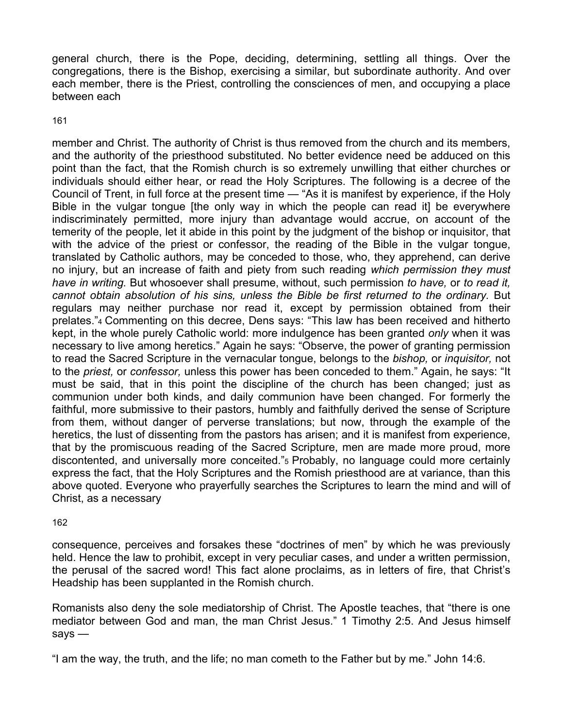general church, there is the Pope, deciding, determining, settling all things. Over the congregations, there is the Bishop, exercising a similar, but subordinate authority. And over each member, there is the Priest, controlling the consciences of men, and occupying a place between each member and Christ. The authority of Christ is thus removed from the church and its members, and the authority of the priesthood substituted. No better evidence need be adduced on this point than the fact, that the Romish church is so extremely unwilling that either churches or individuals should either hear, or read the Holy Scriptures. The following is a decree of the Council of Trent, in full force at the present time — "As it is manifest by experience, if the Holy Bible in the vulgar tongue [the only way in which the people can read it] be everywhere indiscriminately permitted, more injury than advantage would accrue, on account of the temerity of the people, let it abide in this point by the judgment of the bishop or inquisitor, that with the advice of the priest or confessor, the reading of the Bible in the vulgar tongue, translated by Catholic authors, may be conceded to those, who, they apprehend, can derive no injury, but an increase of faith and piety from such reading *which permission they must have in writing.* But whosoever shall presume, without, such permission *to have,* or *to read it, cannot obtain absolution of his sins, unless the Bible be first returned to the ordinary.* But regulars may neither purchase nor read it, except by permission obtained from their prelates."[4] Commenting on this decree, Dens says: "This law has been received and hitherto kept, in the whole purely Catholic world: more indulgence has been granted *only* when it was necessary to live among heretics." Again he says: "Observe, the power of granting permission to read the Sacred Scripture in the vernacular tongue, belongs to the *bishop,* or *inquisitor,* not to the *priest,* or *confessor,* unless this power has been conceded to them." Again, he says: "It must be said, that in this point the discipline of the church has been changed; just as communion under both kinds, and daily communion have been changed. For formerly the faithful, more submissive to their pastors, humbly and faithfully derived the sense of Scripture from them, without danger of perverse translations; but now, through the example of the heretics, the lust of dissenting from the pastors has arisen; and it is manifest from experience, that by the promiscuous reading of the Sacred Scripture, men are made more proud, more discontented, and universally more conceited."[5] Probably, no language could more certainly express the fact, that the Holy Scriptures and the Romish priesthood are at variance, than this above quoted. Everyone who prayerfully searches the Scriptures to learn the mind and will of Christ, as a necessary consequence, perceives and forsakes these "doctrines of men" by which he was previously held. Hence the law to prohibit, except in very peculiar cases, and under a written permission, the perusal of the sacred word! This fact alone proclaims, as in letters of fire, that Christ's Headship has been supplanted in the Romish church.

Romanists also deny the sole mediatorship of Christ. The Apostle teaches, that "there is one mediator between God and man, the man Christ Jesus." 1 Timothy 2:5. And Jesus himself says —

"I am the way, the truth, and the life; no man cometh to the Father but by me." John 14:6.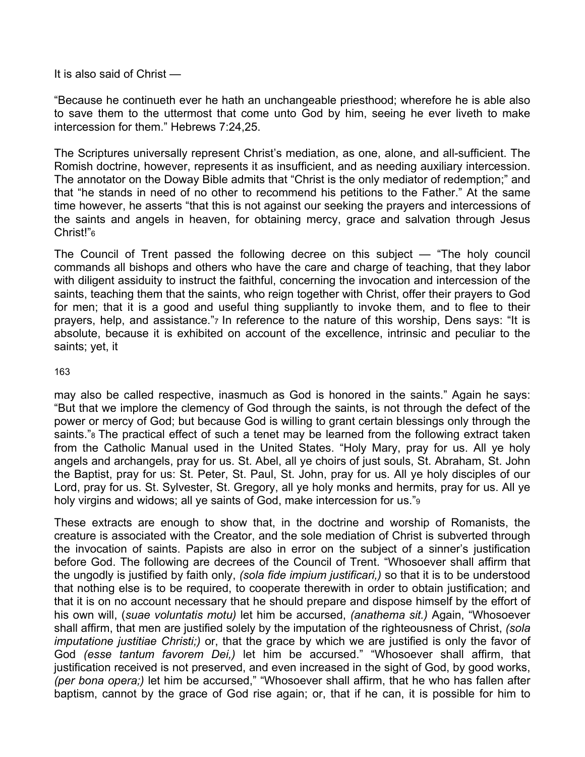It is also said of Christ —

“Because he continueth ever he hath an unchangeable priesthood; wherefore he is able also to save them to the uttermost that come unto God by him, seeing he ever liveth to make intercession for them.” Hebrews 7:24,25.

The Scriptures universally represent Christ’s mediation, as one, alone, and all-sufficient. The Romish doctrine, however, represents it as insufficient, and as needing auxiliary intercession. The annotator on the Doway Bible admits that “Christ is the only mediator of redemption;” and that “he stands in need of no other to recommend his petitions to the Father.” At the same time however, he asserts “that this is not against our seeking the prayers and intercessions of the saints and angels in heaven, for obtaining mercy, grace and salvation through Jesus Christ!”[6]

The Council of Trent passed the following decree on this subject — “The holy council commands all bishops and others who have the care and charge of teaching, that they labor with diligent assiduity to instruct the faithful, concerning the invocation and intercession of the saints, teaching them that the saints, who reign together with Christ, offer their prayers to God for men; that it is a good and useful thing suppliantly to invoke them, and to flee to their prayers, help, and assistance.”[7] In reference to the nature of this worship, Dens says: “It is absolute, because it is exhibited on account of the excellence, intrinsic and peculiar to the saints; yet, it may also be called respective, inasmuch as God is honored in the saints.” Again he says: “But that we implore the clemency of God through the saints, is not through the defect of the power or mercy of God; but because God is willing to grant certain blessings only through the saints.”[8] The practical effect of such a tenet may be learned from the following extract taken from the Catholic Manual used in the United States. “Holy Mary, pray for us. All ye holy angels and archangels, pray for us. St. Abel, all ye choirs of just souls, St. Abraham, St. John the Baptist, pray for us: St. Peter, St. Paul, St. John, pray for us. All ye holy disciples of our Lord, pray for us. St. Sylvester, St. Gregory, all ye holy monks and hermits, pray for us. All ye holy virgins and widows; all ye saints of God, make intercession for us.”[9]

These extracts are enough to show that, in the doctrine and worship of Romanists, the creature is associated with the Creator, and the sole mediation of Christ is subverted through the invocation of saints. Papists are also in error on the subject of a sinner’s justification before God. The following are decrees of the Council of Trent. “Whosoever shall affirm that the ungodly is justified by faith only, *(sola fide impium justificari,)* so that it is to be understood that nothing else is to be required, to cooperate therewith in order to obtain justification; and that it is on no account necessary that he should prepare and dispose himself by the effort of his own will, (*suae voluntatis motu)* let him be accursed, *(anathema sit.)* Again, “Whosoever shall affirm, that men are justified solely by the imputation of the righteousness of Christ, *(sola imputatione justitiae Christi;)* or, that the grace by which we are justified is only the favor of God *(esse tantum favorem Dei,)* let him be accursed.” “Whosoever shall affirm, that justification received is not preserved, and even increased in the sight of God, by good works, *(per bona opera;)* let him be accursed,” “Whosoever shall affirm, that he who has fallen after baptism, cannot by the grace of God rise again; or, that if he can, it is possible for him to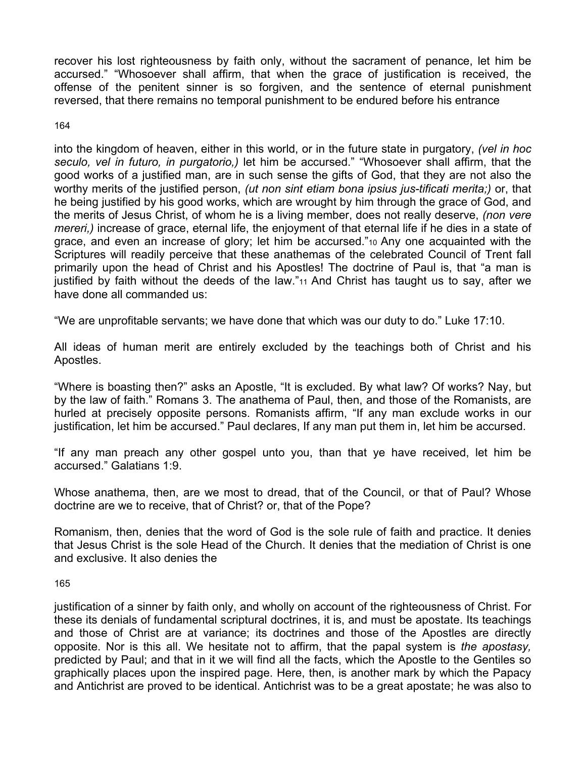recover his lost righteousness by faith only, without the sacrament of penance, let him be accursed." "Whosoever shall affirm, that when the grace of justification is received, the offense of the penitent sinner is so forgiven, and the sentence of eternal punishment reversed, that there remains no temporal punishment to be endured before his entrance into the kingdom of heaven, either in this world, or in the future state in purgatory, *(vel in hoc seculo, vel in futuro, in purgatorio,)* let him be accursed." "Whosoever shall affirm, that the good works of a justified man, are in such sense the gifts of God, that they are not also the worthy merits of the justified person, *(ut non sint etiam bona ipsius jus-tificati merita;)* or, that he being justified by his good works, which are wrought by him through the grace of God, and the merits of Jesus Christ, of whom he is a living member, does not really deserve, *(non vere mereri,)* increase of grace, eternal life, the enjoyment of that eternal life if he dies in a state of grace, and even an increase of glory; let him be accursed."[10] Any one acquainted with the Scriptures will readily perceive that these anathemas of the celebrated Council of Trent fall primarily upon the head of Christ and his Apostles! The doctrine of Paul is, that "a man is justified by faith without the deeds of the law."[11] And Christ has taught us to say, after we have done all commanded us:

"We are unprofitable servants; we have done that which was our duty to do." Luke 17:10.

All ideas of human merit are entirely excluded by the teachings both of Christ and his Apostles.

"Where is boasting then?" asks an Apostle, "It is excluded. By what law? Of works? Nay, but by the law of faith." Romans 3. The anathema of Paul, then, and those of the Romanists, are hurled at precisely opposite persons. Romanists affirm, "If any man exclude works in our justification, let him be accursed." Paul declares, If any man put them in, let him be accursed.

"If any man preach any other gospel unto you, than that ye have received, let him be accursed." Galatians 1:9.

Whose anathema, then, are we most to dread, that of the Council, or that of Paul? Whose doctrine are we to receive, that of Christ? or, that of the Pope?

Romanism, then, denies that the word of God is the sole rule of faith and practice. It denies that Jesus Christ is the sole Head of the Church. It denies that the mediation of Christ is one and exclusive. It also denies the justification of a sinner by faith only, and wholly on account of the righteousness of Christ. For these its denials of fundamental scriptural doctrines, it is, and must be apostate. Its teachings and those of Christ are at variance; its doctrines and those of the Apostles are directly opposite. Nor is this all. We hesitate not to affirm, that the papal system is *the apostasy,* predicted by Paul; and that in it we will find all the facts, which the Apostle to the Gentiles so graphically places upon the inspired page. Here, then, is another mark by which the Papacy and Antichrist are proved to be identical. Antichrist was to be a great apostate; he was also to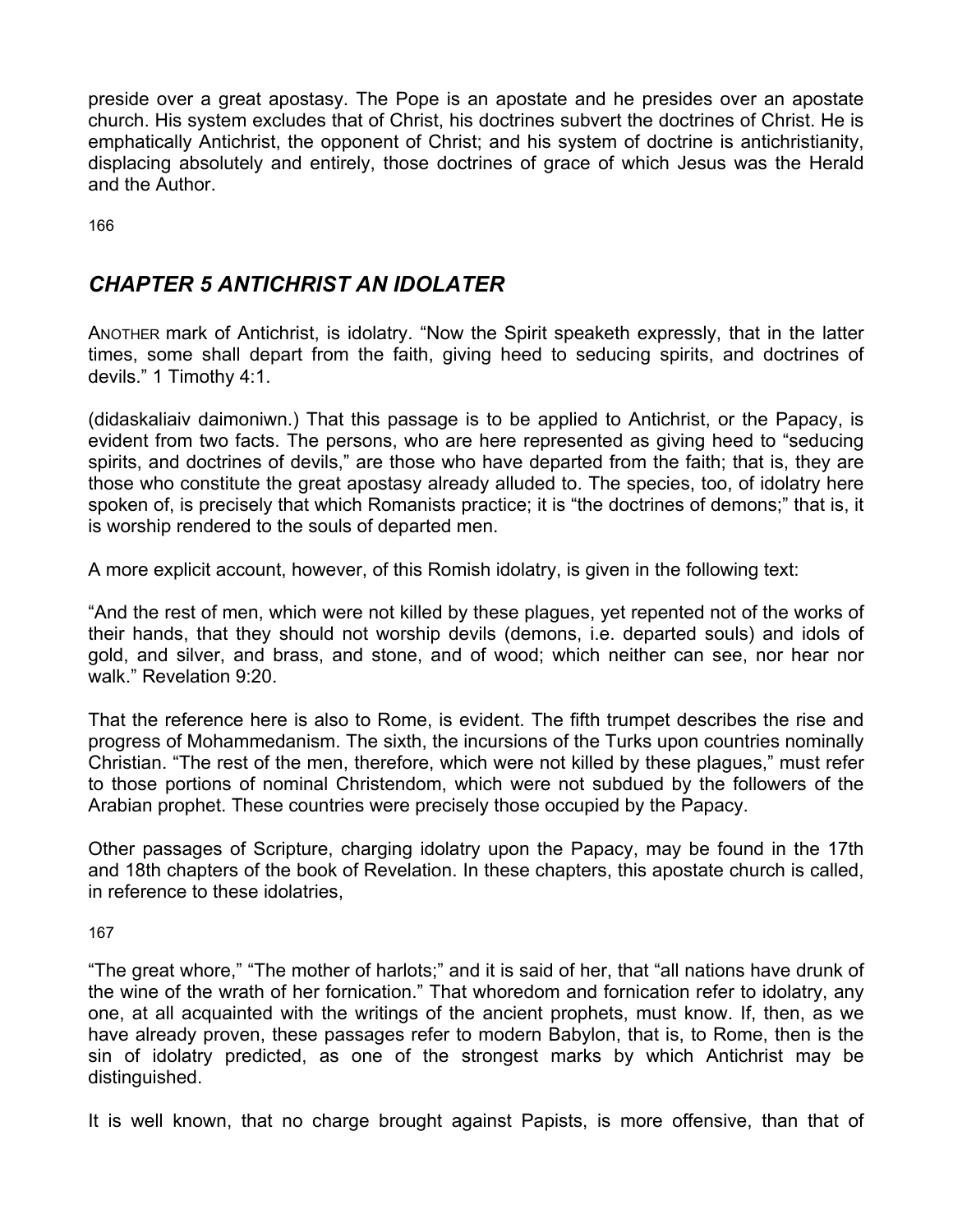preside over a great apostasy. The Pope is an apostate and he presides over an apostate church. His system excludes that of Christ, his doctrines subvert the doctrines of Christ. He is emphatically Antichrist, the opponent of Christ; and his system of doctrine is antichristianity, displacing absolutely and entirely, those doctrines of grace of which Jesus was the Herald and the Author.

166

## *CHAPTER 5 ANTICHRIST AN IDOLATER*

ANOTHER mark of Antichrist, is idolatry. "Now the Spirit speaketh expressly, that in the latter times, some shall depart from the faith, giving heed to seducing spirits, and doctrines of devils." 1 Timothy 4:1.

(didaskaliaiv daimoniwn.) That this passage is to be applied to Antichrist, or the Papacy, is evident from two facts. The persons, who are here represented as giving heed to "seducing spirits, and doctrines of devils," are those who have departed from the faith; that is, they are those who constitute the great apostasy already alluded to. The species, too, of idolatry here spoken of, is precisely that which Romanists practice; it is "the doctrines of demons;" that is, it is worship rendered to the souls of departed men.

A more explicit account, however, of this Romish idolatry, is given in the following text:

"And the rest of men, which were not killed by these plagues, yet repented not of the works of their hands, that they should not worship devils (demons, i.e. departed souls) and idols of gold, and silver, and brass, and stone, and of wood; which neither can see, nor hear nor walk." Revelation 9:20.

That the reference here is also to Rome, is evident. The fifth trumpet describes the rise and progress of Mohammedanism. The sixth, the incursions of the Turks upon countries nominally Christian. "The rest of the men, therefore, which were not killed by these plagues," must refer to those portions of nominal Christendom, which were not subdued by the followers of the Arabian prophet. These countries were precisely those occupied by the Papacy.

Other passages of Scripture, charging idolatry upon the Papacy, may be found in the 17th and 18th chapters of the book of Revelation. In these chapters, this apostate church is called, in reference to these idolatries,

167

"The great whore," "The mother of harlots;" and it is said of her, that "all nations have drunk of the wine of the wrath of her fornication." That whoredom and fornication refer to idolatry, any one, at all acquainted with the writings of the ancient prophets, must know. If, then, as we have already proven, these passages refer to modern Babylon, that is, to Rome, then is the sin of idolatry predicted, as one of the strongest marks by which Antichrist may be distinguished.

It is well known, that no charge brought against Papists, is more offensive, than that of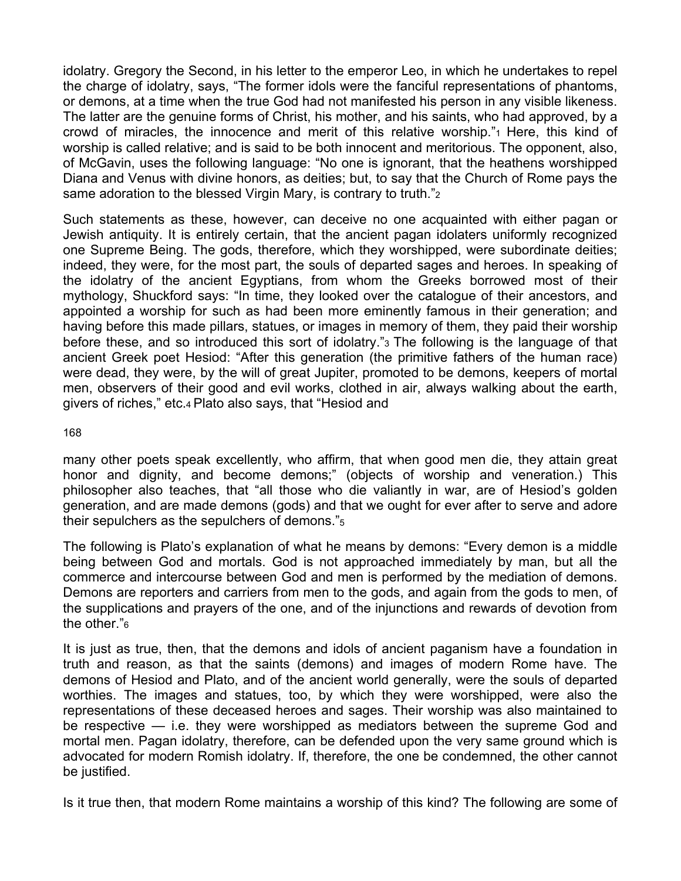idolatry. Gregory the Second, in his letter to the emperor Leo, in which he undertakes to repel the charge of idolatry, says, "The former idols were the fanciful representations of phantoms, or demons, at a time when the true God had not manifested his person in any visible likeness. The latter are the genuine forms of Christ, his mother, and his saints, who had approved, by a crowd of miracles, the innocence and merit of this relative worship."[1] Here, this kind of worship is called relative; and is said to be both innocent and meritorious. The opponent, also, of McGavin, uses the following language: "No one is ignorant, that the heathens worshipped Diana and Venus with divine honors, as deities; but, to say that the Church of Rome pays the same adoration to the blessed Virgin Mary, is contrary to truth."[2]

Such statements as these, however, can deceive no one acquainted with either pagan or Jewish antiquity. It is entirely certain, that the ancient pagan idolaters uniformly recognized one Supreme Being. The gods, therefore, which they worshipped, were subordinate deities; indeed, they were, for the most part, the souls of departed sages and heroes. In speaking of the idolatry of the ancient Egyptians, from whom the Greeks borrowed most of their mythology, Shuckford says: "In time, they looked over the catalogue of their ancestors, and appointed a worship for such as had been more eminently famous in their generation; and having before this made pillars, statues, or images in memory of them, they paid their worship before these, and so introduced this sort of idolatry."[3] The following is the language of that ancient Greek poet Hesiod: "After this generation (the primitive fathers of the human race) were dead, they were, by the will of great Jupiter, promoted to be demons, keepers of mortal men, observers of their good and evil works, clothed in air, always walking about the earth, givers of riches," etc.[4] Plato also says, that "Hesiod and many other poets speak excellently, who affirm, that when good men die, they attain great honor and dignity, and become demons;" (objects of worship and veneration.) This philosopher also teaches, that "all those who die valiantly in war, are of Hesiod's golden generation, and are made demons (gods) and that we ought for ever after to serve and adore their sepulchers as the sepulchers of demons."[5]

The following is Plato's explanation of what he means by demons: "Every demon is a middle being between God and mortals. God is not approached immediately by man, but all the commerce and intercourse between God and men is performed by the mediation of demons. Demons are reporters and carriers from men to the gods, and again from the gods to men, of the supplications and prayers of the one, and of the injunctions and rewards of devotion from the other."[6]

It is just as true, then, that the demons and idols of ancient paganism have a foundation in truth and reason, as that the saints (demons) and images of modern Rome have. The demons of Hesiod and Plato, and of the ancient world generally, were the souls of departed worthies. The images and statues, too, by which they were worshipped, were also the representations of these deceased heroes and sages. Their worship was also maintained to be respective — i.e. they were worshipped as mediators between the supreme God and mortal men. Pagan idolatry, therefore, can be defended upon the very same ground which is advocated for modern Romish idolatry. If, therefore, the one be condemned, the other cannot be justified.

Is it true then, that modern Rome maintains a worship of this kind? The following are some of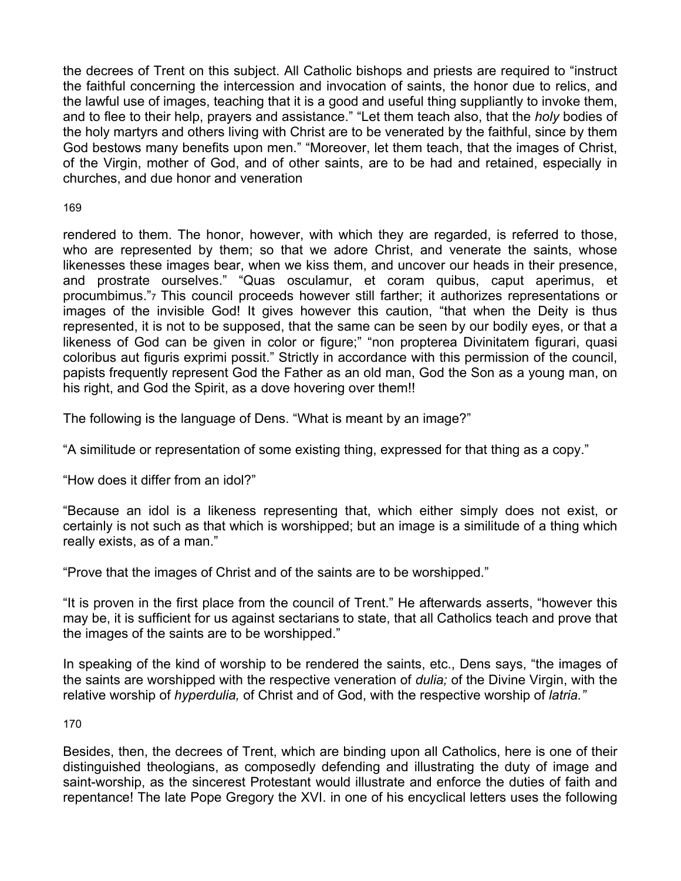the decrees of Trent on this subject. All Catholic bishops and priests are required to "instruct the faithful concerning the intercession and invocation of saints, the honor due to relics, and the lawful use of images, teaching that it is a good and useful thing suppliantly to invoke them, and to flee to their help, prayers and assistance." "Let them teach also, that the *holy* bodies of the holy martyrs and others living with Christ are to be venerated by the faithful, since by them God bestows many benefits upon men." "Moreover, let them teach, that the images of Christ, of the Virgin, mother of God, and of other saints, are to be had and retained, especially in churches, and due honor and veneration

rendered to them. The honor, however, with which they are regarded, is referred to those, who are represented by them; so that we adore Christ, and venerate the saints, whose likenesses these images bear, when we kiss them, and uncover our heads in their presence, and prostrate ourselves." "Quas osculamur, et coram quibus, caput aperimus, et procumbimus."[7] This council proceeds however still farther; it authorizes representations or images of the invisible God! It gives however this caution, "that when the Deity is thus represented, it is not to be supposed, that the same can be seen by our bodily eyes, or that a likeness of God can be given in color or figure;" "non propterea Divinitatem figurari, quasi coloribus aut figuris exprimi possit." Strictly in accordance with this permission of the council, papists frequently represent God the Father as an old man, God the Son as a young man, on his right, and God the Spirit, as a dove hovering over them!!

The following is the language of Dens. "What is meant by an image?"

"A similitude or representation of some existing thing, expressed for that thing as a copy."

"How does it differ from an idol?"

"Because an idol is a likeness representing that, which either simply does not exist, or certainly is not such as that which is worshipped; but an image is a similitude of a thing which really exists, as of a man."

"Prove that the images of Christ and of the saints are to be worshipped."

"It is proven in the first place from the council of Trent." He afterwards asserts, "however this may be, it is sufficient for us against sectarians to state, that all Catholics teach and prove that the images of the saints are to be worshipped."

In speaking of the kind of worship to be rendered the saints, etc., Dens says, "the images of the saints are worshipped with the respective veneration of *dulia;* of the Divine Virgin, with the relative worship of *hyperdulia,* of Christ and of God, with the respective worship of *latria."*

Besides, then, the decrees of Trent, which are binding upon all Catholics, here is one of their distinguished theologians, as composedly defending and illustrating the duty of image and saint-worship, as the sincerest Protestant would illustrate and enforce the duties of faith and repentance! The late Pope Gregory the XVI. in one of his encyclical letters uses the following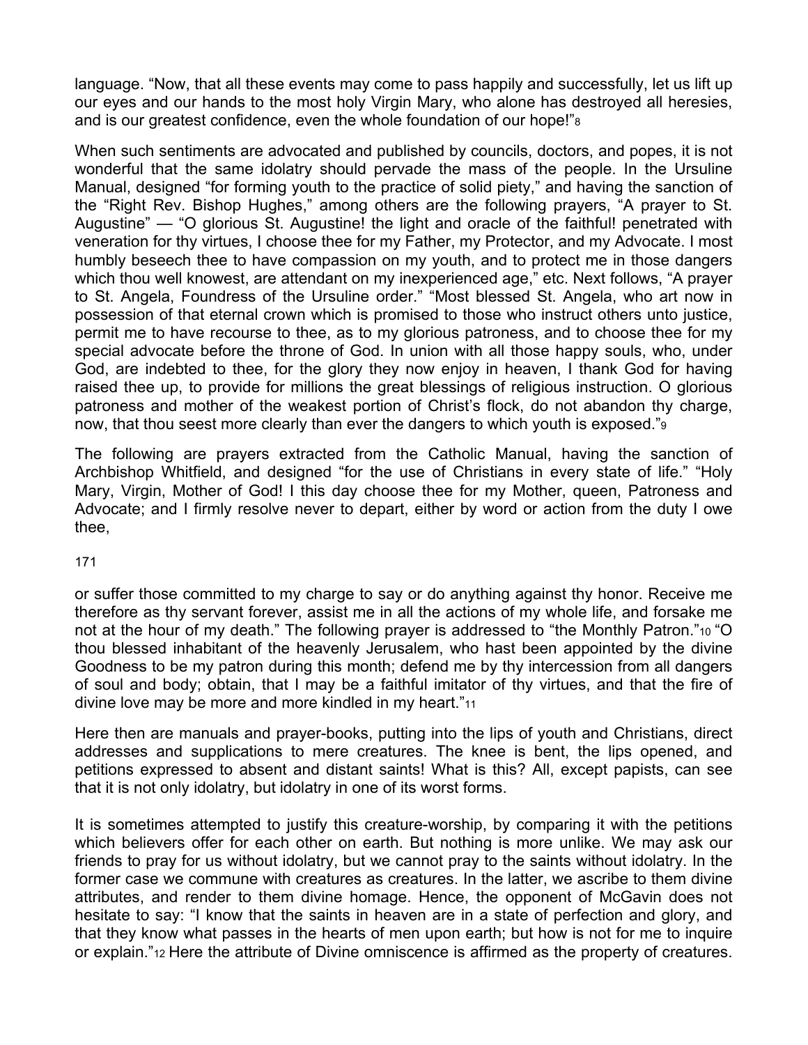language. “Now, that all these events may come to pass happily and successfully, let us lift up our eyes and our hands to the most holy Virgin Mary, who alone has destroyed all heresies, and is our greatest confidence, even the whole foundation of our hope!”[8]

When such sentiments are advocated and published by councils, doctors, and popes, it is not wonderful that the same idolatry should pervade the mass of the people. In the Ursuline Manual, designed “for forming youth to the practice of solid piety,” and having the sanction of the “Right Rev. Bishop Hughes,” among others are the following prayers, “A prayer to St. Augustine” — “O glorious St. Augustine! the light and oracle of the faithful! penetrated with veneration for thy virtues, I choose thee for my Father, my Protector, and my Advocate. I most humbly beseech thee to have compassion on my youth, and to protect me in those dangers which thou well knowest, are attendant on my inexperienced age,” etc. Next follows, “A prayer to St. Angela, Foundress of the Ursuline order.” “Most blessed St. Angela, who art now in possession of that eternal crown which is promised to those who instruct others unto justice, permit me to have recourse to thee, as to my glorious patroness, and to choose thee for my special advocate before the throne of God. In union with all those happy souls, who, under God, are indebted to thee, for the glory they now enjoy in heaven, I thank God for having raised thee up, to provide for millions the great blessings of religious instruction. O glorious patroness and mother of the weakest portion of Christ’s flock, do not abandon thy charge, now, that thou seest more clearly than ever the dangers to which youth is exposed.”[9]

The following are prayers extracted from the Catholic Manual, having the sanction of Archbishop Whitfield, and designed “for the use of Christians in every state of life.” “Holy Mary, Virgin, Mother of God! I this day choose thee for my Mother, queen, Patroness and Advocate; and I firmly resolve never to depart, either by word or action from the duty I owe thee, or suffer those committed to my charge to say or do anything against thy honor. Receive me therefore as thy servant forever, assist me in all the actions of my whole life, and forsake me not at the hour of my death.” The following prayer is addressed to “the Monthly Patron.”[10] “O thou blessed inhabitant of the heavenly Jerusalem, who hast been appointed by the divine Goodness to be my patron during this month; defend me by thy intercession from all dangers of soul and body; obtain, that I may be a faithful imitator of thy virtues, and that the fire of divine love may be more and more kindled in my heart.”[11]

Here then are manuals and prayer-books, putting into the lips of youth and Christians, direct addresses and supplications to mere creatures. The knee is bent, the lips opened, and petitions expressed to absent and distant saints! What is this? All, except papists, can see that it is not only idolatry, but idolatry in one of its worst forms.

It is sometimes attempted to justify this creature-worship, by comparing it with the petitions which believers offer for each other on earth. But nothing is more unlike. We may ask our friends to pray for us without idolatry, but we cannot pray to the saints without idolatry. In the former case we commune with creatures as creatures. In the latter, we ascribe to them divine attributes, and render to them divine homage. Hence, the opponent of McGavin does not hesitate to say: “I know that the saints in heaven are in a state of perfection and glory, and that they know what passes in the hearts of men upon earth; but how is not for me to inquire or explain.”[12] Here the attribute of Divine omniscence is affirmed as the property of creatures.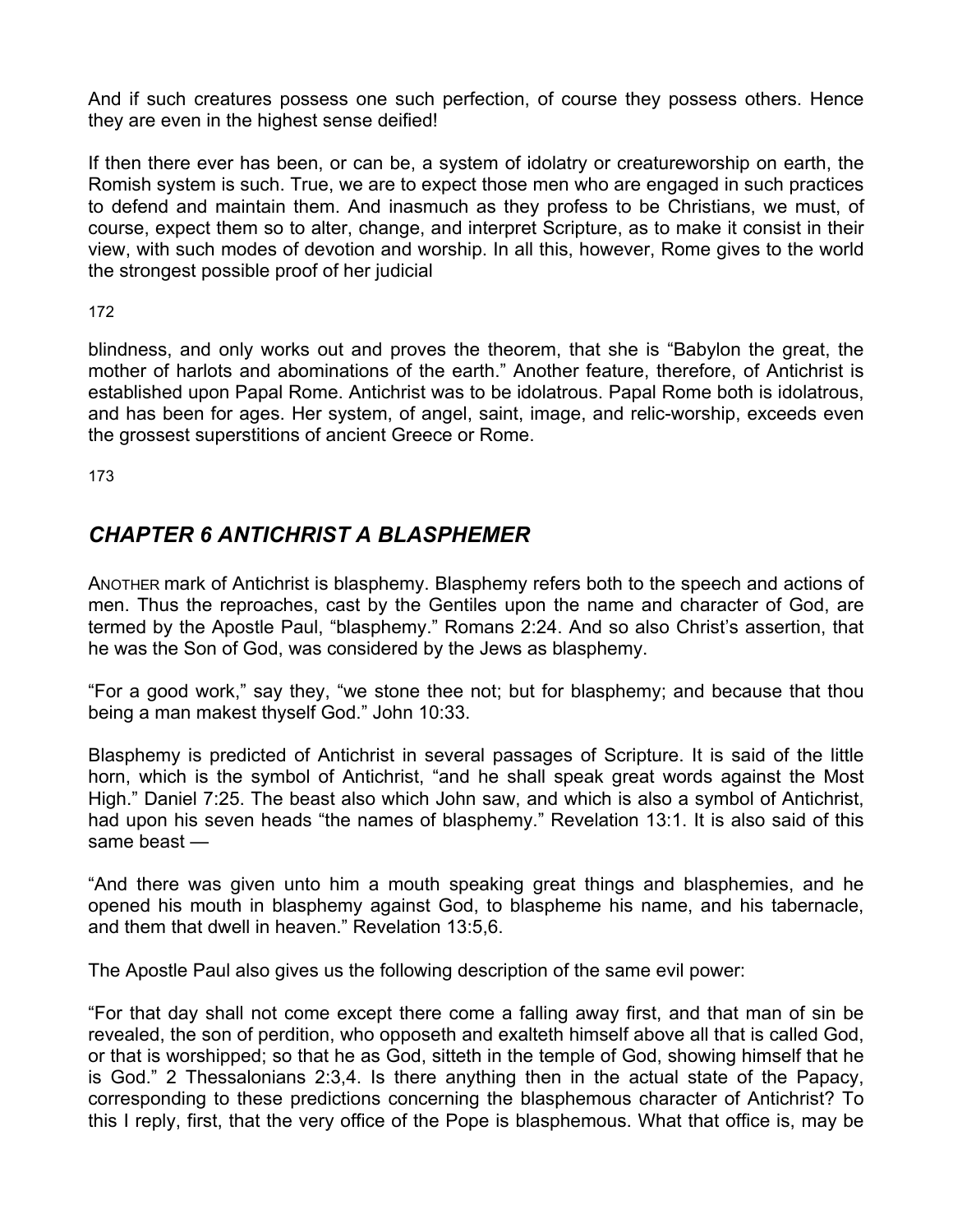And if such creatures possess one such perfection, of course they possess others. Hence they are even in the highest sense deified!

If then there ever has been, or can be, a system of idolatry or creatureworship on earth, the Romish system is such. True, we are to expect those men who are engaged in such practices to defend and maintain them. And inasmuch as they profess to be Christians, we must, of course, expect them so to alter, change, and interpret Scripture, as to make it consist in their view, with such modes of devotion and worship. In all this, however, Rome gives to the world the strongest possible proof of her judicial blindness, and only works out and proves the theorem, that she is "Babylon the great, the mother of harlots and abominations of the earth." Another feature, therefore, of Antichrist is established upon Papal Rome. Antichrist was to be idolatrous. Papal Rome both is idolatrous, and has been for ages. Her system, of angel, saint, image, and relic-worship, exceeds even the grossest superstitions of ancient Greece or Rome.

## *CHAPTER 6 ANTICHRIST A BLASPHEMER*

ANOTHER mark of Antichrist is blasphemy. Blasphemy refers both to the speech and actions of men. Thus the reproaches, cast by the Gentiles upon the name and character of God, are termed by the Apostle Paul, "blasphemy." Romans 2:24. And so also Christ's assertion, that he was the Son of God, was considered by the Jews as blasphemy.

"For a good work," say they, "we stone thee not; but for blasphemy; and because that thou being a man makest thyself God." John 10:33.

Blasphemy is predicted of Antichrist in several passages of Scripture. It is said of the little horn, which is the symbol of Antichrist, "and he shall speak great words against the Most High." Daniel 7:25. The beast also which John saw, and which is also a symbol of Antichrist, had upon his seven heads "the names of blasphemy." Revelation 13:1. It is also said of this same beast —

"And there was given unto him a mouth speaking great things and blasphemies, and he opened his mouth in blasphemy against God, to blaspheme his name, and his tabernacle, and them that dwell in heaven." Revelation 13:5,6.

The Apostle Paul also gives us the following description of the same evil power:

"For that day shall not come except there come a falling away first, and that man of sin be revealed, the son of perdition, who opposeth and exalteth himself above all that is called God, or that is worshipped; so that he as God, sitteth in the temple of God, showing himself that he is God." 2 Thessalonians 2:3,4. Is there anything then in the actual state of the Papacy, corresponding to these predictions concerning the blasphemous character of Antichrist? To this I reply, first, that the very office of the Pope is blasphemous. What that office is, may be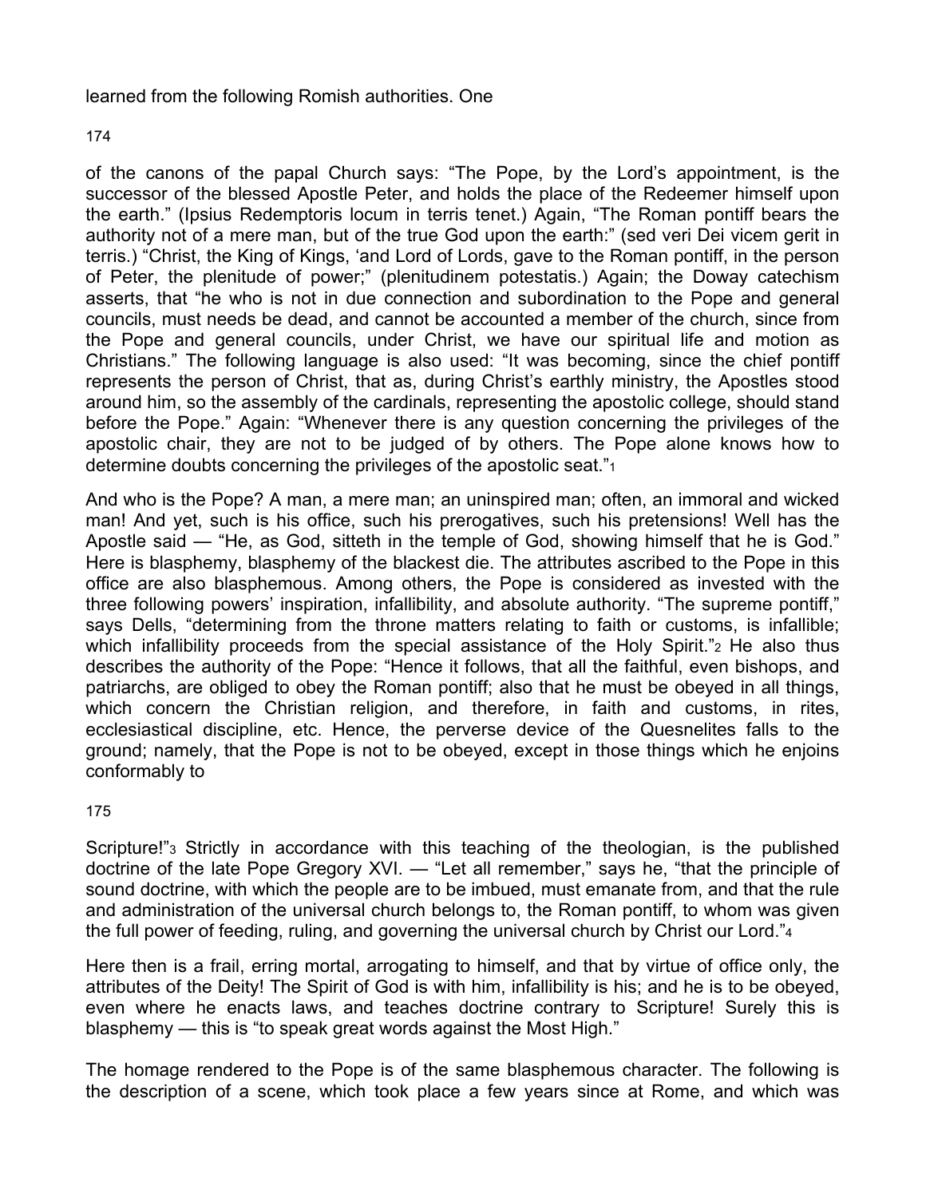learned from the following Romish authorities. One

of the canons of the papal Church says: "The Pope, by the Lord's appointment, is the successor of the blessed Apostle Peter, and holds the place of the Redeemer himself upon the earth." (Ipsius Redemptoris locum in terris tenet.) Again, "The Roman pontiff bears the authority not of a mere man, but of the true God upon the earth:" (sed veri Dei vicem gerit in terris.) "Christ, the King of Kings, 'and Lord of Lords, gave to the Roman pontiff, in the person of Peter, the plenitude of power;" (plenitudinem potestatis.) Again; the Doway catechism asserts, that "he who is not in due connection and subordination to the Pope and general councils, must needs be dead, and cannot be accounted a member of the church, since from the Pope and general councils, under Christ, we have our spiritual life and motion as Christians." The following language is also used: "It was becoming, since the chief pontiff represents the person of Christ, that as, during Christ's earthly ministry, the Apostles stood around him, so the assembly of the cardinals, representing the apostolic college, should stand before the Pope." Again: "Whenever there is any question concerning the privileges of the apostolic chair, they are not to be judged of by others. The Pope alone knows how to determine doubts concerning the privileges of the apostolic seat."[1]

And who is the Pope? A man, a mere man; an uninspired man; often, an immoral and wicked man! And yet, such is his office, such his prerogatives, such his pretensions! Well has the Apostle said — "He, as God, sitteth in the temple of God, showing himself that he is God." Here is blasphemy, blasphemy of the blackest die. The attributes ascribed to the Pope in this office are also blasphemous. Among others, the Pope is considered as invested with the three following powers' inspiration, infallibility, and absolute authority. "The supreme pontiff," says Dells, "determining from the throne matters relating to faith or customs, is infallible; which infallibility proceeds from the special assistance of the Holy Spirit."[2] He also thus describes the authority of the Pope: "Hence it follows, that all the faithful, even bishops, and patriarchs, are obliged to obey the Roman pontiff; also that he must be obeyed in all things, which concern the Christian religion, and therefore, in faith and customs, in rites, ecclesiastical discipline, etc. Hence, the perverse device of the Quesnelites falls to the ground; namely, that the Pope is not to be obeyed, except in those things which he enjoins conformably to

Scripture!"[3] Strictly in accordance with this teaching of the theologian, is the published doctrine of the late Pope Gregory XVI. — "Let all remember," says he, "that the principle of sound doctrine, with which the people are to be imbued, must emanate from, and that the rule and administration of the universal church belongs to, the Roman pontiff, to whom was given the full power of feeding, ruling, and governing the universal church by Christ our Lord."[4]

Here then is a frail, erring mortal, arrogating to himself, and that by virtue of office only, the attributes of the Deity! The Spirit of God is with him, infallibility is his; and he is to be obeyed, even where he enacts laws, and teaches doctrine contrary to Scripture! Surely this is blasphemy — this is "to speak great words against the Most High."

The homage rendered to the Pope is of the same blasphemous character. The following is the description of a scene, which took place a few years since at Rome, and which was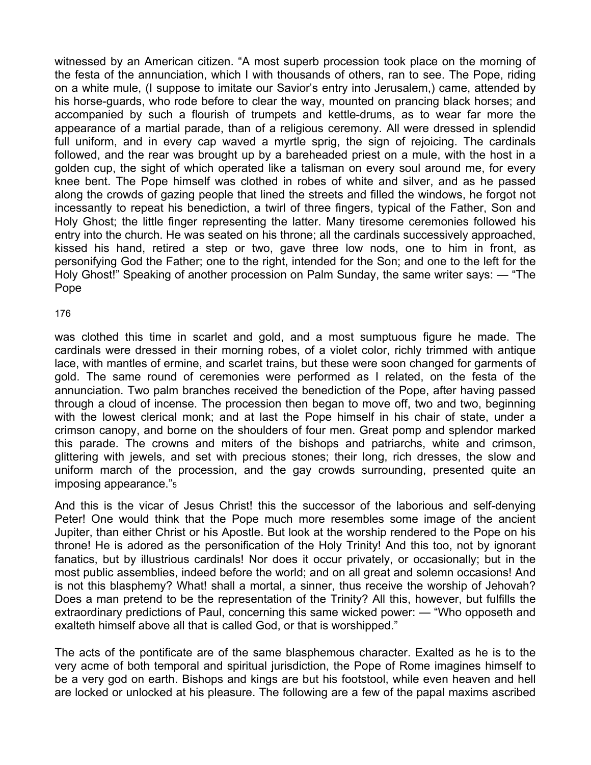witnessed by an American citizen. "A most superb procession took place on the morning of the festa of the annunciation, which I with thousands of others, ran to see. The Pope, riding on a white mule, (I suppose to imitate our Savior's entry into Jerusalem,) came, attended by his horse-guards, who rode before to clear the way, mounted on prancing black horses; and accompanied by such a flourish of trumpets and kettle-drums, as to wear far more the appearance of a martial parade, than of a religious ceremony. All were dressed in splendid full uniform, and in every cap waved a myrtle sprig, the sign of rejoicing. The cardinals followed, and the rear was brought up by a bareheaded priest on a mule, with the host in a golden cup, the sight of which operated like a talisman on every soul around me, for every knee bent. The Pope himself was clothed in robes of white and silver, and as he passed along the crowds of gazing people that lined the streets and filled the windows, he forgot not incessantly to repeat his benediction, a twirl of three fingers, typical of the Father, Son and Holy Ghost; the little finger representing the latter. Many tiresome ceremonies followed his entry into the church. He was seated on his throne; all the cardinals successively approached, kissed his hand, retired a step or two, gave three low nods, one to him in front, as personifying God the Father; one to the right, intended for the Son; and one to the left for the Holy Ghost!" Speaking of another procession on Palm Sunday, the same writer says: — "The Pope was clothed this time in scarlet and gold, and a most sumptuous figure he made. The cardinals were dressed in their morning robes, of a violet color, richly trimmed with antique lace, with mantles of ermine, and scarlet trains, but these were soon changed for garments of gold. The same round of ceremonies were performed as I related, on the festa of the annunciation. Two palm branches received the benediction of the Pope, after having passed through a cloud of incense. The procession then began to move off, two and two, beginning with the lowest clerical monk; and at last the Pope himself in his chair of state, under a crimson canopy, and borne on the shoulders of four men. Great pomp and splendor marked this parade. The crowns and miters of the bishops and patriarchs, white and crimson, glittering with jewels, and set with precious stones; their long, rich dresses, the slow and uniform march of the procession, and the gay crowds surrounding, presented quite an imposing appearance."[5]

And this is the vicar of Jesus Christ! this the successor of the laborious and self-denying Peter! One would think that the Pope much more resembles some image of the ancient Jupiter, than either Christ or his Apostle. But look at the worship rendered to the Pope on his throne! He is adored as the personification of the Holy Trinity! And this too, not by ignorant fanatics, but by illustrious cardinals! Nor does it occur privately, or occasionally; but in the most public assemblies, indeed before the world; and on all great and solemn occasions! And is not this blasphemy? What! shall a mortal, a sinner, thus receive the worship of Jehovah? Does a man pretend to be the representation of the Trinity? All this, however, but fulfills the extraordinary predictions of Paul, concerning this same wicked power: — "Who opposeth and exalteth himself above all that is called God, or that is worshipped."

The acts of the pontificate are of the same blasphemous character. Exalted as he is to the very acme of both temporal and spiritual jurisdiction, the Pope of Rome imagines himself to be a very god on earth. Bishops and kings are but his footstool, while even heaven and hell are locked or unlocked at his pleasure. The following are a few of the papal maxims ascribed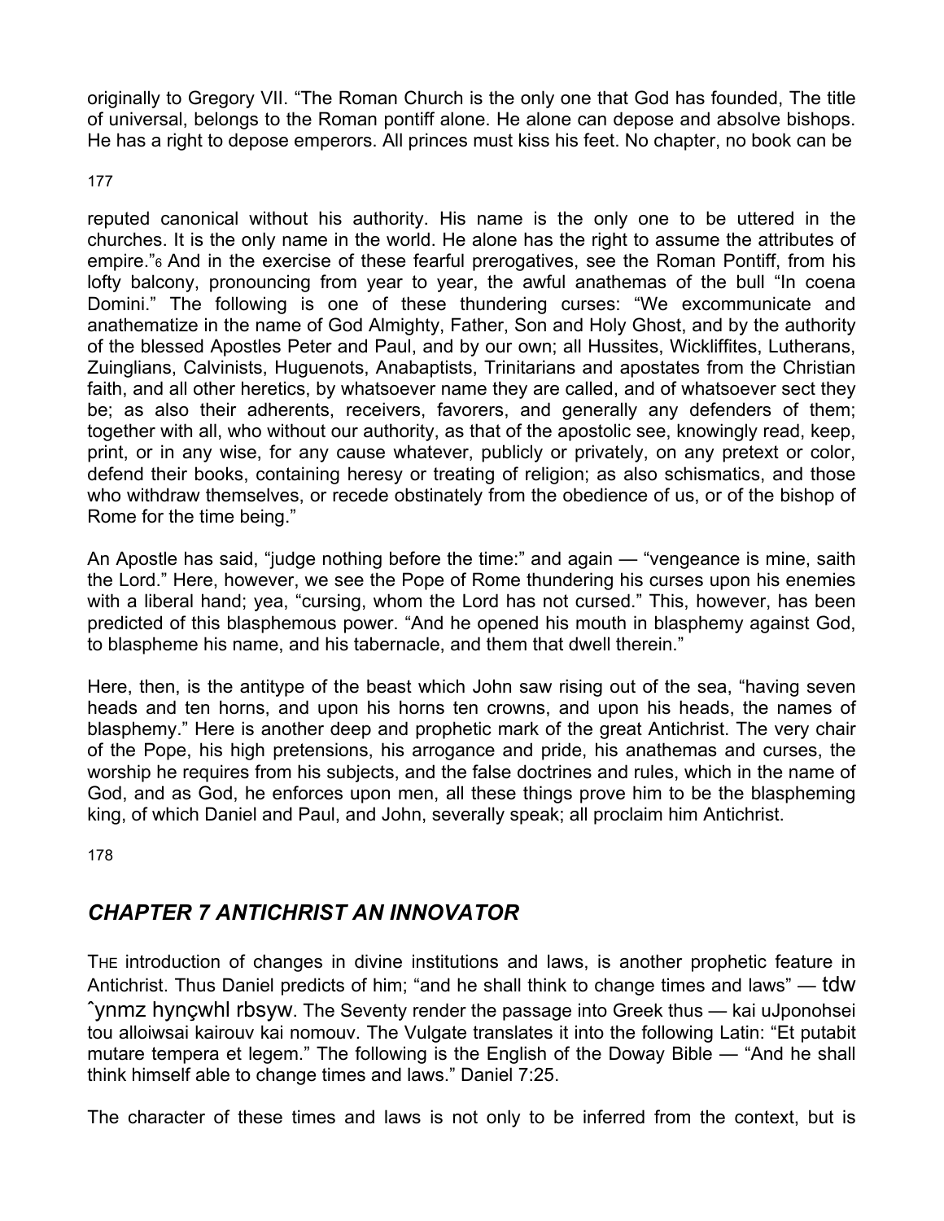originally to Gregory VII. “The Roman Church is the only one that God has founded, The title of universal, belongs to the Roman pontiff alone. He alone can depose and absolve bishops. He has a right to depose emperors. All princes must kiss his feet. No chapter, no book can be reputed canonical without his authority. His name is the only one to be uttered in the churches. It is the only name in the world. He alone has the right to assume the attributes of empire.”[6] And in the exercise of these fearful prerogatives, see the Roman Pontiff, from his lofty balcony, pronouncing from year to year, the awful anathemas of the bull “In coena Domini.” The following is one of these thundering curses: “We excommunicate and anathematize in the name of God Almighty, Father, Son and Holy Ghost, and by the authority of the blessed Apostles Peter and Paul, and by our own; all Hussites, Wickliffites, Lutherans, Zuinglians, Calvinists, Huguenots, Anabaptists, Trinitarians and apostates from the Christian faith, and all other heretics, by whatsoever name they are called, and of whatsoever sect they be; as also their adherents, receivers, favorers, and generally any defenders of them; together with all, who without our authority, as that of the apostolic see, knowingly read, keep, print, or in any wise, for any cause whatever, publicly or privately, on any pretext or color, defend their books, containing heresy or treating of religion; as also schismatics, and those who withdraw themselves, or recede obstinately from the obedience of us, or of the bishop of Rome for the time being.”

An Apostle has said, “judge nothing before the time:” and again — “vengeance is mine, saith the Lord.” Here, however, we see the Pope of Rome thundering his curses upon his enemies with a liberal hand; yea, “cursing, whom the Lord has not cursed.” This, however, has been predicted of this blasphemous power. “And he opened his mouth in blasphemy against God, to blaspheme his name, and his tabernacle, and them that dwell therein.”

Here, then, is the antitype of the beast which John saw rising out of the sea, “having seven heads and ten horns, and upon his horns ten crowns, and upon his heads, the names of blasphemy.” Here is another deep and prophetic mark of the great Antichrist. The very chair of the Pope, his high pretensions, his arrogance and pride, his anathemas and curses, the worship he requires from his subjects, and the false doctrines and rules, which in the name of God, and as God, he enforces upon men, all these things prove him to be the blaspheming king, of which Daniel and Paul, and John, severally speak; all proclaim him Antichrist.

## *CHAPTER 7 ANTICHRIST AN INNOVATOR*

THE introduction of changes in divine institutions and laws, is another prophetic feature in Antichrist. Thus Daniel predicts of him; “and he shall think to change times and laws” — tdw ˆynmz hynçwhl rbsyw. The Seventy render the passage into Greek thus — kai uJponohsei tou alloiwsai kairouv kai nomouv. The Vulgate translates it into the following Latin: “Et putabit mutare tempera et legem.” The following is the English of the Doway Bible — “And he shall think himself able to change times and laws.” Daniel 7:25.

The character of these times and laws is not only to be inferred from the context, but is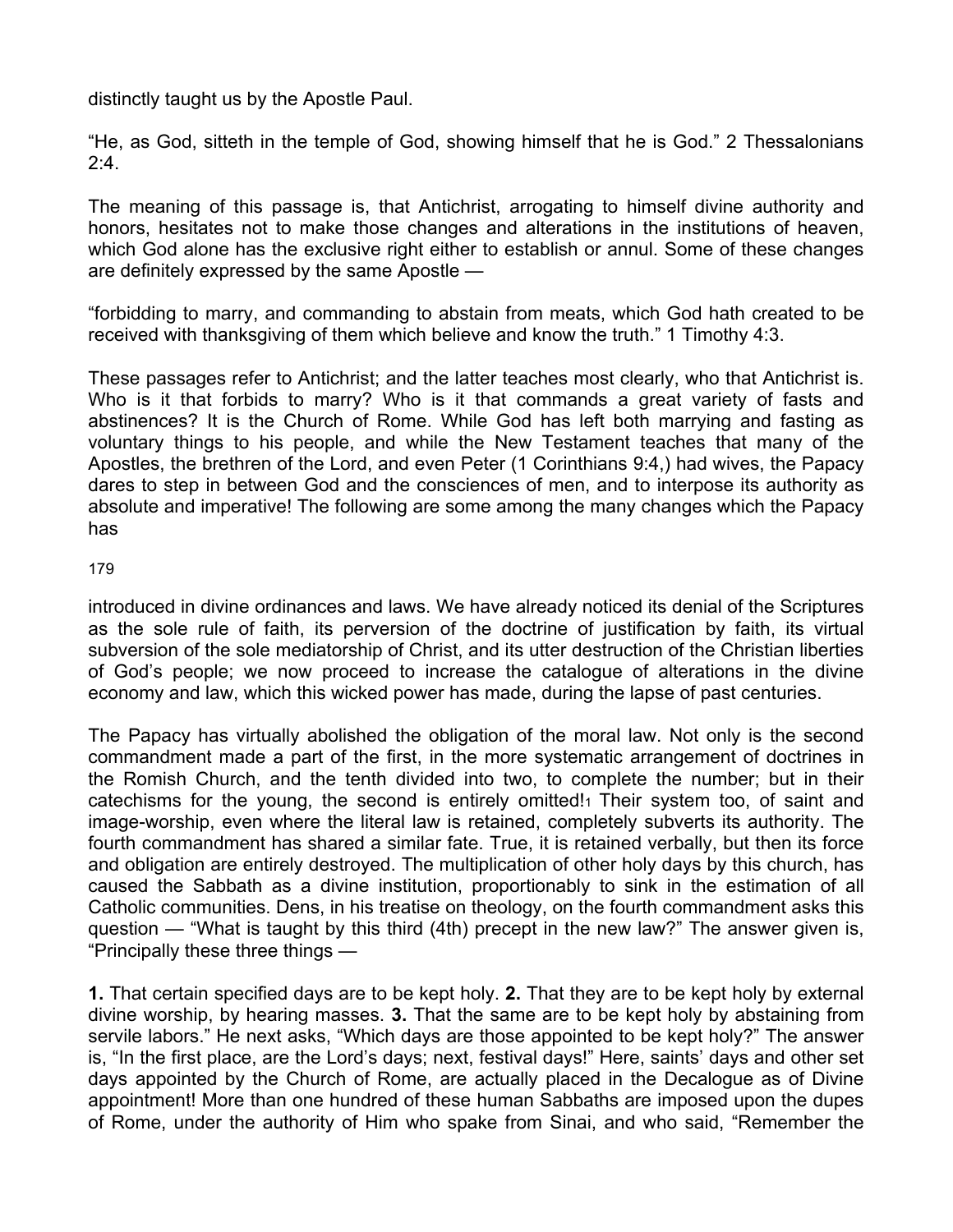distinctly taught us by the Apostle Paul.

“He, as God, sitteth in the temple of God, showing himself that he is God.” 2 Thessalonians 2:4.

The meaning of this passage is, that Antichrist, arrogating to himself divine authority and honors, hesitates not to make those changes and alterations in the institutions of heaven, which God alone has the exclusive right either to establish or annul. Some of these changes are definitely expressed by the same Apostle —

“forbidding to marry, and commanding to abstain from meats, which God hath created to be received with thanksgiving of them which believe and know the truth.” 1 Timothy 4:3.

These passages refer to Antichrist; and the latter teaches most clearly, who that Antichrist is. Who is it that forbids to marry? Who is it that commands a great variety of fasts and abstinences? It is the Church of Rome. While God has left both marrying and fasting as voluntary things to his people, and while the New Testament teaches that many of the Apostles, the brethren of the Lord, and even Peter (1 Corinthians 9:4,) had wives, the Papacy dares to step in between God and the consciences of men, and to interpose its authority as absolute and imperative! The following are some among the many changes which the Papacy has introduced in divine ordinances and laws. We have already noticed its denial of the Scriptures as the sole rule of faith, its perversion of the doctrine of justification by faith, its virtual subversion of the sole mediatorship of Christ, and its utter destruction of the Christian liberties of God’s people; we now proceed to increase the catalogue of alterations in the divine economy and law, which this wicked power has made, during the lapse of past centuries.

The Papacy has virtually abolished the obligation of the moral law. Not only is the second commandment made a part of the first, in the more systematic arrangement of doctrines in the Romish Church, and the tenth divided into two, to complete the number; but in their catechisms for the young, the second is entirely omitted![1] Their system too, of saint and image-worship, even where the literal law is retained, completely subverts its authority. The fourth commandment has shared a similar fate. True, it is retained verbally, but then its force and obligation are entirely destroyed. The multiplication of other holy days by this church, has caused the Sabbath as a divine institution, proportionably to sink in the estimation of all Catholic communities. Dens, in his treatise on theology, on the fourth commandment asks this question — “What is taught by this third (4th) precept in the new law?” The answer given is, “Principally these three things —

**1.** That certain specified days are to be kept holy. **2.** That they are to be kept holy by external divine worship, by hearing masses. **3.** That the same are to be kept holy by abstaining from servile labors.” He next asks, “Which days are those appointed to be kept holy?” The answer is, “In the first place, are the Lord’s days; next, festival days!” Here, saints’ days and other set days appointed by the Church of Rome, are actually placed in the Decalogue as of Divine appointment! More than one hundred of these human Sabbaths are imposed upon the dupes of Rome, under the authority of Him who spake from Sinai, and who said, “Remember the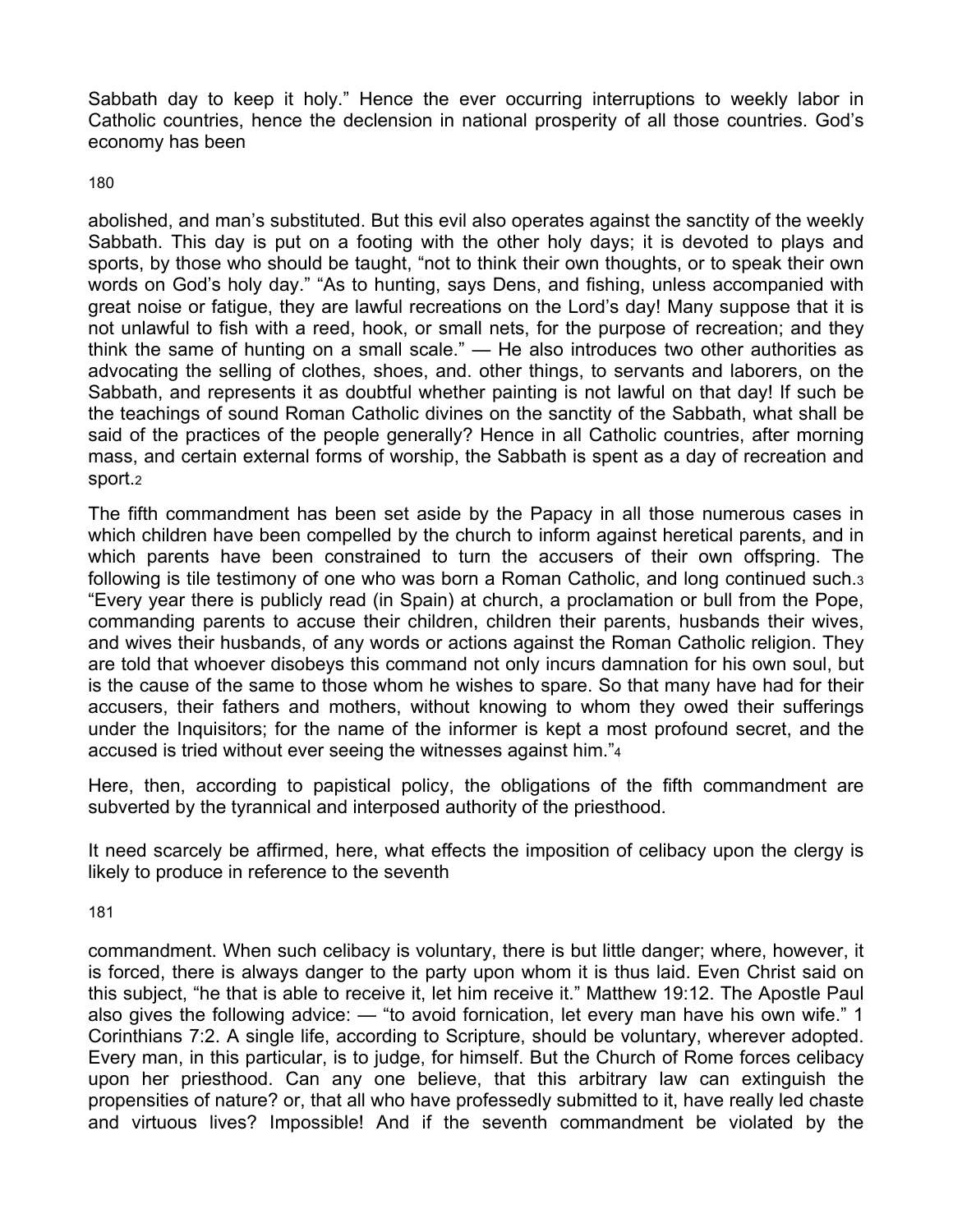Sabbath day to keep it holy." Hence the ever occurring interruptions to weekly labor in Catholic countries, hence the declension in national prosperity of all those countries. God's economy has been abolished, and man's substituted. But this evil also operates against the sanctity of the weekly Sabbath. This day is put on a footing with the other holy days; it is devoted to plays and sports, by those who should be taught, "not to think their own thoughts, or to speak their own words on God's holy day." "As to hunting, says Dens, and fishing, unless accompanied with great noise or fatigue, they are lawful recreations on the Lord's day! Many suppose that it is not unlawful to fish with a reed, hook, or small nets, for the purpose of recreation; and they think the same of hunting on a small scale." — He also introduces two other authorities as advocating the selling of clothes, shoes, and. other things, to servants and laborers, on the Sabbath, and represents it as doubtful whether painting is not lawful on that day! If such be the teachings of sound Roman Catholic divines on the sanctity of the Sabbath, what shall be said of the practices of the people generally? Hence in all Catholic countries, after morning mass, and certain external forms of worship, the Sabbath is spent as a day of recreation and sport.[2]

The fifth commandment has been set aside by the Papacy in all those numerous cases in which children have been compelled by the church to inform against heretical parents, and in which parents have been constrained to turn the accusers of their own offspring. The following is tile testimony of one who was born a Roman Catholic, and long continued such.[3] "Every year there is publicly read (in Spain) at church, a proclamation or bull from the Pope, commanding parents to accuse their children, children their parents, husbands their wives, and wives their husbands, of any words or actions against the Roman Catholic religion. They are told that whoever disobeys this command not only incurs damnation for his own soul, but is the cause of the same to those whom he wishes to spare. So that many have had for their accusers, their fathers and mothers, without knowing to whom they owed their sufferings under the Inquisitors; for the name of the informer is kept a most profound secret, and the accused is tried without ever seeing the witnesses against him."[4]

Here, then, according to papistical policy, the obligations of the fifth commandment are subverted by the tyrannical and interposed authority of the priesthood.

It need scarcely be affirmed, here, what effects the imposition of celibacy upon the clergy is likely to produce in reference to the seventh commandment. When such celibacy is voluntary, there is but little danger; where, however, it is forced, there is always danger to the party upon whom it is thus laid. Even Christ said on this subject, "he that is able to receive it, let him receive it." Matthew 19:12. The Apostle Paul also gives the following advice: — "to avoid fornication, let every man have his own wife." 1 Corinthians 7:2. A single life, according to Scripture, should be voluntary, wherever adopted. Every man, in this particular, is to judge, for himself. But the Church of Rome forces celibacy upon her priesthood. Can any one believe, that this arbitrary law can extinguish the propensities of nature? or, that all who have professedly submitted to it, have really led chaste and virtuous lives? Impossible! And if the seventh commandment be violated by the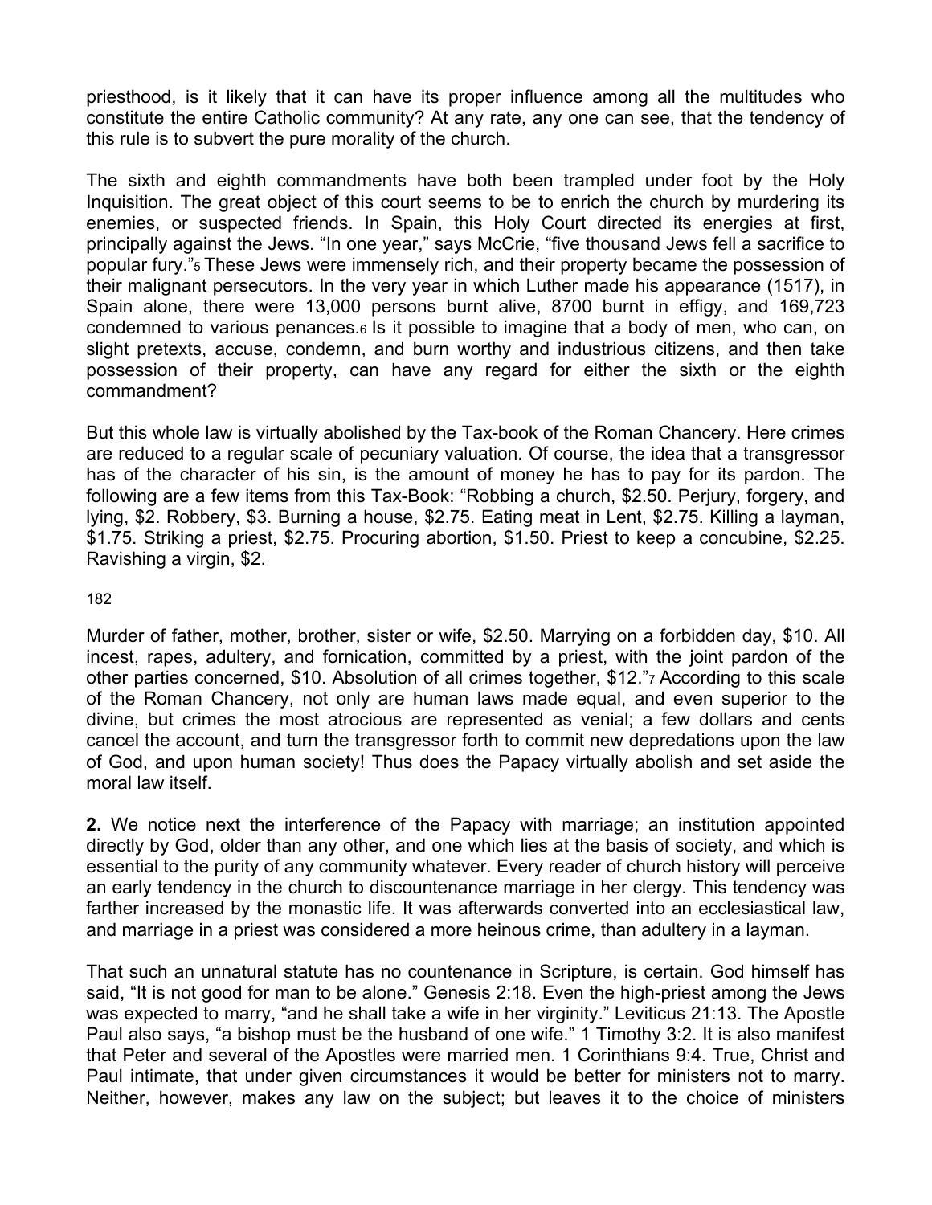priesthood, is it likely that it can have its proper influence among all the multitudes who constitute the entire Catholic community? At any rate, any one can see, that the tendency of this rule is to subvert the pure morality of the church.

The sixth and eighth commandments have both been trampled under foot by the Holy Inquisition. The great object of this court seems to be to enrich the church by murdering its enemies, or suspected friends. In Spain, this Holy Court directed its energies at first, principally against the Jews. "In one year," says McCrie, "five thousand Jews fell a sacrifice to popular fury."[5] These Jews were immensely rich, and their property became the possession of their malignant persecutors. In the very year in which Luther made his appearance (1517), in Spain alone, there were 13,000 persons burnt alive, 8700 burnt in effigy, and 169,723 condemned to various penances.[6] Is it possible to imagine that a body of men, who can, on slight pretexts, accuse, condemn, and burn worthy and industrious citizens, and then take possession of their property, can have any regard for either the sixth or the eighth commandment?

But this whole law is virtually abolished by the Tax-book of the Roman Chancery. Here crimes are reduced to a regular scale of pecuniary valuation. Of course, the idea that a transgressor has of the character of his sin, is the amount of money he has to pay for its pardon. The following are a few items from this Tax-Book: "Robbing a church, $2.50. Perjury, forgery, and lying, $2. Robbery, $3. Burning a house, $2.75. Eating meat in Lent, $2.75. Killing a layman, $1.75. Striking a priest, $2.75. Procuring abortion, $1.50. Priest to keep a concubine, $2.25. Ravishing a virgin, $2.

Murder of father, mother, brother, sister or wife, $2.50. Marrying on a forbidden day, $10. All incest, rapes, adultery, and fornication, committed by a priest, with the joint pardon of the other parties concerned, $10. Absolution of all crimes together, $12."[7] According to this scale of the Roman Chancery, not only are human laws made equal, and even superior to the divine, but crimes the most atrocious are represented as venial; a few dollars and cents cancel the account, and turn the transgressor forth to commit new depredations upon the law of God, and upon human society! Thus does the Papacy virtually abolish and set aside the moral law itself.

**2.** We notice next the interference of the Papacy with marriage; an institution appointed directly by God, older than any other, and one which lies at the basis of society, and which is essential to the purity of any community whatever. Every reader of church history will perceive an early tendency in the church to discountenance marriage in her clergy. This tendency was farther increased by the monastic life. It was afterwards converted into an ecclesiastical law, and marriage in a priest was considered a more heinous crime, than adultery in a layman.

That such an unnatural statute has no countenance in Scripture, is certain. God himself has said, "It is not good for man to be alone." Genesis 2:18. Even the high-priest among the Jews was expected to marry, "and he shall take a wife in her virginity." Leviticus 21:13. The Apostle Paul also says, "a bishop must be the husband of one wife." 1 Timothy 3:2. It is also manifest that Peter and several of the Apostles were married men. 1 Corinthians 9:4. True, Christ and Paul intimate, that under given circumstances it would be better for ministers not to marry. Neither, however, makes any law on the subject; but leaves it to the choice of ministers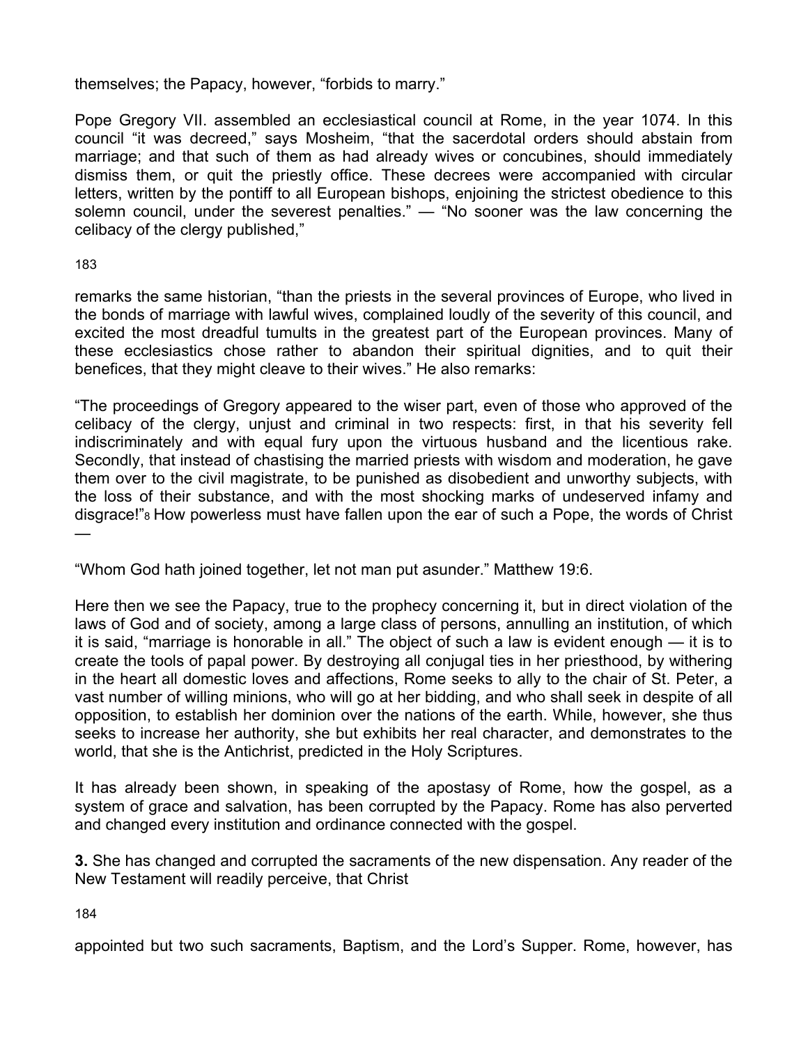themselves; the Papacy, however, “forbids to marry.”

Pope Gregory VII. assembled an ecclesiastical council at Rome, in the year 1074. In this council “it was decreed,” says Mosheim, “that the sacerdotal orders should abstain from marriage; and that such of them as had already wives or concubines, should immediately dismiss them, or quit the priestly office. These decrees were accompanied with circular letters, written by the pontiff to all European bishops, enjoining the strictest obedience to this solemn council, under the severest penalties.” — “No sooner was the law concerning the celibacy of the clergy published,” remarks the same historian, “than the priests in the several provinces of Europe, who lived in the bonds of marriage with lawful wives, complained loudly of the severity of this council, and excited the most dreadful tumults in the greatest part of the European provinces. Many of these ecclesiastics chose rather to abandon their spiritual dignities, and to quit their benefices, that they might cleave to their wives.” He also remarks:

“The proceedings of Gregory appeared to the wiser part, even of those who approved of the celibacy of the clergy, unjust and criminal in two respects: first, in that his severity fell indiscriminately and with equal fury upon the virtuous husband and the licentious rake. Secondly, that instead of chastising the married priests with wisdom and moderation, he gave them over to the civil magistrate, to be punished as disobedient and unworthy subjects, with the loss of their substance, and with the most shocking marks of undeserved infamy and disgrace!”[8] How powerless must have fallen upon the ear of such a Pope, the words of Christ —

“Whom God hath joined together, let not man put asunder.” Matthew 19:6.

Here then we see the Papacy, true to the prophecy concerning it, but in direct violation of the laws of God and of society, among a large class of persons, annulling an institution, of which it is said, “marriage is honorable in all.” The object of such a law is evident enough — it is to create the tools of papal power. By destroying all conjugal ties in her priesthood, by withering in the heart all domestic loves and affections, Rome seeks to ally to the chair of St. Peter, a vast number of willing minions, who will go at her bidding, and who shall seek in despite of all opposition, to establish her dominion over the nations of the earth. While, however, she thus seeks to increase her authority, she but exhibits her real character, and demonstrates to the world, that she is the Antichrist, predicted in the Holy Scriptures.

It has already been shown, in speaking of the apostasy of Rome, how the gospel, as a system of grace and salvation, has been corrupted by the Papacy. Rome has also perverted and changed every institution and ordinance connected with the gospel.

**3.** She has changed and corrupted the sacraments of the new dispensation. Any reader of the New Testament will readily perceive, that Christ appointed but two such sacraments, Baptism, and the Lord’s Supper. Rome, however, has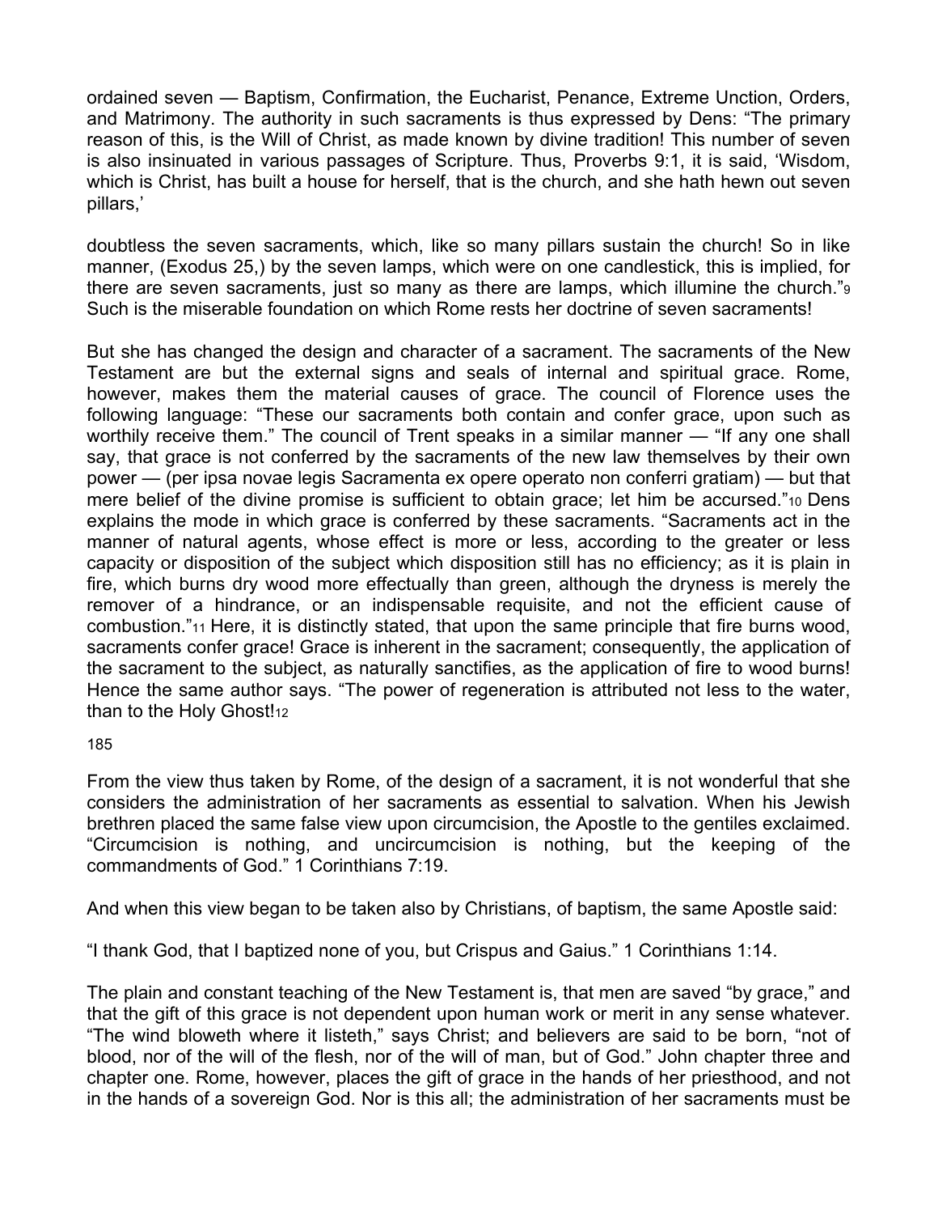ordained seven — Baptism, Confirmation, the Eucharist, Penance, Extreme Unction, Orders, and Matrimony. The authority in such sacraments is thus expressed by Dens: "The primary reason of this, is the Will of Christ, as made known by divine tradition! This number of seven is also insinuated in various passages of Scripture. Thus, Proverbs 9:1, it is said, 'Wisdom, which is Christ, has built a house for herself, that is the church, and she hath hewn out seven pillars,'

doubtless the seven sacraments, which, like so many pillars sustain the church! So in like manner, (Exodus 25,) by the seven lamps, which were on one candlestick, this is implied, for there are seven sacraments, just so many as there are lamps, which illumine the church."[9] Such is the miserable foundation on which Rome rests her doctrine of seven sacraments!

But she has changed the design and character of a sacrament. The sacraments of the New Testament are but the external signs and seals of internal and spiritual grace. Rome, however, makes them the material causes of grace. The council of Florence uses the following language: "These our sacraments both contain and confer grace, upon such as worthily receive them." The council of Trent speaks in a similar manner — "If any one shall say, that grace is not conferred by the sacraments of the new law themselves by their own power — (per ipsa novae legis Sacramenta ex opere operato non conferri gratiam) — but that mere belief of the divine promise is sufficient to obtain grace; let him be accursed."[10] Dens explains the mode in which grace is conferred by these sacraments. "Sacraments act in the manner of natural agents, whose effect is more or less, according to the greater or less capacity or disposition of the subject which disposition still has no efficiency; as it is plain in fire, which burns dry wood more effectually than green, although the dryness is merely the remover of a hindrance, or an indispensable requisite, and not the efficient cause of combustion."[11] Here, it is distinctly stated, that upon the same principle that fire burns wood, sacraments confer grace! Grace is inherent in the sacrament; consequently, the application of the sacrament to the subject, as naturally sanctifies, as the application of fire to wood burns! Hence the same author says. "The power of regeneration is attributed not less to the water, than to the Holy Ghost![12]

From the view thus taken by Rome, of the design of a sacrament, it is not wonderful that she considers the administration of her sacraments as essential to salvation. When his Jewish brethren placed the same false view upon circumcision, the Apostle to the gentiles exclaimed. "Circumcision is nothing, and uncircumcision is nothing, but the keeping of the commandments of God." 1 Corinthians 7:19.

And when this view began to be taken also by Christians, of baptism, the same Apostle said:

"I thank God, that I baptized none of you, but Crispus and Gaius." 1 Corinthians 1:14.

The plain and constant teaching of the New Testament is, that men are saved "by grace," and that the gift of this grace is not dependent upon human work or merit in any sense whatever. "The wind bloweth where it listeth," says Christ; and believers are said to be born, "not of blood, nor of the will of the flesh, nor of the will of man, but of God." John chapter three and chapter one. Rome, however, places the gift of grace in the hands of her priesthood, and not in the hands of a sovereign God. Nor is this all; the administration of her sacraments must be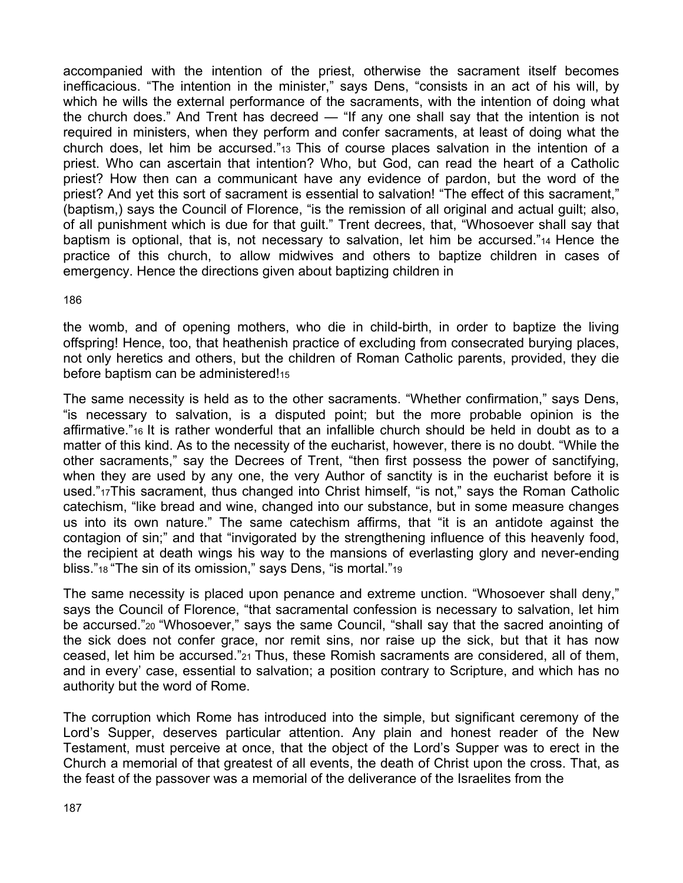accompanied with the intention of the priest, otherwise the sacrament itself becomes inefficacious. “The intention in the minister,” says Dens, “consists in an act of his will, by which he wills the external performance of the sacraments, with the intention of doing what the church does.” And Trent has decreed — “If any one shall say that the intention is not required in ministers, when they perform and confer sacraments, at least of doing what the church does, let him be accursed.”[13] This of course places salvation in the intention of a priest. Who can ascertain that intention? Who, but God, can read the heart of a Catholic priest? How then can a communicant have any evidence of pardon, but the word of the priest? And yet this sort of sacrament is essential to salvation! “The effect of this sacrament,” (baptism,) says the Council of Florence, “is the remission of all original and actual guilt; also, of all punishment which is due for that guilt.” Trent decrees, that, “Whosoever shall say that baptism is optional, that is, not necessary to salvation, let him be accursed.”[14] Hence the practice of this church, to allow midwives and others to baptize children in cases of emergency. Hence the directions given about baptizing children in the womb, and of opening mothers, who die in child-birth, in order to baptize the living offspring! Hence, too, that heathenish practice of excluding from consecrated burying places, not only heretics and others, but the children of Roman Catholic parents, provided, they die before baptism can be administered![15]

The same necessity is held as to the other sacraments. “Whether confirmation,” says Dens, “is necessary to salvation, is a disputed point; but the more probable opinion is the affirmative.”[16] It is rather wonderful that an infallible church should be held in doubt as to a matter of this kind. As to the necessity of the eucharist, however, there is no doubt. “While the other sacraments,” say the Decrees of Trent, “then first possess the power of sanctifying, when they are used by any one, the very Author of sanctity is in the eucharist before it is used.”[17]This sacrament, thus changed into Christ himself, “is not,” says the Roman Catholic catechism, “like bread and wine, changed into our substance, but in some measure changes us into its own nature.” The same catechism affirms, that “it is an antidote against the contagion of sin;” and that “invigorated by the strengthening influence of this heavenly food, the recipient at death wings his way to the mansions of everlasting glory and never-ending bliss.”[18] “The sin of its omission,” says Dens, “is mortal.”[19]

The same necessity is placed upon penance and extreme unction. “Whosoever shall deny,” says the Council of Florence, “that sacramental confession is necessary to salvation, let him be accursed.”[20] “Whosoever,” says the same Council, “shall say that the sacred anointing of the sick does not confer grace, nor remit sins, nor raise up the sick, but that it has now ceased, let him be accursed.”[21] Thus, these Romish sacraments are considered, all of them, and in every’ case, essential to salvation; a position contrary to Scripture, and which has no authority but the word of Rome.

The corruption which Rome has introduced into the simple, but significant ceremony of the Lord’s Supper, deserves particular attention. Any plain and honest reader of the New Testament, must perceive at once, that the object of the Lord’s Supper was to erect in the Church a memorial of that greatest of all events, the death of Christ upon the cross. That, as the feast of the passover was a memorial of the deliverance of the Israelites from the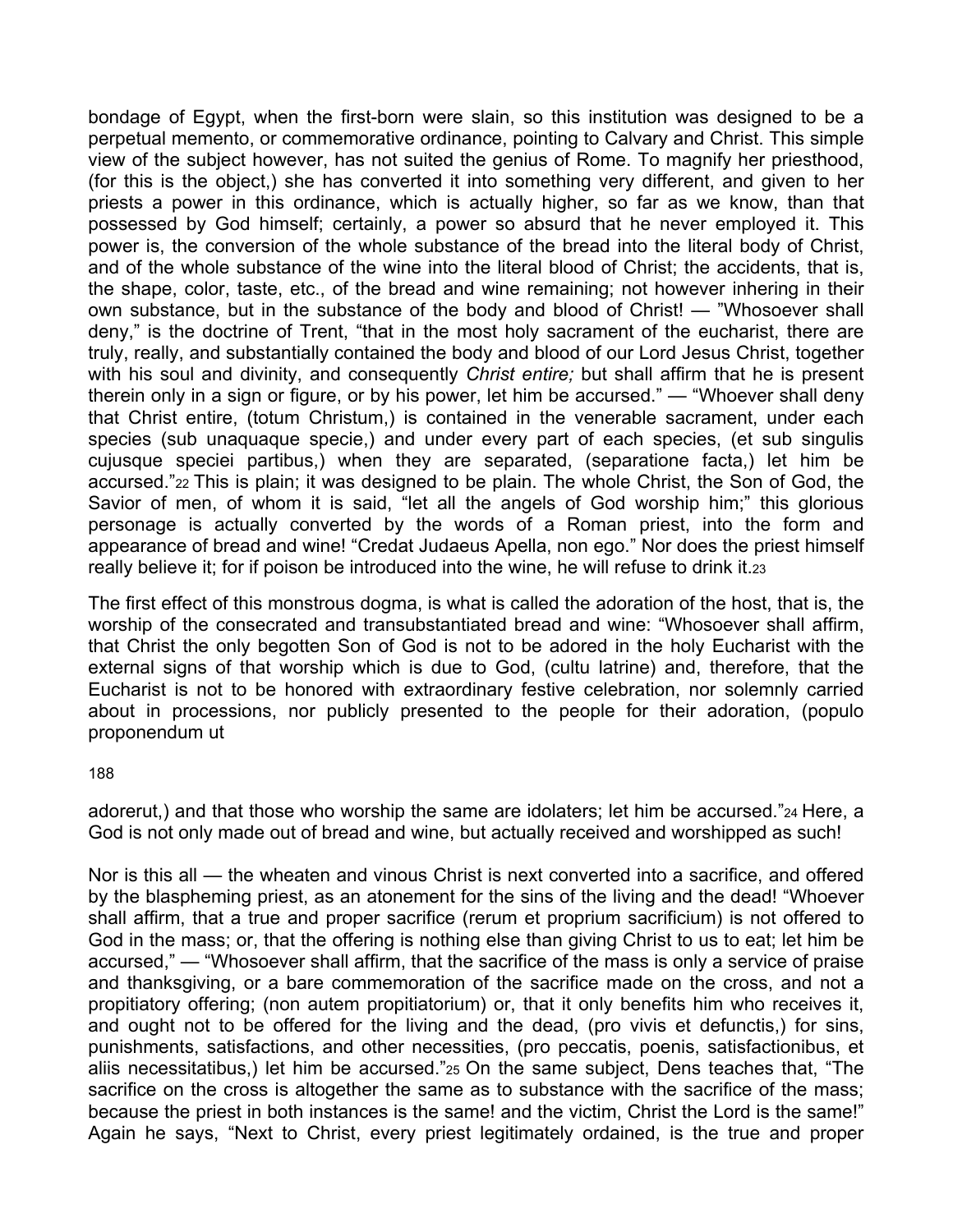bondage of Egypt, when the first-born were slain, so this institution was designed to be a perpetual memento, or commemorative ordinance, pointing to Calvary and Christ. This simple view of the subject however, has not suited the genius of Rome. To magnify her priesthood, (for this is the object,) she has converted it into something very different, and given to her priests a power in this ordinance, which is actually higher, so far as we know, than that possessed by God himself; certainly, a power so absurd that he never employed it. This power is, the conversion of the whole substance of the bread into the literal body of Christ, and of the whole substance of the wine into the literal blood of Christ; the accidents, that is, the shape, color, taste, etc., of the bread and wine remaining; not however inhering in their own substance, but in the substance of the body and blood of Christ! — "Whosoever shall deny," is the doctrine of Trent, "that in the most holy sacrament of the eucharist, there are truly, really, and substantially contained the body and blood of our Lord Jesus Christ, together with his soul and divinity, and consequently *Christ entire;* but shall affirm that he is present therein only in a sign or figure, or by his power, let him be accursed." — "Whoever shall deny that Christ entire, (totum Christum,) is contained in the venerable sacrament, under each species (sub unaquaque specie,) and under every part of each species, (et sub singulis cujusque speciei partibus,) when they are separated, (separatione facta,) let him be accursed."[22] This is plain; it was designed to be plain. The whole Christ, the Son of God, the Savior of men, of whom it is said, "let all the angels of God worship him;" this glorious personage is actually converted by the words of a Roman priest, into the form and appearance of bread and wine! "Credat Judaeus Apella, non ego." Nor does the priest himself really believe it; for if poison be introduced into the wine, he will refuse to drink it.[23]

The first effect of this monstrous dogma, is what is called the adoration of the host, that is, the worship of the consecrated and transubstantiated bread and wine: "Whosoever shall affirm, that Christ the only begotten Son of God is not to be adored in the holy Eucharist with the external signs of that worship which is due to God, (cultu latrine) and, therefore, that the Eucharist is not to be honored with extraordinary festive celebration, nor solemnly carried about in processions, nor publicly presented to the people for their adoration, (populo proponendum ut adorerut,) and that those who worship the same are idolaters; let him be accursed."[24] Here, a God is not only made out of bread and wine, but actually received and worshipped as such!

Nor is this all — the wheaten and vinous Christ is next converted into a sacrifice, and offered by the blaspheming priest, as an atonement for the sins of the living and the dead! "Whoever shall affirm, that a true and proper sacrifice (rerum et proprium sacrificium) is not offered to God in the mass; or, that the offering is nothing else than giving Christ to us to eat; let him be accursed," — "Whosoever shall affirm, that the sacrifice of the mass is only a service of praise and thanksgiving, or a bare commemoration of the sacrifice made on the cross, and not a propitiatory offering; (non autem propitiatorium) or, that it only benefits him who receives it, and ought not to be offered for the living and the dead, (pro vivis et defunctis,) for sins, punishments, satisfactions, and other necessities, (pro peccatis, poenis, satisfactionibus, et aliis necessitatibus,) let him be accursed."[25] On the same subject, Dens teaches that, "The sacrifice on the cross is altogether the same as to substance with the sacrifice of the mass; because the priest in both instances is the same! and the victim, Christ the Lord is the same!" Again he says, "Next to Christ, every priest legitimately ordained, is the true and proper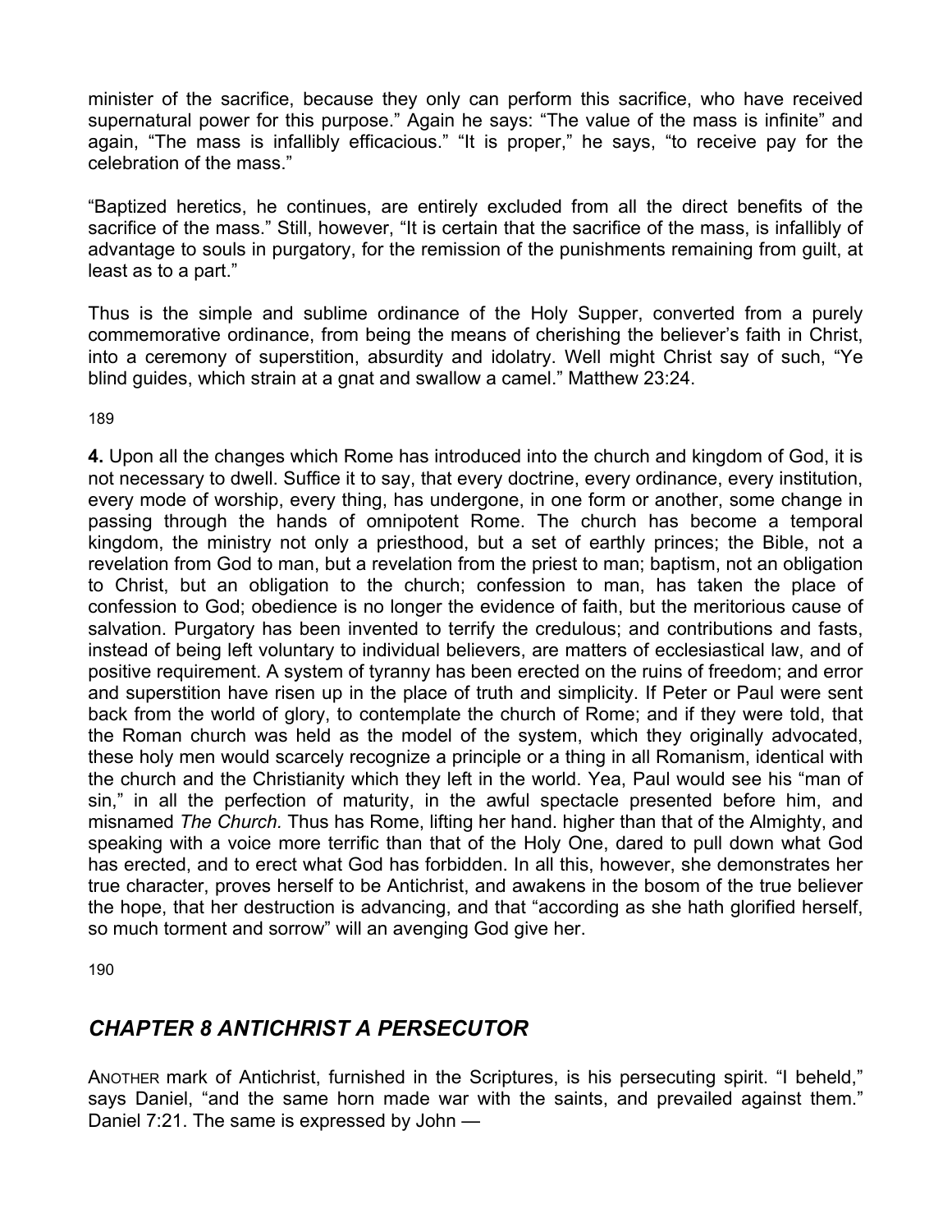minister of the sacrifice, because they only can perform this sacrifice, who have received supernatural power for this purpose.” Again he says: “The value of the mass is infinite” and again, “The mass is infallibly efficacious.” “It is proper,” he says, “to receive pay for the celebration of the mass.”

“Baptized heretics, he continues, are entirely excluded from all the direct benefits of the sacrifice of the mass.” Still, however, “It is certain that the sacrifice of the mass, is infallibly of advantage to souls in purgatory, for the remission of the punishments remaining from guilt, at least as to a part.”

Thus is the simple and sublime ordinance of the Holy Supper, converted from a purely commemorative ordinance, from being the means of cherishing the believer’s faith in Christ, into a ceremony of superstition, absurdity and idolatry. Well might Christ say of such, “Ye blind guides, which strain at a gnat and swallow a camel.” Matthew 23:24.

189

**4.** Upon all the changes which Rome has introduced into the church and kingdom of God, it is not necessary to dwell. Suffice it to say, that every doctrine, every ordinance, every institution, every mode of worship, every thing, has undergone, in one form or another, some change in passing through the hands of omnipotent Rome. The church has become a temporal kingdom, the ministry not only a priesthood, but a set of earthly princes; the Bible, not a revelation from God to man, but a revelation from the priest to man; baptism, not an obligation to Christ, but an obligation to the church; confession to man, has taken the place of confession to God; obedience is no longer the evidence of faith, but the meritorious cause of salvation. Purgatory has been invented to terrify the credulous; and contributions and fasts, instead of being left voluntary to individual believers, are matters of ecclesiastical law, and of positive requirement. A system of tyranny has been erected on the ruins of freedom; and error and superstition have risen up in the place of truth and simplicity. If Peter or Paul were sent back from the world of glory, to contemplate the church of Rome; and if they were told, that the Roman church was held as the model of the system, which they originally advocated, these holy men would scarcely recognize a principle or a thing in all Romanism, identical with the church and the Christianity which they left in the world. Yea, Paul would see his “man of sin,” in all the perfection of maturity, in the awful spectacle presented before him, and misnamed *The Church.* Thus has Rome, lifting her hand. higher than that of the Almighty, and speaking with a voice more terrific than that of the Holy One, dared to pull down what God has erected, and to erect what God has forbidden. In all this, however, she demonstrates her true character, proves herself to be Antichrist, and awakens in the bosom of the true believer the hope, that her destruction is advancing, and that “according as she hath glorified herself, so much torment and sorrow” will an avenging God give her.

190

## *CHAPTER 8 ANTICHRIST A PERSECUTOR*

ANOTHER mark of Antichrist, furnished in the Scriptures, is his persecuting spirit. “I beheld,” says Daniel, “and the same horn made war with the saints, and prevailed against them.” Daniel 7:21. The same is expressed by John —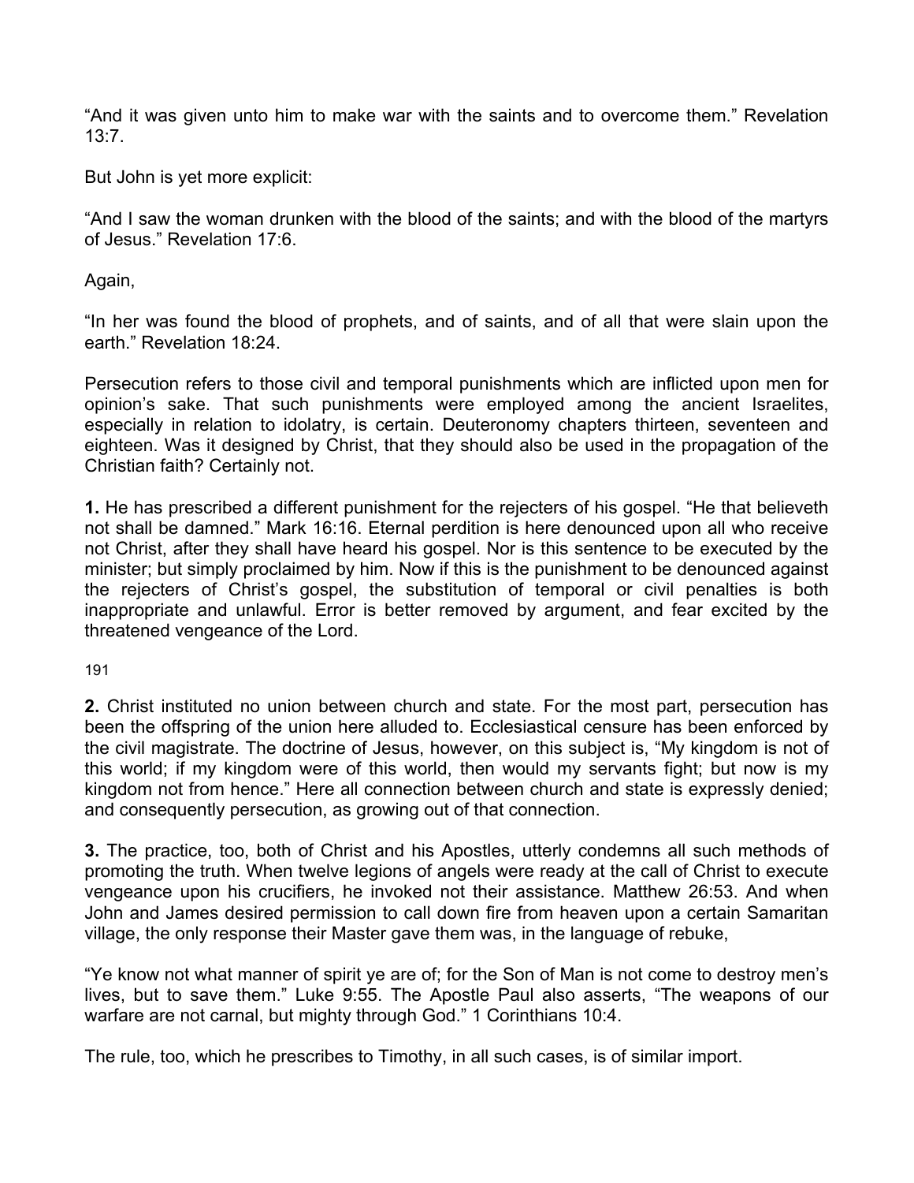“And it was given unto him to make war with the saints and to overcome them.” Revelation 13:7.

But John is yet more explicit:

“And I saw the woman drunken with the blood of the saints; and with the blood of the martyrs of Jesus.” Revelation 17:6.

Again,

“In her was found the blood of prophets, and of saints, and of all that were slain upon the earth.” Revelation 18:24.

Persecution refers to those civil and temporal punishments which are inflicted upon men for opinion’s sake. That such punishments were employed among the ancient Israelites, especially in relation to idolatry, is certain. Deuteronomy chapters thirteen, seventeen and eighteen. Was it designed by Christ, that they should also be used in the propagation of the Christian faith? Certainly not.

**1.** He has prescribed a different punishment for the rejecters of his gospel. “He that believeth not shall be damned.” Mark 16:16. Eternal perdition is here denounced upon all who receive not Christ, after they shall have heard his gospel. Nor is this sentence to be executed by the minister; but simply proclaimed by him. Now if this is the punishment to be denounced against the rejecters of Christ’s gospel, the substitution of temporal or civil penalties is both inappropriate and unlawful. Error is better removed by argument, and fear excited by the threatened vengeance of the Lord.

**2.** Christ instituted no union between church and state. For the most part, persecution has been the offspring of the union here alluded to. Ecclesiastical censure has been enforced by the civil magistrate. The doctrine of Jesus, however, on this subject is, “My kingdom is not of this world; if my kingdom were of this world, then would my servants fight; but now is my kingdom not from hence.” Here all connection between church and state is expressly denied; and consequently persecution, as growing out of that connection.

**3.** The practice, too, both of Christ and his Apostles, utterly condemns all such methods of promoting the truth. When twelve legions of angels were ready at the call of Christ to execute vengeance upon his crucifiers, he invoked not their assistance. Matthew 26:53. And when John and James desired permission to call down fire from heaven upon a certain Samaritan village, the only response their Master gave them was, in the language of rebuke,

“Ye know not what manner of spirit ye are of; for the Son of Man is not come to destroy men’s lives, but to save them.” Luke 9:55. The Apostle Paul also asserts, “The weapons of our warfare are not carnal, but mighty through God.” 1 Corinthians 10:4.

The rule, too, which he prescribes to Timothy, in all such cases, is of similar import.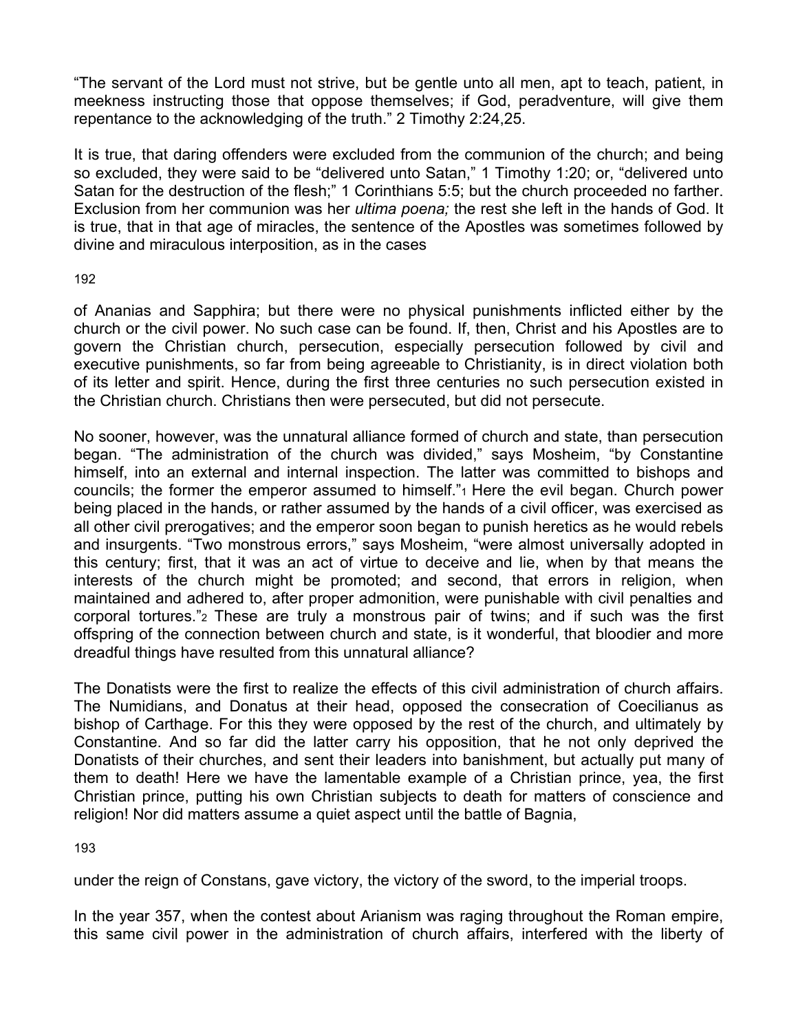"The servant of the Lord must not strive, but be gentle unto all men, apt to teach, patient, in meekness instructing those that oppose themselves; if God, peradventure, will give them repentance to the acknowledging of the truth." 2 Timothy 2:24,25.

It is true, that daring offenders were excluded from the communion of the church; and being so excluded, they were said to be "delivered unto Satan," 1 Timothy 1:20; or, "delivered unto Satan for the destruction of the flesh;" 1 Corinthians 5:5; but the church proceeded no farther. Exclusion from her communion was her *ultima poena;* the rest she left in the hands of God. It is true, that in that age of miracles, the sentence of the Apostles was sometimes followed by divine and miraculous interposition, as in the cases of Ananias and Sapphira; but there were no physical punishments inflicted either by the church or the civil power. No such case can be found. If, then, Christ and his Apostles are to govern the Christian church, persecution, especially persecution followed by civil and executive punishments, so far from being agreeable to Christianity, is in direct violation both of its letter and spirit. Hence, during the first three centuries no such persecution existed in the Christian church. Christians then were persecuted, but did not persecute.

No sooner, however, was the unnatural alliance formed of church and state, than persecution began. "The administration of the church was divided," says Mosheim, "by Constantine himself, into an external and internal inspection. The latter was committed to bishops and councils; the former the emperor assumed to himself."[1] Here the evil began. Church power being placed in the hands, or rather assumed by the hands of a civil officer, was exercised as all other civil prerogatives; and the emperor soon began to punish heretics as he would rebels and insurgents. "Two monstrous errors," says Mosheim, "were almost universally adopted in this century; first, that it was an act of virtue to deceive and lie, when by that means the interests of the church might be promoted; and second, that errors in religion, when maintained and adhered to, after proper admonition, were punishable with civil penalties and corporal tortures."[2] These are truly a monstrous pair of twins; and if such was the first offspring of the connection between church and state, is it wonderful, that bloodier and more dreadful things have resulted from this unnatural alliance?

The Donatists were the first to realize the effects of this civil administration of church affairs. The Numidians, and Donatus at their head, opposed the consecration of Coecilianus as bishop of Carthage. For this they were opposed by the rest of the church, and ultimately by Constantine. And so far did the latter carry his opposition, that he not only deprived the Donatists of their churches, and sent their leaders into banishment, but actually put many of them to death! Here we have the lamentable example of a Christian prince, yea, the first Christian prince, putting his own Christian subjects to death for matters of conscience and religion! Nor did matters assume a quiet aspect until the battle of Bagnia, under the reign of Constans, gave victory, the victory of the sword, to the imperial troops.

In the year 357, when the contest about Arianism was raging throughout the Roman empire, this same civil power in the administration of church affairs, interfered with the liberty of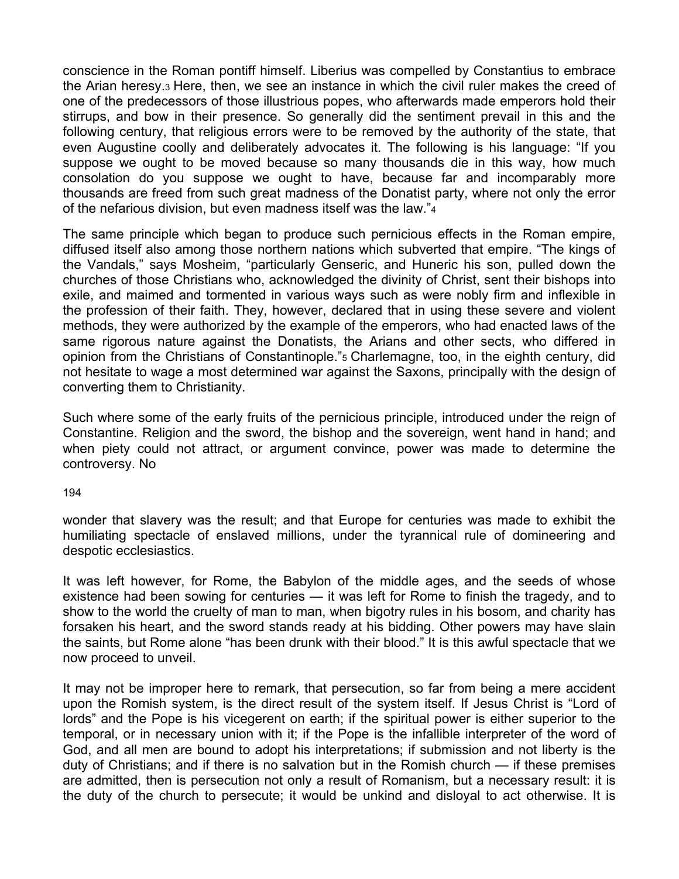conscience in the Roman pontiff himself. Liberius was compelled by Constantius to embrace the Arian heresy.[3] Here, then, we see an instance in which the civil ruler makes the creed of one of the predecessors of those illustrious popes, who afterwards made emperors hold their stirrups, and bow in their presence. So generally did the sentiment prevail in this and the following century, that religious errors were to be removed by the authority of the state, that even Augustine coolly and deliberately advocates it. The following is his language: "If you suppose we ought to be moved because so many thousands die in this way, how much consolation do you suppose we ought to have, because far and incomparably more thousands are freed from such great madness of the Donatist party, where not only the error of the nefarious division, but even madness itself was the law."[4]

The same principle which began to produce such pernicious effects in the Roman empire, diffused itself also among those northern nations which subverted that empire. "The kings of the Vandals," says Mosheim, "particularly Genseric, and Huneric his son, pulled down the churches of those Christians who, acknowledged the divinity of Christ, sent their bishops into exile, and maimed and tormented in various ways such as were nobly firm and inflexible in the profession of their faith. They, however, declared that in using these severe and violent methods, they were authorized by the example of the emperors, who had enacted laws of the same rigorous nature against the Donatists, the Arians and other sects, who differed in opinion from the Christians of Constantinople."[5] Charlemagne, too, in the eighth century, did not hesitate to wage a most determined war against the Saxons, principally with the design of converting them to Christianity.

Such where some of the early fruits of the pernicious principle, introduced under the reign of Constantine. Religion and the sword, the bishop and the sovereign, went hand in hand; and when piety could not attract, or argument convince, power was made to determine the controversy. No wonder that slavery was the result; and that Europe for centuries was made to exhibit the humiliating spectacle of enslaved millions, under the tyrannical rule of domineering and despotic ecclesiastics.

It was left however, for Rome, the Babylon of the middle ages, and the seeds of whose existence had been sowing for centuries — it was left for Rome to finish the tragedy, and to show to the world the cruelty of man to man, when bigotry rules in his bosom, and charity has forsaken his heart, and the sword stands ready at his bidding. Other powers may have slain the saints, but Rome alone "has been drunk with their blood." It is this awful spectacle that we now proceed to unveil.

It may not be improper here to remark, that persecution, so far from being a mere accident upon the Romish system, is the direct result of the system itself. If Jesus Christ is "Lord of lords" and the Pope is his vicegerent on earth; if the spiritual power is either superior to the temporal, or in necessary union with it; if the Pope is the infallible interpreter of the word of God, and all men are bound to adopt his interpretations; if submission and not liberty is the duty of Christians; and if there is no salvation but in the Romish church — if these premises are admitted, then is persecution not only a result of Romanism, but a necessary result: it is the duty of the church to persecute; it would be unkind and disloyal to act otherwise. It is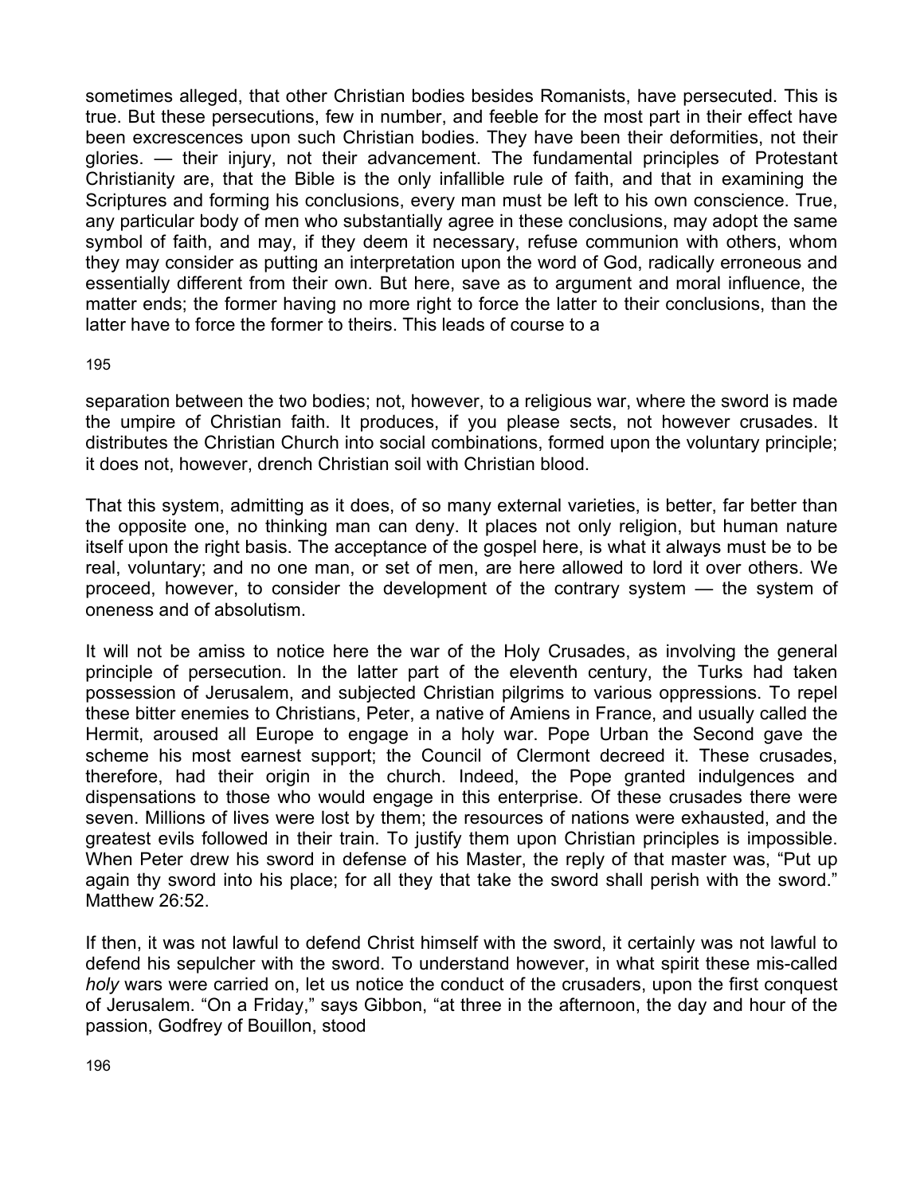sometimes alleged, that other Christian bodies besides Romanists, have persecuted. This is true. But these persecutions, few in number, and feeble for the most part in their effect have been excrescences upon such Christian bodies. They have been their deformities, not their glories. — their injury, not their advancement. The fundamental principles of Protestant Christianity are, that the Bible is the only infallible rule of faith, and that in examining the Scriptures and forming his conclusions, every man must be left to his own conscience. True, any particular body of men who substantially agree in these conclusions, may adopt the same symbol of faith, and may, if they deem it necessary, refuse communion with others, whom they may consider as putting an interpretation upon the word of God, radically erroneous and essentially different from their own. But here, save as to argument and moral influence, the matter ends; the former having no more right to force the latter to their conclusions, than the latter have to force the former to theirs. This leads of course to a separation between the two bodies; not, however, to a religious war, where the sword is made the umpire of Christian faith. It produces, if you please sects, not however crusades. It distributes the Christian Church into social combinations, formed upon the voluntary principle; it does not, however, drench Christian soil with Christian blood.

That this system, admitting as it does, of so many external varieties, is better, far better than the opposite one, no thinking man can deny. It places not only religion, but human nature itself upon the right basis. The acceptance of the gospel here, is what it always must be to be real, voluntary; and no one man, or set of men, are here allowed to lord it over others. We proceed, however, to consider the development of the contrary system — the system of oneness and of absolutism.

It will not be amiss to notice here the war of the Holy Crusades, as involving the general principle of persecution. In the latter part of the eleventh century, the Turks had taken possession of Jerusalem, and subjected Christian pilgrims to various oppressions. To repel these bitter enemies to Christians, Peter, a native of Amiens in France, and usually called the Hermit, aroused all Europe to engage in a holy war. Pope Urban the Second gave the scheme his most earnest support; the Council of Clermont decreed it. These crusades, therefore, had their origin in the church. Indeed, the Pope granted indulgences and dispensations to those who would engage in this enterprise. Of these crusades there were seven. Millions of lives were lost by them; the resources of nations were exhausted, and the greatest evils followed in their train. To justify them upon Christian principles is impossible. When Peter drew his sword in defense of his Master, the reply of that master was, "Put up again thy sword into his place; for all they that take the sword shall perish with the sword." Matthew 26:52.

If then, it was not lawful to defend Christ himself with the sword, it certainly was not lawful to defend his sepulcher with the sword. To understand however, in what spirit these mis-called *holy* wars were carried on, let us notice the conduct of the crusaders, upon the first conquest of Jerusalem. "On a Friday," says Gibbon, "at three in the afternoon, the day and hour of the passion, Godfrey of Bouillon, stood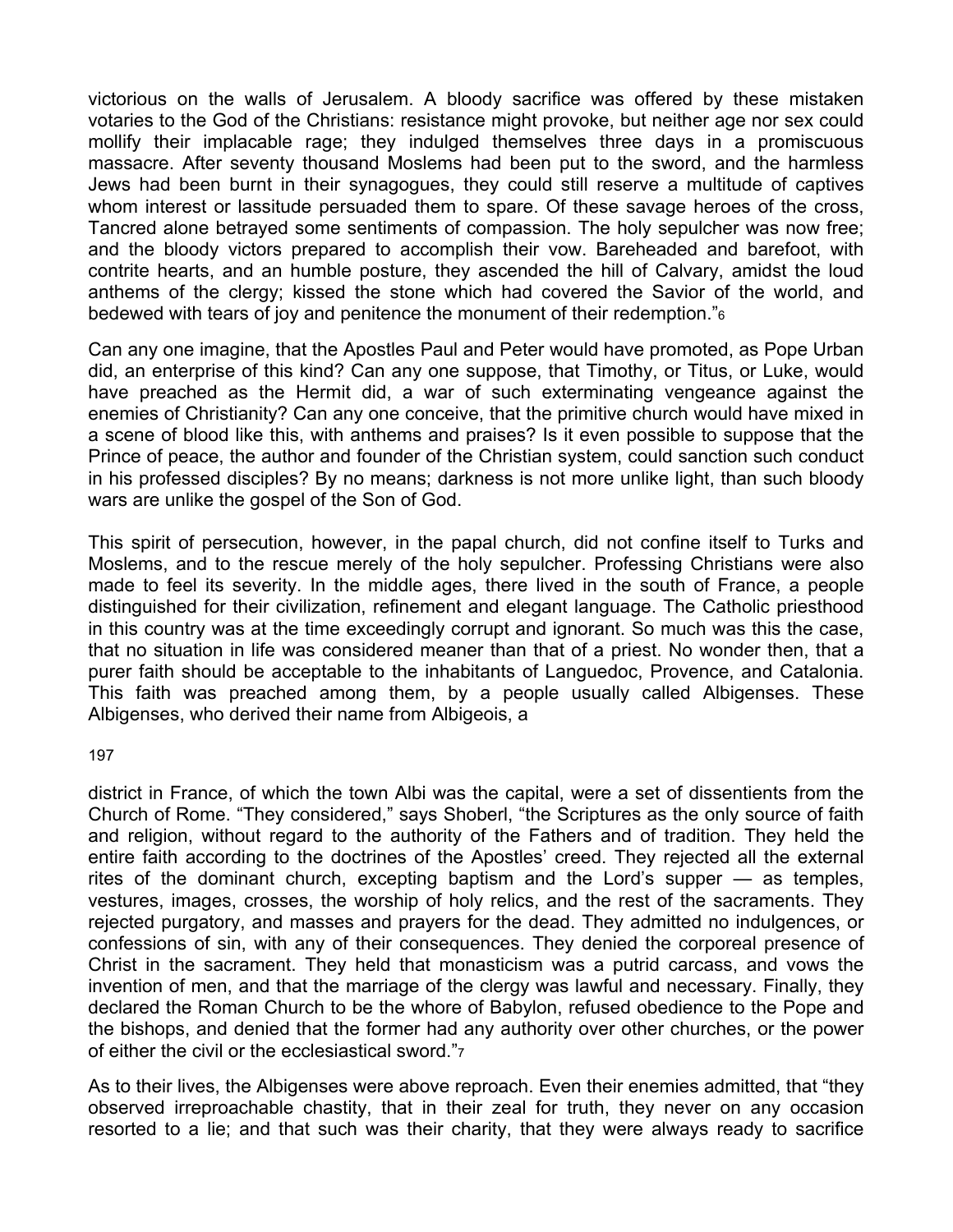victorious on the walls of Jerusalem. A bloody sacrifice was offered by these mistaken votaries to the God of the Christians: resistance might provoke, but neither age nor sex could mollify their implacable rage; they indulged themselves three days in a promiscuous massacre. After seventy thousand Moslems had been put to the sword, and the harmless Jews had been burnt in their synagogues, they could still reserve a multitude of captives whom interest or lassitude persuaded them to spare. Of these savage heroes of the cross, Tancred alone betrayed some sentiments of compassion. The holy sepulcher was now free; and the bloody victors prepared to accomplish their vow. Bareheaded and barefoot, with contrite hearts, and an humble posture, they ascended the hill of Calvary, amidst the loud anthems of the clergy; kissed the stone which had covered the Savior of the world, and bedewed with tears of joy and penitence the monument of their redemption."[6]

Can any one imagine, that the Apostles Paul and Peter would have promoted, as Pope Urban did, an enterprise of this kind? Can any one suppose, that Timothy, or Titus, or Luke, would have preached as the Hermit did, a war of such exterminating vengeance against the enemies of Christianity? Can any one conceive, that the primitive church would have mixed in a scene of blood like this, with anthems and praises? Is it even possible to suppose that the Prince of peace, the author and founder of the Christian system, could sanction such conduct in his professed disciples? By no means; darkness is not more unlike light, than such bloody wars are unlike the gospel of the Son of God.

This spirit of persecution, however, in the papal church, did not confine itself to Turks and Moslems, and to the rescue merely of the holy sepulcher. Professing Christians were also made to feel its severity. In the middle ages, there lived in the south of France, a people distinguished for their civilization, refinement and elegant language. The Catholic priesthood in this country was at the time exceedingly corrupt and ignorant. So much was this the case, that no situation in life was considered meaner than that of a priest. No wonder then, that a purer faith should be acceptable to the inhabitants of Languedoc, Provence, and Catalonia. This faith was preached among them, by a people usually called Albigenses. These Albigenses, who derived their name from Albigeois, a district in France, of which the town Albi was the capital, were a set of dissentients from the Church of Rome. "They considered," says Shoberl, "the Scriptures as the only source of faith and religion, without regard to the authority of the Fathers and of tradition. They held the entire faith according to the doctrines of the Apostles' creed. They rejected all the external rites of the dominant church, excepting baptism and the Lord's supper — as temples, vestures, images, crosses, the worship of holy relics, and the rest of the sacraments. They rejected purgatory, and masses and prayers for the dead. They admitted no indulgences, or confessions of sin, with any of their consequences. They denied the corporeal presence of Christ in the sacrament. They held that monasticism was a putrid carcass, and vows the invention of men, and that the marriage of the clergy was lawful and necessary. Finally, they declared the Roman Church to be the whore of Babylon, refused obedience to the Pope and the bishops, and denied that the former had any authority over other churches, or the power of either the civil or the ecclesiastical sword."[7]

As to their lives, the Albigenses were above reproach. Even their enemies admitted, that "they observed irreproachable chastity, that in their zeal for truth, they never on any occasion resorted to a lie; and that such was their charity, that they were always ready to sacrifice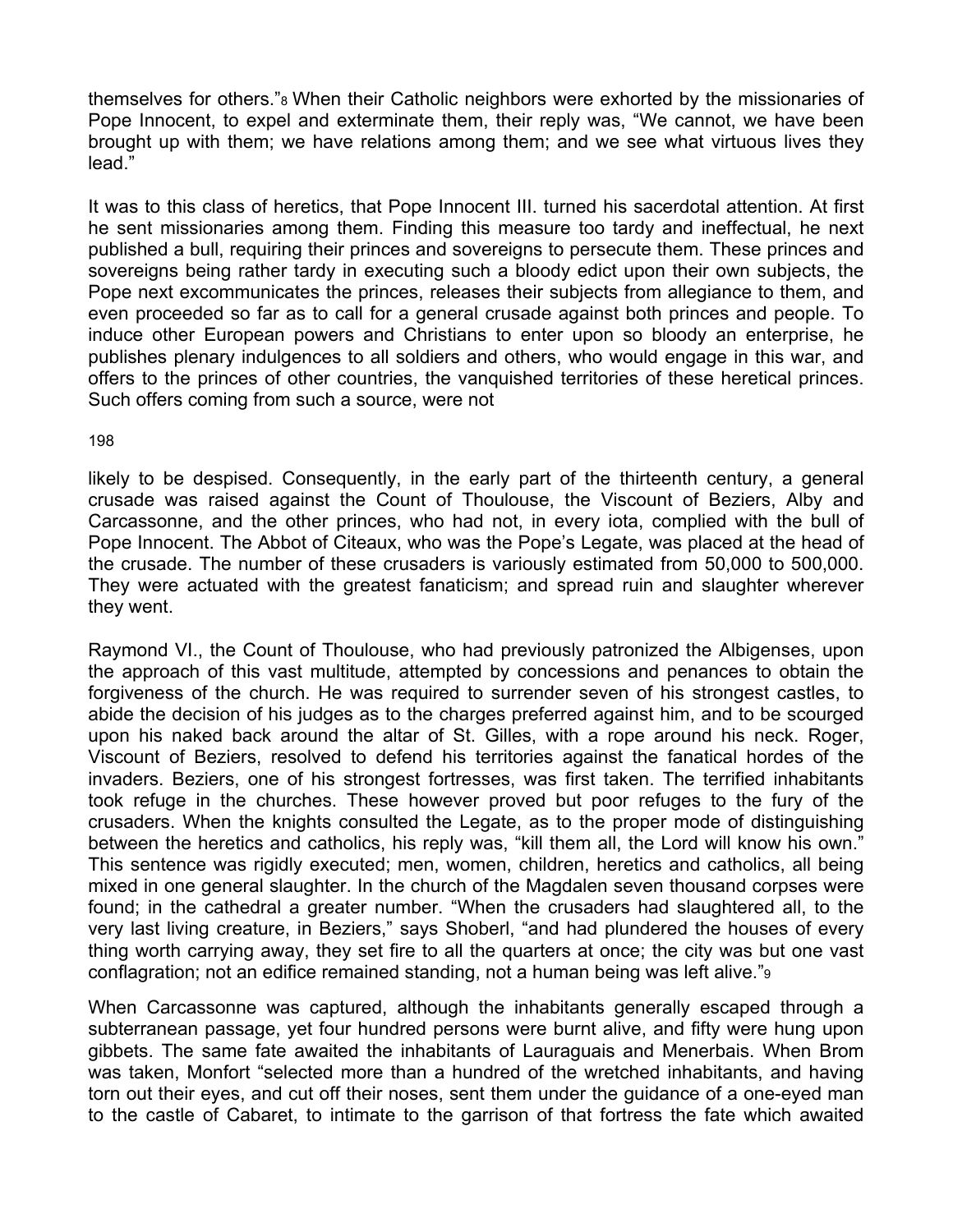themselves for others."[8] When their Catholic neighbors were exhorted by the missionaries of Pope Innocent, to expel and exterminate them, their reply was, "We cannot, we have been brought up with them; we have relations among them; and we see what virtuous lives they lead."

It was to this class of heretics, that Pope Innocent III. turned his sacerdotal attention. At first he sent missionaries among them. Finding this measure too tardy and ineffectual, he next published a bull, requiring their princes and sovereigns to persecute them. These princes and sovereigns being rather tardy in executing such a bloody edict upon their own subjects, the Pope next excommunicates the princes, releases their subjects from allegiance to them, and even proceeded so far as to call for a general crusade against both princes and people. To induce other European powers and Christians to enter upon so bloody an enterprise, he publishes plenary indulgences to all soldiers and others, who would engage in this war, and offers to the princes of other countries, the vanquished territories of these heretical princes. Such offers coming from such a source, were not likely to be despised. Consequently, in the early part of the thirteenth century, a general crusade was raised against the Count of Thoulouse, the Viscount of Beziers, Alby and Carcassonne, and the other princes, who had not, in every iota, complied with the bull of Pope Innocent. The Abbot of Citeaux, who was the Pope's Legate, was placed at the head of the crusade. The number of these crusaders is variously estimated from 50,000 to 500,000. They were actuated with the greatest fanaticism; and spread ruin and slaughter wherever they went.

Raymond VI., the Count of Thoulouse, who had previously patronized the Albigenses, upon the approach of this vast multitude, attempted by concessions and penances to obtain the forgiveness of the church. He was required to surrender seven of his strongest castles, to abide the decision of his judges as to the charges preferred against him, and to be scourged upon his naked back around the altar of St. Gilles, with a rope around his neck. Roger, Viscount of Beziers, resolved to defend his territories against the fanatical hordes of the invaders. Beziers, one of his strongest fortresses, was first taken. The terrified inhabitants took refuge in the churches. These however proved but poor refuges to the fury of the crusaders. When the knights consulted the Legate, as to the proper mode of distinguishing between the heretics and catholics, his reply was, "kill them all, the Lord will know his own." This sentence was rigidly executed; men, women, children, heretics and catholics, all being mixed in one general slaughter. In the church of the Magdalen seven thousand corpses were found; in the cathedral a greater number. "When the crusaders had slaughtered all, to the very last living creature, in Beziers," says Shoberl, "and had plundered the houses of every thing worth carrying away, they set fire to all the quarters at once; the city was but one vast conflagration; not an edifice remained standing, not a human being was left alive."[9]

When Carcassonne was captured, although the inhabitants generally escaped through a subterranean passage, yet four hundred persons were burnt alive, and fifty were hung upon gibbets. The same fate awaited the inhabitants of Lauraguais and Menerbais. When Brom was taken, Monfort "selected more than a hundred of the wretched inhabitants, and having torn out their eyes, and cut off their noses, sent them under the guidance of a one-eyed man to the castle of Cabaret, to intimate to the garrison of that fortress the fate which awaited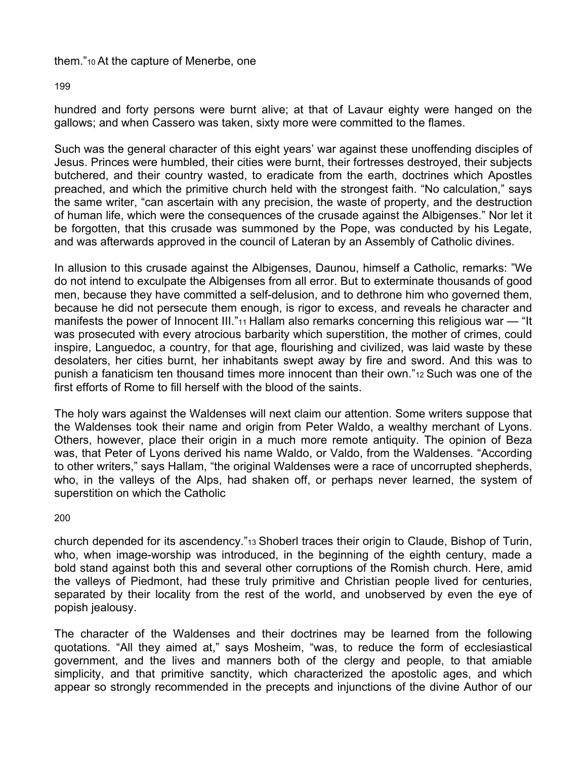them."[10] At the capture of Menerbe, one hundred and forty persons were burnt alive; at that of Lavaur eighty were hanged on the gallows; and when Cassero was taken, sixty more were committed to the flames.

Such was the general character of this eight years' war against these unoffending disciples of Jesus. Princes were humbled, their cities were burnt, their fortresses destroyed, their subjects butchered, and their country wasted, to eradicate from the earth, doctrines which Apostles preached, and which the primitive church held with the strongest faith. "No calculation," says the same writer, "can ascertain with any precision, the waste of property, and the destruction of human life, which were the consequences of the crusade against the Albigenses." Nor let it be forgotten, that this crusade was summoned by the Pope, was conducted by his Legate, and was afterwards approved in the council of Lateran by an Assembly of Catholic divines.

In allusion to this crusade against the Albigenses, Daunou, himself a Catholic, remarks: "We do not intend to exculpate the Albigenses from all error. But to exterminate thousands of good men, because they have committed a self-delusion, and to dethrone him who governed them, because he did not persecute them enough, is rigor to excess, and reveals he character and manifests the power of Innocent III."[11] Hallam also remarks concerning this religious war — "It was prosecuted with every atrocious barbarity which superstition, the mother of crimes, could inspire, Languedoc, a country, for that age, flourishing and civilized, was laid waste by these desolaters, her cities burnt, her inhabitants swept away by fire and sword. And this was to punish a fanaticism ten thousand times more innocent than their own."[12] Such was one of the first efforts of Rome to fill herself with the blood of the saints.

The holy wars against the Waldenses will next claim our attention. Some writers suppose that the Waldenses took their name and origin from Peter Waldo, a wealthy merchant of Lyons. Others, however, place their origin in a much more remote antiquity. The opinion of Beza was, that Peter of Lyons derived his name Waldo, or Valdo, from the Waldenses. "According to other writers," says Hallam, "the original Waldenses were a race of uncorrupted shepherds, who, in the valleys of the Alps, had shaken off, or perhaps never learned, the system of superstition on which the Catholic church depended for its ascendency."[13] Shoberl traces their origin to Claude, Bishop of Turin, who, when image-worship was introduced, in the beginning of the eighth century, made a bold stand against both this and several other corruptions of the Romish church. Here, amid the valleys of Piedmont, had these truly primitive and Christian people lived for centuries, separated by their locality from the rest of the world, and unobserved by even the eye of popish jealousy.

The character of the Waldenses and their doctrines may be learned from the following quotations. "All they aimed at," says Mosheim, "was, to reduce the form of ecclesiastical government, and the lives and manners both of the clergy and people, to that amiable simplicity, and that primitive sanctity, which characterized the apostolic ages, and which appear so strongly recommended in the precepts and injunctions of the divine Author of our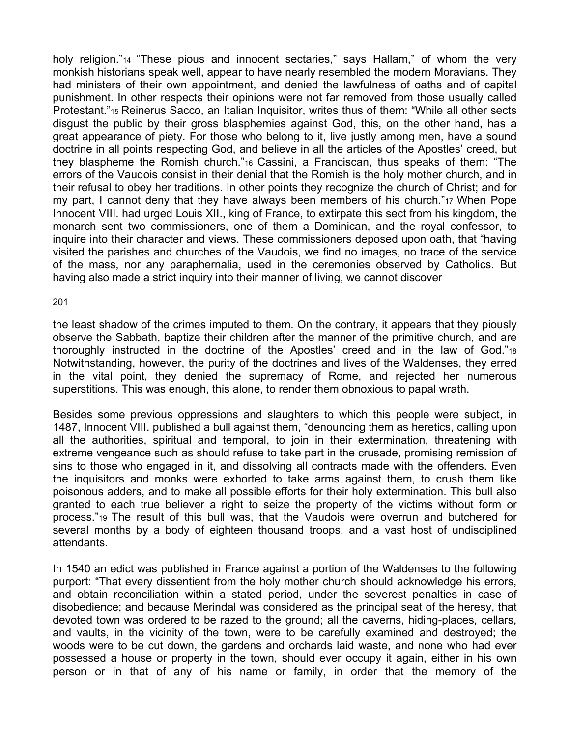holy religion."[14] "These pious and innocent sectaries," says Hallam," of whom the very monkish historians speak well, appear to have nearly resembled the modern Moravians. They had ministers of their own appointment, and denied the lawfulness of oaths and of capital punishment. In other respects their opinions were not far removed from those usually called Protestant."[15] Reinerus Sacco, an Italian Inquisitor, writes thus of them: "While all other sects disgust the public by their gross blasphemies against God, this, on the other hand, has a great appearance of piety. For those who belong to it, live justly among men, have a sound doctrine in all points respecting God, and believe in all the articles of the Apostles' creed, but they blaspheme the Romish church."[16] Cassini, a Franciscan, thus speaks of them: "The errors of the Vaudois consist in their denial that the Romish is the holy mother church, and in their refusal to obey her traditions. In other points they recognize the church of Christ; and for my part, I cannot deny that they have always been members of his church."[17] When Pope Innocent VIII. had urged Louis XII., king of France, to extirpate this sect from his kingdom, the monarch sent two commissioners, one of them a Dominican, and the royal confessor, to inquire into their character and views. These commissioners deposed upon oath, that "having visited the parishes and churches of the Vaudois, we find no images, no trace of the service of the mass, nor any paraphernalia, used in the ceremonies observed by Catholics. But having also made a strict inquiry into their manner of living, we cannot discover the least shadow of the crimes imputed to them. On the contrary, it appears that they piously observe the Sabbath, baptize their children after the manner of the primitive church, and are thoroughly instructed in the doctrine of the Apostles' creed and in the law of God."[18] Notwithstanding, however, the purity of the doctrines and lives of the Waldenses, they erred in the vital point, they denied the supremacy of Rome, and rejected her numerous superstitions. This was enough, this alone, to render them obnoxious to papal wrath.

Besides some previous oppressions and slaughters to which this people were subject, in 1487, Innocent VIII. published a bull against them, "denouncing them as heretics, calling upon all the authorities, spiritual and temporal, to join in their extermination, threatening with extreme vengeance such as should refuse to take part in the crusade, promising remission of sins to those who engaged in it, and dissolving all contracts made with the offenders. Even the inquisitors and monks were exhorted to take arms against them, to crush them like poisonous adders, and to make all possible efforts for their holy extermination. This bull also granted to each true believer a right to seize the property of the victims without form or process."[19] The result of this bull was, that the Vaudois were overrun and butchered for several months by a body of eighteen thousand troops, and a vast host of undisciplined attendants.

In 1540 an edict was published in France against a portion of the Waldenses to the following purport: "That every dissentient from the holy mother church should acknowledge his errors, and obtain reconciliation within a stated period, under the severest penalties in case of disobedience; and because Merindal was considered as the principal seat of the heresy, that devoted town was ordered to be razed to the ground; all the caverns, hiding-places, cellars, and vaults, in the vicinity of the town, were to be carefully examined and destroyed; the woods were to be cut down, the gardens and orchards laid waste, and none who had ever possessed a house or property in the town, should ever occupy it again, either in his own person or in that of any of his name or family, in order that the memory of the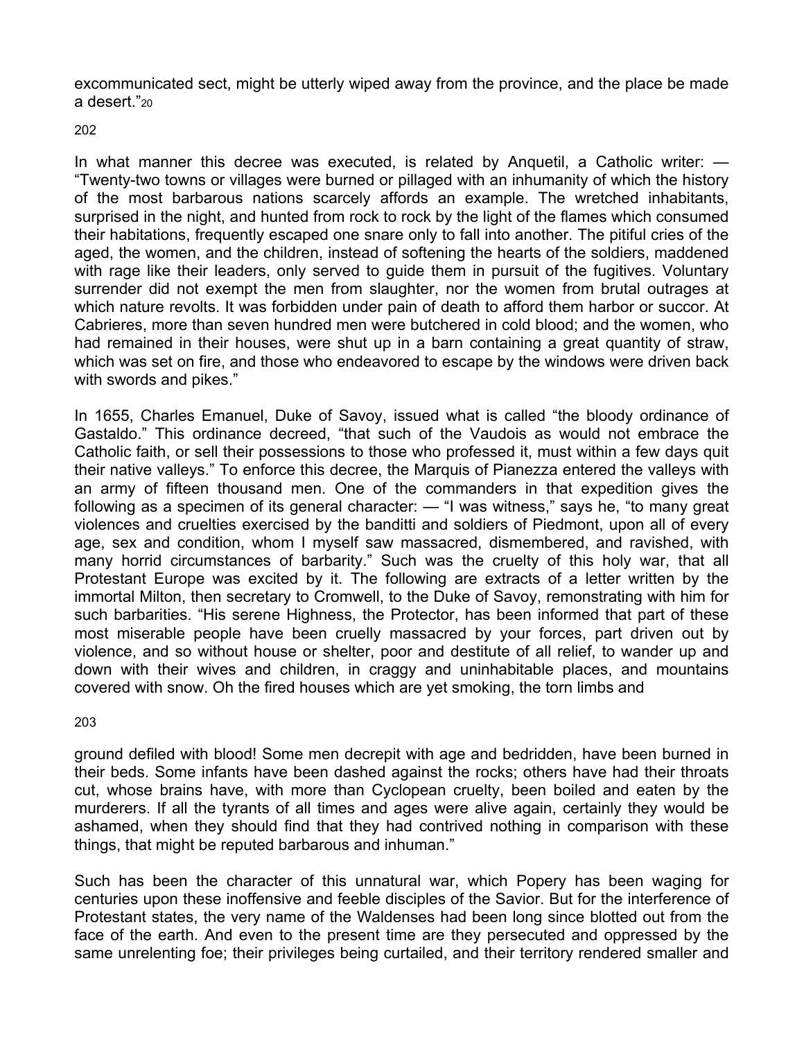excommunicated sect, might be utterly wiped away from the province, and the place be made a desert."[20]

In what manner this decree was executed, is related by Anquetil, a Catholic writer: — "Twenty-two towns or villages were burned or pillaged with an inhumanity of which the history of the most barbarous nations scarcely affords an example. The wretched inhabitants, surprised in the night, and hunted from rock to rock by the light of the flames which consumed their habitations, frequently escaped one snare only to fall into another. The pitiful cries of the aged, the women, and the children, instead of softening the hearts of the soldiers, maddened with rage like their leaders, only served to guide them in pursuit of the fugitives. Voluntary surrender did not exempt the men from slaughter, nor the women from brutal outrages at which nature revolts. It was forbidden under pain of death to afford them harbor or succor. At Cabrieres, more than seven hundred men were butchered in cold blood; and the women, who had remained in their houses, were shut up in a barn containing a great quantity of straw, which was set on fire, and those who endeavored to escape by the windows were driven back with swords and pikes."

In 1655, Charles Emanuel, Duke of Savoy, issued what is called "the bloody ordinance of Gastaldo." This ordinance decreed, "that such of the Vaudois as would not embrace the Catholic faith, or sell their possessions to those who professed it, must within a few days quit their native valleys." To enforce this decree, the Marquis of Pianezza entered the valleys with an army of fifteen thousand men. One of the commanders in that expedition gives the following as a specimen of its general character: — "I was witness," says he, "to many great violences and cruelties exercised by the banditti and soldiers of Piedmont, upon all of every age, sex and condition, whom I myself saw massacred, dismembered, and ravished, with many horrid circumstances of barbarity." Such was the cruelty of this holy war, that all Protestant Europe was excited by it. The following are extracts of a letter written by the immortal Milton, then secretary to Cromwell, to the Duke of Savoy, remonstrating with him for such barbarities. "His serene Highness, the Protector, has been informed that part of these most miserable people have been cruelly massacred by your forces, part driven out by violence, and so without house or shelter, poor and destitute of all relief, to wander up and down with their wives and children, in craggy and uninhabitable places, and mountains covered with snow. Oh the fired houses which are yet smoking, the torn limbs and ground defiled with blood! Some men decrepit with age and bedridden, have been burned in their beds. Some infants have been dashed against the rocks; others have had their throats cut, whose brains have, with more than Cyclopean cruelty, been boiled and eaten by the murderers. If all the tyrants of all times and ages were alive again, certainly they would be ashamed, when they should find that they had contrived nothing in comparison with these things, that might be reputed barbarous and inhuman."

Such has been the character of this unnatural war, which Popery has been waging for centuries upon these inoffensive and feeble disciples of the Savior. But for the interference of Protestant states, the very name of the Waldenses had been long since blotted out from the face of the earth. And even to the present time are they persecuted and oppressed by the same unrelenting foe; their privileges being curtailed, and their territory rendered smaller and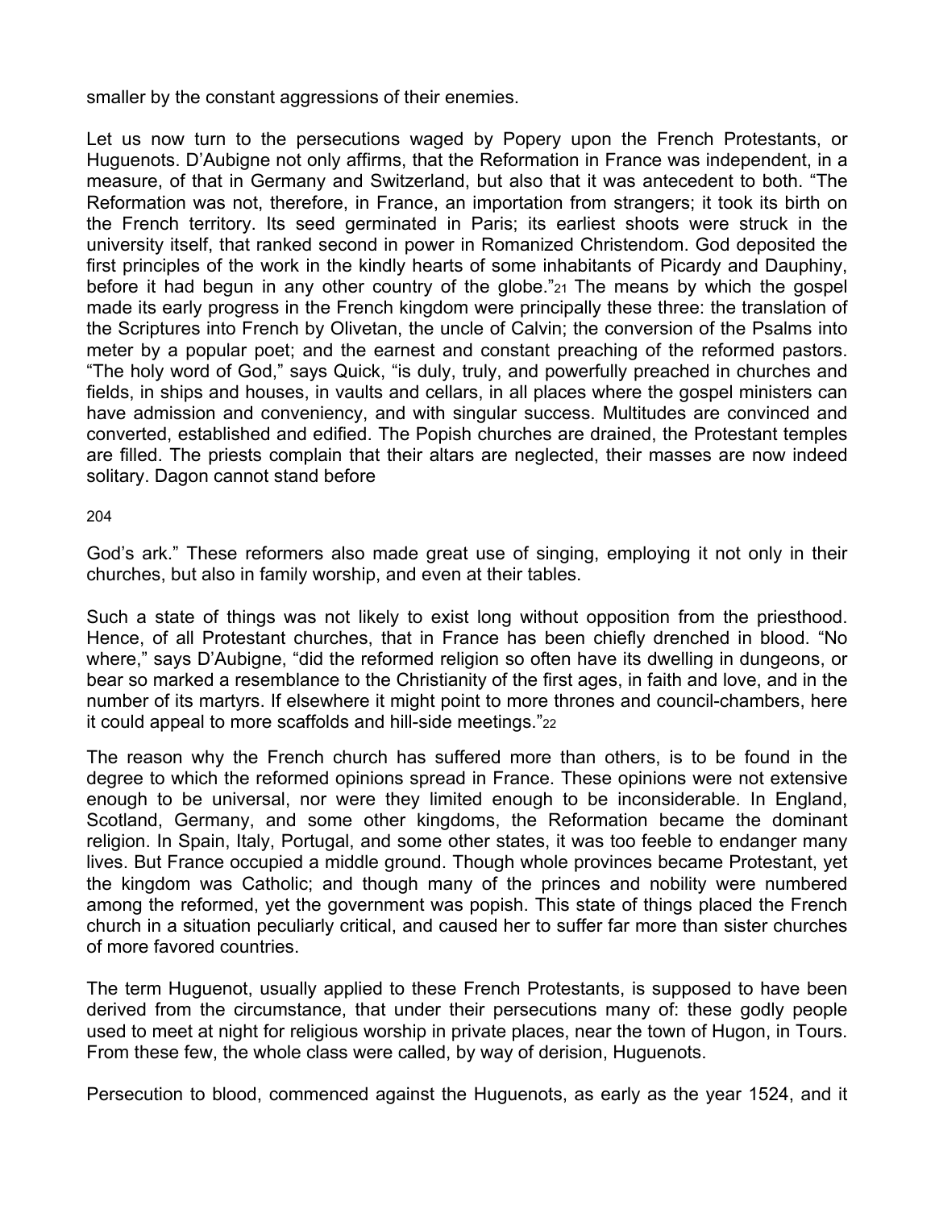smaller by the constant aggressions of their enemies.

Let us now turn to the persecutions waged by Popery upon the French Protestants, or Huguenots. D'Aubigne not only affirms, that the Reformation in France was independent, in a measure, of that in Germany and Switzerland, but also that it was antecedent to both. "The Reformation was not, therefore, in France, an importation from strangers; it took its birth on the French territory. Its seed germinated in Paris; its earliest shoots were struck in the university itself, that ranked second in power in Romanized Christendom. God deposited the first principles of the work in the kindly hearts of some inhabitants of Picardy and Dauphiny, before it had begun in any other country of the globe."[21] The means by which the gospel made its early progress in the French kingdom were principally these three: the translation of the Scriptures into French by Olivetan, the uncle of Calvin; the conversion of the Psalms into meter by a popular poet; and the earnest and constant preaching of the reformed pastors. "The holy word of God," says Quick, "is duly, truly, and powerfully preached in churches and fields, in ships and houses, in vaults and cellars, in all places where the gospel ministers can have admission and conveniency, and with singular success. Multitudes are convinced and converted, established and edified. The Popish churches are drained, the Protestant temples are filled. The priests complain that their altars are neglected, their masses are now indeed solitary. Dagon cannot stand before God's ark." These reformers also made great use of singing, employing it not only in their churches, but also in family worship, and even at their tables.

Such a state of things was not likely to exist long without opposition from the priesthood. Hence, of all Protestant churches, that in France has been chiefly drenched in blood. "No where," says D'Aubigne, "did the reformed religion so often have its dwelling in dungeons, or bear so marked a resemblance to the Christianity of the first ages, in faith and love, and in the number of its martyrs. If elsewhere it might point to more thrones and council-chambers, here it could appeal to more scaffolds and hill-side meetings."[22]

The reason why the French church has suffered more than others, is to be found in the degree to which the reformed opinions spread in France. These opinions were not extensive enough to be universal, nor were they limited enough to be inconsiderable. In England, Scotland, Germany, and some other kingdoms, the Reformation became the dominant religion. In Spain, Italy, Portugal, and some other states, it was too feeble to endanger many lives. But France occupied a middle ground. Though whole provinces became Protestant, yet the kingdom was Catholic; and though many of the princes and nobility were numbered among the reformed, yet the government was popish. This state of things placed the French church in a situation peculiarly critical, and caused her to suffer far more than sister churches of more favored countries.

The term Huguenot, usually applied to these French Protestants, is supposed to have been derived from the circumstance, that under their persecutions many of: these godly people used to meet at night for religious worship in private places, near the town of Hugon, in Tours. From these few, the whole class were called, by way of derision, Huguenots.

Persecution to blood, commenced against the Huguenots, as early as the year 1524, and it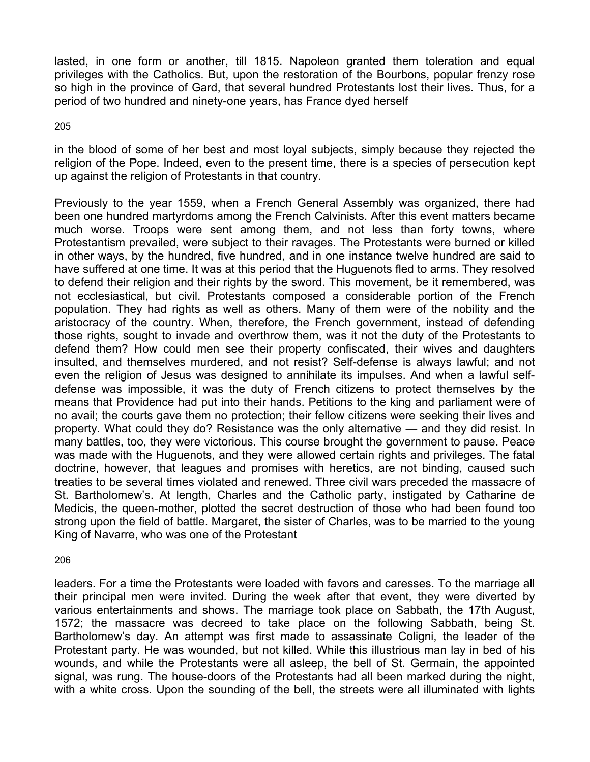lasted, in one form or another, till 1815. Napoleon granted them toleration and equal privileges with the Catholics. But, upon the restoration of the Bourbons, popular frenzy rose so high in the province of Gard, that several hundred Protestants lost their lives. Thus, for a period of two hundred and ninety-one years, has France dyed herself in the blood of some of her best and most loyal subjects, simply because they rejected the religion of the Pope. Indeed, even to the present time, there is a species of persecution kept up against the religion of Protestants in that country.

Previously to the year 1559, when a French General Assembly was organized, there had been one hundred martyrdoms among the French Calvinists. After this event matters became much worse. Troops were sent among them, and not less than forty towns, where Protestantism prevailed, were subject to their ravages. The Protestants were burned or killed in other ways, by the hundred, five hundred, and in one instance twelve hundred are said to have suffered at one time. It was at this period that the Huguenots fled to arms. They resolved to defend their religion and their rights by the sword. This movement, be it remembered, was not ecclesiastical, but civil. Protestants composed a considerable portion of the French population. They had rights as well as others. Many of them were of the nobility and the aristocracy of the country. When, therefore, the French government, instead of defending those rights, sought to invade and overthrow them, was it not the duty of the Protestants to defend them? How could men see their property confiscated, their wives and daughters insulted, and themselves murdered, and not resist? Self-defense is always lawful; and not even the religion of Jesus was designed to annihilate its impulses. And when a lawful self-defense was impossible, it was the duty of French citizens to protect themselves by the means that Providence had put into their hands. Petitions to the king and parliament were of no avail; the courts gave them no protection; their fellow citizens were seeking their lives and property. What could they do? Resistance was the only alternative — and they did resist. In many battles, too, they were victorious. This course brought the government to pause. Peace was made with the Huguenots, and they were allowed certain rights and privileges. The fatal doctrine, however, that leagues and promises with heretics, are not binding, caused such treaties to be several times violated and renewed. Three civil wars preceded the massacre of St. Bartholomew's. At length, Charles and the Catholic party, instigated by Catharine de Medicis, the queen-mother, plotted the secret destruction of those who had been found too strong upon the field of battle. Margaret, the sister of Charles, was to be married to the young King of Navarre, who was one of the Protestant leaders. For a time the Protestants were loaded with favors and caresses. To the marriage all their principal men were invited. During the week after that event, they were diverted by various entertainments and shows. The marriage took place on Sabbath, the 17th August, 1572; the massacre was decreed to take place on the following Sabbath, being St. Bartholomew's day. An attempt was first made to assassinate Coligni, the leader of the Protestant party. He was wounded, but not killed. While this illustrious man lay in bed of his wounds, and while the Protestants were all asleep, the bell of St. Germain, the appointed signal, was rung. The house-doors of the Protestants had all been marked during the night, with a white cross. Upon the sounding of the bell, the streets were all illuminated with lights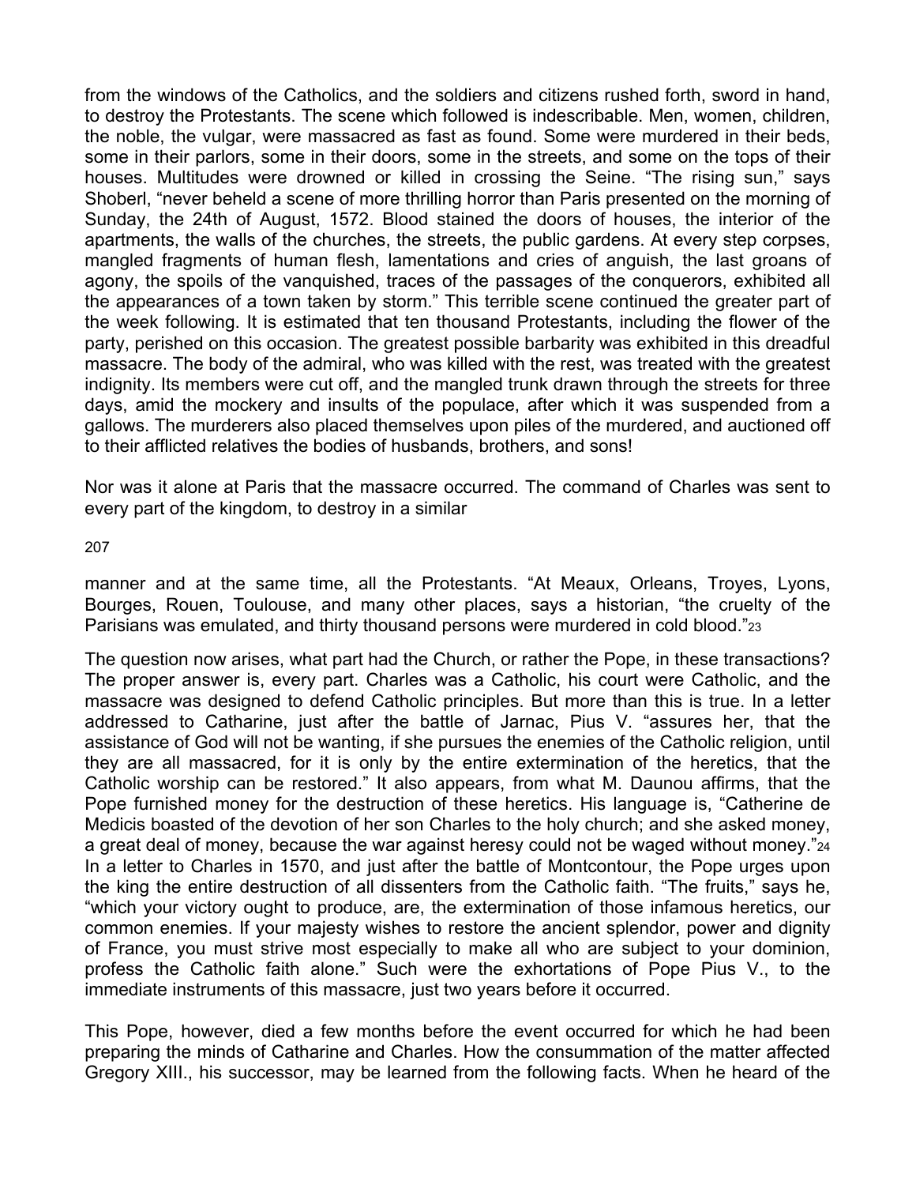from the windows of the Catholics, and the soldiers and citizens rushed forth, sword in hand, to destroy the Protestants. The scene which followed is indescribable. Men, women, children, the noble, the vulgar, were massacred as fast as found. Some were murdered in their beds, some in their parlors, some in their doors, some in the streets, and some on the tops of their houses. Multitudes were drowned or killed in crossing the Seine. "The rising sun," says Shoberl, "never beheld a scene of more thrilling horror than Paris presented on the morning of Sunday, the 24th of August, 1572. Blood stained the doors of houses, the interior of the apartments, the walls of the churches, the streets, the public gardens. At every step corpses, mangled fragments of human flesh, lamentations and cries of anguish, the last groans of agony, the spoils of the vanquished, traces of the passages of the conquerors, exhibited all the appearances of a town taken by storm." This terrible scene continued the greater part of the week following. It is estimated that ten thousand Protestants, including the flower of the party, perished on this occasion. The greatest possible barbarity was exhibited in this dreadful massacre. The body of the admiral, who was killed with the rest, was treated with the greatest indignity. Its members were cut off, and the mangled trunk drawn through the streets for three days, amid the mockery and insults of the populace, after which it was suspended from a gallows. The murderers also placed themselves upon piles of the murdered, and auctioned off to their afflicted relatives the bodies of husbands, brothers, and sons!

Nor was it alone at Paris that the massacre occurred. The command of Charles was sent to every part of the kingdom, to destroy in a similar manner and at the same time, all the Protestants. "At Meaux, Orleans, Troyes, Lyons, Bourges, Rouen, Toulouse, and many other places, says a historian, "the cruelty of the Parisians was emulated, and thirty thousand persons were murdered in cold blood."[23]

The question now arises, what part had the Church, or rather the Pope, in these transactions? The proper answer is, every part. Charles was a Catholic, his court were Catholic, and the massacre was designed to defend Catholic principles. But more than this is true. In a letter addressed to Catharine, just after the battle of Jarnac, Pius V. "assures her, that the assistance of God will not be wanting, if she pursues the enemies of the Catholic religion, until they are all massacred, for it is only by the entire extermination of the heretics, that the Catholic worship can be restored." It also appears, from what M. Daunou affirms, that the Pope furnished money for the destruction of these heretics. His language is, "Catherine de Medicis boasted of the devotion of her son Charles to the holy church; and she asked money, a great deal of money, because the war against heresy could not be waged without money."[24] In a letter to Charles in 1570, and just after the battle of Montcontour, the Pope urges upon the king the entire destruction of all dissenters from the Catholic faith. "The fruits," says he, "which your victory ought to produce, are, the extermination of those infamous heretics, our common enemies. If your majesty wishes to restore the ancient splendor, power and dignity of France, you must strive most especially to make all who are subject to your dominion, profess the Catholic faith alone." Such were the exhortations of Pope Pius V., to the immediate instruments of this massacre, just two years before it occurred.

This Pope, however, died a few months before the event occurred for which he had been preparing the minds of Catharine and Charles. How the consummation of the matter affected Gregory XIII., his successor, may be learned from the following facts. When he heard of the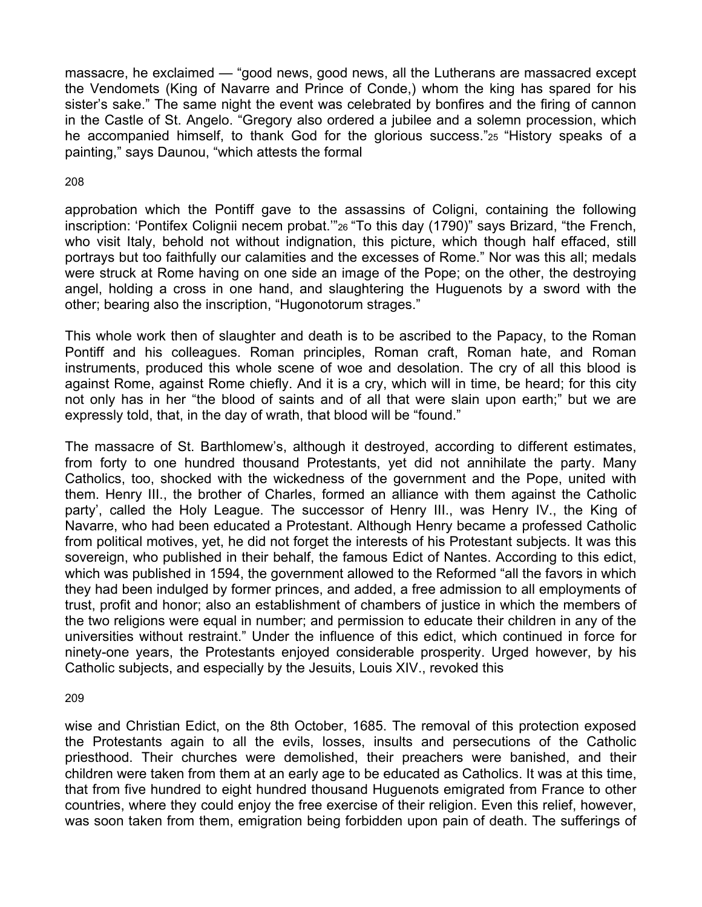massacre, he exclaimed — "good news, good news, all the Lutherans are massacred except the Vendomets (King of Navarre and Prince of Conde,) whom the king has spared for his sister's sake." The same night the event was celebrated by bonfires and the firing of cannon in the Castle of St. Angelo. "Gregory also ordered a jubilee and a solemn procession, which he accompanied himself, to thank God for the glorious success."[25] "History speaks of a painting," says Daunou, "which attests the formal approbation which the Pontiff gave to the assassins of Coligni, containing the following inscription: 'Pontifex Colignii necem probat.'"[26] "To this day (1790)" says Brizard, "the French, who visit Italy, behold not without indignation, this picture, which though half effaced, still portrays but too faithfully our calamities and the excesses of Rome." Nor was this all; medals were struck at Rome having on one side an image of the Pope; on the other, the destroying angel, holding a cross in one hand, and slaughtering the Huguenots by a sword with the other; bearing also the inscription, "Hugonotorum strages."

This whole work then of slaughter and death is to be ascribed to the Papacy, to the Roman Pontiff and his colleagues. Roman principles, Roman craft, Roman hate, and Roman instruments, produced this whole scene of woe and desolation. The cry of all this blood is against Rome, against Rome chiefly. And it is a cry, which will in time, be heard; for this city not only has in her "the blood of saints and of all that were slain upon earth;" but we are expressly told, that, in the day of wrath, that blood will be "found."

The massacre of St. Barthlomew's, although it destroyed, according to different estimates, from forty to one hundred thousand Protestants, yet did not annihilate the party. Many Catholics, too, shocked with the wickedness of the government and the Pope, united with them. Henry III., the brother of Charles, formed an alliance with them against the Catholic party', called the Holy League. The successor of Henry III., was Henry IV., the King of Navarre, who had been educated a Protestant. Although Henry became a professed Catholic from political motives, yet, he did not forget the interests of his Protestant subjects. It was this sovereign, who published in their behalf, the famous Edict of Nantes. According to this edict, which was published in 1594, the government allowed to the Reformed "all the favors in which they had been indulged by former princes, and added, a free admission to all employments of trust, profit and honor; also an establishment of chambers of justice in which the members of the two religions were equal in number; and permission to educate their children in any of the universities without restraint." Under the influence of this edict, which continued in force for ninety-one years, the Protestants enjoyed considerable prosperity. Urged however, by his Catholic subjects, and especially by the Jesuits, Louis XIV., revoked this wise and Christian Edict, on the 8th October, 1685. The removal of this protection exposed the Protestants again to all the evils, losses, insults and persecutions of the Catholic priesthood. Their churches were demolished, their preachers were banished, and their children were taken from them at an early age to be educated as Catholics. It was at this time, that from five hundred to eight hundred thousand Huguenots emigrated from France to other countries, where they could enjoy the free exercise of their religion. Even this relief, however, was soon taken from them, emigration being forbidden upon pain of death. The sufferings of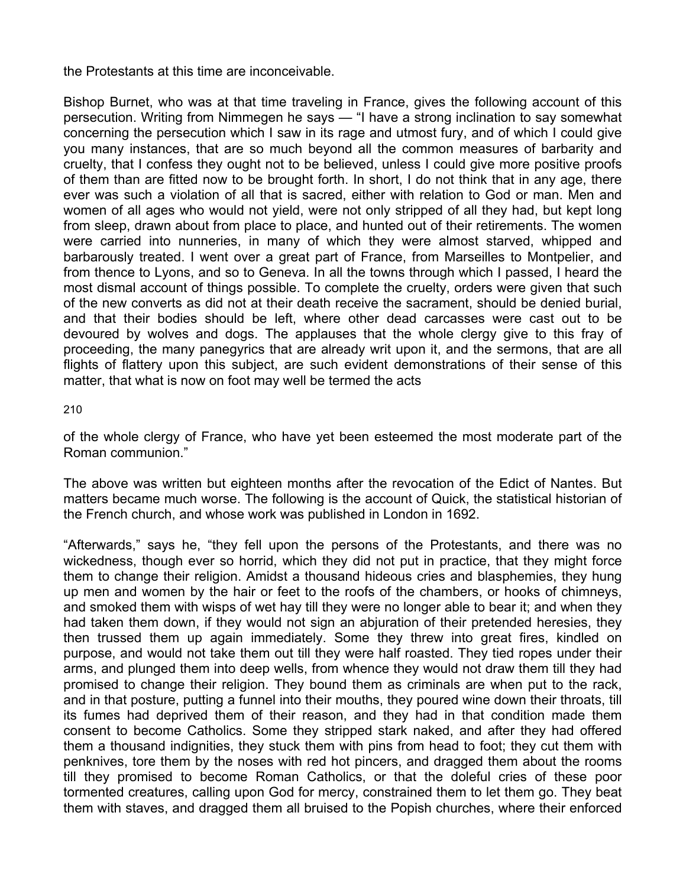the Protestants at this time are inconceivable.

Bishop Burnet, who was at that time traveling in France, gives the following account of this persecution. Writing from Nimmegen he says — "I have a strong inclination to say somewhat concerning the persecution which I saw in its rage and utmost fury, and of which I could give you many instances, that are so much beyond all the common measures of barbarity and cruelty, that I confess they ought not to be believed, unless I could give more positive proofs of them than are fitted now to be brought forth. In short, I do not think that in any age, there ever was such a violation of all that is sacred, either with relation to God or man. Men and women of all ages who would not yield, were not only stripped of all they had, but kept long from sleep, drawn about from place to place, and hunted out of their retirements. The women were carried into nunneries, in many of which they were almost starved, whipped and barbarously treated. I went over a great part of France, from Marseilles to Montpelier, and from thence to Lyons, and so to Geneva. In all the towns through which I passed, I heard the most dismal account of things possible. To complete the cruelty, orders were given that such of the new converts as did not at their death receive the sacrament, should be denied burial, and that their bodies should be left, where other dead carcasses were cast out to be devoured by wolves and dogs. The applauses that the whole clergy give to this fray of proceeding, the many panegyrics that are already writ upon it, and the sermons, that are all flights of flattery upon this subject, are such evident demonstrations of their sense of this matter, that what is now on foot may well be termed the acts of the whole clergy of France, who have yet been esteemed the most moderate part of the Roman communion."

The above was written but eighteen months after the revocation of the Edict of Nantes. But matters became much worse. The following is the account of Quick, the statistical historian of the French church, and whose work was published in London in 1692.

"Afterwards," says he, "they fell upon the persons of the Protestants, and there was no wickedness, though ever so horrid, which they did not put in practice, that they might force them to change their religion. Amidst a thousand hideous cries and blasphemies, they hung up men and women by the hair or feet to the roofs of the chambers, or hooks of chimneys, and smoked them with wisps of wet hay till they were no longer able to bear it; and when they had taken them down, if they would not sign an abjuration of their pretended heresies, they then trussed them up again immediately. Some they threw into great fires, kindled on purpose, and would not take them out till they were half roasted. They tied ropes under their arms, and plunged them into deep wells, from whence they would not draw them till they had promised to change their religion. They bound them as criminals are when put to the rack, and in that posture, putting a funnel into their mouths, they poured wine down their throats, till its fumes had deprived them of their reason, and they had in that condition made them consent to become Catholics. Some they stripped stark naked, and after they had offered them a thousand indignities, they stuck them with pins from head to foot; they cut them with penknives, tore them by the noses with red hot pincers, and dragged them about the rooms till they promised to become Roman Catholics, or that the doleful cries of these poor tormented creatures, calling upon God for mercy, constrained them to let them go. They beat them with staves, and dragged them all bruised to the Popish churches, where their enforced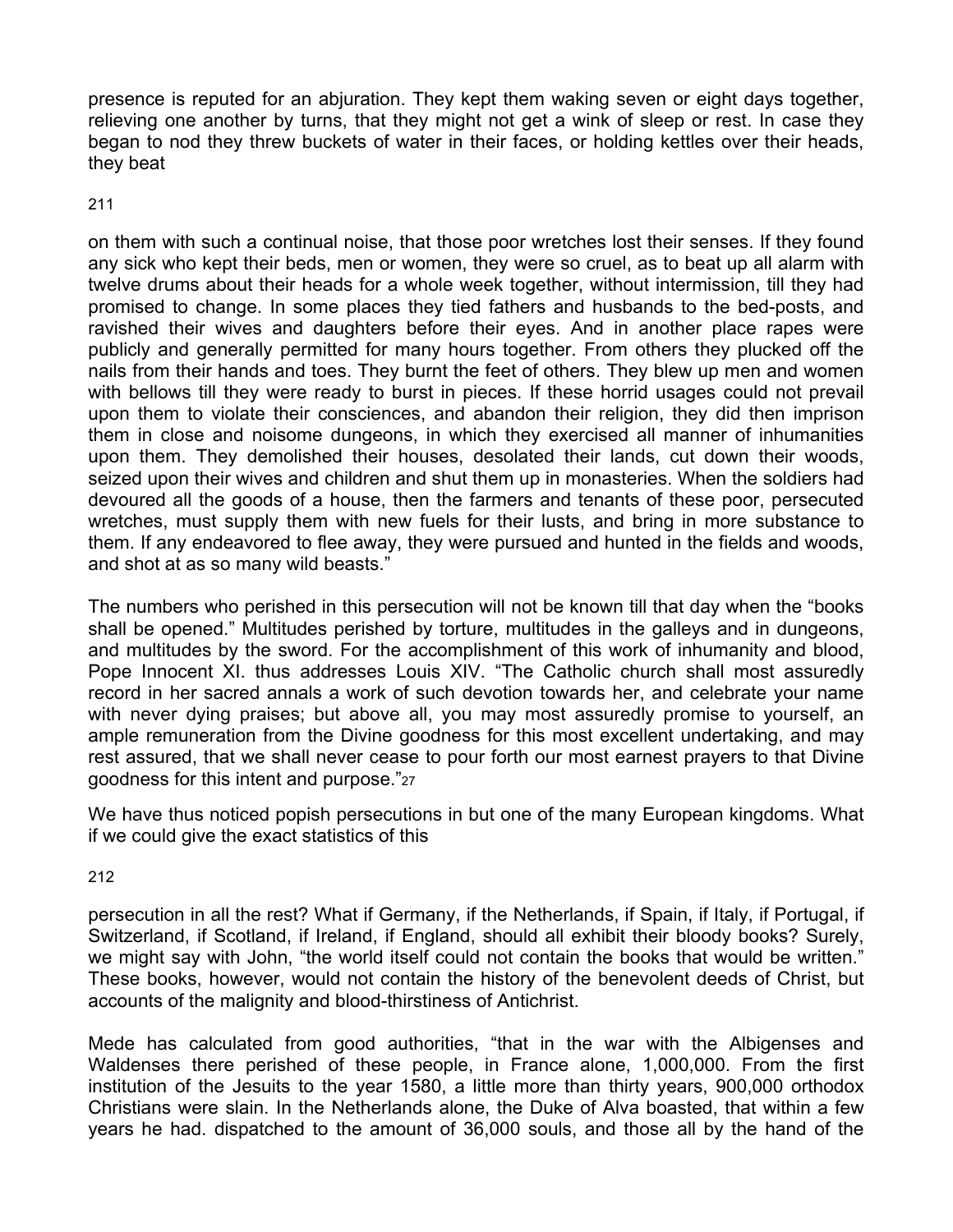presence is reputed for an abjuration. They kept them waking seven or eight days together, relieving one another by turns, that they might not get a wink of sleep or rest. In case they began to nod they threw buckets of water in their faces, or holding kettles over their heads, they beat on them with such a continual noise, that those poor wretches lost their senses. If they found any sick who kept their beds, men or women, they were so cruel, as to beat up all alarm with twelve drums about their heads for a whole week together, without intermission, till they had promised to change. In some places they tied fathers and husbands to the bed-posts, and ravished their wives and daughters before their eyes. And in another place rapes were publicly and generally permitted for many hours together. From others they plucked off the nails from their hands and toes. They burnt the feet of others. They blew up men and women with bellows till they were ready to burst in pieces. If these horrid usages could not prevail upon them to violate their consciences, and abandon their religion, they did then imprison them in close and noisome dungeons, in which they exercised all manner of inhumanities upon them. They demolished their houses, desolated their lands, cut down their woods, seized upon their wives and children and shut them up in monasteries. When the soldiers had devoured all the goods of a house, then the farmers and tenants of these poor, persecuted wretches, must supply them with new fuels for their lusts, and bring in more substance to them. If any endeavored to flee away, they were pursued and hunted in the fields and woods, and shot at as so many wild beasts."

The numbers who perished in this persecution will not be known till that day when the "books shall be opened." Multitudes perished by torture, multitudes in the galleys and in dungeons, and multitudes by the sword. For the accomplishment of this work of inhumanity and blood, Pope Innocent XI. thus addresses Louis XIV. "The Catholic church shall most assuredly record in her sacred annals a work of such devotion towards her, and celebrate your name with never dying praises; but above all, you may most assuredly promise to yourself, an ample remuneration from the Divine goodness for this most excellent undertaking, and may rest assured, that we shall never cease to pour forth our most earnest prayers to that Divine goodness for this intent and purpose."[27]

We have thus noticed popish persecutions in but one of the many European kingdoms. What if we could give the exact statistics of this persecution in all the rest? What if Germany, if the Netherlands, if Spain, if Italy, if Portugal, if Switzerland, if Scotland, if Ireland, if England, should all exhibit their bloody books? Surely, we might say with John, "the world itself could not contain the books that would be written." These books, however, would not contain the history of the benevolent deeds of Christ, but accounts of the malignity and blood-thirstiness of Antichrist.

Mede has calculated from good authorities, "that in the war with the Albigenses and Waldenses there perished of these people, in France alone, 1,000,000. From the first institution of the Jesuits to the year 1580, a little more than thirty years, 900,000 orthodox Christians were slain. In the Netherlands alone, the Duke of Alva boasted, that within a few years he had. dispatched to the amount of 36,000 souls, and those all by the hand of the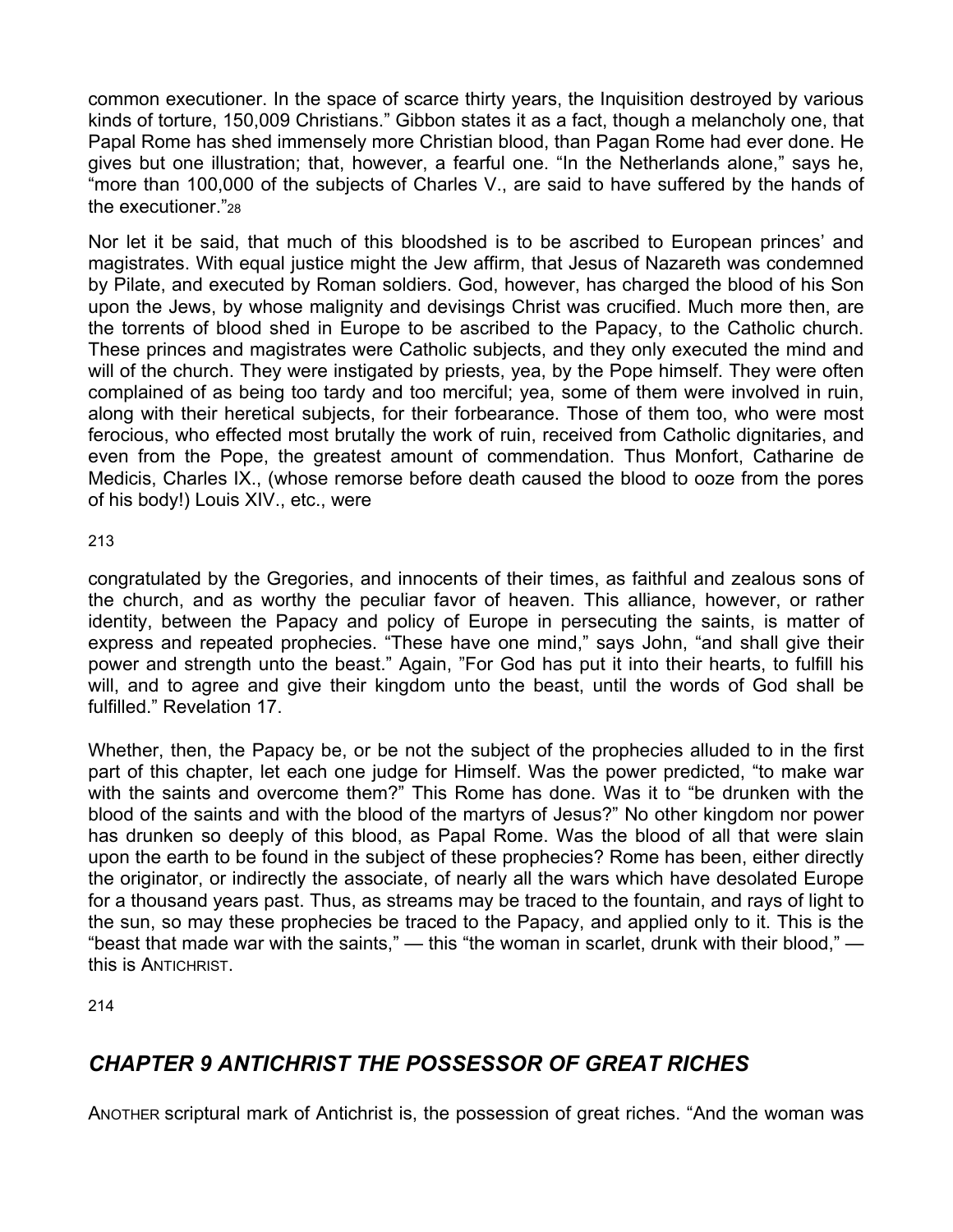common executioner. In the space of scarce thirty years, the Inquisition destroyed by various kinds of torture, 150,009 Christians." Gibbon states it as a fact, though a melancholy one, that Papal Rome has shed immensely more Christian blood, than Pagan Rome had ever done. He gives but one illustration; that, however, a fearful one. "In the Netherlands alone," says he, "more than 100,000 of the subjects of Charles V., are said to have suffered by the hands of the executioner."[28]

Nor let it be said, that much of this bloodshed is to be ascribed to European princes' and magistrates. With equal justice might the Jew affirm, that Jesus of Nazareth was condemned by Pilate, and executed by Roman soldiers. God, however, has charged the blood of his Son upon the Jews, by whose malignity and devisings Christ was crucified. Much more then, are the torrents of blood shed in Europe to be ascribed to the Papacy, to the Catholic church. These princes and magistrates were Catholic subjects, and they only executed the mind and will of the church. They were instigated by priests, yea, by the Pope himself. They were often complained of as being too tardy and too merciful; yea, some of them were involved in ruin, along with their heretical subjects, for their forbearance. Those of them too, who were most ferocious, who effected most brutally the work of ruin, received from Catholic dignitaries, and even from the Pope, the greatest amount of commendation. Thus Monfort, Catharine de Medicis, Charles IX., (whose remorse before death caused the blood to ooze from the pores of his body!) Louis XIV., etc., were

congratulated by the Gregories, and innocents of their times, as faithful and zealous sons of the church, and as worthy the peculiar favor of heaven. This alliance, however, or rather identity, between the Papacy and policy of Europe in persecuting the saints, is matter of express and repeated prophecies. "These have one mind," says John, "and shall give their power and strength unto the beast." Again, "For God has put it into their hearts, to fulfill his will, and to agree and give their kingdom unto the beast, until the words of God shall be fulfilled." Revelation 17.

Whether, then, the Papacy be, or be not the subject of the prophecies alluded to in the first part of this chapter, let each one judge for Himself. Was the power predicted, "to make war with the saints and overcome them?" This Rome has done. Was it to "be drunken with the blood of the saints and with the blood of the martyrs of Jesus?" No other kingdom nor power has drunken so deeply of this blood, as Papal Rome. Was the blood of all that were slain upon the earth to be found in the subject of these prophecies? Rome has been, either directly the originator, or indirectly the associate, of nearly all the wars which have desolated Europe for a thousand years past. Thus, as streams may be traced to the fountain, and rays of light to the sun, so may these prophecies be traced to the Papacy, and applied only to it. This is the "beast that made war with the saints," — this "the woman in scarlet, drunk with their blood," — this is ANTICHRIST.

## *CHAPTER 9 ANTICHRIST THE POSSESSOR OF GREAT RICHES*

ANOTHER scriptural mark of Antichrist is, the possession of great riches. "And the woman was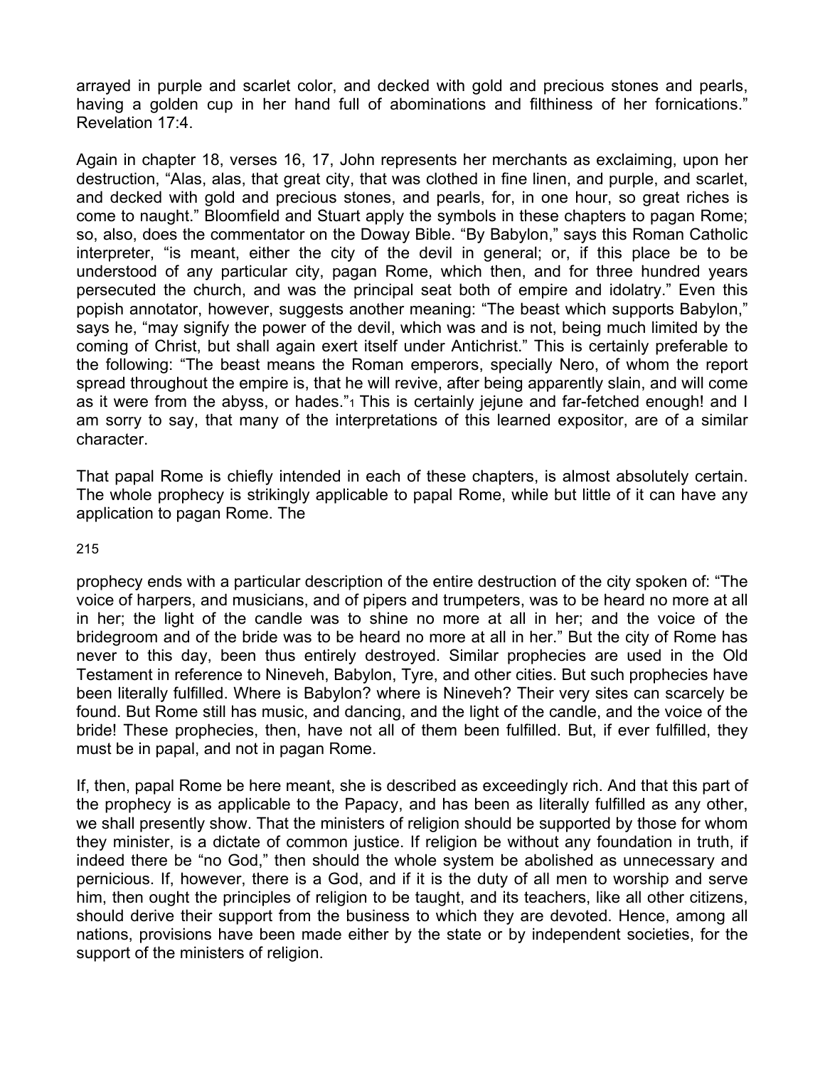arrayed in purple and scarlet color, and decked with gold and precious stones and pearls, having a golden cup in her hand full of abominations and filthiness of her fornications." Revelation 17:4.

Again in chapter 18, verses 16, 17, John represents her merchants as exclaiming, upon her destruction, "Alas, alas, that great city, that was clothed in fine linen, and purple, and scarlet, and decked with gold and precious stones, and pearls, for, in one hour, so great riches is come to naught." Bloomfield and Stuart apply the symbols in these chapters to pagan Rome; so, also, does the commentator on the Doway Bible. "By Babylon," says this Roman Catholic interpreter, "is meant, either the city of the devil in general; or, if this place be to be understood of any particular city, pagan Rome, which then, and for three hundred years persecuted the church, and was the principal seat both of empire and idolatry." Even this popish annotator, however, suggests another meaning: "The beast which supports Babylon," says he, "may signify the power of the devil, which was and is not, being much limited by the coming of Christ, but shall again exert itself under Antichrist." This is certainly preferable to the following: "The beast means the Roman emperors, specially Nero, of whom the report spread throughout the empire is, that he will revive, after being apparently slain, and will come as it were from the abyss, or hades."[1] This is certainly jejune and far-fetched enough! and I am sorry to say, that many of the interpretations of this learned expositor, are of a similar character.

That papal Rome is chiefly intended in each of these chapters, is almost absolutely certain. The whole prophecy is strikingly applicable to papal Rome, while but little of it can have any application to pagan Rome. The prophecy ends with a particular description of the entire destruction of the city spoken of: "The voice of harpers, and musicians, and of pipers and trumpeters, was to be heard no more at all in her; the light of the candle was to shine no more at all in her; and the voice of the bridegroom and of the bride was to be heard no more at all in her." But the city of Rome has never to this day, been thus entirely destroyed. Similar prophecies are used in the Old Testament in reference to Nineveh, Babylon, Tyre, and other cities. But such prophecies have been literally fulfilled. Where is Babylon? where is Nineveh? Their very sites can scarcely be found. But Rome still has music, and dancing, and the light of the candle, and the voice of the bride! These prophecies, then, have not all of them been fulfilled. But, if ever fulfilled, they must be in papal, and not in pagan Rome.

If, then, papal Rome be here meant, she is described as exceedingly rich. And that this part of the prophecy is as applicable to the Papacy, and has been as literally fulfilled as any other, we shall presently show. That the ministers of religion should be supported by those for whom they minister, is a dictate of common justice. If religion be without any foundation in truth, if indeed there be "no God," then should the whole system be abolished as unnecessary and pernicious. If, however, there is a God, and if it is the duty of all men to worship and serve him, then ought the principles of religion to be taught, and its teachers, like all other citizens, should derive their support from the business to which they are devoted. Hence, among all nations, provisions have been made either by the state or by independent societies, for the support of the ministers of religion.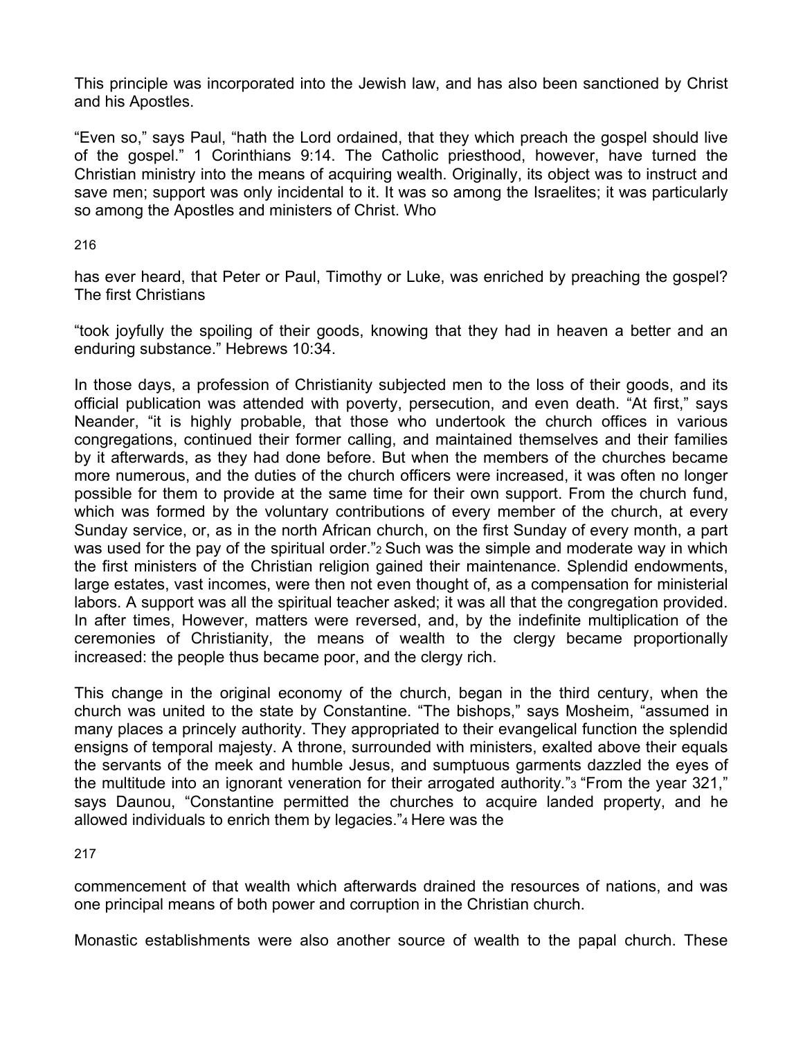This principle was incorporated into the Jewish law, and has also been sanctioned by Christ and his Apostles.

"Even so," says Paul, "hath the Lord ordained, that they which preach the gospel should live of the gospel." 1 Corinthians 9:14. The Catholic priesthood, however, have turned the Christian ministry into the means of acquiring wealth. Originally, its object was to instruct and save men; support was only incidental to it. It was so among the Israelites; it was particularly so among the Apostles and ministers of Christ. Who has ever heard, that Peter or Paul, Timothy or Luke, was enriched by preaching the gospel? The first Christians

"took joyfully the spoiling of their goods, knowing that they had in heaven a better and an enduring substance." Hebrews 10:34.

In those days, a profession of Christianity subjected men to the loss of their goods, and its official publication was attended with poverty, persecution, and even death. "At first," says Neander, "it is highly probable, that those who undertook the church offices in various congregations, continued their former calling, and maintained themselves and their families by it afterwards, as they had done before. But when the members of the churches became more numerous, and the duties of the church officers were increased, it was often no longer possible for them to provide at the same time for their own support. From the church fund, which was formed by the voluntary contributions of every member of the church, at every Sunday service, or, as in the north African church, on the first Sunday of every month, a part was used for the pay of the spiritual order."[2] Such was the simple and moderate way in which the first ministers of the Christian religion gained their maintenance. Splendid endowments, large estates, vast incomes, were then not even thought of, as a compensation for ministerial labors. A support was all the spiritual teacher asked; it was all that the congregation provided. In after times, However, matters were reversed, and, by the indefinite multiplication of the ceremonies of Christianity, the means of wealth to the clergy became proportionally increased: the people thus became poor, and the clergy rich.

This change in the original economy of the church, began in the third century, when the church was united to the state by Constantine. "The bishops," says Mosheim, "assumed in many places a princely authority. They appropriated to their evangelical function the splendid ensigns of temporal majesty. A throne, surrounded with ministers, exalted above their equals the servants of the meek and humble Jesus, and sumptuous garments dazzled the eyes of the multitude into an ignorant veneration for their arrogated authority."[3] "From the year 321," says Daunou, "Constantine permitted the churches to acquire landed property, and he allowed individuals to enrich them by legacies."[4] Here was the commencement of that wealth which afterwards drained the resources of nations, and was one principal means of both power and corruption in the Christian church.

Monastic establishments were also another source of wealth to the papal church. These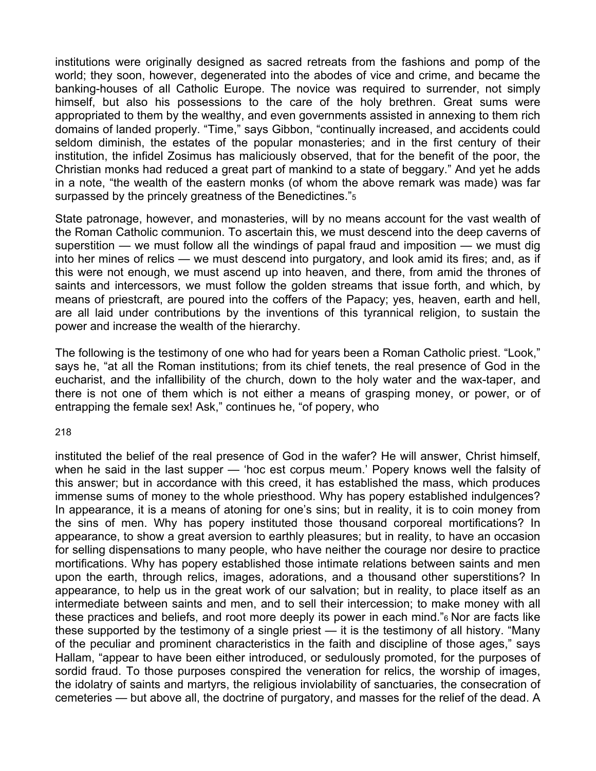institutions were originally designed as sacred retreats from the fashions and pomp of the world; they soon, however, degenerated into the abodes of vice and crime, and became the banking-houses of all Catholic Europe. The novice was required to surrender, not simply himself, but also his possessions to the care of the holy brethren. Great sums were appropriated to them by the wealthy, and even governments assisted in annexing to them rich domains of landed properly. "Time," says Gibbon, "continually increased, and accidents could seldom diminish, the estates of the popular monasteries; and in the first century of their institution, the infidel Zosimus has maliciously observed, that for the benefit of the poor, the Christian monks had reduced a great part of mankind to a state of beggary." And yet he adds in a note, "the wealth of the eastern monks (of whom the above remark was made) was far surpassed by the princely greatness of the Benedictines."[5]

State patronage, however, and monasteries, will by no means account for the vast wealth of the Roman Catholic communion. To ascertain this, we must descend into the deep caverns of superstition — we must follow all the windings of papal fraud and imposition — we must dig into her mines of relics — we must descend into purgatory, and look amid its fires; and, as if this were not enough, we must ascend up into heaven, and there, from amid the thrones of saints and intercessors, we must follow the golden streams that issue forth, and which, by means of priestcraft, are poured into the coffers of the Papacy; yes, heaven, earth and hell, are all laid under contributions by the inventions of this tyrannical religion, to sustain the power and increase the wealth of the hierarchy.

The following is the testimony of one who had for years been a Roman Catholic priest. "Look," says he, "at all the Roman institutions; from its chief tenets, the real presence of God in the eucharist, and the infallibility of the church, down to the holy water and the wax-taper, and there is not one of them which is not either a means of grasping money, or power, or of entrapping the female sex! Ask," continues he, "of popery, who instituted the belief of the real presence of God in the wafer? He will answer, Christ himself, when he said in the last supper — 'hoc est corpus meum.' Popery knows well the falsity of this answer; but in accordance with this creed, it has established the mass, which produces immense sums of money to the whole priesthood. Why has popery established indulgences? In appearance, it is a means of atoning for one's sins; but in reality, it is to coin money from the sins of men. Why has popery instituted those thousand corporeal mortifications? In appearance, to show a great aversion to earthly pleasures; but in reality, to have an occasion for selling dispensations to many people, who have neither the courage nor desire to practice mortifications. Why has popery established those intimate relations between saints and men upon the earth, through relics, images, adorations, and a thousand other superstitions? In appearance, to help us in the great work of our salvation; but in reality, to place itself as an intermediate between saints and men, and to sell their intercession; to make money with all these practices and beliefs, and root more deeply its power in each mind."[6] Nor are facts like these supported by the testimony of a single priest — it is the testimony of all history. "Many of the peculiar and prominent characteristics in the faith and discipline of those ages," says Hallam, "appear to have been either introduced, or sedulously promoted, for the purposes of sordid fraud. To those purposes conspired the veneration for relics, the worship of images, the idolatry of saints and martyrs, the religious inviolability of sanctuaries, the consecration of cemeteries — but above all, the doctrine of purgatory, and masses for the relief of the dead. A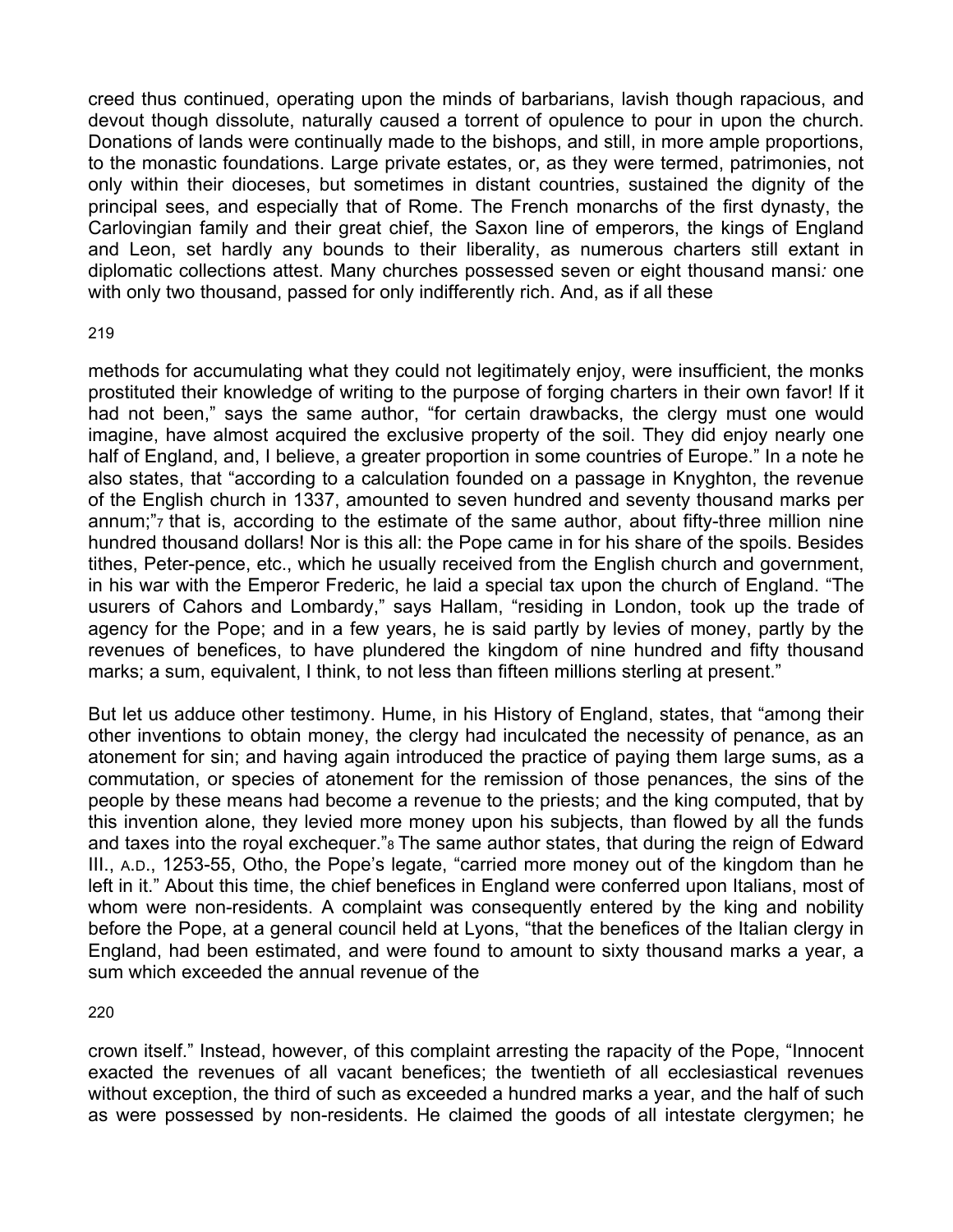creed thus continued, operating upon the minds of barbarians, lavish though rapacious, and devout though dissolute, naturally caused a torrent of opulence to pour in upon the church. Donations of lands were continually made to the bishops, and still, in more ample proportions, to the monastic foundations. Large private estates, or, as they were termed, patrimonies, not only within their dioceses, but sometimes in distant countries, sustained the dignity of the principal sees, and especially that of Rome. The French monarchs of the first dynasty, the Carlovingian family and their great chief, the Saxon line of emperors, the kings of England and Leon, set hardly any bounds to their liberality, as numerous charters still extant in diplomatic collections attest. Many churches possessed seven or eight thousand mansi*:* one with only two thousand, passed for only indifferently rich. And, as if all these methods for accumulating what they could not legitimately enjoy, were insufficient, the monks prostituted their knowledge of writing to the purpose of forging charters in their own favor! If it had not been," says the same author, "for certain drawbacks, the clergy must one would imagine, have almost acquired the exclusive property of the soil. They did enjoy nearly one half of England, and, I believe, a greater proportion in some countries of Europe." In a note he also states, that "according to a calculation founded on a passage in Knyghton, the revenue of the English church in 1337, amounted to seven hundred and seventy thousand marks per annum;"[7] that is, according to the estimate of the same author, about fifty-three million nine hundred thousand dollars! Nor is this all: the Pope came in for his share of the spoils. Besides tithes, Peter-pence, etc., which he usually received from the English church and government, in his war with the Emperor Frederic, he laid a special tax upon the church of England. "The usurers of Cahors and Lombardy," says Hallam, "residing in London, took up the trade of agency for the Pope; and in a few years, he is said partly by levies of money, partly by the revenues of benefices, to have plundered the kingdom of nine hundred and fifty thousand marks; a sum, equivalent, I think, to not less than fifteen millions sterling at present."

But let us adduce other testimony. Hume, in his History of England, states, that "among their other inventions to obtain money, the clergy had inculcated the necessity of penance, as an atonement for sin; and having again introduced the practice of paying them large sums, as a commutation, or species of atonement for the remission of those penances, the sins of the people by these means had become a revenue to the priests; and the king computed, that by this invention alone, they levied more money upon his subjects, than flowed by all the funds and taxes into the royal exchequer."[8] The same author states, that during the reign of Edward III., A.D., 1253-55, Otho, the Pope's legate, "carried more money out of the kingdom than he left in it." About this time, the chief benefices in England were conferred upon Italians, most of whom were non-residents. A complaint was consequently entered by the king and nobility before the Pope, at a general council held at Lyons, "that the benefices of the Italian clergy in England, had been estimated, and were found to amount to sixty thousand marks a year, a sum which exceeded the annual revenue of the crown itself." Instead, however, of this complaint arresting the rapacity of the Pope, "Innocent exacted the revenues of all vacant benefices; the twentieth of all ecclesiastical revenues without exception, the third of such as exceeded a hundred marks a year, and the half of such as were possessed by non-residents. He claimed the goods of all intestate clergymen; he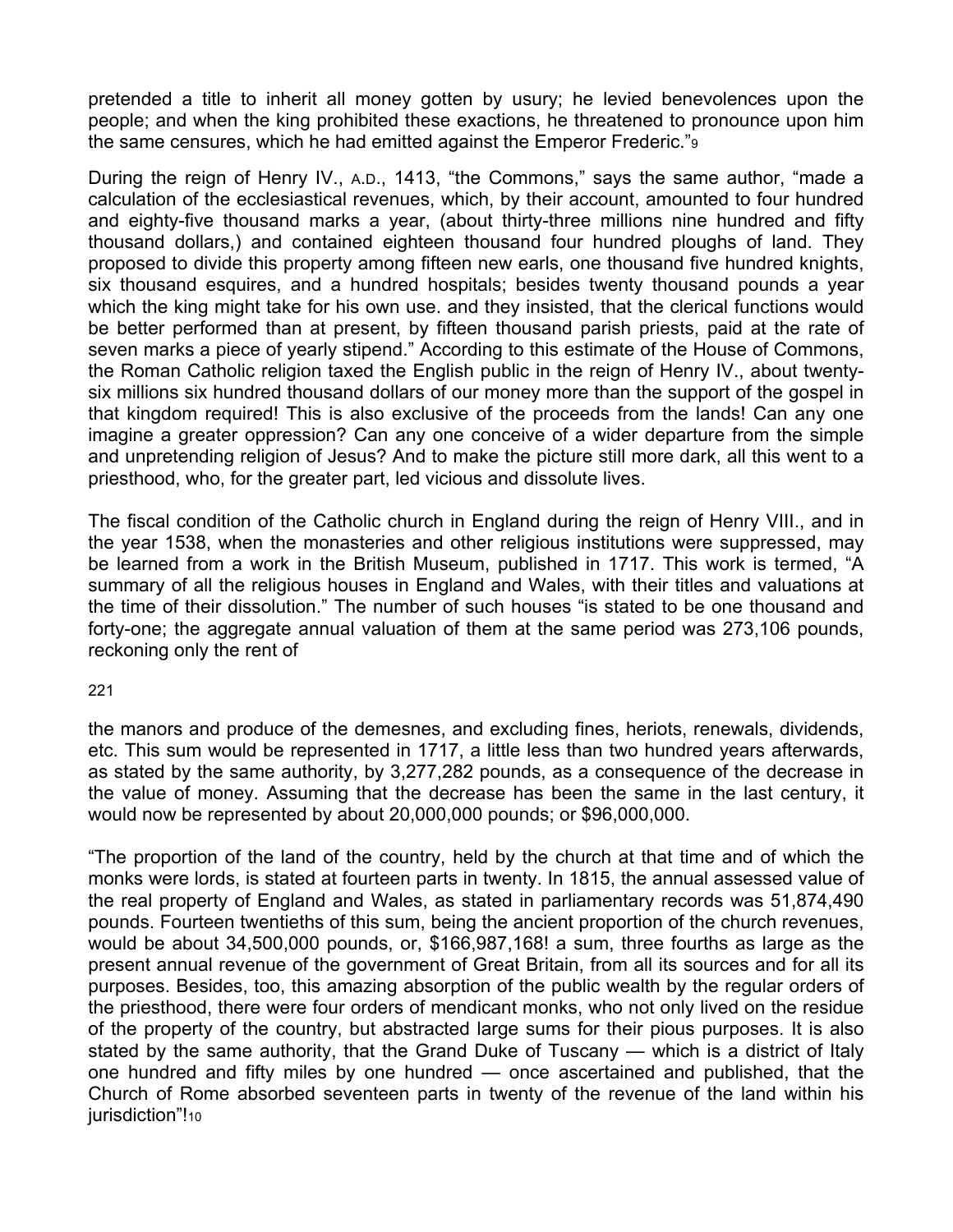pretended a title to inherit all money gotten by usury; he levied benevolences upon the people; and when the king prohibited these exactions, he threatened to pronounce upon him the same censures, which he had emitted against the Emperor Frederic."[9]

During the reign of Henry IV., A.D., 1413, "the Commons," says the same author, "made a calculation of the ecclesiastical revenues, which, by their account, amounted to four hundred and eighty-five thousand marks a year, (about thirty-three millions nine hundred and fifty thousand dollars,) and contained eighteen thousand four hundred ploughs of land. They proposed to divide this property among fifteen new earls, one thousand five hundred knights, six thousand esquires, and a hundred hospitals; besides twenty thousand pounds a year which the king might take for his own use. and they insisted, that the clerical functions would be better performed than at present, by fifteen thousand parish priests, paid at the rate of seven marks a piece of yearly stipend." According to this estimate of the House of Commons, the Roman Catholic religion taxed the English public in the reign of Henry IV., about twenty-six millions six hundred thousand dollars of our money more than the support of the gospel in that kingdom required! This is also exclusive of the proceeds from the lands! Can any one imagine a greater oppression? Can any one conceive of a wider departure from the simple and unpretending religion of Jesus? And to make the picture still more dark, all this went to a priesthood, who, for the greater part, led vicious and dissolute lives.

The fiscal condition of the Catholic church in England during the reign of Henry VIII., and in the year 1538, when the monasteries and other religious institutions were suppressed, may be learned from a work in the British Museum, published in 1717. This work is termed, "A summary of all the religious houses in England and Wales, with their titles and valuations at the time of their dissolution." The number of such houses "is stated to be one thousand and forty-one; the aggregate annual valuation of them at the same period was 273,106 pounds, reckoning only the rent of the manors and produce of the demesnes, and excluding fines, heriots, renewals, dividends, etc. This sum would be represented in 1717, a little less than two hundred years afterwards, as stated by the same authority, by 3,277,282 pounds, as a consequence of the decrease in the value of money. Assuming that the decrease has been the same in the last century, it would now be represented by about 20,000,000 pounds; or $96,000,000.

"The proportion of the land of the country, held by the church at that time and of which the monks were lords, is stated at fourteen parts in twenty. In 1815, the annual assessed value of the real property of England and Wales, as stated in parliamentary records was 51,874,490 pounds. Fourteen twentieths of this sum, being the ancient proportion of the church revenues, would be about 34,500,000 pounds, or, $166,987,168! a sum, three fourths as large as the present annual revenue of the government of Great Britain, from all its sources and for all its purposes. Besides, too, this amazing absorption of the public wealth by the regular orders of the priesthood, there were four orders of mendicant monks, who not only lived on the residue of the property of the country, but abstracted large sums for their pious purposes. It is also stated by the same authority, that the Grand Duke of Tuscany — which is a district of Italy one hundred and fifty miles by one hundred — once ascertained and published, that the Church of Rome absorbed seventeen parts in twenty of the revenue of the land within his jurisdiction"![10]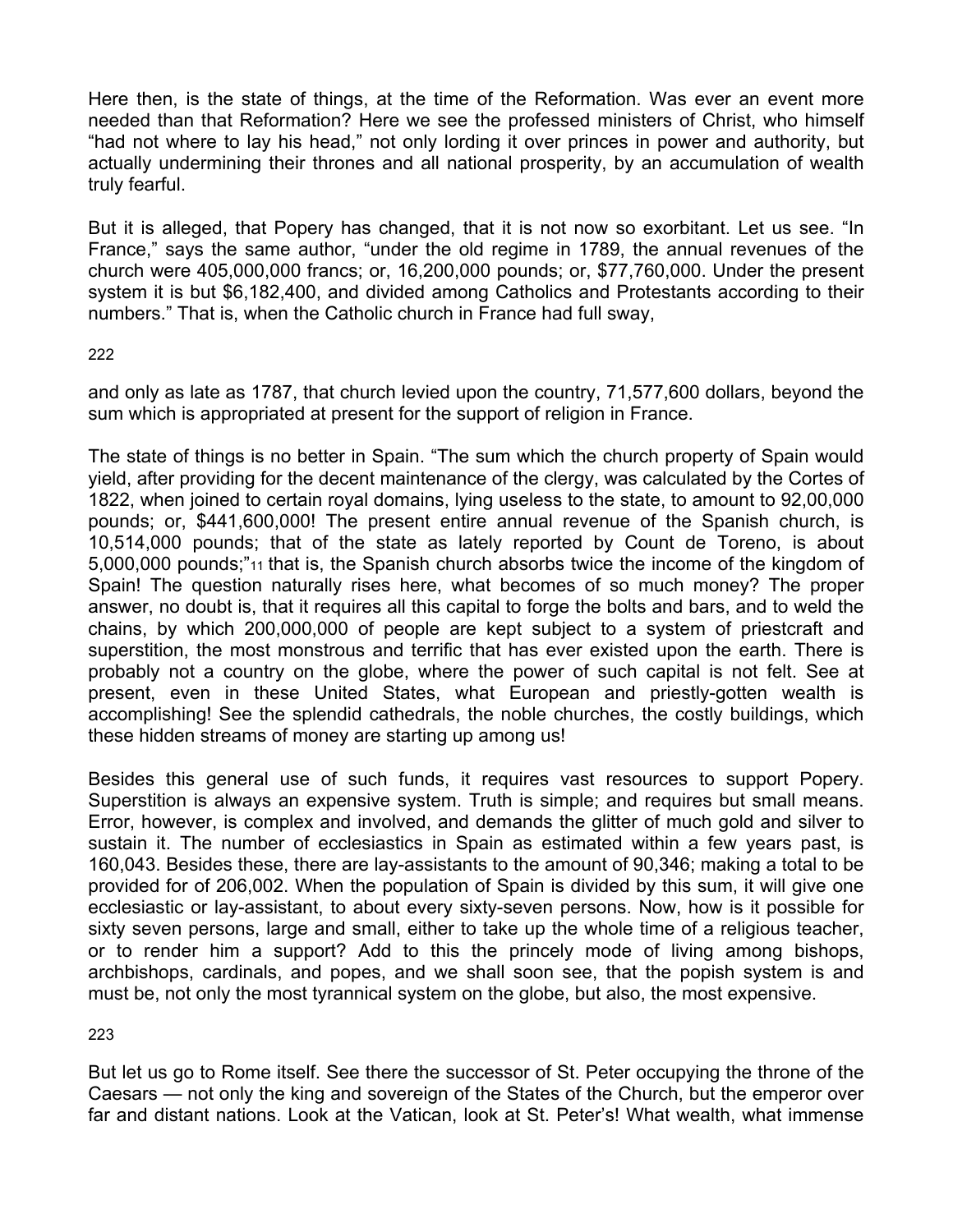Here then, is the state of things, at the time of the Reformation. Was ever an event more needed than that Reformation? Here we see the professed ministers of Christ, who himself "had not where to lay his head," not only lording it over princes in power and authority, but actually undermining their thrones and all national prosperity, by an accumulation of wealth truly fearful.

But it is alleged, that Popery has changed, that it is not now so exorbitant. Let us see. "In France," says the same author, "under the old regime in 1789, the annual revenues of the church were 405,000,000 francs; or, 16,200,000 pounds; or, $77,760,000. Under the present system it is but $6,182,400, and divided among Catholics and Protestants according to their numbers." That is, when the Catholic church in France had full sway, and only as late as 1787, that church levied upon the country, 71,577,600 dollars, beyond the sum which is appropriated at present for the support of religion in France.

The state of things is no better in Spain. "The sum which the church property of Spain would yield, after providing for the decent maintenance of the clergy, was calculated by the Cortes of 1822, when joined to certain royal domains, lying useless to the state, to amount to 92,00,000 pounds; or, $441,600,000! The present entire annual revenue of the Spanish church, is 10,514,000 pounds; that of the state as lately reported by Count de Toreno, is about 5,000,000 pounds;"[11] that is, the Spanish church absorbs twice the income of the kingdom of Spain! The question naturally rises here, what becomes of so much money? The proper answer, no doubt is, that it requires all this capital to forge the bolts and bars, and to weld the chains, by which 200,000,000 of people are kept subject to a system of priestcraft and superstition, the most monstrous and terrific that has ever existed upon the earth. There is probably not a country on the globe, where the power of such capital is not felt. See at present, even in these United States, what European and priestly-gotten wealth is accomplishing! See the splendid cathedrals, the noble churches, the costly buildings, which these hidden streams of money are starting up among us!

Besides this general use of such funds, it requires vast resources to support Popery. Superstition is always an expensive system. Truth is simple; and requires but small means. Error, however, is complex and involved, and demands the glitter of much gold and silver to sustain it. The number of ecclesiastics in Spain as estimated within a few years past, is 160,043. Besides these, there are lay-assistants to the amount of 90,346; making a total to be provided for of 206,002. When the population of Spain is divided by this sum, it will give one ecclesiastic or lay-assistant, to about every sixty-seven persons. Now, how is it possible for sixty seven persons, large and small, either to take up the whole time of a religious teacher, or to render him a support? Add to this the princely mode of living among bishops, archbishops, cardinals, and popes, and we shall soon see, that the popish system is and must be, not only the most tyrannical system on the globe, but also, the most expensive.

But let us go to Rome itself. See there the successor of St. Peter occupying the throne of the Caesars — not only the king and sovereign of the States of the Church, but the emperor over far and distant nations. Look at the Vatican, look at St. Peter's! What wealth, what immense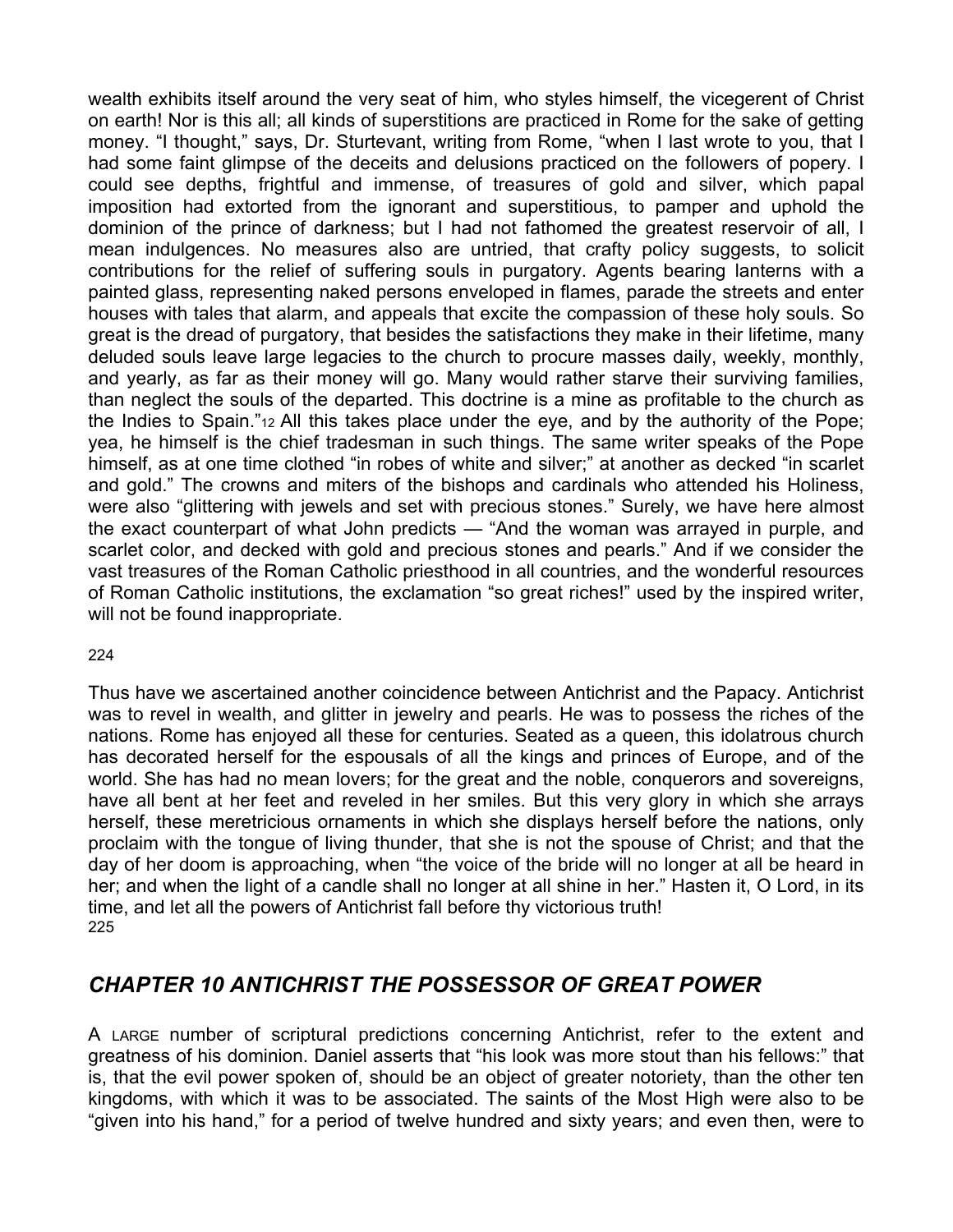wealth exhibits itself around the very seat of him, who styles himself, the vicegerent of Christ on earth! Nor is this all; all kinds of superstitions are practiced in Rome for the sake of getting money. “I thought,” says, Dr. Sturtevant, writing from Rome, “when I last wrote to you, that I had some faint glimpse of the deceits and delusions practiced on the followers of popery. I could see depths, frightful and immense, of treasures of gold and silver, which papal imposition had extorted from the ignorant and superstitious, to pamper and uphold the dominion of the prince of darkness; but I had not fathomed the greatest reservoir of all, I mean indulgences. No measures also are untried, that crafty policy suggests, to solicit contributions for the relief of suffering souls in purgatory. Agents bearing lanterns with a painted glass, representing naked persons enveloped in flames, parade the streets and enter houses with tales that alarm, and appeals that excite the compassion of these holy souls. So great is the dread of purgatory, that besides the satisfactions they make in their lifetime, many deluded souls leave large legacies to the church to procure masses daily, weekly, monthly, and yearly, as far as their money will go. Many would rather starve their surviving families, than neglect the souls of the departed. This doctrine is a mine as profitable to the church as the Indies to Spain.”[12] All this takes place under the eye, and by the authority of the Pope; yea, he himself is the chief tradesman in such things. The same writer speaks of the Pope himself, as at one time clothed “in robes of white and silver;” at another as decked “in scarlet and gold.” The crowns and miters of the bishops and cardinals who attended his Holiness, were also “glittering with jewels and set with precious stones.” Surely, we have here almost the exact counterpart of what John predicts — “And the woman was arrayed in purple, and scarlet color, and decked with gold and precious stones and pearls.” And if we consider the vast treasures of the Roman Catholic priesthood in all countries, and the wonderful resources of Roman Catholic institutions, the exclamation “so great riches!” used by the inspired writer, will not be found inappropriate.

Thus have we ascertained another coincidence between Antichrist and the Papacy. Antichrist was to revel in wealth, and glitter in jewelry and pearls. He was to possess the riches of the nations. Rome has enjoyed all these for centuries. Seated as a queen, this idolatrous church has decorated herself for the espousals of all the kings and princes of Europe, and of the world. She has had no mean lovers; for the great and the noble, conquerors and sovereigns, have all bent at her feet and reveled in her smiles. But this very glory in which she arrays herself, these meretricious ornaments in which she displays herself before the nations, only proclaim with the tongue of living thunder, that she is not the spouse of Christ; and that the day of her doom is approaching, when “the voice of the bride will no longer at all be heard in her; and when the light of a candle shall no longer at all shine in her.” Hasten it, O Lord, in its time, and let all the powers of Antichrist fall before thy victorious truth!

## *CHAPTER 10 ANTICHRIST THE POSSESSOR OF GREAT POWER*

A LARGE number of scriptural predictions concerning Antichrist, refer to the extent and greatness of his dominion. Daniel asserts that “his look was more stout than his fellows:” that is, that the evil power spoken of, should be an object of greater notoriety, than the other ten kingdoms, with which it was to be associated. The saints of the Most High were also to be “given into his hand,” for a period of twelve hundred and sixty years; and even then, were to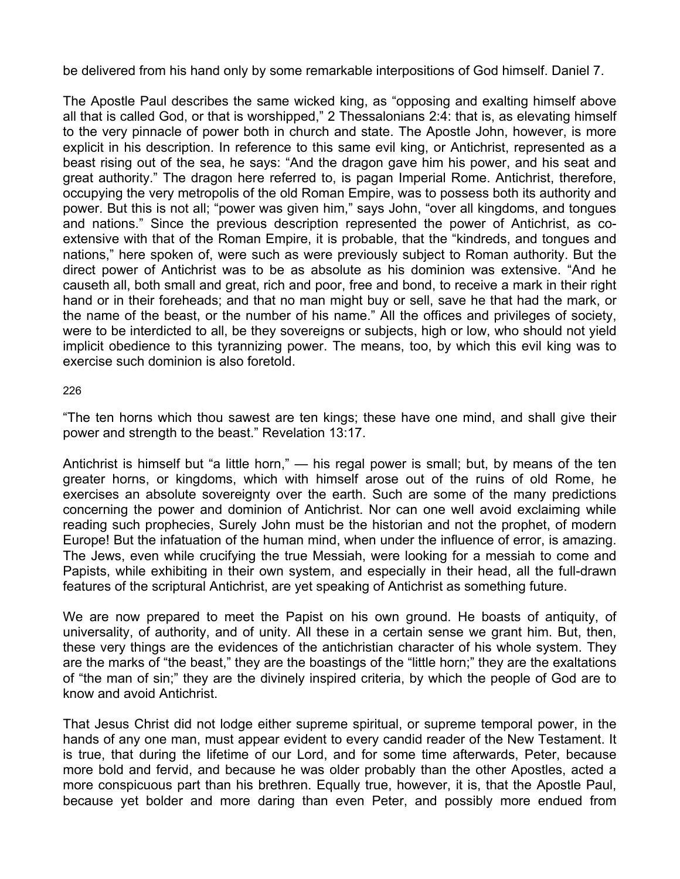be delivered from his hand only by some remarkable interpositions of God himself. Daniel 7.

The Apostle Paul describes the same wicked king, as "opposing and exalting himself above all that is called God, or that is worshipped," 2 Thessalonians 2:4: that is, as elevating himself to the very pinnacle of power both in church and state. The Apostle John, however, is more explicit in his description. In reference to this same evil king, or Antichrist, represented as a beast rising out of the sea, he says: "And the dragon gave him his power, and his seat and great authority." The dragon here referred to, is pagan Imperial Rome. Antichrist, therefore, occupying the very metropolis of the old Roman Empire, was to possess both its authority and power. But this is not all; "power was given him," says John, "over all kingdoms, and tongues and nations." Since the previous description represented the power of Antichrist, as co-extensive with that of the Roman Empire, it is probable, that the "kindreds, and tongues and nations," here spoken of, were such as were previously subject to Roman authority. But the direct power of Antichrist was to be as absolute as his dominion was extensive. "And he causeth all, both small and great, rich and poor, free and bond, to receive a mark in their right hand or in their foreheads; and that no man might buy or sell, save he that had the mark, or the name of the beast, or the number of his name." All the offices and privileges of society, were to be interdicted to all, be they sovereigns or subjects, high or low, who should not yield implicit obedience to this tyrannizing power. The means, too, by which this evil king was to exercise such dominion is also foretold.

"The ten horns which thou sawest are ten kings; these have one mind, and shall give their power and strength to the beast." Revelation 13:17.

Antichrist is himself but "a little horn," — his regal power is small; but, by means of the ten greater horns, or kingdoms, which with himself arose out of the ruins of old Rome, he exercises an absolute sovereignty over the earth. Such are some of the many predictions concerning the power and dominion of Antichrist. Nor can one well avoid exclaiming while reading such prophecies, Surely John must be the historian and not the prophet, of modern Europe! But the infatuation of the human mind, when under the influence of error, is amazing. The Jews, even while crucifying the true Messiah, were looking for a messiah to come and Papists, while exhibiting in their own system, and especially in their head, all the full-drawn features of the scriptural Antichrist, are yet speaking of Antichrist as something future.

We are now prepared to meet the Papist on his own ground. He boasts of antiquity, of universality, of authority, and of unity. All these in a certain sense we grant him. But, then, these very things are the evidences of the antichristian character of his whole system. They are the marks of "the beast," they are the boastings of the "little horn;" they are the exaltations of "the man of sin;" they are the divinely inspired criteria, by which the people of God are to know and avoid Antichrist.

That Jesus Christ did not lodge either supreme spiritual, or supreme temporal power, in the hands of any one man, must appear evident to every candid reader of the New Testament. It is true, that during the lifetime of our Lord, and for some time afterwards, Peter, because more bold and fervid, and because he was older probably than the other Apostles, acted a more conspicuous part than his brethren. Equally true, however, it is, that the Apostle Paul, because yet bolder and more daring than even Peter, and possibly more endued from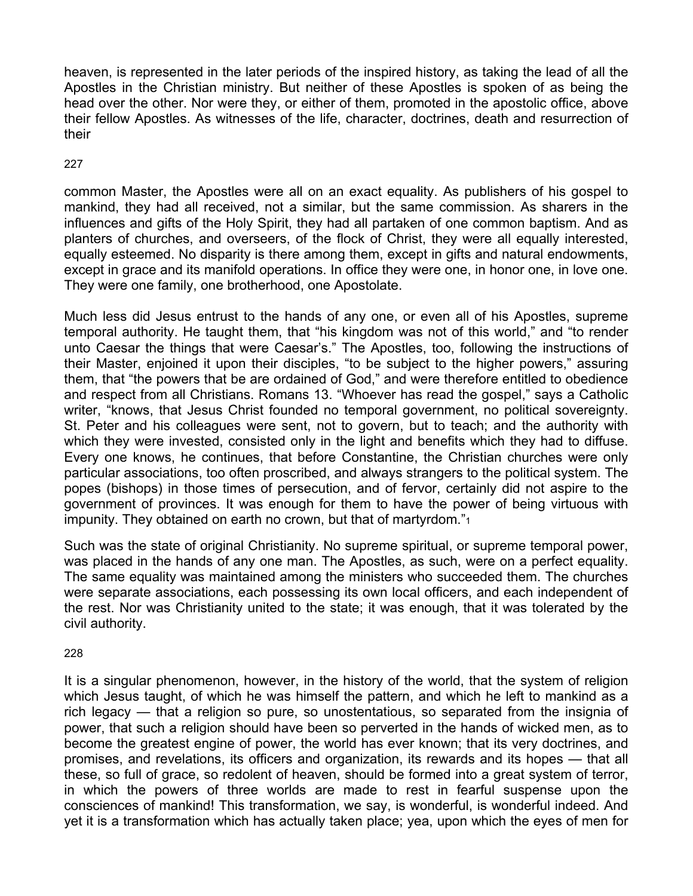heaven, is represented in the later periods of the inspired history, as taking the lead of all the Apostles in the Christian ministry. But neither of these Apostles is spoken of as being the head over the other. Nor were they, or either of them, promoted in the apostolic office, above their fellow Apostles. As witnesses of the life, character, doctrines, death and resurrection of their

common Master, the Apostles were all on an exact equality. As publishers of his gospel to mankind, they had all received, not a similar, but the same commission. As sharers in the influences and gifts of the Holy Spirit, they had all partaken of one common baptism. And as planters of churches, and overseers, of the flock of Christ, they were all equally interested, equally esteemed. No disparity is there among them, except in gifts and natural endowments, except in grace and its manifold operations. In office they were one, in honor one, in love one. They were one family, one brotherhood, one Apostolate.

Much less did Jesus entrust to the hands of any one, or even all of his Apostles, supreme temporal authority. He taught them, that "his kingdom was not of this world," and "to render unto Caesar the things that were Caesar's." The Apostles, too, following the instructions of their Master, enjoined it upon their disciples, "to be subject to the higher powers," assuring them, that "the powers that be are ordained of God," and were therefore entitled to obedience and respect from all Christians. Romans 13. "Whoever has read the gospel," says a Catholic writer, "knows, that Jesus Christ founded no temporal government, no political sovereignty. St. Peter and his colleagues were sent, not to govern, but to teach; and the authority with which they were invested, consisted only in the light and benefits which they had to diffuse. Every one knows, he continues, that before Constantine, the Christian churches were only particular associations, too often proscribed, and always strangers to the political system. The popes (bishops) in those times of persecution, and of fervor, certainly did not aspire to the government of provinces. It was enough for them to have the power of being virtuous with impunity. They obtained on earth no crown, but that of martyrdom."[1]

Such was the state of original Christianity. No supreme spiritual, or supreme temporal power, was placed in the hands of any one man. The Apostles, as such, were on a perfect equality. The same equality was maintained among the ministers who succeeded them. The churches were separate associations, each possessing its own local officers, and each independent of the rest. Nor was Christianity united to the state; it was enough, that it was tolerated by the civil authority.

It is a singular phenomenon, however, in the history of the world, that the system of religion which Jesus taught, of which he was himself the pattern, and which he left to mankind as a rich legacy — that a religion so pure, so unostentatious, so separated from the insignia of power, that such a religion should have been so perverted in the hands of wicked men, as to become the greatest engine of power, the world has ever known; that its very doctrines, and promises, and revelations, its officers and organization, its rewards and its hopes — that all these, so full of grace, so redolent of heaven, should be formed into a great system of terror, in which the powers of three worlds are made to rest in fearful suspense upon the consciences of mankind! This transformation, we say, is wonderful, is wonderful indeed. And yet it is a transformation which has actually taken place; yea, upon which the eyes of men for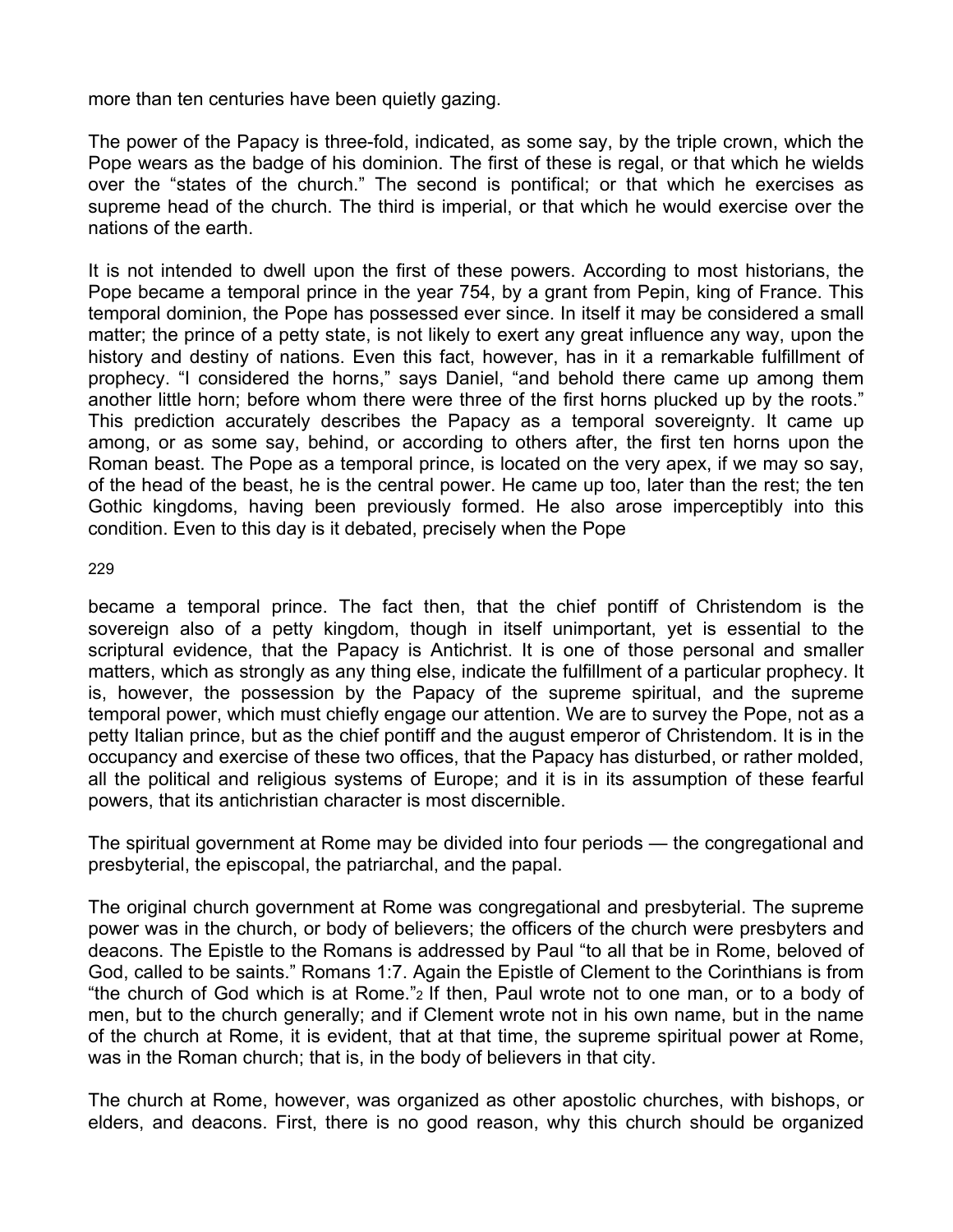more than ten centuries have been quietly gazing.

The power of the Papacy is three-fold, indicated, as some say, by the triple crown, which the Pope wears as the badge of his dominion. The first of these is regal, or that which he wields over the "states of the church." The second is pontifical; or that which he exercises as supreme head of the church. The third is imperial, or that which he would exercise over the nations of the earth.

It is not intended to dwell upon the first of these powers. According to most historians, the Pope became a temporal prince in the year 754, by a grant from Pepin, king of France. This temporal dominion, the Pope has possessed ever since. In itself it may be considered a small matter; the prince of a petty state, is not likely to exert any great influence any way, upon the history and destiny of nations. Even this fact, however, has in it a remarkable fulfillment of prophecy. "I considered the horns," says Daniel, "and behold there came up among them another little horn; before whom there were three of the first horns plucked up by the roots." This prediction accurately describes the Papacy as a temporal sovereignty. It came up among, or as some say, behind, or according to others after, the first ten horns upon the Roman beast. The Pope as a temporal prince, is located on the very apex, if we may so say, of the head of the beast, he is the central power. He came up too, later than the rest; the ten Gothic kingdoms, having been previously formed. He also arose imperceptibly into this condition. Even to this day is it debated, precisely when the Pope became a temporal prince. The fact then, that the chief pontiff of Christendom is the sovereign also of a petty kingdom, though in itself unimportant, yet is essential to the scriptural evidence, that the Papacy is Antichrist. It is one of those personal and smaller matters, which as strongly as any thing else, indicate the fulfillment of a particular prophecy. It is, however, the possession by the Papacy of the supreme spiritual, and the supreme temporal power, which must chiefly engage our attention. We are to survey the Pope, not as a petty Italian prince, but as the chief pontiff and the august emperor of Christendom. It is in the occupancy and exercise of these two offices, that the Papacy has disturbed, or rather molded, all the political and religious systems of Europe; and it is in its assumption of these fearful powers, that its antichristian character is most discernible.

The spiritual government at Rome may be divided into four periods — the congregational and presbyterial, the episcopal, the patriarchal, and the papal.

The original church government at Rome was congregational and presbyterial. The supreme power was in the church, or body of believers; the officers of the church were presbyters and deacons. The Epistle to the Romans is addressed by Paul "to all that be in Rome, beloved of God, called to be saints." Romans 1:7. Again the Epistle of Clement to the Corinthians is from "the church of God which is at Rome."[2] If then, Paul wrote not to one man, or to a body of men, but to the church generally; and if Clement wrote not in his own name, but in the name of the church at Rome, it is evident, that at that time, the supreme spiritual power at Rome, was in the Roman church; that is, in the body of believers in that city.

The church at Rome, however, was organized as other apostolic churches, with bishops, or elders, and deacons. First, there is no good reason, why this church should be organized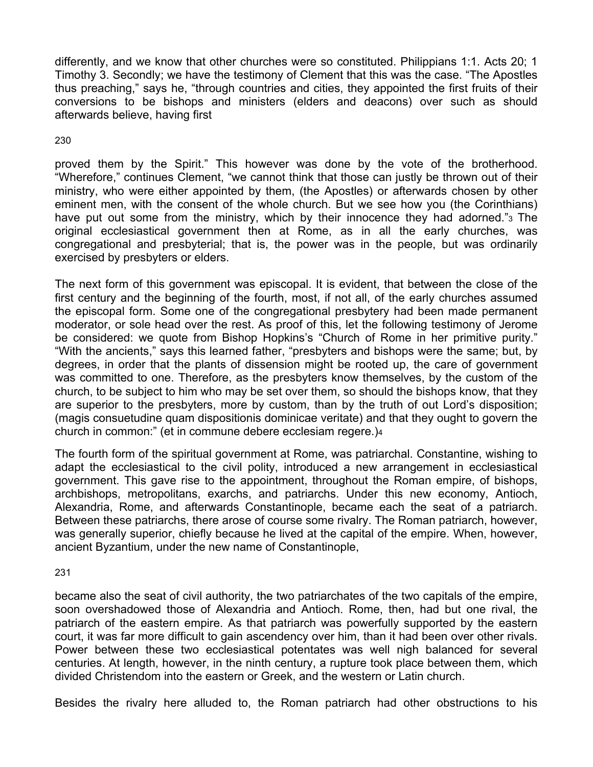differently, and we know that other churches were so constituted. Philippians 1:1. Acts 20; 1 Timothy 3. Secondly; we have the testimony of Clement that this was the case. "The Apostles thus preaching," says he, "through countries and cities, they appointed the first fruits of their conversions to be bishops and ministers (elders and deacons) over such as should afterwards believe, having first proved them by the Spirit." This however was done by the vote of the brotherhood. "Wherefore," continues Clement, "we cannot think that those can justly be thrown out of their ministry, who were either appointed by them, (the Apostles) or afterwards chosen by other eminent men, with the consent of the whole church. But we see how you (the Corinthians) have put out some from the ministry, which by their innocence they had adorned."[3] The original ecclesiastical government then at Rome, as in all the early churches, was congregational and presbyterial; that is, the power was in the people, but was ordinarily exercised by presbyters or elders.

The next form of this government was episcopal. It is evident, that between the close of the first century and the beginning of the fourth, most, if not all, of the early churches assumed the episcopal form. Some one of the congregational presbytery had been made permanent moderator, or sole head over the rest. As proof of this, let the following testimony of Jerome be considered: we quote from Bishop Hopkins's "Church of Rome in her primitive purity." "With the ancients," says this learned father, "presbyters and bishops were the same; but, by degrees, in order that the plants of dissension might be rooted up, the care of government was committed to one. Therefore, as the presbyters know themselves, by the custom of the church, to be subject to him who may be set over them, so should the bishops know, that they are superior to the presbyters, more by custom, than by the truth of out Lord's disposition; (magis consuetudine quam dispositionis dominicae veritate) and that they ought to govern the church in common:" (et in commune debere ecclesiam regere.)[4]

The fourth form of the spiritual government at Rome, was patriarchal. Constantine, wishing to adapt the ecclesiastical to the civil polity, introduced a new arrangement in ecclesiastical government. This gave rise to the appointment, throughout the Roman empire, of bishops, archbishops, metropolitans, exarchs, and patriarchs. Under this new economy, Antioch, Alexandria, Rome, and afterwards Constantinople, became each the seat of a patriarch. Between these patriarchs, there arose of course some rivalry. The Roman patriarch, however, was generally superior, chiefly because he lived at the capital of the empire. When, however, ancient Byzantium, under the new name of Constantinople, became also the seat of civil authority, the two patriarchates of the two capitals of the empire, soon overshadowed those of Alexandria and Antioch. Rome, then, had but one rival, the patriarch of the eastern empire. As that patriarch was powerfully supported by the eastern court, it was far more difficult to gain ascendency over him, than it had been over other rivals. Power between these two ecclesiastical potentates was well nigh balanced for several centuries. At length, however, in the ninth century, a rupture took place between them, which divided Christendom into the eastern or Greek, and the western or Latin church.

Besides the rivalry here alluded to, the Roman patriarch had other obstructions to his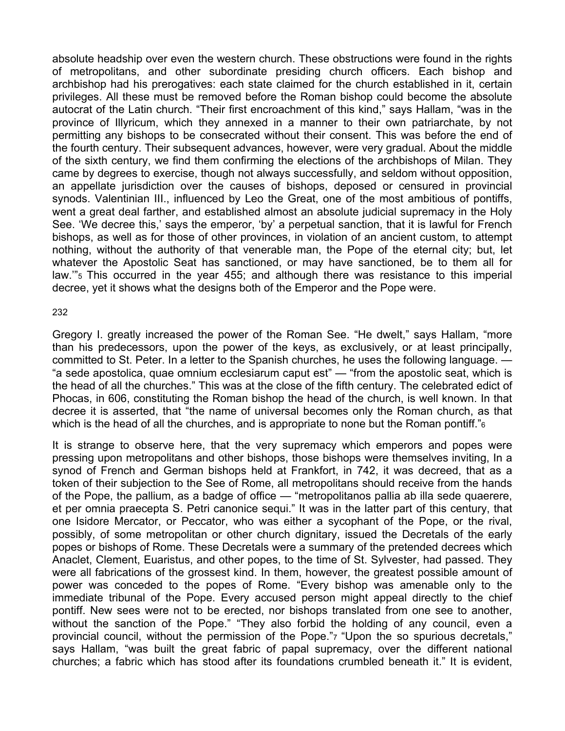absolute headship over even the western church. These obstructions were found in the rights of metropolitans, and other subordinate presiding church officers. Each bishop and archbishop had his prerogatives: each state claimed for the church established in it, certain privileges. All these must be removed before the Roman bishop could become the absolute autocrat of the Latin church. "Their first encroachment of this kind," says Hallam, "was in the province of Illyricum, which they annexed in a manner to their own patriarchate, by not permitting any bishops to be consecrated without their consent. This was before the end of the fourth century. Their subsequent advances, however, were very gradual. About the middle of the sixth century, we find them confirming the elections of the archbishops of Milan. They came by degrees to exercise, though not always successfully, and seldom without opposition, an appellate jurisdiction over the causes of bishops, deposed or censured in provincial synods. Valentinian III., influenced by Leo the Great, one of the most ambitious of pontiffs, went a great deal farther, and established almost an absolute judicial supremacy in the Holy See. 'We decree this,' says the emperor, 'by' a perpetual sanction, that it is lawful for French bishops, as well as for those of other provinces, in violation of an ancient custom, to attempt nothing, without the authority of that venerable man, the Pope of the eternal city; but, let whatever the Apostolic Seat has sanctioned, or may have sanctioned, be to them all for law.'"[5] This occurred in the year 455; and although there was resistance to this imperial decree, yet it shows what the designs both of the Emperor and the Pope were.

232

Gregory I. greatly increased the power of the Roman See. "He dwelt," says Hallam, "more than his predecessors, upon the power of the keys, as exclusively, or at least principally, committed to St. Peter. In a letter to the Spanish churches, he uses the following language. — "a sede apostolica, quae omnium ecclesiarum caput est" — "from the apostolic seat, which is the head of all the churches." This was at the close of the fifth century. The celebrated edict of Phocas, in 606, constituting the Roman bishop the head of the church, is well known. In that decree it is asserted, that "the name of universal becomes only the Roman church, as that which is the head of all the churches, and is appropriate to none but the Roman pontiff."[6]

It is strange to observe here, that the very supremacy which emperors and popes were pressing upon metropolitans and other bishops, those bishops were themselves inviting, In a synod of French and German bishops held at Frankfort, in 742, it was decreed, that as a token of their subjection to the See of Rome, all metropolitans should receive from the hands of the Pope, the pallium, as a badge of office — "metropolitanos pallia ab illa sede quaerere, et per omnia praecepta S. Petri canonice sequi." It was in the latter part of this century, that one Isidore Mercator, or Peccator, who was either a sycophant of the Pope, or the rival, possibly, of some metropolitan or other church dignitary, issued the Decretals of the early popes or bishops of Rome. These Decretals were a summary of the pretended decrees which Anaclet, Clement, Euaristus, and other popes, to the time of St. Sylvester, had passed. They were all fabrications of the grossest kind. In them, however, the greatest possible amount of power was conceded to the popes of Rome. "Every bishop was amenable only to the immediate tribunal of the Pope. Every accused person might appeal directly to the chief pontiff. New sees were not to be erected, nor bishops translated from one see to another, without the sanction of the Pope." "They also forbid the holding of any council, even a provincial council, without the permission of the Pope."[7] "Upon the so spurious decretals," says Hallam, "was built the great fabric of papal supremacy, over the different national churches; a fabric which has stood after its foundations crumbled beneath it." It is evident,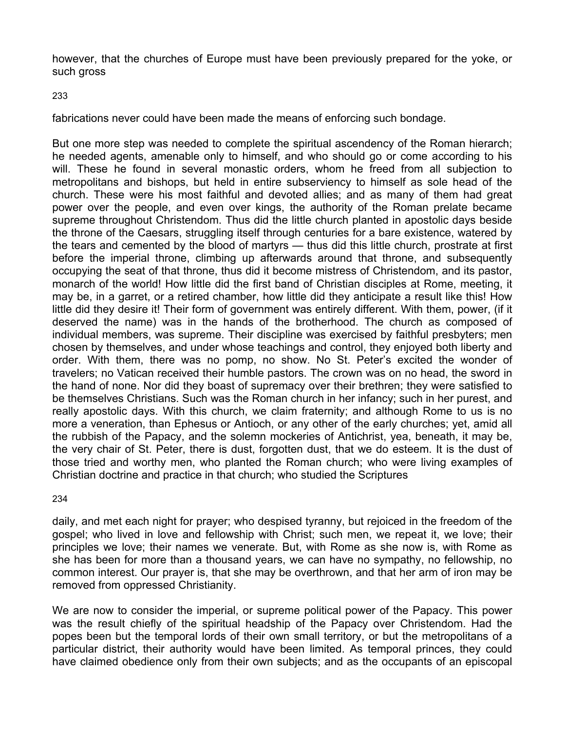however, that the churches of Europe must have been previously prepared for the yoke, or such gross fabrications never could have been made the means of enforcing such bondage.

But one more step was needed to complete the spiritual ascendency of the Roman hierarch; he needed agents, amenable only to himself, and who should go or come according to his will. These he found in several monastic orders, whom he freed from all subjection to metropolitans and bishops, but held in entire subserviency to himself as sole head of the church. These were his most faithful and devoted allies; and as many of them had great power over the people, and even over kings, the authority of the Roman prelate became supreme throughout Christendom. Thus did the little church planted in apostolic days beside the throne of the Caesars, struggling itself through centuries for a bare existence, watered by the tears and cemented by the blood of martyrs — thus did this little church, prostrate at first before the imperial throne, climbing up afterwards around that throne, and subsequently occupying the seat of that throne, thus did it become mistress of Christendom, and its pastor, monarch of the world! How little did the first band of Christian disciples at Rome, meeting, it may be, in a garret, or a retired chamber, how little did they anticipate a result like this! How little did they desire it! Their form of government was entirely different. With them, power, (if it deserved the name) was in the hands of the brotherhood. The church as composed of individual members, was supreme. Their discipline was exercised by faithful presbyters; men chosen by themselves, and under whose teachings and control, they enjoyed both liberty and order. With them, there was no pomp, no show. No St. Peter's excited the wonder of travelers; no Vatican received their humble pastors. The crown was on no head, the sword in the hand of none. Nor did they boast of supremacy over their brethren; they were satisfied to be themselves Christians. Such was the Roman church in her infancy; such in her purest, and really apostolic days. With this church, we claim fraternity; and although Rome to us is no more a veneration, than Ephesus or Antioch, or any other of the early churches; yet, amid all the rubbish of the Papacy, and the solemn mockeries of Antichrist, yea, beneath, it may be, the very chair of St. Peter, there is dust, forgotten dust, that we do esteem. It is the dust of those tried and worthy men, who planted the Roman church; who were living examples of Christian doctrine and practice in that church; who studied the Scriptures daily, and met each night for prayer; who despised tyranny, but rejoiced in the freedom of the gospel; who lived in love and fellowship with Christ; such men, we repeat it, we love; their principles we love; their names we venerate. But, with Rome as she now is, with Rome as she has been for more than a thousand years, we can have no sympathy, no fellowship, no common interest. Our prayer is, that she may be overthrown, and that her arm of iron may be removed from oppressed Christianity.

We are now to consider the imperial, or supreme political power of the Papacy. This power was the result chiefly of the spiritual headship of the Papacy over Christendom. Had the popes been but the temporal lords of their own small territory, or but the metropolitans of a particular district, their authority would have been limited. As temporal princes, they could have claimed obedience only from their own subjects; and as the occupants of an episcopal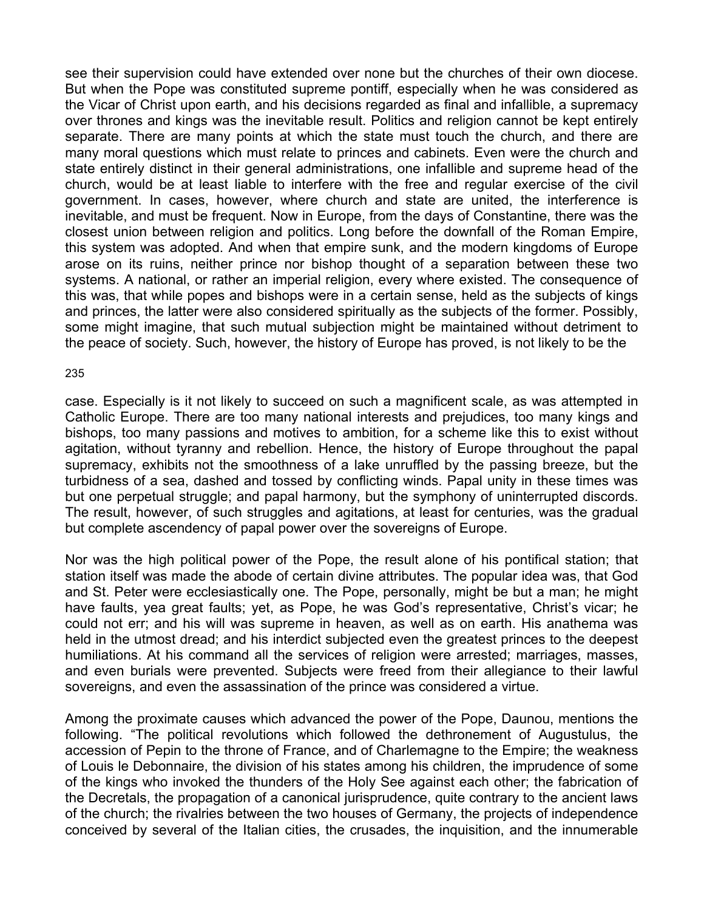see their supervision could have extended over none but the churches of their own diocese. But when the Pope was constituted supreme pontiff, especially when he was considered as the Vicar of Christ upon earth, and his decisions regarded as final and infallible, a supremacy over thrones and kings was the inevitable result. Politics and religion cannot be kept entirely separate. There are many points at which the state must touch the church, and there are many moral questions which must relate to princes and cabinets. Even were the church and state entirely distinct in their general administrations, one infallible and supreme head of the church, would be at least liable to interfere with the free and regular exercise of the civil government. In cases, however, where church and state are united, the interference is inevitable, and must be frequent. Now in Europe, from the days of Constantine, there was the closest union between religion and politics. Long before the downfall of the Roman Empire, this system was adopted. And when that empire sunk, and the modern kingdoms of Europe arose on its ruins, neither prince nor bishop thought of a separation between these two systems. A national, or rather an imperial religion, every where existed. The consequence of this was, that while popes and bishops were in a certain sense, held as the subjects of kings and princes, the latter were also considered spiritually as the subjects of the former. Possibly, some might imagine, that such mutual subjection might be maintained without detriment to the peace of society. Such, however, the history of Europe has proved, is not likely to be the case. Especially is it not likely to succeed on such a magnificent scale, as was attempted in Catholic Europe. There are too many national interests and prejudices, too many kings and bishops, too many passions and motives to ambition, for a scheme like this to exist without agitation, without tyranny and rebellion. Hence, the history of Europe throughout the papal supremacy, exhibits not the smoothness of a lake unruffled by the passing breeze, but the turbidness of a sea, dashed and tossed by conflicting winds. Papal unity in these times was but one perpetual struggle; and papal harmony, but the symphony of uninterrupted discords. The result, however, of such struggles and agitations, at least for centuries, was the gradual but complete ascendency of papal power over the sovereigns of Europe.

Nor was the high political power of the Pope, the result alone of his pontifical station; that station itself was made the abode of certain divine attributes. The popular idea was, that God and St. Peter were ecclesiastically one. The Pope, personally, might be but a man; he might have faults, yea great faults; yet, as Pope, he was God's representative, Christ's vicar; he could not err; and his will was supreme in heaven, as well as on earth. His anathema was held in the utmost dread; and his interdict subjected even the greatest princes to the deepest humiliations. At his command all the services of religion were arrested; marriages, masses, and even burials were prevented. Subjects were freed from their allegiance to their lawful sovereigns, and even the assassination of the prince was considered a virtue.

Among the proximate causes which advanced the power of the Pope, Daunou, mentions the following. "The political revolutions which followed the dethronement of Augustulus, the accession of Pepin to the throne of France, and of Charlemagne to the Empire; the weakness of Louis le Debonnaire, the division of his states among his children, the imprudence of some of the kings who invoked the thunders of the Holy See against each other; the fabrication of the Decretals, the propagation of a canonical jurisprudence, quite contrary to the ancient laws of the church; the rivalries between the two houses of Germany, the projects of independence conceived by several of the Italian cities, the crusades, the inquisition, and the innumerable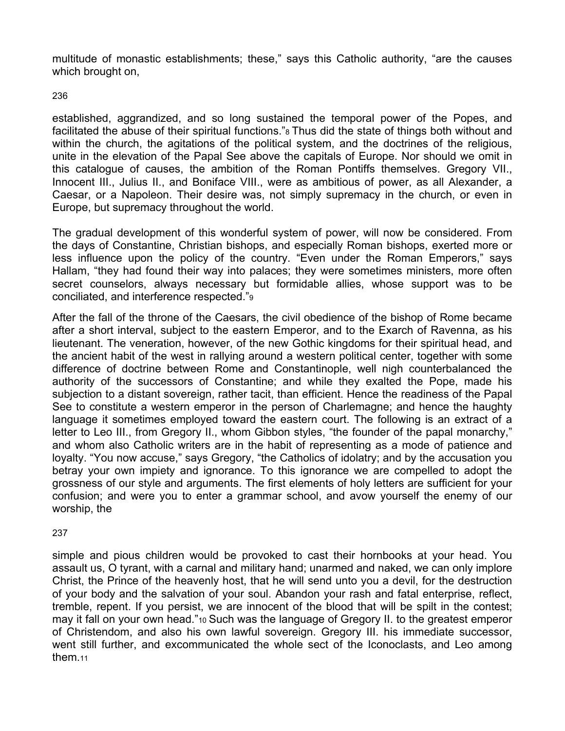multitude of monastic establishments; these," says this Catholic authority, "are the causes which brought on, established, aggrandized, and so long sustained the temporal power of the Popes, and facilitated the abuse of their spiritual functions."[8] Thus did the state of things both without and within the church, the agitations of the political system, and the doctrines of the religious, unite in the elevation of the Papal See above the capitals of Europe. Nor should we omit in this catalogue of causes, the ambition of the Roman Pontiffs themselves. Gregory VII., Innocent III., Julius II., and Boniface VIII., were as ambitious of power, as all Alexander, a Caesar, or a Napoleon. Their desire was, not simply supremacy in the church, or even in Europe, but supremacy throughout the world.

The gradual development of this wonderful system of power, will now be considered. From the days of Constantine, Christian bishops, and especially Roman bishops, exerted more or less influence upon the policy of the country. "Even under the Roman Emperors," says Hallam, "they had found their way into palaces; they were sometimes ministers, more often secret counselors, always necessary but formidable allies, whose support was to be conciliated, and interference respected."[9]

After the fall of the throne of the Caesars, the civil obedience of the bishop of Rome became after a short interval, subject to the eastern Emperor, and to the Exarch of Ravenna, as his lieutenant. The veneration, however, of the new Gothic kingdoms for their spiritual head, and the ancient habit of the west in rallying around a western political center, together with some difference of doctrine between Rome and Constantinople, well nigh counterbalanced the authority of the successors of Constantine; and while they exalted the Pope, made his subjection to a distant sovereign, rather tacit, than efficient. Hence the readiness of the Papal See to constitute a western emperor in the person of Charlemagne; and hence the haughty language it sometimes employed toward the eastern court. The following is an extract of a letter to Leo III., from Gregory II., whom Gibbon styles, "the founder of the papal monarchy," and whom also Catholic writers are in the habit of representing as a mode of patience and loyalty. "You now accuse," says Gregory, "the Catholics of idolatry; and by the accusation you betray your own impiety and ignorance. To this ignorance we are compelled to adopt the grossness of our style and arguments. The first elements of holy letters are sufficient for your confusion; and were you to enter a grammar school, and avow yourself the enemy of our worship, the simple and pious children would be provoked to cast their hornbooks at your head. You assault us, O tyrant, with a carnal and military hand; unarmed and naked, we can only implore Christ, the Prince of the heavenly host, that he will send unto you a devil, for the destruction of your body and the salvation of your soul. Abandon your rash and fatal enterprise, reflect, tremble, repent. If you persist, we are innocent of the blood that will be spilt in the contest; may it fall on your own head."[10] Such was the language of Gregory II. to the greatest emperor of Christendom, and also his own lawful sovereign. Gregory III. his immediate successor, went still further, and excommunicated the whole sect of the Iconoclasts, and Leo among them.[11]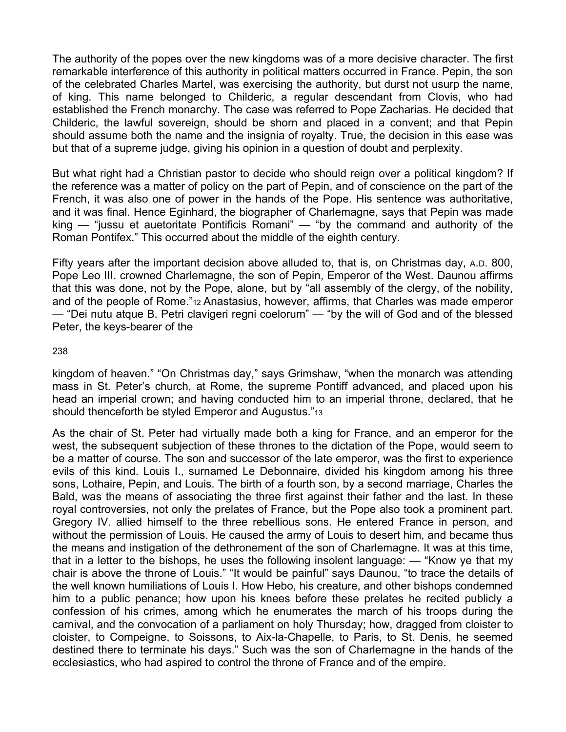The authority of the popes over the new kingdoms was of a more decisive character. The first remarkable interference of this authority in political matters occurred in France. Pepin, the son of the celebrated Charles Martel, was exercising the authority, but durst not usurp the name, of king. This name belonged to Childeric, a regular descendant from Clovis, who had established the French monarchy. The case was referred to Pope Zacharias. He decided that Childeric, the lawful sovereign, should be shorn and placed in a convent; and that Pepin should assume both the name and the insignia of royalty. True, the decision in this ease was but that of a supreme judge, giving his opinion in a question of doubt and perplexity.

But what right had a Christian pastor to decide who should reign over a political kingdom? If the reference was a matter of policy on the part of Pepin, and of conscience on the part of the French, it was also one of power in the hands of the Pope. His sentence was authoritative, and it was final. Hence Eginhard, the biographer of Charlemagne, says that Pepin was made king — "jussu et auetoritate Pontificis Romani" — "by the command and authority of the Roman Pontifex." This occurred about the middle of the eighth century.

Fifty years after the important decision above alluded to, that is, on Christmas day, A.D. 800, Pope Leo III. crowned Charlemagne, the son of Pepin, Emperor of the West. Daunou affirms that this was done, not by the Pope, alone, but by "all assembly of the clergy, of the nobility, and of the people of Rome."[12] Anastasius, however, affirms, that Charles was made emperor — "Dei nutu atque B. Petri clavigeri regni coelorum" — "by the will of God and of the blessed Peter, the keys-bearer of the kingdom of heaven." "On Christmas day," says Grimshaw, "when the monarch was attending mass in St. Peter's church, at Rome, the supreme Pontiff advanced, and placed upon his head an imperial crown; and having conducted him to an imperial throne, declared, that he should thenceforth be styled Emperor and Augustus."[13]

As the chair of St. Peter had virtually made both a king for France, and an emperor for the west, the subsequent subjection of these thrones to the dictation of the Pope, would seem to be a matter of course. The son and successor of the late emperor, was the first to experience evils of this kind. Louis I., surnamed Le Debonnaire, divided his kingdom among his three sons, Lothaire, Pepin, and Louis. The birth of a fourth son, by a second marriage, Charles the Bald, was the means of associating the three first against their father and the last. In these royal controversies, not only the prelates of France, but the Pope also took a prominent part. Gregory IV. allied himself to the three rebellious sons. He entered France in person, and without the permission of Louis. He caused the army of Louis to desert him, and became thus the means and instigation of the dethronement of the son of Charlemagne. It was at this time, that in a letter to the bishops, he uses the following insolent language: — "Know ye that my chair is above the throne of Louis." "It would be painful" says Daunou, "to trace the details of the well known humiliations of Louis I. How Hebo, his creature, and other bishops condemned him to a public penance; how upon his knees before these prelates he recited publicly a confession of his crimes, among which he enumerates the march of his troops during the carnival, and the convocation of a parliament on holy Thursday; how, dragged from cloister to cloister, to Compeigne, to Soissons, to Aix-la-Chapelle, to Paris, to St. Denis, he seemed destined there to terminate his days." Such was the son of Charlemagne in the hands of the ecclesiastics, who had aspired to control the throne of France and of the empire.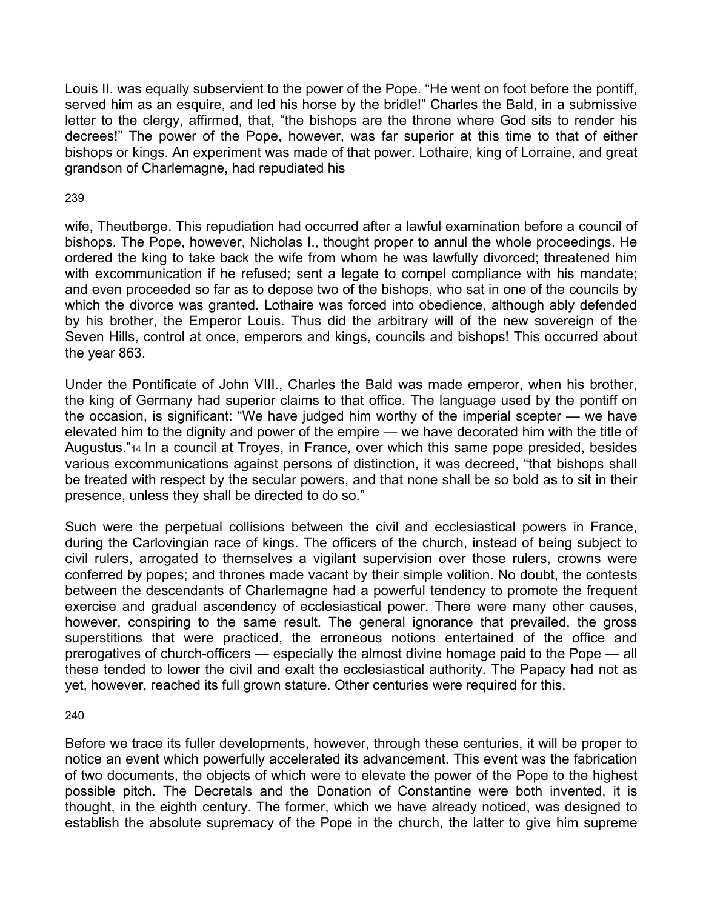Louis II. was equally subservient to the power of the Pope. “He went on foot before the pontiff, served him as an esquire, and led his horse by the bridle!” Charles the Bald, in a submissive letter to the clergy, affirmed, that, “the bishops are the throne where God sits to render his decrees!” The power of the Pope, however, was far superior at this time to that of either bishops or kings. An experiment was made of that power. Lothaire, king of Lorraine, and great grandson of Charlemagne, had repudiated his wife, Theutberge. This repudiation had occurred after a lawful examination before a council of bishops. The Pope, however, Nicholas I., thought proper to annul the whole proceedings. He ordered the king to take back the wife from whom he was lawfully divorced; threatened him with excommunication if he refused; sent a legate to compel compliance with his mandate; and even proceeded so far as to depose two of the bishops, who sat in one of the councils by which the divorce was granted. Lothaire was forced into obedience, although ably defended by his brother, the Emperor Louis. Thus did the arbitrary will of the new sovereign of the Seven Hills, control at once, emperors and kings, councils and bishops! This occurred about the year 863.

Under the Pontificate of John VIII., Charles the Bald was made emperor, when his brother, the king of Germany had superior claims to that office. The language used by the pontiff on the occasion, is significant: “We have judged him worthy of the imperial scepter — we have elevated him to the dignity and power of the empire — we have decorated him with the title of Augustus.”[14] In a council at Troyes, in France, over which this same pope presided, besides various excommunications against persons of distinction, it was decreed, “that bishops shall be treated with respect by the secular powers, and that none shall be so bold as to sit in their presence, unless they shall be directed to do so.”

Such were the perpetual collisions between the civil and ecclesiastical powers in France, during the Carlovingian race of kings. The officers of the church, instead of being subject to civil rulers, arrogated to themselves a vigilant supervision over those rulers, crowns were conferred by popes; and thrones made vacant by their simple volition. No doubt, the contests between the descendants of Charlemagne had a powerful tendency to promote the frequent exercise and gradual ascendency of ecclesiastical power. There were many other causes, however, conspiring to the same result. The general ignorance that prevailed, the gross superstitions that were practiced, the erroneous notions entertained of the office and prerogatives of church-officers — especially the almost divine homage paid to the Pope — all these tended to lower the civil and exalt the ecclesiastical authority. The Papacy had not as yet, however, reached its full grown stature. Other centuries were required for this.

Before we trace its fuller developments, however, through these centuries, it will be proper to notice an event which powerfully accelerated its advancement. This event was the fabrication of two documents, the objects of which were to elevate the power of the Pope to the highest possible pitch. The Decretals and the Donation of Constantine were both invented, it is thought, in the eighth century. The former, which we have already noticed, was designed to establish the absolute supremacy of the Pope in the church, the latter to give him supreme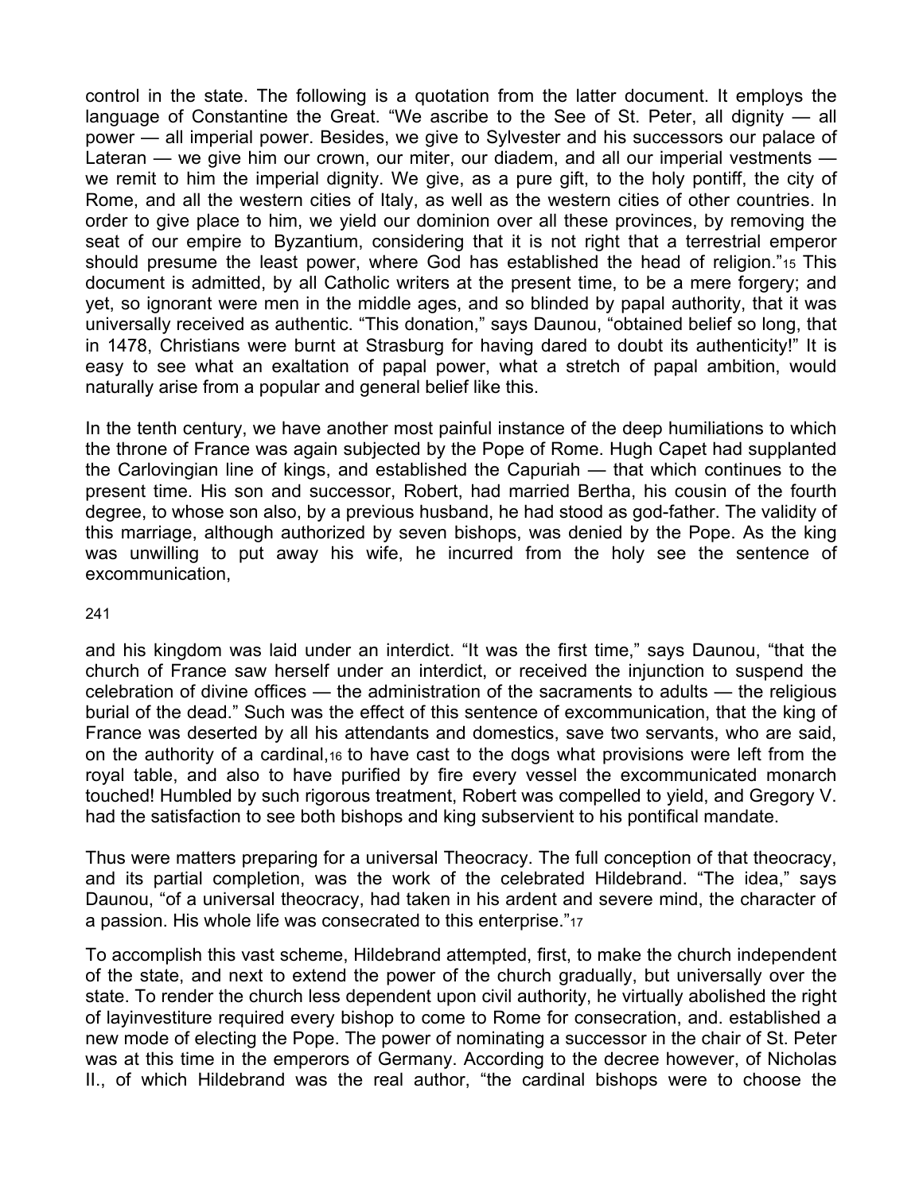control in the state. The following is a quotation from the latter document. It employs the language of Constantine the Great. "We ascribe to the See of St. Peter, all dignity — all power — all imperial power. Besides, we give to Sylvester and his successors our palace of Lateran — we give him our crown, our miter, our diadem, and all our imperial vestments — we remit to him the imperial dignity. We give, as a pure gift, to the holy pontiff, the city of Rome, and all the western cities of Italy, as well as the western cities of other countries. In order to give place to him, we yield our dominion over all these provinces, by removing the seat of our empire to Byzantium, considering that it is not right that a terrestrial emperor should presume the least power, where God has established the head of religion."[15] This document is admitted, by all Catholic writers at the present time, to be a mere forgery; and yet, so ignorant were men in the middle ages, and so blinded by papal authority, that it was universally received as authentic. "This donation," says Daunou, "obtained belief so long, that in 1478, Christians were burnt at Strasburg for having dared to doubt its authenticity!" It is easy to see what an exaltation of papal power, what a stretch of papal ambition, would naturally arise from a popular and general belief like this.

In the tenth century, we have another most painful instance of the deep humiliations to which the throne of France was again subjected by the Pope of Rome. Hugh Capet had supplanted the Carlovingian line of kings, and established the Capuriah — that which continues to the present time. His son and successor, Robert, had married Bertha, his cousin of the fourth degree, to whose son also, by a previous husband, he had stood as god-father. The validity of this marriage, although authorized by seven bishops, was denied by the Pope. As the king was unwilling to put away his wife, he incurred from the holy see the sentence of excommunication,

and his kingdom was laid under an interdict. "It was the first time," says Daunou, "that the church of France saw herself under an interdict, or received the injunction to suspend the celebration of divine offices — the administration of the sacraments to adults — the religious burial of the dead." Such was the effect of this sentence of excommunication, that the king of France was deserted by all his attendants and domestics, save two servants, who are said, on the authority of a cardinal,[16] to have cast to the dogs what provisions were left from the royal table, and also to have purified by fire every vessel the excommunicated monarch touched! Humbled by such rigorous treatment, Robert was compelled to yield, and Gregory V. had the satisfaction to see both bishops and king subservient to his pontifical mandate.

Thus were matters preparing for a universal Theocracy. The full conception of that theocracy, and its partial completion, was the work of the celebrated Hildebrand. "The idea," says Daunou, "of a universal theocracy, had taken in his ardent and severe mind, the character of a passion. His whole life was consecrated to this enterprise."[17]

To accomplish this vast scheme, Hildebrand attempted, first, to make the church independent of the state, and next to extend the power of the church gradually, but universally over the state. To render the church less dependent upon civil authority, he virtually abolished the right of layinvestiture required every bishop to come to Rome for consecration, and. established a new mode of electing the Pope. The power of nominating a successor in the chair of St. Peter was at this time in the emperors of Germany. According to the decree however, of Nicholas II., of which Hildebrand was the real author, "the cardinal bishops were to choose the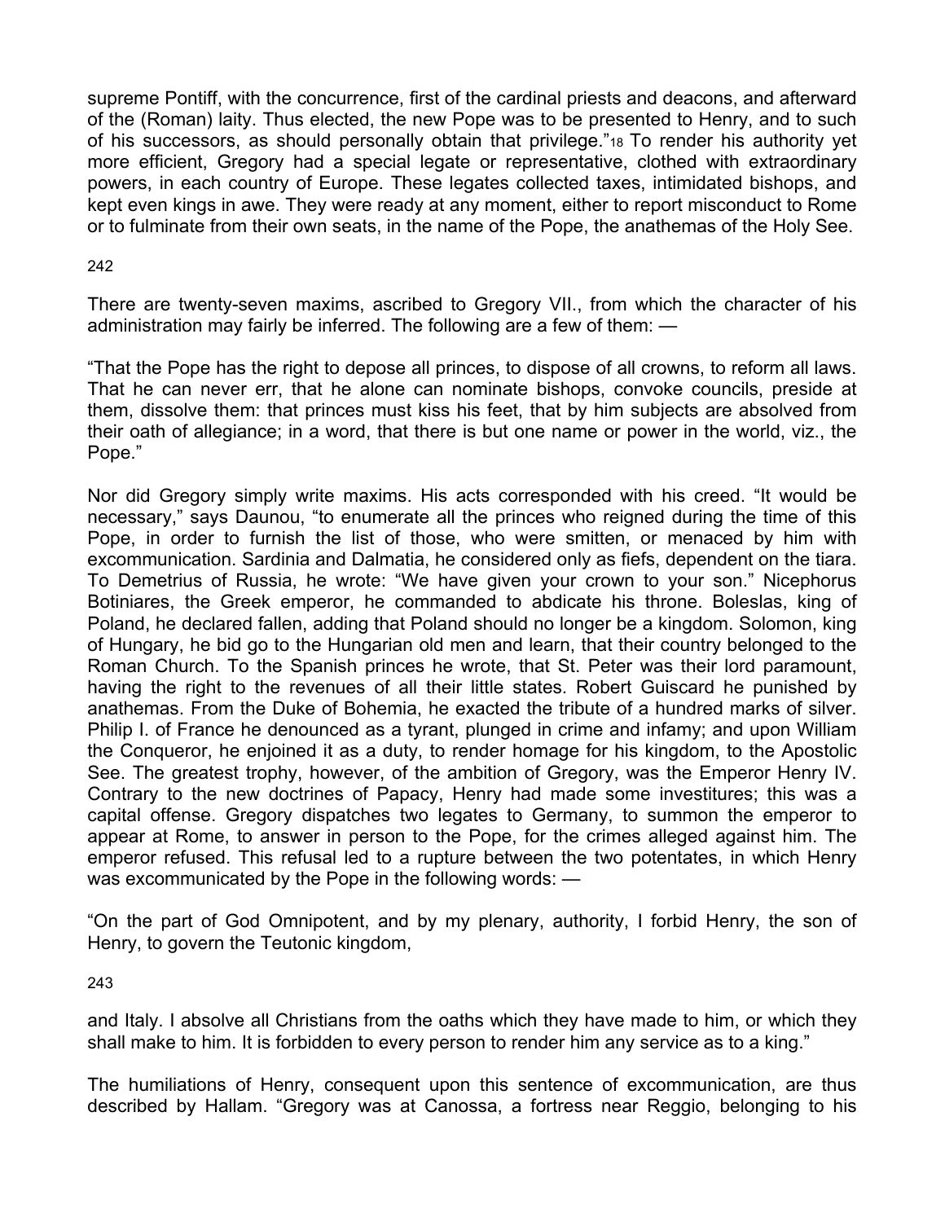supreme Pontiff, with the concurrence, first of the cardinal priests and deacons, and afterward of the (Roman) laity. Thus elected, the new Pope was to be presented to Henry, and to such of his successors, as should personally obtain that privilege."[18] To render his authority yet more efficient, Gregory had a special legate or representative, clothed with extraordinary powers, in each country of Europe. These legates collected taxes, intimidated bishops, and kept even kings in awe. They were ready at any moment, either to report misconduct to Rome or to fulminate from their own seats, in the name of the Pope, the anathemas of the Holy See.

There are twenty-seven maxims, ascribed to Gregory VII., from which the character of his administration may fairly be inferred. The following are a few of them: —

"That the Pope has the right to depose all princes, to dispose of all crowns, to reform all laws. That he can never err, that he alone can nominate bishops, convoke councils, preside at them, dissolve them: that princes must kiss his feet, that by him subjects are absolved from their oath of allegiance; in a word, that there is but one name or power in the world, viz., the Pope."

Nor did Gregory simply write maxims. His acts corresponded with his creed. "It would be necessary," says Daunou, "to enumerate all the princes who reigned during the time of this Pope, in order to furnish the list of those, who were smitten, or menaced by him with excommunication. Sardinia and Dalmatia, he considered only as fiefs, dependent on the tiara. To Demetrius of Russia, he wrote: "We have given your crown to your son." Nicephorus Botiniares, the Greek emperor, he commanded to abdicate his throne. Boleslas, king of Poland, he declared fallen, adding that Poland should no longer be a kingdom. Solomon, king of Hungary, he bid go to the Hungarian old men and learn, that their country belonged to the Roman Church. To the Spanish princes he wrote, that St. Peter was their lord paramount, having the right to the revenues of all their little states. Robert Guiscard he punished by anathemas. From the Duke of Bohemia, he exacted the tribute of a hundred marks of silver. Philip I. of France he denounced as a tyrant, plunged in crime and infamy; and upon William the Conqueror, he enjoined it as a duty, to render homage for his kingdom, to the Apostolic See. The greatest trophy, however, of the ambition of Gregory, was the Emperor Henry IV. Contrary to the new doctrines of Papacy, Henry had made some investitures; this was a capital offense. Gregory dispatches two legates to Germany, to summon the emperor to appear at Rome, to answer in person to the Pope, for the crimes alleged against him. The emperor refused. This refusal led to a rupture between the two potentates, in which Henry was excommunicated by the Pope in the following words: —

"On the part of God Omnipotent, and by my plenary, authority, I forbid Henry, the son of Henry, to govern the Teutonic kingdom, and Italy. I absolve all Christians from the oaths which they have made to him, or which they shall make to him. It is forbidden to every person to render him any service as to a king."

The humiliations of Henry, consequent upon this sentence of excommunication, are thus described by Hallam. "Gregory was at Canossa, a fortress near Reggio, belonging to his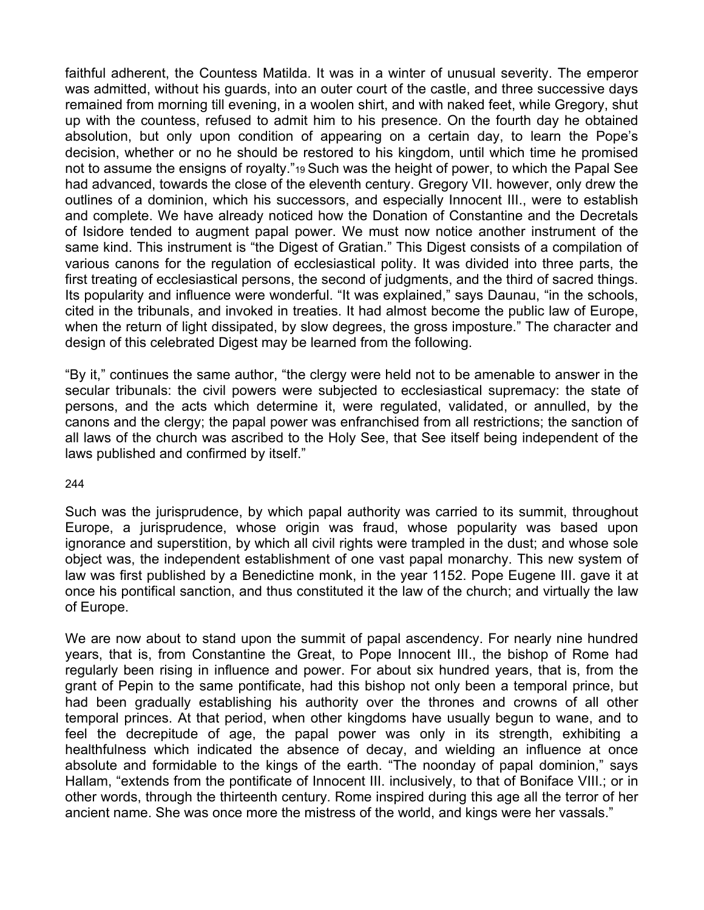faithful adherent, the Countess Matilda. It was in a winter of unusual severity. The emperor was admitted, without his guards, into an outer court of the castle, and three successive days remained from morning till evening, in a woolen shirt, and with naked feet, while Gregory, shut up with the countess, refused to admit him to his presence. On the fourth day he obtained absolution, but only upon condition of appearing on a certain day, to learn the Pope's decision, whether or no he should be restored to his kingdom, until which time he promised not to assume the ensigns of royalty."[19] Such was the height of power, to which the Papal See had advanced, towards the close of the eleventh century. Gregory VII. however, only drew the outlines of a dominion, which his successors, and especially Innocent III., were to establish and complete. We have already noticed how the Donation of Constantine and the Decretals of Isidore tended to augment papal power. We must now notice another instrument of the same kind. This instrument is "the Digest of Gratian." This Digest consists of a compilation of various canons for the regulation of ecclesiastical polity. It was divided into three parts, the first treating of ecclesiastical persons, the second of judgments, and the third of sacred things. Its popularity and influence were wonderful. "It was explained," says Daunau, "in the schools, cited in the tribunals, and invoked in treaties. It had almost become the public law of Europe, when the return of light dissipated, by slow degrees, the gross imposture." The character and design of this celebrated Digest may be learned from the following.

"By it," continues the same author, "the clergy were held not to be amenable to answer in the secular tribunals: the civil powers were subjected to ecclesiastical supremacy: the state of persons, and the acts which determine it, were regulated, validated, or annulled, by the canons and the clergy; the papal power was enfranchised from all restrictions; the sanction of all laws of the church was ascribed to the Holy See, that See itself being independent of the laws published and confirmed by itself."

Such was the jurisprudence, by which papal authority was carried to its summit, throughout Europe, a jurisprudence, whose origin was fraud, whose popularity was based upon ignorance and superstition, by which all civil rights were trampled in the dust; and whose sole object was, the independent establishment of one vast papal monarchy. This new system of law was first published by a Benedictine monk, in the year 1152. Pope Eugene III. gave it at once his pontifical sanction, and thus constituted it the law of the church; and virtually the law of Europe.

We are now about to stand upon the summit of papal ascendency. For nearly nine hundred years, that is, from Constantine the Great, to Pope Innocent III., the bishop of Rome had regularly been rising in influence and power. For about six hundred years, that is, from the grant of Pepin to the same pontificate, had this bishop not only been a temporal prince, but had been gradually establishing his authority over the thrones and crowns of all other temporal princes. At that period, when other kingdoms have usually begun to wane, and to feel the decrepitude of age, the papal power was only in its strength, exhibiting a healthfulness which indicated the absence of decay, and wielding an influence at once absolute and formidable to the kings of the earth. "The noonday of papal dominion," says Hallam, "extends from the pontificate of Innocent III. inclusively, to that of Boniface VIII.; or in other words, through the thirteenth century. Rome inspired during this age all the terror of her ancient name. She was once more the mistress of the world, and kings were her vassals."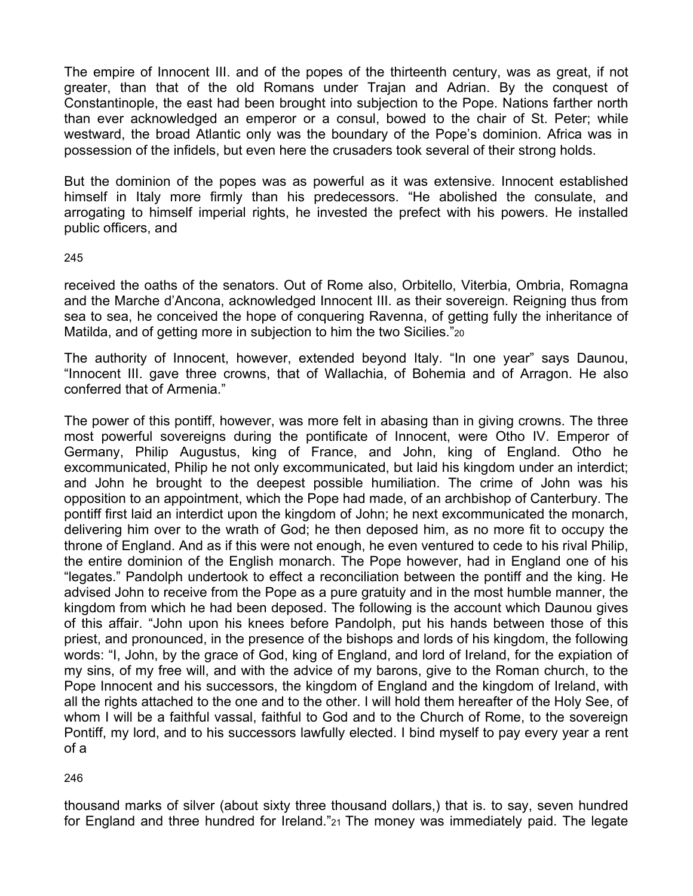The empire of Innocent III. and of the popes of the thirteenth century, was as great, if not greater, than that of the old Romans under Trajan and Adrian. By the conquest of Constantinople, the east had been brought into subjection to the Pope. Nations farther north than ever acknowledged an emperor or a consul, bowed to the chair of St. Peter; while westward, the broad Atlantic only was the boundary of the Pope's dominion. Africa was in possession of the infidels, but even here the crusaders took several of their strong holds.

But the dominion of the popes was as powerful as it was extensive. Innocent established himself in Italy more firmly than his predecessors. "He abolished the consulate, and arrogating to himself imperial rights, he invested the prefect with his powers. He installed public officers, and received the oaths of the senators. Out of Rome also, Orbitello, Viterbia, Ombria, Romagna and the Marche d'Ancona, acknowledged Innocent III. as their sovereign. Reigning thus from sea to sea, he conceived the hope of conquering Ravenna, of getting fully the inheritance of Matilda, and of getting more in subjection to him the two Sicilies."[20]

The authority of Innocent, however, extended beyond Italy. "In one year" says Daunou, "Innocent III. gave three crowns, that of Wallachia, of Bohemia and of Arragon. He also conferred that of Armenia."

The power of this pontiff, however, was more felt in abasing than in giving crowns. The three most powerful sovereigns during the pontificate of Innocent, were Otho IV. Emperor of Germany, Philip Augustus, king of France, and John, king of England. Otho he excommunicated, Philip he not only excommunicated, but laid his kingdom under an interdict; and John he brought to the deepest possible humiliation. The crime of John was his opposition to an appointment, which the Pope had made, of an archbishop of Canterbury. The pontiff first laid an interdict upon the kingdom of John; he next excommunicated the monarch, delivering him over to the wrath of God; he then deposed him, as no more fit to occupy the throne of England. And as if this were not enough, he even ventured to cede to his rival Philip, the entire dominion of the English monarch. The Pope however, had in England one of his "legates." Pandolph undertook to effect a reconciliation between the pontiff and the king. He advised John to receive from the Pope as a pure gratuity and in the most humble manner, the kingdom from which he had been deposed. The following is the account which Daunou gives of this affair. "John upon his knees before Pandolph, put his hands between those of this priest, and pronounced, in the presence of the bishops and lords of his kingdom, the following words: "I, John, by the grace of God, king of England, and lord of Ireland, for the expiation of my sins, of my free will, and with the advice of my barons, give to the Roman church, to the Pope Innocent and his successors, the kingdom of England and the kingdom of Ireland, with all the rights attached to the one and to the other. I will hold them hereafter of the Holy See, of whom I will be a faithful vassal, faithful to God and to the Church of Rome, to the sovereign Pontiff, my lord, and to his successors lawfully elected. I bind myself to pay every year a rent of a thousand marks of silver (about sixty three thousand dollars,) that is. to say, seven hundred for England and three hundred for Ireland."[21] The money was immediately paid. The legate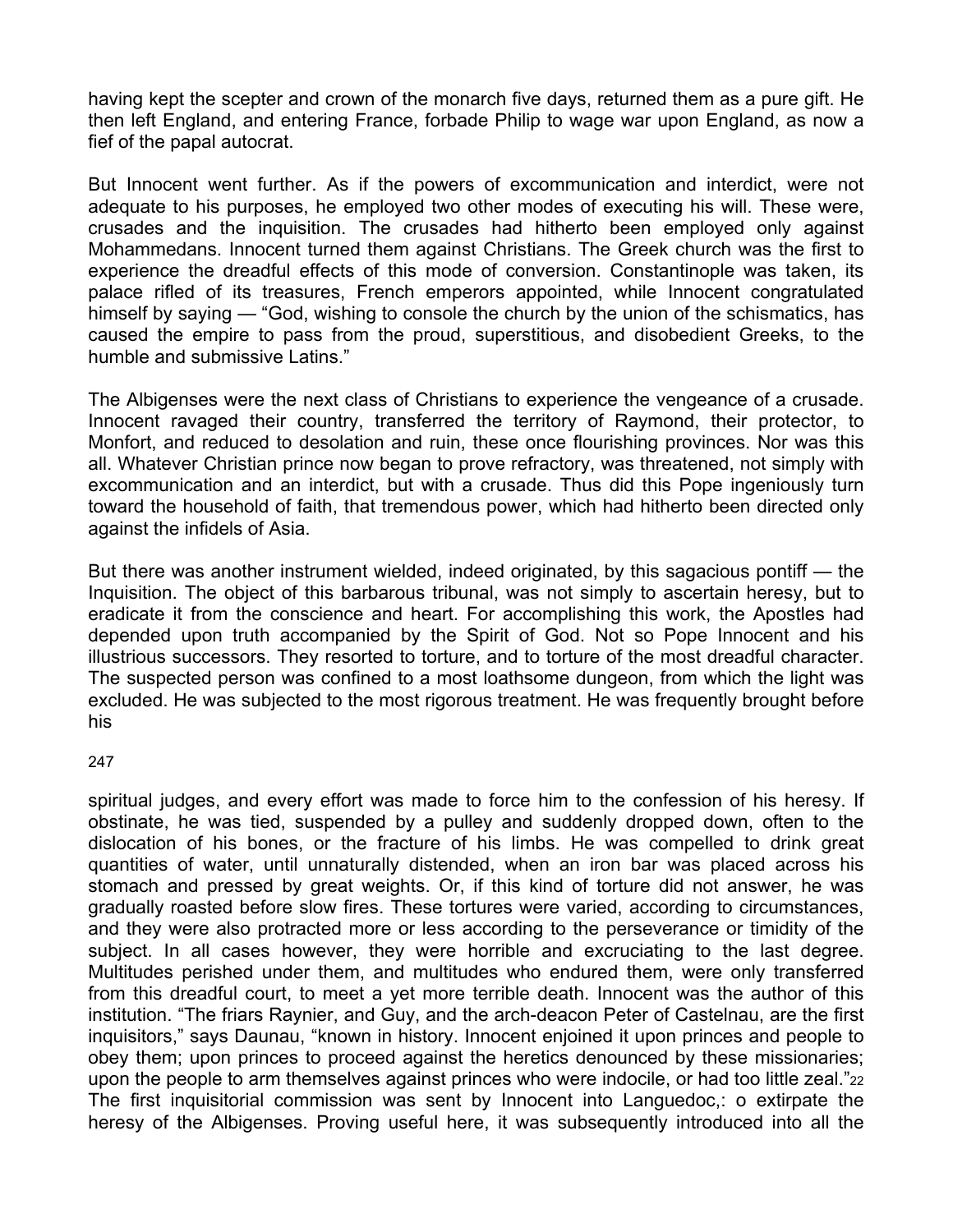having kept the scepter and crown of the monarch five days, returned them as a pure gift. He then left England, and entering France, forbade Philip to wage war upon England, as now a fief of the papal autocrat.

But Innocent went further. As if the powers of excommunication and interdict, were not adequate to his purposes, he employed two other modes of executing his will. These were, crusades and the inquisition. The crusades had hitherto been employed only against Mohammedans. Innocent turned them against Christians. The Greek church was the first to experience the dreadful effects of this mode of conversion. Constantinople was taken, its palace rifled of its treasures, French emperors appointed, while Innocent congratulated himself by saying — "God, wishing to console the church by the union of the schismatics, has caused the empire to pass from the proud, superstitious, and disobedient Greeks, to the humble and submissive Latins."

The Albigenses were the next class of Christians to experience the vengeance of a crusade. Innocent ravaged their country, transferred the territory of Raymond, their protector, to Monfort, and reduced to desolation and ruin, these once flourishing provinces. Nor was this all. Whatever Christian prince now began to prove refractory, was threatened, not simply with excommunication and an interdict, but with a crusade. Thus did this Pope ingeniously turn toward the household of faith, that tremendous power, which had hitherto been directed only against the infidels of Asia.

But there was another instrument wielded, indeed originated, by this sagacious pontiff — the Inquisition. The object of this barbarous tribunal, was not simply to ascertain heresy, but to eradicate it from the conscience and heart. For accomplishing this work, the Apostles had depended upon truth accompanied by the Spirit of God. Not so Pope Innocent and his illustrious successors. They resorted to torture, and to torture of the most dreadful character. The suspected person was confined to a most loathsome dungeon, from which the light was excluded. He was subjected to the most rigorous treatment. He was frequently brought before his spiritual judges, and every effort was made to force him to the confession of his heresy. If obstinate, he was tied, suspended by a pulley and suddenly dropped down, often to the dislocation of his bones, or the fracture of his limbs. He was compelled to drink great quantities of water, until unnaturally distended, when an iron bar was placed across his stomach and pressed by great weights. Or, if this kind of torture did not answer, he was gradually roasted before slow fires. These tortures were varied, according to circumstances, and they were also protracted more or less according to the perseverance or timidity of the subject. In all cases however, they were horrible and excruciating to the last degree. Multitudes perished under them, and multitudes who endured them, were only transferred from this dreadful court, to meet a yet more terrible death. Innocent was the author of this institution. "The friars Raynier, and Guy, and the arch-deacon Peter of Castelnau, are the first inquisitors," says Daunau, "known in history. Innocent enjoined it upon princes and people to obey them; upon princes to proceed against the heretics denounced by these missionaries; upon the people to arm themselves against princes who were indocile, or had too little zeal."[22] The first inquisitorial commission was sent by Innocent into Languedoc,: o extirpate the heresy of the Albigenses. Proving useful here, it was subsequently introduced into all the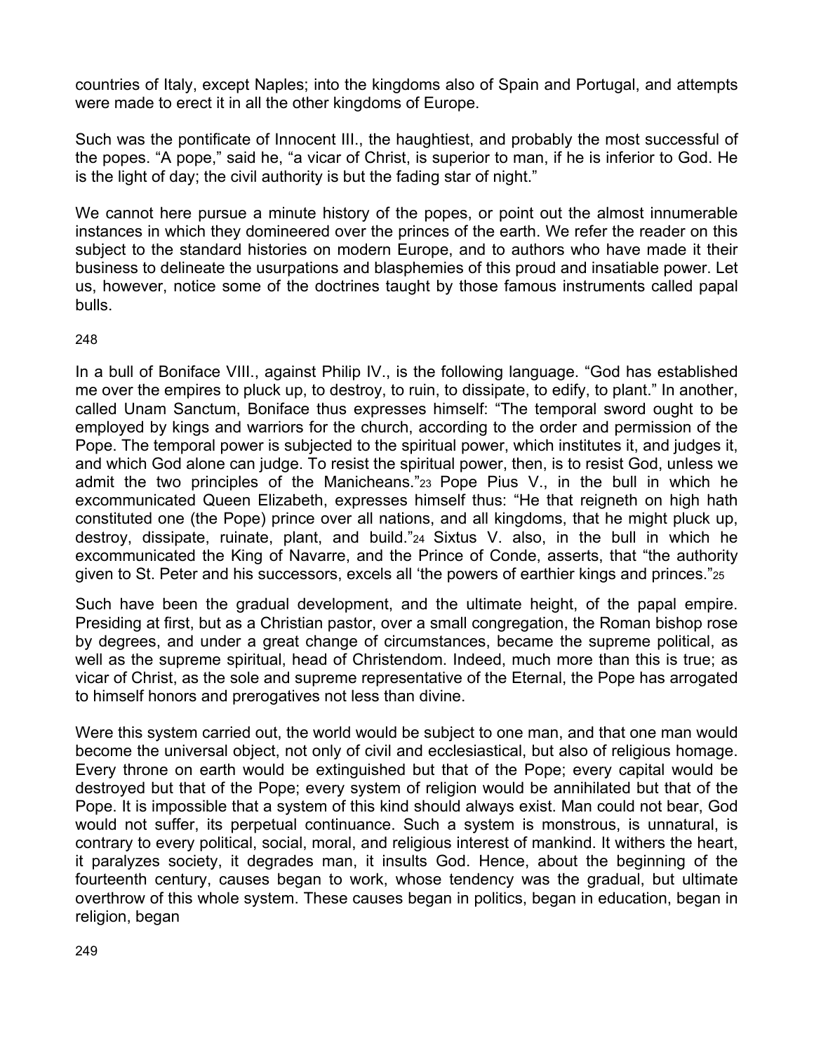countries of Italy, except Naples; into the kingdoms also of Spain and Portugal, and attempts were made to erect it in all the other kingdoms of Europe.

Such was the pontificate of Innocent III., the haughtiest, and probably the most successful of the popes. “A pope,” said he, “a vicar of Christ, is superior to man, if he is inferior to God. He is the light of day; the civil authority is but the fading star of night.”

We cannot here pursue a minute history of the popes, or point out the almost innumerable instances in which they domineered over the princes of the earth. We refer the reader on this subject to the standard histories on modern Europe, and to authors who have made it their business to delineate the usurpations and blasphemies of this proud and insatiable power. Let us, however, notice some of the doctrines taught by those famous instruments called papal bulls.

In a bull of Boniface VIII., against Philip IV., is the following language. “God has established me over the empires to pluck up, to destroy, to ruin, to dissipate, to edify, to plant.” In another, called Unam Sanctum, Boniface thus expresses himself: “The temporal sword ought to be employed by kings and warriors for the church, according to the order and permission of the Pope. The temporal power is subjected to the spiritual power, which institutes it, and judges it, and which God alone can judge. To resist the spiritual power, then, is to resist God, unless we admit the two principles of the Manicheans.”[23] Pope Pius V., in the bull in which he excommunicated Queen Elizabeth, expresses himself thus: “He that reigneth on high hath constituted one (the Pope) prince over all nations, and all kingdoms, that he might pluck up, destroy, dissipate, ruinate, plant, and build.”[24] Sixtus V. also, in the bull in which he excommunicated the King of Navarre, and the Prince of Conde, asserts, that “the authority given to St. Peter and his successors, excels all ‘the powers of earthier kings and princes.”[25]

Such have been the gradual development, and the ultimate height, of the papal empire. Presiding at first, but as a Christian pastor, over a small congregation, the Roman bishop rose by degrees, and under a great change of circumstances, became the supreme political, as well as the supreme spiritual, head of Christendom. Indeed, much more than this is true; as vicar of Christ, as the sole and supreme representative of the Eternal, the Pope has arrogated to himself honors and prerogatives not less than divine.

Were this system carried out, the world would be subject to one man, and that one man would become the universal object, not only of civil and ecclesiastical, but also of religious homage. Every throne on earth would be extinguished but that of the Pope; every capital would be destroyed but that of the Pope; every system of religion would be annihilated but that of the Pope. It is impossible that a system of this kind should always exist. Man could not bear, God would not suffer, its perpetual continuance. Such a system is monstrous, is unnatural, is contrary to every political, social, moral, and religious interest of mankind. It withers the heart, it paralyzes society, it degrades man, it insults God. Hence, about the beginning of the fourteenth century, causes began to work, whose tendency was the gradual, but ultimate overthrow of this whole system. These causes began in politics, began in education, began in religion, began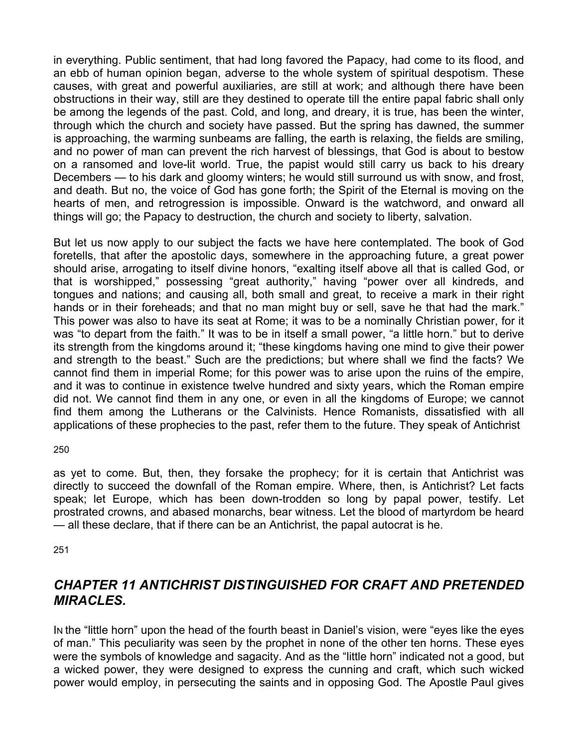in everything. Public sentiment, that had long favored the Papacy, had come to its flood, and an ebb of human opinion began, adverse to the whole system of spiritual despotism. These causes, with great and powerful auxiliaries, are still at work; and although there have been obstructions in their way, still are they destined to operate till the entire papal fabric shall only be among the legends of the past. Cold, and long, and dreary, it is true, has been the winter, through which the church and society have passed. But the spring has dawned, the summer is approaching, the warming sunbeams are falling, the earth is relaxing, the fields are smiling, and no power of man can prevent the rich harvest of blessings, that God is about to bestow on a ransomed and love-lit world. True, the papist would still carry us back to his dreary Decembers — to his dark and gloomy winters; he would still surround us with snow, and frost, and death. But no, the voice of God has gone forth; the Spirit of the Eternal is moving on the hearts of men, and retrogression is impossible. Onward is the watchword, and onward all things will go; the Papacy to destruction, the church and society to liberty, salvation.

But let us now apply to our subject the facts we have here contemplated. The book of God foretells, that after the apostolic days, somewhere in the approaching future, a great power should arise, arrogating to itself divine honors, "exalting itself above all that is called God, or that is worshipped," possessing "great authority," having "power over all kindreds, and tongues and nations; and causing all, both small and great, to receive a mark in their right hands or in their foreheads; and that no man might buy or sell, save he that had the mark." This power was also to have its seat at Rome; it was to be a nominally Christian power, for it was "to depart from the faith." It was to be in itself a small power, "a little horn." but to derive its strength from the kingdoms around it; "these kingdoms having one mind to give their power and strength to the beast." Such are the predictions; but where shall we find the facts? We cannot find them in imperial Rome; for this power was to arise upon the ruins of the empire, and it was to continue in existence twelve hundred and sixty years, which the Roman empire did not. We cannot find them in any one, or even in all the kingdoms of Europe; we cannot find them among the Lutherans or the Calvinists. Hence Romanists, dissatisfied with all applications of these prophecies to the past, refer them to the future. They speak of Antichrist as yet to come. But, then, they forsake the prophecy; for it is certain that Antichrist was directly to succeed the downfall of the Roman empire. Where, then, is Antichrist? Let facts speak; let Europe, which has been down-trodden so long by papal power, testify. Let prostrated crowns, and abased monarchs, bear witness. Let the blood of martyrdom be heard — all these declare, that if there can be an Antichrist, the papal autocrat is he.

## *CHAPTER 11 ANTICHRIST DISTINGUISHED FOR CRAFT AND PRETENDED MIRACLES.*

In the "little horn" upon the head of the fourth beast in Daniel's vision, were "eyes like the eyes of man." This peculiarity was seen by the prophet in none of the other ten horns. These eyes were the symbols of knowledge and sagacity. And as the "little horn" indicated not a good, but a wicked power, they were designed to express the cunning and craft, which such wicked power would employ, in persecuting the saints and in opposing God. The Apostle Paul gives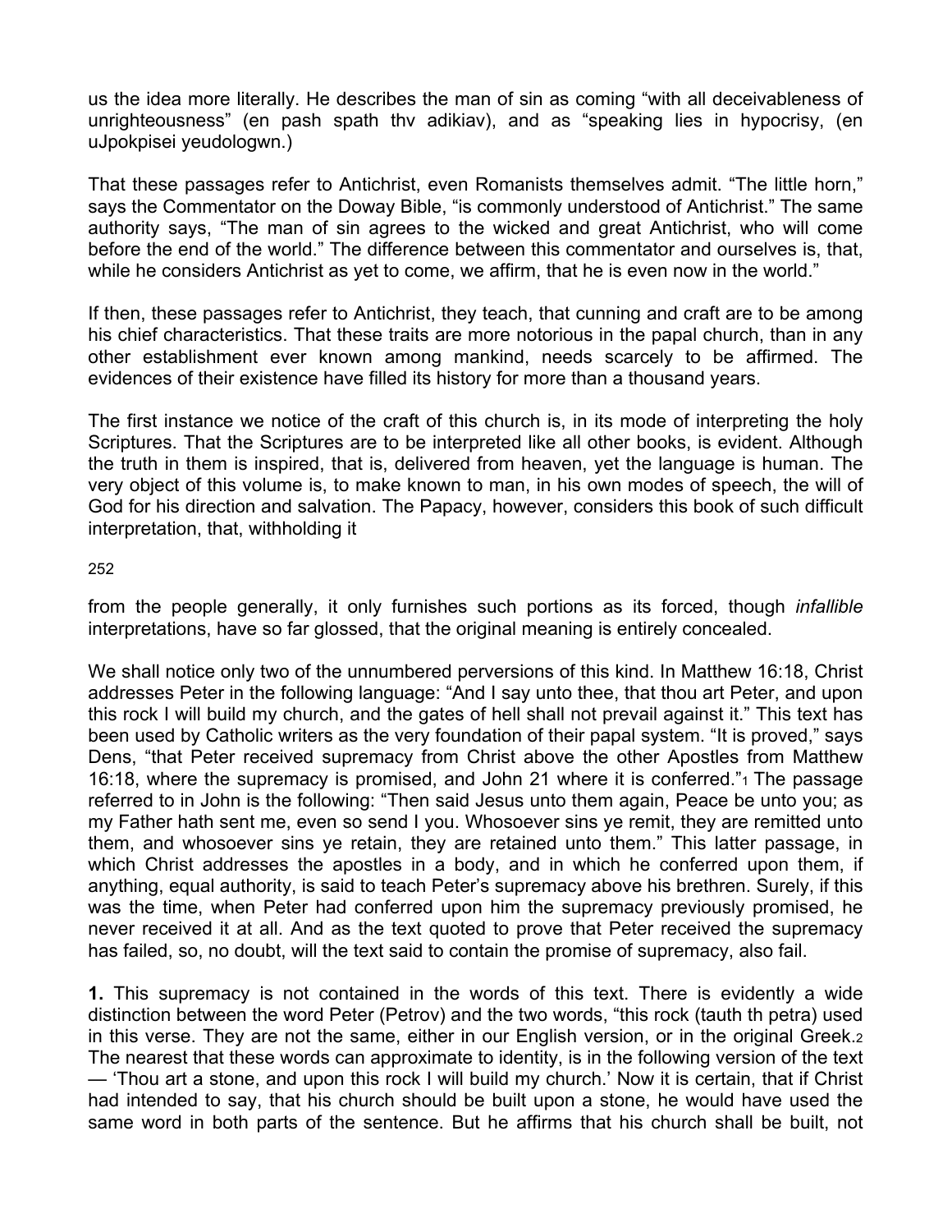us the idea more literally. He describes the man of sin as coming “with all deceivableness of unrighteousness” (en pash spath thv adikiav), and as “speaking lies in hypocrisy, (en uJpokpisei yeudologwn.)

That these passages refer to Antichrist, even Romanists themselves admit. “The little horn,” says the Commentator on the Doway Bible, “is commonly understood of Antichrist.” The same authority says, “The man of sin agrees to the wicked and great Antichrist, who will come before the end of the world.” The difference between this commentator and ourselves is, that, while he considers Antichrist as yet to come, we affirm, that he is even now in the world.”

If then, these passages refer to Antichrist, they teach, that cunning and craft are to be among his chief characteristics. That these traits are more notorious in the papal church, than in any other establishment ever known among mankind, needs scarcely to be affirmed. The evidences of their existence have filled its history for more than a thousand years.

The first instance we notice of the craft of this church is, in its mode of interpreting the holy Scriptures. That the Scriptures are to be interpreted like all other books, is evident. Although the truth in them is inspired, that is, delivered from heaven, yet the language is human. The very object of this volume is, to make known to man, in his own modes of speech, the will of God for his direction and salvation. The Papacy, however, considers this book of such difficult interpretation, that, withholding it from the people generally, it only furnishes such portions as its forced, though *infallible* interpretations, have so far glossed, that the original meaning is entirely concealed.

We shall notice only two of the unnumbered perversions of this kind. In Matthew 16:18, Christ addresses Peter in the following language: “And I say unto thee, that thou art Peter, and upon this rock I will build my church, and the gates of hell shall not prevail against it.” This text has been used by Catholic writers as the very foundation of their papal system. “It is proved,” says Dens, “that Peter received supremacy from Christ above the other Apostles from Matthew 16:18, where the supremacy is promised, and John 21 where it is conferred.”[1] The passage referred to in John is the following: “Then said Jesus unto them again, Peace be unto you; as my Father hath sent me, even so send I you. Whosoever sins ye remit, they are remitted unto them, and whosoever sins ye retain, they are retained unto them.” This latter passage, in which Christ addresses the apostles in a body, and in which he conferred upon them, if anything, equal authority, is said to teach Peter’s supremacy above his brethren. Surely, if this was the time, when Peter had conferred upon him the supremacy previously promised, he never received it at all. And as the text quoted to prove that Peter received the supremacy has failed, so, no doubt, will the text said to contain the promise of supremacy, also fail.

**1.** This supremacy is not contained in the words of this text. There is evidently a wide distinction between the word Peter (Petrov) and the two words, “this rock (tauth th petra) used in this verse. They are not the same, either in our English version, or in the original Greek.[2] The nearest that these words can approximate to identity, is in the following version of the text — ‘Thou art a stone, and upon this rock I will build my church.’ Now it is certain, that if Christ had intended to say, that his church should be built upon a stone, he would have used the same word in both parts of the sentence. But he affirms that his church shall be built, not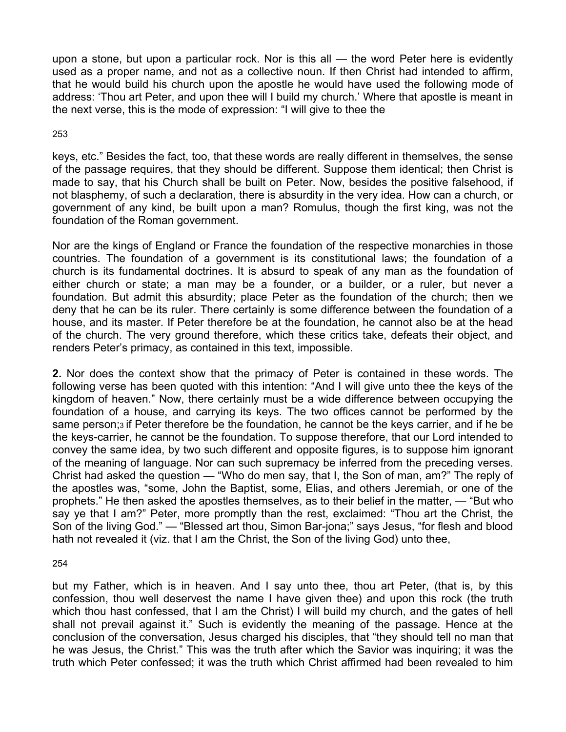upon a stone, but upon a particular rock. Nor is this all — the word Peter here is evidently used as a proper name, and not as a collective noun. If then Christ had intended to affirm, that he would build his church upon the apostle he would have used the following mode of address: 'Thou art Peter, and upon thee will I build my church.' Where that apostle is meant in the next verse, this is the mode of expression: "I will give to thee the keys, etc." Besides the fact, too, that these words are really different in themselves, the sense of the passage requires, that they should be different. Suppose them identical; then Christ is made to say, that his Church shall be built on Peter. Now, besides the positive falsehood, if not blasphemy, of such a declaration, there is absurdity in the very idea. How can a church, or government of any kind, be built upon a man? Romulus, though the first king, was not the foundation of the Roman government.

Nor are the kings of England or France the foundation of the respective monarchies in those countries. The foundation of a government is its constitutional laws; the foundation of a church is its fundamental doctrines. It is absurd to speak of any man as the foundation of either church or state; a man may be a founder, or a builder, or a ruler, but never a foundation. But admit this absurdity; place Peter as the foundation of the church; then we deny that he can be its ruler. There certainly is some difference between the foundation of a house, and its master. If Peter therefore be at the foundation, he cannot also be at the head of the church. The very ground therefore, which these critics take, defeats their object, and renders Peter's primacy, as contained in this text, impossible.

**2.** Nor does the context show that the primacy of Peter is contained in these words. The following verse has been quoted with this intention: "And I will give unto thee the keys of the kingdom of heaven." Now, there certainly must be a wide difference between occupying the foundation of a house, and carrying its keys. The two offices cannot be performed by the same person;[3] if Peter therefore be the foundation, he cannot be the keys carrier, and if he be the keys-carrier, he cannot be the foundation. To suppose therefore, that our Lord intended to convey the same idea, by two such different and opposite figures, is to suppose him ignorant of the meaning of language. Nor can such supremacy be inferred from the preceding verses. Christ had asked the question — "Who do men say, that I, the Son of man, am?" The reply of the apostles was, "some, John the Baptist, some, Elias, and others Jeremiah, or one of the prophets." He then asked the apostles themselves, as to their belief in the matter, — "But who say ye that I am?" Peter, more promptly than the rest, exclaimed: "Thou art the Christ, the Son of the living God." — "Blessed art thou, Simon Bar-jona;" says Jesus, "for flesh and blood hath not revealed it (viz. that I am the Christ, the Son of the living God) unto thee, but my Father, which is in heaven. And I say unto thee, thou art Peter, (that is, by this confession, thou well deservest the name I have given thee) and upon this rock (the truth which thou hast confessed, that I am the Christ) I will build my church, and the gates of hell shall not prevail against it." Such is evidently the meaning of the passage. Hence at the conclusion of the conversation, Jesus charged his disciples, that "they should tell no man that he was Jesus, the Christ." This was the truth after which the Savior was inquiring; it was the truth which Peter confessed; it was the truth which Christ affirmed had been revealed to him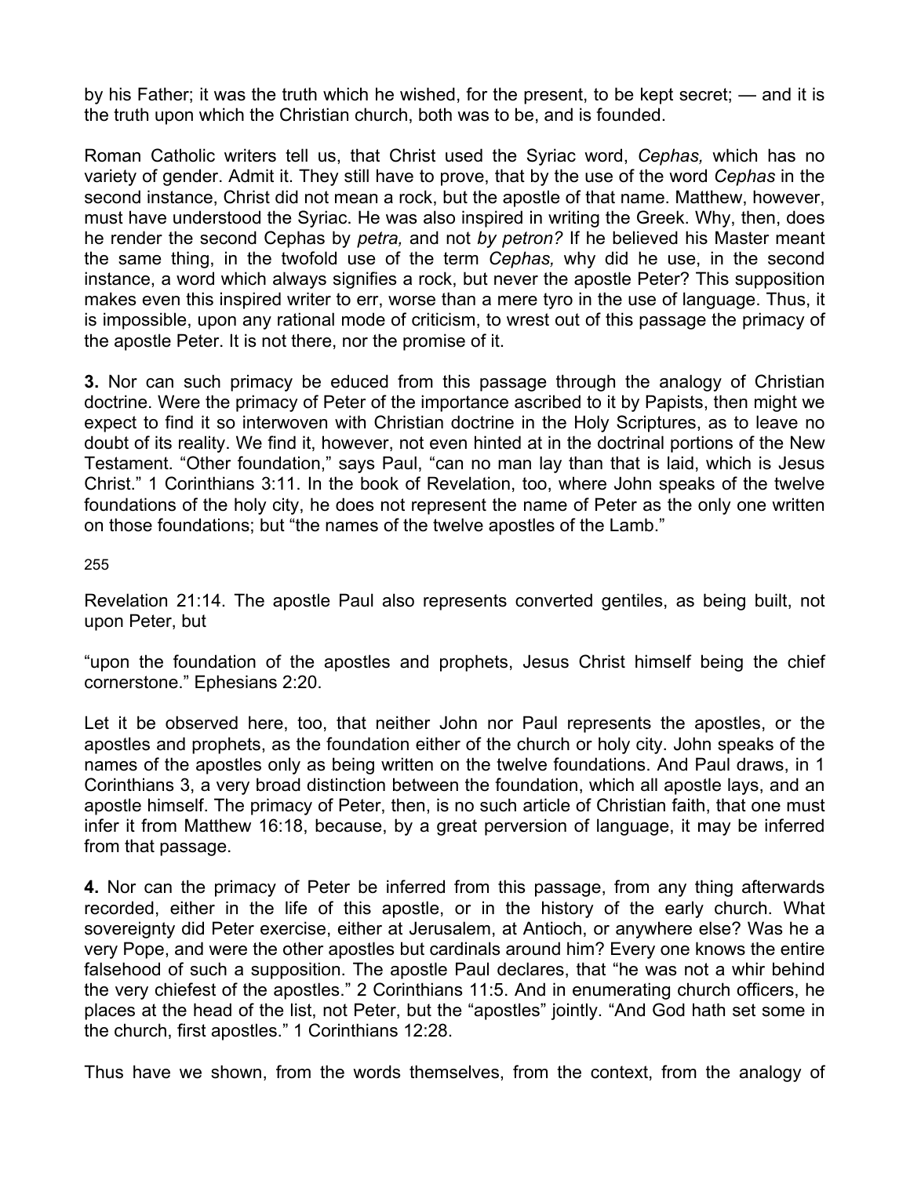by his Father; it was the truth which he wished, for the present, to be kept secret; — and it is the truth upon which the Christian church, both was to be, and is founded.

Roman Catholic writers tell us, that Christ used the Syriac word, *Cephas,* which has no variety of gender. Admit it. They still have to prove, that by the use of the word *Cephas* in the second instance, Christ did not mean a rock, but the apostle of that name. Matthew, however, must have understood the Syriac. He was also inspired in writing the Greek. Why, then, does he render the second Cephas by *petra,* and not *by petron?* If he believed his Master meant the same thing, in the twofold use of the term *Cephas,* why did he use, in the second instance, a word which always signifies a rock, but never the apostle Peter? This supposition makes even this inspired writer to err, worse than a mere tyro in the use of language. Thus, it is impossible, upon any rational mode of criticism, to wrest out of this passage the primacy of the apostle Peter. It is not there, nor the promise of it.

**3.** Nor can such primacy be educed from this passage through the analogy of Christian doctrine. Were the primacy of Peter of the importance ascribed to it by Papists, then might we expect to find it so interwoven with Christian doctrine in the Holy Scriptures, as to leave no doubt of its reality. We find it, however, not even hinted at in the doctrinal portions of the New Testament. "Other foundation," says Paul, "can no man lay than that is laid, which is Jesus Christ." 1 Corinthians 3:11. In the book of Revelation, too, where John speaks of the twelve foundations of the holy city, he does not represent the name of Peter as the only one written on those foundations; but "the names of the twelve apostles of the Lamb."

Revelation 21:14. The apostle Paul also represents converted gentiles, as being built, not upon Peter, but

"upon the foundation of the apostles and prophets, Jesus Christ himself being the chief cornerstone." Ephesians 2:20.

Let it be observed here, too, that neither John nor Paul represents the apostles, or the apostles and prophets, as the foundation either of the church or holy city. John speaks of the names of the apostles only as being written on the twelve foundations. And Paul draws, in 1 Corinthians 3, a very broad distinction between the foundation, which all apostle lays, and an apostle himself. The primacy of Peter, then, is no such article of Christian faith, that one must infer it from Matthew 16:18, because, by a great perversion of language, it may be inferred from that passage.

**4.** Nor can the primacy of Peter be inferred from this passage, from any thing afterwards recorded, either in the life of this apostle, or in the history of the early church. What sovereignty did Peter exercise, either at Jerusalem, at Antioch, or anywhere else? Was he a very Pope, and were the other apostles but cardinals around him? Every one knows the entire falsehood of such a supposition. The apostle Paul declares, that "he was not a whir behind the very chiefest of the apostles." 2 Corinthians 11:5. And in enumerating church officers, he places at the head of the list, not Peter, but the "apostles" jointly. "And God hath set some in the church, first apostles." 1 Corinthians 12:28.

Thus have we shown, from the words themselves, from the context, from the analogy of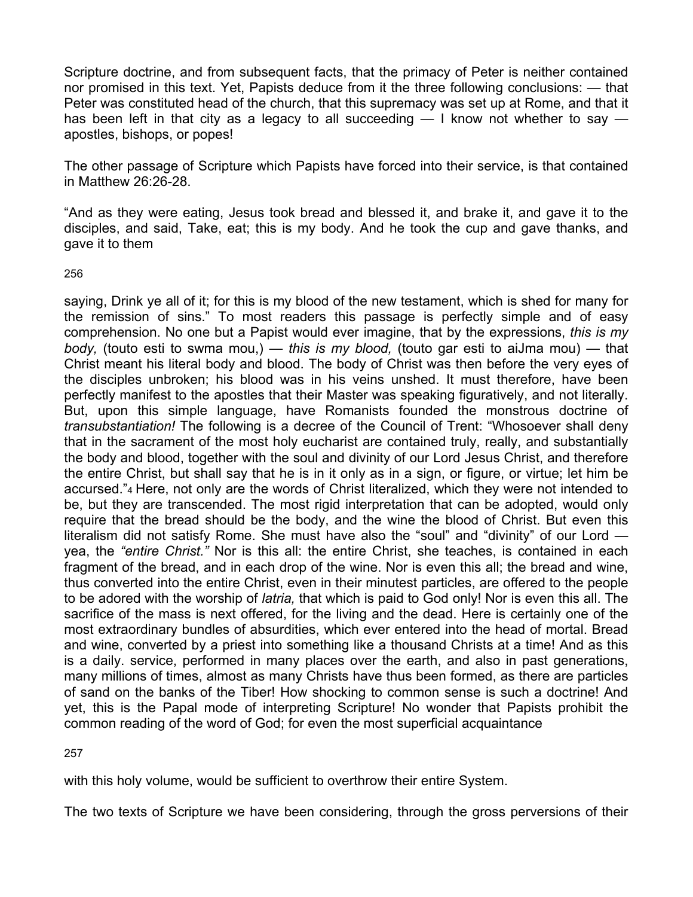Scripture doctrine, and from subsequent facts, that the primacy of Peter is neither contained nor promised in this text. Yet, Papists deduce from it the three following conclusions: — that Peter was constituted head of the church, that this supremacy was set up at Rome, and that it has been left in that city as a legacy to all succeeding — I know not whether to say — apostles, bishops, or popes!

The other passage of Scripture which Papists have forced into their service, is that contained in Matthew 26:26-28.

"And as they were eating, Jesus took bread and blessed it, and brake it, and gave it to the disciples, and said, Take, eat; this is my body. And he took the cup and gave thanks, and gave it to them saying, Drink ye all of it; for this is my blood of the new testament, which is shed for many for the remission of sins." To most readers this passage is perfectly simple and of easy comprehension. No one but a Papist would ever imagine, that by the expressions, *this is my body,* (touto esti to swma mou,) — *this is my blood,* (touto gar esti to aiJma mou) — that Christ meant his literal body and blood. The body of Christ was then before the very eyes of the disciples unbroken; his blood was in his veins unshed. It must therefore, have been perfectly manifest to the apostles that their Master was speaking figuratively, and not literally. But, upon this simple language, have Romanists founded the monstrous doctrine of *transubstantiation!* The following is a decree of the Council of Trent: "Whosoever shall deny that in the sacrament of the most holy eucharist are contained truly, really, and substantially the body and blood, together with the soul and divinity of our Lord Jesus Christ, and therefore the entire Christ, but shall say that he is in it only as in a sign, or figure, or virtue; let him be accursed."[4] Here, not only are the words of Christ literalized, which they were not intended to be, but they are transcended. The most rigid interpretation that can be adopted, would only require that the bread should be the body, and the wine the blood of Christ. But even this literalism did not satisfy Rome. She must have also the "soul" and "divinity" of our Lord — yea, the *"entire Christ."* Nor is this all: the entire Christ, she teaches, is contained in each fragment of the bread, and in each drop of the wine. Nor is even this all; the bread and wine, thus converted into the entire Christ, even in their minutest particles, are offered to the people to be adored with the worship of *latria,* that which is paid to God only! Nor is even this all. The sacrifice of the mass is next offered, for the living and the dead. Here is certainly one of the most extraordinary bundles of absurdities, which ever entered into the head of mortal. Bread and wine, converted by a priest into something like a thousand Christs at a time! And as this is a daily. service, performed in many places over the earth, and also in past generations, many millions of times, almost as many Christs have thus been formed, as there are particles of sand on the banks of the Tiber! How shocking to common sense is such a doctrine! And yet, this is the Papal mode of interpreting Scripture! No wonder that Papists prohibit the common reading of the word of God; for even the most superficial acquaintance with this holy volume, would be sufficient to overthrow their entire System.

The two texts of Scripture we have been considering, through the gross perversions of their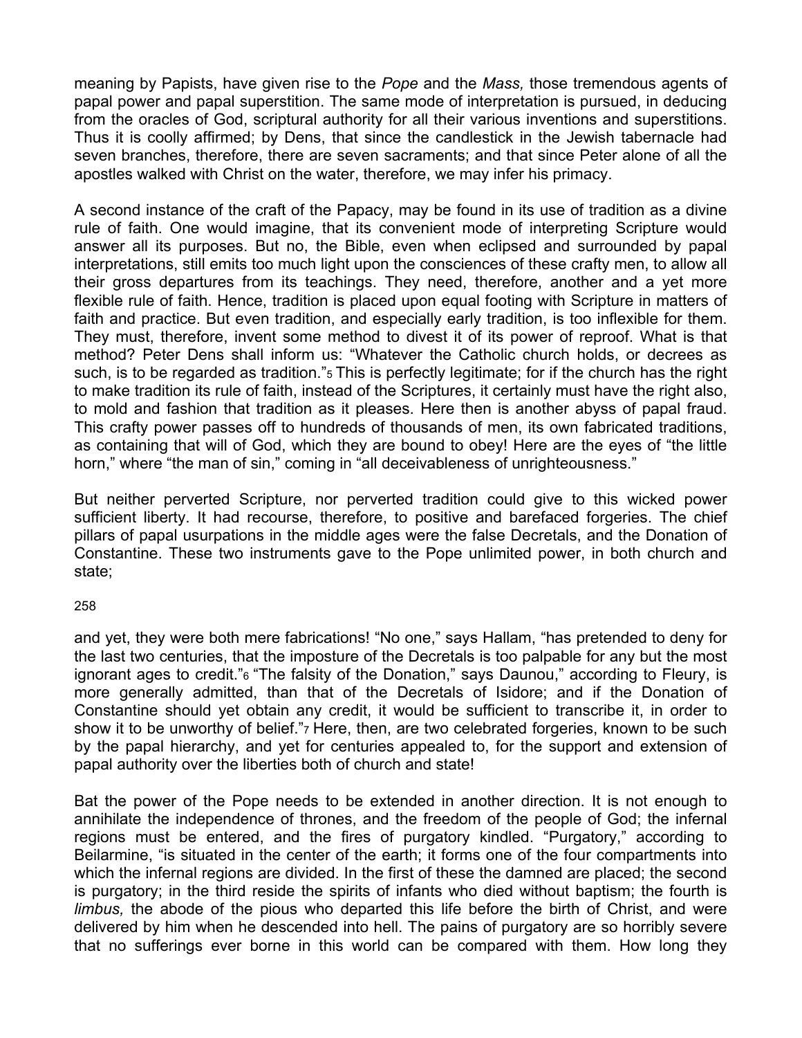meaning by Papists, have given rise to the *Pope* and the *Mass,* those tremendous agents of papal power and papal superstition. The same mode of interpretation is pursued, in deducing from the oracles of God, scriptural authority for all their various inventions and superstitions. Thus it is coolly affirmed; by Dens, that since the candlestick in the Jewish tabernacle had seven branches, therefore, there are seven sacraments; and that since Peter alone of all the apostles walked with Christ on the water, therefore, we may infer his primacy.

A second instance of the craft of the Papacy, may be found in its use of tradition as a divine rule of faith. One would imagine, that its convenient mode of interpreting Scripture would answer all its purposes. But no, the Bible, even when eclipsed and surrounded by papal interpretations, still emits too much light upon the consciences of these crafty men, to allow all their gross departures from its teachings. They need, therefore, another and a yet more flexible rule of faith. Hence, tradition is placed upon equal footing with Scripture in matters of faith and practice. But even tradition, and especially early tradition, is too inflexible for them. They must, therefore, invent some method to divest it of its power of reproof. What is that method? Peter Dens shall inform us: "Whatever the Catholic church holds, or decrees as such, is to be regarded as tradition."[5] This is perfectly legitimate; for if the church has the right to make tradition its rule of faith, instead of the Scriptures, it certainly must have the right also, to mold and fashion that tradition as it pleases. Here then is another abyss of papal fraud. This crafty power passes off to hundreds of thousands of men, its own fabricated traditions, as containing that will of God, which they are bound to obey! Here are the eyes of "the little horn," where "the man of sin," coming in "all deceivableness of unrighteousness."

But neither perverted Scripture, nor perverted tradition could give to this wicked power sufficient liberty. It had recourse, therefore, to positive and barefaced forgeries. The chief pillars of papal usurpations in the middle ages were the false Decretals, and the Donation of Constantine. These two instruments gave to the Pope unlimited power, in both church and state;

and yet, they were both mere fabrications! "No one," says Hallam, "has pretended to deny for the last two centuries, that the imposture of the Decretals is too palpable for any but the most ignorant ages to credit."[6] "The falsity of the Donation," says Daunou," according to Fleury, is more generally admitted, than that of the Decretals of Isidore; and if the Donation of Constantine should yet obtain any credit, it would be sufficient to transcribe it, in order to show it to be unworthy of belief."[7] Here, then, are two celebrated forgeries, known to be such by the papal hierarchy, and yet for centuries appealed to, for the support and extension of papal authority over the liberties both of church and state!

Bat the power of the Pope needs to be extended in another direction. It is not enough to annihilate the independence of thrones, and the freedom of the people of God; the infernal regions must be entered, and the fires of purgatory kindled. "Purgatory," according to Beilarmine, "is situated in the center of the earth; it forms one of the four compartments into which the infernal regions are divided. In the first of these the damned are placed; the second is purgatory; in the third reside the spirits of infants who died without baptism; the fourth is *limbus,* the abode of the pious who departed this life before the birth of Christ, and were delivered by him when he descended into hell. The pains of purgatory are so horribly severe that no sufferings ever borne in this world can be compared with them. How long they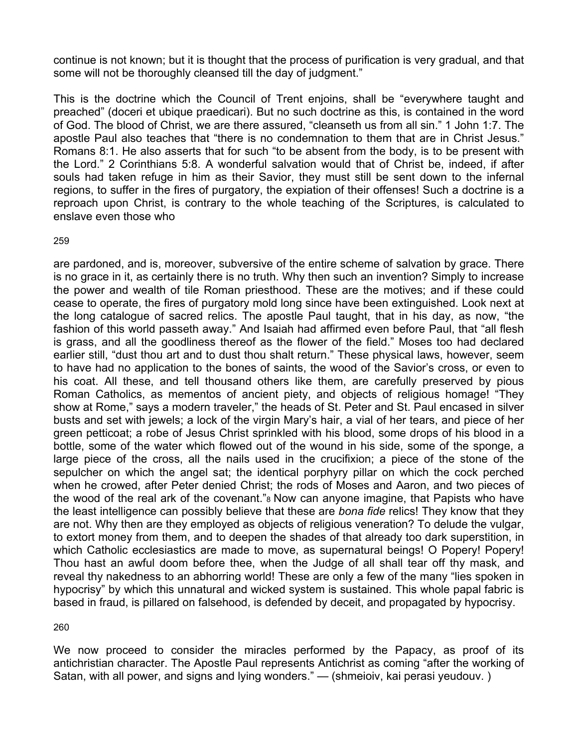continue is not known; but it is thought that the process of purification is very gradual, and that some will not be thoroughly cleansed till the day of judgment."

This is the doctrine which the Council of Trent enjoins, shall be "everywhere taught and preached" (doceri et ubique praedicari). But no such doctrine as this, is contained in the word of God. The blood of Christ, we are there assured, "cleanseth us from all sin." 1 John 1:7. The apostle Paul also teaches that "there is no condemnation to them that are in Christ Jesus." Romans 8:1. He also asserts that for such "to be absent from the body, is to be present with the Lord." 2 Corinthians 5:8. A wonderful salvation would that of Christ be, indeed, if after souls had taken refuge in him as their Savior, they must still be sent down to the infernal regions, to suffer in the fires of purgatory, the expiation of their offenses! Such a doctrine is a reproach upon Christ, is contrary to the whole teaching of the Scriptures, is calculated to enslave even those who are pardoned, and is, moreover, subversive of the entire scheme of salvation by grace. There is no grace in it, as certainly there is no truth. Why then such an invention? Simply to increase the power and wealth of tile Roman priesthood. These are the motives; and if these could cease to operate, the fires of purgatory mold long since have been extinguished. Look next at the long catalogue of sacred relics. The apostle Paul taught, that in his day, as now, "the fashion of this world passeth away." And Isaiah had affirmed even before Paul, that "all flesh is grass, and all the goodliness thereof as the flower of the field." Moses too had declared earlier still, "dust thou art and to dust thou shalt return." These physical laws, however, seem to have had no application to the bones of saints, the wood of the Savior's cross, or even to his coat. All these, and tell thousand others like them, are carefully preserved by pious Roman Catholics, as mementos of ancient piety, and objects of religious homage! "They show at Rome," says a modern traveler," the heads of St. Peter and St. Paul encased in silver busts and set with jewels; a lock of the virgin Mary's hair, a vial of her tears, and piece of her green petticoat; a robe of Jesus Christ sprinkled with his blood, some drops of his blood in a bottle, some of the water which flowed out of the wound in his side, some of the sponge, a large piece of the cross, all the nails used in the crucifixion; a piece of the stone of the sepulcher on which the angel sat; the identical porphyry pillar on which the cock perched when he crowed, after Peter denied Christ; the rods of Moses and Aaron, and two pieces of the wood of the real ark of the covenant."[8] Now can anyone imagine, that Papists who have the least intelligence can possibly believe that these are *bona fide* relics! They know that they are not. Why then are they employed as objects of religious veneration? To delude the vulgar, to extort money from them, and to deepen the shades of that already too dark superstition, in which Catholic ecclesiastics are made to move, as supernatural beings! O Popery! Popery! Thou hast an awful doom before thee, when the Judge of all shall tear off thy mask, and reveal thy nakedness to an abhorring world! These are only a few of the many "lies spoken in hypocrisy" by which this unnatural and wicked system is sustained. This whole papal fabric is based in fraud, is pillared on falsehood, is defended by deceit, and propagated by hypocrisy.

We now proceed to consider the miracles performed by the Papacy, as proof of its antichristian character. The Apostle Paul represents Antichrist as coming "after the working of Satan, with all power, and signs and lying wonders." — (shmeioiv, kai perasi yeudouv. )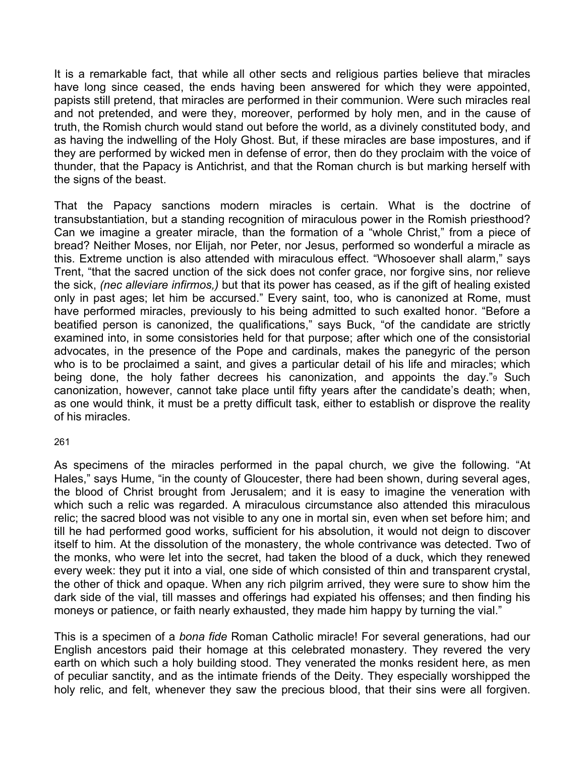It is a remarkable fact, that while all other sects and religious parties believe that miracles have long since ceased, the ends having been answered for which they were appointed, papists still pretend, that miracles are performed in their communion. Were such miracles real and not pretended, and were they, moreover, performed by holy men, and in the cause of truth, the Romish church would stand out before the world, as a divinely constituted body, and as having the indwelling of the Holy Ghost. But, if these miracles are base impostures, and if they are performed by wicked men in defense of error, then do they proclaim with the voice of thunder, that the Papacy is Antichrist, and that the Roman church is but marking herself with the signs of the beast.

That the Papacy sanctions modern miracles is certain. What is the doctrine of transubstantiation, but a standing recognition of miraculous power in the Romish priesthood? Can we imagine a greater miracle, than the formation of a "whole Christ," from a piece of bread? Neither Moses, nor Elijah, nor Peter, nor Jesus, performed so wonderful a miracle as this. Extreme unction is also attended with miraculous effect. "Whosoever shall alarm," says Trent, "that the sacred unction of the sick does not confer grace, nor forgive sins, nor relieve the sick, *(nec alleviare infirmos,)* but that its power has ceased, as if the gift of healing existed only in past ages; let him be accursed." Every saint, too, who is canonized at Rome, must have performed miracles, previously to his being admitted to such exalted honor. "Before a beatified person is canonized, the qualifications," says Buck, "of the candidate are strictly examined into, in some consistories held for that purpose; after which one of the consistorial advocates, in the presence of the Pope and cardinals, makes the panegyric of the person who is to be proclaimed a saint, and gives a particular detail of his life and miracles; which being done, the holy father decrees his canonization, and appoints the day."[9] Such canonization, however, cannot take place until fifty years after the candidate's death; when, as one would think, it must be a pretty difficult task, either to establish or disprove the reality of his miracles.

As specimens of the miracles performed in the papal church, we give the following. "At Hales," says Hume, "in the county of Gloucester, there had been shown, during several ages, the blood of Christ brought from Jerusalem; and it is easy to imagine the veneration with which such a relic was regarded. A miraculous circumstance also attended this miraculous relic; the sacred blood was not visible to any one in mortal sin, even when set before him; and till he had performed good works, sufficient for his absolution, it would not deign to discover itself to him. At the dissolution of the monastery, the whole contrivance was detected. Two of the monks, who were let into the secret, had taken the blood of a duck, which they renewed every week: they put it into a vial, one side of which consisted of thin and transparent crystal, the other of thick and opaque. When any rich pilgrim arrived, they were sure to show him the dark side of the vial, till masses and offerings had expiated his offenses; and then finding his moneys or patience, or faith nearly exhausted, they made him happy by turning the vial."

This is a specimen of a *bona fide* Roman Catholic miracle! For several generations, had our English ancestors paid their homage at this celebrated monastery. They revered the very earth on which such a holy building stood. They venerated the monks resident here, as men of peculiar sanctity, and as the intimate friends of the Deity. They especially worshipped the holy relic, and felt, whenever they saw the precious blood, that their sins were all forgiven.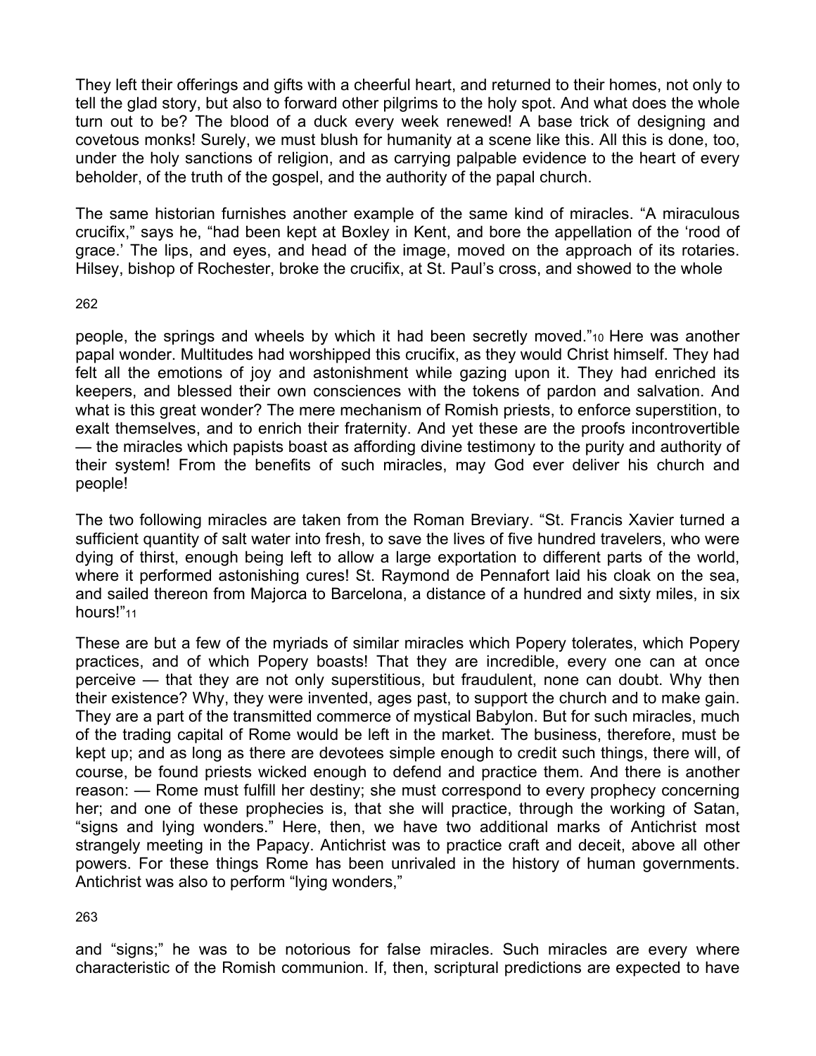They left their offerings and gifts with a cheerful heart, and returned to their homes, not only to tell the glad story, but also to forward other pilgrims to the holy spot. And what does the whole turn out to be? The blood of a duck every week renewed! A base trick of designing and covetous monks! Surely, we must blush for humanity at a scene like this. All this is done, too, under the holy sanctions of religion, and as carrying palpable evidence to the heart of every beholder, of the truth of the gospel, and the authority of the papal church.

The same historian furnishes another example of the same kind of miracles. "A miraculous crucifix," says he, "had been kept at Boxley in Kent, and bore the appellation of the 'rood of grace.' The lips, and eyes, and head of the image, moved on the approach of its rotaries. Hilsey, bishop of Rochester, broke the crucifix, at St. Paul's cross, and showed to the whole people, the springs and wheels by which it had been secretly moved."[10] Here was another papal wonder. Multitudes had worshipped this crucifix, as they would Christ himself. They had felt all the emotions of joy and astonishment while gazing upon it. They had enriched its keepers, and blessed their own consciences with the tokens of pardon and salvation. And what is this great wonder? The mere mechanism of Romish priests, to enforce superstition, to exalt themselves, and to enrich their fraternity. And yet these are the proofs incontrovertible — the miracles which papists boast as affording divine testimony to the purity and authority of their system! From the benefits of such miracles, may God ever deliver his church and people!

The two following miracles are taken from the Roman Breviary. "St. Francis Xavier turned a sufficient quantity of salt water into fresh, to save the lives of five hundred travelers, who were dying of thirst, enough being left to allow a large exportation to different parts of the world, where it performed astonishing cures! St. Raymond de Pennafort laid his cloak on the sea, and sailed thereon from Majorca to Barcelona, a distance of a hundred and sixty miles, in six hours!"[11]

These are but a few of the myriads of similar miracles which Popery tolerates, which Popery practices, and of which Popery boasts! That they are incredible, every one can at once perceive — that they are not only superstitious, but fraudulent, none can doubt. Why then their existence? Why, they were invented, ages past, to support the church and to make gain. They are a part of the transmitted commerce of mystical Babylon. But for such miracles, much of the trading capital of Rome would be left in the market. The business, therefore, must be kept up; and as long as there are devotees simple enough to credit such things, there will, of course, be found priests wicked enough to defend and practice them. And there is another reason: — Rome must fulfill her destiny; she must correspond to every prophecy concerning her; and one of these prophecies is, that she will practice, through the working of Satan, "signs and lying wonders." Here, then, we have two additional marks of Antichrist most strangely meeting in the Papacy. Antichrist was to practice craft and deceit, above all other powers. For these things Rome has been unrivaled in the history of human governments. Antichrist was also to perform "lying wonders," and "signs;" he was to be notorious for false miracles. Such miracles are every where characteristic of the Romish communion. If, then, scriptural predictions are expected to have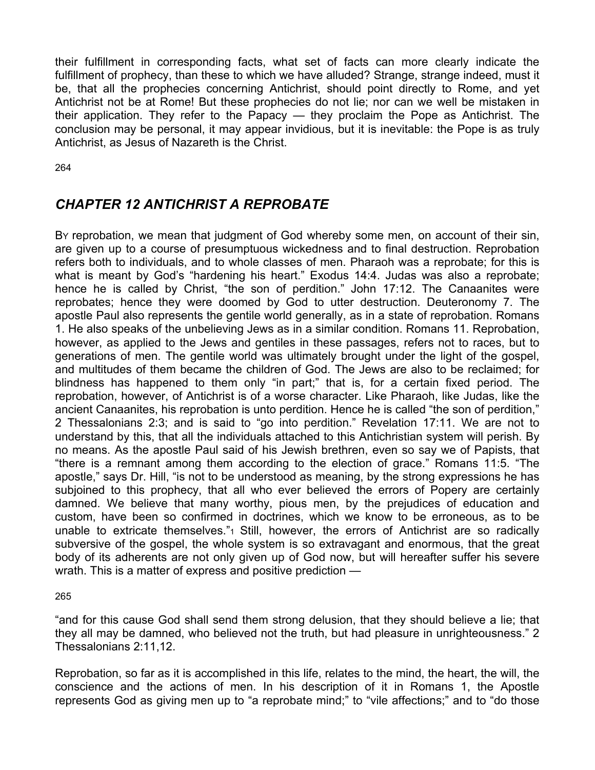their fulfillment in corresponding facts, what set of facts can more clearly indicate the fulfillment of prophecy, than these to which we have alluded? Strange, strange indeed, must it be, that all the prophecies concerning Antichrist, should point directly to Rome, and yet Antichrist not be at Rome! But these prophecies do not lie; nor can we well be mistaken in their application. They refer to the Papacy — they proclaim the Pope as Antichrist. The conclusion may be personal, it may appear invidious, but it is inevitable: the Pope is as truly Antichrist, as Jesus of Nazareth is the Christ.

## *CHAPTER 12 ANTICHRIST A REPROBATE*

BY reprobation, we mean that judgment of God whereby some men, on account of their sin, are given up to a course of presumptuous wickedness and to final destruction. Reprobation refers both to individuals, and to whole classes of men. Pharaoh was a reprobate; for this is what is meant by God's "hardening his heart." Exodus 14:4. Judas was also a reprobate; hence he is called by Christ, "the son of perdition." John 17:12. The Canaanites were reprobates; hence they were doomed by God to utter destruction. Deuteronomy 7. The apostle Paul also represents the gentile world generally, as in a state of reprobation. Romans 1. He also speaks of the unbelieving Jews as in a similar condition. Romans 11. Reprobation, however, as applied to the Jews and gentiles in these passages, refers not to races, but to generations of men. The gentile world was ultimately brought under the light of the gospel, and multitudes of them became the children of God. The Jews are also to be reclaimed; for blindness has happened to them only "in part;" that is, for a certain fixed period. The reprobation, however, of Antichrist is of a worse character. Like Pharaoh, like Judas, like the ancient Canaanites, his reprobation is unto perdition. Hence he is called "the son of perdition," 2 Thessalonians 2:3; and is said to "go into perdition." Revelation 17:11. We are not to understand by this, that all the individuals attached to this Antichristian system will perish. By no means. As the apostle Paul said of his Jewish brethren, even so say we of Papists, that "there is a remnant among them according to the election of grace." Romans 11:5. "The apostle," says Dr. Hill, "is not to be understood as meaning, by the strong expressions he has subjoined to this prophecy, that all who ever believed the errors of Popery are certainly damned. We believe that many worthy, pious men, by the prejudices of education and custom, have been so confirmed in doctrines, which we know to be erroneous, as to be unable to extricate themselves."[1] Still, however, the errors of Antichrist are so radically subversive of the gospel, the whole system is so extravagant and enormous, that the great body of its adherents are not only given up of God now, but will hereafter suffer his severe wrath. This is a matter of express and positive prediction —

"and for this cause God shall send them strong delusion, that they should believe a lie; that they all may be damned, who believed not the truth, but had pleasure in unrighteousness." 2 Thessalonians 2:11,12.

Reprobation, so far as it is accomplished in this life, relates to the mind, the heart, the will, the conscience and the actions of men. In his description of it in Romans 1, the Apostle represents God as giving men up to "a reprobate mind;" to "vile affections;" and to "do those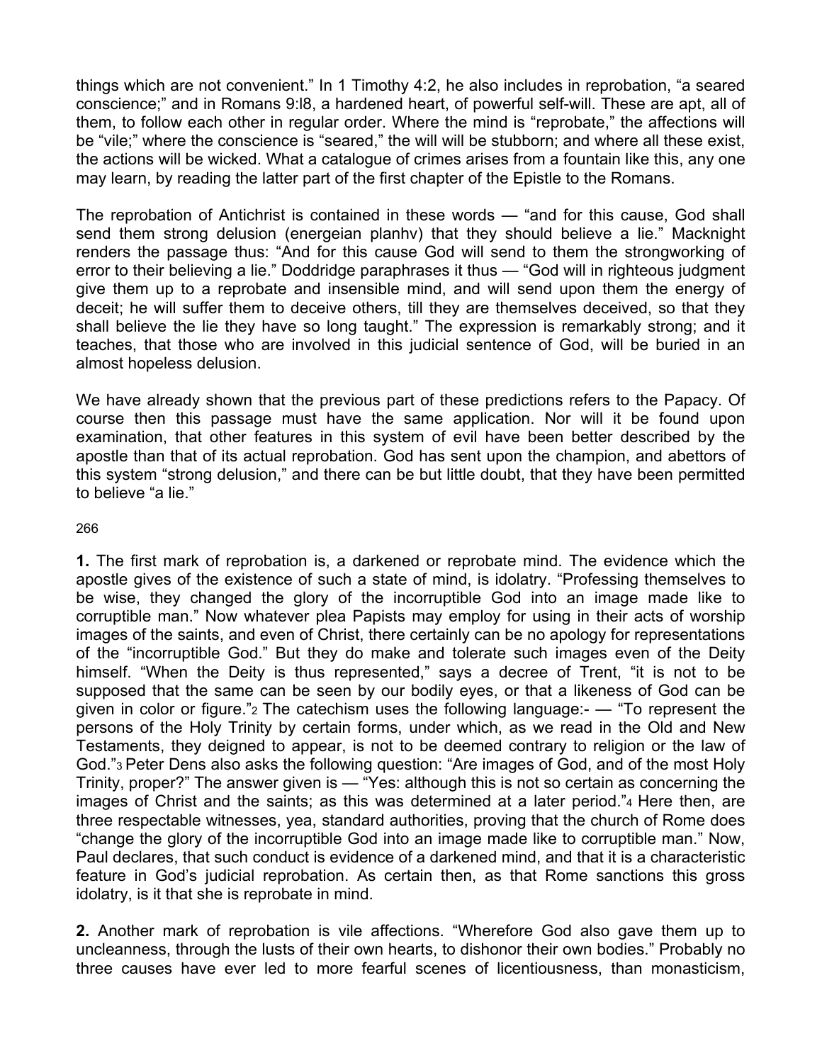things which are not convenient.” In 1 Timothy 4:2, he also includes in reprobation, “a seared conscience;” and in Romans 9:l8, a hardened heart, of powerful self-will. These are apt, all of them, to follow each other in regular order. Where the mind is “reprobate,” the affections will be “vile;” where the conscience is “seared,” the will will be stubborn; and where all these exist, the actions will be wicked. What a catalogue of crimes arises from a fountain like this, any one may learn, by reading the latter part of the first chapter of the Epistle to the Romans.

The reprobation of Antichrist is contained in these words — “and for this cause, God shall send them strong delusion (energeian planhv) that they should believe a lie.” Macknight renders the passage thus: “And for this cause God will send to them the strongworking of error to their believing a lie.” Doddridge paraphrases it thus — “God will in righteous judgment give them up to a reprobate and insensible mind, and will send upon them the energy of deceit; he will suffer them to deceive others, till they are themselves deceived, so that they shall believe the lie they have so long taught.” The expression is remarkably strong; and it teaches, that those who are involved in this judicial sentence of God, will be buried in an almost hopeless delusion.

We have already shown that the previous part of these predictions refers to the Papacy. Of course then this passage must have the same application. Nor will it be found upon examination, that other features in this system of evil have been better described by the apostle than that of its actual reprobation. God has sent upon the champion, and abettors of this system “strong delusion,” and there can be but little doubt, that they have been permitted to believe “a lie.”

266

**1.** The first mark of reprobation is, a darkened or reprobate mind. The evidence which the apostle gives of the existence of such a state of mind, is idolatry. “Professing themselves to be wise, they changed the glory of the incorruptible God into an image made like to corruptible man.” Now whatever plea Papists may employ for using in their acts of worship images of the saints, and even of Christ, there certainly can be no apology for representations of the “incorruptible God.” But they do make and tolerate such images even of the Deity himself. “When the Deity is thus represented,” says a decree of Trent, “it is not to be supposed that the same can be seen by our bodily eyes, or that a likeness of God can be given in color or figure.”[2] The catechism uses the following language:- — “To represent the persons of the Holy Trinity by certain forms, under which, as we read in the Old and New Testaments, they deigned to appear, is not to be deemed contrary to religion or the law of God.”[3] Peter Dens also asks the following question: “Are images of God, and of the most Holy Trinity, proper?” The answer given is — “Yes: although this is not so certain as concerning the images of Christ and the saints; as this was determined at a later period.”[4] Here then, are three respectable witnesses, yea, standard authorities, proving that the church of Rome does “change the glory of the incorruptible God into an image made like to corruptible man.” Now, Paul declares, that such conduct is evidence of a darkened mind, and that it is a characteristic feature in God’s judicial reprobation. As certain then, as that Rome sanctions this gross idolatry, is it that she is reprobate in mind.

**2.** Another mark of reprobation is vile affections. “Wherefore God also gave them up to uncleanness, through the lusts of their own hearts, to dishonor their own bodies.” Probably no three causes have ever led to more fearful scenes of licentiousness, than monasticism,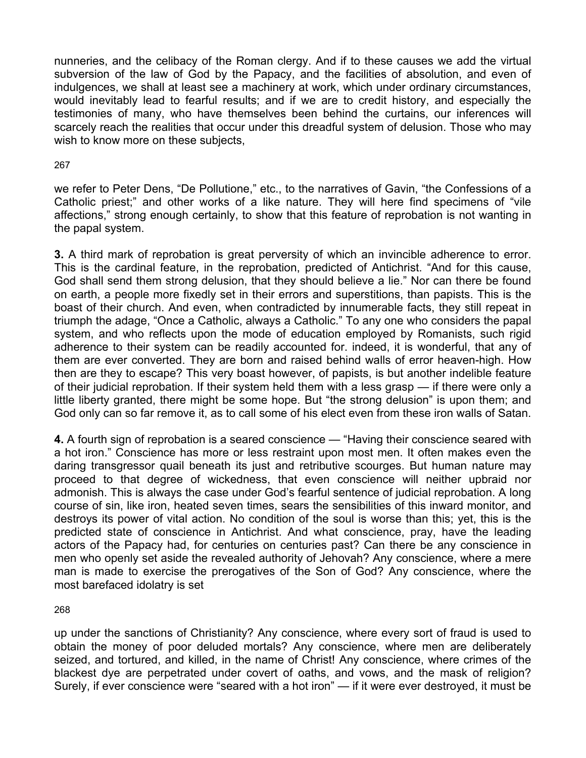nunneries, and the celibacy of the Roman clergy. And if to these causes we add the virtual subversion of the law of God by the Papacy, and the facilities of absolution, and even of indulgences, we shall at least see a machinery at work, which under ordinary circumstances, would inevitably lead to fearful results; and if we are to credit history, and especially the testimonies of many, who have themselves been behind the curtains, our inferences will scarcely reach the realities that occur under this dreadful system of delusion. Those who may wish to know more on these subjects,

we refer to Peter Dens, "De Pollutione," etc., to the narratives of Gavin, "the Confessions of a Catholic priest;" and other works of a like nature. They will here find specimens of "vile affections," strong enough certainly, to show that this feature of reprobation is not wanting in the papal system.

**3.** A third mark of reprobation is great perversity of which an invincible adherence to error. This is the cardinal feature, in the reprobation, predicted of Antichrist. "And for this cause, God shall send them strong delusion, that they should believe a lie." Nor can there be found on earth, a people more fixedly set in their errors and superstitions, than papists. This is the boast of their church. And even, when contradicted by innumerable facts, they still repeat in triumph the adage, "Once a Catholic, always a Catholic." To any one who considers the papal system, and who reflects upon the mode of education employed by Romanists, such rigid adherence to their system can be readily accounted for. indeed, it is wonderful, that any of them are ever converted. They are born and raised behind walls of error heaven-high. How then are they to escape? This very boast however, of papists, is but another indelible feature of their judicial reprobation. If their system held them with a less grasp — if there were only a little liberty granted, there might be some hope. But "the strong delusion" is upon them; and God only can so far remove it, as to call some of his elect even from these iron walls of Satan.

**4.** A fourth sign of reprobation is a seared conscience — "Having their conscience seared with a hot iron." Conscience has more or less restraint upon most men. It often makes even the daring transgressor quail beneath its just and retributive scourges. But human nature may proceed to that degree of wickedness, that even conscience will neither upbraid nor admonish. This is always the case under God's fearful sentence of judicial reprobation. A long course of sin, like iron, heated seven times, sears the sensibilities of this inward monitor, and destroys its power of vital action. No condition of the soul is worse than this; yet, this is the predicted state of conscience in Antichrist. And what conscience, pray, have the leading actors of the Papacy had, for centuries on centuries past? Can there be any conscience in men who openly set aside the revealed authority of Jehovah? Any conscience, where a mere man is made to exercise the prerogatives of the Son of God? Any conscience, where the most barefaced idolatry is set

up under the sanctions of Christianity? Any conscience, where every sort of fraud is used to obtain the money of poor deluded mortals? Any conscience, where men are deliberately seized, and tortured, and killed, in the name of Christ! Any conscience, where crimes of the blackest dye are perpetrated under covert of oaths, and vows, and the mask of religion? Surely, if ever conscience were "seared with a hot iron" — if it were ever destroyed, it must be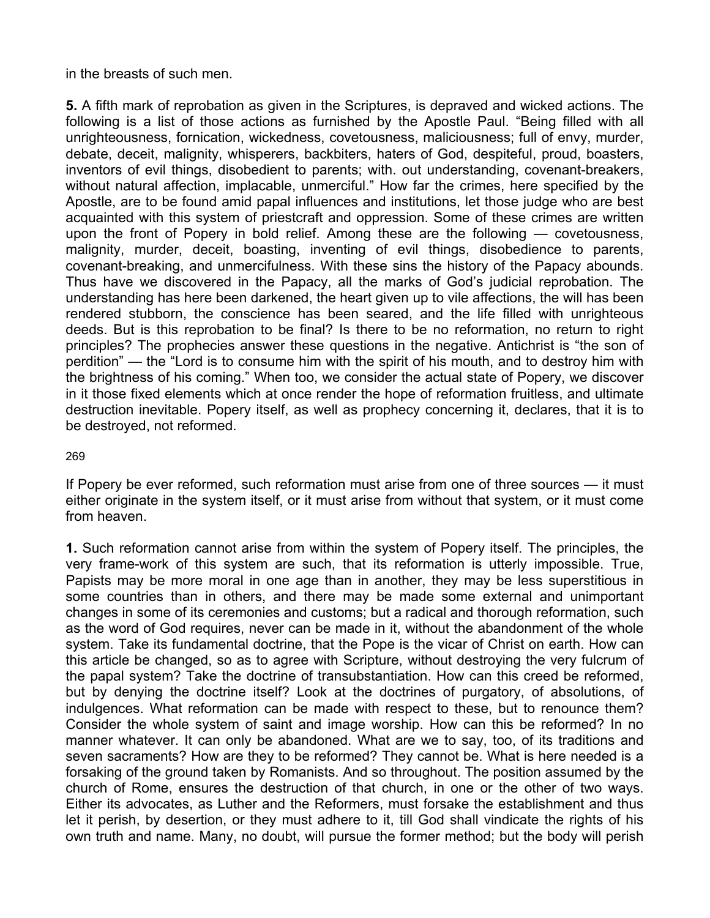in the breasts of such men.

**5.** A fifth mark of reprobation as given in the Scriptures, is depraved and wicked actions. The following is a list of those actions as furnished by the Apostle Paul. "Being filled with all unrighteousness, fornication, wickedness, covetousness, maliciousness; full of envy, murder, debate, deceit, malignity, whisperers, backbiters, haters of God, despiteful, proud, boasters, inventors of evil things, disobedient to parents; with. out understanding, covenant-breakers, without natural affection, implacable, unmerciful." How far the crimes, here specified by the Apostle, are to be found amid papal influences and institutions, let those judge who are best acquainted with this system of priestcraft and oppression. Some of these crimes are written upon the front of Popery in bold relief. Among these are the following — covetousness, malignity, murder, deceit, boasting, inventing of evil things, disobedience to parents, covenant-breaking, and unmercifulness. With these sins the history of the Papacy abounds. Thus have we discovered in the Papacy, all the marks of God's judicial reprobation. The understanding has here been darkened, the heart given up to vile affections, the will has been rendered stubborn, the conscience has been seared, and the life filled with unrighteous deeds. But is this reprobation to be final? Is there to be no reformation, no return to right principles? The prophecies answer these questions in the negative. Antichrist is "the son of perdition" — the "Lord is to consume him with the spirit of his mouth, and to destroy him with the brightness of his coming." When too, we consider the actual state of Popery, we discover in it those fixed elements which at once render the hope of reformation fruitless, and ultimate destruction inevitable. Popery itself, as well as prophecy concerning it, declares, that it is to be destroyed, not reformed.

If Popery be ever reformed, such reformation must arise from one of three sources — it must either originate in the system itself, or it must arise from without that system, or it must come from heaven.

**1.** Such reformation cannot arise from within the system of Popery itself. The principles, the very frame-work of this system are such, that its reformation is utterly impossible. True, Papists may be more moral in one age than in another, they may be less superstitious in some countries than in others, and there may be made some external and unimportant changes in some of its ceremonies and customs; but a radical and thorough reformation, such as the word of God requires, never can be made in it, without the abandonment of the whole system. Take its fundamental doctrine, that the Pope is the vicar of Christ on earth. How can this article be changed, so as to agree with Scripture, without destroying the very fulcrum of the papal system? Take the doctrine of transubstantiation. How can this creed be reformed, but by denying the doctrine itself? Look at the doctrines of purgatory, of absolutions, of indulgences. What reformation can be made with respect to these, but to renounce them? Consider the whole system of saint and image worship. How can this be reformed? In no manner whatever. It can only be abandoned. What are we to say, too, of its traditions and seven sacraments? How are they to be reformed? They cannot be. What is here needed is a forsaking of the ground taken by Romanists. And so throughout. The position assumed by the church of Rome, ensures the destruction of that church, in one or the other of two ways. Either its advocates, as Luther and the Reformers, must forsake the establishment and thus let it perish, by desertion, or they must adhere to it, till God shall vindicate the rights of his own truth and name. Many, no doubt, will pursue the former method; but the body will perish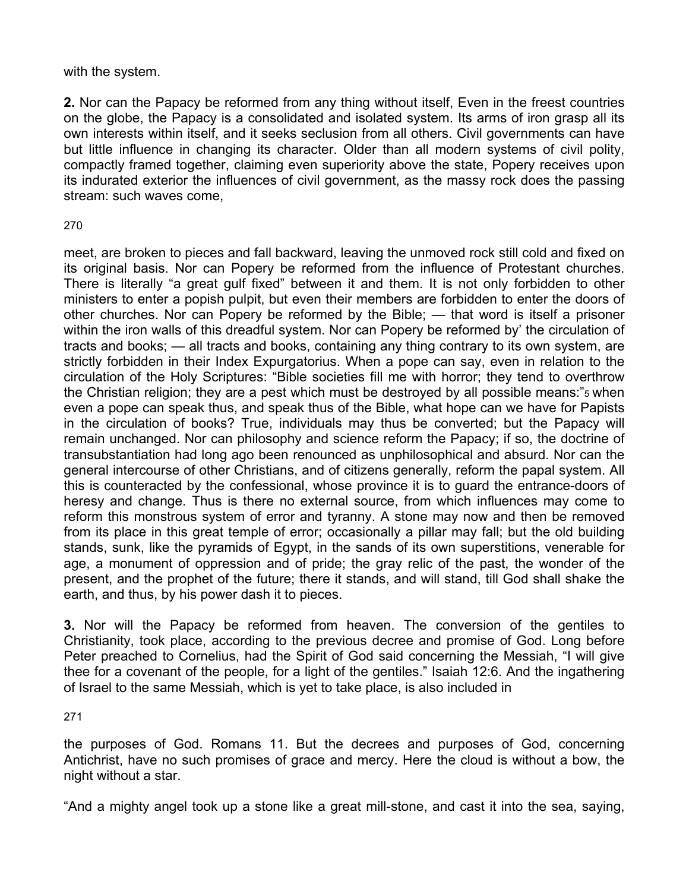with the system.

**2.** Nor can the Papacy be reformed from any thing without itself, Even in the freest countries on the globe, the Papacy is a consolidated and isolated system. Its arms of iron grasp all its own interests within itself, and it seeks seclusion from all others. Civil governments can have but little influence in changing its character. Older than all modern systems of civil polity, compactly framed together, claiming even superiority above the state, Popery receives upon its indurated exterior the influences of civil government, as the massy rock does the passing stream: such waves come,

meet, are broken to pieces and fall backward, leaving the unmoved rock still cold and fixed on its original basis. Nor can Popery be reformed from the influence of Protestant churches. There is literally "a great gulf fixed" between it and them. It is not only forbidden to other ministers to enter a popish pulpit, but even their members are forbidden to enter the doors of other churches. Nor can Popery be reformed by the Bible; — that word is itself a prisoner within the iron walls of this dreadful system. Nor can Popery be reformed by' the circulation of tracts and books; — all tracts and books, containing any thing contrary to its own system, are strictly forbidden in their Index Expurgatorius. When a pope can say, even in relation to the circulation of the Holy Scriptures: "Bible societies fill me with horror; they tend to overthrow the Christian religion; they are a pest which must be destroyed by all possible means:"[5] when even a pope can speak thus, and speak thus of the Bible, what hope can we have for Papists in the circulation of books? True, individuals may thus be converted; but the Papacy will remain unchanged. Nor can philosophy and science reform the Papacy; if so, the doctrine of transubstantiation had long ago been renounced as unphilosophical and absurd. Nor can the general intercourse of other Christians, and of citizens generally, reform the papal system. All this is counteracted by the confessional, whose province it is to guard the entrance-doors of heresy and change. Thus is there no external source, from which influences may come to reform this monstrous system of error and tyranny. A stone may now and then be removed from its place in this great temple of error; occasionally a pillar may fall; but the old building stands, sunk, like the pyramids of Egypt, in the sands of its own superstitions, venerable for age, a monument of oppression and of pride; the gray relic of the past, the wonder of the present, and the prophet of the future; there it stands, and will stand, till God shall shake the earth, and thus, by his power dash it to pieces.

**3.** Nor will the Papacy be reformed from heaven. The conversion of the gentiles to Christianity, took place, according to the previous decree and promise of God. Long before Peter preached to Cornelius, had the Spirit of God said concerning the Messiah, "I will give thee for a covenant of the people, for a light of the gentiles." Isaiah 12:6. And the ingathering of Israel to the same Messiah, which is yet to take place, is also included in

the purposes of God. Romans 11. But the decrees and purposes of God, concerning Antichrist, have no such promises of grace and mercy. Here the cloud is without a bow, the night without a star.

"And a mighty angel took up a stone like a great mill-stone, and cast it into the sea, saying,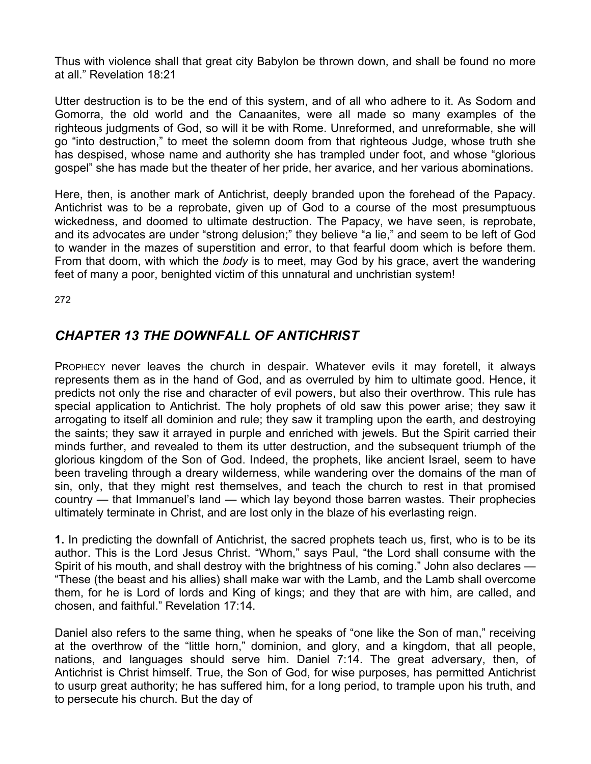Thus with violence shall that great city Babylon be thrown down, and shall be found no more at all." Revelation 18:21

Utter destruction is to be the end of this system, and of all who adhere to it. As Sodom and Gomorra, the old world and the Canaanites, were all made so many examples of the righteous judgments of God, so will it be with Rome. Unreformed, and unreformable, she will go "into destruction," to meet the solemn doom from that righteous Judge, whose truth she has despised, whose name and authority she has trampled under foot, and whose "glorious gospel" she has made but the theater of her pride, her avarice, and her various abominations.

Here, then, is another mark of Antichrist, deeply branded upon the forehead of the Papacy. Antichrist was to be a reprobate, given up of God to a course of the most presumptuous wickedness, and doomed to ultimate destruction. The Papacy, we have seen, is reprobate, and its advocates are under "strong delusion;" they believe "a lie," and seem to be left of God to wander in the mazes of superstition and error, to that fearful doom which is before them. From that doom, with which the *body* is to meet, may God by his grace, avert the wandering feet of many a poor, benighted victim of this unnatural and unchristian system!

272

## *CHAPTER 13 THE DOWNFALL OF ANTICHRIST*

PROPHECY never leaves the church in despair. Whatever evils it may foretell, it always represents them as in the hand of God, and as overruled by him to ultimate good. Hence, it predicts not only the rise and character of evil powers, but also their overthrow. This rule has special application to Antichrist. The holy prophets of old saw this power arise; they saw it arrogating to itself all dominion and rule; they saw it trampling upon the earth, and destroying the saints; they saw it arrayed in purple and enriched with jewels. But the Spirit carried their minds further, and revealed to them its utter destruction, and the subsequent triumph of the glorious kingdom of the Son of God. Indeed, the prophets, like ancient Israel, seem to have been traveling through a dreary wilderness, while wandering over the domains of the man of sin, only, that they might rest themselves, and teach the church to rest in that promised country — that Immanuel's land — which lay beyond those barren wastes. Their prophecies ultimately terminate in Christ, and are lost only in the blaze of his everlasting reign.

**1.** In predicting the downfall of Antichrist, the sacred prophets teach us, first, who is to be its author. This is the Lord Jesus Christ. "Whom," says Paul, "the Lord shall consume with the Spirit of his mouth, and shall destroy with the brightness of his coming." John also declares — "These (the beast and his allies) shall make war with the Lamb, and the Lamb shall overcome them, for he is Lord of lords and King of kings; and they that are with him, are called, and chosen, and faithful." Revelation 17:14.

Daniel also refers to the same thing, when he speaks of "one like the Son of man," receiving at the overthrow of the "little horn," dominion, and glory, and a kingdom, that all people, nations, and languages should serve him. Daniel 7:14. The great adversary, then, of Antichrist is Christ himself. True, the Son of God, for wise purposes, has permitted Antichrist to usurp great authority; he has suffered him, for a long period, to trample upon his truth, and to persecute his church. But the day of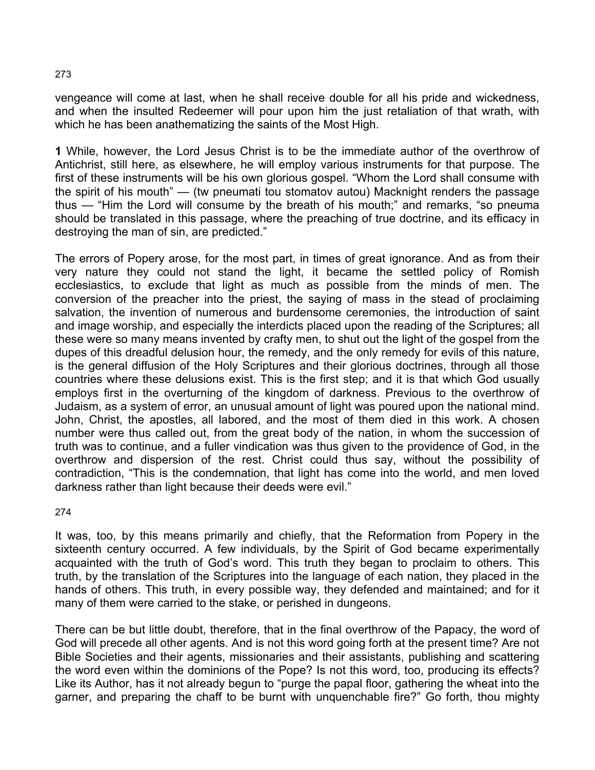vengeance will come at last, when he shall receive double for all his pride and wickedness, and when the insulted Redeemer will pour upon him the just retaliation of that wrath, with which he has been anathematizing the saints of the Most High.

**1** While, however, the Lord Jesus Christ is to be the immediate author of the overthrow of Antichrist, still here, as elsewhere, he will employ various instruments for that purpose. The first of these instruments will be his own glorious gospel. "Whom the Lord shall consume with the spirit of his mouth" — (tw pneumati tou stomatov autou) Macknight renders the passage thus — "Him the Lord will consume by the breath of his mouth;" and remarks, "so pneuma should be translated in this passage, where the preaching of true doctrine, and its efficacy in destroying the man of sin, are predicted."

The errors of Popery arose, for the most part, in times of great ignorance. And as from their very nature they could not stand the light, it became the settled policy of Romish ecclesiastics, to exclude that light as much as possible from the minds of men. The conversion of the preacher into the priest, the saying of mass in the stead of proclaiming salvation, the invention of numerous and burdensome ceremonies, the introduction of saint and image worship, and especially the interdicts placed upon the reading of the Scriptures; all these were so many means invented by crafty men, to shut out the light of the gospel from the dupes of this dreadful delusion hour, the remedy, and the only remedy for evils of this nature, is the general diffusion of the Holy Scriptures and their glorious doctrines, through all those countries where these delusions exist. This is the first step; and it is that which God usually employs first in the overturning of the kingdom of darkness. Previous to the overthrow of Judaism, as a system of error, an unusual amount of light was poured upon the national mind. John, Christ, the apostles, all labored, and the most of them died in this work. A chosen number were thus called out, from the great body of the nation, in whom the succession of truth was to continue, and a fuller vindication was thus given to the providence of God, in the overthrow and dispersion of the rest. Christ could thus say, without the possibility of contradiction, "This is the condemnation, that light has come into the world, and men loved darkness rather than light because their deeds were evil."

It was, too, by this means primarily and chiefly, that the Reformation from Popery in the sixteenth century occurred. A few individuals, by the Spirit of God became experimentally acquainted with the truth of God's word. This truth they began to proclaim to others. This truth, by the translation of the Scriptures into the language of each nation, they placed in the hands of others. This truth, in every possible way, they defended and maintained; and for it many of them were carried to the stake, or perished in dungeons.

There can be but little doubt, therefore, that in the final overthrow of the Papacy, the word of God will precede all other agents. And is not this word going forth at the present time? Are not Bible Societies and their agents, missionaries and their assistants, publishing and scattering the word even within the dominions of the Pope? Is not this word, too, producing its effects? Like its Author, has it not already begun to "purge the papal floor, gathering the wheat into the garner, and preparing the chaff to be burnt with unquenchable fire?" Go forth, thou mighty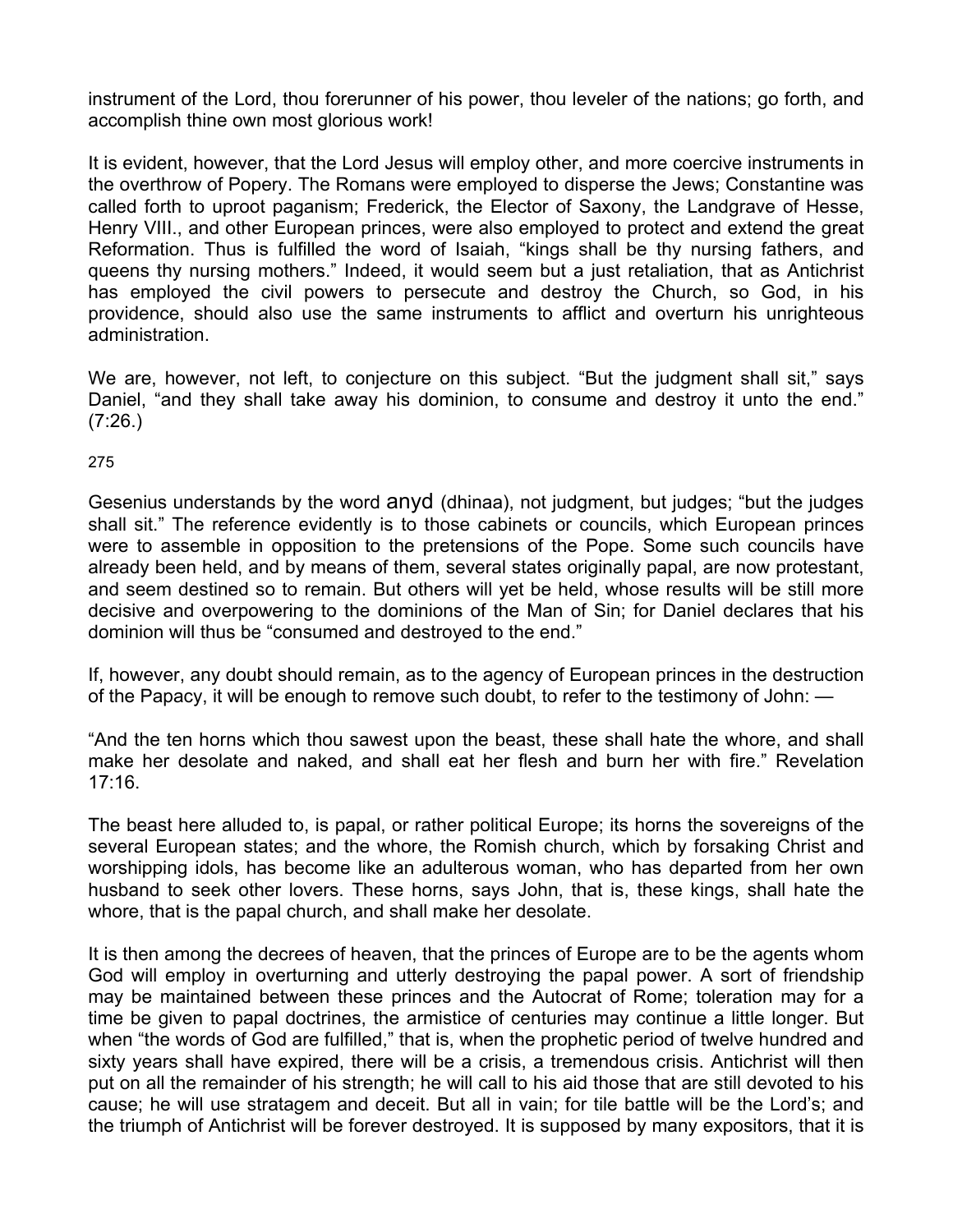instrument of the Lord, thou forerunner of his power, thou leveler of the nations; go forth, and accomplish thine own most glorious work!

It is evident, however, that the Lord Jesus will employ other, and more coercive instruments in the overthrow of Popery. The Romans were employed to disperse the Jews; Constantine was called forth to uproot paganism; Frederick, the Elector of Saxony, the Landgrave of Hesse, Henry VIII., and other European princes, were also employed to protect and extend the great Reformation. Thus is fulfilled the word of Isaiah, "kings shall be thy nursing fathers, and queens thy nursing mothers." Indeed, it would seem but a just retaliation, that as Antichrist has employed the civil powers to persecute and destroy the Church, so God, in his providence, should also use the same instruments to afflict and overturn his unrighteous administration.

We are, however, not left, to conjecture on this subject. "But the judgment shall sit," says Daniel, "and they shall take away his dominion, to consume and destroy it unto the end." (7:26.)

Gesenius understands by the word anyd (dhinaa), not judgment, but judges; "but the judges shall sit." The reference evidently is to those cabinets or councils, which European princes were to assemble in opposition to the pretensions of the Pope. Some such councils have already been held, and by means of them, several states originally papal, are now protestant, and seem destined so to remain. But others will yet be held, whose results will be still more decisive and overpowering to the dominions of the Man of Sin; for Daniel declares that his dominion will thus be "consumed and destroyed to the end."

If, however, any doubt should remain, as to the agency of European princes in the destruction of the Papacy, it will be enough to remove such doubt, to refer to the testimony of John: —

"And the ten horns which thou sawest upon the beast, these shall hate the whore, and shall make her desolate and naked, and shall eat her flesh and burn her with fire." Revelation 17:16.

The beast here alluded to, is papal, or rather political Europe; its horns the sovereigns of the several European states; and the whore, the Romish church, which by forsaking Christ and worshipping idols, has become like an adulterous woman, who has departed from her own husband to seek other lovers. These horns, says John, that is, these kings, shall hate the whore, that is the papal church, and shall make her desolate.

It is then among the decrees of heaven, that the princes of Europe are to be the agents whom God will employ in overturning and utterly destroying the papal power. A sort of friendship may be maintained between these princes and the Autocrat of Rome; toleration may for a time be given to papal doctrines, the armistice of centuries may continue a little longer. But when "the words of God are fulfilled," that is, when the prophetic period of twelve hundred and sixty years shall have expired, there will be a crisis, a tremendous crisis. Antichrist will then put on all the remainder of his strength; he will call to his aid those that are still devoted to his cause; he will use stratagem and deceit. But all in vain; for tile battle will be the Lord's; and the triumph of Antichrist will be forever destroyed. It is supposed by many expositors, that it is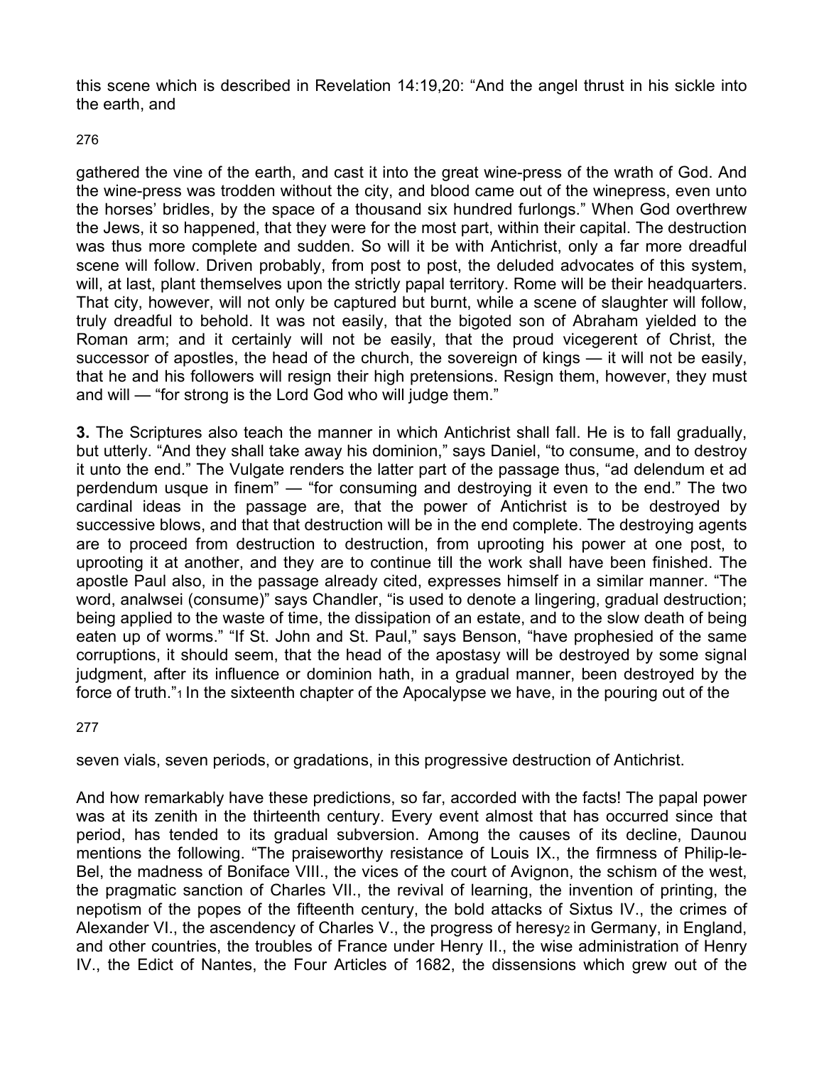this scene which is described in Revelation 14:19,20: “And the angel thrust in his sickle into the earth, and

gathered the vine of the earth, and cast it into the great wine-press of the wrath of God. And the wine-press was trodden without the city, and blood came out of the winepress, even unto the horses’ bridles, by the space of a thousand six hundred furlongs.” When God overthrew the Jews, it so happened, that they were for the most part, within their capital. The destruction was thus more complete and sudden. So will it be with Antichrist, only a far more dreadful scene will follow. Driven probably, from post to post, the deluded advocates of this system, will, at last, plant themselves upon the strictly papal territory. Rome will be their headquarters. That city, however, will not only be captured but burnt, while a scene of slaughter will follow, truly dreadful to behold. It was not easily, that the bigoted son of Abraham yielded to the Roman arm; and it certainly will not be easily, that the proud vicegerent of Christ, the successor of apostles, the head of the church, the sovereign of kings — it will not be easily, that he and his followers will resign their high pretensions. Resign them, however, they must and will — “for strong is the Lord God who will judge them.”

**3.** The Scriptures also teach the manner in which Antichrist shall fall. He is to fall gradually, but utterly. “And they shall take away his dominion,” says Daniel, “to consume, and to destroy it unto the end.” The Vulgate renders the latter part of the passage thus, “ad delendum et ad perdendum usque in finem” — “for consuming and destroying it even to the end.” The two cardinal ideas in the passage are, that the power of Antichrist is to be destroyed by successive blows, and that that destruction will be in the end complete. The destroying agents are to proceed from destruction to destruction, from uprooting his power at one post, to uprooting it at another, and they are to continue till the work shall have been finished. The apostle Paul also, in the passage already cited, expresses himself in a similar manner. “The word, analwsei (consume)” says Chandler, “is used to denote a lingering, gradual destruction; being applied to the waste of time, the dissipation of an estate, and to the slow death of being eaten up of worms.” “If St. John and St. Paul,” says Benson, “have prophesied of the same corruptions, it should seem, that the head of the apostasy will be destroyed by some signal judgment, after its influence or dominion hath, in a gradual manner, been destroyed by the force of truth.”[1] In the sixteenth chapter of the Apocalypse we have, in the pouring out of the

seven vials, seven periods, or gradations, in this progressive destruction of Antichrist.

And how remarkably have these predictions, so far, accorded with the facts! The papal power was at its zenith in the thirteenth century. Every event almost that has occurred since that period, has tended to its gradual subversion. Among the causes of its decline, Daunou mentions the following. “The praiseworthy resistance of Louis IX., the firmness of Philip-le-Bel, the madness of Boniface VIII., the vices of the court of Avignon, the schism of the west, the pragmatic sanction of Charles VII., the revival of learning, the invention of printing, the nepotism of the popes of the fifteenth century, the bold attacks of Sixtus IV., the crimes of Alexander VI., the ascendency of Charles V., the progress of heresy[2] in Germany, in England, and other countries, the troubles of France under Henry II., the wise administration of Henry IV., the Edict of Nantes, the Four Articles of 1682, the dissensions which grew out of the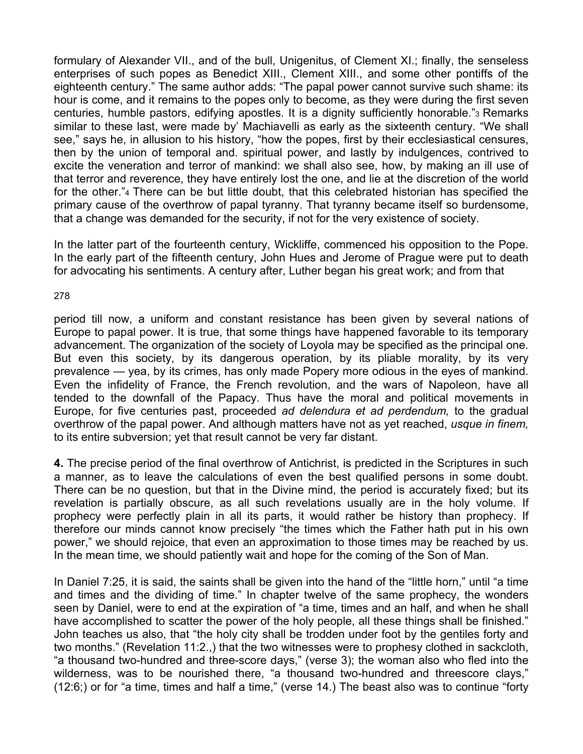formulary of Alexander VII., and of the bull, Unigenitus, of Clement XI.; finally, the senseless enterprises of such popes as Benedict XIII., Clement XIII., and some other pontiffs of the eighteenth century." The same author adds: "The papal power cannot survive such shame: its hour is come, and it remains to the popes only to become, as they were during the first seven centuries, humble pastors, edifying apostles. It is a dignity sufficiently honorable."[3] Remarks similar to these last, were made by' Machiavelli as early as the sixteenth century. "We shall see," says he, in allusion to his history, "how the popes, first by their ecclesiastical censures, then by the union of temporal and. spiritual power, and lastly by indulgences, contrived to excite the veneration and terror of mankind: we shall also see, how, by making an ill use of that terror and reverence, they have entirely lost the one, and lie at the discretion of the world for the other."[4] There can be but little doubt, that this celebrated historian has specified the primary cause of the overthrow of papal tyranny. That tyranny became itself so burdensome, that a change was demanded for the security, if not for the very existence of society.

In the latter part of the fourteenth century, Wickliffe, commenced his opposition to the Pope. In the early part of the fifteenth century, John Hues and Jerome of Prague were put to death for advocating his sentiments. A century after, Luther began his great work; and from that period till now, a uniform and constant resistance has been given by several nations of Europe to papal power. It is true, that some things have happened favorable to its temporary advancement. The organization of the society of Loyola may be specified as the principal one. But even this society, by its dangerous operation, by its pliable morality, by its very prevalence — yea, by its crimes, has only made Popery more odious in the eyes of mankind. Even the infidelity of France, the French revolution, and the wars of Napoleon, have all tended to the downfall of the Papacy. Thus have the moral and political movements in Europe, for five centuries past, proceeded *ad delendura et ad perdendum,* to the gradual overthrow of the papal power. And although matters have not as yet reached, *usque in finem,* to its entire subversion; yet that result cannot be very far distant.

**4.** The precise period of the final overthrow of Antichrist, is predicted in the Scriptures in such a manner, as to leave the calculations of even the best qualified persons in some doubt. There can be no question, but that in the Divine mind, the period is accurately fixed; but its revelation is partially obscure, as all such revelations usually are in the holy volume. If prophecy were perfectly plain in all its parts, it would rather be history than prophecy. If therefore our minds cannot know precisely "the times which the Father hath put in his own power," we should rejoice, that even an approximation to those times may be reached by us. In the mean time, we should patiently wait and hope for the coming of the Son of Man.

In Daniel 7:25, it is said, the saints shall be given into the hand of the "little horn," until "a time and times and the dividing of time." In chapter twelve of the same prophecy, the wonders seen by Daniel, were to end at the expiration of "a time, times and an half, and when he shall have accomplished to scatter the power of the holy people, all these things shall be finished." John teaches us also, that "the holy city shall be trodden under foot by the gentiles forty and two months." (Revelation 11:2.,) that the two witnesses were to prophesy clothed in sackcloth, "a thousand two-hundred and three-score days," (verse 3); the woman also who fled into the wilderness, was to be nourished there, "a thousand two-hundred and threescore clays," (12:6;) or for "a time, times and half a time," (verse 14.) The beast also was to continue "forty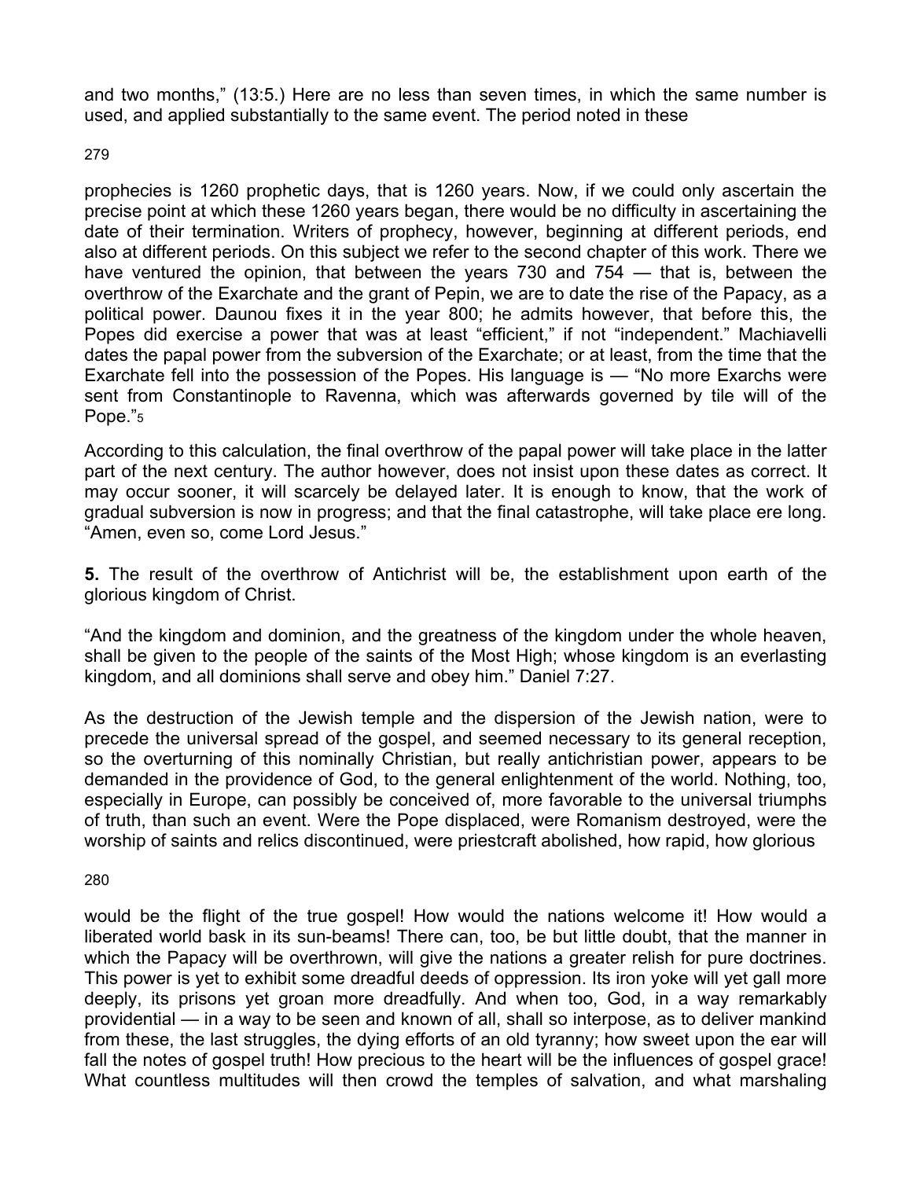and two months," (13:5.) Here are no less than seven times, in which the same number is used, and applied substantially to the same event. The period noted in these

prophecies is 1260 prophetic days, that is 1260 years. Now, if we could only ascertain the precise point at which these 1260 years began, there would be no difficulty in ascertaining the date of their termination. Writers of prophecy, however, beginning at different periods, end also at different periods. On this subject we refer to the second chapter of this work. There we have ventured the opinion, that between the years 730 and 754 — that is, between the overthrow of the Exarchate and the grant of Pepin, we are to date the rise of the Papacy, as a political power. Daunou fixes it in the year 800; he admits however, that before this, the Popes did exercise a power that was at least "efficient," if not "independent." Machiavelli dates the papal power from the subversion of the Exarchate; or at least, from the time that the Exarchate fell into the possession of the Popes. His language is — "No more Exarchs were sent from Constantinople to Ravenna, which was afterwards governed by tile will of the Pope."[5]

According to this calculation, the final overthrow of the papal power will take place in the latter part of the next century. The author however, does not insist upon these dates as correct. It may occur sooner, it will scarcely be delayed later. It is enough to know, that the work of gradual subversion is now in progress; and that the final catastrophe, will take place ere long. "Amen, even so, come Lord Jesus."

**5.** The result of the overthrow of Antichrist will be, the establishment upon earth of the glorious kingdom of Christ.

"And the kingdom and dominion, and the greatness of the kingdom under the whole heaven, shall be given to the people of the saints of the Most High; whose kingdom is an everlasting kingdom, and all dominions shall serve and obey him." Daniel 7:27.

As the destruction of the Jewish temple and the dispersion of the Jewish nation, were to precede the universal spread of the gospel, and seemed necessary to its general reception, so the overturning of this nominally Christian, but really antichristian power, appears to be demanded in the providence of God, to the general enlightenment of the world. Nothing, too, especially in Europe, can possibly be conceived of, more favorable to the universal triumphs of truth, than such an event. Were the Pope displaced, were Romanism destroyed, were the worship of saints and relics discontinued, were priestcraft abolished, how rapid, how glorious

would be the flight of the true gospel! How would the nations welcome it! How would a liberated world bask in its sun-beams! There can, too, be but little doubt, that the manner in which the Papacy will be overthrown, will give the nations a greater relish for pure doctrines. This power is yet to exhibit some dreadful deeds of oppression. Its iron yoke will yet gall more deeply, its prisons yet groan more dreadfully. And when too, God, in a way remarkably providential — in a way to be seen and known of all, shall so interpose, as to deliver mankind from these, the last struggles, the dying efforts of an old tyranny; how sweet upon the ear will fall the notes of gospel truth! How precious to the heart will be the influences of gospel grace! What countless multitudes will then crowd the temples of salvation, and what marshaling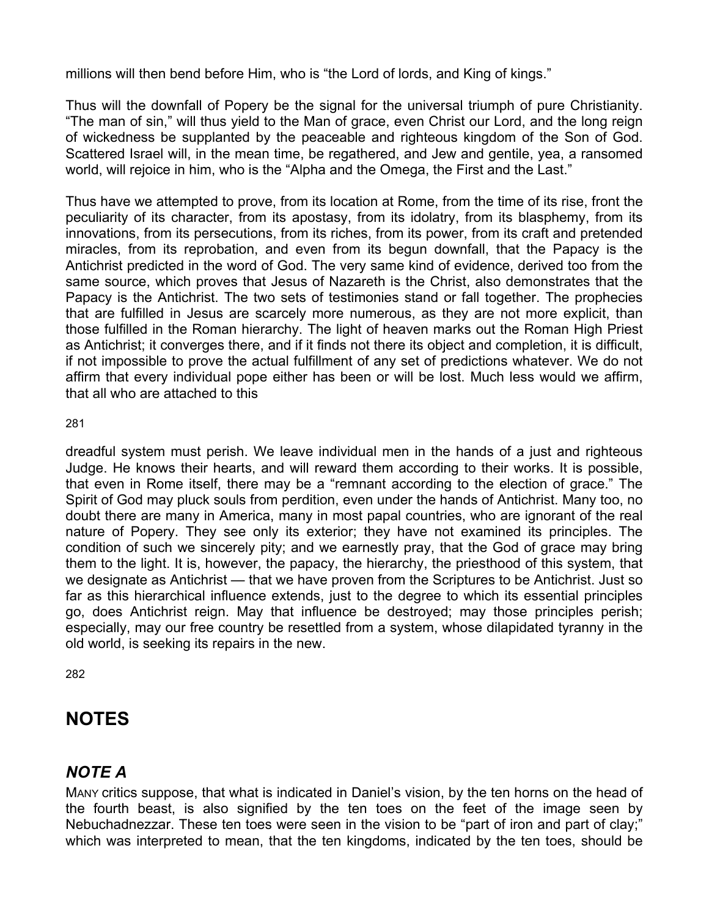millions will then bend before Him, who is "the Lord of lords, and King of kings."

Thus will the downfall of Popery be the signal for the universal triumph of pure Christianity. "The man of sin," will thus yield to the Man of grace, even Christ our Lord, and the long reign of wickedness be supplanted by the peaceable and righteous kingdom of the Son of God. Scattered Israel will, in the mean time, be regathered, and Jew and gentile, yea, a ransomed world, will rejoice in him, who is the "Alpha and the Omega, the First and the Last."

Thus have we attempted to prove, from its location at Rome, from the time of its rise, front the peculiarity of its character, from its apostasy, from its idolatry, from its blasphemy, from its innovations, from its persecutions, from its riches, from its power, from its craft and pretended miracles, from its reprobation, and even from its begun downfall, that the Papacy is the Antichrist predicted in the word of God. The very same kind of evidence, derived too from the same source, which proves that Jesus of Nazareth is the Christ, also demonstrates that the Papacy is the Antichrist. The two sets of testimonies stand or fall together. The prophecies that are fulfilled in Jesus are scarcely more numerous, as they are not more explicit, than those fulfilled in the Roman hierarchy. The light of heaven marks out the Roman High Priest as Antichrist; it converges there, and if it finds not there its object and completion, it is difficult, if not impossible to prove the actual fulfillment of any set of predictions whatever. We do not affirm that every individual pope either has been or will be lost. Much less would we affirm, that all who are attached to this dreadful system must perish. We leave individual men in the hands of a just and righteous Judge. He knows their hearts, and will reward them according to their works. It is possible, that even in Rome itself, there may be a "remnant according to the election of grace." The Spirit of God may pluck souls from perdition, even under the hands of Antichrist. Many too, no doubt there are many in America, many in most papal countries, who are ignorant of the real nature of Popery. They see only its exterior; they have not examined its principles. The condition of such we sincerely pity; and we earnestly pray, that the God of grace may bring them to the light. It is, however, the papacy, the hierarchy, the priesthood of this system, that we designate as Antichrist — that we have proven from the Scriptures to be Antichrist. Just so far as this hierarchical influence extends, just to the degree to which its essential principles go, does Antichrist reign. May that influence be destroyed; may those principles perish; especially, may our free country be resettled from a system, whose dilapidated tyranny in the old world, is seeking its repairs in the new.

# NOTES

## *NOTE A*

MANY critics suppose, that what is indicated in Daniel's vision, by the ten horns on the head of the fourth beast, is also signified by the ten toes on the feet of the image seen by Nebuchadnezzar. These ten toes were seen in the vision to be "part of iron and part of clay;" which was interpreted to mean, that the ten kingdoms, indicated by the ten toes, should be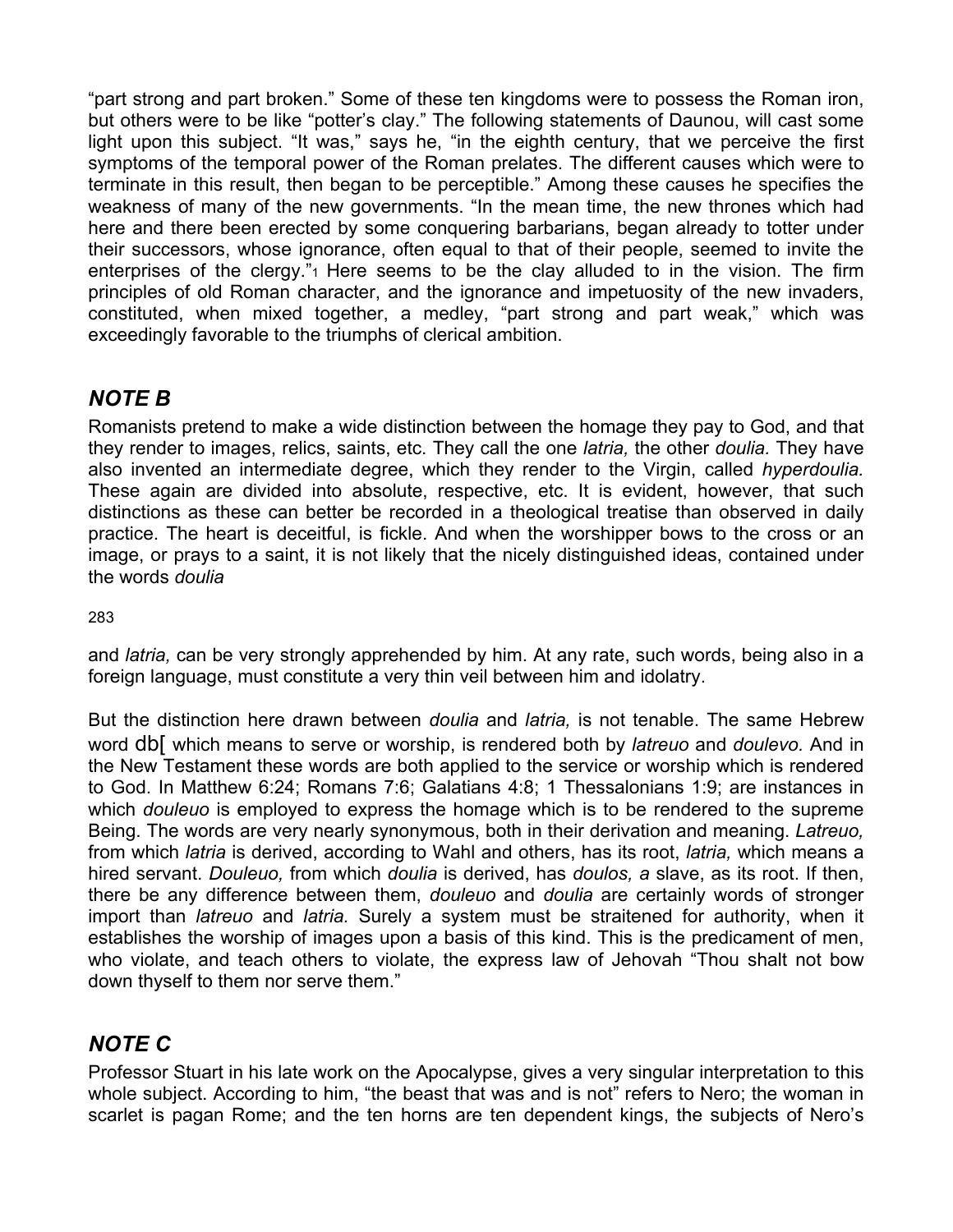"part strong and part broken." Some of these ten kingdoms were to possess the Roman iron, but others were to be like "potter's clay." The following statements of Daunou, will cast some light upon this subject. "It was," says he, "in the eighth century, that we perceive the first symptoms of the temporal power of the Roman prelates. The different causes which were to terminate in this result, then began to be perceptible." Among these causes he specifies the weakness of many of the new governments. "In the mean time, the new thrones which had here and there been erected by some conquering barbarians, began already to totter under their successors, whose ignorance, often equal to that of their people, seemed to invite the enterprises of the clergy."[1] Here seems to be the clay alluded to in the vision. The firm principles of old Roman character, and the ignorance and impetuosity of the new invaders, constituted, when mixed together, a medley, "part strong and part weak," which was exceedingly favorable to the triumphs of clerical ambition.

## *NOTE B*

Romanists pretend to make a wide distinction between the homage they pay to God, and that they render to images, relics, saints, etc. They call the one *latria,* the other *doulia.* They have also invented an intermediate degree, which they render to the Virgin, called *hyperdoulia.* These again are divided into absolute, respective, etc. It is evident, however, that such distinctions as these can better be recorded in a theological treatise than observed in daily practice. The heart is deceitful, is fickle. And when the worshipper bows to the cross or an image, or prays to a saint, it is not likely that the nicely distinguished ideas, contained under the words *doulia* and *latria,* can be very strongly apprehended by him. At any rate, such words, being also in a foreign language, must constitute a very thin veil between him and idolatry.

But the distinction here drawn between *doulia* and *latria,* is not tenable. The same Hebrew word db[ which means to serve or worship, is rendered both by *latreuo* and *doulevo.* And in the New Testament these words are both applied to the service or worship which is rendered to God. In Matthew 6:24; Romans 7:6; Galatians 4:8; 1 Thessalonians 1:9; are instances in which *douleuo* is employed to express the homage which is to be rendered to the supreme Being. The words are very nearly synonymous, both in their derivation and meaning. *Latreuo,* from which *latria* is derived, according to Wahl and others, has its root, *latria,* which means a hired servant. *Douleuo,* from which *doulia* is derived, has *doulos, a* slave, as its root. If then, there be any difference between them, *douleuo* and *doulia* are certainly words of stronger import than *latreuo* and *latria.* Surely a system must be straitened for authority, when it establishes the worship of images upon a basis of this kind. This is the predicament of men, who violate, and teach others to violate, the express law of Jehovah "Thou shalt not bow down thyself to them nor serve them."

## *NOTE C*

Professor Stuart in his late work on the Apocalypse, gives a very singular interpretation to this whole subject. According to him, "the beast that was and is not" refers to Nero; the woman in scarlet is pagan Rome; and the ten horns are ten dependent kings, the subjects of Nero's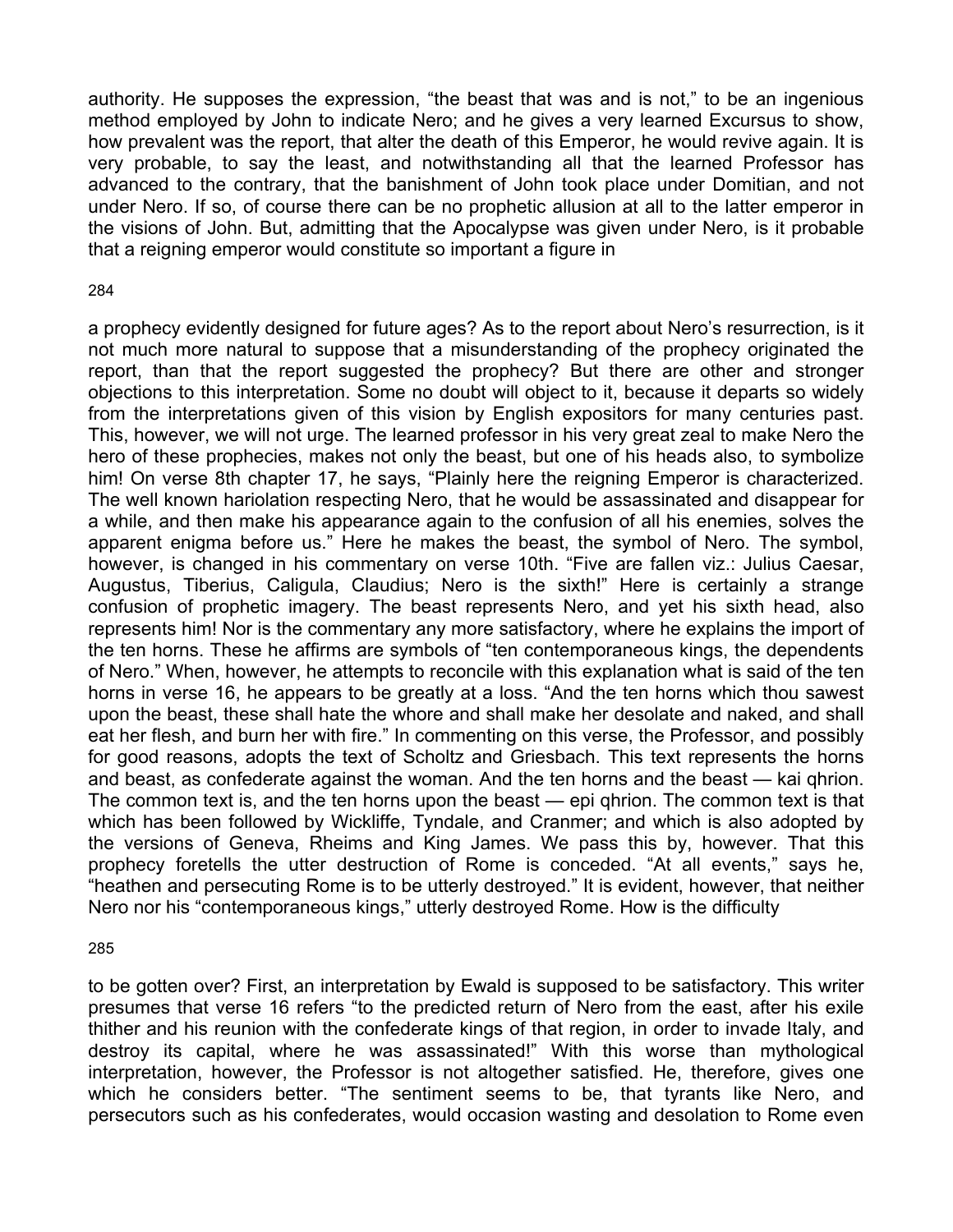authority. He supposes the expression, "the beast that was and is not," to be an ingenious method employed by John to indicate Nero; and he gives a very learned Excursus to show, how prevalent was the report, that alter the death of this Emperor, he would revive again. It is very probable, to say the least, and notwithstanding all that the learned Professor has advanced to the contrary, that the banishment of John took place under Domitian, and not under Nero. If so, of course there can be no prophetic allusion at all to the latter emperor in the visions of John. But, admitting that the Apocalypse was given under Nero, is it probable that a reigning emperor would constitute so important a figure in a prophecy evidently designed for future ages? As to the report about Nero's resurrection, is it not much more natural to suppose that a misunderstanding of the prophecy originated the report, than that the report suggested the prophecy? But there are other and stronger objections to this interpretation. Some no doubt will object to it, because it departs so widely from the interpretations given of this vision by English expositors for many centuries past. This, however, we will not urge. The learned professor in his very great zeal to make Nero the hero of these prophecies, makes not only the beast, but one of his heads also, to symbolize him! On verse 8th chapter 17, he says, "Plainly here the reigning Emperor is characterized. The well known hariolation respecting Nero, that he would be assassinated and disappear for a while, and then make his appearance again to the confusion of all his enemies, solves the apparent enigma before us." Here he makes the beast, the symbol of Nero. The symbol, however, is changed in his commentary on verse 10th. "Five are fallen viz.: Julius Caesar, Augustus, Tiberius, Caligula, Claudius; Nero is the sixth!" Here is certainly a strange confusion of prophetic imagery. The beast represents Nero, and yet his sixth head, also represents him! Nor is the commentary any more satisfactory, where he explains the import of the ten horns. These he affirms are symbols of "ten contemporaneous kings, the dependents of Nero." When, however, he attempts to reconcile with this explanation what is said of the ten horns in verse 16, he appears to be greatly at a loss. "And the ten horns which thou sawest upon the beast, these shall hate the whore and shall make her desolate and naked, and shall eat her flesh, and burn her with fire." In commenting on this verse, the Professor, and possibly for good reasons, adopts the text of Scholtz and Griesbach. This text represents the horns and beast, as confederate against the woman. And the ten horns and the beast — kai qhrion. The common text is, and the ten horns upon the beast — epi qhrion. The common text is that which has been followed by Wickliffe, Tyndale, and Cranmer; and which is also adopted by the versions of Geneva, Rheims and King James. We pass this by, however. That this prophecy foretells the utter destruction of Rome is conceded. "At all events," says he, "heathen and persecuting Rome is to be utterly destroyed." It is evident, however, that neither Nero nor his "contemporaneous kings," utterly destroyed Rome. How is the difficulty to be gotten over? First, an interpretation by Ewald is supposed to be satisfactory. This writer presumes that verse 16 refers "to the predicted return of Nero from the east, after his exile thither and his reunion with the confederate kings of that region, in order to invade Italy, and destroy its capital, where he was assassinated!" With this worse than mythological interpretation, however, the Professor is not altogether satisfied. He, therefore, gives one which he considers better. "The sentiment seems to be, that tyrants like Nero, and persecutors such as his confederates, would occasion wasting and desolation to Rome even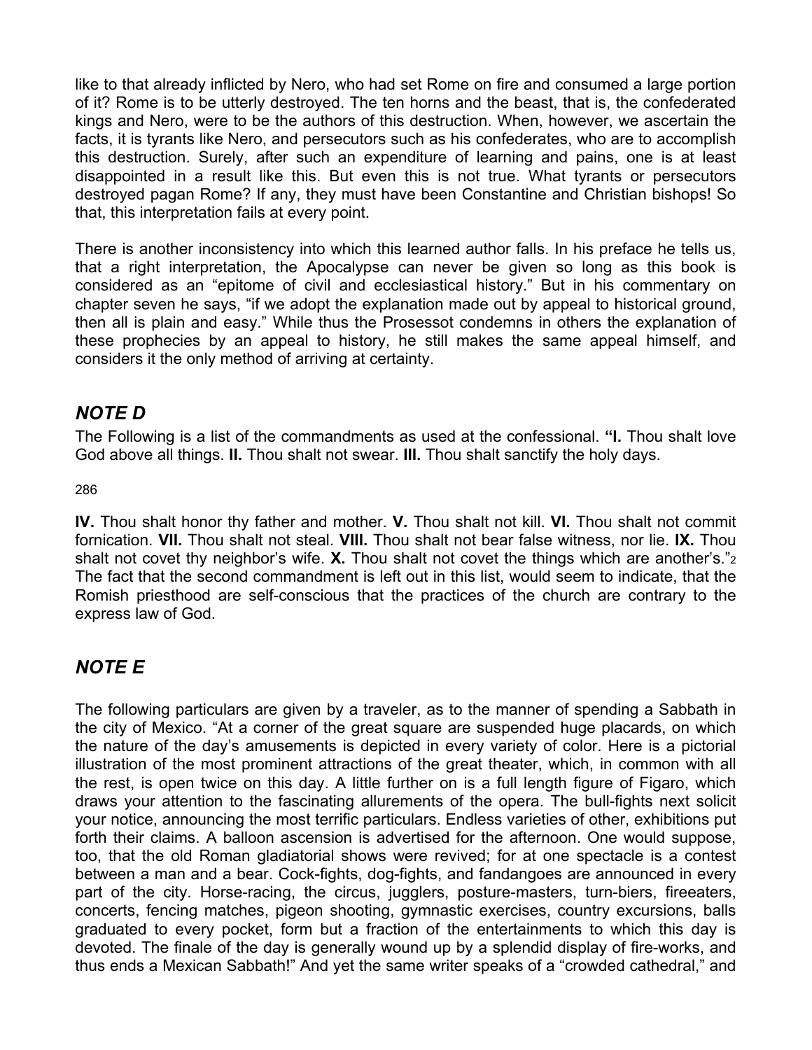like to that already inflicted by Nero, who had set Rome on fire and consumed a large portion of it? Rome is to be utterly destroyed. The ten horns and the beast, that is, the confederated kings and Nero, were to be the authors of this destruction. When, however, we ascertain the facts, it is tyrants like Nero, and persecutors such as his confederates, who are to accomplish this destruction. Surely, after such an expenditure of learning and pains, one is at least disappointed in a result like this. But even this is not true. What tyrants or persecutors destroyed pagan Rome? If any, they must have been Constantine and Christian bishops! So that, this interpretation fails at every point.

There is another inconsistency into which this learned author falls. In his preface he tells us, that a right interpretation, the Apocalypse can never be given so long as this book is considered as an "epitome of civil and ecclesiastical history." But in his commentary on chapter seven he says, "if we adopt the explanation made out by appeal to historical ground, then all is plain and easy." While thus the Prosessot condemns in others the explanation of these prophecies by an appeal to history, he still makes the same appeal himself, and considers it the only method of arriving at certainty.

## *NOTE D*

The Following is a list of the commandments as used at the confessional. **"I.** Thou shalt love God above all things. **II.** Thou shalt not swear. **III.** Thou shalt sanctify the holy days.

**IV.** Thou shalt honor thy father and mother. **V.** Thou shalt not kill. **VI.** Thou shalt not commit fornication. **VII.** Thou shalt not steal. **VIII.** Thou shalt not bear false witness, nor lie. **IX.** Thou shalt not covet thy neighbor's wife. **X.** Thou shalt not covet the things which are another's."[2] The fact that the second commandment is left out in this list, would seem to indicate, that the Romish priesthood are self-conscious that the practices of the church are contrary to the express law of God.

## *NOTE E*

The following particulars are given by a traveler, as to the manner of spending a Sabbath in the city of Mexico. "At a corner of the great square are suspended huge placards, on which the nature of the day's amusements is depicted in every variety of color. Here is a pictorial illustration of the most prominent attractions of the great theater, which, in common with all the rest, is open twice on this day. A little further on is a full length figure of Figaro, which draws your attention to the fascinating allurements of the opera. The bull-fights next solicit your notice, announcing the most terrific particulars. Endless varieties of other, exhibitions put forth their claims. A balloon ascension is advertised for the afternoon. One would suppose, too, that the old Roman gladiatorial shows were revived; for at one spectacle is a contest between a man and a bear. Cock-fights, dog-fights, and fandangoes are announced in every part of the city. Horse-racing, the circus, jugglers, posture-masters, turn-biers, fireeaters, concerts, fencing matches, pigeon shooting, gymnastic exercises, country excursions, balls graduated to every pocket, form but a fraction of the entertainments to which this day is devoted. The finale of the day is generally wound up by a splendid display of fire-works, and thus ends a Mexican Sabbath!" And yet the same writer speaks of a "crowded cathedral," and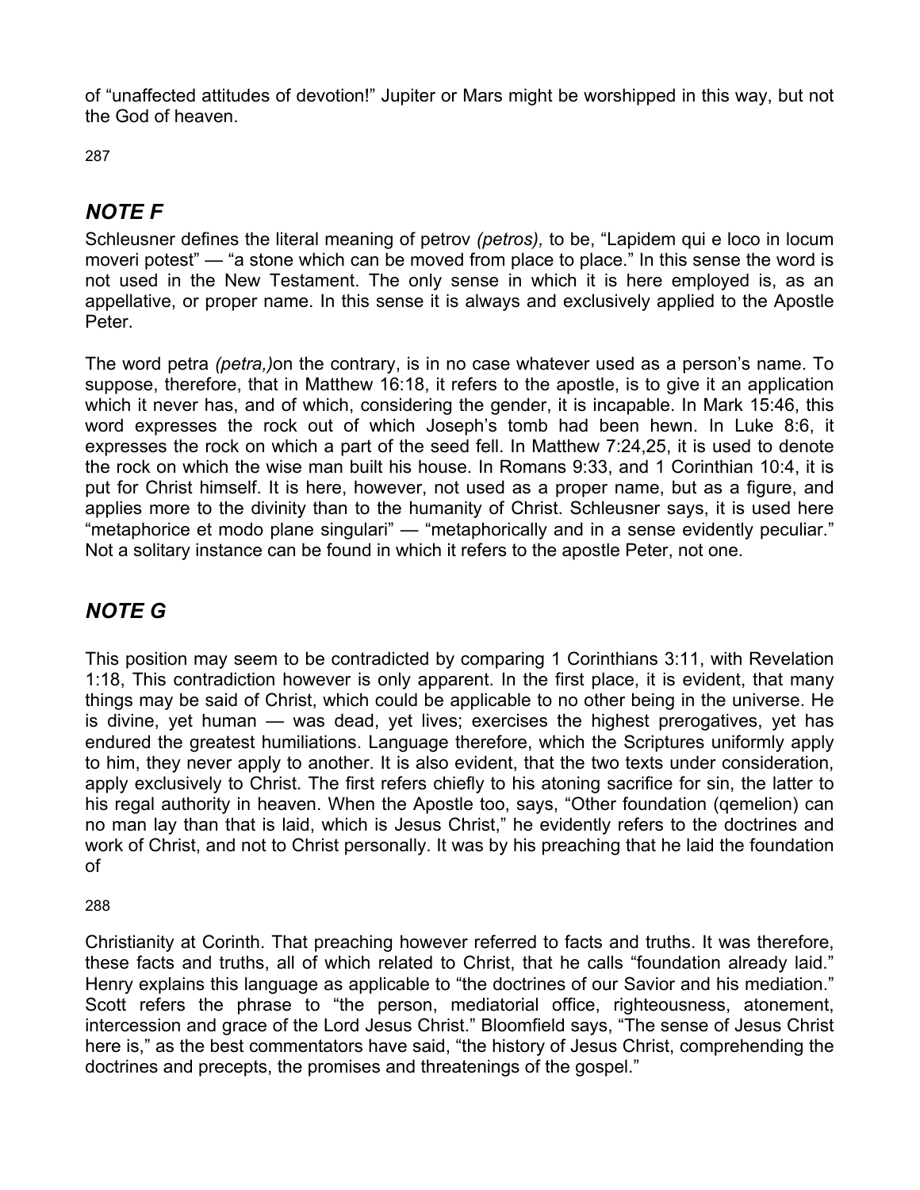of "unaffected attitudes of devotion!" Jupiter or Mars might be worshipped in this way, but not the God of heaven.

## *NOTE F*

Schleusner defines the literal meaning of petrov *(petros),* to be, "Lapidem qui e loco in locum moveri potest" — "a stone which can be moved from place to place." In this sense the word is not used in the New Testament. The only sense in which it is here employed is, as an appellative, or proper name. In this sense it is always and exclusively applied to the Apostle Peter.

The word petra *(petra,)*on the contrary, is in no case whatever used as a person's name. To suppose, therefore, that in Matthew 16:18, it refers to the apostle, is to give it an application which it never has, and of which, considering the gender, it is incapable. In Mark 15:46, this word expresses the rock out of which Joseph's tomb had been hewn. In Luke 8:6, it expresses the rock on which a part of the seed fell. In Matthew 7:24,25, it is used to denote the rock on which the wise man built his house. In Romans 9:33, and 1 Corinthian 10:4, it is put for Christ himself. It is here, however, not used as a proper name, but as a figure, and applies more to the divinity than to the humanity of Christ. Schleusner says, it is used here "metaphorice et modo plane singulari" — "metaphorically and in a sense evidently peculiar." Not a solitary instance can be found in which it refers to the apostle Peter, not one.

## *NOTE G*

This position may seem to be contradicted by comparing 1 Corinthians 3:11, with Revelation 1:18, This contradiction however is only apparent. In the first place, it is evident, that many things may be said of Christ, which could be applicable to no other being in the universe. He is divine, yet human — was dead, yet lives; exercises the highest prerogatives, yet has endured the greatest humiliations. Language therefore, which the Scriptures uniformly apply to him, they never apply to another. It is also evident, that the two texts under consideration, apply exclusively to Christ. The first refers chiefly to his atoning sacrifice for sin, the latter to his regal authority in heaven. When the Apostle too, says, "Other foundation (qemelion) can no man lay than that is laid, which is Jesus Christ," he evidently refers to the doctrines and work of Christ, and not to Christ personally. It was by his preaching that he laid the foundation of Christianity at Corinth. That preaching however referred to facts and truths. It was therefore, these facts and truths, all of which related to Christ, that he calls "foundation already laid." Henry explains this language as applicable to "the doctrines of our Savior and his mediation." Scott refers the phrase to "the person, mediatorial office, righteousness, atonement, intercession and grace of the Lord Jesus Christ." Bloomfield says, "The sense of Jesus Christ here is," as the best commentators have said, "the history of Jesus Christ, comprehending the doctrines and precepts, the promises and threatenings of the gospel."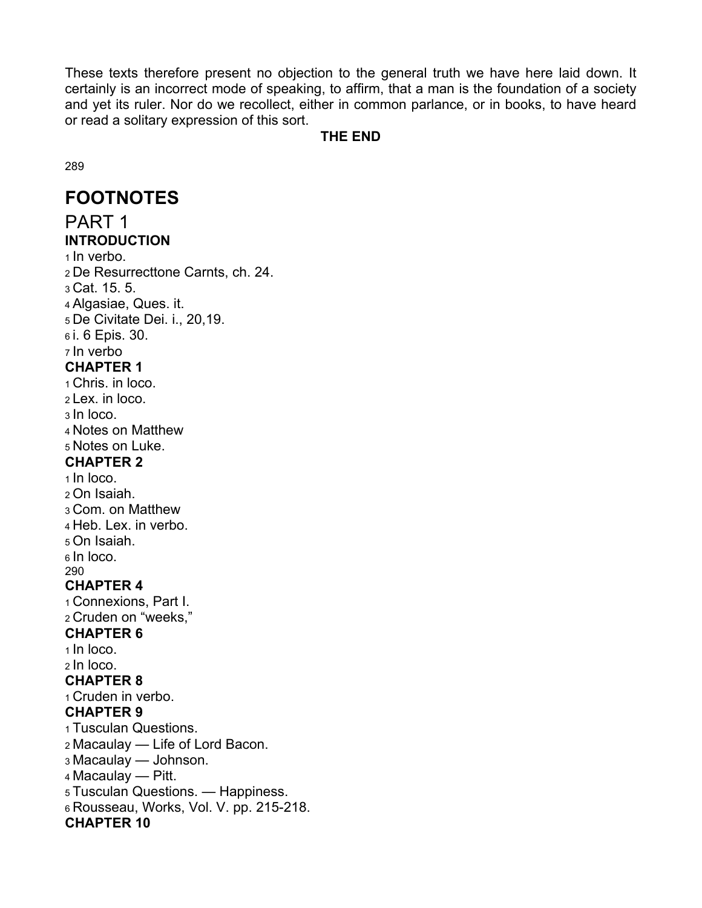These texts therefore present no objection to the general truth we have here laid down. It certainly is an incorrect mode of speaking, to affirm, that a man is the foundation of a society and yet its ruler. Nor do we recollect, either in common parlance, or in books, to have heard or read a solitary expression of this sort.

**THE END**

# FOOTNOTES

## PART 1

### INTRODUCTION

1 In verbo.
2 De Resurrecttone Carnts, ch. 24.
3 Cat. 15. 5.
4 Algasiae, Ques. it.
5 De Civitate Dei. i., 20,19.
6 i. 6 Epis. 30.
7 In verbo

### CHAPTER 1

1 Chris. in loco.
2 Lex. in loco.
3 In loco.
4 Notes on Matthew
5 Notes on Luke.

### CHAPTER 2

1 In loco.
2 On Isaiah.
3 Com. on Matthew
4 Heb. Lex. in verbo.
5 On Isaiah.
6 In loco.

### CHAPTER 4

1 Connexions, Part I.
2 Cruden on “weeks,”

### CHAPTER 6

1 In loco.
2 In loco.

### CHAPTER 8

1 Cruden in verbo.

### CHAPTER 9

1 Tusculan Questions.
2 Macaulay — Life of Lord Bacon.
3 Macaulay — Johnson.
4 Macaulay — Pitt.
5 Tusculan Questions. — Happiness.
6 Rousseau, Works, Vol. V. pp. 215-218.

### CHAPTER 10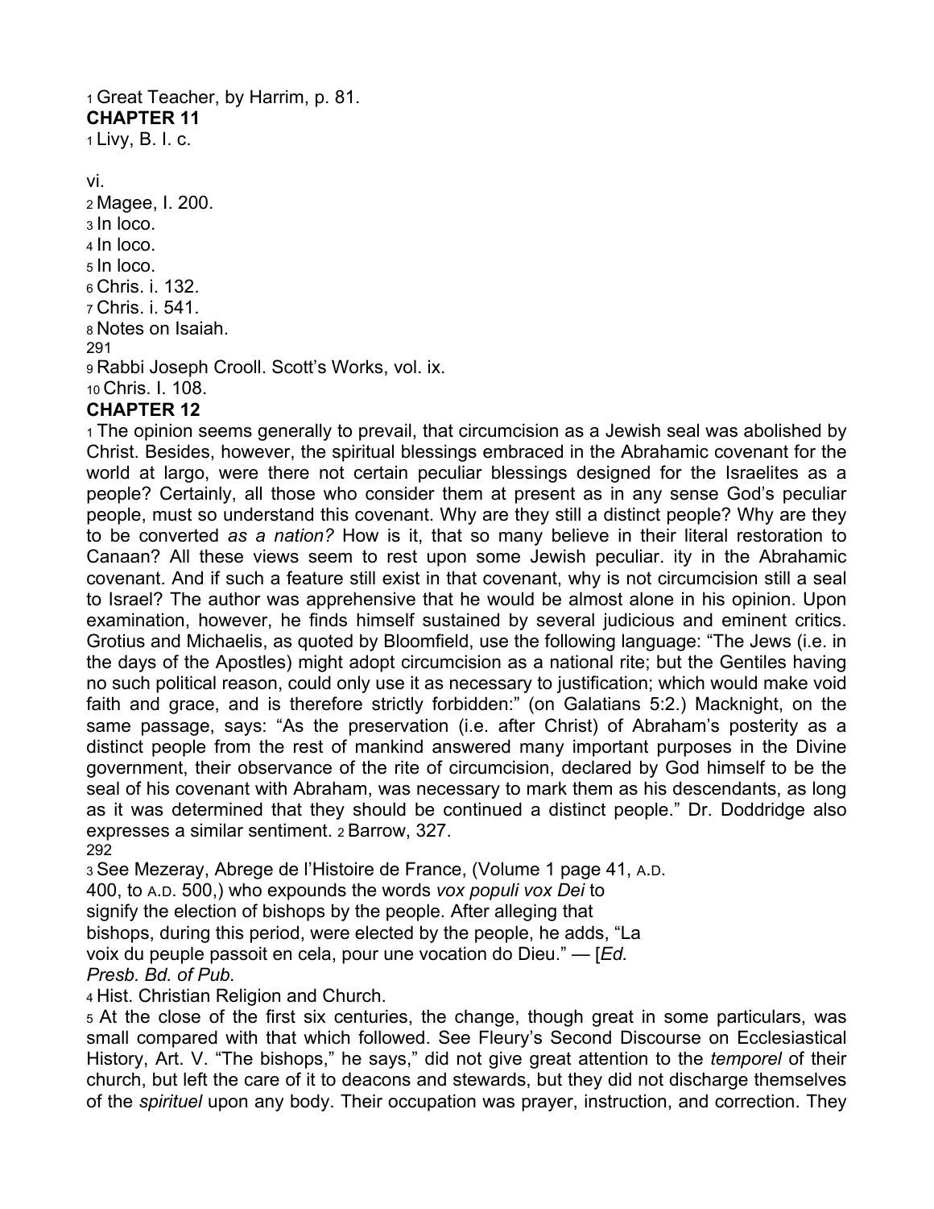[1] Great Teacher, by Harrim, p. 81.

**CHAPTER 11**

[1] Livy, B. I. c.

vi.

[2] Magee, I. 200.

[3] In loco.

[4] In loco.

[5] In loco.

[6] Chris. i. 132.

[7] Chris. i. 541.

[8] Notes on Isaiah.

[9] Rabbi Joseph Crooll. Scott's Works, vol. ix.

[10] Chris. I. 108.

**CHAPTER 12**

[1] The opinion seems generally to prevail, that circumcision as a Jewish seal was abolished by Christ. Besides, however, the spiritual blessings embraced in the Abrahamic covenant for the world at largo, were there not certain peculiar blessings designed for the Israelites as a people? Certainly, all those who consider them at present as in any sense God's peculiar people, must so understand this covenant. Why are they still a distinct people? Why are they to be converted *as a nation?* How is it, that so many believe in their literal restoration to Canaan? All these views seem to rest upon some Jewish peculiar. ity in the Abrahamic covenant. And if such a feature still exist in that covenant, why is not circumcision still a seal to Israel? The author was apprehensive that he would be almost alone in his opinion. Upon examination, however, he finds himself sustained by several judicious and eminent critics. Grotius and Michaelis, as quoted by Bloomfield, use the following language: "The Jews (i.e. in the days of the Apostles) might adopt circumcision as a national rite; but the Gentiles having no such political reason, could only use it as necessary to justification; which would make void faith and grace, and is therefore strictly forbidden:" (on Galatians 5:2.) Macknight, on the same passage, says: "As the preservation (i.e. after Christ) of Abraham's posterity as a distinct people from the rest of mankind answered many important purposes in the Divine government, their observance of the rite of circumcision, declared by God himself to be the seal of his covenant with Abraham, was necessary to mark them as his descendants, as long as it was determined that they should be continued a distinct people." Dr. Doddridge also expresses a similar sentiment. [2] Barrow, 327.

[3] See Mezeray, Abrege de l'Histoire de France, (Volume 1 page 41, A.D. 400, to A.D. 500,) who expounds the words *vox populi vox Dei* to signify the election of bishops by the people. After alleging that bishops, during this period, were elected by the people, he adds, "La voix du peuple passoit en cela, pour une vocation do Dieu." — [*Ed. Presb. Bd. of Pub.*

[4] Hist. Christian Religion and Church.

[5] At the close of the first six centuries, the change, though great in some particulars, was small compared with that which followed. See Fleury's Second Discourse on Ecclesiastical History, Art. V. "The bishops," he says," did not give great attention to the *temporel* of their church, but left the care of it to deacons and stewards, but they did not discharge themselves of the *spirituel* upon any body. Their occupation was prayer, instruction, and correction. They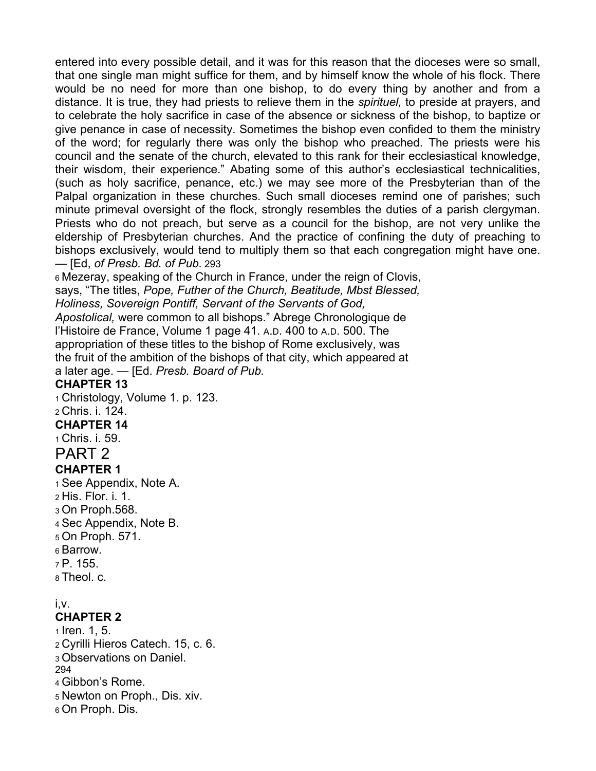entered into every possible detail, and it was for this reason that the dioceses were so small, that one single man might suffice for them, and by himself know the whole of his flock. There would be no need for more than one bishop, to do every thing by another and from a distance. It is true, they had priests to relieve them in the *spirituel,* to preside at prayers, and to celebrate the holy sacrifice in case of the absence or sickness of the bishop, to baptize or give penance in case of necessity. Sometimes the bishop even confided to them the ministry of the word; for regularly there was only the bishop who preached. The priests were his council and the senate of the church, elevated to this rank for their ecclesiastical knowledge, their wisdom, their experience." Abating some of this author's ecclesiastical technicalities, (such as holy sacrifice, penance, etc.) we may see more of the Presbyterian than of the Palpal organization in these churches. Such small dioceses remind one of parishes; such minute primeval oversight of the flock, strongly resembles the duties of a parish clergyman. Priests who do not preach, but serve as a council for the bishop, are not very unlike the eldership of Presbyterian churches. And the practice of confining the duty of preaching to bishops exclusively, would tend to multiply them so that each congregation might have one. — [Ed, *of Presb. Bd. of Pub.* 293

6 Mezeray, speaking of the Church in France, under the reign of Clovis, says, "The titles, *Pope, Futher of the Church, Beatitude, Mbst Blessed, Holiness, Sovereign Pontiff, Servant of the Servants of God, Apostolical,* were common to all bishops." Abrege Chronologique de l'Histoire de France, Volume 1 page 41. A.D. 400 to A.D. 500. The appropriation of these titles to the bishop of Rome exclusively, was the fruit of the ambition of the bishops of that city, which appeared at a later age. — [Ed. *Presb. Board of Pub.*

**CHAPTER 13**

1 Christology, Volume 1. p. 123.
2 Chris. i. 124.

**CHAPTER 14**

1 Chris. i. 59.

# PART 2

**CHAPTER 1**

1 See Appendix, Note A.
2 His. Flor. i. 1.
3 On Proph.568.
4 Sec Appendix, Note B.
5 On Proph. 571.
6 Barrow.
7 P. 155.
8 Theol. c.

i,v.

**CHAPTER 2**

1 Iren. 1, 5.
2 Cyrilli Hieros Catech. 15, c. 6.
3 Observations on Daniel.
294
4 Gibbon's Rome.
5 Newton on Proph., Dis. xiv.
6 On Proph. Dis.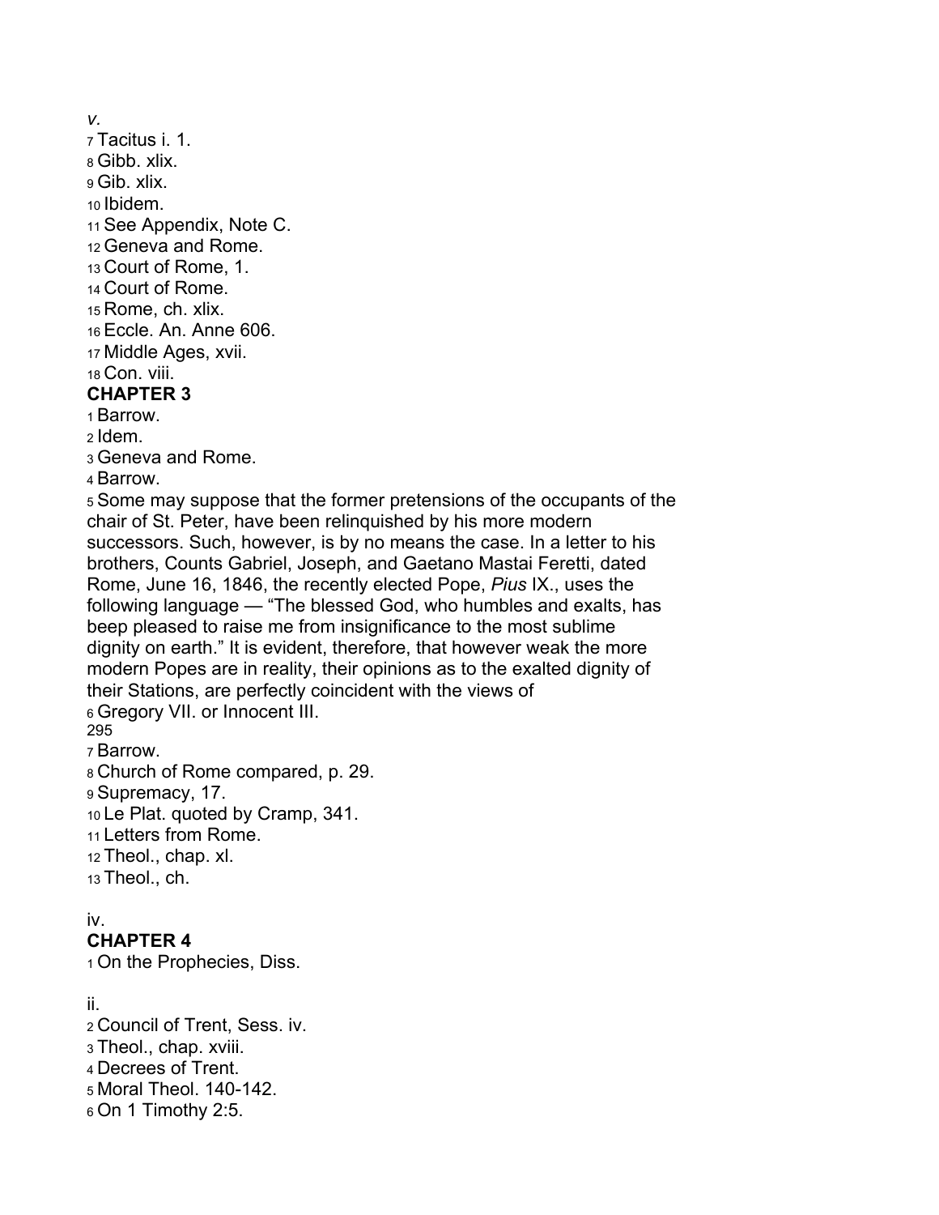*v.*

7 Tacitus i. 1.

8 Gibb. xlix.

9 Gib. xlix.

10 Ibidem.

11 See Appendix, Note C.

12 Geneva and Rome.

13 Court of Rome, 1.

14 Court of Rome.

15 Rome, ch. xlix.

16 Eccle. An. Anne 606.

17 Middle Ages, xvii.

18 Con. viii.

**CHAPTER 3**

1 Barrow.

2 Idem.

3 Geneva and Rome.

4 Barrow.

5 Some may suppose that the former pretensions of the occupants of the chair of St. Peter, have been relinquished by his more modern successors. Such, however, is by no means the case. In a letter to his brothers, Counts Gabriel, Joseph, and Gaetano Mastai Feretti, dated Rome, June 16, 1846, the recently elected Pope, *Pius* IX., uses the following language — "The blessed God, who humbles and exalts, has beep pleased to raise me from insignificance to the most sublime dignity on earth." It is evident, therefore, that however weak the more modern Popes are in reality, their opinions as to the exalted dignity of their Stations, are perfectly coincident with the views of

6 Gregory VII. or Innocent III.

7 Barrow.

8 Church of Rome compared, p. 29.

9 Supremacy, 17.

10 Le Plat. quoted by Cramp, 341.

11 Letters from Rome.

12 Theol., chap. xl.

13 Theol., ch.

iv.

**CHAPTER 4**

1 On the Prophecies, Diss.

ii.

2 Council of Trent, Sess. iv.

3 Theol., chap. xviii.

4 Decrees of Trent.

5 Moral Theol. 140-142.

6 On 1 Timothy 2:5.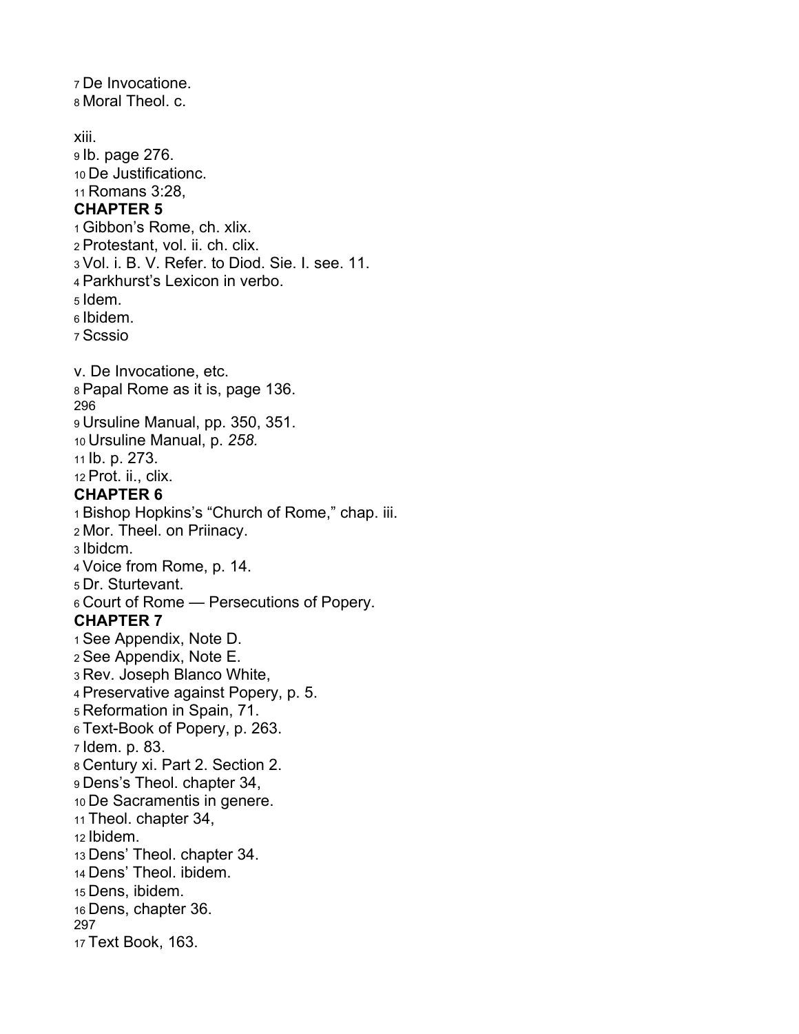[7] De Invocatione.
[8] Moral Theol. c.

xiii.
[9] Ib. page 276.
[10] De Justificationc.
[11] Romans 3:28,

**CHAPTER 5**

[1] Gibbon's Rome, ch. xlix.
[2] Protestant, vol. ii. ch. clix.
[3] Vol. i. B. V. Refer. to Diod. Sie. I. see. 11.
[4] Parkhurst's Lexicon in verbo.
[5] Idem.
[6] Ibidem.
[7] Scssio

v. De Invocatione, etc.
[8] Papal Rome as it is, page 136.
[9] Ursuline Manual, pp. 350, 351.
[10] Ursuline Manual, p. *258.*
[11] Ib. p. 273.
[12] Prot. ii., clix.

**CHAPTER 6**

[1] Bishop Hopkins's "Church of Rome," chap. iii.
[2] Mor. Theel. on Priinacy.
[3] Ibidcm.
[4] Voice from Rome, p. 14.
[5] Dr. Sturtevant.
[6] Court of Rome — Persecutions of Popery.

**CHAPTER 7**

[1] See Appendix, Note D.
[2] See Appendix, Note E.
[3] Rev. Joseph Blanco White,
[4] Preservative against Popery, p. 5.
[5] Reformation in Spain, 71.
[6] Text-Book of Popery, p. 263.
[7] Idem. p. 83.
[8] Century xi. Part 2. Section 2.
[9] Dens's Theol. chapter 34,
[10] De Sacramentis in genere.
[11] Theol. chapter 34,
[12] Ibidem.
[13] Dens' Theol. chapter 34.
[14] Dens' Theol. ibidem.
[15] Dens, ibidem.
[16] Dens, chapter 36.
[17] Text Book, 163.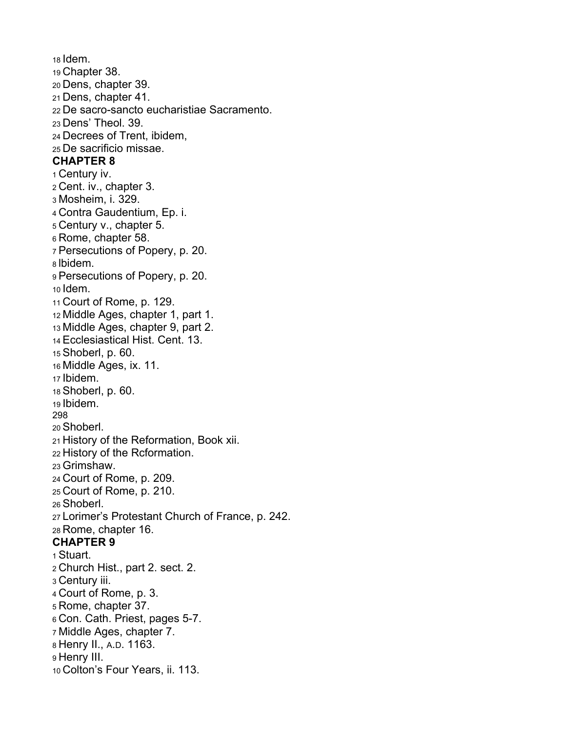18 Idem.
19 Chapter 38.
20 Dens, chapter 39.
21 Dens, chapter 41.
22 De sacro-sancto eucharistiae Sacramento.
23 Dens' Theol. 39.
24 Decrees of Trent, ibidem,
25 De sacrificio missae.

**CHAPTER 8**

1 Century iv.
2 Cent. iv., chapter 3.
3 Mosheim, i. 329.
4 Contra Gaudentium, Ep. i.
5 Century v., chapter 5.
6 Rome, chapter 58.
7 Persecutions of Popery, p. 20.
8 Ibidem.
9 Persecutions of Popery, p. 20.
10 Idem.
11 Court of Rome, p. 129.
12 Middle Ages, chapter 1, part 1.
13 Middle Ages, chapter 9, part 2.
14 Ecclesiastical Hist. Cent. 13.
15 Shoberl, p. 60.
16 Middle Ages, ix. 11.
17 Ibidem.
18 Shoberl, p. 60.
19 Ibidem.
20 Shoberl.
21 History of the Reformation, Book xii.
22 History of the Rcformation.
23 Grimshaw.
24 Court of Rome, p. 209.
25 Court of Rome, p. 210.
26 Shoberl.
27 Lorimer's Protestant Church of France, p. 242.
28 Rome, chapter 16.

**CHAPTER 9**

1 Stuart.
2 Church Hist., part 2. sect. 2.
3 Century iii.
4 Court of Rome, p. 3.
5 Rome, chapter 37.
6 Con. Cath. Priest, pages 5-7.
7 Middle Ages, chapter 7.
8 Henry II., A.D. 1163.
9 Henry III.
10 Colton's Four Years, ii. 113.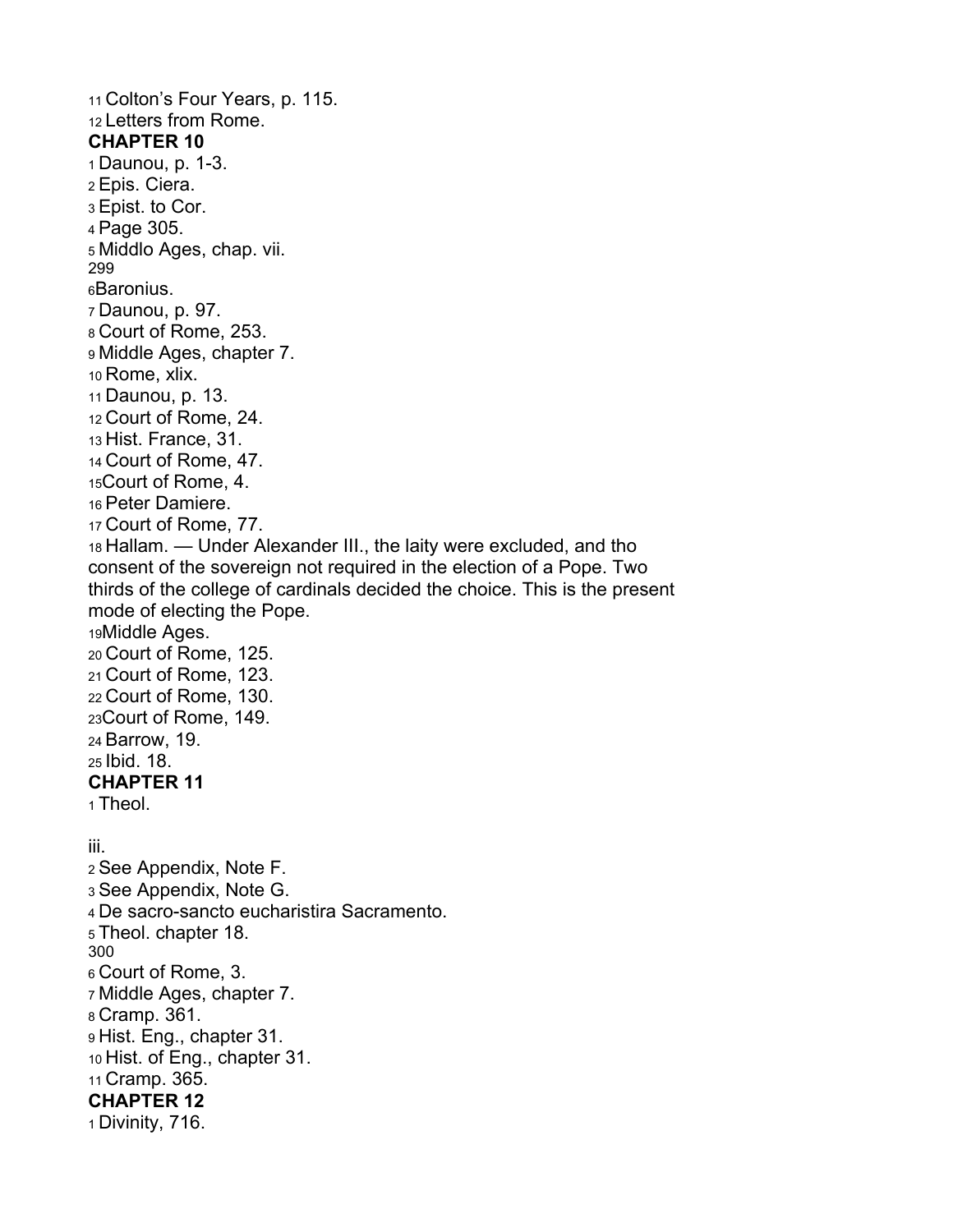[11] Colton's Four Years, p. 115.
[12] Letters from Rome.

## CHAPTER 10

[1] Daunou, p. 1-3.
[2] Epis. Ciera.
[3] Epist. to Cor.
[4] Page 305.
[5] Middlo Ages, chap. vii.
[6] Baronius.
[7] Daunou, p. 97.
[8] Court of Rome, 253.
[9] Middle Ages, chapter 7.
[10] Rome, xlix.
[11] Daunou, p. 13.
[12] Court of Rome, 24.
[13] Hist. France, 31.
[14] Court of Rome, 47.
[15] Court of Rome, 4.
[16] Peter Damiere.
[17] Court of Rome, 77.
[18] Hallam. — Under Alexander III., the laity were excluded, and tho consent of the sovereign not required in the election of a Pope. Two thirds of the college of cardinals decided the choice. This is the present mode of electing the Pope.
[19] Middle Ages.
[20] Court of Rome, 125.
[21] Court of Rome, 123.
[22] Court of Rome, 130.
[23] Court of Rome, 149.
[24] Barrow, 19.
[25] Ibid. 18.

## CHAPTER 11

[1] Theol.

iii.

[2] See Appendix, Note F.
[3] See Appendix, Note G.
[4] De sacro-sancto eucharistira Sacramento.
[5] Theol. chapter 18.
[6] Court of Rome, 3.
[7] Middle Ages, chapter 7.
[8] Cramp. 361.
[9] Hist. Eng., chapter 31.
[10] Hist. of Eng., chapter 31.
[11] Cramp. 365.

## CHAPTER 12

[1] Divinity, 716.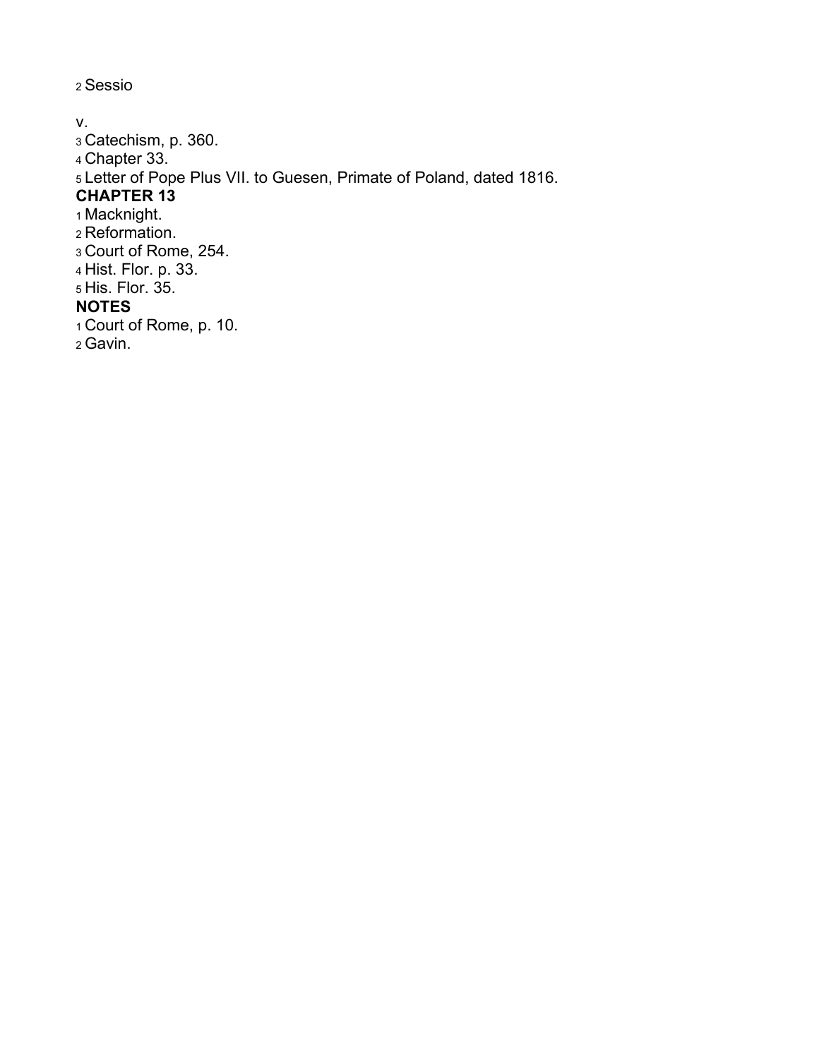[2] Sessio

v.

[3] Catechism, p. 360.

[4] Chapter 33.

[5] Letter of Pope Plus VII. to Guesen, Primate of Poland, dated 1816.

**CHAPTER 13**

[1] Macknight.

[2] Reformation.

[3] Court of Rome, 254.

[4] Hist. Flor. p. 33.

[5] His. Flor. 35.

**NOTES**

[1] Court of Rome, p. 10.

[2] Gavin.